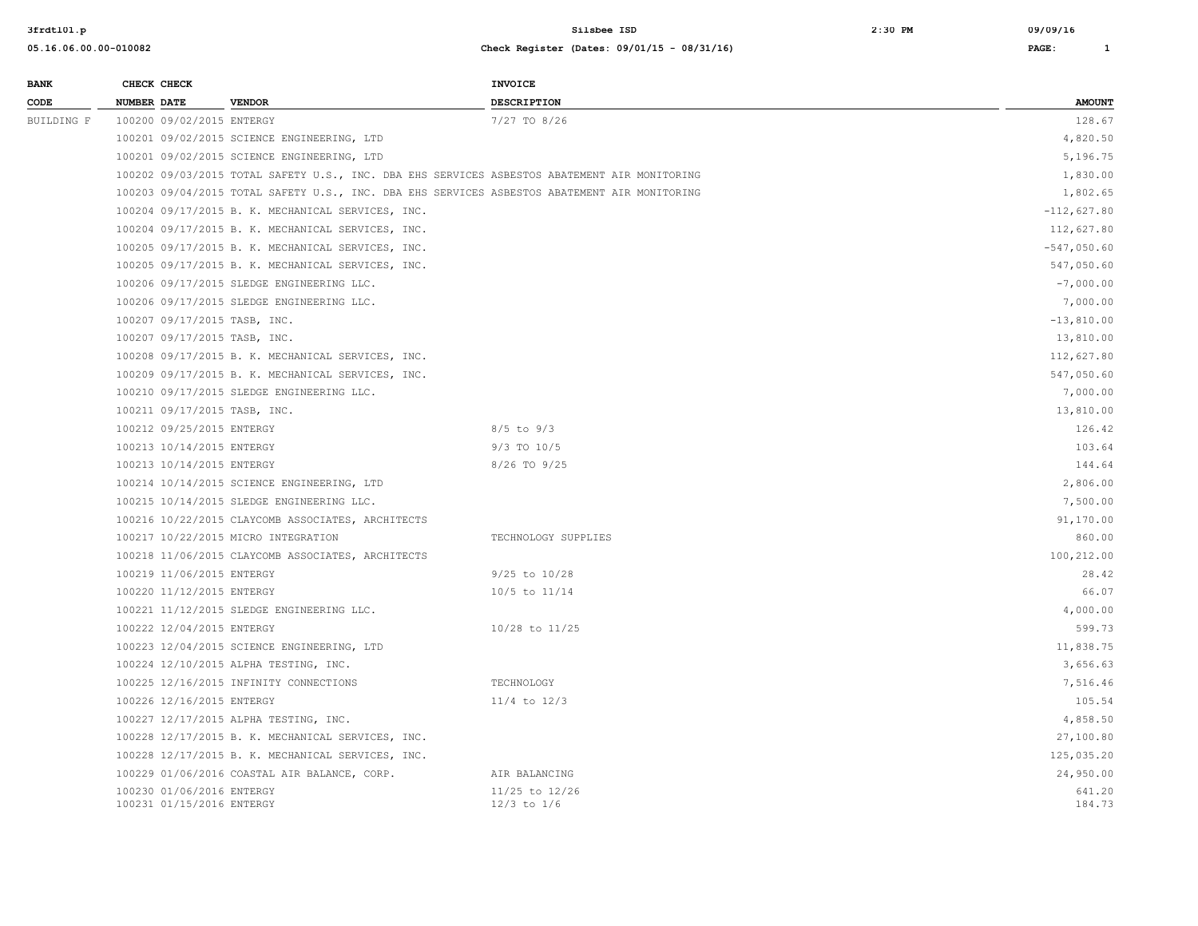Silsbee ISD

Check Register (Dates: 09/01/15 - 08/31/16)

| BANK CODE | CHECK NUMBER | CHECK DATE | VENDOR | INVOICE DESCRIPTION | AMOUNT |
|---|---|---|---|---|---|
| BUILDING F | 100200 | 09/02/2015 | ENTERGY | 7/27 TO 8/26 | 128.67 |
| | 100201 | 09/02/2015 | SCIENCE ENGINEERING, LTD | | 4,820.50 |
| | 100201 | 09/02/2015 | SCIENCE ENGINEERING, LTD | | 5,196.75 |
| | 100202 | 09/03/2015 | TOTAL SAFETY U.S., INC. DBA EHS SERVICES | ASBESTOS ABATEMENT AIR MONITORING | 1,830.00 |
| | 100203 | 09/04/2015 | TOTAL SAFETY U.S., INC. DBA EHS SERVICES | ASBESTOS ABATEMENT AIR MONITORING | 1,802.65 |
| | 100204 | 09/17/2015 | B. K. MECHANICAL SERVICES, INC. | | -112,627.80 |
| | 100204 | 09/17/2015 | B. K. MECHANICAL SERVICES, INC. | | 112,627.80 |
| | 100205 | 09/17/2015 | B. K. MECHANICAL SERVICES, INC. | | -547,050.60 |
| | 100205 | 09/17/2015 | B. K. MECHANICAL SERVICES, INC. | | 547,050.60 |
| | 100206 | 09/17/2015 | SLEDGE ENGINEERING LLC. | | -7,000.00 |
| | 100206 | 09/17/2015 | SLEDGE ENGINEERING LLC. | | 7,000.00 |
| | 100207 | 09/17/2015 | TASB, INC. | | -13,810.00 |
| | 100207 | 09/17/2015 | TASB, INC. | | 13,810.00 |
| | 100208 | 09/17/2015 | B. K. MECHANICAL SERVICES, INC. | | 112,627.80 |
| | 100209 | 09/17/2015 | B. K. MECHANICAL SERVICES, INC. | | 547,050.60 |
| | 100210 | 09/17/2015 | SLEDGE ENGINEERING LLC. | | 7,000.00 |
| | 100211 | 09/17/2015 | TASB, INC. | | 13,810.00 |
| | 100212 | 09/25/2015 | ENTERGY | 8/5 to 9/3 | 126.42 |
| | 100213 | 10/14/2015 | ENTERGY | 9/3 TO 10/5 | 103.64 |
| | 100213 | 10/14/2015 | ENTERGY | 8/26 TO 9/25 | 144.64 |
| | 100214 | 10/14/2015 | SCIENCE ENGINEERING, LTD | | 2,806.00 |
| | 100215 | 10/14/2015 | SLEDGE ENGINEERING LLC. | | 7,500.00 |
| | 100216 | 10/22/2015 | CLAYCOMB ASSOCIATES, ARCHITECTS | | 91,170.00 |
| | 100217 | 10/22/2015 | MICRO INTEGRATION | TECHNOLOGY SUPPLIES | 860.00 |
| | 100218 | 11/06/2015 | CLAYCOMB ASSOCIATES, ARCHITECTS | | 100,212.00 |
| | 100219 | 11/06/2015 | ENTERGY | 9/25 to 10/28 | 28.42 |
| | 100220 | 11/12/2015 | ENTERGY | 10/5 to 11/14 | 66.07 |
| | 100221 | 11/12/2015 | SLEDGE ENGINEERING LLC. | | 4,000.00 |
| | 100222 | 12/04/2015 | ENTERGY | 10/28 to 11/25 | 599.73 |
| | 100223 | 12/04/2015 | SCIENCE ENGINEERING, LTD | | 11,838.75 |
| | 100224 | 12/10/2015 | ALPHA TESTING, INC. | | 3,656.63 |
| | 100225 | 12/16/2015 | INFINITY CONNECTIONS | TECHNOLOGY | 7,516.46 |
| | 100226 | 12/16/2015 | ENTERGY | 11/4 to 12/3 | 105.54 |
| | 100227 | 12/17/2015 | ALPHA TESTING, INC. | | 4,858.50 |
| | 100228 | 12/17/2015 | B. K. MECHANICAL SERVICES, INC. | | 27,100.80 |
| | 100228 | 12/17/2015 | B. K. MECHANICAL SERVICES, INC. | | 125,035.20 |
| | 100229 | 01/06/2016 | COASTAL AIR BALANCE, CORP. | AIR BALANCING | 24,950.00 |
| | 100230 | 01/06/2016 | ENTERGY | 11/25 to 12/26 | 641.20 |
| | 100231 | 01/15/2016 | ENTERGY | 12/3 to 1/6 | 184.73 |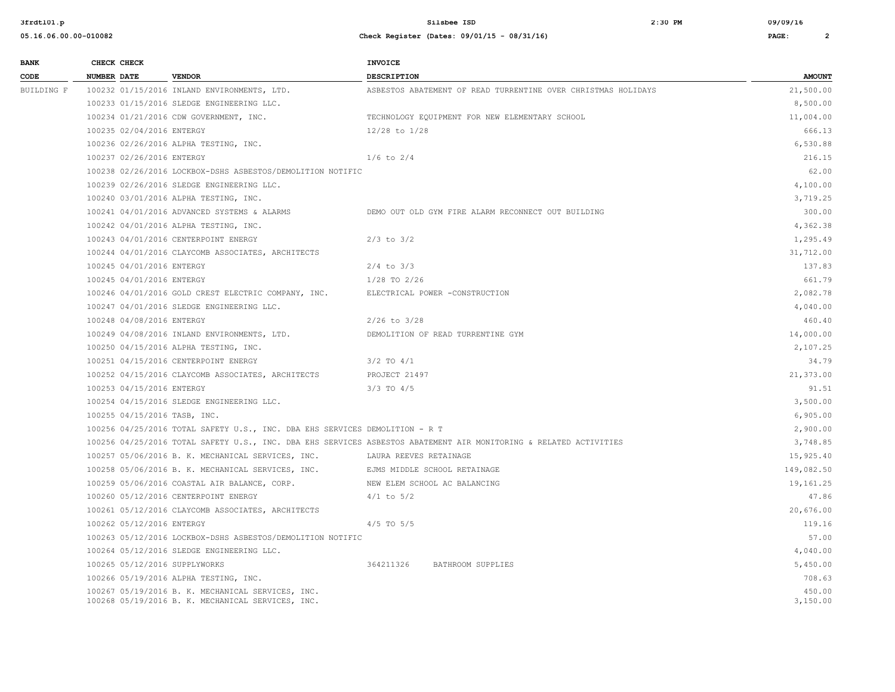| BANK CODE | CHECK NUMBER | CHECK DATE | VENDOR | INVOICE DESCRIPTION | AMOUNT |
|---|---|---|---|---|---|
| BUILDING F | 100232 | 01/15/2016 | INLAND ENVIRONMENTS, LTD. | ASBESTOS ABATEMENT OF READ TURRENTINE OVER CHRISTMAS HOLIDAYS | 21,500.00 |
| | 100233 | 01/15/2016 | SLEDGE ENGINEERING LLC. | | 8,500.00 |
| | 100234 | 01/21/2016 | CDW GOVERNMENT, INC. | TECHNOLOGY EQUIPMENT FOR NEW ELEMENTARY SCHOOL | 11,004.00 |
| | 100235 | 02/04/2016 | ENTERGY | 12/28 to 1/28 | 666.13 |
| | 100236 | 02/26/2016 | ALPHA TESTING, INC. | | 6,530.88 |
| | 100237 | 02/26/2016 | ENTERGY | 1/6 to 2/4 | 216.15 |
| | 100238 | 02/26/2016 | LOCKBOX-DSHS ASBESTOS/DEMOLITION NOTIFIC | | 62.00 |
| | 100239 | 02/26/2016 | SLEDGE ENGINEERING LLC. | | 4,100.00 |
| | 100240 | 03/01/2016 | ALPHA TESTING, INC. | | 3,719.25 |
| | 100241 | 04/01/2016 | ADVANCED SYSTEMS & ALARMS | DEMO OUT OLD GYM FIRE ALARM RECONNECT OUT BUILDING | 300.00 |
| | 100242 | 04/01/2016 | ALPHA TESTING, INC. | | 4,362.38 |
| | 100243 | 04/01/2016 | CENTERPOINT ENERGY | 2/3 to 3/2 | 1,295.49 |
| | 100244 | 04/01/2016 | CLAYCOMB ASSOCIATES, ARCHITECTS | | 31,712.00 |
| | 100245 | 04/01/2016 | ENTERGY | 2/4 to 3/3 | 137.83 |
| | 100245 | 04/01/2016 | ENTERGY | 1/28 TO 2/26 | 661.79 |
| | 100246 | 04/01/2016 | GOLD CREST ELECTRIC COMPANY, INC. | ELECTRICAL POWER -CONSTRUCTION | 2,082.78 |
| | 100247 | 04/01/2016 | SLEDGE ENGINEERING LLC. | | 4,040.00 |
| | 100248 | 04/08/2016 | ENTERGY | 2/26 to 3/28 | 460.40 |
| | 100249 | 04/08/2016 | INLAND ENVIRONMENTS, LTD. | DEMOLITION OF READ TURRENTINE GYM | 14,000.00 |
| | 100250 | 04/15/2016 | ALPHA TESTING, INC. | | 2,107.25 |
| | 100251 | 04/15/2016 | CENTERPOINT ENERGY | 3/2 TO 4/1 | 34.79 |
| | 100252 | 04/15/2016 | CLAYCOMB ASSOCIATES, ARCHITECTS | PROJECT 21497 | 21,373.00 |
| | 100253 | 04/15/2016 | ENTERGY | 3/3 TO 4/5 | 91.51 |
| | 100254 | 04/15/2016 | SLEDGE ENGINEERING LLC. | | 3,500.00 |
| | 100255 | 04/15/2016 | TASB, INC. | | 6,905.00 |
| | 100256 | 04/25/2016 | TOTAL SAFETY U.S., INC. DBA EHS SERVICES | DEMOLITION - R T | 2,900.00 |
| | 100256 | 04/25/2016 | TOTAL SAFETY U.S., INC. DBA EHS SERVICES | ASBESTOS ABATEMENT AIR MONITORING & RELATED ACTIVITIES | 3,748.85 |
| | 100257 | 05/06/2016 | B. K. MECHANICAL SERVICES, INC. | LAURA REEVES RETAINAGE | 15,925.40 |
| | 100258 | 05/06/2016 | B. K. MECHANICAL SERVICES, INC. | EJMS MIDDLE SCHOOL RETAINAGE | 149,082.50 |
| | 100259 | 05/06/2016 | COASTAL AIR BALANCE, CORP. | NEW ELEM SCHOOL AC BALANCING | 19,161.25 |
| | 100260 | 05/12/2016 | CENTERPOINT ENERGY | 4/1 to 5/2 | 47.86 |
| | 100261 | 05/12/2016 | CLAYCOMB ASSOCIATES, ARCHITECTS | | 20,676.00 |
| | 100262 | 05/12/2016 | ENTERGY | 4/5 TO 5/5 | 119.16 |
| | 100263 | 05/12/2016 | LOCKBOX-DSHS ASBESTOS/DEMOLITION NOTIFIC | | 57.00 |
| | 100264 | 05/12/2016 | SLEDGE ENGINEERING LLC. | | 4,040.00 |
| | 100265 | 05/12/2016 | SUPPLYWORKS | 364211326 BATHROOM SUPPLIES | 5,450.00 |
| | 100266 | 05/19/2016 | ALPHA TESTING, INC. | | 708.63 |
| | 100267 | 05/19/2016 | B. K. MECHANICAL SERVICES, INC. | | 450.00 |
| | 100268 | 05/19/2016 | B. K. MECHANICAL SERVICES, INC. | | 3,150.00 |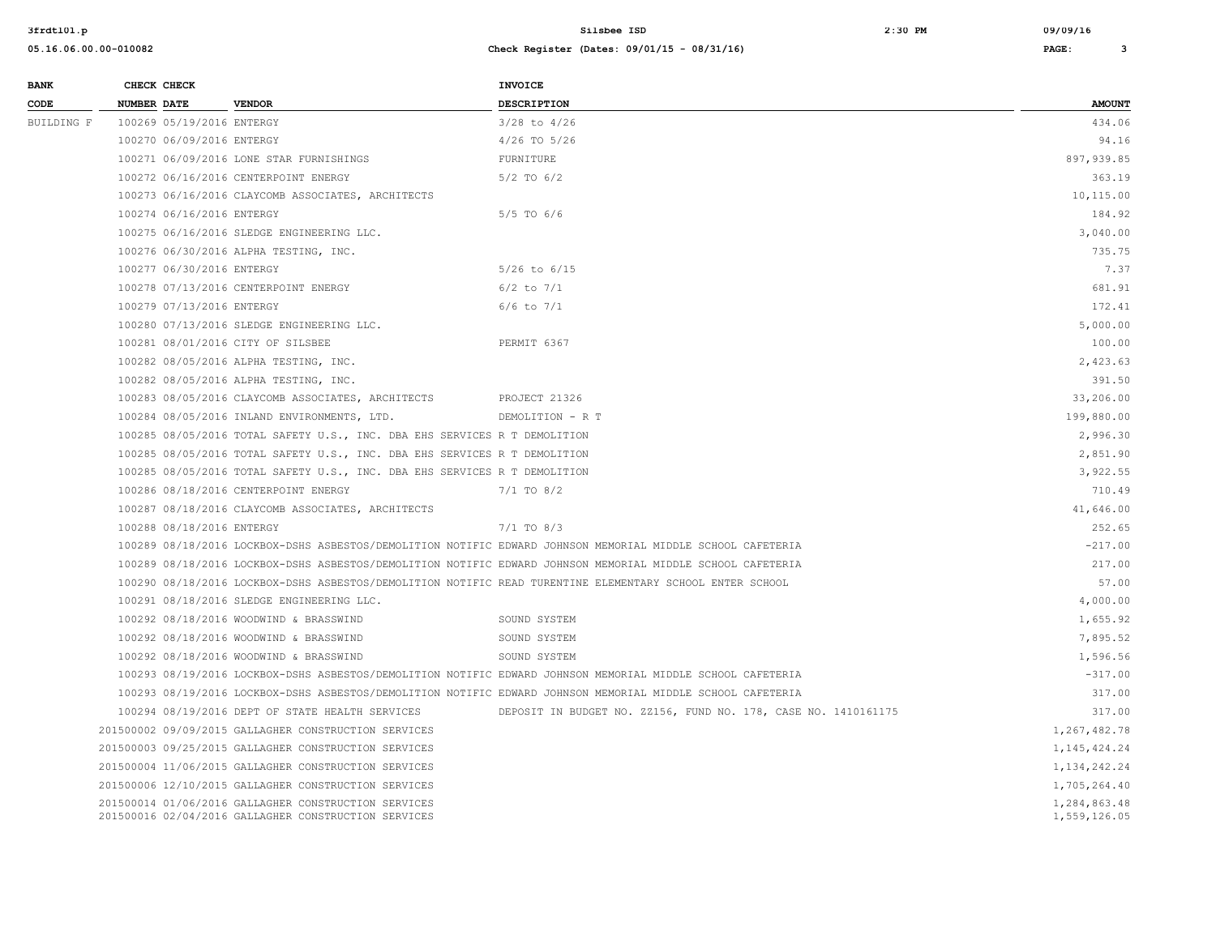| BANK CODE | CHECK NUMBER | CHECK DATE | VENDOR | INVOICE DESCRIPTION | AMOUNT |
|---|---|---|---|---|---|
| BUILDING F | 100269 | 05/19/2016 | ENTERGY | 3/28 to 4/26 | 434.06 |
| | 100270 | 06/09/2016 | ENTERGY | 4/26 TO 5/26 | 94.16 |
| | 100271 | 06/09/2016 | LONE STAR FURNISHINGS | FURNITURE | 897,939.85 |
| | 100272 | 06/16/2016 | CENTERPOINT ENERGY | 5/2 TO 6/2 | 363.19 |
| | 100273 | 06/16/2016 | CLAYCOMB ASSOCIATES, ARCHITECTS | | 10,115.00 |
| | 100274 | 06/16/2016 | ENTERGY | 5/5 TO 6/6 | 184.92 |
| | 100275 | 06/16/2016 | SLEDGE ENGINEERING LLC. | | 3,040.00 |
| | 100276 | 06/30/2016 | ALPHA TESTING, INC. | | 735.75 |
| | 100277 | 06/30/2016 | ENTERGY | 5/26 to 6/15 | 7.37 |
| | 100278 | 07/13/2016 | CENTERPOINT ENERGY | 6/2 to 7/1 | 681.91 |
| | 100279 | 07/13/2016 | ENTERGY | 6/6 to 7/1 | 172.41 |
| | 100280 | 07/13/2016 | SLEDGE ENGINEERING LLC. | | 5,000.00 |
| | 100281 | 08/01/2016 | CITY OF SILSBEE | PERMIT 6367 | 100.00 |
| | 100282 | 08/05/2016 | ALPHA TESTING, INC. | | 2,423.63 |
| | 100282 | 08/05/2016 | ALPHA TESTING, INC. | | 391.50 |
| | 100283 | 08/05/2016 | CLAYCOMB ASSOCIATES, ARCHITECTS | PROJECT 21326 | 33,206.00 |
| | 100284 | 08/05/2016 | INLAND ENVIRONMENTS, LTD. | DEMOLITION - R T | 199,880.00 |
| | 100285 | 08/05/2016 | TOTAL SAFETY U.S., INC. DBA EHS SERVICES | R T DEMOLITION | 2,996.30 |
| | 100285 | 08/05/2016 | TOTAL SAFETY U.S., INC. DBA EHS SERVICES | R T DEMOLITION | 2,851.90 |
| | 100285 | 08/05/2016 | TOTAL SAFETY U.S., INC. DBA EHS SERVICES | R T DEMOLITION | 3,922.55 |
| | 100286 | 08/18/2016 | CENTERPOINT ENERGY | 7/1 TO 8/2 | 710.49 |
| | 100287 | 08/18/2016 | CLAYCOMB ASSOCIATES, ARCHITECTS | | 41,646.00 |
| | 100288 | 08/18/2016 | ENTERGY | 7/1 TO 8/3 | 252.65 |
| | 100289 | 08/18/2016 | LOCKBOX-DSHS ASBESTOS/DEMOLITION NOTIFIC | EDWARD JOHNSON MEMORIAL MIDDLE SCHOOL CAFETERIA | -217.00 |
| | 100289 | 08/18/2016 | LOCKBOX-DSHS ASBESTOS/DEMOLITION NOTIFIC | EDWARD JOHNSON MEMORIAL MIDDLE SCHOOL CAFETERIA | 217.00 |
| | 100290 | 08/18/2016 | LOCKBOX-DSHS ASBESTOS/DEMOLITION NOTIFIC | READ TURENTINE ELEMENTARY SCHOOL ENTER SCHOOL | 57.00 |
| | 100291 | 08/18/2016 | SLEDGE ENGINEERING LLC. | | 4,000.00 |
| | 100292 | 08/18/2016 | WOODWIND & BRASSWIND | SOUND SYSTEM | 1,655.92 |
| | 100292 | 08/18/2016 | WOODWIND & BRASSWIND | SOUND SYSTEM | 7,895.52 |
| | 100292 | 08/18/2016 | WOODWIND & BRASSWIND | SOUND SYSTEM | 1,596.56 |
| | 100293 | 08/19/2016 | LOCKBOX-DSHS ASBESTOS/DEMOLITION NOTIFIC | EDWARD JOHNSON MEMORIAL MIDDLE SCHOOL CAFETERIA | -317.00 |
| | 100293 | 08/19/2016 | LOCKBOX-DSHS ASBESTOS/DEMOLITION NOTIFIC | EDWARD JOHNSON MEMORIAL MIDDLE SCHOOL CAFETERIA | 317.00 |
| | 100294 | 08/19/2016 | DEPT OF STATE HEALTH SERVICES | DEPOSIT IN BUDGET NO. ZZ156, FUND NO. 178, CASE NO. 1410161175 | 317.00 |
| | 201500002 | 09/09/2015 | GALLAGHER CONSTRUCTION SERVICES | | 1,267,482.78 |
| | 201500003 | 09/25/2015 | GALLAGHER CONSTRUCTION SERVICES | | 1,145,424.24 |
| | 201500004 | 11/06/2015 | GALLAGHER CONSTRUCTION SERVICES | | 1,134,242.24 |
| | 201500006 | 12/10/2015 | GALLAGHER CONSTRUCTION SERVICES | | 1,705,264.40 |
| | 201500014 | 01/06/2016 | GALLAGHER CONSTRUCTION SERVICES | | 1,284,863.48 |
| | 201500016 | 02/04/2016 | GALLAGHER CONSTRUCTION SERVICES | | 1,559,126.05 |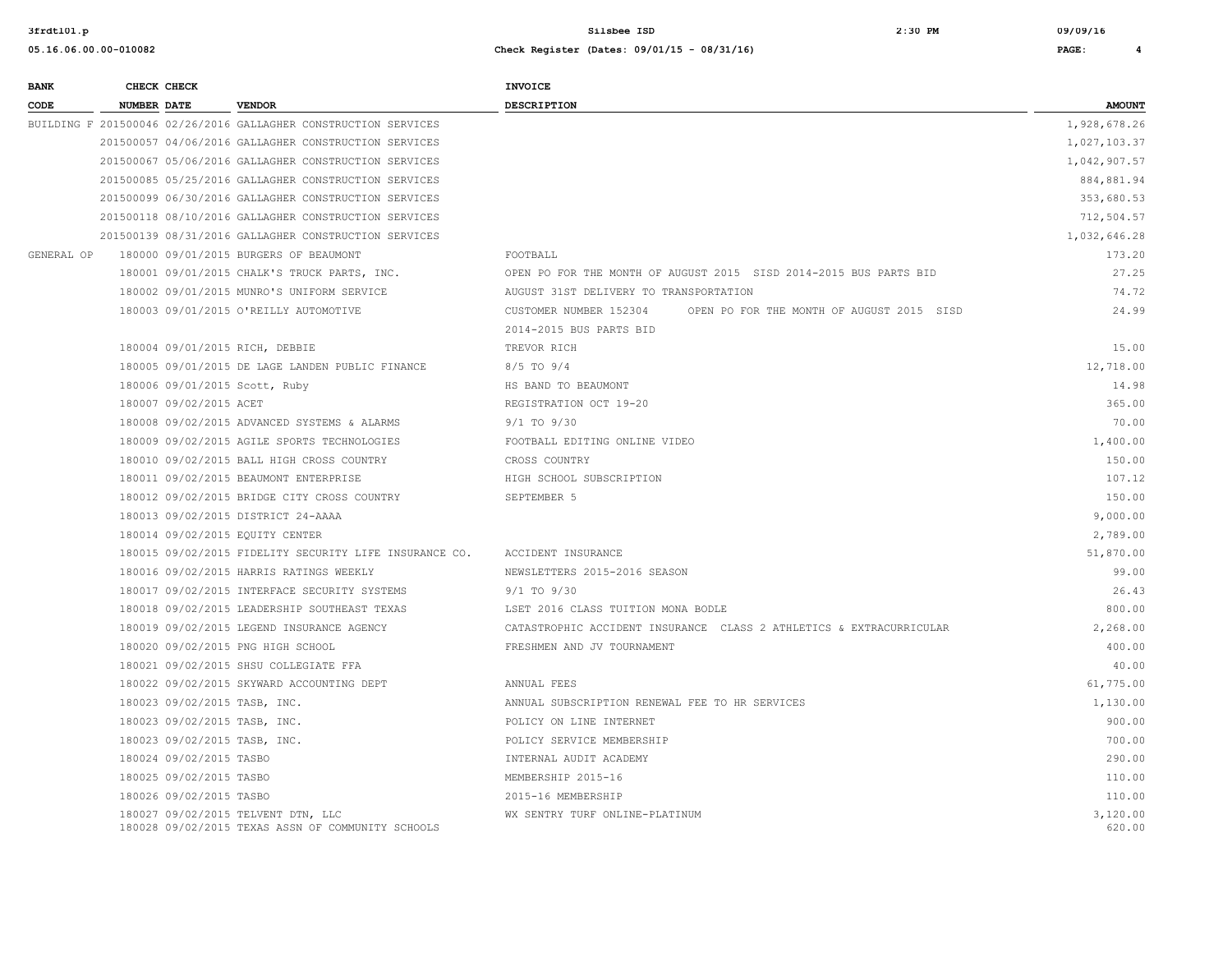| BANK CODE | CHECK NUMBER | CHECK DATE | VENDOR | INVOICE DESCRIPTION | AMOUNT |
|---|---|---|---|---|---|
| BUILDING F | 201500046 | 02/26/2016 | GALLAGHER CONSTRUCTION SERVICES | | 1,928,678.26 |
| | 201500057 | 04/06/2016 | GALLAGHER CONSTRUCTION SERVICES | | 1,027,103.37 |
| | 201500067 | 05/06/2016 | GALLAGHER CONSTRUCTION SERVICES | | 1,042,907.57 |
| | 201500085 | 05/25/2016 | GALLAGHER CONSTRUCTION SERVICES | | 884,881.94 |
| | 201500099 | 06/30/2016 | GALLAGHER CONSTRUCTION SERVICES | | 353,680.53 |
| | 201500118 | 08/10/2016 | GALLAGHER CONSTRUCTION SERVICES | | 712,504.57 |
| | 201500139 | 08/31/2016 | GALLAGHER CONSTRUCTION SERVICES | | 1,032,646.28 |
| GENERAL OP | 180000 | 09/01/2015 | BURGERS OF BEAUMONT | FOOTBALL | 173.20 |
| | 180001 | 09/01/2015 | CHALK'S TRUCK PARTS, INC. | OPEN PO FOR THE MONTH OF AUGUST 2015 SISD 2014-2015 BUS PARTS BID | 27.25 |
| | 180002 | 09/01/2015 | MUNRO'S UNIFORM SERVICE | AUGUST 31ST DELIVERY TO TRANSPORTATION | 74.72 |
| | 180003 | 09/01/2015 | O'REILLY AUTOMOTIVE | CUSTOMER NUMBER 152304 OPEN PO FOR THE MONTH OF AUGUST 2015 SISD 2014-2015 BUS PARTS BID | 24.99 |
| | 180004 | 09/01/2015 | RICH, DEBBIE | TREVOR RICH | 15.00 |
| | 180005 | 09/01/2015 | DE LAGE LANDEN PUBLIC FINANCE | 8/5 TO 9/4 | 12,718.00 |
| | 180006 | 09/01/2015 | Scott, Ruby | HS BAND TO BEAUMONT | 14.98 |
| | 180007 | 09/02/2015 | ACET | REGISTRATION OCT 19-20 | 365.00 |
| | 180008 | 09/02/2015 | ADVANCED SYSTEMS & ALARMS | 9/1 TO 9/30 | 70.00 |
| | 180009 | 09/02/2015 | AGILE SPORTS TECHNOLOGIES | FOOTBALL EDITING ONLINE VIDEO | 1,400.00 |
| | 180010 | 09/02/2015 | BALL HIGH CROSS COUNTRY | CROSS COUNTRY | 150.00 |
| | 180011 | 09/02/2015 | BEAUMONT ENTERPRISE | HIGH SCHOOL SUBSCRIPTION | 107.12 |
| | 180012 | 09/02/2015 | BRIDGE CITY CROSS COUNTRY | SEPTEMBER 5 | 150.00 |
| | 180013 | 09/02/2015 | DISTRICT 24-AAAA | | 9,000.00 |
| | 180014 | 09/02/2015 | EQUITY CENTER | | 2,789.00 |
| | 180015 | 09/02/2015 | FIDELITY SECURITY LIFE INSURANCE CO. | ACCIDENT INSURANCE | 51,870.00 |
| | 180016 | 09/02/2015 | HARRIS RATINGS WEEKLY | NEWSLETTERS 2015-2016 SEASON | 99.00 |
| | 180017 | 09/02/2015 | INTERFACE SECURITY SYSTEMS | 9/1 TO 9/30 | 26.43 |
| | 180018 | 09/02/2015 | LEADERSHIP SOUTHEAST TEXAS | LSET 2016 CLASS TUITION MONA BODLE | 800.00 |
| | 180019 | 09/02/2015 | LEGEND INSURANCE AGENCY | CATASTROPHIC ACCIDENT INSURANCE CLASS 2 ATHLETICS & EXTRACURRICULAR | 2,268.00 |
| | 180020 | 09/02/2015 | PNG HIGH SCHOOL | FRESHMEN AND JV TOURNAMENT | 400.00 |
| | 180021 | 09/02/2015 | SHSU COLLEGIATE FFA | | 40.00 |
| | 180022 | 09/02/2015 | SKYWARD ACCOUNTING DEPT | ANNUAL FEES | 61,775.00 |
| | 180023 | 09/02/2015 | TASB, INC. | ANNUAL SUBSCRIPTION RENEWAL FEE TO HR SERVICES | 1,130.00 |
| | 180023 | 09/02/2015 | TASB, INC. | POLICY ON LINE INTERNET | 900.00 |
| | 180023 | 09/02/2015 | TASB, INC. | POLICY SERVICE MEMBERSHIP | 700.00 |
| | 180024 | 09/02/2015 | TASBO | INTERNAL AUDIT ACADEMY | 290.00 |
| | 180025 | 09/02/2015 | TASBO | MEMBERSHIP 2015-16 | 110.00 |
| | 180026 | 09/02/2015 | TASBO | 2015-16 MEMBERSHIP | 110.00 |
| | 180027 | 09/02/2015 | TELVENT DTN, LLC | WX SENTRY TURF ONLINE-PLATINUM | 3,120.00 |
| | 180028 | 09/02/2015 | TEXAS ASSN OF COMMUNITY SCHOOLS | | 620.00 |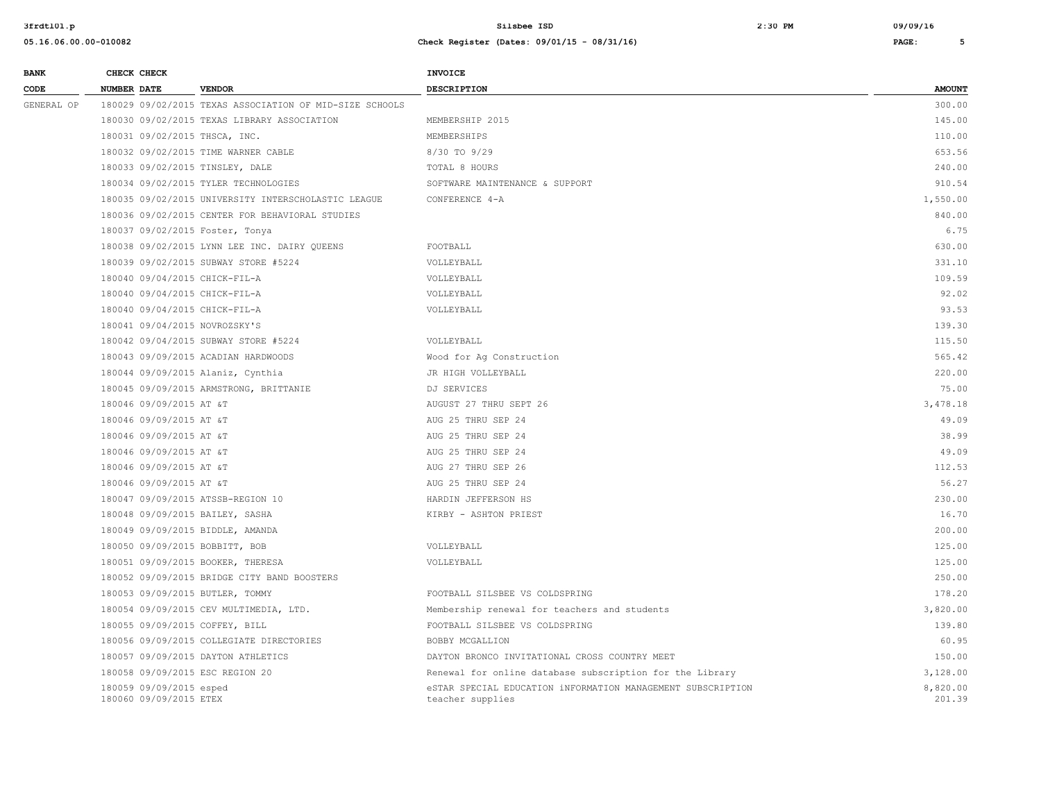| BANK CODE | CHECK NUMBER | CHECK DATE | VENDOR | INVOICE DESCRIPTION | AMOUNT |
|---|---|---|---|---|---|
| GENERAL OP | 180029 | 09/02/2015 | TEXAS ASSOCIATION OF MID-SIZE SCHOOLS | | 300.00 |
| | 180030 | 09/02/2015 | TEXAS LIBRARY ASSOCIATION | MEMBERSHIP 2015 | 145.00 |
| | 180031 | 09/02/2015 | THSCA, INC. | MEMBERSHIPS | 110.00 |
| | 180032 | 09/02/2015 | TIME WARNER CABLE | 8/30 TO 9/29 | 653.56 |
| | 180033 | 09/02/2015 | TINSLEY, DALE | TOTAL 8 HOURS | 240.00 |
| | 180034 | 09/02/2015 | TYLER TECHNOLOGIES | SOFTWARE MAINTENANCE & SUPPORT | 910.54 |
| | 180035 | 09/02/2015 | UNIVERSITY INTERSCHOLASTIC LEAGUE | CONFERENCE 4-A | 1,550.00 |
| | 180036 | 09/02/2015 | CENTER FOR BEHAVIORAL STUDIES | | 840.00 |
| | 180037 | 09/02/2015 | Foster, Tonya | | 6.75 |
| | 180038 | 09/02/2015 | LYNN LEE INC. DAIRY QUEENS | FOOTBALL | 630.00 |
| | 180039 | 09/02/2015 | SUBWAY STORE #5224 | VOLLEYBALL | 331.10 |
| | 180040 | 09/04/2015 | CHICK-FIL-A | VOLLEYBALL | 109.59 |
| | 180040 | 09/04/2015 | CHICK-FIL-A | VOLLEYBALL | 92.02 |
| | 180040 | 09/04/2015 | CHICK-FIL-A | VOLLEYBALL | 93.53 |
| | 180041 | 09/04/2015 | NOVROZSKY'S | | 139.30 |
| | 180042 | 09/04/2015 | SUBWAY STORE #5224 | VOLLEYBALL | 115.50 |
| | 180043 | 09/09/2015 | ACADIAN HARDWOODS | Wood for Ag Construction | 565.42 |
| | 180044 | 09/09/2015 | Alaniz, Cynthia | JR HIGH VOLLEYBALL | 220.00 |
| | 180045 | 09/09/2015 | ARMSTRONG, BRITTANIE | DJ SERVICES | 75.00 |
| | 180046 | 09/09/2015 | AT &T | AUGUST 27 THRU SEPT 26 | 3,478.18 |
| | 180046 | 09/09/2015 | AT &T | AUG 25 THRU SEP 24 | 49.09 |
| | 180046 | 09/09/2015 | AT &T | AUG 25 THRU SEP 24 | 38.99 |
| | 180046 | 09/09/2015 | AT &T | AUG 25 THRU SEP 24 | 49.09 |
| | 180046 | 09/09/2015 | AT &T | AUG 27 THRU SEP 26 | 112.53 |
| | 180046 | 09/09/2015 | AT &T | AUG 25 THRU SEP 24 | 56.27 |
| | 180047 | 09/09/2015 | ATSSB-REGION 10 | HARDIN JEFFERSON HS | 230.00 |
| | 180048 | 09/09/2015 | BAILEY, SASHA | KIRBY - ASHTON PRIEST | 16.70 |
| | 180049 | 09/09/2015 | BIDDLE, AMANDA | | 200.00 |
| | 180050 | 09/09/2015 | BOBBITT, BOB | VOLLEYBALL | 125.00 |
| | 180051 | 09/09/2015 | BOOKER, THERESA | VOLLEYBALL | 125.00 |
| | 180052 | 09/09/2015 | BRIDGE CITY BAND BOOSTERS | | 250.00 |
| | 180053 | 09/09/2015 | BUTLER, TOMMY | FOOTBALL SILSBEE VS COLDSPRING | 178.20 |
| | 180054 | 09/09/2015 | CEV MULTIMEDIA, LTD. | Membership renewal for teachers and students | 3,820.00 |
| | 180055 | 09/09/2015 | COFFEY, BILL | FOOTBALL SILSBEE VS COLDSPRING | 139.80 |
| | 180056 | 09/09/2015 | COLLEGIATE DIRECTORIES | BOBBY MCGALLION | 60.95 |
| | 180057 | 09/09/2015 | DAYTON ATHLETICS | DAYTON BRONCO INVITATIONAL CROSS COUNTRY MEET | 150.00 |
| | 180058 | 09/09/2015 | ESC REGION 20 | Renewal for online database subscription for the Library | 3,128.00 |
| | 180059 | 09/09/2015 | esped | eSTAR SPECIAL EDUCATION iNFORMATION MANAGEMENT SUBSCRIPTION | 8,820.00 |
| | 180060 | 09/09/2015 | ETEX | teacher supplies | 201.39 |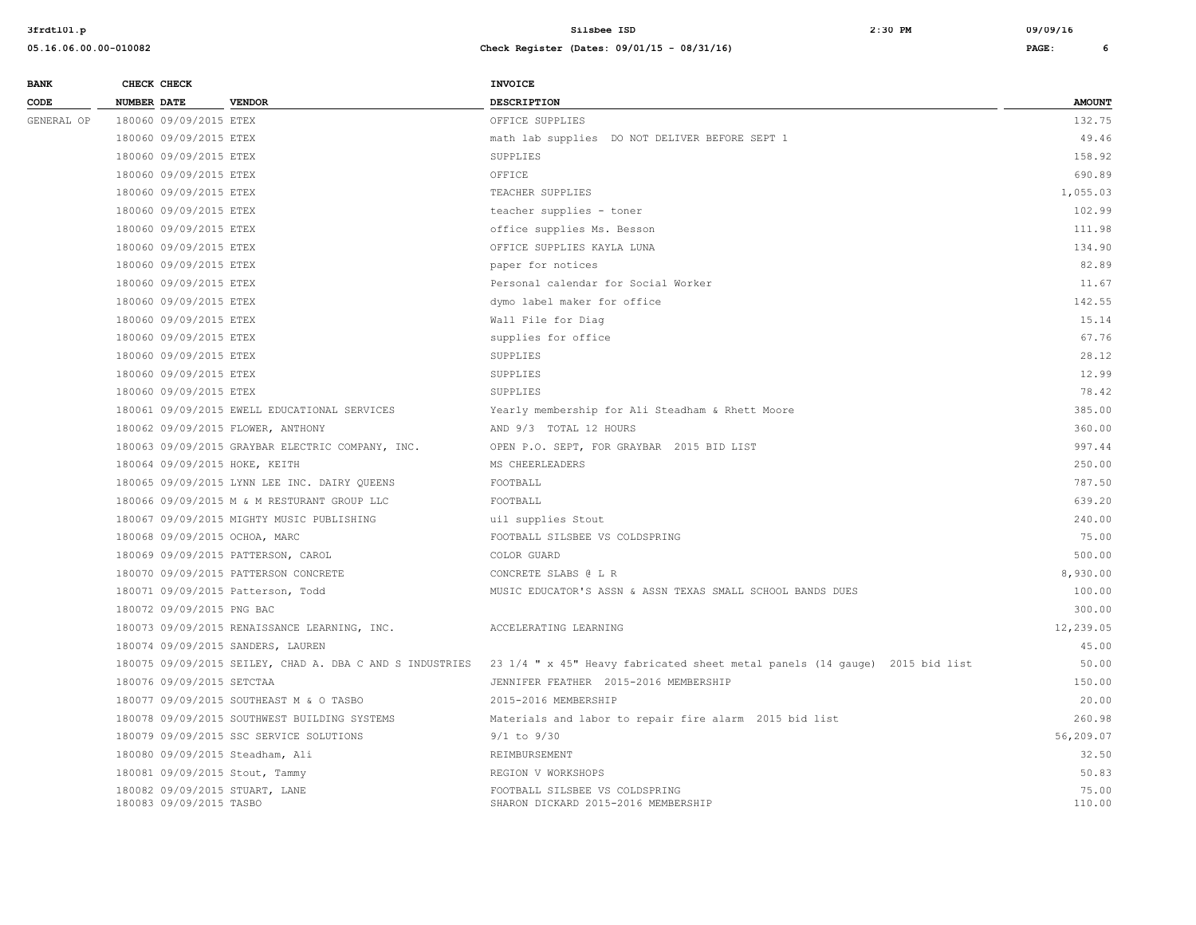| BANK CODE | CHECK NUMBER | CHECK DATE | VENDOR | INVOICE DESCRIPTION | AMOUNT |
|---|---|---|---|---|---|
| GENERAL OP | 180060 | 09/09/2015 | ETEX | OFFICE SUPPLIES | 132.75 |
| | 180060 | 09/09/2015 | ETEX | math lab supplies DO NOT DELIVER BEFORE SEPT 1 | 49.46 |
| | 180060 | 09/09/2015 | ETEX | SUPPLIES | 158.92 |
| | 180060 | 09/09/2015 | ETEX | OFFICE | 690.89 |
| | 180060 | 09/09/2015 | ETEX | TEACHER SUPPLIES | 1,055.03 |
| | 180060 | 09/09/2015 | ETEX | teacher supplies - toner | 102.99 |
| | 180060 | 09/09/2015 | ETEX | office supplies Ms. Besson | 111.98 |
| | 180060 | 09/09/2015 | ETEX | OFFICE SUPPLIES KAYLA LUNA | 134.90 |
| | 180060 | 09/09/2015 | ETEX | paper for notices | 82.89 |
| | 180060 | 09/09/2015 | ETEX | Personal calendar for Social Worker | 11.67 |
| | 180060 | 09/09/2015 | ETEX | dymo label maker for office | 142.55 |
| | 180060 | 09/09/2015 | ETEX | Wall File for Diag | 15.14 |
| | 180060 | 09/09/2015 | ETEX | supplies for office | 67.76 |
| | 180060 | 09/09/2015 | ETEX | SUPPLIES | 28.12 |
| | 180060 | 09/09/2015 | ETEX | SUPPLIES | 12.99 |
| | 180060 | 09/09/2015 | ETEX | SUPPLIES | 78.42 |
| | 180061 | 09/09/2015 | EWELL EDUCATIONAL SERVICES | Yearly membership for Ali Steadham & Rhett Moore | 385.00 |
| | 180062 | 09/09/2015 | FLOWER, ANTHONY | AND 9/3 TOTAL 12 HOURS | 360.00 |
| | 180063 | 09/09/2015 | GRAYBAR ELECTRIC COMPANY, INC. | OPEN P.O. SEPT, FOR GRAYBAR 2015 BID LIST | 997.44 |
| | 180064 | 09/09/2015 | HOKE, KEITH | MS CHEERLEADERS | 250.00 |
| | 180065 | 09/09/2015 | LYNN LEE INC. DAIRY QUEENS | FOOTBALL | 787.50 |
| | 180066 | 09/09/2015 | M & M RESTURANT GROUP LLC | FOOTBALL | 639.20 |
| | 180067 | 09/09/2015 | MIGHTY MUSIC PUBLISHING | uil supplies Stout | 240.00 |
| | 180068 | 09/09/2015 | OCHOA, MARC | FOOTBALL SILSBEE VS COLDSPRING | 75.00 |
| | 180069 | 09/09/2015 | PATTERSON, CAROL | COLOR GUARD | 500.00 |
| | 180070 | 09/09/2015 | PATTERSON CONCRETE | CONCRETE SLABS @ L R | 8,930.00 |
| | 180071 | 09/09/2015 | Patterson, Todd | MUSIC EDUCATOR'S ASSN & ASSN TEXAS SMALL SCHOOL BANDS DUES | 100.00 |
| | 180072 | 09/09/2015 | PNG BAC | | 300.00 |
| | 180073 | 09/09/2015 | RENAISSANCE LEARNING, INC. | ACCELERATING LEARNING | 12,239.05 |
| | 180074 | 09/09/2015 | SANDERS, LAUREN | | 45.00 |
| | 180075 | 09/09/2015 | SEILEY, CHAD A. DBA C AND S INDUSTRIES | 23 1/4 " x 45" Heavy fabricated sheet metal panels (14 gauge) 2015 bid list | 50.00 |
| | 180076 | 09/09/2015 | SETCTAA | JENNIFER FEATHER 2015-2016 MEMBERSHIP | 150.00 |
| | 180077 | 09/09/2015 | SOUTHEAST M & O TASBO | 2015-2016 MEMBERSHIP | 20.00 |
| | 180078 | 09/09/2015 | SOUTHWEST BUILDING SYSTEMS | Materials and labor to repair fire alarm 2015 bid list | 260.98 |
| | 180079 | 09/09/2015 | SSC SERVICE SOLUTIONS | 9/1 to 9/30 | 56,209.07 |
| | 180080 | 09/09/2015 | Steadham, Ali | REIMBURSEMENT | 32.50 |
| | 180081 | 09/09/2015 | Stout, Tammy | REGION V WORKSHOPS | 50.83 |
| | 180082 | 09/09/2015 | STUART, LANE | FOOTBALL SILSBEE VS COLDSPRING | 75.00 |
| | 180083 | 09/09/2015 | TASBO | SHARON DICKARD 2015-2016 MEMBERSHIP | 110.00 |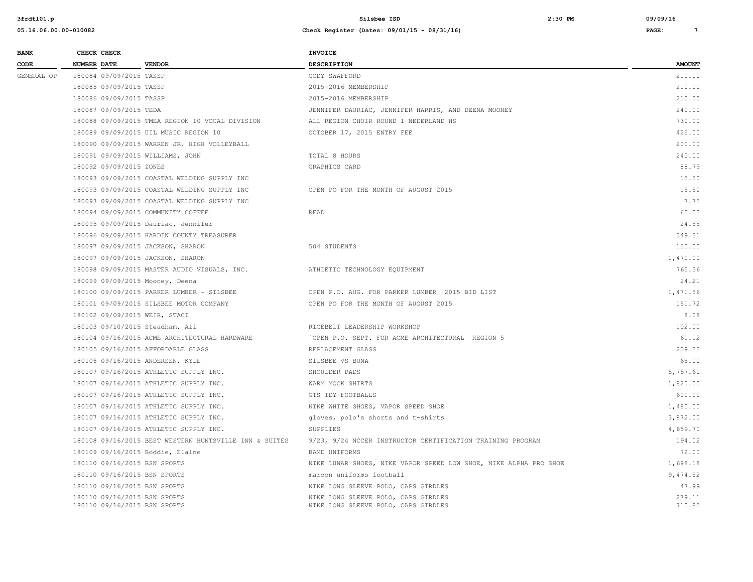| BANK CODE | CHECK NUMBER | CHECK DATE | VENDOR | INVOICE DESCRIPTION | AMOUNT |
|---|---|---|---|---|---|
| GENERAL OP | 180084 | 09/09/2015 | TASSP | CODY SWAFFORD | 210.00 |
| | 180085 | 09/09/2015 | TASSP | 2015-2016 MEMBERSHIP | 210.00 |
| | 180086 | 09/09/2015 | TASSP | 2015-2016 MEMBERSHIP | 210.00 |
| | 180087 | 09/09/2015 | TEDA | JENNIFER DAURIAC, JENNIFER HARRIS, AND DEENA MOONEY | 240.00 |
| | 180088 | 09/09/2015 | TMEA REGION 10 VOCAL DIVISION | ALL REGION CHOIR ROUND 1 NEDERLAND HS | 730.00 |
| | 180089 | 09/09/2015 | UIL MUSIC REGION 10 | OCTOBER 17, 2015 ENTRY FEE | 425.00 |
| | 180090 | 09/09/2015 | WARREN JR. HIGH VOLLEYBALL | | 200.00 |
| | 180091 | 09/09/2015 | WILLIAMS, JOHN | TOTAL 8 HOURS | 240.00 |
| | 180092 | 09/09/2015 | ZONES | GRAPHICS CARD | 88.79 |
| | 180093 | 09/09/2015 | COASTAL WELDING SUPPLY INC | | 15.50 |
| | 180093 | 09/09/2015 | COASTAL WELDING SUPPLY INC | OPEN PO FOR THE MONTH OF AUGUST 2015 | 15.50 |
| | 180093 | 09/09/2015 | COASTAL WELDING SUPPLY INC | | 7.75 |
| | 180094 | 09/09/2015 | COMMUNITY COFFEE | READ | 60.00 |
| | 180095 | 09/09/2015 | Dauriac, Jennifer | | 24.55 |
| | 180096 | 09/09/2015 | HARDIN COUNTY TREASURER | | 349.31 |
| | 180097 | 09/09/2015 | JACKSON, SHARON | 504 STUDENTS | 150.00 |
| | 180097 | 09/09/2015 | JACKSON, SHARON | | 1,470.00 |
| | 180098 | 09/09/2015 | MASTER AUDIO VISUALS, INC. | ATHLETIC TECHNOLOGY EQUIPMENT | 765.36 |
| | 180099 | 09/09/2015 | Mooney, Deena | | 24.21 |
| | 180100 | 09/09/2015 | PARKER LUMBER - SILSBEE | OPEN P.O. AUG. FOR PARKER LUMBER 2015 BID LIST | 1,471.56 |
| | 180101 | 09/09/2015 | SILSBEE MOTOR COMPANY | OPEN PO FOR THE MONTH OF AUGUST 2015 | 151.72 |
| | 180102 | 09/09/2015 | WEIR, STACI | | 8.08 |
| | 180103 | 09/10/2015 | Steadham, Ali | RICEBELT LEADERSHIP WORKSHOP | 102.00 |
| | 180104 | 09/16/2015 | ACME ARCHITECTURAL HARDWARE | `OPEN P.O. SEPT. FOR ACME ARCHITECTURAL REGION 5 | 61.12 |
| | 180105 | 09/16/2015 | AFFORDABLE GLASS | REPLACEMENT GLASS | 209.33 |
| | 180106 | 09/16/2015 | ANDERSEN, KYLE | SILSBEE VS BUNA | 65.00 |
| | 180107 | 09/16/2015 | ATHLETIC SUPPLY INC. | SHOULDER PADS | 5,757.60 |
| | 180107 | 09/16/2015 | ATHLETIC SUPPLY INC. | WARM MOCK SHIRTS | 1,820.00 |
| | 180107 | 09/16/2015 | ATHLETIC SUPPLY INC. | GTS TDY FOOTBALLS | 600.00 |
| | 180107 | 09/16/2015 | ATHLETIC SUPPLY INC. | NIKE WHITE SHOES, VAPOR SPEED SHOE | 1,480.00 |
| | 180107 | 09/16/2015 | ATHLETIC SUPPLY INC. | gloves, polo's shorts and t-shirts | 3,872.00 |
| | 180107 | 09/16/2015 | ATHLETIC SUPPLY INC. | SUPPLIES | 4,659.70 |
| | 180108 | 09/16/2015 | BEST WESTERN HUNTSVILLE INN & SUITES | 9/23, 9/24 NCCER INSTRUCTOR CERTIFICATION TRAINING PROGRAM | 194.02 |
| | 180109 | 09/16/2015 | Boddie, Elaine | BAMD UNIFORMS | 72.00 |
| | 180110 | 09/16/2015 | BSN SPORTS | NIKE LUNAR SHOES, NIKE VAPOR SPEED LOW SHOE, NIKE ALPHA PRO SHOE | 1,698.18 |
| | 180110 | 09/16/2015 | BSN SPORTS | maroon uniforms football | 9,474.52 |
| | 180110 | 09/16/2015 | BSN SPORTS | NIKE LONG SLEEVE POLO, CAPS GIRDLES | 47.99 |
| | 180110 | 09/16/2015 | BSN SPORTS | NIKE LONG SLEEVE POLO, CAPS GIRDLES | 279.11 |
| | 180110 | 09/16/2015 | BSN SPORTS | NIKE LONG SLEEVE POLO, CAPS GIRDLES | 710.85 |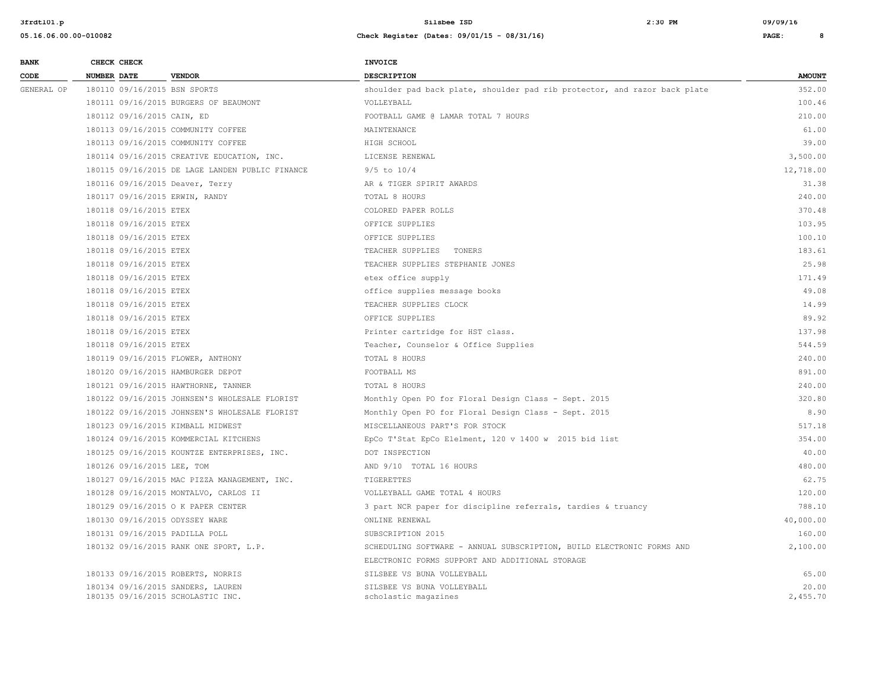| BANK CODE | CHECK NUMBER | CHECK DATE | VENDOR | INVOICE DESCRIPTION | AMOUNT |
|---|---|---|---|---|---|
| GENERAL OP | 180110 | 09/16/2015 | BSN SPORTS | shoulder pad back plate, shoulder pad rib protector, and razor back plate | 352.00 |
| | 180111 | 09/16/2015 | BURGERS OF BEAUMONT | VOLLEYBALL | 100.46 |
| | 180112 | 09/16/2015 | CAIN, ED | FOOTBALL GAME @ LAMAR TOTAL 7 HOURS | 210.00 |
| | 180113 | 09/16/2015 | COMMUNITY COFFEE | MAINTENANCE | 61.00 |
| | 180113 | 09/16/2015 | COMMUNITY COFFEE | HIGH SCHOOL | 39.00 |
| | 180114 | 09/16/2015 | CREATIVE EDUCATION, INC. | LICENSE RENEWAL | 3,500.00 |
| | 180115 | 09/16/2015 | DE LAGE LANDEN PUBLIC FINANCE | 9/5 to 10/4 | 12,718.00 |
| | 180116 | 09/16/2015 | Deaver, Terry | AR & TIGER SPIRIT AWARDS | 31.38 |
| | 180117 | 09/16/2015 | ERWIN, RANDY | TOTAL 8 HOURS | 240.00 |
| | 180118 | 09/16/2015 | ETEX | COLORED PAPER ROLLS | 370.48 |
| | 180118 | 09/16/2015 | ETEX | OFFICE SUPPLIES | 103.95 |
| | 180118 | 09/16/2015 | ETEX | OFFICE SUPPLIES | 100.10 |
| | 180118 | 09/16/2015 | ETEX | TEACHER SUPPLIES TONERS | 183.61 |
| | 180118 | 09/16/2015 | ETEX | TEACHER SUPPLIES STEPHANIE JONES | 25.98 |
| | 180118 | 09/16/2015 | ETEX | etex office supply | 171.49 |
| | 180118 | 09/16/2015 | ETEX | office supplies message books | 49.08 |
| | 180118 | 09/16/2015 | ETEX | TEACHER SUPPLIES CLOCK | 14.99 |
| | 180118 | 09/16/2015 | ETEX | OFFICE SUPPLIES | 89.92 |
| | 180118 | 09/16/2015 | ETEX | Printer cartridge for HST class. | 137.98 |
| | 180118 | 09/16/2015 | ETEX | Teacher, Counselor & Office Supplies | 544.59 |
| | 180119 | 09/16/2015 | FLOWER, ANTHONY | TOTAL 8 HOURS | 240.00 |
| | 180120 | 09/16/2015 | HAMBURGER DEPOT | FOOTBALL MS | 891.00 |
| | 180121 | 09/16/2015 | HAWTHORNE, TANNER | TOTAL 8 HOURS | 240.00 |
| | 180122 | 09/16/2015 | JOHNSEN'S WHOLESALE FLORIST | Monthly Open PO for Floral Design Class - Sept. 2015 | 320.80 |
| | 180122 | 09/16/2015 | JOHNSEN'S WHOLESALE FLORIST | Monthly Open PO for Floral Design Class - Sept. 2015 | 8.90 |
| | 180123 | 09/16/2015 | KIMBALL MIDWEST | MISCELLANEOUS PART'S FOR STOCK | 517.18 |
| | 180124 | 09/16/2015 | KOMMERCIAL KITCHENS | EpCo T'Stat EpCo Elelment, 120 v 1400 w 2015 bid list | 354.00 |
| | 180125 | 09/16/2015 | KOUNTZE ENTERPRISES, INC. | DOT INSPECTION | 40.00 |
| | 180126 | 09/16/2015 | LEE, TOM | AND 9/10 TOTAL 16 HOURS | 480.00 |
| | 180127 | 09/16/2015 | MAC PIZZA MANAGEMENT, INC. | TIGERETTES | 62.75 |
| | 180128 | 09/16/2015 | MONTALVO, CARLOS II | VOLLEYBALL GAME TOTAL 4 HOURS | 120.00 |
| | 180129 | 09/16/2015 | O K PAPER CENTER | 3 part NCR paper for discipline referrals, tardies & truancy | 788.10 |
| | 180130 | 09/16/2015 | ODYSSEY WARE | ONLINE RENEWAL | 40,000.00 |
| | 180131 | 09/16/2015 | PADILLA POLL | SUBSCRIPTION 2015 | 160.00 |
| | 180132 | 09/16/2015 | RANK ONE SPORT, L.P. | SCHEDULING SOFTWARE - ANNUAL SUBSCRIPTION, BUILD ELECTRONIC FORMS AND ELECTRONIC FORMS SUPPORT AND ADDITIONAL STORAGE | 2,100.00 |
| | 180133 | 09/16/2015 | ROBERTS, NORRIS | SILSBEE VS BUNA VOLLEYBALL | 65.00 |
| | 180134 | 09/16/2015 | SANDERS, LAUREN | SILSBEE VS BUNA VOLLEYBALL | 20.00 |
| | 180135 | 09/16/2015 | SCHOLASTIC INC. | scholastic magazines | 2,455.70 |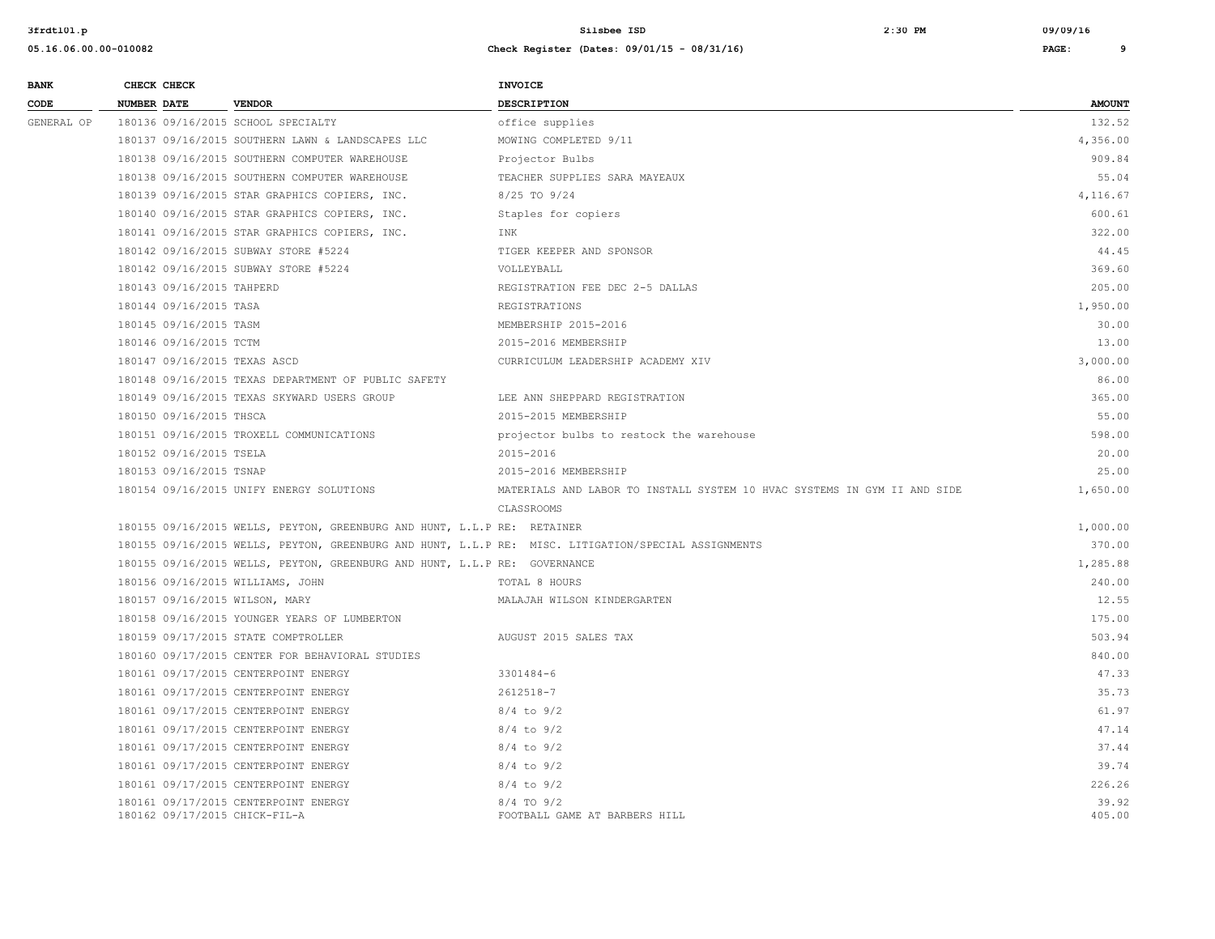| BANK CODE | CHECK NUMBER | CHECK DATE | VENDOR | INVOICE DESCRIPTION | AMOUNT |
|---|---|---|---|---|---|
| GENERAL OP | 180136 | 09/16/2015 | SCHOOL SPECIALTY | office supplies | 132.52 |
| | 180137 | 09/16/2015 | SOUTHERN LAWN & LANDSCAPES LLC | MOWING COMPLETED 9/11 | 4,356.00 |
| | 180138 | 09/16/2015 | SOUTHERN COMPUTER WAREHOUSE | Projector Bulbs | 909.84 |
| | 180138 | 09/16/2015 | SOUTHERN COMPUTER WAREHOUSE | TEACHER SUPPLIES SARA MAYEAUX | 55.04 |
| | 180139 | 09/16/2015 | STAR GRAPHICS COPIERS, INC. | 8/25 TO 9/24 | 4,116.67 |
| | 180140 | 09/16/2015 | STAR GRAPHICS COPIERS, INC. | Staples for copiers | 600.61 |
| | 180141 | 09/16/2015 | STAR GRAPHICS COPIERS, INC. | INK | 322.00 |
| | 180142 | 09/16/2015 | SUBWAY STORE #5224 | TIGER KEEPER AND SPONSOR | 44.45 |
| | 180142 | 09/16/2015 | SUBWAY STORE #5224 | VOLLEYBALL | 369.60 |
| | 180143 | 09/16/2015 | TAHPERD | REGISTRATION FEE DEC 2-5 DALLAS | 205.00 |
| | 180144 | 09/16/2015 | TASA | REGISTRATIONS | 1,950.00 |
| | 180145 | 09/16/2015 | TASM | MEMBERSHIP 2015-2016 | 30.00 |
| | 180146 | 09/16/2015 | TCTM | 2015-2016 MEMBERSHIP | 13.00 |
| | 180147 | 09/16/2015 | TEXAS ASCD | CURRICULUM LEADERSHIP ACADEMY XIV | 3,000.00 |
| | 180148 | 09/16/2015 | TEXAS DEPARTMENT OF PUBLIC SAFETY | | 86.00 |
| | 180149 | 09/16/2015 | TEXAS SKYWARD USERS GROUP | LEE ANN SHEPPARD REGISTRATION | 365.00 |
| | 180150 | 09/16/2015 | THSCA | 2015-2015 MEMBERSHIP | 55.00 |
| | 180151 | 09/16/2015 | TROXELL COMMUNICATIONS | projector bulbs to restock the warehouse | 598.00 |
| | 180152 | 09/16/2015 | TSELA | 2015-2016 | 20.00 |
| | 180153 | 09/16/2015 | TSNAP | 2015-2016 MEMBERSHIP | 25.00 |
| | 180154 | 09/16/2015 | UNIFY ENERGY SOLUTIONS | MATERIALS AND LABOR TO INSTALL SYSTEM 10 HVAC SYSTEMS IN GYM II AND SIDE CLASSROOMS | 1,650.00 |
| | 180155 | 09/16/2015 | WELLS, PEYTON, GREENBURG AND HUNT, L.L.P | RE: RETAINER | 1,000.00 |
| | 180155 | 09/16/2015 | WELLS, PEYTON, GREENBURG AND HUNT, L.L.P | RE: MISC. LITIGATION/SPECIAL ASSIGNMENTS | 370.00 |
| | 180155 | 09/16/2015 | WELLS, PEYTON, GREENBURG AND HUNT, L.L.P | RE: GOVERNANCE | 1,285.88 |
| | 180156 | 09/16/2015 | WILLIAMS, JOHN | TOTAL 8 HOURS | 240.00 |
| | 180157 | 09/16/2015 | WILSON, MARY | MALAJAH WILSON KINDERGARTEN | 12.55 |
| | 180158 | 09/16/2015 | YOUNGER YEARS OF LUMBERTON | | 175.00 |
| | 180159 | 09/17/2015 | STATE COMPTROLLER | AUGUST 2015 SALES TAX | 503.94 |
| | 180160 | 09/17/2015 | CENTER FOR BEHAVIORAL STUDIES | | 840.00 |
| | 180161 | 09/17/2015 | CENTERPOINT ENERGY | 3301484-6 | 47.33 |
| | 180161 | 09/17/2015 | CENTERPOINT ENERGY | 2612518-7 | 35.73 |
| | 180161 | 09/17/2015 | CENTERPOINT ENERGY | 8/4 to 9/2 | 61.97 |
| | 180161 | 09/17/2015 | CENTERPOINT ENERGY | 8/4 to 9/2 | 47.14 |
| | 180161 | 09/17/2015 | CENTERPOINT ENERGY | 8/4 to 9/2 | 37.44 |
| | 180161 | 09/17/2015 | CENTERPOINT ENERGY | 8/4 to 9/2 | 39.74 |
| | 180161 | 09/17/2015 | CENTERPOINT ENERGY | 8/4 to 9/2 | 226.26 |
| | 180161 | 09/17/2015 | CENTERPOINT ENERGY | 8/4 TO 9/2 | 39.92 |
| | 180162 | 09/17/2015 | CHICK-FIL-A | FOOTBALL GAME AT BARBERS HILL | 405.00 |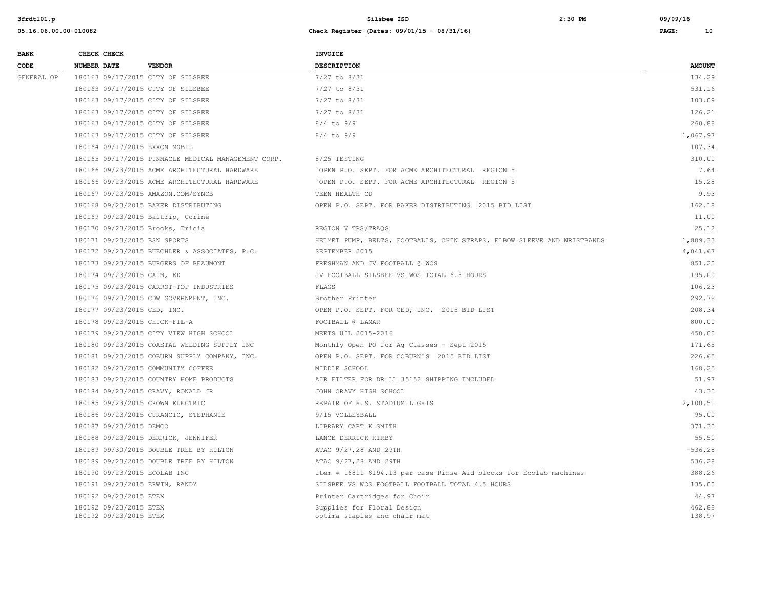| BANK CODE | CHECK NUMBER | CHECK DATE | VENDOR | INVOICE DESCRIPTION | AMOUNT |
|---|---|---|---|---|---|
| GENERAL OP | 180163 | 09/17/2015 | CITY OF SILSBEE | 7/27 to 8/31 | 134.29 |
| | 180163 | 09/17/2015 | CITY OF SILSBEE | 7/27 to 8/31 | 531.16 |
| | 180163 | 09/17/2015 | CITY OF SILSBEE | 7/27 to 8/31 | 103.09 |
| | 180163 | 09/17/2015 | CITY OF SILSBEE | 7/27 to 8/31 | 126.21 |
| | 180163 | 09/17/2015 | CITY OF SILSBEE | 8/4 to 9/9 | 260.88 |
| | 180163 | 09/17/2015 | CITY OF SILSBEE | 8/4 to 9/9 | 1,067.97 |
| | 180164 | 09/17/2015 | EXXON MOBIL | | 107.34 |
| | 180165 | 09/17/2015 | PINNACLE MEDICAL MANAGEMENT CORP. | 8/25 TESTING | 310.00 |
| | 180166 | 09/23/2015 | ACME ARCHITECTURAL HARDWARE | `OPEN P.O. SEPT. FOR ACME ARCHITECTURAL REGION 5 | 7.64 |
| | 180166 | 09/23/2015 | ACME ARCHITECTURAL HARDWARE | `OPEN P.O. SEPT. FOR ACME ARCHITECTURAL REGION 5 | 15.28 |
| | 180167 | 09/23/2015 | AMAZON.COM/SYNCB | TEEN HEALTH CD | 9.93 |
| | 180168 | 09/23/2015 | BAKER DISTRIBUTING | OPEN P.O. SEPT. FOR BAKER DISTRIBUTING 2015 BID LIST | 162.18 |
| | 180169 | 09/23/2015 | Baltrip, Corine | | 11.00 |
| | 180170 | 09/23/2015 | Brooks, Tricia | REGION V TRS/TRAQS | 25.12 |
| | 180171 | 09/23/2015 | BSN SPORTS | HELMET PUMP, BELTS, FOOTBALLS, CHIN STRAPS, ELBOW SLEEVE AND WRISTBANDS | 1,889.33 |
| | 180172 | 09/23/2015 | BUECHLER & ASSOCIATES, P.C. | SEPTEMBER 2015 | 4,041.67 |
| | 180173 | 09/23/2015 | BURGERS OF BEAUMONT | FRESHMAN AND JV FOOTBALL @ WOS | 851.20 |
| | 180174 | 09/23/2015 | CAIN, ED | JV FOOTBALL SILSBEE VS WOS TOTAL 6.5 HOURS | 195.00 |
| | 180175 | 09/23/2015 | CARROT-TOP INDUSTRIES | FLAGS | 106.23 |
| | 180176 | 09/23/2015 | CDW GOVERNMENT, INC. | Brother Printer | 292.78 |
| | 180177 | 09/23/2015 | CED, INC. | OPEN P.O. SEPT. FOR CED, INC. 2015 BID LIST | 208.34 |
| | 180178 | 09/23/2015 | CHICK-FIL-A | FOOTBALL @ LAMAR | 800.00 |
| | 180179 | 09/23/2015 | CITY VIEW HIGH SCHOOL | MEETS UIL 2015-2016 | 450.00 |
| | 180180 | 09/23/2015 | COASTAL WELDING SUPPLY INC | Monthly Open PO for Ag Classes - Sept 2015 | 171.65 |
| | 180181 | 09/23/2015 | COBURN SUPPLY COMPANY, INC. | OPEN P.O. SEPT. FOR COBURN'S 2015 BID LIST | 226.65 |
| | 180182 | 09/23/2015 | COMMUNITY COFFEE | MIDDLE SCHOOL | 168.25 |
| | 180183 | 09/23/2015 | COUNTRY HOME PRODUCTS | AIR FILTER FOR DR LL 35152 SHIPPING INCLUDED | 51.97 |
| | 180184 | 09/23/2015 | CRAVY, RONALD JR | JOHN CRAVY HIGH SCHOOL | 43.30 |
| | 180185 | 09/23/2015 | CROWN ELECTRIC | REPAIR OF H.S. STADIUM LIGHTS | 2,100.51 |
| | 180186 | 09/23/2015 | CURANCIC, STEPHANIE | 9/15 VOLLEYBALL | 95.00 |
| | 180187 | 09/23/2015 | DEMCO | LIBRARY CART K SMITH | 371.30 |
| | 180188 | 09/23/2015 | DERRICK, JENNIFER | LANCE DERRICK KIRBY | 55.50 |
| | 180189 | 09/30/2015 | DOUBLE TREE BY HILTON | ATAC 9/27,28 AND 29TH | -536.28 |
| | 180189 | 09/23/2015 | DOUBLE TREE BY HILTON | ATAC 9/27,28 AND 29TH | 536.28 |
| | 180190 | 09/23/2015 | ECOLAB INC | Item # 16811 $194.13 per case Rinse Aid blocks for Ecolab machines | 388.26 |
| | 180191 | 09/23/2015 | ERWIN, RANDY | SILSBEE VS WOS FOOTBALL FOOTBALL TOTAL 4.5 HOURS | 135.00 |
| | 180192 | 09/23/2015 | ETEX | Printer Cartridges for Choir | 44.97 |
| | 180192 | 09/23/2015 | ETEX | Supplies for Floral Design | 462.88 |
| | 180192 | 09/23/2015 | ETEX | optima staples and chair mat | 138.97 |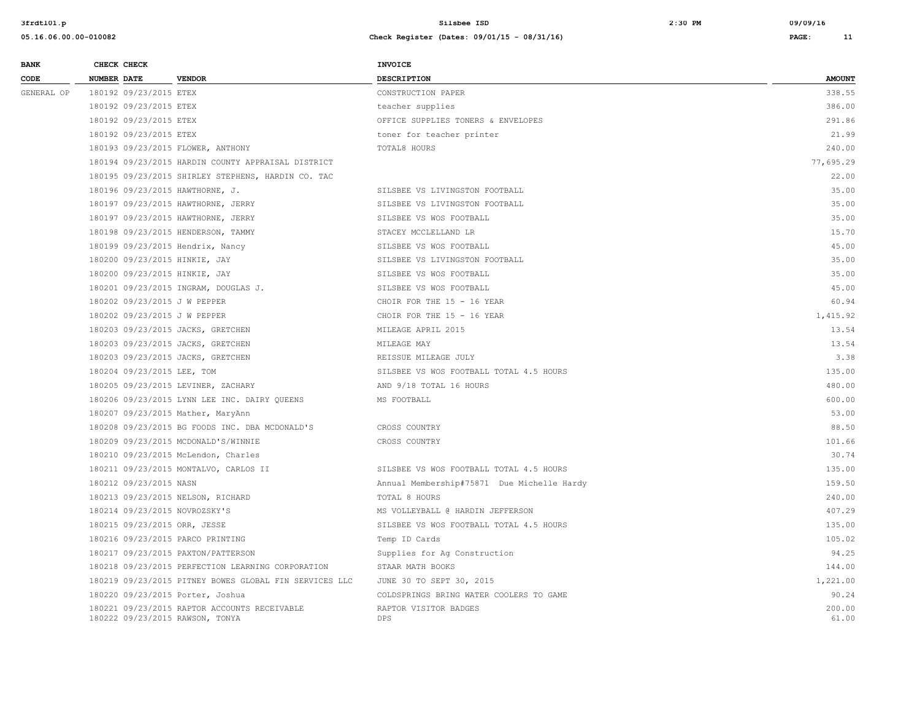| BANK CODE | CHECK NUMBER | CHECK DATE | VENDOR | INVOICE DESCRIPTION | AMOUNT |
|---|---|---|---|---|---|
| GENERAL OP | 180192 | 09/23/2015 | ETEX | CONSTRUCTION PAPER | 338.55 |
| | 180192 | 09/23/2015 | ETEX | teacher supplies | 386.00 |
| | 180192 | 09/23/2015 | ETEX | OFFICE SUPPLIES TONERS & ENVELOPES | 291.86 |
| | 180192 | 09/23/2015 | ETEX | toner for teacher printer | 21.99 |
| | 180193 | 09/23/2015 | FLOWER, ANTHONY | TOTAL8 HOURS | 240.00 |
| | 180194 | 09/23/2015 | HARDIN COUNTY APPRAISAL DISTRICT | | 77,695.29 |
| | 180195 | 09/23/2015 | SHIRLEY STEPHENS, HARDIN CO. TAC | | 22.00 |
| | 180196 | 09/23/2015 | HAWTHORNE, J. | SILSBEE VS LIVINGSTON FOOTBALL | 35.00 |
| | 180197 | 09/23/2015 | HAWTHORNE, JERRY | SILSBEE VS LIVINGSTON FOOTBALL | 35.00 |
| | 180197 | 09/23/2015 | HAWTHORNE, JERRY | SILSBEE VS WOS FOOTBALL | 35.00 |
| | 180198 | 09/23/2015 | HENDERSON, TAMMY | STACEY MCCLELLAND LR | 15.70 |
| | 180199 | 09/23/2015 | Hendrix, Nancy | SILSBEE VS WOS FOOTBALL | 45.00 |
| | 180200 | 09/23/2015 | HINKIE, JAY | SILSBEE VS LIVINGSTON FOOTBALL | 35.00 |
| | 180200 | 09/23/2015 | HINKIE, JAY | SILSBEE VS WOS FOOTBALL | 35.00 |
| | 180201 | 09/23/2015 | INGRAM, DOUGLAS J. | SILSBEE VS WOS FOOTBALL | 45.00 |
| | 180202 | 09/23/2015 | J W PEPPER | CHOIR FOR THE 15 - 16 YEAR | 60.94 |
| | 180202 | 09/23/2015 | J W PEPPER | CHOIR FOR THE 15 - 16 YEAR | 1,415.92 |
| | 180203 | 09/23/2015 | JACKS, GRETCHEN | MILEAGE APRIL 2015 | 13.54 |
| | 180203 | 09/23/2015 | JACKS, GRETCHEN | MILEAGE MAY | 13.54 |
| | 180203 | 09/23/2015 | JACKS, GRETCHEN | REISSUE MILEAGE JULY | 3.38 |
| | 180204 | 09/23/2015 | LEE, TOM | SILSBEE VS WOS FOOTBALL TOTAL 4.5 HOURS | 135.00 |
| | 180205 | 09/23/2015 | LEVINER, ZACHARY | AND 9/18 TOTAL 16 HOURS | 480.00 |
| | 180206 | 09/23/2015 | LYNN LEE INC. DAIRY QUEENS | MS FOOTBALL | 600.00 |
| | 180207 | 09/23/2015 | Mather, MaryAnn | | 53.00 |
| | 180208 | 09/23/2015 | BG FOODS INC. DBA MCDONALD'S | CROSS COUNTRY | 88.50 |
| | 180209 | 09/23/2015 | MCDONALD'S/WINNIE | CROSS COUNTRY | 101.66 |
| | 180210 | 09/23/2015 | McLendon, Charles | | 30.74 |
| | 180211 | 09/23/2015 | MONTALVO, CARLOS II | SILSBEE VS WOS FOOTBALL TOTAL 4.5 HOURS | 135.00 |
| | 180212 | 09/23/2015 | NASN | Annual Membership#75871 Due Michelle Hardy | 159.50 |
| | 180213 | 09/23/2015 | NELSON, RICHARD | TOTAL 8 HOURS | 240.00 |
| | 180214 | 09/23/2015 | NOVROZSKY'S | MS VOLLEYBALL @ HARDIN JEFFERSON | 407.29 |
| | 180215 | 09/23/2015 | ORR, JESSE | SILSBEE VS WOS FOOTBALL TOTAL 4.5 HOURS | 135.00 |
| | 180216 | 09/23/2015 | PARCO PRINTING | Temp ID Cards | 105.02 |
| | 180217 | 09/23/2015 | PAXTON/PATTERSON | Supplies for Ag Construction | 94.25 |
| | 180218 | 09/23/2015 | PERFECTION LEARNING CORPORATION | STAAR MATH BOOKS | 144.00 |
| | 180219 | 09/23/2015 | PITNEY BOWES GLOBAL FIN SERVICES LLC | JUNE 30 TO SEPT 30, 2015 | 1,221.00 |
| | 180220 | 09/23/2015 | Porter, Joshua | COLDSPRINGS BRING WATER COOLERS TO GAME | 90.24 |
| | 180221 | 09/23/2015 | RAPTOR ACCOUNTS RECEIVABLE | RAPTOR VISITOR BADGES | 200.00 |
| | 180222 | 09/23/2015 | RAWSON, TONYA | DPS | 61.00 |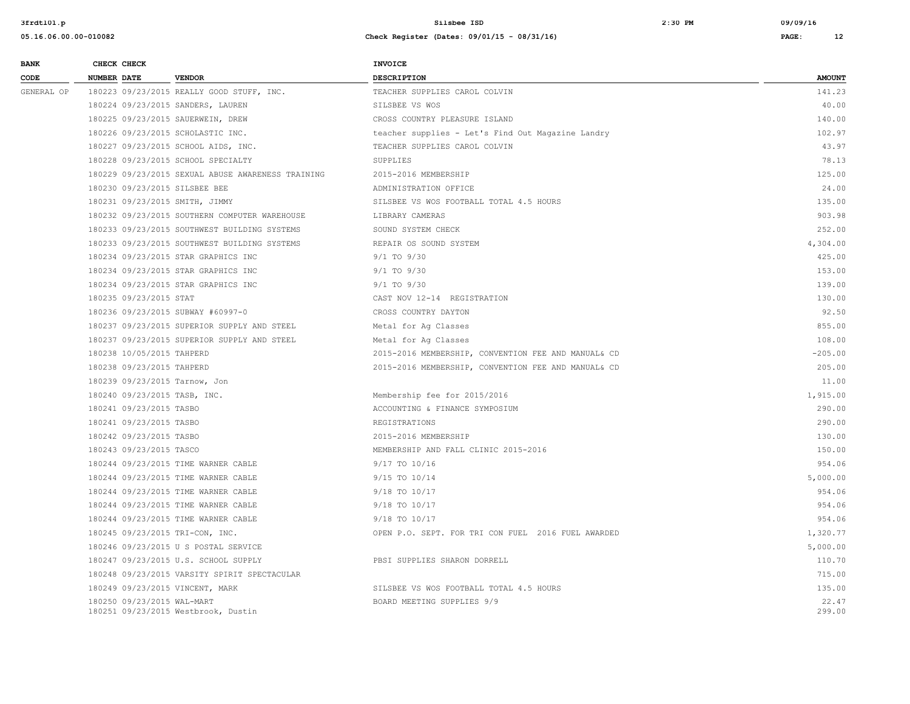| BANK CODE | CHECK NUMBER | CHECK DATE | VENDOR | INVOICE DESCRIPTION | AMOUNT |
|---|---|---|---|---|---|
| GENERAL OP | 180223 | 09/23/2015 | REALLY GOOD STUFF, INC. | TEACHER SUPPLIES CAROL COLVIN | 141.23 |
| | 180224 | 09/23/2015 | SANDERS, LAUREN | SILSBEE VS WOS | 40.00 |
| | 180225 | 09/23/2015 | SAUERWEIN, DREW | CROSS COUNTRY PLEASURE ISLAND | 140.00 |
| | 180226 | 09/23/2015 | SCHOLASTIC INC. | teacher supplies - Let's Find Out Magazine Landry | 102.97 |
| | 180227 | 09/23/2015 | SCHOOL AIDS, INC. | TEACHER SUPPLIES CAROL COLVIN | 43.97 |
| | 180228 | 09/23/2015 | SCHOOL SPECIALTY | SUPPLIES | 78.13 |
| | 180229 | 09/23/2015 | SEXUAL ABUSE AWARENESS TRAINING | 2015-2016 MEMBERSHIP | 125.00 |
| | 180230 | 09/23/2015 | SILSBEE BEE | ADMINISTRATION OFFICE | 24.00 |
| | 180231 | 09/23/2015 | SMITH, JIMMY | SILSBEE VS WOS FOOTBALL TOTAL 4.5 HOURS | 135.00 |
| | 180232 | 09/23/2015 | SOUTHERN COMPUTER WAREHOUSE | LIBRARY CAMERAS | 903.98 |
| | 180233 | 09/23/2015 | SOUTHWEST BUILDING SYSTEMS | SOUND SYSTEM CHECK | 252.00 |
| | 180233 | 09/23/2015 | SOUTHWEST BUILDING SYSTEMS | REPAIR OS SOUND SYSTEM | 4,304.00 |
| | 180234 | 09/23/2015 | STAR GRAPHICS INC | 9/1 TO 9/30 | 425.00 |
| | 180234 | 09/23/2015 | STAR GRAPHICS INC | 9/1 TO 9/30 | 153.00 |
| | 180234 | 09/23/2015 | STAR GRAPHICS INC | 9/1 TO 9/30 | 139.00 |
| | 180235 | 09/23/2015 | STAT | CAST NOV 12-14 REGISTRATION | 130.00 |
| | 180236 | 09/23/2015 | SUBWAY #60997-0 | CROSS COUNTRY DAYTON | 92.50 |
| | 180237 | 09/23/2015 | SUPERIOR SUPPLY AND STEEL | Metal for Ag Classes | 855.00 |
| | 180237 | 09/23/2015 | SUPERIOR SUPPLY AND STEEL | Metal for Ag Classes | 108.00 |
| | 180238 | 10/05/2015 | TAHPERD | 2015-2016 MEMBERSHIP, CONVENTION FEE AND MANUAL& CD | -205.00 |
| | 180238 | 09/23/2015 | TAHPERD | 2015-2016 MEMBERSHIP, CONVENTION FEE AND MANUAL& CD | 205.00 |
| | 180239 | 09/23/2015 | Tarnow, Jon | | 11.00 |
| | 180240 | 09/23/2015 | TASB, INC. | Membership fee for 2015/2016 | 1,915.00 |
| | 180241 | 09/23/2015 | TASBO | ACCOUNTING & FINANCE SYMPOSIUM | 290.00 |
| | 180241 | 09/23/2015 | TASBO | REGISTRATIONS | 290.00 |
| | 180242 | 09/23/2015 | TASBO | 2015-2016 MEMBERSHIP | 130.00 |
| | 180243 | 09/23/2015 | TASCO | MEMBERSHIP AND FALL CLINIC 2015-2016 | 150.00 |
| | 180244 | 09/23/2015 | TIME WARNER CABLE | 9/17 TO 10/16 | 954.06 |
| | 180244 | 09/23/2015 | TIME WARNER CABLE | 9/15 TO 10/14 | 5,000.00 |
| | 180244 | 09/23/2015 | TIME WARNER CABLE | 9/18 TO 10/17 | 954.06 |
| | 180244 | 09/23/2015 | TIME WARNER CABLE | 9/18 TO 10/17 | 954.06 |
| | 180244 | 09/23/2015 | TIME WARNER CABLE | 9/18 TO 10/17 | 954.06 |
| | 180245 | 09/23/2015 | TRI-CON, INC. | OPEN P.O. SEPT. FOR TRI CON FUEL 2016 FUEL AWARDED | 1,320.77 |
| | 180246 | 09/23/2015 | U S POSTAL SERVICE | | 5,000.00 |
| | 180247 | 09/23/2015 | U.S. SCHOOL SUPPLY | PBSI SUPPLIES SHARON DORRELL | 110.70 |
| | 180248 | 09/23/2015 | VARSITY SPIRIT SPECTACULAR | | 715.00 |
| | 180249 | 09/23/2015 | VINCENT, MARK | SILSBEE VS WOS FOOTBALL TOTAL 4.5 HOURS | 135.00 |
| | 180250 | 09/23/2015 | WAL-MART | BOARD MEETING SUPPLIES 9/9 | 22.47 |
| | 180251 | 09/23/2015 | Westbrook, Dustin | | 299.00 |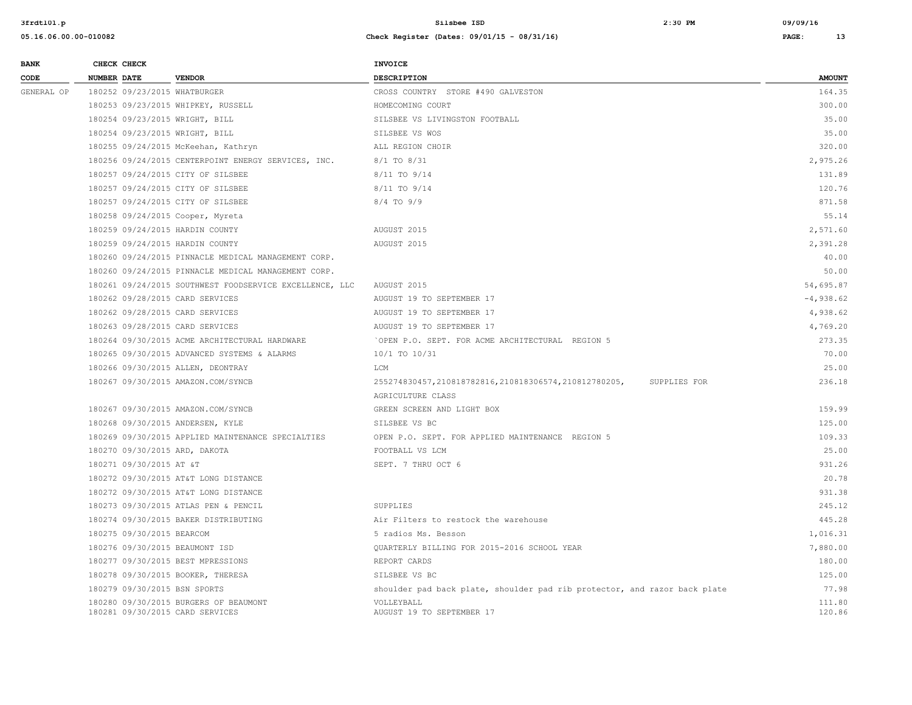| BANK CODE | CHECK NUMBER | CHECK DATE | VENDOR | INVOICE DESCRIPTION | AMOUNT |
|---|---|---|---|---|---|
| GENERAL OP | 180252 | 09/23/2015 | WHATBURGER | CROSS COUNTRY STORE #490 GALVESTON | 164.35 |
| | 180253 | 09/23/2015 | WHIPKEY, RUSSELL | HOMECOMING COURT | 300.00 |
| | 180254 | 09/23/2015 | WRIGHT, BILL | SILSBEE VS LIVINGSTON FOOTBALL | 35.00 |
| | 180254 | 09/23/2015 | WRIGHT, BILL | SILSBEE VS WOS | 35.00 |
| | 180255 | 09/24/2015 | McKeehan, Kathryn | ALL REGION CHOIR | 320.00 |
| | 180256 | 09/24/2015 | CENTERPOINT ENERGY SERVICES, INC. | 8/1 TO 8/31 | 2,975.26 |
| | 180257 | 09/24/2015 | CITY OF SILSBEE | 8/11 TO 9/14 | 131.89 |
| | 180257 | 09/24/2015 | CITY OF SILSBEE | 8/11 TO 9/14 | 120.76 |
| | 180257 | 09/24/2015 | CITY OF SILSBEE | 8/4 TO 9/9 | 871.58 |
| | 180258 | 09/24/2015 | Cooper, Myreta | | 55.14 |
| | 180259 | 09/24/2015 | HARDIN COUNTY | AUGUST 2015 | 2,571.60 |
| | 180259 | 09/24/2015 | HARDIN COUNTY | AUGUST 2015 | 2,391.28 |
| | 180260 | 09/24/2015 | PINNACLE MEDICAL MANAGEMENT CORP. | | 40.00 |
| | 180260 | 09/24/2015 | PINNACLE MEDICAL MANAGEMENT CORP. | | 50.00 |
| | 180261 | 09/24/2015 | SOUTHWEST FOODSERVICE EXCELLENCE, LLC | AUGUST 2015 | 54,695.87 |
| | 180262 | 09/28/2015 | CARD SERVICES | AUGUST 19 TO SEPTEMBER 17 | -4,938.62 |
| | 180262 | 09/28/2015 | CARD SERVICES | AUGUST 19 TO SEPTEMBER 17 | 4,938.62 |
| | 180263 | 09/28/2015 | CARD SERVICES | AUGUST 19 TO SEPTEMBER 17 | 4,769.20 |
| | 180264 | 09/30/2015 | ACME ARCHITECTURAL HARDWARE | `OPEN P.O. SEPT. FOR ACME ARCHITECTURAL REGION 5 | 273.35 |
| | 180265 | 09/30/2015 | ADVANCED SYSTEMS & ALARMS | 10/1 TO 10/31 | 70.00 |
| | 180266 | 09/30/2015 | ALLEN, DEONTRAY | LCM | 25.00 |
| | 180267 | 09/30/2015 | AMAZON.COM/SYNCB | 255274830457,210818782816,210818306574,210812780205, SUPPLIES FOR AGRICULTURE CLASS | 236.18 |
| | 180267 | 09/30/2015 | AMAZON.COM/SYNCB | GREEN SCREEN AND LIGHT BOX | 159.99 |
| | 180268 | 09/30/2015 | ANDERSEN, KYLE | SILSBEE VS BC | 125.00 |
| | 180269 | 09/30/2015 | APPLIED MAINTENANCE SPECIALTIES | OPEN P.O. SEPT. FOR APPLIED MAINTENANCE REGION 5 | 109.33 |
| | 180270 | 09/30/2015 | ARD, DAKOTA | FOOTBALL VS LCM | 25.00 |
| | 180271 | 09/30/2015 | AT &T | SEPT. 7 THRU OCT 6 | 931.26 |
| | 180272 | 09/30/2015 | AT&T LONG DISTANCE | | 20.78 |
| | 180272 | 09/30/2015 | AT&T LONG DISTANCE | | 931.38 |
| | 180273 | 09/30/2015 | ATLAS PEN & PENCIL | SUPPLIES | 245.12 |
| | 180274 | 09/30/2015 | BAKER DISTRIBUTING | Air Filters to restock the warehouse | 445.28 |
| | 180275 | 09/30/2015 | BEARCOM | 5 radios Ms. Besson | 1,016.31 |
| | 180276 | 09/30/2015 | BEAUMONT ISD | QUARTERLY BILLING FOR 2015-2016 SCHOOL YEAR | 7,880.00 |
| | 180277 | 09/30/2015 | BEST MPRESSIONS | REPORT CARDS | 180.00 |
| | 180278 | 09/30/2015 | BOOKER, THERESA | SILSBEE VS BC | 125.00 |
| | 180279 | 09/30/2015 | BSN SPORTS | shoulder pad back plate, shoulder pad rib protector, and razor back plate | 77.98 |
| | 180280 | 09/30/2015 | BURGERS OF BEAUMONT | VOLLEYBALL | 111.80 |
| | 180281 | 09/30/2015 | CARD SERVICES | AUGUST 19 TO SEPTEMBER 17 | 120.86 |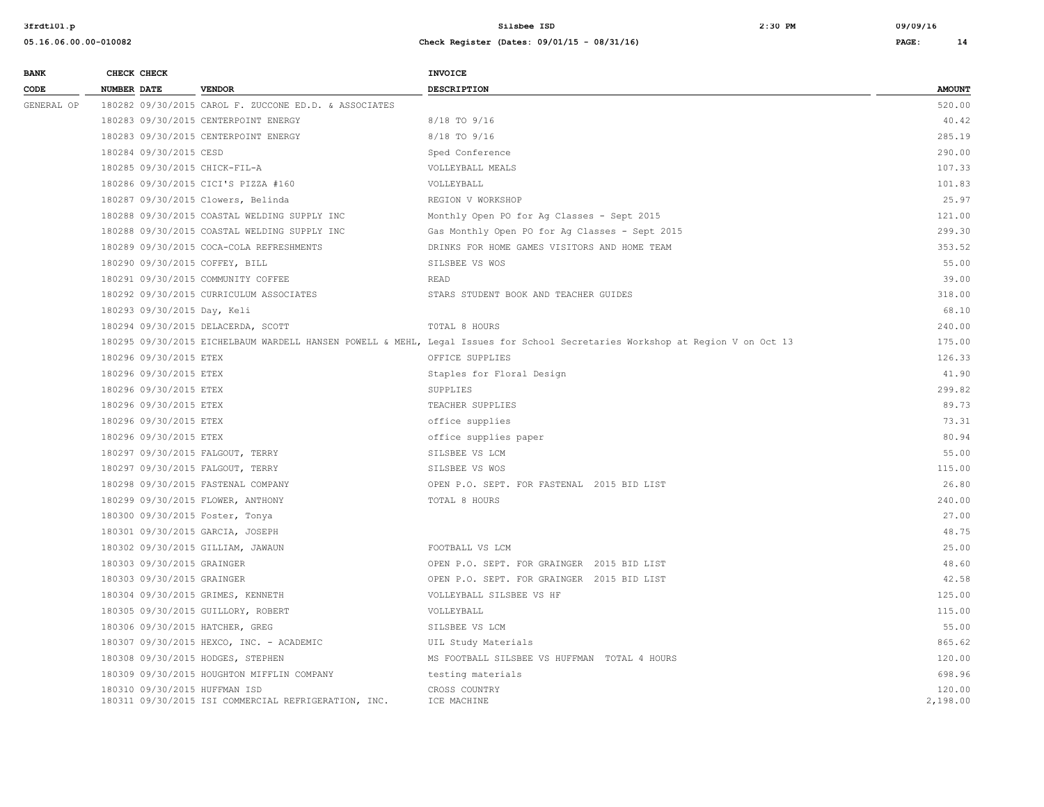| BANK CODE | CHECK NUMBER | CHECK DATE | VENDOR | INVOICE DESCRIPTION | AMOUNT |
|---|---|---|---|---|---|
| GENERAL OP | 180282 | 09/30/2015 | CAROL F. ZUCCONE ED.D. & ASSOCIATES | | 520.00 |
| | 180283 | 09/30/2015 | CENTERPOINT ENERGY | 8/18 TO 9/16 | 40.42 |
| | 180283 | 09/30/2015 | CENTERPOINT ENERGY | 8/18 TO 9/16 | 285.19 |
| | 180284 | 09/30/2015 | CESD | Sped Conference | 290.00 |
| | 180285 | 09/30/2015 | CHICK-FIL-A | VOLLEYBALL MEALS | 107.33 |
| | 180286 | 09/30/2015 | CICI'S PIZZA #160 | VOLLEYBALL | 101.83 |
| | 180287 | 09/30/2015 | Clowers, Belinda | REGION V WORKSHOP | 25.97 |
| | 180288 | 09/30/2015 | COASTAL WELDING SUPPLY INC | Monthly Open PO for Ag Classes - Sept 2015 | 121.00 |
| | 180288 | 09/30/2015 | COASTAL WELDING SUPPLY INC | Gas Monthly Open PO for Ag Classes - Sept 2015 | 299.30 |
| | 180289 | 09/30/2015 | COCA-COLA REFRESHMENTS | DRINKS FOR HOME GAMES VISITORS AND HOME TEAM | 353.52 |
| | 180290 | 09/30/2015 | COFFEY, BILL | SILSBEE VS WOS | 55.00 |
| | 180291 | 09/30/2015 | COMMUNITY COFFEE | READ | 39.00 |
| | 180292 | 09/30/2015 | CURRICULUM ASSOCIATES | STARS STUDENT BOOK AND TEACHER GUIDES | 318.00 |
| | 180293 | 09/30/2015 | Day, Keli | | 68.10 |
| | 180294 | 09/30/2015 | DELACERDA, SCOTT | TOTAL 8 HOURS | 240.00 |
| | 180295 | 09/30/2015 | EICHELBAUM WARDELL HANSEN POWELL & MEHL, | Legal Issues for School Secretaries Workshop at Region V on Oct 13 | 175.00 |
| | 180296 | 09/30/2015 | ETEX | OFFICE SUPPLIES | 126.33 |
| | 180296 | 09/30/2015 | ETEX | Staples for Floral Design | 41.90 |
| | 180296 | 09/30/2015 | ETEX | SUPPLIES | 299.82 |
| | 180296 | 09/30/2015 | ETEX | TEACHER SUPPLIES | 89.73 |
| | 180296 | 09/30/2015 | ETEX | office supplies | 73.31 |
| | 180296 | 09/30/2015 | ETEX | office supplies paper | 80.94 |
| | 180297 | 09/30/2015 | FALGOUT, TERRY | SILSBEE VS LCM | 55.00 |
| | 180297 | 09/30/2015 | FALGOUT, TERRY | SILSBEE VS WOS | 115.00 |
| | 180298 | 09/30/2015 | FASTENAL COMPANY | OPEN P.O. SEPT. FOR FASTENAL 2015 BID LIST | 26.80 |
| | 180299 | 09/30/2015 | FLOWER, ANTHONY | TOTAL 8 HOURS | 240.00 |
| | 180300 | 09/30/2015 | Foster, Tonya | | 27.00 |
| | 180301 | 09/30/2015 | GARCIA, JOSEPH | | 48.75 |
| | 180302 | 09/30/2015 | GILLIAM, JAWAUN | FOOTBALL VS LCM | 25.00 |
| | 180303 | 09/30/2015 | GRAINGER | OPEN P.O. SEPT. FOR GRAINGER 2015 BID LIST | 48.60 |
| | 180303 | 09/30/2015 | GRAINGER | OPEN P.O. SEPT. FOR GRAINGER 2015 BID LIST | 42.58 |
| | 180304 | 09/30/2015 | GRIMES, KENNETH | VOLLEYBALL SILSBEE VS HF | 125.00 |
| | 180305 | 09/30/2015 | GUILLORY, ROBERT | VOLLEYBALL | 115.00 |
| | 180306 | 09/30/2015 | HATCHER, GREG | SILSBEE VS LCM | 55.00 |
| | 180307 | 09/30/2015 | HEXCO, INC. - ACADEMIC | UIL Study Materials | 865.62 |
| | 180308 | 09/30/2015 | HODGES, STEPHEN | MS FOOTBALL SILSBEE VS HUFFMAN TOTAL 4 HOURS | 120.00 |
| | 180309 | 09/30/2015 | HOUGHTON MIFFLIN COMPANY | testing materials | 698.96 |
| | 180310 | 09/30/2015 | HUFFMAN ISD | CROSS COUNTRY | 120.00 |
| | 180311 | 09/30/2015 | ISI COMMERCIAL REFRIGERATION, INC. | ICE MACHINE | 2,198.00 |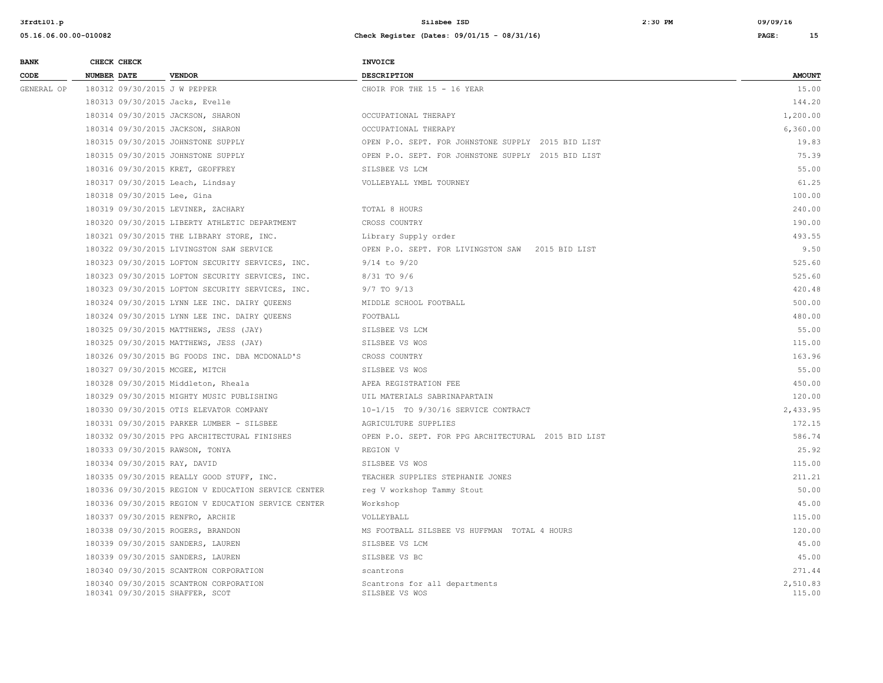| BANK CODE | CHECK NUMBER | CHECK DATE | VENDOR | INVOICE DESCRIPTION | AMOUNT |
|---|---|---|---|---|---|
| GENERAL OP | 180312 | 09/30/2015 | J W PEPPER | CHOIR FOR THE 15 - 16 YEAR | 15.00 |
| | 180313 | 09/30/2015 | Jacks, Evelle | | 144.20 |
| | 180314 | 09/30/2015 | JACKSON, SHARON | OCCUPATIONAL THERAPY | 1,200.00 |
| | 180314 | 09/30/2015 | JACKSON, SHARON | OCCUPATIONAL THERAPY | 6,360.00 |
| | 180315 | 09/30/2015 | JOHNSTONE SUPPLY | OPEN P.O. SEPT. FOR JOHNSTONE SUPPLY 2015 BID LIST | 19.83 |
| | 180315 | 09/30/2015 | JOHNSTONE SUPPLY | OPEN P.O. SEPT. FOR JOHNSTONE SUPPLY 2015 BID LIST | 75.39 |
| | 180316 | 09/30/2015 | KRET, GEOFFREY | SILSBEE VS LCM | 55.00 |
| | 180317 | 09/30/2015 | Leach, Lindsay | VOLLEBYALL YMBL TOURNEY | 61.25 |
| | 180318 | 09/30/2015 | Lee, Gina | | 100.00 |
| | 180319 | 09/30/2015 | LEVINER, ZACHARY | TOTAL 8 HOURS | 240.00 |
| | 180320 | 09/30/2015 | LIBERTY ATHLETIC DEPARTMENT | CROSS COUNTRY | 190.00 |
| | 180321 | 09/30/2015 | THE LIBRARY STORE, INC. | Library Supply order | 493.55 |
| | 180322 | 09/30/2015 | LIVINGSTON SAW SERVICE | OPEN P.O. SEPT. FOR LIVINGSTON SAW 2015 BID LIST | 9.50 |
| | 180323 | 09/30/2015 | LOFTON SECURITY SERVICES, INC. | 9/14 to 9/20 | 525.60 |
| | 180323 | 09/30/2015 | LOFTON SECURITY SERVICES, INC. | 8/31 TO 9/6 | 525.60 |
| | 180323 | 09/30/2015 | LOFTON SECURITY SERVICES, INC. | 9/7 TO 9/13 | 420.48 |
| | 180324 | 09/30/2015 | LYNN LEE INC. DAIRY QUEENS | MIDDLE SCHOOL FOOTBALL | 500.00 |
| | 180324 | 09/30/2015 | LYNN LEE INC. DAIRY QUEENS | FOOTBALL | 480.00 |
| | 180325 | 09/30/2015 | MATTHEWS, JESS (JAY) | SILSBEE VS LCM | 55.00 |
| | 180325 | 09/30/2015 | MATTHEWS, JESS (JAY) | SILSBEE VS WOS | 115.00 |
| | 180326 | 09/30/2015 | BG FOODS INC. DBA MCDONALD'S | CROSS COUNTRY | 163.96 |
| | 180327 | 09/30/2015 | MCGEE, MITCH | SILSBEE VS WOS | 55.00 |
| | 180328 | 09/30/2015 | Middleton, Rheala | APEA REGISTRATION FEE | 450.00 |
| | 180329 | 09/30/2015 | MIGHTY MUSIC PUBLISHING | UIL MATERIALS SABRINAPARTAIN | 120.00 |
| | 180330 | 09/30/2015 | OTIS ELEVATOR COMPANY | 10-1/15 TO 9/30/16 SERVICE CONTRACT | 2,433.95 |
| | 180331 | 09/30/2015 | PARKER LUMBER - SILSBEE | AGRICULTURE SUPPLIES | 172.15 |
| | 180332 | 09/30/2015 | PPG ARCHITECTURAL FINISHES | OPEN P.O. SEPT. FOR PPG ARCHITECTURAL 2015 BID LIST | 586.74 |
| | 180333 | 09/30/2015 | RAWSON, TONYA | REGION V | 25.92 |
| | 180334 | 09/30/2015 | RAY, DAVID | SILSBEE VS WOS | 115.00 |
| | 180335 | 09/30/2015 | REALLY GOOD STUFF, INC. | TEACHER SUPPLIES STEPHANIE JONES | 211.21 |
| | 180336 | 09/30/2015 | REGION V EDUCATION SERVICE CENTER | reg V workshop Tammy Stout | 50.00 |
| | 180336 | 09/30/2015 | REGION V EDUCATION SERVICE CENTER | Workshop | 45.00 |
| | 180337 | 09/30/2015 | RENFRO, ARCHIE | VOLLEYBALL | 115.00 |
| | 180338 | 09/30/2015 | ROGERS, BRANDON | MS FOOTBALL SILSBEE VS HUFFMAN TOTAL 4 HOURS | 120.00 |
| | 180339 | 09/30/2015 | SANDERS, LAUREN | SILSBEE VS LCM | 45.00 |
| | 180339 | 09/30/2015 | SANDERS, LAUREN | SILSBEE VS BC | 45.00 |
| | 180340 | 09/30/2015 | SCANTRON CORPORATION | scantrons | 271.44 |
| | 180340 | 09/30/2015 | SCANTRON CORPORATION | Scantrons for all departments | 2,510.83 |
| | 180341 | 09/30/2015 | SHAFFER, SCOT | SILSBEE VS WOS | 115.00 |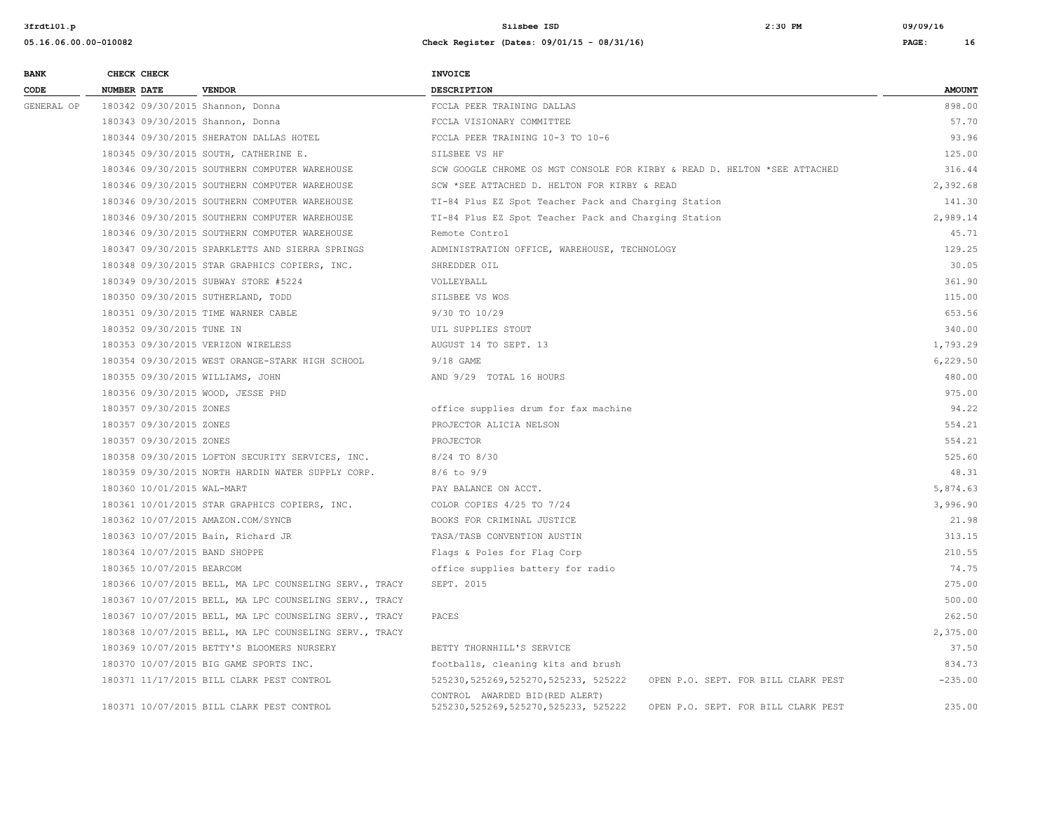| BANK CODE | CHECK NUMBER | CHECK DATE | VENDOR | INVOICE DESCRIPTION | AMOUNT |
|---|---|---|---|---|---|
| GENERAL OP | 180342 | 09/30/2015 | Shannon, Donna | FCCLA PEER TRAINING DALLAS | 898.00 |
| | 180343 | 09/30/2015 | Shannon, Donna | FCCLA VISIONARY COMMITTEE | 57.70 |
| | 180344 | 09/30/2015 | SHERATON DALLAS HOTEL | FCCLA PEER TRAINING 10-3 TO 10-6 | 93.96 |
| | 180345 | 09/30/2015 | SOUTH, CATHERINE E. | SILSBEE VS HF | 125.00 |
| | 180346 | 09/30/2015 | SOUTHERN COMPUTER WAREHOUSE | SCW GOOGLE CHROME OS MGT CONSOLE FOR KIRBY & READ D. HELTON *SEE ATTACHED | 316.44 |
| | 180346 | 09/30/2015 | SOUTHERN COMPUTER WAREHOUSE | SCW *SEE ATTACHED D. HELTON FOR KIRBY & READ | 2,392.68 |
| | 180346 | 09/30/2015 | SOUTHERN COMPUTER WAREHOUSE | TI-84 Plus EZ Spot Teacher Pack and Charging Station | 141.30 |
| | 180346 | 09/30/2015 | SOUTHERN COMPUTER WAREHOUSE | TI-84 Plus EZ Spot Teacher Pack and Charging Station | 2,989.14 |
| | 180346 | 09/30/2015 | SOUTHERN COMPUTER WAREHOUSE | Remote Control | 45.71 |
| | 180347 | 09/30/2015 | SPARKLETTS AND SIERRA SPRINGS | ADMINISTRATION OFFICE, WAREHOUSE, TECHNOLOGY | 129.25 |
| | 180348 | 09/30/2015 | STAR GRAPHICS COPIERS, INC. | SHREDDER OIL | 30.05 |
| | 180349 | 09/30/2015 | SUBWAY STORE #5224 | VOLLEYBALL | 361.90 |
| | 180350 | 09/30/2015 | SUTHERLAND, TODD | SILSBEE VS WOS | 115.00 |
| | 180351 | 09/30/2015 | TIME WARNER CABLE | 9/30 TO 10/29 | 653.56 |
| | 180352 | 09/30/2015 | TUNE IN | UIL SUPPLIES STOUT | 340.00 |
| | 180353 | 09/30/2015 | VERIZON WIRELESS | AUGUST 14 TO SEPT. 13 | 1,793.29 |
| | 180354 | 09/30/2015 | WEST ORANGE-STARK HIGH SCHOOL | 9/18 GAME | 6,229.50 |
| | 180355 | 09/30/2015 | WILLIAMS, JOHN | AND 9/29 TOTAL 16 HOURS | 480.00 |
| | 180356 | 09/30/2015 | WOOD, JESSE PHD | | 975.00 |
| | 180357 | 09/30/2015 | ZONES | office supplies drum for fax machine | 94.22 |
| | 180357 | 09/30/2015 | ZONES | PROJECTOR ALICIA NELSON | 554.21 |
| | 180357 | 09/30/2015 | ZONES | PROJECTOR | 554.21 |
| | 180358 | 09/30/2015 | LOFTON SECURITY SERVICES, INC. | 8/24 TO 8/30 | 525.60 |
| | 180359 | 09/30/2015 | NORTH HARDIN WATER SUPPLY CORP. | 8/6 to 9/9 | 48.31 |
| | 180360 | 10/01/2015 | WAL-MART | PAY BALANCE ON ACCT. | 5,874.63 |
| | 180361 | 10/01/2015 | STAR GRAPHICS COPIERS, INC. | COLOR COPIES 4/25 TO 7/24 | 3,996.90 |
| | 180362 | 10/07/2015 | AMAZON.COM/SYNCB | BOOKS FOR CRIMINAL JUSTICE | 21.98 |
| | 180363 | 10/07/2015 | Bain, Richard JR | TASA/TASB CONVENTION AUSTIN | 313.15 |
| | 180364 | 10/07/2015 | BAND SHOPPE | Flags & Poles for Flag Corp | 210.55 |
| | 180365 | 10/07/2015 | BEARCOM | office supplies battery for radio | 74.75 |
| | 180366 | 10/07/2015 | BELL, MA LPC COUNSELING SERV., TRACY | SEPT. 2015 | 275.00 |
| | 180367 | 10/07/2015 | BELL, MA LPC COUNSELING SERV., TRACY | | 500.00 |
| | 180367 | 10/07/2015 | BELL, MA LPC COUNSELING SERV., TRACY | PACES | 262.50 |
| | 180368 | 10/07/2015 | BELL, MA LPC COUNSELING SERV., TRACY | | 2,375.00 |
| | 180369 | 10/07/2015 | BETTY'S BLOOMERS NURSERY | BETTY THORNHILL'S SERVICE | 37.50 |
| | 180370 | 10/07/2015 | BIG GAME SPORTS INC. | footballs, cleaning kits and brush | 834.73 |
| | 180371 | 11/17/2015 | BILL CLARK PEST CONTROL | 525230,525269,525270,525233, 525222 OPEN P.O. SEPT. FOR BILL CLARK PEST CONTROL AWARDED BID(RED ALERT) | -235.00 |
| | 180371 | 10/07/2015 | BILL CLARK PEST CONTROL | 525230,525269,525270,525233, 525222 OPEN P.O. SEPT. FOR BILL CLARK PEST | 235.00 |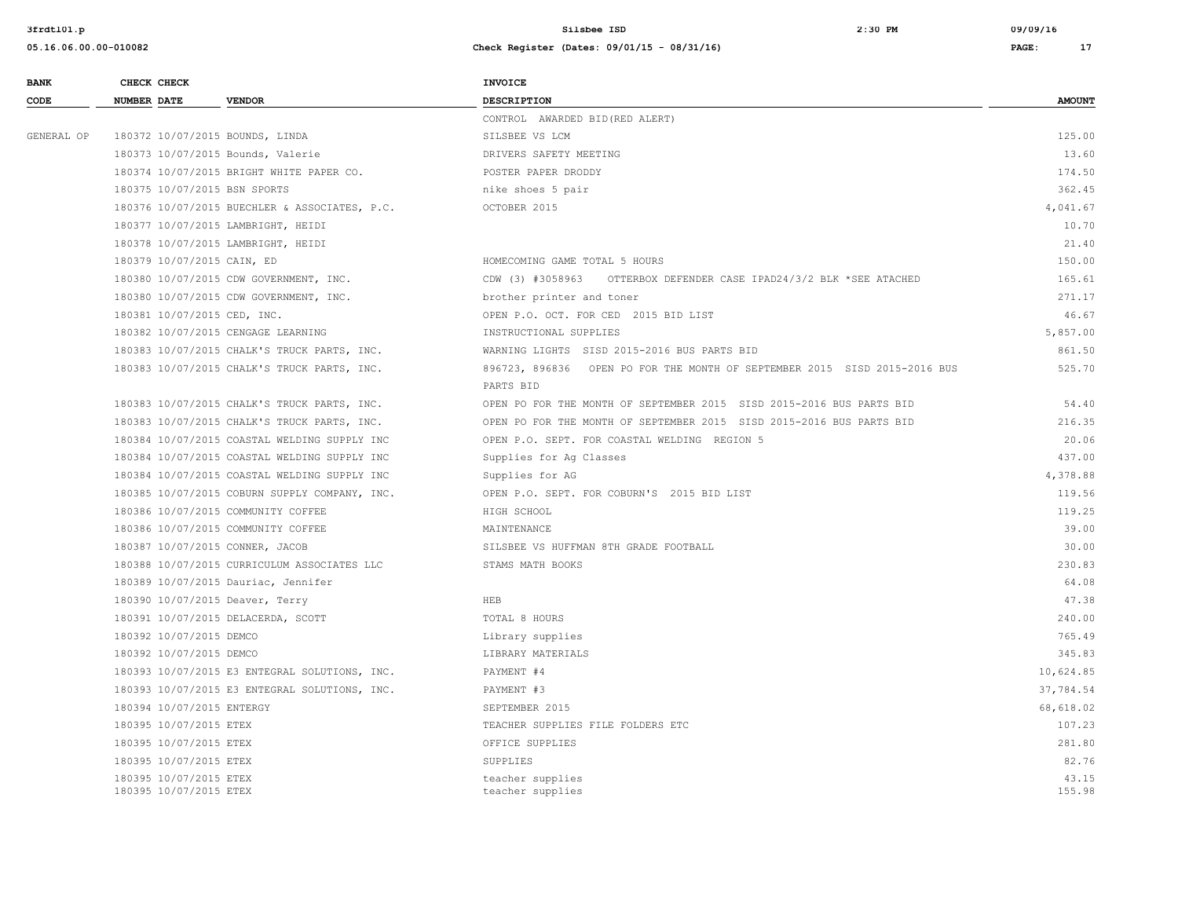| BANK CODE | CHECK NUMBER | CHECK DATE | VENDOR | INVOICE DESCRIPTION | AMOUNT |
|---|---|---|---|---|---|
| | | | | CONTROL AWARDED BID(RED ALERT) | |
| GENERAL OP | 180372 | 10/07/2015 | BOUNDS, LINDA | SILSBEE VS LCM | 125.00 |
| | 180373 | 10/07/2015 | Bounds, Valerie | DRIVERS SAFETY MEETING | 13.60 |
| | 180374 | 10/07/2015 | BRIGHT WHITE PAPER CO. | POSTER PAPER DRODDY | 174.50 |
| | 180375 | 10/07/2015 | BSN SPORTS | nike shoes 5 pair | 362.45 |
| | 180376 | 10/07/2015 | BUECHLER & ASSOCIATES, P.C. | OCTOBER 2015 | 4,041.67 |
| | 180377 | 10/07/2015 | LAMBRIGHT, HEIDI | | 10.70 |
| | 180378 | 10/07/2015 | LAMBRIGHT, HEIDI | | 21.40 |
| | 180379 | 10/07/2015 | CAIN, ED | HOMECOMING GAME TOTAL 5 HOURS | 150.00 |
| | 180380 | 10/07/2015 | CDW GOVERNMENT, INC. | CDW (3) #3058963 OTTERBOX DEFENDER CASE IPAD24/3/2 BLK *SEE ATACHED | 165.61 |
| | 180380 | 10/07/2015 | CDW GOVERNMENT, INC. | brother printer and toner | 271.17 |
| | 180381 | 10/07/2015 | CED, INC. | OPEN P.O. OCT. FOR CED 2015 BID LIST | 46.67 |
| | 180382 | 10/07/2015 | CENGAGE LEARNING | INSTRUCTIONAL SUPPLIES | 5,857.00 |
| | 180383 | 10/07/2015 | CHALK'S TRUCK PARTS, INC. | WARNING LIGHTS SISD 2015-2016 BUS PARTS BID | 861.50 |
| | 180383 | 10/07/2015 | CHALK'S TRUCK PARTS, INC. | 896723, 896836 OPEN PO FOR THE MONTH OF SEPTEMBER 2015 SISD 2015-2016 BUS PARTS BID | 525.70 |
| | 180383 | 10/07/2015 | CHALK'S TRUCK PARTS, INC. | OPEN PO FOR THE MONTH OF SEPTEMBER 2015 SISD 2015-2016 BUS PARTS BID | 54.40 |
| | 180383 | 10/07/2015 | CHALK'S TRUCK PARTS, INC. | OPEN PO FOR THE MONTH OF SEPTEMBER 2015 SISD 2015-2016 BUS PARTS BID | 216.35 |
| | 180384 | 10/07/2015 | COASTAL WELDING SUPPLY INC | OPEN P.O. SEPT. FOR COASTAL WELDING REGION 5 | 20.06 |
| | 180384 | 10/07/2015 | COASTAL WELDING SUPPLY INC | Supplies for Ag Classes | 437.00 |
| | 180384 | 10/07/2015 | COASTAL WELDING SUPPLY INC | Supplies for AG | 4,378.88 |
| | 180385 | 10/07/2015 | COBURN SUPPLY COMPANY, INC. | OPEN P.O. SEPT. FOR COBURN'S 2015 BID LIST | 119.56 |
| | 180386 | 10/07/2015 | COMMUNITY COFFEE | HIGH SCHOOL | 119.25 |
| | 180386 | 10/07/2015 | COMMUNITY COFFEE | MAINTENANCE | 39.00 |
| | 180387 | 10/07/2015 | CONNER, JACOB | SILSBEE VS HUFFMAN 8TH GRADE FOOTBALL | 30.00 |
| | 180388 | 10/07/2015 | CURRICULUM ASSOCIATES LLC | STAMS MATH BOOKS | 230.83 |
| | 180389 | 10/07/2015 | Dauriac, Jennifer | | 64.08 |
| | 180390 | 10/07/2015 | Deaver, Terry | HEB | 47.38 |
| | 180391 | 10/07/2015 | DELACERDA, SCOTT | TOTAL 8 HOURS | 240.00 |
| | 180392 | 10/07/2015 | DEMCO | Library supplies | 765.49 |
| | 180392 | 10/07/2015 | DEMCO | LIBRARY MATERIALS | 345.83 |
| | 180393 | 10/07/2015 | E3 ENTEGRAL SOLUTIONS, INC. | PAYMENT #4 | 10,624.85 |
| | 180393 | 10/07/2015 | E3 ENTEGRAL SOLUTIONS, INC. | PAYMENT #3 | 37,784.54 |
| | 180394 | 10/07/2015 | ENTERGY | SEPTEMBER 2015 | 68,618.02 |
| | 180395 | 10/07/2015 | ETEX | TEACHER SUPPLIES FILE FOLDERS ETC | 107.23 |
| | 180395 | 10/07/2015 | ETEX | OFFICE SUPPLIES | 281.80 |
| | 180395 | 10/07/2015 | ETEX | SUPPLIES | 82.76 |
| | 180395 | 10/07/2015 | ETEX | teacher supplies | 43.15 |
| | 180395 | 10/07/2015 | ETEX | teacher supplies | 155.98 |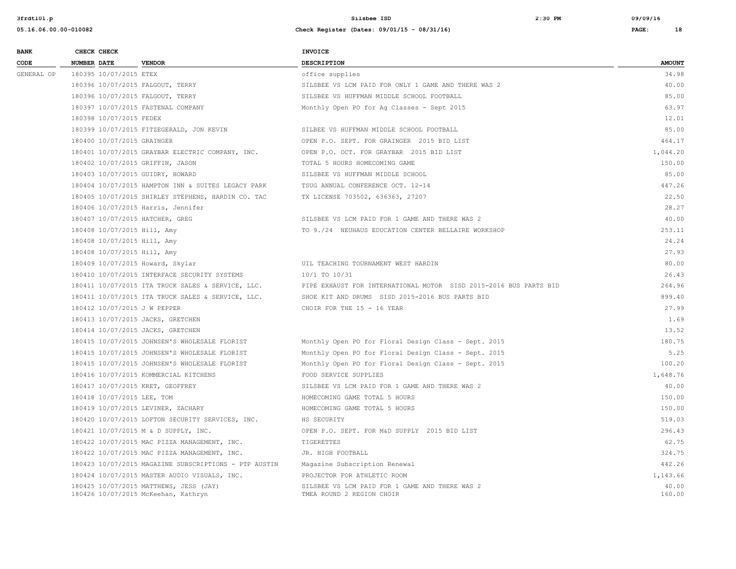| BANK CODE | CHECK NUMBER | CHECK DATE | VENDOR | INVOICE DESCRIPTION | AMOUNT |
|---|---|---|---|---|---|
| GENERAL OP | 180395 | 10/07/2015 | ETEX | office supplies | 34.98 |
| | 180396 | 10/07/2015 | FALGOUT, TERRY | SILSBEE VS LCM PAID FOR ONLY 1 GAME AND THERE WAS 2 | 40.00 |
| | 180396 | 10/07/2015 | FALGOUT, TERRY | SILSBEE VS HUFFMAN MIDDLE SCHOOL FOOTBALL | 85.00 |
| | 180397 | 10/07/2015 | FASTENAL COMPANY | Monthly Open PO for Ag Classes - Sept 2015 | 63.97 |
| | 180398 | 10/07/2015 | FEDEX | | 12.01 |
| | 180399 | 10/07/2015 | FITZEGERALD, JON KEVIN | SILBEE VS HUFFMAN MIDDLE SCHOOL FOOTBALL | 85.00 |
| | 180400 | 10/07/2015 | GRAINGER | OPEN P.O. SEPT. FOR GRAINGER 2015 BID LIST | 464.17 |
| | 180401 | 10/07/2015 | GRAYBAR ELECTRIC COMPANY, INC. | OPEN P.O. OCT. FOR GRAYBAR 2015 BID LIST | 1,044.20 |
| | 180402 | 10/07/2015 | GRIFFIN, JASON | TOTAL 5 HOURS HOMECOMING GAME | 150.00 |
| | 180403 | 10/07/2015 | GUIDRY, HOWARD | SILSBEE VS HUFFMAN MIDDLE SCHOOL | 85.00 |
| | 180404 | 10/07/2015 | HAMPTON INN & SUITES LEGACY PARK | TSUG ANNUAL CONFERENCE OCT. 12-14 | 447.26 |
| | 180405 | 10/07/2015 | SHIRLEY STEPHENS, HARDIN CO. TAC | TX LICENSE 703502, 636363, 27207 | 22.50 |
| | 180406 | 10/07/2015 | Harris, Jennifer | | 28.27 |
| | 180407 | 10/07/2015 | HATCHER, GREG | SILSBEE VS LCM PAID FOR 1 GAME AND THERE WAS 2 | 40.00 |
| | 180408 | 10/07/2015 | Hill, Amy | TO 9./24 NEUHAUS EDUCATION CENTER BELLAIRE WORKSHOP | 253.11 |
| | 180408 | 10/07/2015 | Hill, Amy | | 24.24 |
| | 180408 | 10/07/2015 | Hill, Amy | | 27.93 |
| | 180409 | 10/07/2015 | Howard, Skylar | UIL TEACHING TOURNAMENT WEST HARDIN | 80.00 |
| | 180410 | 10/07/2015 | INTERFACE SECURITY SYSTEMS | 10/1 TO 10/31 | 26.43 |
| | 180411 | 10/07/2015 | ITA TRUCK SALES & SERVICE, LLC. | PIPE EXHAUST FOR INTERNATIONAL MOTOR SISD 2015-2016 BUS PARTS BID | 264.96 |
| | 180411 | 10/07/2015 | ITA TRUCK SALES & SERVICE, LLC. | SHOE KIT AND DRUMS SISD 2015-2016 BUS PARTS BID | 899.40 |
| | 180412 | 10/07/2015 | J W PEPPER | CHOIR FOR THE 15 - 16 YEAR | 27.99 |
| | 180413 | 10/07/2015 | JACKS, GRETCHEN | | 1.69 |
| | 180414 | 10/07/2015 | JACKS, GRETCHEN | | 13.52 |
| | 180415 | 10/07/2015 | JOHNSEN'S WHOLESALE FLORIST | Monthly Open PO for Floral Design Class - Sept. 2015 | 180.75 |
| | 180415 | 10/07/2015 | JOHNSEN'S WHOLESALE FLORIST | Monthly Open PO for Floral Design Class - Sept. 2015 | 5.25 |
| | 180415 | 10/07/2015 | JOHNSEN'S WHOLESALE FLORIST | Monthly Open PO for Floral Design Class - Sept. 2015 | 100.20 |
| | 180416 | 10/07/2015 | KOMMERCIAL KITCHENS | FOOD SERVICE SUPPLIES | 1,648.76 |
| | 180417 | 10/07/2015 | KRET, GEOFFREY | SILSBEE VS LCM PAID FOR 1 GAME AND THERE WAS 2 | 40.00 |
| | 180418 | 10/07/2015 | LEE, TOM | HOMECOMING GAME TOTAL 5 HOURS | 150.00 |
| | 180419 | 10/07/2015 | LEVINER, ZACHARY | HOMECOMING GAME TOTAL 5 HOURS | 150.00 |
| | 180420 | 10/07/2015 | LOFTON SECURITY SERVICES, INC. | HS SECURITY | 519.03 |
| | 180421 | 10/07/2015 | M & D SUPPLY, INC. | OPEN P.O. SEPT. FOR M&D SUPPLY 2015 BID LIST | 296.43 |
| | 180422 | 10/07/2015 | MAC PIZZA MANAGEMENT, INC. | TIGERETTES | 62.75 |
| | 180422 | 10/07/2015 | MAC PIZZA MANAGEMENT, INC. | JR. HIGH FOOTBALL | 324.75 |
| | 180423 | 10/07/2015 | MAGAZINE SUBSCRIPTIONS - PTP AUSTIN | Magazine Subscription Renewal | 442.26 |
| | 180424 | 10/07/2015 | MASTER AUDIO VISUALS, INC. | PROJECTOR FOR ATHLETIC ROOM | 1,143.66 |
| | 180425 | 10/07/2015 | MATTHEWS, JESS (JAY) | SILSBEE VS LCM PAID FOR 1 GAME AND THERE WAS 2 | 40.00 |
| | 180426 | 10/07/2015 | McKeehan, Kathryn | TMEA ROUND 2 REGION CHOIR | 160.00 |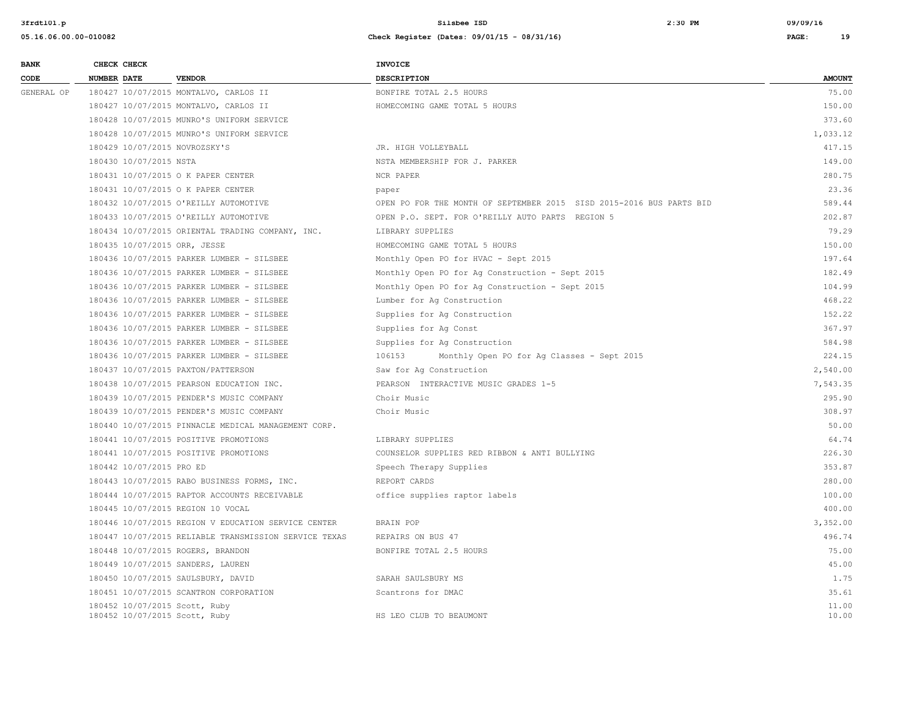| BANK CODE | CHECK NUMBER | CHECK DATE | VENDOR | INVOICE DESCRIPTION | AMOUNT |
|---|---|---|---|---|---|
| GENERAL OP | 180427 | 10/07/2015 | MONTALVO, CARLOS II | BONFIRE TOTAL 2.5 HOURS | 75.00 |
| | 180427 | 10/07/2015 | MONTALVO, CARLOS II | HOMECOMING GAME TOTAL 5 HOURS | 150.00 |
| | 180428 | 10/07/2015 | MUNRO'S UNIFORM SERVICE | | 373.60 |
| | 180428 | 10/07/2015 | MUNRO'S UNIFORM SERVICE | | 1,033.12 |
| | 180429 | 10/07/2015 | NOVROZSKY'S | JR. HIGH VOLLEYBALL | 417.15 |
| | 180430 | 10/07/2015 | NSTA | NSTA MEMBERSHIP FOR J. PARKER | 149.00 |
| | 180431 | 10/07/2015 | O K PAPER CENTER | NCR PAPER | 280.75 |
| | 180431 | 10/07/2015 | O K PAPER CENTER | paper | 23.36 |
| | 180432 | 10/07/2015 | O'REILLY AUTOMOTIVE | OPEN PO FOR THE MONTH OF SEPTEMBER 2015 SISD 2015-2016 BUS PARTS BID | 589.44 |
| | 180433 | 10/07/2015 | O'REILLY AUTOMOTIVE | OPEN P.O. SEPT. FOR O'REILLY AUTO PARTS REGION 5 | 202.87 |
| | 180434 | 10/07/2015 | ORIENTAL TRADING COMPANY, INC. | LIBRARY SUPPLIES | 79.29 |
| | 180435 | 10/07/2015 | ORR, JESSE | HOMECOMING GAME TOTAL 5 HOURS | 150.00 |
| | 180436 | 10/07/2015 | PARKER LUMBER - SILSBEE | Monthly Open PO for HVAC - Sept 2015 | 197.64 |
| | 180436 | 10/07/2015 | PARKER LUMBER - SILSBEE | Monthly Open PO for Ag Construction - Sept 2015 | 182.49 |
| | 180436 | 10/07/2015 | PARKER LUMBER - SILSBEE | Monthly Open PO for Ag Construction - Sept 2015 | 104.99 |
| | 180436 | 10/07/2015 | PARKER LUMBER - SILSBEE | Lumber for Ag Construction | 468.22 |
| | 180436 | 10/07/2015 | PARKER LUMBER - SILSBEE | Supplies for Ag Construction | 152.22 |
| | 180436 | 10/07/2015 | PARKER LUMBER - SILSBEE | Supplies for Ag Const | 367.97 |
| | 180436 | 10/07/2015 | PARKER LUMBER - SILSBEE | Supplies for Ag Construction | 584.98 |
| | 180436 | 10/07/2015 | PARKER LUMBER - SILSBEE | 106153 Monthly Open PO for Ag Classes - Sept 2015 | 224.15 |
| | 180437 | 10/07/2015 | PAXTON/PATTERSON | Saw for Ag Construction | 2,540.00 |
| | 180438 | 10/07/2015 | PEARSON EDUCATION INC. | PEARSON INTERACTIVE MUSIC GRADES 1-5 | 7,543.35 |
| | 180439 | 10/07/2015 | PENDER'S MUSIC COMPANY | Choir Music | 295.90 |
| | 180439 | 10/07/2015 | PENDER'S MUSIC COMPANY | Choir Music | 308.97 |
| | 180440 | 10/07/2015 | PINNACLE MEDICAL MANAGEMENT CORP. | | 50.00 |
| | 180441 | 10/07/2015 | POSITIVE PROMOTIONS | LIBRARY SUPPLIES | 64.74 |
| | 180441 | 10/07/2015 | POSITIVE PROMOTIONS | COUNSELOR SUPPLIES RED RIBBON & ANTI BULLYING | 226.30 |
| | 180442 | 10/07/2015 | PRO ED | Speech Therapy Supplies | 353.87 |
| | 180443 | 10/07/2015 | RABO BUSINESS FORMS, INC. | REPORT CARDS | 280.00 |
| | 180444 | 10/07/2015 | RAPTOR ACCOUNTS RECEIVABLE | office supplies raptor labels | 100.00 |
| | 180445 | 10/07/2015 | REGION 10 VOCAL | | 400.00 |
| | 180446 | 10/07/2015 | REGION V EDUCATION SERVICE CENTER | BRAIN POP | 3,352.00 |
| | 180447 | 10/07/2015 | RELIABLE TRANSMISSION SERVICE TEXAS | REPAIRS ON BUS 47 | 496.74 |
| | 180448 | 10/07/2015 | ROGERS, BRANDON | BONFIRE TOTAL 2.5 HOURS | 75.00 |
| | 180449 | 10/07/2015 | SANDERS, LAUREN | | 45.00 |
| | 180450 | 10/07/2015 | SAULSBURY, DAVID | SARAH SAULSBURY MS | 1.75 |
| | 180451 | 10/07/2015 | SCANTRON CORPORATION | Scantrons for DMAC | 35.61 |
| | 180452 | 10/07/2015 | Scott, Ruby | | 11.00 |
| | 180452 | 10/07/2015 | Scott, Ruby | HS LEO CLUB TO BEAUMONT | 10.00 |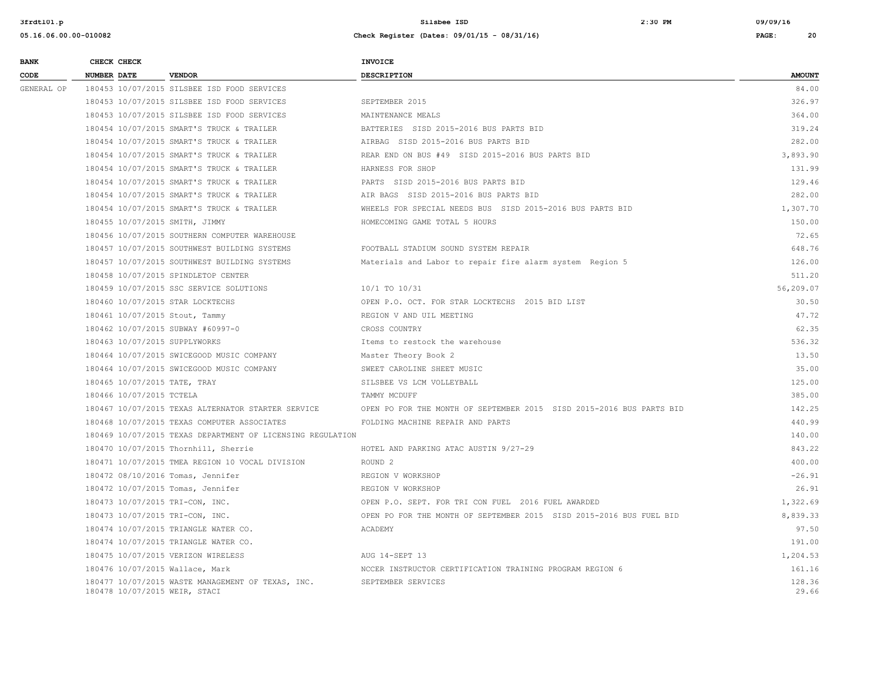| BANK CODE | CHECK NUMBER | CHECK DATE | VENDOR | INVOICE DESCRIPTION | AMOUNT |
|---|---|---|---|---|---|
| GENERAL OP | 180453 | 10/07/2015 | SILSBEE ISD FOOD SERVICES | | 84.00 |
| | 180453 | 10/07/2015 | SILSBEE ISD FOOD SERVICES | SEPTEMBER 2015 | 326.97 |
| | 180453 | 10/07/2015 | SILSBEE ISD FOOD SERVICES | MAINTENANCE MEALS | 364.00 |
| | 180454 | 10/07/2015 | SMART'S TRUCK & TRAILER | BATTERIES SISD 2015-2016 BUS PARTS BID | 319.24 |
| | 180454 | 10/07/2015 | SMART'S TRUCK & TRAILER | AIRBAG SISD 2015-2016 BUS PARTS BID | 282.00 |
| | 180454 | 10/07/2015 | SMART'S TRUCK & TRAILER | REAR END ON BUS #49 SISD 2015-2016 BUS PARTS BID | 3,893.90 |
| | 180454 | 10/07/2015 | SMART'S TRUCK & TRAILER | HARNESS FOR SHOP | 131.99 |
| | 180454 | 10/07/2015 | SMART'S TRUCK & TRAILER | PARTS SISD 2015-2016 BUS PARTS BID | 129.46 |
| | 180454 | 10/07/2015 | SMART'S TRUCK & TRAILER | AIR BAGS SISD 2015-2016 BUS PARTS BID | 282.00 |
| | 180454 | 10/07/2015 | SMART'S TRUCK & TRAILER | WHEELS FOR SPECIAL NEEDS BUS SISD 2015-2016 BUS PARTS BID | 1,307.70 |
| | 180455 | 10/07/2015 | SMITH, JIMMY | HOMECOMING GAME TOTAL 5 HOURS | 150.00 |
| | 180456 | 10/07/2015 | SOUTHERN COMPUTER WAREHOUSE | | 72.65 |
| | 180457 | 10/07/2015 | SOUTHWEST BUILDING SYSTEMS | FOOTBALL STADIUM SOUND SYSTEM REPAIR | 648.76 |
| | 180457 | 10/07/2015 | SOUTHWEST BUILDING SYSTEMS | Materials and Labor to repair fire alarm system Region 5 | 126.00 |
| | 180458 | 10/07/2015 | SPINDLETOP CENTER | | 511.20 |
| | 180459 | 10/07/2015 | SSC SERVICE SOLUTIONS | 10/1 TO 10/31 | 56,209.07 |
| | 180460 | 10/07/2015 | STAR LOCKTECHS | OPEN P.O. OCT. FOR STAR LOCKTECHS 2015 BID LIST | 30.50 |
| | 180461 | 10/07/2015 | Stout, Tammy | REGION V AND UIL MEETING | 47.72 |
| | 180462 | 10/07/2015 | SUBWAY #60997-0 | CROSS COUNTRY | 62.35 |
| | 180463 | 10/07/2015 | SUPPLYWORKS | Items to restock the warehouse | 536.32 |
| | 180464 | 10/07/2015 | SWICEGOOD MUSIC COMPANY | Master Theory Book 2 | 13.50 |
| | 180464 | 10/07/2015 | SWICEGOOD MUSIC COMPANY | SWEET CAROLINE SHEET MUSIC | 35.00 |
| | 180465 | 10/07/2015 | TATE, TRAY | SILSBEE VS LCM VOLLEYBALL | 125.00 |
| | 180466 | 10/07/2015 | TCTELA | TAMMY MCDUFF | 385.00 |
| | 180467 | 10/07/2015 | TEXAS ALTERNATOR STARTER SERVICE | OPEN PO FOR THE MONTH OF SEPTEMBER 2015 SISD 2015-2016 BUS PARTS BID | 142.25 |
| | 180468 | 10/07/2015 | TEXAS COMPUTER ASSOCIATES | FOLDING MACHINE REPAIR AND PARTS | 440.99 |
| | 180469 | 10/07/2015 | TEXAS DEPARTMENT OF LICENSING REGULATION | | 140.00 |
| | 180470 | 10/07/2015 | Thornhill, Sherrie | HOTEL AND PARKING ATAC AUSTIN 9/27-29 | 843.22 |
| | 180471 | 10/07/2015 | TMEA REGION 10 VOCAL DIVISION | ROUND 2 | 400.00 |
| | 180472 | 08/10/2016 | Tomas, Jennifer | REGION V WORKSHOP | -26.91 |
| | 180472 | 10/07/2015 | Tomas, Jennifer | REGION V WORKSHOP | 26.91 |
| | 180473 | 10/07/2015 | TRI-CON, INC. | OPEN P.O. SEPT. FOR TRI CON FUEL 2016 FUEL AWARDED | 1,322.69 |
| | 180473 | 10/07/2015 | TRI-CON, INC. | OPEN PO FOR THE MONTH OF SEPTEMBER 2015 SISD 2015-2016 BUS FUEL BID | 8,839.33 |
| | 180474 | 10/07/2015 | TRIANGLE WATER CO. | ACADEMY | 97.50 |
| | 180474 | 10/07/2015 | TRIANGLE WATER CO. | | 191.00 |
| | 180475 | 10/07/2015 | VERIZON WIRELESS | AUG 14-SEPT 13 | 1,204.53 |
| | 180476 | 10/07/2015 | Wallace, Mark | NCCER INSTRUCTOR CERTIFICATION TRAINING PROGRAM REGION 6 | 161.16 |
| | 180477 | 10/07/2015 | WASTE MANAGEMENT OF TEXAS, INC. | SEPTEMBER SERVICES | 128.36 |
| | 180478 | 10/07/2015 | WEIR, STACI | | 29.66 |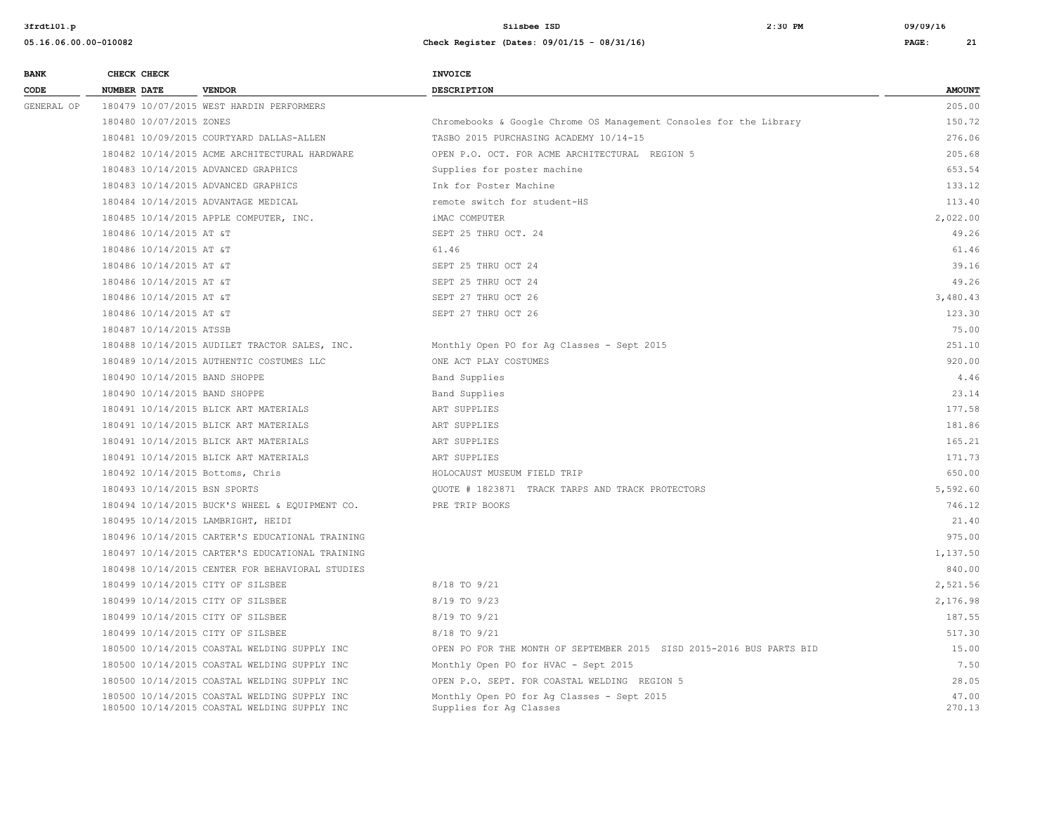| BANK CODE | CHECK NUMBER | CHECK DATE | VENDOR | INVOICE DESCRIPTION | AMOUNT |
|---|---|---|---|---|---|
| GENERAL OP | 180479 | 10/07/2015 | WEST HARDIN PERFORMERS | | 205.00 |
| | 180480 | 10/07/2015 | ZONES | Chromebooks & Google Chrome OS Management Consoles for the Library | 150.72 |
| | 180481 | 10/09/2015 | COURTYARD DALLAS-ALLEN | TASBO 2015 PURCHASING ACADEMY 10/14-15 | 276.06 |
| | 180482 | 10/14/2015 | ACME ARCHITECTURAL HARDWARE | OPEN P.O. OCT. FOR ACME ARCHITECTURAL REGION 5 | 205.68 |
| | 180483 | 10/14/2015 | ADVANCED GRAPHICS | Supplies for poster machine | 653.54 |
| | 180483 | 10/14/2015 | ADVANCED GRAPHICS | Ink for Poster Machine | 133.12 |
| | 180484 | 10/14/2015 | ADVANTAGE MEDICAL | remote switch for student-HS | 113.40 |
| | 180485 | 10/14/2015 | APPLE COMPUTER, INC. | iMAC COMPUTER | 2,022.00 |
| | 180486 | 10/14/2015 | AT &T | SEPT 25 THRU OCT. 24 | 49.26 |
| | 180486 | 10/14/2015 | AT &T | 61.46 | 61.46 |
| | 180486 | 10/14/2015 | AT &T | SEPT 25 THRU OCT 24 | 39.16 |
| | 180486 | 10/14/2015 | AT &T | SEPT 25 THRU OCT 24 | 49.26 |
| | 180486 | 10/14/2015 | AT &T | SEPT 27 THRU OCT 26 | 3,480.43 |
| | 180486 | 10/14/2015 | AT &T | SEPT 27 THRU OCT 26 | 123.30 |
| | 180487 | 10/14/2015 | ATSSB | | 75.00 |
| | 180488 | 10/14/2015 | AUDILET TRACTOR SALES, INC. | Monthly Open PO for Ag Classes - Sept 2015 | 251.10 |
| | 180489 | 10/14/2015 | AUTHENTIC COSTUMES LLC | ONE ACT PLAY COSTUMES | 920.00 |
| | 180490 | 10/14/2015 | BAND SHOPPE | Band Supplies | 4.46 |
| | 180490 | 10/14/2015 | BAND SHOPPE | Band Supplies | 23.14 |
| | 180491 | 10/14/2015 | BLICK ART MATERIALS | ART SUPPLIES | 177.58 |
| | 180491 | 10/14/2015 | BLICK ART MATERIALS | ART SUPPLIES | 181.86 |
| | 180491 | 10/14/2015 | BLICK ART MATERIALS | ART SUPPLIES | 165.21 |
| | 180491 | 10/14/2015 | BLICK ART MATERIALS | ART SUPPLIES | 171.73 |
| | 180492 | 10/14/2015 | Bottoms, Chris | HOLOCAUST MUSEUM FIELD TRIP | 650.00 |
| | 180493 | 10/14/2015 | BSN SPORTS | QUOTE # 1823871 TRACK TARPS AND TRACK PROTECTORS | 5,592.60 |
| | 180494 | 10/14/2015 | BUCK'S WHEEL & EQUIPMENT CO. | PRE TRIP BOOKS | 746.12 |
| | 180495 | 10/14/2015 | LAMBRIGHT, HEIDI | | 21.40 |
| | 180496 | 10/14/2015 | CARTER'S EDUCATIONAL TRAINING | | 975.00 |
| | 180497 | 10/14/2015 | CARTER'S EDUCATIONAL TRAINING | | 1,137.50 |
| | 180498 | 10/14/2015 | CENTER FOR BEHAVIORAL STUDIES | | 840.00 |
| | 180499 | 10/14/2015 | CITY OF SILSBEE | 8/18 TO 9/21 | 2,521.56 |
| | 180499 | 10/14/2015 | CITY OF SILSBEE | 8/19 TO 9/23 | 2,176.98 |
| | 180499 | 10/14/2015 | CITY OF SILSBEE | 8/19 TO 9/21 | 187.55 |
| | 180499 | 10/14/2015 | CITY OF SILSBEE | 8/18 TO 9/21 | 517.30 |
| | 180500 | 10/14/2015 | COASTAL WELDING SUPPLY INC | OPEN PO FOR THE MONTH OF SEPTEMBER 2015 SISD 2015-2016 BUS PARTS BID | 15.00 |
| | 180500 | 10/14/2015 | COASTAL WELDING SUPPLY INC | Monthly Open PO for HVAC - Sept 2015 | 7.50 |
| | 180500 | 10/14/2015 | COASTAL WELDING SUPPLY INC | OPEN P.O. SEPT. FOR COASTAL WELDING REGION 5 | 28.05 |
| | 180500 | 10/14/2015 | COASTAL WELDING SUPPLY INC | Monthly Open PO for Ag Classes - Sept 2015 | 47.00 |
| | 180500 | 10/14/2015 | COASTAL WELDING SUPPLY INC | Supplies for Ag Classes | 270.13 |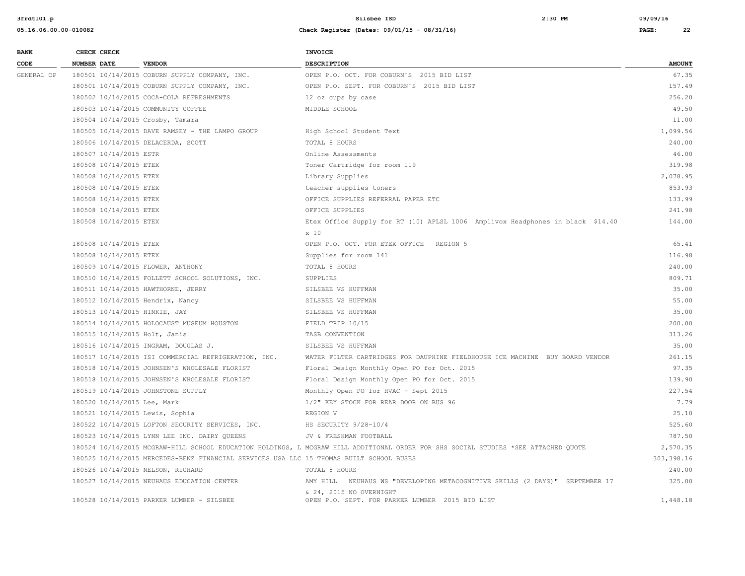| BANK CODE | CHECK NUMBER | CHECK DATE | VENDOR | INVOICE DESCRIPTION | AMOUNT |
|---|---|---|---|---|---|
| GENERAL OP | 180501 | 10/14/2015 | COBURN SUPPLY COMPANY, INC. | OPEN P.O. OCT. FOR COBURN'S 2015 BID LIST | 67.35 |
| | 180501 | 10/14/2015 | COBURN SUPPLY COMPANY, INC. | OPEN P.O. SEPT. FOR COBURN'S 2015 BID LIST | 157.49 |
| | 180502 | 10/14/2015 | COCA-COLA REFRESHMENTS | 12 oz cups by case | 256.20 |
| | 180503 | 10/14/2015 | COMMUNITY COFFEE | MIDDLE SCHOOL | 49.50 |
| | 180504 | 10/14/2015 | Crosby, Tamara | | 11.00 |
| | 180505 | 10/14/2015 | DAVE RAMSEY - THE LAMPO GROUP | High School Student Text | 1,099.56 |
| | 180506 | 10/14/2015 | DELACERDA, SCOTT | TOTAL 8 HOURS | 240.00 |
| | 180507 | 10/14/2015 | ESTR | Online Assessments | 46.00 |
| | 180508 | 10/14/2015 | ETEX | Toner Cartridge for room 119 | 319.98 |
| | 180508 | 10/14/2015 | ETEX | Library Supplies | 2,078.95 |
| | 180508 | 10/14/2015 | ETEX | teacher supplies toners | 853.93 |
| | 180508 | 10/14/2015 | ETEX | OFFICE SUPPLIES REFERRAL PAPER ETC | 133.99 |
| | 180508 | 10/14/2015 | ETEX | OFFICE SUPPLIES | 241.98 |
| | 180508 | 10/14/2015 | ETEX | Etex Office Supply for RT (10) APLSL 1006 Amplivox Headphones in black $14.40 x 10 | 144.00 |
| | 180508 | 10/14/2015 | ETEX | OPEN P.O. OCT. FOR ETEX OFFICE REGION 5 | 65.41 |
| | 180508 | 10/14/2015 | ETEX | Supplies for room 141 | 116.98 |
| | 180509 | 10/14/2015 | FLOWER, ANTHONY | TOTAL 8 HOURS | 240.00 |
| | 180510 | 10/14/2015 | FOLLETT SCHOOL SOLUTIONS, INC. | SUPPLIES | 809.71 |
| | 180511 | 10/14/2015 | HAWTHORNE, JERRY | SILSBEE VS HUFFMAN | 35.00 |
| | 180512 | 10/14/2015 | Hendrix, Nancy | SILSBEE VS HUFFMAN | 55.00 |
| | 180513 | 10/14/2015 | HINKIE, JAY | SILSBEE VS HUFFMAN | 35.00 |
| | 180514 | 10/14/2015 | HOLOCAUST MUSEUM HOUSTON | FIELD TRIP 10/15 | 200.00 |
| | 180515 | 10/14/2015 | Holt, Janis | TASB CONVENTION | 313.26 |
| | 180516 | 10/14/2015 | INGRAM, DOUGLAS J. | SILSBEE VS HUFFMAN | 35.00 |
| | 180517 | 10/14/2015 | ISI COMMERCIAL REFRIGERATION, INC. | WATER FILTER CARTRIDGES FOR DAUPHINE FIELDHOUSE ICE MACHINE BUY BOARD VENDOR | 261.15 |
| | 180518 | 10/14/2015 | JOHNSEN'S WHOLESALE FLORIST | Floral Design Monthly Open PO for Oct. 2015 | 97.35 |
| | 180518 | 10/14/2015 | JOHNSEN'S WHOLESALE FLORIST | Floral Design Monthly Open PO for Oct. 2015 | 139.90 |
| | 180519 | 10/14/2015 | JOHNSTONE SUPPLY | Monthly Open PO for HVAC - Sept 2015 | 227.54 |
| | 180520 | 10/14/2015 | Lee, Mark | 1/2" KEY STOCK FOR REAR DOOR ON BUS 96 | 7.79 |
| | 180521 | 10/14/2015 | Lewis, Sophia | REGION V | 25.10 |
| | 180522 | 10/14/2015 | LOFTON SECURITY SERVICES, INC. | HS SECURITY 9/28-10/4 | 525.60 |
| | 180523 | 10/14/2015 | LYNN LEE INC. DAIRY QUEENS | JV & FRESHMAN FOOTBALL | 787.50 |
| | 180524 | 10/14/2015 | MCGRAW-HILL SCHOOL EDUCATION HOLDINGS, L | MCGRAW HILL ADDITIONAL ORDER FOR SHS SOCIAL STUDIES *SEE ATTACHED QUOTE | 2,570.35 |
| | 180525 | 10/14/2015 | MERCEDES-BENZ FINANCIAL SERVICES USA LLC | 15 THOMAS BUILT SCHOOL BUSES | 303,398.16 |
| | 180526 | 10/14/2015 | NELSON, RICHARD | TOTAL 8 HOURS | 240.00 |
| | 180527 | 10/14/2015 | NEUHAUS EDUCATION CENTER | AMY HILL NEUHAUS WS "DEVELOPING METACOGNITIVE SKILLS (2 DAYS)" SEPTEMBER 17 & 24, 2015 NO OVERNIGHT | 325.00 |
| | 180528 | 10/14/2015 | PARKER LUMBER - SILSBEE | OPEN P.O. SEPT. FOR PARKER LUMBER 2015 BID LIST | 1,448.18 |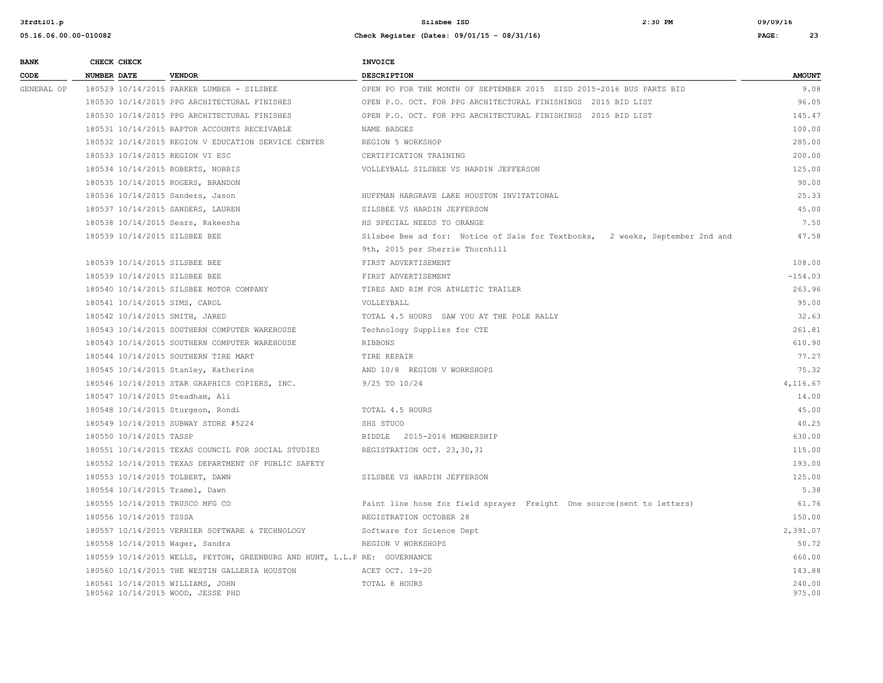| BANK CODE | CHECK NUMBER | CHECK DATE | VENDOR | INVOICE DESCRIPTION | AMOUNT |
|---|---|---|---|---|---|
| GENERAL OP | 180529 | 10/14/2015 | PARKER LUMBER - SILSBEE | OPEN PO FOR THE MONTH OF SEPTEMBER 2015 SISD 2015-2016 BUS PARTS BID | 9.08 |
| | 180530 | 10/14/2015 | PPG ARCHITECTURAL FINISHES | OPEN P.O. OCT. FOR PPG ARCHITECTURAL FINISHINGS 2015 BID LIST | 96.05 |
| | 180530 | 10/14/2015 | PPG ARCHITECTURAL FINISHES | OPEN P.O. OCT. FOR PPG ARCHITECTURAL FINISHINGS 2015 BID LIST | 145.47 |
| | 180531 | 10/14/2015 | RAPTOR ACCOUNTS RECEIVABLE | NAME BADGES | 100.00 |
| | 180532 | 10/14/2015 | REGION V EDUCATION SERVICE CENTER | REGION 5 WORKSHOP | 285.00 |
| | 180533 | 10/14/2015 | REGION VI ESC | CERTIFICATION TRAINING | 200.00 |
| | 180534 | 10/14/2015 | ROBERTS, NORRIS | VOLLEYBALL SILSBEE VS HARDIN JEFFERSON | 125.00 |
| | 180535 | 10/14/2015 | ROGERS, BRANDON | | 90.00 |
| | 180536 | 10/14/2015 | Sanders, Jason | HUFFMAN HARGRAVE LAKE HOUSTON INVITATIONAL | 25.33 |
| | 180537 | 10/14/2015 | SANDERS, LAUREN | SILSBEE VS HARDIN JEFFERSON | 45.00 |
| | 180538 | 10/14/2015 | Sears, Rakeesha | HS SPECIAL NEEDS TO ORANGE | 7.50 |
| | 180539 | 10/14/2015 | SILSBEE BEE | Silsbee Bee ad for: Notice of Sale for Textbooks, 2 weeks, September 2nd and 9th, 2015 per Sherrie Thornhill | 47.58 |
| | 180539 | 10/14/2015 | SILSBEE BEE | FIRST ADVERTISEMENT | 108.00 |
| | 180539 | 10/14/2015 | SILSBEE BEE | FIRST ADVERTISEMENT | -154.03 |
| | 180540 | 10/14/2015 | SILSBEE MOTOR COMPANY | TIRES AND RIM FOR ATHLETIC TRAILER | 263.96 |
| | 180541 | 10/14/2015 | SIMS, CAROL | VOLLEYBALL | 95.00 |
| | 180542 | 10/14/2015 | SMITH, JARED | TOTAL 4.5 HOURS SAW YOU AT THE POLE RALLY | 32.63 |
| | 180543 | 10/14/2015 | SOUTHERN COMPUTER WAREHOUSE | Technology Supplies for CTE | 261.81 |
| | 180543 | 10/14/2015 | SOUTHERN COMPUTER WAREHOUSE | RIBBONS | 610.90 |
| | 180544 | 10/14/2015 | SOUTHERN TIRE MART | TIRE REPAIR | 77.27 |
| | 180545 | 10/14/2015 | Stanley, Katherine | AND 10/8 REGION V WORKSHOPS | 75.32 |
| | 180546 | 10/14/2015 | STAR GRAPHICS COPIERS, INC. | 9/25 TO 10/24 | 4,116.67 |
| | 180547 | 10/14/2015 | Steadham, Ali | | 14.00 |
| | 180548 | 10/14/2015 | Sturgeon, Rondi | TOTAL 4.5 HOURS | 45.00 |
| | 180549 | 10/14/2015 | SUBWAY STORE #5224 | SHS STUCO | 40.25 |
| | 180550 | 10/14/2015 | TASSP | BIDDLE 2015-2016 MEMBERSHIP | 630.00 |
| | 180551 | 10/14/2015 | TEXAS COUNCIL FOR SOCIAL STUDIES | REGISTRATION OCT. 23,30,31 | 115.00 |
| | 180552 | 10/14/2015 | TEXAS DEPARTMENT OF PUBLIC SAFETY | | 193.00 |
| | 180553 | 10/14/2015 | TOLBERT, DAWN | SILSBEE VS HARDIN JEFFERSON | 125.00 |
| | 180554 | 10/14/2015 | Tramel, Dawn | | 5.38 |
| | 180555 | 10/14/2015 | TRUSCO MFG CO | Paint line hose for field sprayer Freight One source(sent to letters) | 61.76 |
| | 180556 | 10/14/2015 | TSSSA | REGISTRATION OCTOBER 28 | 150.00 |
| | 180557 | 10/14/2015 | VERNIER SOFTWARE & TECHNOLOGY | Software for Science Dept | 2,391.07 |
| | 180558 | 10/14/2015 | Wager, Sandra | REGION V WORKSHOPS | 50.72 |
| | 180559 | 10/14/2015 | WELLS, PEYTON, GREENBURG AND HUNT, L.L.P | RE: GOVERNANCE | 660.00 |
| | 180560 | 10/14/2015 | THE WESTIN GALLERIA HOUSTON | ACET OCT. 19-20 | 143.88 |
| | 180561 | 10/14/2015 | WILLIAMS, JOHN | TOTAL 8 HOURS | 240.00 |
| | 180562 | 10/14/2015 | WOOD, JESSE PHD | | 975.00 |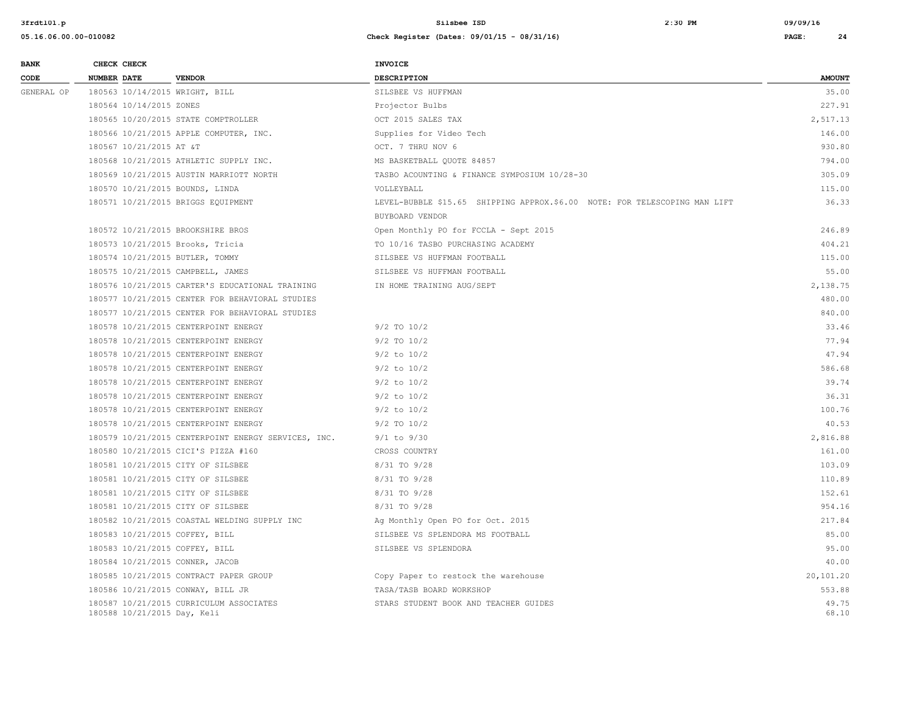| BANK CODE | CHECK NUMBER | CHECK DATE | VENDOR | INVOICE DESCRIPTION | AMOUNT |
|---|---|---|---|---|---|
| GENERAL OP | 180563 | 10/14/2015 | WRIGHT, BILL | SILSBEE VS HUFFMAN | 35.00 |
| | 180564 | 10/14/2015 | ZONES | Projector Bulbs | 227.91 |
| | 180565 | 10/20/2015 | STATE COMPTROLLER | OCT 2015 SALES TAX | 2,517.13 |
| | 180566 | 10/21/2015 | APPLE COMPUTER, INC. | Supplies for Video Tech | 146.00 |
| | 180567 | 10/21/2015 | AT &T | OCT. 7 THRU NOV 6 | 930.80 |
| | 180568 | 10/21/2015 | ATHLETIC SUPPLY INC. | MS BASKETBALL QUOTE 84857 | 794.00 |
| | 180569 | 10/21/2015 | AUSTIN MARRIOTT NORTH | TASBO ACOUNTING & FINANCE SYMPOSIUM 10/28-30 | 305.09 |
| | 180570 | 10/21/2015 | BOUNDS, LINDA | VOLLEYBALL | 115.00 |
| | 180571 | 10/21/2015 | BRIGGS EQUIPMENT | LEVEL-BUBBLE $15.65 SHIPPING APPROX.$6.00 NOTE: FOR TELESCOPING MAN LIFT BUYBOARD VENDOR | 36.33 |
| | 180572 | 10/21/2015 | BROOKSHIRE BROS | Open Monthly PO for FCCLA - Sept 2015 | 246.89 |
| | 180573 | 10/21/2015 | Brooks, Tricia | TO 10/16 TASBO PURCHASING ACADEMY | 404.21 |
| | 180574 | 10/21/2015 | BUTLER, TOMMY | SILSBEE VS HUFFMAN FOOTBALL | 115.00 |
| | 180575 | 10/21/2015 | CAMPBELL, JAMES | SILSBEE VS HUFFMAN FOOTBALL | 55.00 |
| | 180576 | 10/21/2015 | CARTER'S EDUCATIONAL TRAINING | IN HOME TRAINING AUG/SEPT | 2,138.75 |
| | 180577 | 10/21/2015 | CENTER FOR BEHAVIORAL STUDIES | | 480.00 |
| | 180577 | 10/21/2015 | CENTER FOR BEHAVIORAL STUDIES | | 840.00 |
| | 180578 | 10/21/2015 | CENTERPOINT ENERGY | 9/2 TO 10/2 | 33.46 |
| | 180578 | 10/21/2015 | CENTERPOINT ENERGY | 9/2 TO 10/2 | 77.94 |
| | 180578 | 10/21/2015 | CENTERPOINT ENERGY | 9/2 to 10/2 | 47.94 |
| | 180578 | 10/21/2015 | CENTERPOINT ENERGY | 9/2 to 10/2 | 586.68 |
| | 180578 | 10/21/2015 | CENTERPOINT ENERGY | 9/2 to 10/2 | 39.74 |
| | 180578 | 10/21/2015 | CENTERPOINT ENERGY | 9/2 to 10/2 | 36.31 |
| | 180578 | 10/21/2015 | CENTERPOINT ENERGY | 9/2 to 10/2 | 100.76 |
| | 180578 | 10/21/2015 | CENTERPOINT ENERGY | 9/2 TO 10/2 | 40.53 |
| | 180579 | 10/21/2015 | CENTERPOINT ENERGY SERVICES, INC. | 9/1 to 9/30 | 2,816.88 |
| | 180580 | 10/21/2015 | CICI'S PIZZA #160 | CROSS COUNTRY | 161.00 |
| | 180581 | 10/21/2015 | CITY OF SILSBEE | 8/31 TO 9/28 | 103.09 |
| | 180581 | 10/21/2015 | CITY OF SILSBEE | 8/31 TO 9/28 | 110.89 |
| | 180581 | 10/21/2015 | CITY OF SILSBEE | 8/31 TO 9/28 | 152.61 |
| | 180581 | 10/21/2015 | CITY OF SILSBEE | 8/31 TO 9/28 | 954.16 |
| | 180582 | 10/21/2015 | COASTAL WELDING SUPPLY INC | Ag Monthly Open PO for Oct. 2015 | 217.84 |
| | 180583 | 10/21/2015 | COFFEY, BILL | SILSBEE VS SPLENDORA MS FOOTBALL | 85.00 |
| | 180583 | 10/21/2015 | COFFEY, BILL | SILSBEE VS SPLENDORA | 95.00 |
| | 180584 | 10/21/2015 | CONNER, JACOB | | 40.00 |
| | 180585 | 10/21/2015 | CONTRACT PAPER GROUP | Copy Paper to restock the warehouse | 20,101.20 |
| | 180586 | 10/21/2015 | CONWAY, BILL JR | TASA/TASB BOARD WORKSHOP | 553.88 |
| | 180587 | 10/21/2015 | CURRICULUM ASSOCIATES | STARS STUDENT BOOK AND TEACHER GUIDES | 49.75 |
| | 180588 | 10/21/2015 | Day, Keli | | 68.10 |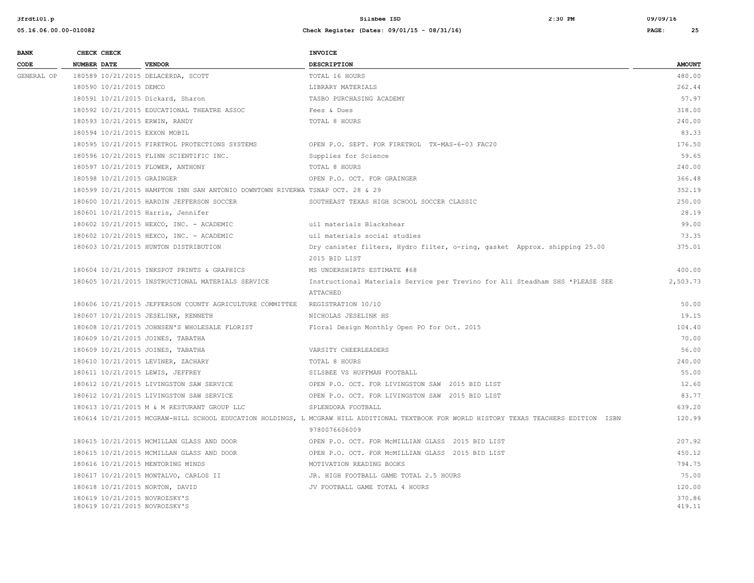| BANK CODE | CHECK NUMBER | CHECK DATE | VENDOR | INVOICE DESCRIPTION | AMOUNT |
|---|---|---|---|---|---|
| GENERAL OP | 180589 | 10/21/2015 | DELACERDA, SCOTT | TOTAL 16 HOURS | 480.00 |
| | 180590 | 10/21/2015 | DEMCO | LIBRARY MATERIALS | 262.44 |
| | 180591 | 10/21/2015 | Dickard, Sharon | TASBO PURCHASING ACADEMY | 57.97 |
| | 180592 | 10/21/2015 | EDUCATIONAL THEATRE ASSOC | Fees & Dues | 318.00 |
| | 180593 | 10/21/2015 | ERWIN, RANDY | TOTAL 8 HOURS | 240.00 |
| | 180594 | 10/21/2015 | EXXON MOBIL | | 83.33 |
| | 180595 | 10/21/2015 | FIRETROL PROTECTIONS SYSTEMS | OPEN P.O. SEPT. FOR FIRETROL TX-MAS-6-03 FAC20 | 176.50 |
| | 180596 | 10/21/2015 | FLINN SCIENTIFIC INC. | Supplies for Science | 59.65 |
| | 180597 | 10/21/2015 | FLOWER, ANTHONY | TOTAL 8 HOURS | 240.00 |
| | 180598 | 10/21/2015 | GRAINGER | OPEN P.O. OCT. FOR GRAINGER | 366.48 |
| | 180599 | 10/21/2015 | HAMPTON INN SAN ANTONIO DOWNTOWN RIVERWA | TSNAP OCT. 28 & 29 | 352.19 |
| | 180600 | 10/21/2015 | HARDIN JEFFERSON SOCCER | SOUTHEAST TEXAS HIGH SCHOOL SOCCER CLASSIC | 250.00 |
| | 180601 | 10/21/2015 | Harris, Jennifer | | 28.19 |
| | 180602 | 10/21/2015 | HEXCO, INC. - ACADEMIC | uil materials Blackshear | 99.00 |
| | 180602 | 10/21/2015 | HEXCO, INC. - ACADEMIC | uil materials social studies | 73.35 |
| | 180603 | 10/21/2015 | HUNTON DISTRIBUTION | Dry canister filters, Hydro filter, o-ring, gasket Approx. shipping 25.00 2015 BID LIST | 375.01 |
| | 180604 | 10/21/2015 | INKSPOT PRINTS & GRAPHICS | MS UNDERSHIRTS ESTIMATE #68 | 400.00 |
| | 180605 | 10/21/2015 | INSTRUCTIONAL MATERIALS SERVICE | Instructional Materials Service per Trevino for Ali Steadham SHS *PLEASE SEE ATTACHED | 2,503.73 |
| | 180606 | 10/21/2015 | JEFFERSON COUNTY AGRICULTURE COMMITTEE | REGISTRATION 10/10 | 50.00 |
| | 180607 | 10/21/2015 | JESELINK, KENNETH | NICHOLAS JESELINK HS | 19.15 |
| | 180608 | 10/21/2015 | JOHNSEN'S WHOLESALE FLORIST | Floral Design Monthly Open PO for Oct. 2015 | 104.40 |
| | 180609 | 10/21/2015 | JOINES, TABATHA | | 70.00 |
| | 180609 | 10/21/2015 | JOINES, TABATHA | VARSITY CHEERLEADERS | 56.00 |
| | 180610 | 10/21/2015 | LEVINER, ZACHARY | TOTAL 8 HOURS | 240.00 |
| | 180611 | 10/21/2015 | LEWIS, JEFFREY | SILSBEE VS HUFFMAN FOOTBALL | 55.00 |
| | 180612 | 10/21/2015 | LIVINGSTON SAW SERVICE | OPEN P.O. OCT. FOR LIVINGSTON SAW 2015 BID LIST | 12.60 |
| | 180612 | 10/21/2015 | LIVINGSTON SAW SERVICE | OPEN P.O. OCT. FOR LIVINGSTON SAW 2015 BID LIST | 83.77 |
| | 180613 | 10/21/2015 | M & M RESTURANT GROUP LLC | SPLENDORA FOOTBALL | 639.20 |
| | 180614 | 10/21/2015 | MCGRAW-HILL SCHOOL EDUCATION HOLDINGS, L | MCGRAW HILL ADDITIONAL TEXTBOOK FOR WORLD HISTORY TEXAS TEACHERS EDITION ISBN 9780076606009 | 120.99 |
| | 180615 | 10/21/2015 | MCMILLAN GLASS AND DOOR | OPEN P.O. OCT. FOR McMILLIAN GLASS 2015 BID LIST | 207.92 |
| | 180615 | 10/21/2015 | MCMILLAN GLASS AND DOOR | OPEN P.O. OCT. FOR McMILLIAN GLASS 2015 BID LIST | 450.12 |
| | 180616 | 10/21/2015 | MENTORING MINDS | MOTIVATION READING BOOKS | 794.75 |
| | 180617 | 10/21/2015 | MONTALVO, CARLOS II | JR. HIGH FOOTBALL GAME TOTAL 2.5 HOURS | 75.00 |
| | 180618 | 10/21/2015 | NORTON, DAVID | JV FOOTBALL GAME TOTAL 4 HOURS | 120.00 |
| | 180619 | 10/21/2015 | NOVROZSKY'S | | 370.86 |
| | 180619 | 10/21/2015 | NOVROZSKY'S | | 419.11 |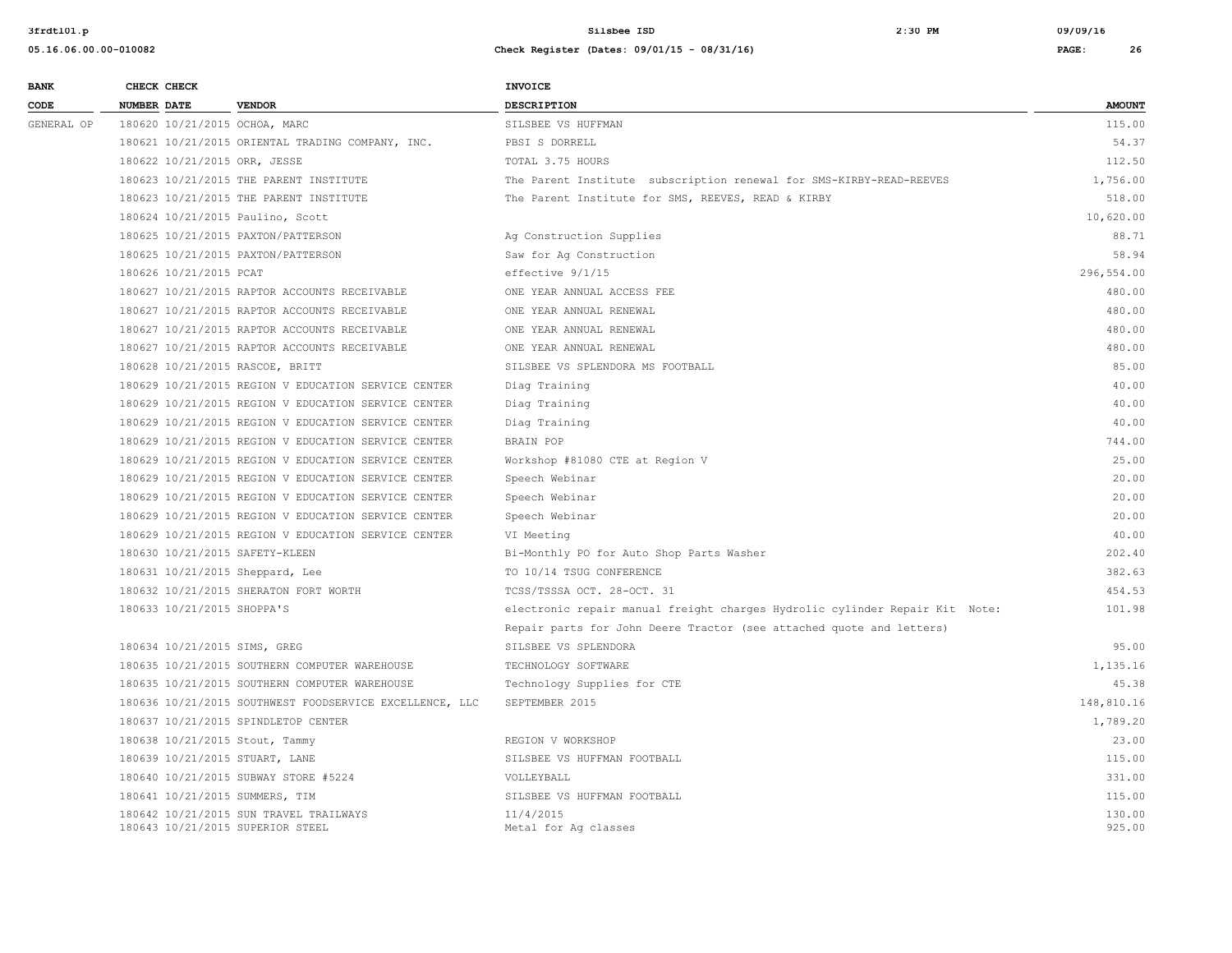| BANK CODE | CHECK NUMBER | CHECK DATE | VENDOR | INVOICE DESCRIPTION | AMOUNT |
|---|---|---|---|---|---|
| GENERAL OP | 180620 | 10/21/2015 | OCHOA, MARC | SILSBEE VS HUFFMAN | 115.00 |
| | 180621 | 10/21/2015 | ORIENTAL TRADING COMPANY, INC. | PBSI S DORRELL | 54.37 |
| | 180622 | 10/21/2015 | ORR, JESSE | TOTAL 3.75 HOURS | 112.50 |
| | 180623 | 10/21/2015 | THE PARENT INSTITUTE | The Parent Institute subscription renewal for SMS-KIRBY-READ-REEVES | 1,756.00 |
| | 180623 | 10/21/2015 | THE PARENT INSTITUTE | The Parent Institute for SMS, REEVES, READ & KIRBY | 518.00 |
| | 180624 | 10/21/2015 | Paulino, Scott | | 10,620.00 |
| | 180625 | 10/21/2015 | PAXTON/PATTERSON | Ag Construction Supplies | 88.71 |
| | 180625 | 10/21/2015 | PAXTON/PATTERSON | Saw for Ag Construction | 58.94 |
| | 180626 | 10/21/2015 | PCAT | effective 9/1/15 | 296,554.00 |
| | 180627 | 10/21/2015 | RAPTOR ACCOUNTS RECEIVABLE | ONE YEAR ANNUAL ACCESS FEE | 480.00 |
| | 180627 | 10/21/2015 | RAPTOR ACCOUNTS RECEIVABLE | ONE YEAR ANNUAL RENEWAL | 480.00 |
| | 180627 | 10/21/2015 | RAPTOR ACCOUNTS RECEIVABLE | ONE YEAR ANNUAL RENEWAL | 480.00 |
| | 180627 | 10/21/2015 | RAPTOR ACCOUNTS RECEIVABLE | ONE YEAR ANNUAL RENEWAL | 480.00 |
| | 180628 | 10/21/2015 | RASCOE, BRITT | SILSBEE VS SPLENDORA MS FOOTBALL | 85.00 |
| | 180629 | 10/21/2015 | REGION V EDUCATION SERVICE CENTER | Diag Training | 40.00 |
| | 180629 | 10/21/2015 | REGION V EDUCATION SERVICE CENTER | Diag Training | 40.00 |
| | 180629 | 10/21/2015 | REGION V EDUCATION SERVICE CENTER | Diag Training | 40.00 |
| | 180629 | 10/21/2015 | REGION V EDUCATION SERVICE CENTER | BRAIN POP | 744.00 |
| | 180629 | 10/21/2015 | REGION V EDUCATION SERVICE CENTER | Workshop #81080 CTE at Region V | 25.00 |
| | 180629 | 10/21/2015 | REGION V EDUCATION SERVICE CENTER | Speech Webinar | 20.00 |
| | 180629 | 10/21/2015 | REGION V EDUCATION SERVICE CENTER | Speech Webinar | 20.00 |
| | 180629 | 10/21/2015 | REGION V EDUCATION SERVICE CENTER | Speech Webinar | 20.00 |
| | 180629 | 10/21/2015 | REGION V EDUCATION SERVICE CENTER | VI Meeting | 40.00 |
| | 180630 | 10/21/2015 | SAFETY-KLEEN | Bi-Monthly PO for Auto Shop Parts Washer | 202.40 |
| | 180631 | 10/21/2015 | Sheppard, Lee | TO 10/14 TSUG CONFERENCE | 382.63 |
| | 180632 | 10/21/2015 | SHERATON FORT WORTH | TCSS/TSSSA OCT. 28-OCT. 31 | 454.53 |
| | 180633 | 10/21/2015 | SHOPPA'S | electronic repair manual freight charges Hydrolic cylinder Repair Kit Note: Repair parts for John Deere Tractor (see attached quote and letters) | 101.98 |
| | 180634 | 10/21/2015 | SIMS, GREG | SILSBEE VS SPLENDORA | 95.00 |
| | 180635 | 10/21/2015 | SOUTHERN COMPUTER WAREHOUSE | TECHNOLOGY SOFTWARE | 1,135.16 |
| | 180635 | 10/21/2015 | SOUTHERN COMPUTER WAREHOUSE | Technology Supplies for CTE | 45.38 |
| | 180636 | 10/21/2015 | SOUTHWEST FOODSERVICE EXCELLENCE, LLC | SEPTEMBER 2015 | 148,810.16 |
| | 180637 | 10/21/2015 | SPINDLETOP CENTER | | 1,789.20 |
| | 180638 | 10/21/2015 | Stout, Tammy | REGION V WORKSHOP | 23.00 |
| | 180639 | 10/21/2015 | STUART, LANE | SILSBEE VS HUFFMAN FOOTBALL | 115.00 |
| | 180640 | 10/21/2015 | SUBWAY STORE #5224 | VOLLEYBALL | 331.00 |
| | 180641 | 10/21/2015 | SUMMERS, TIM | SILSBEE VS HUFFMAN FOOTBALL | 115.00 |
| | 180642 | 10/21/2015 | SUN TRAVEL TRAILWAYS | 11/4/2015 | 130.00 |
| | 180643 | 10/21/2015 | SUPERIOR STEEL | Metal for Ag classes | 925.00 |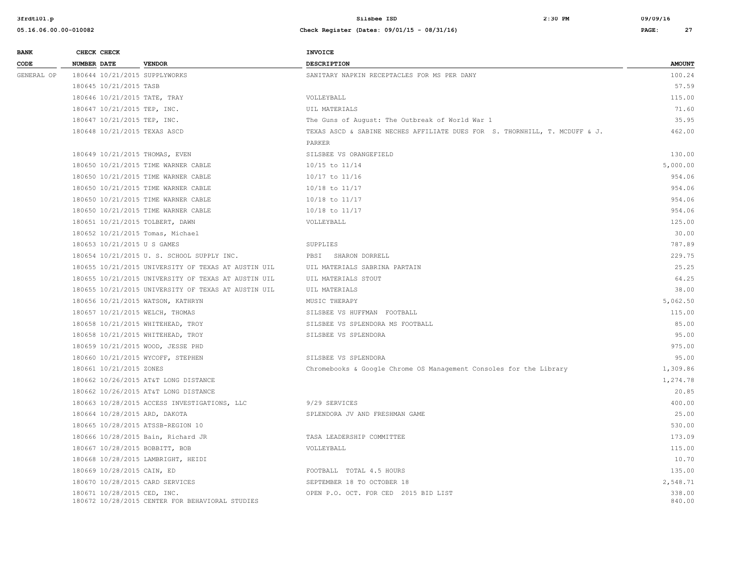| BANK CODE | CHECK NUMBER | CHECK DATE | VENDOR | INVOICE DESCRIPTION | AMOUNT |
|---|---|---|---|---|---|
| GENERAL OP | 180644 | 10/21/2015 | SUPPLYWORKS | SANITARY NAPKIN RECEPTACLES FOR MS PER DANY | 100.24 |
| | 180645 | 10/21/2015 | TASB | | 57.59 |
| | 180646 | 10/21/2015 | TATE, TRAY | VOLLEYBALL | 115.00 |
| | 180647 | 10/21/2015 | TEP, INC. | UIL MATERIALS | 71.60 |
| | 180647 | 10/21/2015 | TEP, INC. | The Guns of August: The Outbreak of World War 1 | 35.95 |
| | 180648 | 10/21/2015 | TEXAS ASCD | TEXAS ASCD & SABINE NECHES AFFILIATE DUES FOR S. THORNHILL, T. MCDUFF & J. PARKER | 462.00 |
| | 180649 | 10/21/2015 | THOMAS, EVEN | SILSBEE VS ORANGEFIELD | 130.00 |
| | 180650 | 10/21/2015 | TIME WARNER CABLE | 10/15 to 11/14 | 5,000.00 |
| | 180650 | 10/21/2015 | TIME WARNER CABLE | 10/17 to 11/16 | 954.06 |
| | 180650 | 10/21/2015 | TIME WARNER CABLE | 10/18 to 11/17 | 954.06 |
| | 180650 | 10/21/2015 | TIME WARNER CABLE | 10/18 to 11/17 | 954.06 |
| | 180650 | 10/21/2015 | TIME WARNER CABLE | 10/18 to 11/17 | 954.06 |
| | 180651 | 10/21/2015 | TOLBERT, DAWN | VOLLEYBALL | 125.00 |
| | 180652 | 10/21/2015 | Tomas, Michael | | 30.00 |
| | 180653 | 10/21/2015 | U S GAMES | SUPPLIES | 787.89 |
| | 180654 | 10/21/2015 | U. S. SCHOOL SUPPLY INC. | PBSI SHARON DORRELL | 229.75 |
| | 180655 | 10/21/2015 | UNIVERSITY OF TEXAS AT AUSTIN UIL | UIL MATERIALS SABRINA PARTAIN | 25.25 |
| | 180655 | 10/21/2015 | UNIVERSITY OF TEXAS AT AUSTIN UIL | UIL MATERIALS STOUT | 64.25 |
| | 180655 | 10/21/2015 | UNIVERSITY OF TEXAS AT AUSTIN UIL | UIL MATERIALS | 38.00 |
| | 180656 | 10/21/2015 | WATSON, KATHRYN | MUSIC THERAPY | 5,062.50 |
| | 180657 | 10/21/2015 | WELCH, THOMAS | SILSBEE VS HUFFMAN FOOTBALL | 115.00 |
| | 180658 | 10/21/2015 | WHITEHEAD, TROY | SILSBEE VS SPLENDORA MS FOOTBALL | 85.00 |
| | 180658 | 10/21/2015 | WHITEHEAD, TROY | SILSBEE VS SPLENDORA | 95.00 |
| | 180659 | 10/21/2015 | WOOD, JESSE PHD | | 975.00 |
| | 180660 | 10/21/2015 | WYCOFF, STEPHEN | SILSBEE VS SPLENDORA | 95.00 |
| | 180661 | 10/21/2015 | ZONES | Chromebooks & Google Chrome OS Management Consoles for the Library | 1,309.86 |
| | 180662 | 10/26/2015 | AT&T LONG DISTANCE | | 1,274.78 |
| | 180662 | 10/26/2015 | AT&T LONG DISTANCE | | 20.85 |
| | 180663 | 10/28/2015 | ACCESS INVESTIGATIONS, LLC | 9/29 SERVICES | 400.00 |
| | 180664 | 10/28/2015 | ARD, DAKOTA | SPLENDORA JV AND FRESHMAN GAME | 25.00 |
| | 180665 | 10/28/2015 | ATSSB-REGION 10 | | 530.00 |
| | 180666 | 10/28/2015 | Bain, Richard JR | TASA LEADERSHIP COMMITTEE | 173.09 |
| | 180667 | 10/28/2015 | BOBBITT, BOB | VOLLEYBALL | 115.00 |
| | 180668 | 10/28/2015 | LAMBRIGHT, HEIDI | | 10.70 |
| | 180669 | 10/28/2015 | CAIN, ED | FOOTBALL TOTAL 4.5 HOURS | 135.00 |
| | 180670 | 10/28/2015 | CARD SERVICES | SEPTEMBER 18 TO OCTOBER 18 | 2,548.71 |
| | 180671 | 10/28/2015 | CED, INC. | OPEN P.O. OCT. FOR CED 2015 BID LIST | 338.00 |
| | 180672 | 10/28/2015 | CENTER FOR BEHAVIORAL STUDIES | | 840.00 |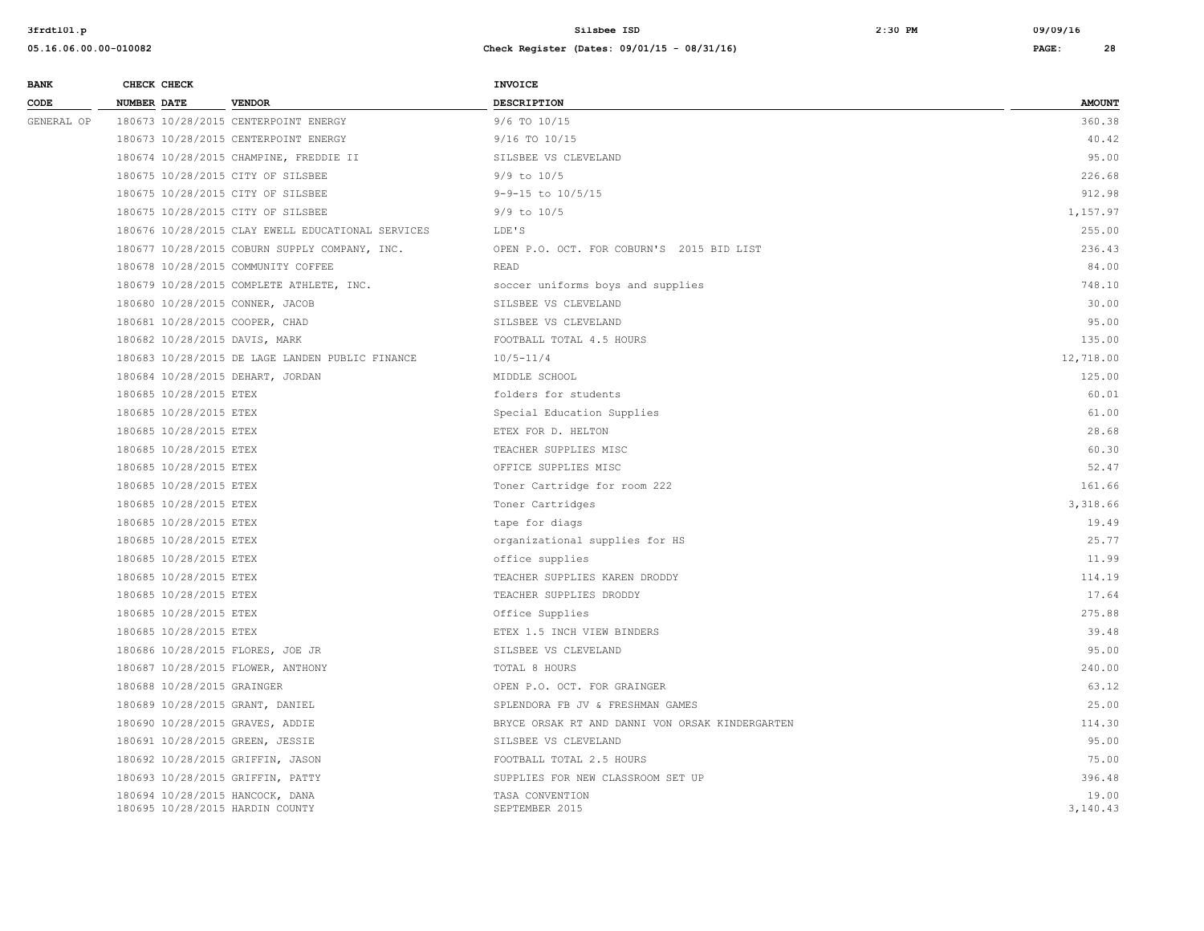| BANK CODE | CHECK NUMBER | CHECK DATE | VENDOR | INVOICE DESCRIPTION | AMOUNT |
|---|---|---|---|---|---|
| GENERAL OP | 180673 | 10/28/2015 | CENTERPOINT ENERGY | 9/6 TO 10/15 | 360.38 |
| | 180673 | 10/28/2015 | CENTERPOINT ENERGY | 9/16 TO 10/15 | 40.42 |
| | 180674 | 10/28/2015 | CHAMPINE, FREDDIE II | SILSBEE VS CLEVELAND | 95.00 |
| | 180675 | 10/28/2015 | CITY OF SILSBEE | 9/9 to 10/5 | 226.68 |
| | 180675 | 10/28/2015 | CITY OF SILSBEE | 9-9-15 to 10/5/15 | 912.98 |
| | 180675 | 10/28/2015 | CITY OF SILSBEE | 9/9 to 10/5 | 1,157.97 |
| | 180676 | 10/28/2015 | CLAY EWELL EDUCATIONAL SERVICES | LDE'S | 255.00 |
| | 180677 | 10/28/2015 | COBURN SUPPLY COMPANY, INC. | OPEN P.O. OCT. FOR COBURN'S 2015 BID LIST | 236.43 |
| | 180678 | 10/28/2015 | COMMUNITY COFFEE | READ | 84.00 |
| | 180679 | 10/28/2015 | COMPLETE ATHLETE, INC. | soccer uniforms boys and supplies | 748.10 |
| | 180680 | 10/28/2015 | CONNER, JACOB | SILSBEE VS CLEVELAND | 30.00 |
| | 180681 | 10/28/2015 | COOPER, CHAD | SILSBEE VS CLEVELAND | 95.00 |
| | 180682 | 10/28/2015 | DAVIS, MARK | FOOTBALL TOTAL 4.5 HOURS | 135.00 |
| | 180683 | 10/28/2015 | DE LAGE LANDEN PUBLIC FINANCE | 10/5-11/4 | 12,718.00 |
| | 180684 | 10/28/2015 | DEHART, JORDAN | MIDDLE SCHOOL | 125.00 |
| | 180685 | 10/28/2015 | ETEX | folders for students | 60.01 |
| | 180685 | 10/28/2015 | ETEX | Special Education Supplies | 61.00 |
| | 180685 | 10/28/2015 | ETEX | ETEX FOR D. HELTON | 28.68 |
| | 180685 | 10/28/2015 | ETEX | TEACHER SUPPLIES MISC | 60.30 |
| | 180685 | 10/28/2015 | ETEX | OFFICE SUPPLIES MISC | 52.47 |
| | 180685 | 10/28/2015 | ETEX | Toner Cartridge for room 222 | 161.66 |
| | 180685 | 10/28/2015 | ETEX | Toner Cartridges | 3,318.66 |
| | 180685 | 10/28/2015 | ETEX | tape for diags | 19.49 |
| | 180685 | 10/28/2015 | ETEX | organizational supplies for HS | 25.77 |
| | 180685 | 10/28/2015 | ETEX | office supplies | 11.99 |
| | 180685 | 10/28/2015 | ETEX | TEACHER SUPPLIES KAREN DRODDY | 114.19 |
| | 180685 | 10/28/2015 | ETEX | TEACHER SUPPLIES DRODDY | 17.64 |
| | 180685 | 10/28/2015 | ETEX | Office Supplies | 275.88 |
| | 180685 | 10/28/2015 | ETEX | ETEX 1.5 INCH VIEW BINDERS | 39.48 |
| | 180686 | 10/28/2015 | FLORES, JOE JR | SILSBEE VS CLEVELAND | 95.00 |
| | 180687 | 10/28/2015 | FLOWER, ANTHONY | TOTAL 8 HOURS | 240.00 |
| | 180688 | 10/28/2015 | GRAINGER | OPEN P.O. OCT. FOR GRAINGER | 63.12 |
| | 180689 | 10/28/2015 | GRANT, DANIEL | SPLENDORA FB JV & FRESHMAN GAMES | 25.00 |
| | 180690 | 10/28/2015 | GRAVES, ADDIE | BRYCE ORSAK RT AND DANNI VON ORSAK KINDERGARTEN | 114.30 |
| | 180691 | 10/28/2015 | GREEN, JESSIE | SILSBEE VS CLEVELAND | 95.00 |
| | 180692 | 10/28/2015 | GRIFFIN, JASON | FOOTBALL TOTAL 2.5 HOURS | 75.00 |
| | 180693 | 10/28/2015 | GRIFFIN, PATTY | SUPPLIES FOR NEW CLASSROOM SET UP | 396.48 |
| | 180694 | 10/28/2015 | HANCOCK, DANA | TASA CONVENTION | 19.00 |
| | 180695 | 10/28/2015 | HARDIN COUNTY | SEPTEMBER 2015 | 3,140.43 |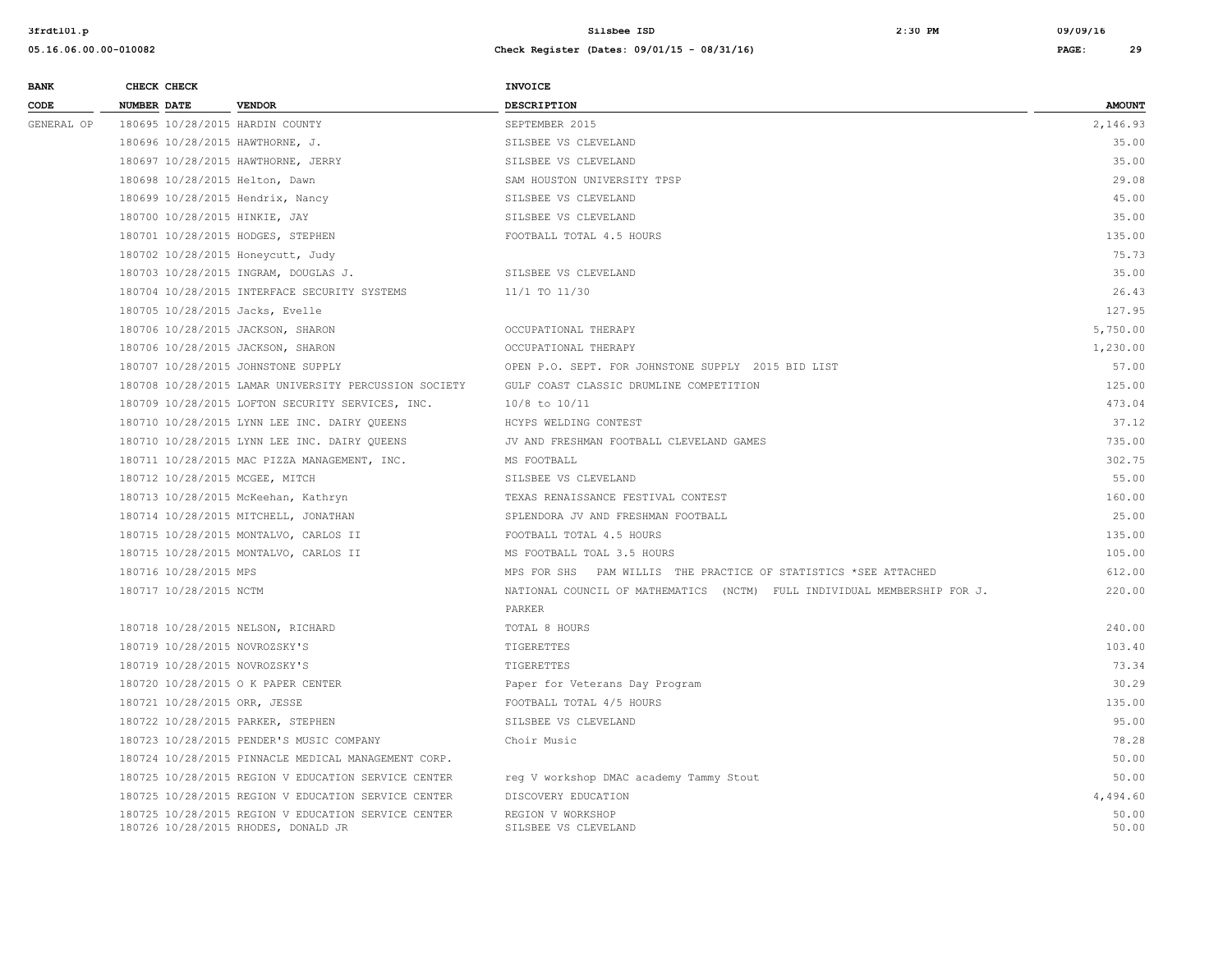| BANK CODE | CHECK NUMBER | CHECK DATE | VENDOR | INVOICE DESCRIPTION | AMOUNT |
|---|---|---|---|---|---|
| GENERAL OP | 180695 | 10/28/2015 | HARDIN COUNTY | SEPTEMBER 2015 | 2,146.93 |
| | 180696 | 10/28/2015 | HAWTHORNE, J. | SILSBEE VS CLEVELAND | 35.00 |
| | 180697 | 10/28/2015 | HAWTHORNE, JERRY | SILSBEE VS CLEVELAND | 35.00 |
| | 180698 | 10/28/2015 | Helton, Dawn | SAM HOUSTON UNIVERSITY TPSP | 29.08 |
| | 180699 | 10/28/2015 | Hendrix, Nancy | SILSBEE VS CLEVELAND | 45.00 |
| | 180700 | 10/28/2015 | HINKIE, JAY | SILSBEE VS CLEVELAND | 35.00 |
| | 180701 | 10/28/2015 | HODGES, STEPHEN | FOOTBALL TOTAL 4.5 HOURS | 135.00 |
| | 180702 | 10/28/2015 | Honeycutt, Judy | | 75.73 |
| | 180703 | 10/28/2015 | INGRAM, DOUGLAS J. | SILSBEE VS CLEVELAND | 35.00 |
| | 180704 | 10/28/2015 | INTERFACE SECURITY SYSTEMS | 11/1 TO 11/30 | 26.43 |
| | 180705 | 10/28/2015 | Jacks, Evelle | | 127.95 |
| | 180706 | 10/28/2015 | JACKSON, SHARON | OCCUPATIONAL THERAPY | 5,750.00 |
| | 180706 | 10/28/2015 | JACKSON, SHARON | OCCUPATIONAL THERAPY | 1,230.00 |
| | 180707 | 10/28/2015 | JOHNSTONE SUPPLY | OPEN P.O. SEPT. FOR JOHNSTONE SUPPLY 2015 BID LIST | 57.00 |
| | 180708 | 10/28/2015 | LAMAR UNIVERSITY PERCUSSION SOCIETY | GULF COAST CLASSIC DRUMLINE COMPETITION | 125.00 |
| | 180709 | 10/28/2015 | LOFTON SECURITY SERVICES, INC. | 10/8 to 10/11 | 473.04 |
| | 180710 | 10/28/2015 | LYNN LEE INC. DAIRY QUEENS | HCYPS WELDING CONTEST | 37.12 |
| | 180710 | 10/28/2015 | LYNN LEE INC. DAIRY QUEENS | JV AND FRESHMAN FOOTBALL CLEVELAND GAMES | 735.00 |
| | 180711 | 10/28/2015 | MAC PIZZA MANAGEMENT, INC. | MS FOOTBALL | 302.75 |
| | 180712 | 10/28/2015 | MCGEE, MITCH | SILSBEE VS CLEVELAND | 55.00 |
| | 180713 | 10/28/2015 | McKeehan, Kathryn | TEXAS RENAISSANCE FESTIVAL CONTEST | 160.00 |
| | 180714 | 10/28/2015 | MITCHELL, JONATHAN | SPLENDORA JV AND FRESHMAN FOOTBALL | 25.00 |
| | 180715 | 10/28/2015 | MONTALVO, CARLOS II | FOOTBALL TOTAL 4.5 HOURS | 135.00 |
| | 180715 | 10/28/2015 | MONTALVO, CARLOS II | MS FOOTBALL TOAL 3.5 HOURS | 105.00 |
| | 180716 | 10/28/2015 | MPS | MPS FOR SHS PAM WILLIS THE PRACTICE OF STATISTICS *SEE ATTACHED | 612.00 |
| | 180717 | 10/28/2015 | NCTM | NATIONAL COUNCIL OF MATHEMATICS (NCTM) FULL INDIVIDUAL MEMBERSHIP FOR J. PARKER | 220.00 |
| | 180718 | 10/28/2015 | NELSON, RICHARD | TOTAL 8 HOURS | 240.00 |
| | 180719 | 10/28/2015 | NOVROZSKY'S | TIGERETTES | 103.40 |
| | 180719 | 10/28/2015 | NOVROZSKY'S | TIGERETTES | 73.34 |
| | 180720 | 10/28/2015 | O K PAPER CENTER | Paper for Veterans Day Program | 30.29 |
| | 180721 | 10/28/2015 | ORR, JESSE | FOOTBALL TOTAL 4/5 HOURS | 135.00 |
| | 180722 | 10/28/2015 | PARKER, STEPHEN | SILSBEE VS CLEVELAND | 95.00 |
| | 180723 | 10/28/2015 | PENDER'S MUSIC COMPANY | Choir Music | 78.28 |
| | 180724 | 10/28/2015 | PINNACLE MEDICAL MANAGEMENT CORP. | | 50.00 |
| | 180725 | 10/28/2015 | REGION V EDUCATION SERVICE CENTER | reg V workshop DMAC academy Tammy Stout | 50.00 |
| | 180725 | 10/28/2015 | REGION V EDUCATION SERVICE CENTER | DISCOVERY EDUCATION | 4,494.60 |
| | 180725 | 10/28/2015 | REGION V EDUCATION SERVICE CENTER | REGION V WORKSHOP | 50.00 |
| | 180726 | 10/28/2015 | RHODES, DONALD JR | SILSBEE VS CLEVELAND | 50.00 |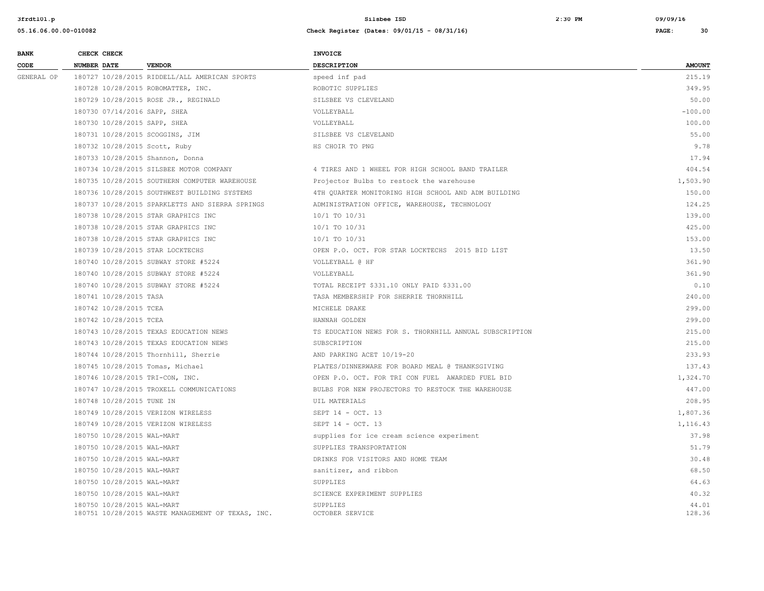| BANK CODE | CHECK NUMBER | CHECK DATE | VENDOR | INVOICE DESCRIPTION | AMOUNT |
|---|---|---|---|---|---|
| GENERAL OP | 180727 | 10/28/2015 | RIDDELL/ALL AMERICAN SPORTS | speed inf pad | 215.19 |
| | 180728 | 10/28/2015 | ROBOMATTER, INC. | ROBOTIC SUPPLIES | 349.95 |
| | 180729 | 10/28/2015 | ROSE JR., REGINALD | SILSBEE VS CLEVELAND | 50.00 |
| | 180730 | 07/14/2016 | SAPP, SHEA | VOLLEYBALL | -100.00 |
| | 180730 | 10/28/2015 | SAPP, SHEA | VOLLEYBALL | 100.00 |
| | 180731 | 10/28/2015 | SCOGGINS, JIM | SILSBEE VS CLEVELAND | 55.00 |
| | 180732 | 10/28/2015 | Scott, Ruby | HS CHOIR TO PNG | 9.78 |
| | 180733 | 10/28/2015 | Shannon, Donna | | 17.94 |
| | 180734 | 10/28/2015 | SILSBEE MOTOR COMPANY | 4 TIRES AND 1 WHEEL FOR HIGH SCHOOL BAND TRAILER | 404.54 |
| | 180735 | 10/28/2015 | SOUTHERN COMPUTER WAREHOUSE | Projector Bulbs to restock the warehouse | 1,503.90 |
| | 180736 | 10/28/2015 | SOUTHWEST BUILDING SYSTEMS | 4TH QUARTER MONITORING HIGH SCHOOL AND ADM BUILDING | 150.00 |
| | 180737 | 10/28/2015 | SPARKLETTS AND SIERRA SPRINGS | ADMINISTRATION OFFICE, WAREHOUSE, TECHNOLOGY | 124.25 |
| | 180738 | 10/28/2015 | STAR GRAPHICS INC | 10/1 TO 10/31 | 139.00 |
| | 180738 | 10/28/2015 | STAR GRAPHICS INC | 10/1 TO 10/31 | 425.00 |
| | 180738 | 10/28/2015 | STAR GRAPHICS INC | 10/1 TO 10/31 | 153.00 |
| | 180739 | 10/28/2015 | STAR LOCKTECHS | OPEN P.O. OCT. FOR STAR LOCKTECHS 2015 BID LIST | 13.50 |
| | 180740 | 10/28/2015 | SUBWAY STORE #5224 | VOLLEYBALL @ HF | 361.90 |
| | 180740 | 10/28/2015 | SUBWAY STORE #5224 | VOLLEYBALL | 361.90 |
| | 180740 | 10/28/2015 | SUBWAY STORE #5224 | TOTAL RECEIPT $331.10 ONLY PAID $331.00 | 0.10 |
| | 180741 | 10/28/2015 | TASA | TASA MEMBERSHIP FOR SHERRIE THORNHILL | 240.00 |
| | 180742 | 10/28/2015 | TCEA | MICHELE DRAKE | 299.00 |
| | 180742 | 10/28/2015 | TCEA | HANNAH GOLDEN | 299.00 |
| | 180743 | 10/28/2015 | TEXAS EDUCATION NEWS | TS EDUCATION NEWS FOR S. THORNHILL ANNUAL SUBSCRIPTION | 215.00 |
| | 180743 | 10/28/2015 | TEXAS EDUCATION NEWS | SUBSCRIPTION | 215.00 |
| | 180744 | 10/28/2015 | Thornhill, Sherrie | AND PARKING ACET 10/19-20 | 233.93 |
| | 180745 | 10/28/2015 | Tomas, Michael | PLATES/DINNERWARE FOR BOARD MEAL @ THANKSGIVING | 137.43 |
| | 180746 | 10/28/2015 | TRI-CON, INC. | OPEN P.O. OCT. FOR TRI CON FUEL AWARDED FUEL BID | 1,324.70 |
| | 180747 | 10/28/2015 | TROXELL COMMUNICATIONS | BULBS FOR NEW PROJECTORS TO RESTOCK THE WAREHOUSE | 447.00 |
| | 180748 | 10/28/2015 | TUNE IN | UIL MATERIALS | 208.95 |
| | 180749 | 10/28/2015 | VERIZON WIRELESS | SEPT 14 - OCT. 13 | 1,807.36 |
| | 180749 | 10/28/2015 | VERIZON WIRELESS | SEPT 14 - OCT. 13 | 1,116.43 |
| | 180750 | 10/28/2015 | WAL-MART | supplies for ice cream science experiment | 37.98 |
| | 180750 | 10/28/2015 | WAL-MART | SUPPLIES TRANSPORTATION | 51.79 |
| | 180750 | 10/28/2015 | WAL-MART | DRINKS FOR VISITORS AND HOME TEAM | 30.48 |
| | 180750 | 10/28/2015 | WAL-MART | sanitizer, and ribbon | 68.50 |
| | 180750 | 10/28/2015 | WAL-MART | SUPPLIES | 64.63 |
| | 180750 | 10/28/2015 | WAL-MART | SCIENCE EXPERIMENT SUPPLIES | 40.32 |
| | 180750 | 10/28/2015 | WAL-MART | SUPPLIES | 44.01 |
| | 180751 | 10/28/2015 | WASTE MANAGEMENT OF TEXAS, INC. | OCTOBER SERVICE | 128.36 |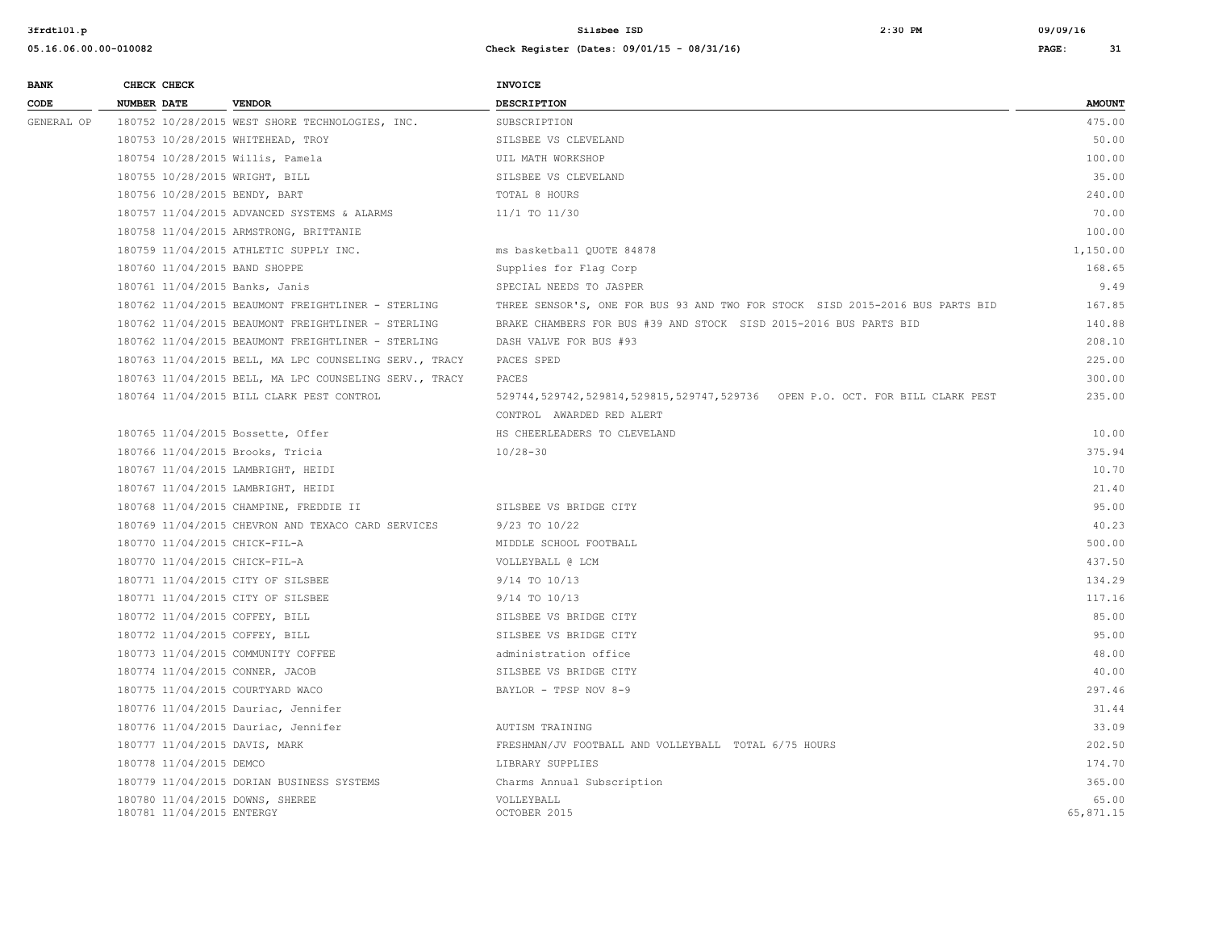| BANK CODE | CHECK NUMBER | CHECK DATE | VENDOR | INVOICE DESCRIPTION | AMOUNT |
|---|---|---|---|---|---|
| GENERAL OP | 180752 | 10/28/2015 | WEST SHORE TECHNOLOGIES, INC. | SUBSCRIPTION | 475.00 |
| | 180753 | 10/28/2015 | WHITEHEAD, TROY | SILSBEE VS CLEVELAND | 50.00 |
| | 180754 | 10/28/2015 | Willis, Pamela | UIL MATH WORKSHOP | 100.00 |
| | 180755 | 10/28/2015 | WRIGHT, BILL | SILSBEE VS CLEVELAND | 35.00 |
| | 180756 | 10/28/2015 | BENDY, BART | TOTAL 8 HOURS | 240.00 |
| | 180757 | 11/04/2015 | ADVANCED SYSTEMS & ALARMS | 11/1 TO 11/30 | 70.00 |
| | 180758 | 11/04/2015 | ARMSTRONG, BRITTANIE | | 100.00 |
| | 180759 | 11/04/2015 | ATHLETIC SUPPLY INC. | ms basketball QUOTE 84878 | 1,150.00 |
| | 180760 | 11/04/2015 | BAND SHOPPE | Supplies for Flag Corp | 168.65 |
| | 180761 | 11/04/2015 | Banks, Janis | SPECIAL NEEDS TO JASPER | 9.49 |
| | 180762 | 11/04/2015 | BEAUMONT FREIGHTLINER - STERLING | THREE SENSOR'S, ONE FOR BUS 93 AND TWO FOR STOCK SISD 2015-2016 BUS PARTS BID | 167.85 |
| | 180762 | 11/04/2015 | BEAUMONT FREIGHTLINER - STERLING | BRAKE CHAMBERS FOR BUS #39 AND STOCK SISD 2015-2016 BUS PARTS BID | 140.88 |
| | 180762 | 11/04/2015 | BEAUMONT FREIGHTLINER - STERLING | DASH VALVE FOR BUS #93 | 208.10 |
| | 180763 | 11/04/2015 | BELL, MA LPC COUNSELING SERV., TRACY | PACES SPED | 225.00 |
| | 180763 | 11/04/2015 | BELL, MA LPC COUNSELING SERV., TRACY | PACES | 300.00 |
| | 180764 | 11/04/2015 | BILL CLARK PEST CONTROL | 529744,529742,529814,529815,529747,529736 OPEN P.O. OCT. FOR BILL CLARK PEST CONTROL AWARDED RED ALERT | 235.00 |
| | 180765 | 11/04/2015 | Bossette, Offer | HS CHEERLEADERS TO CLEVELAND | 10.00 |
| | 180766 | 11/04/2015 | Brooks, Tricia | 10/28-30 | 375.94 |
| | 180767 | 11/04/2015 | LAMBRIGHT, HEIDI | | 10.70 |
| | 180767 | 11/04/2015 | LAMBRIGHT, HEIDI | | 21.40 |
| | 180768 | 11/04/2015 | CHAMPINE, FREDDIE II | SILSBEE VS BRIDGE CITY | 95.00 |
| | 180769 | 11/04/2015 | CHEVRON AND TEXACO CARD SERVICES | 9/23 TO 10/22 | 40.23 |
| | 180770 | 11/04/2015 | CHICK-FIL-A | MIDDLE SCHOOL FOOTBALL | 500.00 |
| | 180770 | 11/04/2015 | CHICK-FIL-A | VOLLEYBALL @ LCM | 437.50 |
| | 180771 | 11/04/2015 | CITY OF SILSBEE | 9/14 TO 10/13 | 134.29 |
| | 180771 | 11/04/2015 | CITY OF SILSBEE | 9/14 TO 10/13 | 117.16 |
| | 180772 | 11/04/2015 | COFFEY, BILL | SILSBEE VS BRIDGE CITY | 85.00 |
| | 180772 | 11/04/2015 | COFFEY, BILL | SILSBEE VS BRIDGE CITY | 95.00 |
| | 180773 | 11/04/2015 | COMMUNITY COFFEE | administration office | 48.00 |
| | 180774 | 11/04/2015 | CONNER, JACOB | SILSBEE VS BRIDGE CITY | 40.00 |
| | 180775 | 11/04/2015 | COURTYARD WACO | BAYLOR - TPSP NOV 8-9 | 297.46 |
| | 180776 | 11/04/2015 | Dauriac, Jennifer | | 31.44 |
| | 180776 | 11/04/2015 | Dauriac, Jennifer | AUTISM TRAINING | 33.09 |
| | 180777 | 11/04/2015 | DAVIS, MARK | FRESHMAN/JV FOOTBALL AND VOLLEYBALL TOTAL 6/75 HOURS | 202.50 |
| | 180778 | 11/04/2015 | DEMCO | LIBRARY SUPPLIES | 174.70 |
| | 180779 | 11/04/2015 | DORIAN BUSINESS SYSTEMS | Charms Annual Subscription | 365.00 |
| | 180780 | 11/04/2015 | DOWNS, SHEREE | VOLLEYBALL | 65.00 |
| | 180781 | 11/04/2015 | ENTERGY | OCTOBER 2015 | 65,871.15 |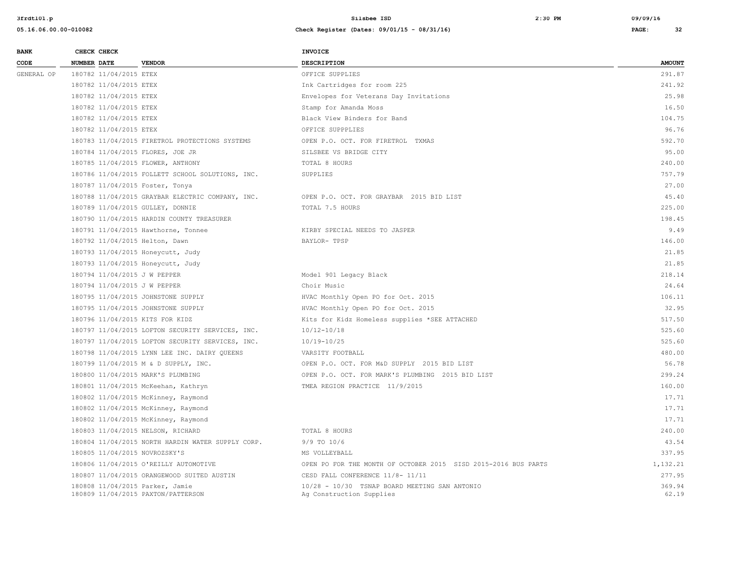| BANK CODE | CHECK NUMBER | CHECK DATE | VENDOR | INVOICE DESCRIPTION | AMOUNT |
|---|---|---|---|---|---|
| GENERAL OP | 180782 | 11/04/2015 | ETEX | OFFICE SUPPLIES | 291.87 |
| | 180782 | 11/04/2015 | ETEX | Ink Cartridges for room 225 | 241.92 |
| | 180782 | 11/04/2015 | ETEX | Envelopes for Veterans Day Invitations | 25.98 |
| | 180782 | 11/04/2015 | ETEX | Stamp for Amanda Moss | 16.50 |
| | 180782 | 11/04/2015 | ETEX | Black View Binders for Band | 104.75 |
| | 180782 | 11/04/2015 | ETEX | OFFICE SUPPPLIES | 96.76 |
| | 180783 | 11/04/2015 | FIRETROL PROTECTIONS SYSTEMS | OPEN P.O. OCT. FOR FIRETROL TXMAS | 592.70 |
| | 180784 | 11/04/2015 | FLORES, JOE JR | SILSBEE VS BRIDGE CITY | 95.00 |
| | 180785 | 11/04/2015 | FLOWER, ANTHONY | TOTAL 8 HOURS | 240.00 |
| | 180786 | 11/04/2015 | FOLLETT SCHOOL SOLUTIONS, INC. | SUPPLIES | 757.79 |
| | 180787 | 11/04/2015 | Foster, Tonya | | 27.00 |
| | 180788 | 11/04/2015 | GRAYBAR ELECTRIC COMPANY, INC. | OPEN P.O. OCT. FOR GRAYBAR 2015 BID LIST | 45.40 |
| | 180789 | 11/04/2015 | GULLEY, DONNIE | TOTAL 7.5 HOURS | 225.00 |
| | 180790 | 11/04/2015 | HARDIN COUNTY TREASURER | | 198.45 |
| | 180791 | 11/04/2015 | Hawthorne, Tonnee | KIRBY SPECIAL NEEDS TO JASPER | 9.49 |
| | 180792 | 11/04/2015 | Helton, Dawn | BAYLOR- TPSP | 146.00 |
| | 180793 | 11/04/2015 | Honeycutt, Judy | | 21.85 |
| | 180793 | 11/04/2015 | Honeycutt, Judy | | 21.85 |
| | 180794 | 11/04/2015 | J W PEPPER | Model 901 Legacy Black | 218.14 |
| | 180794 | 11/04/2015 | J W PEPPER | Choir Music | 24.64 |
| | 180795 | 11/04/2015 | JOHNSTONE SUPPLY | HVAC Monthly Open PO for Oct. 2015 | 106.11 |
| | 180795 | 11/04/2015 | JOHNSTONE SUPPLY | HVAC Monthly Open PO for Oct. 2015 | 32.95 |
| | 180796 | 11/04/2015 | KITS FOR KIDZ | Kits for Kidz Homeless supplies *SEE ATTACHED | 517.50 |
| | 180797 | 11/04/2015 | LOFTON SECURITY SERVICES, INC. | 10/12-10/18 | 525.60 |
| | 180797 | 11/04/2015 | LOFTON SECURITY SERVICES, INC. | 10/19-10/25 | 525.60 |
| | 180798 | 11/04/2015 | LYNN LEE INC. DAIRY QUEENS | VARSITY FOOTBALL | 480.00 |
| | 180799 | 11/04/2015 | M & D SUPPLY, INC. | OPEN P.O. OCT. FOR M&D SUPPLY 2015 BID LIST | 56.78 |
| | 180800 | 11/04/2015 | MARK'S PLUMBING | OPEN P.O. OCT. FOR MARK'S PLUMBING 2015 BID LIST | 299.24 |
| | 180801 | 11/04/2015 | McKeehan, Kathryn | TMEA REGION PRACTICE 11/9/2015 | 160.00 |
| | 180802 | 11/04/2015 | McKinney, Raymond | | 17.71 |
| | 180802 | 11/04/2015 | McKinney, Raymond | | 17.71 |
| | 180802 | 11/04/2015 | McKinney, Raymond | | 17.71 |
| | 180803 | 11/04/2015 | NELSON, RICHARD | TOTAL 8 HOURS | 240.00 |
| | 180804 | 11/04/2015 | NORTH HARDIN WATER SUPPLY CORP. | 9/9 TO 10/6 | 43.54 |
| | 180805 | 11/04/2015 | NOVROZSKY'S | MS VOLLEYBALL | 337.95 |
| | 180806 | 11/04/2015 | O'REILLY AUTOMOTIVE | OPEN PO FOR THE MONTH OF OCTOBER 2015 SISD 2015-2016 BUS PARTS | 1,132.21 |
| | 180807 | 11/04/2015 | ORANGEWOOD SUITED AUSTIN | CESD FALL CONFERENCE 11/8- 11/11 | 277.95 |
| | 180808 | 11/04/2015 | Parker, Jamie | 10/28 - 10/30 TSNAP BOARD MEETING SAN ANTONIO | 369.94 |
| | 180809 | 11/04/2015 | PAXTON/PATTERSON | Ag Construction Supplies | 62.19 |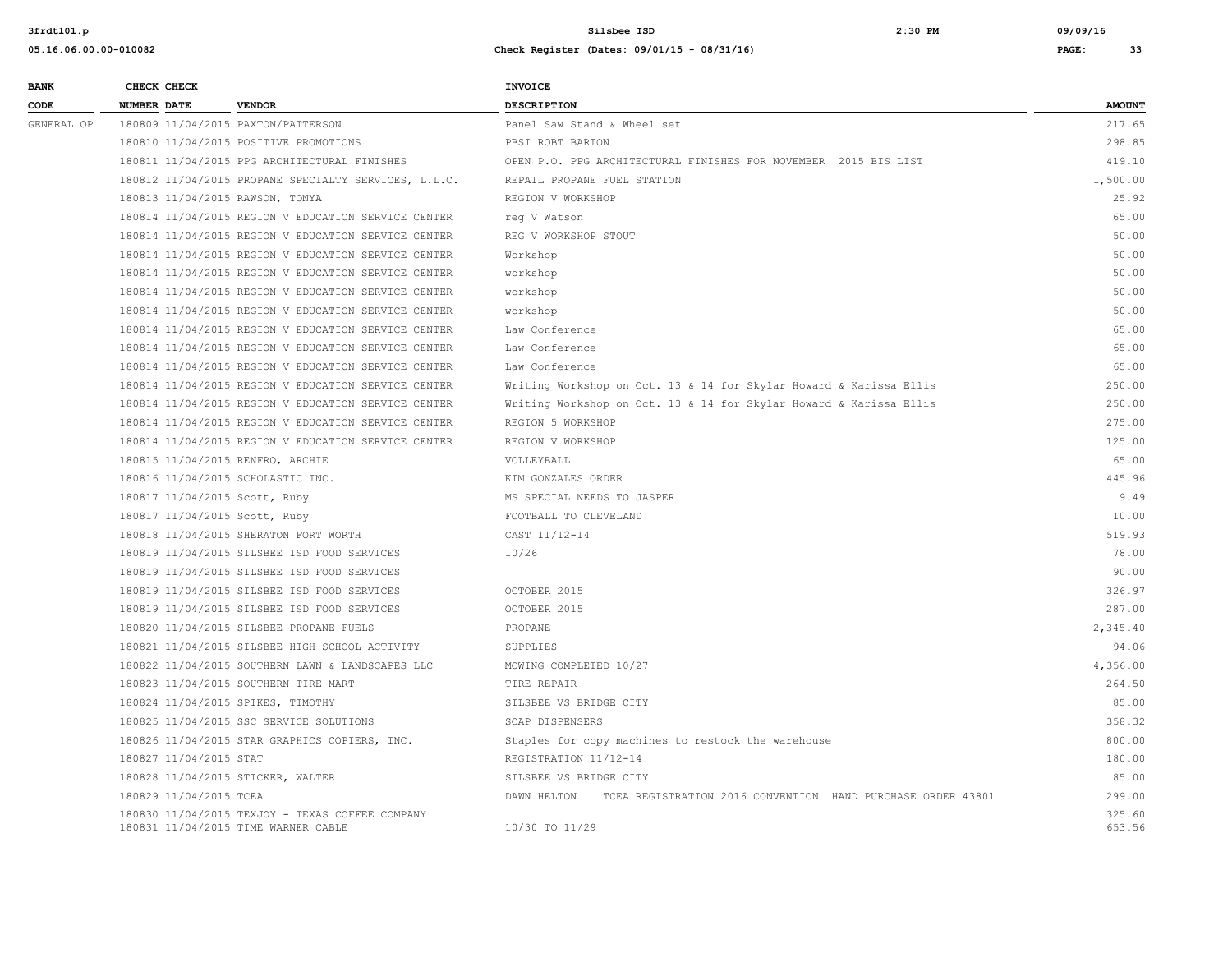| BANK CODE | CHECK NUMBER | CHECK DATE | VENDOR | INVOICE DESCRIPTION | AMOUNT |
|---|---|---|---|---|---|
| GENERAL OP | 180809 | 11/04/2015 | PAXTON/PATTERSON | Panel Saw Stand & Wheel set | 217.65 |
| | 180810 | 11/04/2015 | POSITIVE PROMOTIONS | PBSI ROBT BARTON | 298.85 |
| | 180811 | 11/04/2015 | PPG ARCHITECTURAL FINISHES | OPEN P.O. PPG ARCHITECTURAL FINISHES FOR NOVEMBER 2015 BIS LIST | 419.10 |
| | 180812 | 11/04/2015 | PROPANE SPECIALTY SERVICES, L.L.C. | REPAIL PROPANE FUEL STATION | 1,500.00 |
| | 180813 | 11/04/2015 | RAWSON, TONYA | REGION V WORKSHOP | 25.92 |
| | 180814 | 11/04/2015 | REGION V EDUCATION SERVICE CENTER | reg V Watson | 65.00 |
| | 180814 | 11/04/2015 | REGION V EDUCATION SERVICE CENTER | REG V WORKSHOP STOUT | 50.00 |
| | 180814 | 11/04/2015 | REGION V EDUCATION SERVICE CENTER | Workshop | 50.00 |
| | 180814 | 11/04/2015 | REGION V EDUCATION SERVICE CENTER | workshop | 50.00 |
| | 180814 | 11/04/2015 | REGION V EDUCATION SERVICE CENTER | workshop | 50.00 |
| | 180814 | 11/04/2015 | REGION V EDUCATION SERVICE CENTER | workshop | 50.00 |
| | 180814 | 11/04/2015 | REGION V EDUCATION SERVICE CENTER | Law Conference | 65.00 |
| | 180814 | 11/04/2015 | REGION V EDUCATION SERVICE CENTER | Law Conference | 65.00 |
| | 180814 | 11/04/2015 | REGION V EDUCATION SERVICE CENTER | Law Conference | 65.00 |
| | 180814 | 11/04/2015 | REGION V EDUCATION SERVICE CENTER | Writing Workshop on Oct. 13 & 14 for Skylar Howard & Karissa Ellis | 250.00 |
| | 180814 | 11/04/2015 | REGION V EDUCATION SERVICE CENTER | Writing Workshop on Oct. 13 & 14 for Skylar Howard & Karissa Ellis | 250.00 |
| | 180814 | 11/04/2015 | REGION V EDUCATION SERVICE CENTER | REGION 5 WORKSHOP | 275.00 |
| | 180814 | 11/04/2015 | REGION V EDUCATION SERVICE CENTER | REGION V WORKSHOP | 125.00 |
| | 180815 | 11/04/2015 | RENFRO, ARCHIE | VOLLEYBALL | 65.00 |
| | 180816 | 11/04/2015 | SCHOLASTIC INC. | KIM GONZALES ORDER | 445.96 |
| | 180817 | 11/04/2015 | Scott, Ruby | MS SPECIAL NEEDS TO JASPER | 9.49 |
| | 180817 | 11/04/2015 | Scott, Ruby | FOOTBALL TO CLEVELAND | 10.00 |
| | 180818 | 11/04/2015 | SHERATON FORT WORTH | CAST 11/12-14 | 519.93 |
| | 180819 | 11/04/2015 | SILSBEE ISD FOOD SERVICES | 10/26 | 78.00 |
| | 180819 | 11/04/2015 | SILSBEE ISD FOOD SERVICES | | 90.00 |
| | 180819 | 11/04/2015 | SILSBEE ISD FOOD SERVICES | OCTOBER 2015 | 326.97 |
| | 180819 | 11/04/2015 | SILSBEE ISD FOOD SERVICES | OCTOBER 2015 | 287.00 |
| | 180820 | 11/04/2015 | SILSBEE PROPANE FUELS | PROPANE | 2,345.40 |
| | 180821 | 11/04/2015 | SILSBEE HIGH SCHOOL ACTIVITY | SUPPLIES | 94.06 |
| | 180822 | 11/04/2015 | SOUTHERN LAWN & LANDSCAPES LLC | MOWING COMPLETED 10/27 | 4,356.00 |
| | 180823 | 11/04/2015 | SOUTHERN TIRE MART | TIRE REPAIR | 264.50 |
| | 180824 | 11/04/2015 | SPIKES, TIMOTHY | SILSBEE VS BRIDGE CITY | 85.00 |
| | 180825 | 11/04/2015 | SSC SERVICE SOLUTIONS | SOAP DISPENSERS | 358.32 |
| | 180826 | 11/04/2015 | STAR GRAPHICS COPIERS, INC. | Staples for copy machines to restock the warehouse | 800.00 |
| | 180827 | 11/04/2015 | STAT | REGISTRATION 11/12-14 | 180.00 |
| | 180828 | 11/04/2015 | STICKER, WALTER | SILSBEE VS BRIDGE CITY | 85.00 |
| | 180829 | 11/04/2015 | TCEA | DAWN HELTON TCEA REGISTRATION 2016 CONVENTION HAND PURCHASE ORDER 43801 | 299.00 |
| | 180830 | 11/04/2015 | TEXJOY - TEXAS COFFEE COMPANY | | 325.60 |
| | 180831 | 11/04/2015 | TIME WARNER CABLE | 10/30 TO 11/29 | 653.56 |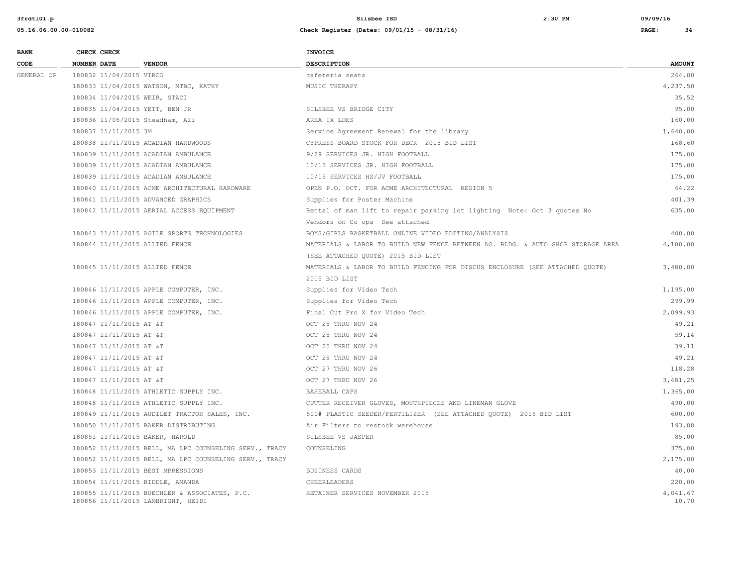| BANK CODE | CHECK NUMBER | CHECK DATE | VENDOR | INVOICE DESCRIPTION | AMOUNT |
|---|---|---|---|---|---|
| GENERAL OP | 180832 | 11/04/2015 | VIRCO | cafeteria seats | 264.00 |
| | 180833 | 11/04/2015 | WATSON, MTBC, KATHY | MUSIC THERAPY | 4,237.50 |
| | 180834 | 11/04/2015 | WEIR, STACI | | 35.52 |
| | 180835 | 11/04/2015 | YETT, BEN JR | SILSBEE VS BRIDGE CITY | 95.00 |
| | 180836 | 11/05/2015 | Steadham, Ali | AREA IX LDES | 160.00 |
| | 180837 | 11/11/2015 | 3M | Service Agreement Renewal for the library | 1,640.00 |
| | 180838 | 11/11/2015 | ACADIAN HARDWOODS | CYPRESS BOARD STOCK FOR DECK 2015 BID LIST | 168.60 |
| | 180839 | 11/11/2015 | ACADIAN AMBULANCE | 9/29 SERVICES JR. HIGH FOOTBALL | 175.00 |
| | 180839 | 11/11/2015 | ACADIAN AMBULANCE | 10/13 SERVICES JR. HIGH FOOTBALL | 175.00 |
| | 180839 | 11/11/2015 | ACADIAN AMBULANCE | 10/15 SERVICES HS/JV FOOTBALL | 175.00 |
| | 180840 | 11/11/2015 | ACME ARCHITECTURAL HARDWARE | OPEN P.O. OCT. FOR ACME ARCHITECTURAL REGION 5 | 64.22 |
| | 180841 | 11/11/2015 | ADVANCED GRAPHICS | Supplies for Poster Machine | 401.39 |
| | 180842 | 11/11/2015 | AERIAL ACCESS EQUIPMENT | Rental of man lift to repair parking lot lighting Note: Got 3 quotes No Vendors on Co ops See attached | 635.00 |
| | 180843 | 11/11/2015 | AGILE SPORTS TECHNOLOGIES | BOYS/GIRLS BASKETBALL ONLINE VIDEO EDITING/ANALYSIS | 400.00 |
| | 180844 | 11/11/2015 | ALLIED FENCE | MATERIALS & LABOR TO BUILD NEW FENCE BETWEEN AG. BLDG. & AUTO SHOP STORAGE AREA (SEE ATTACHED QUOTE) 2015 BID LIST | 4,100.00 |
| | 180845 | 11/11/2015 | ALLIED FENCE | MATERIALS & LABOR TO BUILD FENCING FOR DISCUS ENCLOSURE (SEE ATTACHED QUOTE) 2015 BID LIST | 3,480.00 |
| | 180846 | 11/11/2015 | APPLE COMPUTER, INC. | Supplies for Video Tech | 1,195.00 |
| | 180846 | 11/11/2015 | APPLE COMPUTER, INC. | Supplies for Video Tech | 299.99 |
| | 180846 | 11/11/2015 | APPLE COMPUTER, INC. | Final Cut Pro X for Video Tech | 2,099.93 |
| | 180847 | 11/11/2015 | AT &T | OCT 25 THRU NOV 24 | 49.21 |
| | 180847 | 11/11/2015 | AT &T | OCT 25 THRU NOV 24 | 59.14 |
| | 180847 | 11/11/2015 | AT &T | OCT 25 THRU NOV 24 | 39.11 |
| | 180847 | 11/11/2015 | AT &T | OCT 25 THRU NOV 24 | 49.21 |
| | 180847 | 11/11/2015 | AT &T | OCT 27 THRU NOV 26 | 118.28 |
| | 180847 | 11/11/2015 | AT &T | OCT 27 THRU NOV 26 | 3,481.25 |
| | 180848 | 11/11/2015 | ATHLETIC SUPPLY INC. | BASEBALL CAPS | 1,365.00 |
| | 180848 | 11/11/2015 | ATHLETIC SUPPLY INC. | CUTTER RECEIVER GLOVES, MOUTHPIECES AND LINEMAN GLOVE | 490.00 |
| | 180849 | 11/11/2015 | AUDILET TRACTOR SALES, INC. | 500# PLASTIC SEEDER/FERTILIZER (SEE ATTACHED QUOTE) 2015 BID LIST | 600.00 |
| | 180850 | 11/11/2015 | BAKER DISTRIBUTING | Air Filters to restock warehouse | 193.88 |
| | 180851 | 11/11/2015 | BAKER, HAROLD | SILSBEE VS JASPER | 85.00 |
| | 180852 | 11/11/2015 | BELL, MA LPC COUNSELING SERV., TRACY | COUNSELING | 375.00 |
| | 180852 | 11/11/2015 | BELL, MA LPC COUNSELING SERV., TRACY | | 2,175.00 |
| | 180853 | 11/11/2015 | BEST MPRESSIONS | BUSINESS CARDS | 40.00 |
| | 180854 | 11/11/2015 | BIDDLE, AMANDA | CHEERLEADERS | 220.00 |
| | 180855 | 11/11/2015 | BUECHLER & ASSOCIATES, P.C. | RETAINER SERVICES NOVEMBER 2015 | 4,041.67 |
| | 180856 | 11/11/2015 | LAMBRIGHT, HEIDI | | 10.70 |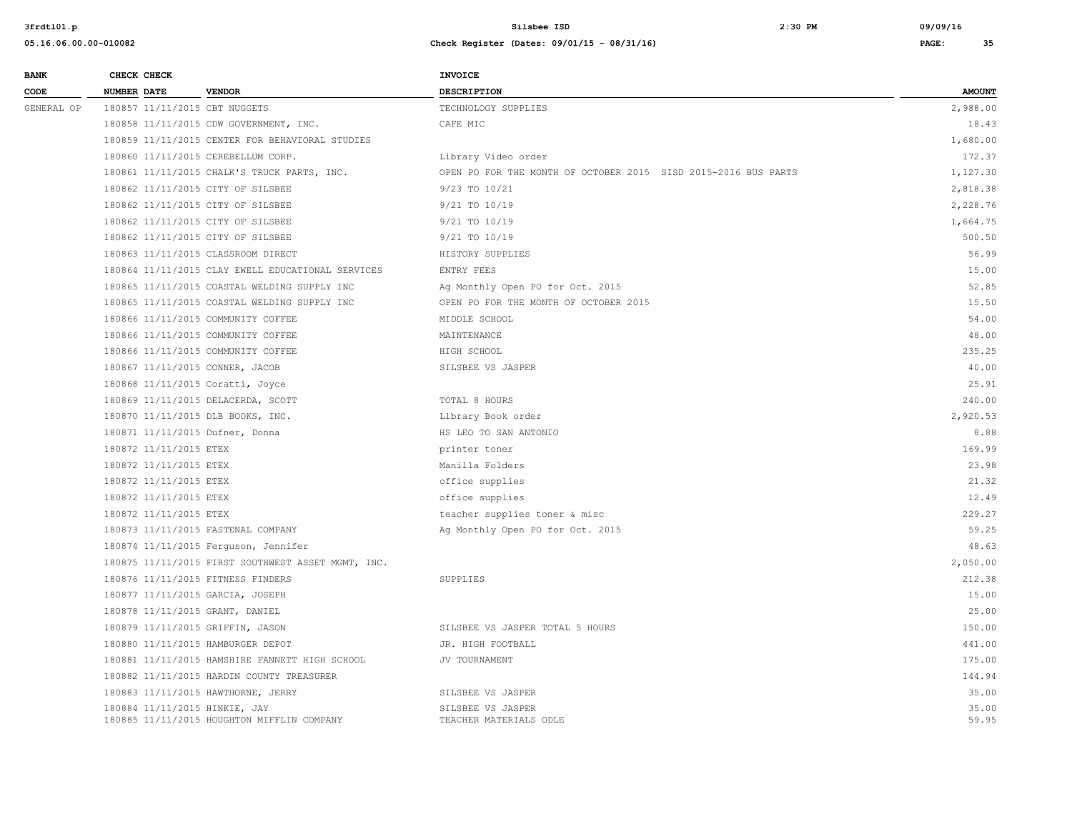| BANK CODE | CHECK NUMBER | CHECK DATE | VENDOR | INVOICE DESCRIPTION | AMOUNT |
|---|---|---|---|---|---|
| GENERAL OP | 180857 | 11/11/2015 | CBT NUGGETS | TECHNOLOGY SUPPLIES | 2,988.00 |
| | 180858 | 11/11/2015 | CDW GOVERNMENT, INC. | CAFE MIC | 18.43 |
| | 180859 | 11/11/2015 | CENTER FOR BEHAVIORAL STUDIES | | 1,680.00 |
| | 180860 | 11/11/2015 | CEREBELLUM CORP. | Library Video order | 172.37 |
| | 180861 | 11/11/2015 | CHALK'S TRUCK PARTS, INC. | OPEN PO FOR THE MONTH OF OCTOBER 2015 SISD 2015-2016 BUS PARTS | 1,127.30 |
| | 180862 | 11/11/2015 | CITY OF SILSBEE | 9/23 TO 10/21 | 2,818.38 |
| | 180862 | 11/11/2015 | CITY OF SILSBEE | 9/21 TO 10/19 | 2,228.76 |
| | 180862 | 11/11/2015 | CITY OF SILSBEE | 9/21 TO 10/19 | 1,664.75 |
| | 180862 | 11/11/2015 | CITY OF SILSBEE | 9/21 TO 10/19 | 500.50 |
| | 180863 | 11/11/2015 | CLASSROOM DIRECT | HISTORY SUPPLIES | 56.99 |
| | 180864 | 11/11/2015 | CLAY EWELL EDUCATIONAL SERVICES | ENTRY FEES | 15.00 |
| | 180865 | 11/11/2015 | COASTAL WELDING SUPPLY INC | Ag Monthly Open PO for Oct. 2015 | 52.85 |
| | 180865 | 11/11/2015 | COASTAL WELDING SUPPLY INC | OPEN PO FOR THE MONTH OF OCTOBER 2015 | 15.50 |
| | 180866 | 11/11/2015 | COMMUNITY COFFEE | MIDDLE SCHOOL | 54.00 |
| | 180866 | 11/11/2015 | COMMUNITY COFFEE | MAINTENANCE | 48.00 |
| | 180866 | 11/11/2015 | COMMUNITY COFFEE | HIGH SCHOOL | 235.25 |
| | 180867 | 11/11/2015 | CONNER, JACOB | SILSBEE VS JASPER | 40.00 |
| | 180868 | 11/11/2015 | Coratti, Joyce | | 25.91 |
| | 180869 | 11/11/2015 | DELACERDA, SCOTT | TOTAL 8 HOURS | 240.00 |
| | 180870 | 11/11/2015 | DLB BOOKS, INC. | Library Book order | 2,920.53 |
| | 180871 | 11/11/2015 | Dufner, Donna | HS LEO TO SAN ANTONIO | 8.88 |
| | 180872 | 11/11/2015 | ETEX | printer toner | 169.99 |
| | 180872 | 11/11/2015 | ETEX | Manilla Folders | 23.98 |
| | 180872 | 11/11/2015 | ETEX | office supplies | 21.32 |
| | 180872 | 11/11/2015 | ETEX | office supplies | 12.49 |
| | 180872 | 11/11/2015 | ETEX | teacher supplies toner & misc | 229.27 |
| | 180873 | 11/11/2015 | FASTENAL COMPANY | Ag Monthly Open PO for Oct. 2015 | 59.25 |
| | 180874 | 11/11/2015 | Ferguson, Jennifer | | 48.63 |
| | 180875 | 11/11/2015 | FIRST SOUTHWEST ASSET MGMT, INC. | | 2,050.00 |
| | 180876 | 11/11/2015 | FITNESS FINDERS | SUPPLIES | 212.38 |
| | 180877 | 11/11/2015 | GARCIA, JOSEPH | | 15.00 |
| | 180878 | 11/11/2015 | GRANT, DANIEL | | 25.00 |
| | 180879 | 11/11/2015 | GRIFFIN, JASON | SILSBEE VS JASPER TOTAL 5 HOURS | 150.00 |
| | 180880 | 11/11/2015 | HAMBURGER DEPOT | JR. HIGH FOOTBALL | 441.00 |
| | 180881 | 11/11/2015 | HAMSHIRE FANNETT HIGH SCHOOL | JV TOURNAMENT | 175.00 |
| | 180882 | 11/11/2015 | HARDIN COUNTY TREASURER | | 144.94 |
| | 180883 | 11/11/2015 | HAWTHORNE, JERRY | SILSBEE VS JASPER | 35.00 |
| | 180884 | 11/11/2015 | HINKIE, JAY | SILSBEE VS JASPER | 35.00 |
| | 180885 | 11/11/2015 | HOUGHTON MIFFLIN COMPANY | TEACHER MATERIALS ODLE | 59.95 |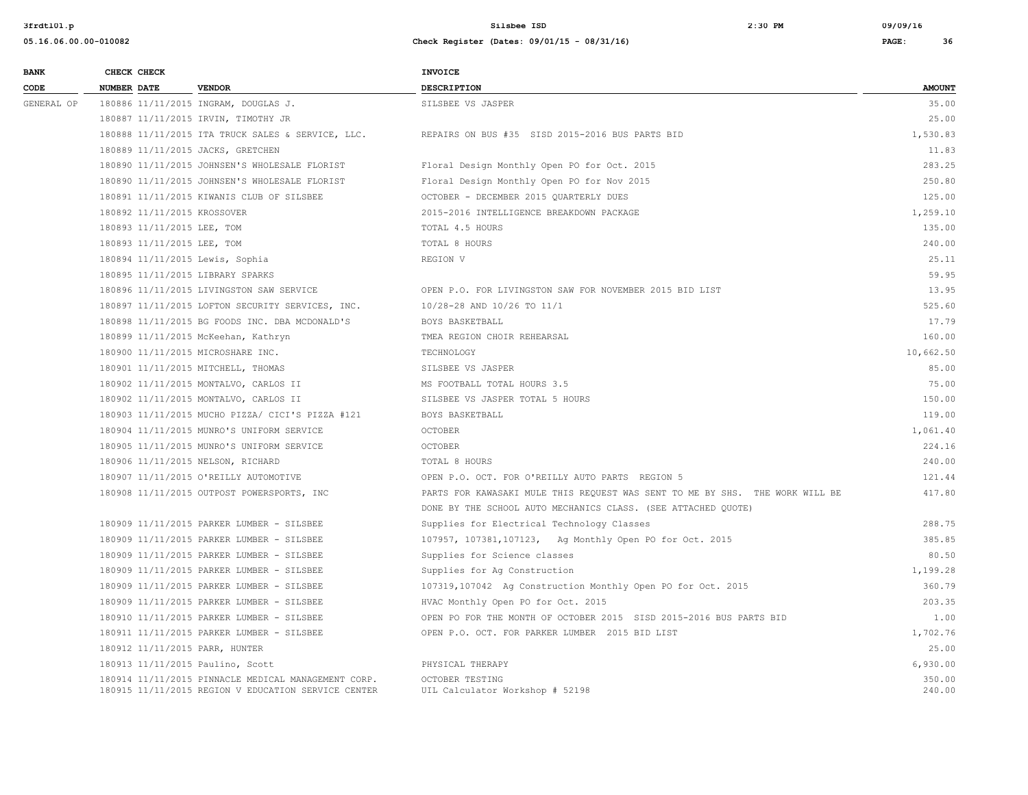| BANK CODE | CHECK NUMBER | CHECK DATE | VENDOR | INVOICE DESCRIPTION | AMOUNT |
|---|---|---|---|---|---|
| GENERAL OP | 180886 | 11/11/2015 | INGRAM, DOUGLAS J. | SILSBEE VS JASPER | 35.00 |
| | 180887 | 11/11/2015 | IRVIN, TIMOTHY JR | | 25.00 |
| | 180888 | 11/11/2015 | ITA TRUCK SALES & SERVICE, LLC. | REPAIRS ON BUS #35 SISD 2015-2016 BUS PARTS BID | 1,530.83 |
| | 180889 | 11/11/2015 | JACKS, GRETCHEN | | 11.83 |
| | 180890 | 11/11/2015 | JOHNSEN'S WHOLESALE FLORIST | Floral Design Monthly Open PO for Oct. 2015 | 283.25 |
| | 180890 | 11/11/2015 | JOHNSEN'S WHOLESALE FLORIST | Floral Design Monthly Open PO for Nov 2015 | 250.80 |
| | 180891 | 11/11/2015 | KIWANIS CLUB OF SILSBEE | OCTOBER - DECEMBER 2015 QUARTERLY DUES | 125.00 |
| | 180892 | 11/11/2015 | KROSSOVER | 2015-2016 INTELLIGENCE BREAKDOWN PACKAGE | 1,259.10 |
| | 180893 | 11/11/2015 | LEE, TOM | TOTAL 4.5 HOURS | 135.00 |
| | 180893 | 11/11/2015 | LEE, TOM | TOTAL 8 HOURS | 240.00 |
| | 180894 | 11/11/2015 | Lewis, Sophia | REGION V | 25.11 |
| | 180895 | 11/11/2015 | LIBRARY SPARKS | | 59.95 |
| | 180896 | 11/11/2015 | LIVINGSTON SAW SERVICE | OPEN P.O. FOR LIVINGSTON SAW FOR NOVEMBER 2015 BID LIST | 13.95 |
| | 180897 | 11/11/2015 | LOFTON SECURITY SERVICES, INC. | 10/28-28 AND 10/26 TO 11/1 | 525.60 |
| | 180898 | 11/11/2015 | BG FOODS INC. DBA MCDONALD'S | BOYS BASKETBALL | 17.79 |
| | 180899 | 11/11/2015 | McKeehan, Kathryn | TMEA REGION CHOIR REHEARSAL | 160.00 |
| | 180900 | 11/11/2015 | MICROSHARE INC. | TECHNOLOGY | 10,662.50 |
| | 180901 | 11/11/2015 | MITCHELL, THOMAS | SILSBEE VS JASPER | 85.00 |
| | 180902 | 11/11/2015 | MONTALVO, CARLOS II | MS FOOTBALL TOTAL HOURS 3.5 | 75.00 |
| | 180902 | 11/11/2015 | MONTALVO, CARLOS II | SILSBEE VS JASPER TOTAL 5 HOURS | 150.00 |
| | 180903 | 11/11/2015 | MUCHO PIZZA/ CICI'S PIZZA #121 | BOYS BASKETBALL | 119.00 |
| | 180904 | 11/11/2015 | MUNRO'S UNIFORM SERVICE | OCTOBER | 1,061.40 |
| | 180905 | 11/11/2015 | MUNRO'S UNIFORM SERVICE | OCTOBER | 224.16 |
| | 180906 | 11/11/2015 | NELSON, RICHARD | TOTAL 8 HOURS | 240.00 |
| | 180907 | 11/11/2015 | O'REILLY AUTOMOTIVE | OPEN P.O. OCT. FOR O'REILLY AUTO PARTS REGION 5 | 121.44 |
| | 180908 | 11/11/2015 | OUTPOST POWERSPORTS, INC | PARTS FOR KAWASAKI MULE THIS REQUEST WAS SENT TO ME BY SHS. THE WORK WILL BE DONE BY THE SCHOOL AUTO MECHANICS CLASS. (SEE ATTACHED QUOTE) | 417.80 |
| | 180909 | 11/11/2015 | PARKER LUMBER - SILSBEE | Supplies for Electrical Technology Classes | 288.75 |
| | 180909 | 11/11/2015 | PARKER LUMBER - SILSBEE | 107957, 107381,107123, Ag Monthly Open PO for Oct. 2015 | 385.85 |
| | 180909 | 11/11/2015 | PARKER LUMBER - SILSBEE | Supplies for Science classes | 80.50 |
| | 180909 | 11/11/2015 | PARKER LUMBER - SILSBEE | Supplies for Ag Construction | 1,199.28 |
| | 180909 | 11/11/2015 | PARKER LUMBER - SILSBEE | 107319,107042 Ag Construction Monthly Open PO for Oct. 2015 | 360.79 |
| | 180909 | 11/11/2015 | PARKER LUMBER - SILSBEE | HVAC Monthly Open PO for Oct. 2015 | 203.35 |
| | 180910 | 11/11/2015 | PARKER LUMBER - SILSBEE | OPEN PO FOR THE MONTH OF OCTOBER 2015 SISD 2015-2016 BUS PARTS BID | 1.00 |
| | 180911 | 11/11/2015 | PARKER LUMBER - SILSBEE | OPEN P.O. OCT. FOR PARKER LUMBER 2015 BID LIST | 1,702.76 |
| | 180912 | 11/11/2015 | PARR, HUNTER | | 25.00 |
| | 180913 | 11/11/2015 | Paulino, Scott | PHYSICAL THERAPY | 6,930.00 |
| | 180914 | 11/11/2015 | PINNACLE MEDICAL MANAGEMENT CORP. | OCTOBER TESTING | 350.00 |
| | 180915 | 11/11/2015 | REGION V EDUCATION SERVICE CENTER | UIL Calculator Workshop # 52198 | 240.00 |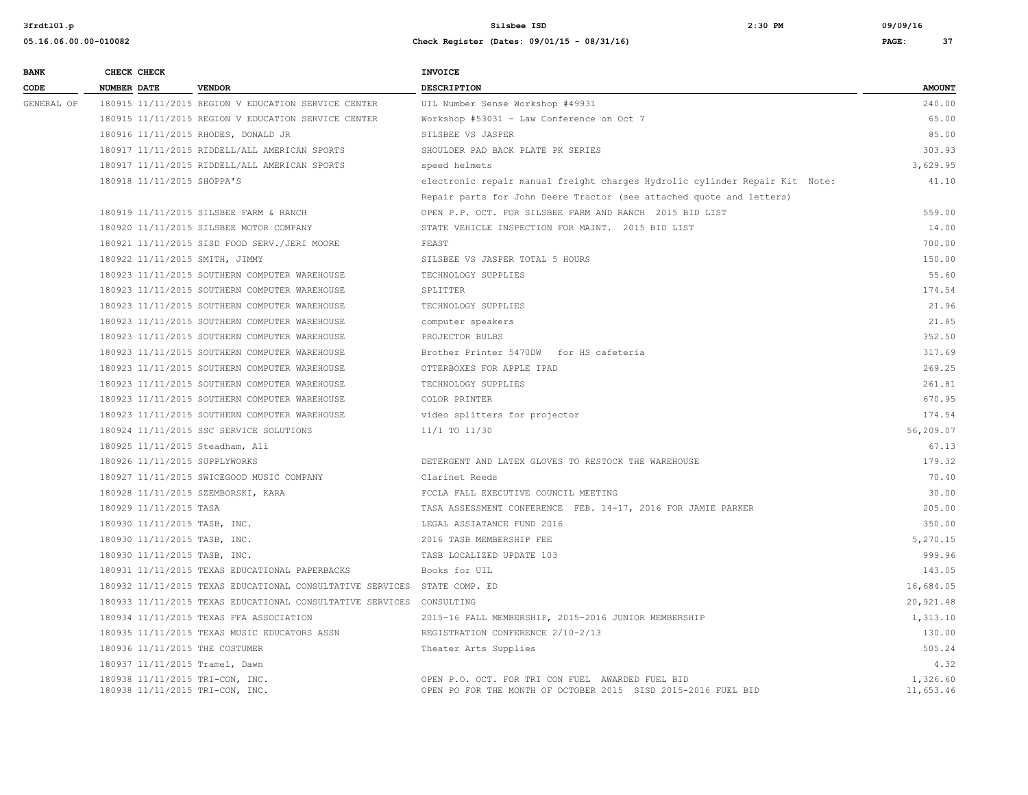| BANK CODE | CHECK NUMBER | CHECK DATE | VENDOR | INVOICE DESCRIPTION | AMOUNT |
|---|---|---|---|---|---|
| GENERAL OP | 180915 | 11/11/2015 | REGION V EDUCATION SERVICE CENTER | UIL Number Sense Workshop #49931 | 240.00 |
| | 180915 | 11/11/2015 | REGION V EDUCATION SERVICE CENTER | Workshop #53031 - Law Conference on Oct 7 | 65.00 |
| | 180916 | 11/11/2015 | RHODES, DONALD JR | SILSBEE VS JASPER | 85.00 |
| | 180917 | 11/11/2015 | RIDDELL/ALL AMERICAN SPORTS | SHOULDER PAD BACK PLATE PK SERIES | 303.93 |
| | 180917 | 11/11/2015 | RIDDELL/ALL AMERICAN SPORTS | speed helmets | 3,629.95 |
| | 180918 | 11/11/2015 | SHOPPA'S | electronic repair manual freight charges Hydrolic cylinder Repair Kit Note: Repair parts for John Deere Tractor (see attached quote and letters) | 41.10 |
| | 180919 | 11/11/2015 | SILSBEE FARM & RANCH | OPEN P.P. OCT. FOR SILSBEE FARM AND RANCH 2015 BID LIST | 559.00 |
| | 180920 | 11/11/2015 | SILSBEE MOTOR COMPANY | STATE VEHICLE INSPECTION FOR MAINT. 2015 BID LIST | 14.00 |
| | 180921 | 11/11/2015 | SISD FOOD SERV./JERI MOORE | FEAST | 700.00 |
| | 180922 | 11/11/2015 | SMITH, JIMMY | SILSBEE VS JASPER TOTAL 5 HOURS | 150.00 |
| | 180923 | 11/11/2015 | SOUTHERN COMPUTER WAREHOUSE | TECHNOLOGY SUPPLIES | 55.60 |
| | 180923 | 11/11/2015 | SOUTHERN COMPUTER WAREHOUSE | SPLITTER | 174.54 |
| | 180923 | 11/11/2015 | SOUTHERN COMPUTER WAREHOUSE | TECHNOLOGY SUPPLIES | 21.96 |
| | 180923 | 11/11/2015 | SOUTHERN COMPUTER WAREHOUSE | computer speakers | 21.85 |
| | 180923 | 11/11/2015 | SOUTHERN COMPUTER WAREHOUSE | PROJECTOR BULBS | 352.50 |
| | 180923 | 11/11/2015 | SOUTHERN COMPUTER WAREHOUSE | Brother Printer 5470DW for HS cafeteria | 317.69 |
| | 180923 | 11/11/2015 | SOUTHERN COMPUTER WAREHOUSE | OTTERBOXES FOR APPLE IPAD | 269.25 |
| | 180923 | 11/11/2015 | SOUTHERN COMPUTER WAREHOUSE | TECHNOLOGY SUPPLIES | 261.81 |
| | 180923 | 11/11/2015 | SOUTHERN COMPUTER WAREHOUSE | COLOR PRINTER | 670.95 |
| | 180923 | 11/11/2015 | SOUTHERN COMPUTER WAREHOUSE | video splitters for projector | 174.54 |
| | 180924 | 11/11/2015 | SSC SERVICE SOLUTIONS | 11/1 TO 11/30 | 56,209.07 |
| | 180925 | 11/11/2015 | Steadham, Ali | | 67.13 |
| | 180926 | 11/11/2015 | SUPPLYWORKS | DETERGENT AND LATEX GLOVES TO RESTOCK THE WAREHOUSE | 179.32 |
| | 180927 | 11/11/2015 | SWICEGOOD MUSIC COMPANY | Clarinet Reeds | 70.40 |
| | 180928 | 11/11/2015 | SZEMBORSKI, KARA | FCCLA FALL EXECUTIVE COUNCIL MEETING | 30.00 |
| | 180929 | 11/11/2015 | TASA | TASA ASSESSMENT CONFERENCE FEB. 14-17, 2016 FOR JAMIE PARKER | 205.00 |
| | 180930 | 11/11/2015 | TASB, INC. | LEGAL ASSIATANCE FUND 2016 | 350.00 |
| | 180930 | 11/11/2015 | TASB, INC. | 2016 TASB MEMBERSHIP FEE | 5,270.15 |
| | 180930 | 11/11/2015 | TASB, INC. | TASB LOCALIZED UPDATE 103 | 999.96 |
| | 180931 | 11/11/2015 | TEXAS EDUCATIONAL PAPERBACKS | Books for UIL | 143.05 |
| | 180932 | 11/11/2015 | TEXAS EDUCATIONAL CONSULTATIVE SERVICES | STATE COMP. ED | 16,684.05 |
| | 180933 | 11/11/2015 | TEXAS EDUCATIONAL CONSULTATIVE SERVICES | CONSULTING | 20,921.48 |
| | 180934 | 11/11/2015 | TEXAS FFA ASSOCIATION | 2015-16 FALL MEMBERSHIP, 2015-2016 JUNIOR MEMBERSHIP | 1,313.10 |
| | 180935 | 11/11/2015 | TEXAS MUSIC EDUCATORS ASSN | REGISTRATION CONFERENCE 2/10-2/13 | 130.00 |
| | 180936 | 11/11/2015 | THE COSTUMER | Theater Arts Supplies | 505.24 |
| | 180937 | 11/11/2015 | Tramel, Dawn | | 4.32 |
| | 180938 | 11/11/2015 | TRI-CON, INC. | OPEN P.O. OCT. FOR TRI CON FUEL AWARDED FUEL BID | 1,326.60 |
| | 180938 | 11/11/2015 | TRI-CON, INC. | OPEN PO FOR THE MONTH OF OCTOBER 2015 SISD 2015-2016 FUEL BID | 11,653.46 |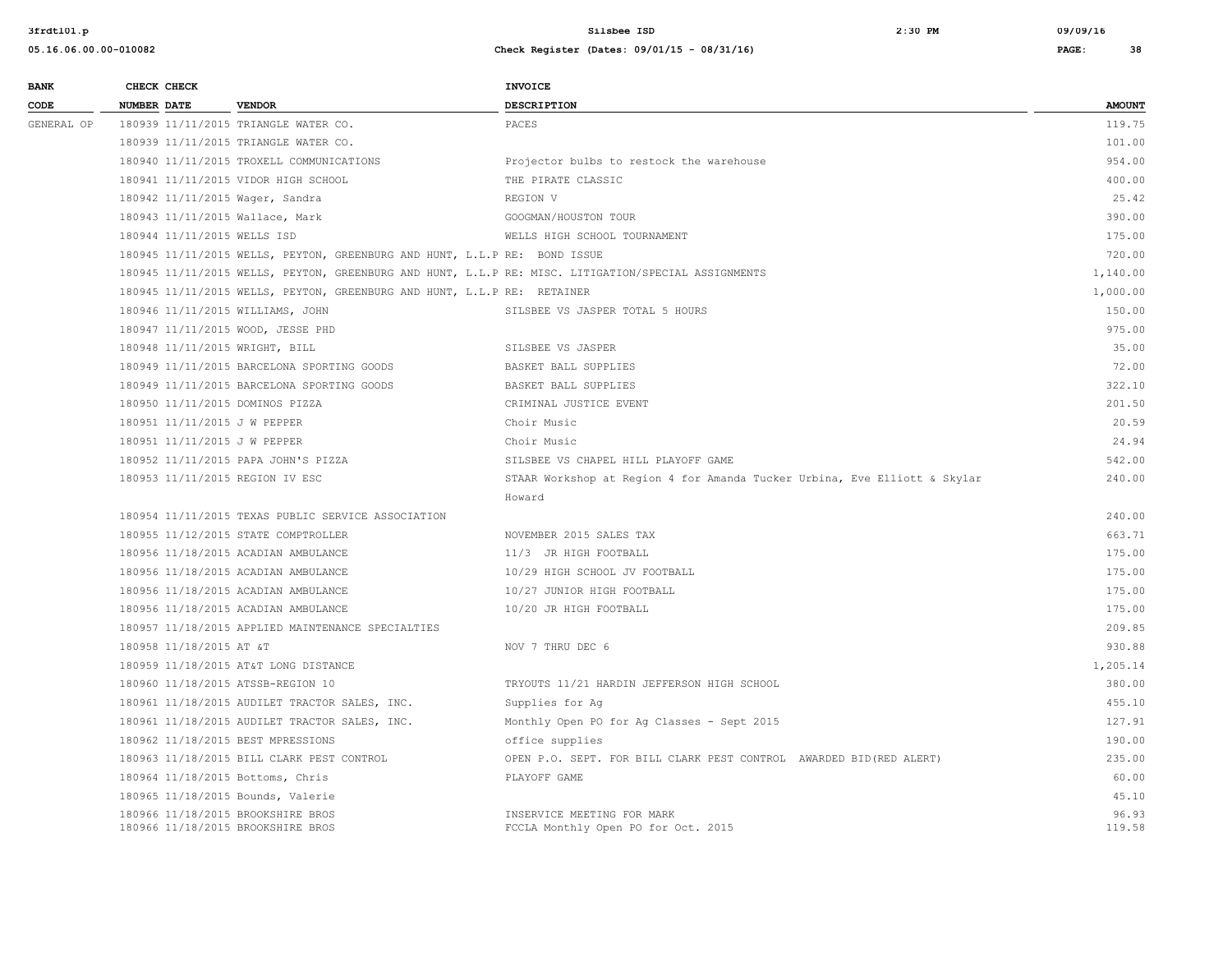| BANK CODE | CHECK NUMBER | CHECK DATE | VENDOR | INVOICE DESCRIPTION | AMOUNT |
|---|---|---|---|---|---|
| GENERAL OP | 180939 | 11/11/2015 | TRIANGLE WATER CO. | PACES | 119.75 |
| | 180939 | 11/11/2015 | TRIANGLE WATER CO. | | 101.00 |
| | 180940 | 11/11/2015 | TROXELL COMMUNICATIONS | Projector bulbs to restock the warehouse | 954.00 |
| | 180941 | 11/11/2015 | VIDOR HIGH SCHOOL | THE PIRATE CLASSIC | 400.00 |
| | 180942 | 11/11/2015 | Wager, Sandra | REGION V | 25.42 |
| | 180943 | 11/11/2015 | Wallace, Mark | GOOGMAN/HOUSTON TOUR | 390.00 |
| | 180944 | 11/11/2015 | WELLS ISD | WELLS HIGH SCHOOL TOURNAMENT | 175.00 |
| | 180945 | 11/11/2015 | WELLS, PEYTON, GREENBURG AND HUNT, L.L.P | RE: BOND ISSUE | 720.00 |
| | 180945 | 11/11/2015 | WELLS, PEYTON, GREENBURG AND HUNT, L.L.P | RE: MISC. LITIGATION/SPECIAL ASSIGNMENTS | 1,140.00 |
| | 180945 | 11/11/2015 | WELLS, PEYTON, GREENBURG AND HUNT, L.L.P | RE: RETAINER | 1,000.00 |
| | 180946 | 11/11/2015 | WILLIAMS, JOHN | SILSBEE VS JASPER TOTAL 5 HOURS | 150.00 |
| | 180947 | 11/11/2015 | WOOD, JESSE PHD | | 975.00 |
| | 180948 | 11/11/2015 | WRIGHT, BILL | SILSBEE VS JASPER | 35.00 |
| | 180949 | 11/11/2015 | BARCELONA SPORTING GOODS | BASKET BALL SUPPLIES | 72.00 |
| | 180949 | 11/11/2015 | BARCELONA SPORTING GOODS | BASKET BALL SUPPLIES | 322.10 |
| | 180950 | 11/11/2015 | DOMINOS PIZZA | CRIMINAL JUSTICE EVENT | 201.50 |
| | 180951 | 11/11/2015 | J W PEPPER | Choir Music | 20.59 |
| | 180951 | 11/11/2015 | J W PEPPER | Choir Music | 24.94 |
| | 180952 | 11/11/2015 | PAPA JOHN'S PIZZA | SILSBEE VS CHAPEL HILL PLAYOFF GAME | 542.00 |
| | 180953 | 11/11/2015 | REGION IV ESC | STAAR Workshop at Region 4 for Amanda Tucker Urbina, Eve Elliott & Skylar Howard | 240.00 |
| | 180954 | 11/11/2015 | TEXAS PUBLIC SERVICE ASSOCIATION | | 240.00 |
| | 180955 | 11/12/2015 | STATE COMPTROLLER | NOVEMBER 2015 SALES TAX | 663.71 |
| | 180956 | 11/18/2015 | ACADIAN AMBULANCE | 11/3 JR HIGH FOOTBALL | 175.00 |
| | 180956 | 11/18/2015 | ACADIAN AMBULANCE | 10/29 HIGH SCHOOL JV FOOTBALL | 175.00 |
| | 180956 | 11/18/2015 | ACADIAN AMBULANCE | 10/27 JUNIOR HIGH FOOTBALL | 175.00 |
| | 180956 | 11/18/2015 | ACADIAN AMBULANCE | 10/20 JR HIGH FOOTBALL | 175.00 |
| | 180957 | 11/18/2015 | APPLIED MAINTENANCE SPECIALTIES | | 209.85 |
| | 180958 | 11/18/2015 | AT &T | NOV 7 THRU DEC 6 | 930.88 |
| | 180959 | 11/18/2015 | AT&T LONG DISTANCE | | 1,205.14 |
| | 180960 | 11/18/2015 | ATSSB-REGION 10 | TRYOUTS 11/21 HARDIN JEFFERSON HIGH SCHOOL | 380.00 |
| | 180961 | 11/18/2015 | AUDILET TRACTOR SALES, INC. | Supplies for Ag | 455.10 |
| | 180961 | 11/18/2015 | AUDILET TRACTOR SALES, INC. | Monthly Open PO for Ag Classes - Sept 2015 | 127.91 |
| | 180962 | 11/18/2015 | BEST MPRESSIONS | office supplies | 190.00 |
| | 180963 | 11/18/2015 | BILL CLARK PEST CONTROL | OPEN P.O. SEPT. FOR BILL CLARK PEST CONTROL AWARDED BID(RED ALERT) | 235.00 |
| | 180964 | 11/18/2015 | Bottoms, Chris | PLAYOFF GAME | 60.00 |
| | 180965 | 11/18/2015 | Bounds, Valerie | | 45.10 |
| | 180966 | 11/18/2015 | BROOKSHIRE BROS | INSERVICE MEETING FOR MARK | 96.93 |
| | 180966 | 11/18/2015 | BROOKSHIRE BROS | FCCLA Monthly Open PO for Oct. 2015 | 119.58 |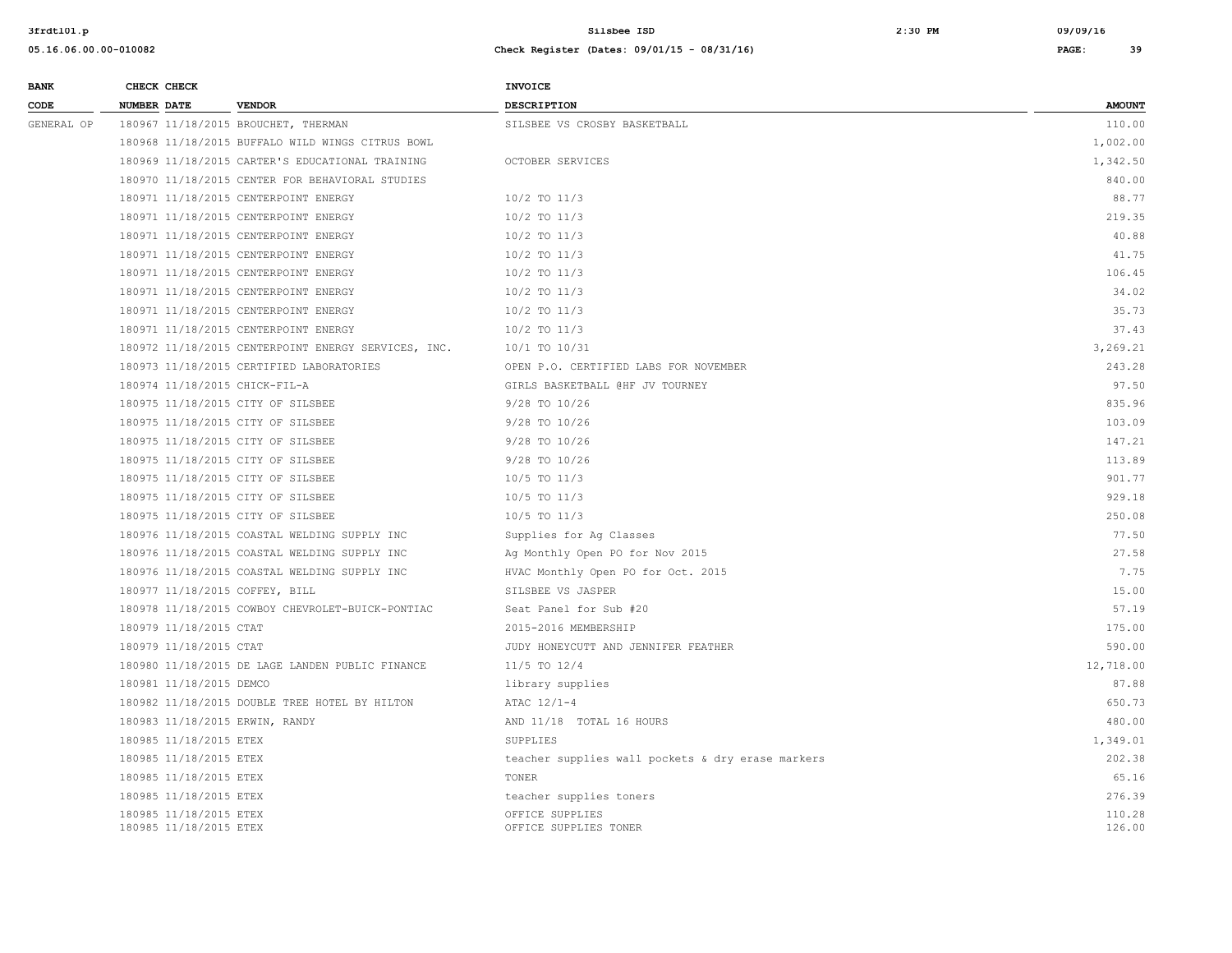| BANK CODE | CHECK NUMBER | CHECK DATE | VENDOR | INVOICE DESCRIPTION | AMOUNT |
|---|---|---|---|---|---|
| GENERAL OP | 180967 | 11/18/2015 | BROUCHET, THERMAN | SILSBEE VS CROSBY BASKETBALL | 110.00 |
| | 180968 | 11/18/2015 | BUFFALO WILD WINGS CITRUS BOWL | | 1,002.00 |
| | 180969 | 11/18/2015 | CARTER'S EDUCATIONAL TRAINING | OCTOBER SERVICES | 1,342.50 |
| | 180970 | 11/18/2015 | CENTER FOR BEHAVIORAL STUDIES | | 840.00 |
| | 180971 | 11/18/2015 | CENTERPOINT ENERGY | 10/2 TO 11/3 | 88.77 |
| | 180971 | 11/18/2015 | CENTERPOINT ENERGY | 10/2 TO 11/3 | 219.35 |
| | 180971 | 11/18/2015 | CENTERPOINT ENERGY | 10/2 TO 11/3 | 40.88 |
| | 180971 | 11/18/2015 | CENTERPOINT ENERGY | 10/2 TO 11/3 | 41.75 |
| | 180971 | 11/18/2015 | CENTERPOINT ENERGY | 10/2 TO 11/3 | 106.45 |
| | 180971 | 11/18/2015 | CENTERPOINT ENERGY | 10/2 TO 11/3 | 34.02 |
| | 180971 | 11/18/2015 | CENTERPOINT ENERGY | 10/2 TO 11/3 | 35.73 |
| | 180971 | 11/18/2015 | CENTERPOINT ENERGY | 10/2 TO 11/3 | 37.43 |
| | 180972 | 11/18/2015 | CENTERPOINT ENERGY SERVICES, INC. | 10/1 TO 10/31 | 3,269.21 |
| | 180973 | 11/18/2015 | CERTIFIED LABORATORIES | OPEN P.O. CERTIFIED LABS FOR NOVEMBER | 243.28 |
| | 180974 | 11/18/2015 | CHICK-FIL-A | GIRLS BASKETBALL @HF JV TOURNEY | 97.50 |
| | 180975 | 11/18/2015 | CITY OF SILSBEE | 9/28 TO 10/26 | 835.96 |
| | 180975 | 11/18/2015 | CITY OF SILSBEE | 9/28 TO 10/26 | 103.09 |
| | 180975 | 11/18/2015 | CITY OF SILSBEE | 9/28 TO 10/26 | 147.21 |
| | 180975 | 11/18/2015 | CITY OF SILSBEE | 9/28 TO 10/26 | 113.89 |
| | 180975 | 11/18/2015 | CITY OF SILSBEE | 10/5 TO 11/3 | 901.77 |
| | 180975 | 11/18/2015 | CITY OF SILSBEE | 10/5 TO 11/3 | 929.18 |
| | 180975 | 11/18/2015 | CITY OF SILSBEE | 10/5 TO 11/3 | 250.08 |
| | 180976 | 11/18/2015 | COASTAL WELDING SUPPLY INC | Supplies for Ag Classes | 77.50 |
| | 180976 | 11/18/2015 | COASTAL WELDING SUPPLY INC | Ag Monthly Open PO for Nov 2015 | 27.58 |
| | 180976 | 11/18/2015 | COASTAL WELDING SUPPLY INC | HVAC Monthly Open PO for Oct. 2015 | 7.75 |
| | 180977 | 11/18/2015 | COFFEY, BILL | SILSBEE VS JASPER | 15.00 |
| | 180978 | 11/18/2015 | COWBOY CHEVROLET-BUICK-PONTIAC | Seat Panel for Sub #20 | 57.19 |
| | 180979 | 11/18/2015 | CTAT | 2015-2016 MEMBERSHIP | 175.00 |
| | 180979 | 11/18/2015 | CTAT | JUDY HONEYCUTT AND JENNIFER FEATHER | 590.00 |
| | 180980 | 11/18/2015 | DE LAGE LANDEN PUBLIC FINANCE | 11/5 TO 12/4 | 12,718.00 |
| | 180981 | 11/18/2015 | DEMCO | library supplies | 87.88 |
| | 180982 | 11/18/2015 | DOUBLE TREE HOTEL BY HILTON | ATAC 12/1-4 | 650.73 |
| | 180983 | 11/18/2015 | ERWIN, RANDY | AND 11/18 TOTAL 16 HOURS | 480.00 |
| | 180985 | 11/18/2015 | ETEX | SUPPLIES | 1,349.01 |
| | 180985 | 11/18/2015 | ETEX | teacher supplies wall pockets & dry erase markers | 202.38 |
| | 180985 | 11/18/2015 | ETEX | TONER | 65.16 |
| | 180985 | 11/18/2015 | ETEX | teacher supplies toners | 276.39 |
| | 180985 | 11/18/2015 | ETEX | OFFICE SUPPLIES | 110.28 |
| | 180985 | 11/18/2015 | ETEX | OFFICE SUPPLIES TONER | 126.00 |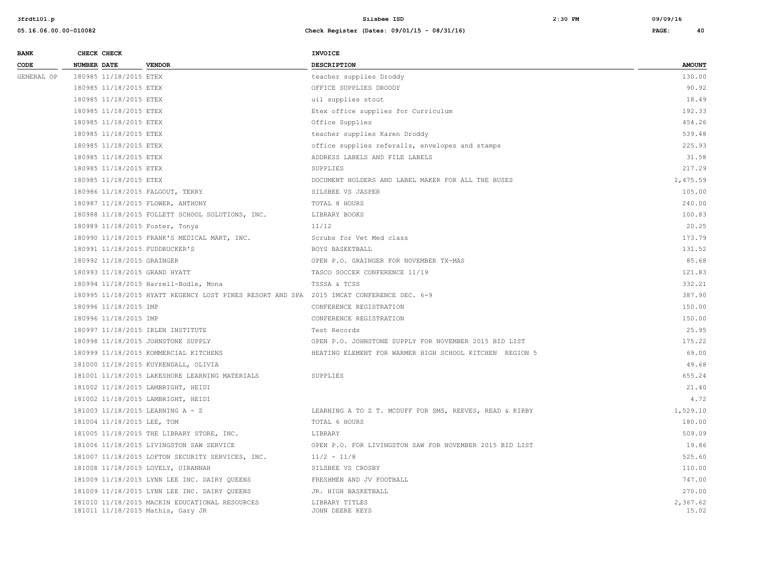| BANK CODE | CHECK NUMBER | CHECK DATE | VENDOR | INVOICE DESCRIPTION | AMOUNT |
|---|---|---|---|---|---|
| GENERAL OP | 180985 | 11/18/2015 | ETEX | teacher supplies Droddy | 130.00 |
| | 180985 | 11/18/2015 | ETEX | OFFICE SUPPLIES DRODDY | 90.92 |
| | 180985 | 11/18/2015 | ETEX | uil supplies stout | 18.49 |
| | 180985 | 11/18/2015 | ETEX | Etex office supplies for Curriculum | 192.33 |
| | 180985 | 11/18/2015 | ETEX | Office Supplies | 454.26 |
| | 180985 | 11/18/2015 | ETEX | teacher supplies Karen Droddy | 539.48 |
| | 180985 | 11/18/2015 | ETEX | office supplies referalls, envelopes and stamps | 225.93 |
| | 180985 | 11/18/2015 | ETEX | ADDRESS LABELS AND FILE LABELS | 31.58 |
| | 180985 | 11/18/2015 | ETEX | SUPPLIES | 217.29 |
| | 180985 | 11/18/2015 | ETEX | DOCUMENT HOLDERS AND LABEL MAKER FOR ALL THE BUSES | 1,475.59 |
| | 180986 | 11/18/2015 | FALGOUT, TERRY | SILSBEE VS JASPER | 105.00 |
| | 180987 | 11/18/2015 | FLOWER, ANTHONY | TOTAL 8 HOURS | 240.00 |
| | 180988 | 11/18/2015 | FOLLETT SCHOOL SOLUTIONS, INC. | LIBRARY BOOKS | 100.83 |
| | 180989 | 11/18/2015 | Foster, Tonya | 11/12 | 20.25 |
| | 180990 | 11/18/2015 | FRANK'S MEDICAL MART, INC. | Scrubs for Vet Med class | 173.79 |
| | 180991 | 11/18/2015 | FUDDRUCKER'S | BOYS BASKETBALL | 131.52 |
| | 180992 | 11/18/2015 | GRAINGER | OPEN P.O. GRAINGER FOR NOVEMBER TX-MAS | 85.68 |
| | 180993 | 11/18/2015 | GRAND HYATT | TASCO SOCCER CONFERENCE 11/19 | 121.83 |
| | 180994 | 11/18/2015 | Harrell-Bodle, Mona | TSSSA & TCSS | 332.21 |
| | 180995 | 11/18/2015 | HYATT REGENCY LOST PINES RESORT AND SPA | 2015 IMCAT CONFERENCE DEC. 6-9 | 387.90 |
| | 180996 | 11/18/2015 | IMP | CONFERENCE REGISTRATION | 150.00 |
| | 180996 | 11/18/2015 | IMP | CONFERENCE REGISTRATION | 150.00 |
| | 180997 | 11/18/2015 | IRLEN INSTITUTE | Test Records | 25.95 |
| | 180998 | 11/18/2015 | JOHNSTONE SUPPLY | OPEN P.O. JOHNSTONE SUPPLY FOR NOVEMBER 2015 BID LIST | 175.22 |
| | 180999 | 11/18/2015 | KOMMERCIAL KITCHENS | HEATING ELEMENT FOR WARMER HIGH SCHOOL KITCHEN REGION 5 | 69.00 |
| | 181000 | 11/18/2015 | KUYKENDALL, OLIVIA | | 49.68 |
| | 181001 | 11/18/2015 | LAKESHORE LEARNING MATERIALS | SUPPLIES | 655.24 |
| | 181002 | 11/18/2015 | LAMBRIGHT, HEIDI | | 21.40 |
| | 181002 | 11/18/2015 | LAMBRIGHT, HEIDI | | 4.72 |
| | 181003 | 11/18/2015 | LEARNING A - Z | LEARNING A TO Z T. MCDUFF FOR SMS, REEVES, READ & KIRBY | 1,529.10 |
| | 181004 | 11/18/2015 | LEE, TOM | TOTAL 6 HOURS | 180.00 |
| | 181005 | 11/18/2015 | THE LIBRARY STORE, INC. | LIBRARY | 509.09 |
| | 181006 | 11/18/2015 | LIVINGSTON SAW SERVICE | OPEN P.O. FOR LIVINGSTON SAW FOR NOVEMBER 2015 BID LIST | 19.86 |
| | 181007 | 11/18/2015 | LOFTON SECURITY SERVICES, INC. | 11/2 - 11/8 | 525.60 |
| | 181008 | 11/18/2015 | LOVELY, UIRANNAH | SILSBEE VS CROSBY | 110.00 |
| | 181009 | 11/18/2015 | LYNN LEE INC. DAIRY QUEENS | FRESHMEN AND JV FOOTBALL | 747.00 |
| | 181009 | 11/18/2015 | LYNN LEE INC. DAIRY QUEENS | JR. HIGH BASKETBALL | 270.00 |
| | 181010 | 11/18/2015 | MACKIN EDUCATIONAL RESOURCES | LIBRARY TITLES | 2,367.62 |
| | 181011 | 11/18/2015 | Mathis, Gary JR | JOHN DEERE KEYS | 15.02 |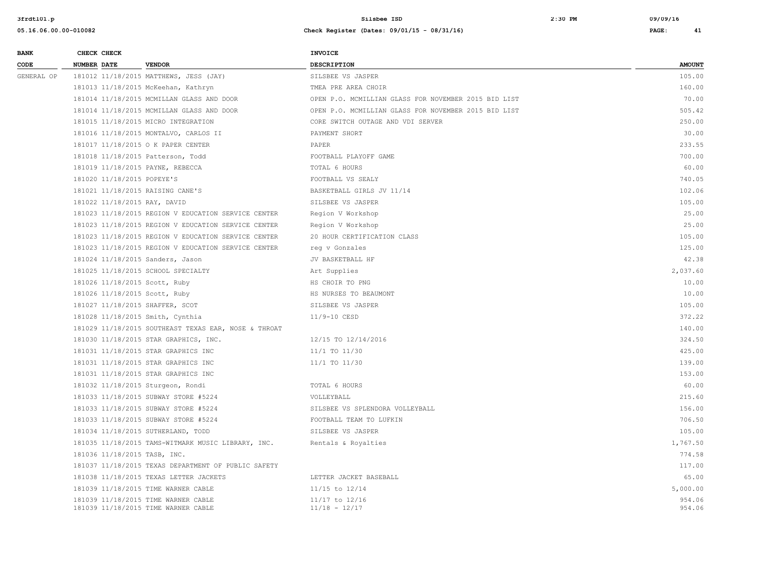| BANK CODE | CHECK NUMBER | CHECK DATE | VENDOR | INVOICE DESCRIPTION | AMOUNT |
|---|---|---|---|---|---|
| GENERAL OP | 181012 | 11/18/2015 | MATTHEWS, JESS (JAY) | SILSBEE VS JASPER | 105.00 |
| | 181013 | 11/18/2015 | McKeehan, Kathryn | TMEA PRE AREA CHOIR | 160.00 |
| | 181014 | 11/18/2015 | MCMILLAN GLASS AND DOOR | OPEN P.O. MCMILLIAN GLASS FOR NOVEMBER 2015 BID LIST | 70.00 |
| | 181014 | 11/18/2015 | MCMILLAN GLASS AND DOOR | OPEN P.O. MCMILLIAN GLASS FOR NOVEMBER 2015 BID LIST | 505.42 |
| | 181015 | 11/18/2015 | MICRO INTEGRATION | CORE SWITCH OUTAGE AND VDI SERVER | 250.00 |
| | 181016 | 11/18/2015 | MONTALVO, CARLOS II | PAYMENT SHORT | 30.00 |
| | 181017 | 11/18/2015 | O K PAPER CENTER | PAPER | 233.55 |
| | 181018 | 11/18/2015 | Patterson, Todd | FOOTBALL PLAYOFF GAME | 700.00 |
| | 181019 | 11/18/2015 | PAYNE, REBECCA | TOTAL 6 HOURS | 60.00 |
| | 181020 | 11/18/2015 | POPEYE'S | FOOTBALL VS SEALY | 740.05 |
| | 181021 | 11/18/2015 | RAISING CANE'S | BASKETBALL GIRLS JV 11/14 | 102.06 |
| | 181022 | 11/18/2015 | RAY, DAVID | SILSBEE VS JASPER | 105.00 |
| | 181023 | 11/18/2015 | REGION V EDUCATION SERVICE CENTER | Region V Workshop | 25.00 |
| | 181023 | 11/18/2015 | REGION V EDUCATION SERVICE CENTER | Region V Workshop | 25.00 |
| | 181023 | 11/18/2015 | REGION V EDUCATION SERVICE CENTER | 20 HOUR CERTIFICATION CLASS | 105.00 |
| | 181023 | 11/18/2015 | REGION V EDUCATION SERVICE CENTER | reg v Gonzales | 125.00 |
| | 181024 | 11/18/2015 | Sanders, Jason | JV BASKETBALL HF | 42.38 |
| | 181025 | 11/18/2015 | SCHOOL SPECIALTY | Art Supplies | 2,037.60 |
| | 181026 | 11/18/2015 | Scott, Ruby | HS CHOIR TO PNG | 10.00 |
| | 181026 | 11/18/2015 | Scott, Ruby | HS NURSES TO BEAUMONT | 10.00 |
| | 181027 | 11/18/2015 | SHAFFER, SCOT | SILSBEE VS JASPER | 105.00 |
| | 181028 | 11/18/2015 | Smith, Cynthia | 11/9-10 CESD | 372.22 |
| | 181029 | 11/18/2015 | SOUTHEAST TEXAS EAR, NOSE & THROAT | | 140.00 |
| | 181030 | 11/18/2015 | STAR GRAPHICS, INC. | 12/15 TO 12/14/2016 | 324.50 |
| | 181031 | 11/18/2015 | STAR GRAPHICS INC | 11/1 TO 11/30 | 425.00 |
| | 181031 | 11/18/2015 | STAR GRAPHICS INC | 11/1 TO 11/30 | 139.00 |
| | 181031 | 11/18/2015 | STAR GRAPHICS INC | | 153.00 |
| | 181032 | 11/18/2015 | Sturgeon, Rondi | TOTAL 6 HOURS | 60.00 |
| | 181033 | 11/18/2015 | SUBWAY STORE #5224 | VOLLEYBALL | 215.60 |
| | 181033 | 11/18/2015 | SUBWAY STORE #5224 | SILSBEE VS SPLENDORA VOLLEYBALL | 156.00 |
| | 181033 | 11/18/2015 | SUBWAY STORE #5224 | FOOTBALL TEAM TO LUFKIN | 706.50 |
| | 181034 | 11/18/2015 | SUTHERLAND, TODD | SILSBEE VS JASPER | 105.00 |
| | 181035 | 11/18/2015 | TAMS-WITMARK MUSIC LIBRARY, INC. | Rentals & Royalties | 1,767.50 |
| | 181036 | 11/18/2015 | TASB, INC. | | 774.58 |
| | 181037 | 11/18/2015 | TEXAS DEPARTMENT OF PUBLIC SAFETY | | 117.00 |
| | 181038 | 11/18/2015 | TEXAS LETTER JACKETS | LETTER JACKET BASEBALL | 65.00 |
| | 181039 | 11/18/2015 | TIME WARNER CABLE | 11/15 to 12/14 | 5,000.00 |
| | 181039 | 11/18/2015 | TIME WARNER CABLE | 11/17 to 12/16 | 954.06 |
| | 181039 | 11/18/2015 | TIME WARNER CABLE | 11/18 - 12/17 | 954.06 |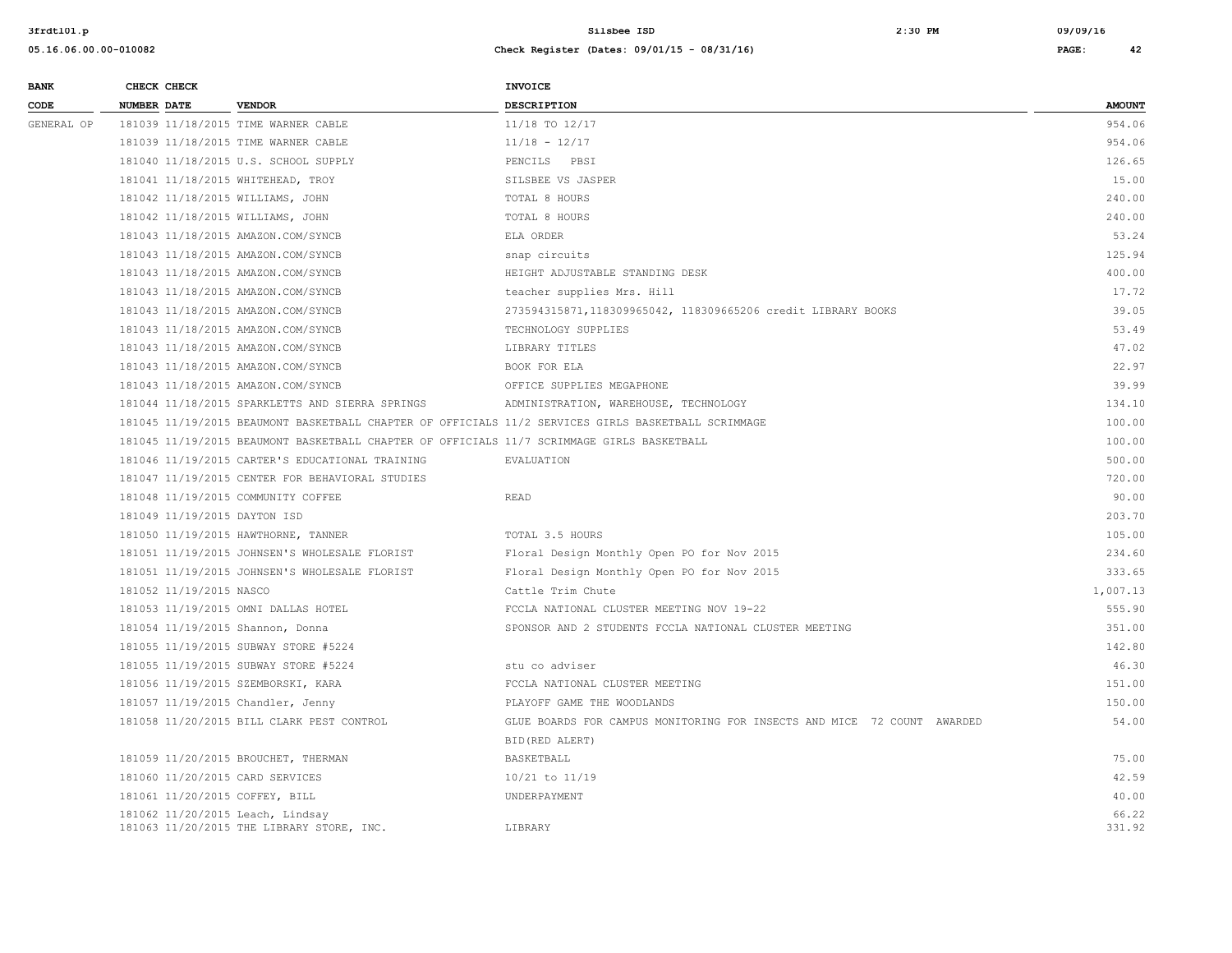| BANK CODE | CHECK NUMBER | CHECK DATE | VENDOR | INVOICE DESCRIPTION | AMOUNT |
|---|---|---|---|---|---|
| GENERAL OP | 181039 | 11/18/2015 | TIME WARNER CABLE | 11/18 TO 12/17 | 954.06 |
| | 181039 | 11/18/2015 | TIME WARNER CABLE | 11/18 - 12/17 | 954.06 |
| | 181040 | 11/18/2015 | U.S. SCHOOL SUPPLY | PENCILS PBSI | 126.65 |
| | 181041 | 11/18/2015 | WHITEHEAD, TROY | SILSBEE VS JASPER | 15.00 |
| | 181042 | 11/18/2015 | WILLIAMS, JOHN | TOTAL 8 HOURS | 240.00 |
| | 181042 | 11/18/2015 | WILLIAMS, JOHN | TOTAL 8 HOURS | 240.00 |
| | 181043 | 11/18/2015 | AMAZON.COM/SYNCB | ELA ORDER | 53.24 |
| | 181043 | 11/18/2015 | AMAZON.COM/SYNCB | snap circuits | 125.94 |
| | 181043 | 11/18/2015 | AMAZON.COM/SYNCB | HEIGHT ADJUSTABLE STANDING DESK | 400.00 |
| | 181043 | 11/18/2015 | AMAZON.COM/SYNCB | teacher supplies Mrs. Hill | 17.72 |
| | 181043 | 11/18/2015 | AMAZON.COM/SYNCB | 273594315871,118309965042, 118309665206 credit LIBRARY BOOKS | 39.05 |
| | 181043 | 11/18/2015 | AMAZON.COM/SYNCB | TECHNOLOGY SUPPLIES | 53.49 |
| | 181043 | 11/18/2015 | AMAZON.COM/SYNCB | LIBRARY TITLES | 47.02 |
| | 181043 | 11/18/2015 | AMAZON.COM/SYNCB | BOOK FOR ELA | 22.97 |
| | 181043 | 11/18/2015 | AMAZON.COM/SYNCB | OFFICE SUPPLIES MEGAPHONE | 39.99 |
| | 181044 | 11/18/2015 | SPARKLETTS AND SIERRA SPRINGS | ADMINISTRATION, WAREHOUSE, TECHNOLOGY | 134.10 |
| | 181045 | 11/19/2015 | BEAUMONT BASKETBALL CHAPTER OF OFFICIALS | 11/2 SERVICES GIRLS BASKETBALL SCRIMMAGE | 100.00 |
| | 181045 | 11/19/2015 | BEAUMONT BASKETBALL CHAPTER OF OFFICIALS | 11/7 SCRIMMAGE GIRLS BASKETBALL | 100.00 |
| | 181046 | 11/19/2015 | CARTER'S EDUCATIONAL TRAINING | EVALUATION | 500.00 |
| | 181047 | 11/19/2015 | CENTER FOR BEHAVIORAL STUDIES | | 720.00 |
| | 181048 | 11/19/2015 | COMMUNITY COFFEE | READ | 90.00 |
| | 181049 | 11/19/2015 | DAYTON ISD | | 203.70 |
| | 181050 | 11/19/2015 | HAWTHORNE, TANNER | TOTAL 3.5 HOURS | 105.00 |
| | 181051 | 11/19/2015 | JOHNSEN'S WHOLESALE FLORIST | Floral Design Monthly Open PO for Nov 2015 | 234.60 |
| | 181051 | 11/19/2015 | JOHNSEN'S WHOLESALE FLORIST | Floral Design Monthly Open PO for Nov 2015 | 333.65 |
| | 181052 | 11/19/2015 | NASCO | Cattle Trim Chute | 1,007.13 |
| | 181053 | 11/19/2015 | OMNI DALLAS HOTEL | FCCLA NATIONAL CLUSTER MEETING NOV 19-22 | 555.90 |
| | 181054 | 11/19/2015 | Shannon, Donna | SPONSOR AND 2 STUDENTS FCCLA NATIONAL CLUSTER MEETING | 351.00 |
| | 181055 | 11/19/2015 | SUBWAY STORE #5224 | | 142.80 |
| | 181055 | 11/19/2015 | SUBWAY STORE #5224 | stu co adviser | 46.30 |
| | 181056 | 11/19/2015 | SZEMBORSKI, KARA | FCCLA NATIONAL CLUSTER MEETING | 151.00 |
| | 181057 | 11/19/2015 | Chandler, Jenny | PLAYOFF GAME THE WOODLANDS | 150.00 |
| | 181058 | 11/20/2015 | BILL CLARK PEST CONTROL | GLUE BOARDS FOR CAMPUS MONITORING FOR INSECTS AND MICE 72 COUNT AWARDED BID(RED ALERT) | 54.00 |
| | 181059 | 11/20/2015 | BROUCHET, THERMAN | BASKETBALL | 75.00 |
| | 181060 | 11/20/2015 | CARD SERVICES | 10/21 to 11/19 | 42.59 |
| | 181061 | 11/20/2015 | COFFEY, BILL | UNDERPAYMENT | 40.00 |
| | 181062 | 11/20/2015 | Leach, Lindsay | | 66.22 |
| | 181063 | 11/20/2015 | THE LIBRARY STORE, INC. | LIBRARY | 331.92 |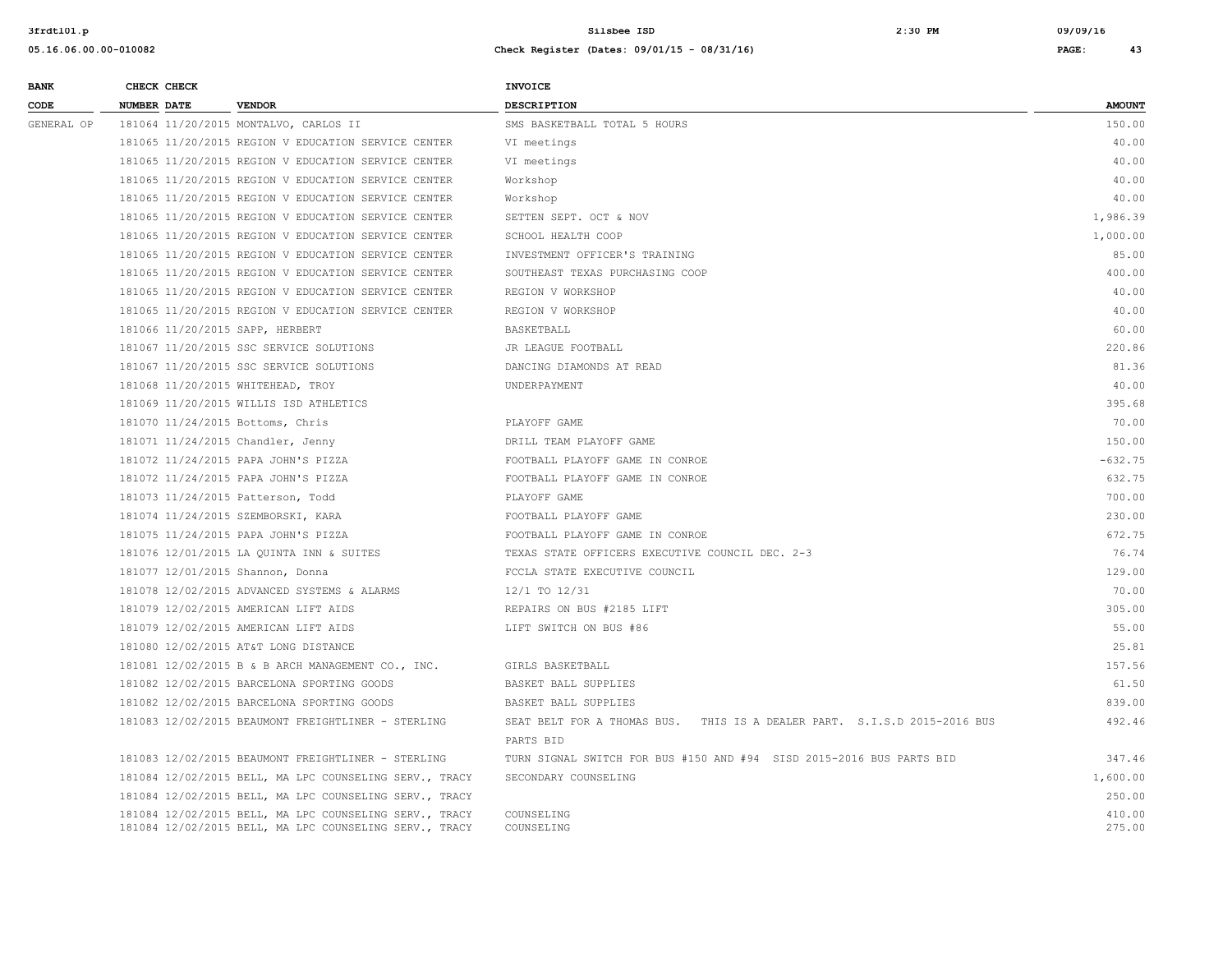| BANK CODE | CHECK NUMBER | CHECK DATE | VENDOR | INVOICE DESCRIPTION | AMOUNT |
|---|---|---|---|---|---|
| GENERAL OP | 181064 | 11/20/2015 | MONTALVO, CARLOS II | SMS BASKETBALL TOTAL 5 HOURS | 150.00 |
| | 181065 | 11/20/2015 | REGION V EDUCATION SERVICE CENTER | VI meetings | 40.00 |
| | 181065 | 11/20/2015 | REGION V EDUCATION SERVICE CENTER | VI meetings | 40.00 |
| | 181065 | 11/20/2015 | REGION V EDUCATION SERVICE CENTER | Workshop | 40.00 |
| | 181065 | 11/20/2015 | REGION V EDUCATION SERVICE CENTER | Workshop | 40.00 |
| | 181065 | 11/20/2015 | REGION V EDUCATION SERVICE CENTER | SETTEN SEPT. OCT & NOV | 1,986.39 |
| | 181065 | 11/20/2015 | REGION V EDUCATION SERVICE CENTER | SCHOOL HEALTH COOP | 1,000.00 |
| | 181065 | 11/20/2015 | REGION V EDUCATION SERVICE CENTER | INVESTMENT OFFICER'S TRAINING | 85.00 |
| | 181065 | 11/20/2015 | REGION V EDUCATION SERVICE CENTER | SOUTHEAST TEXAS PURCHASING COOP | 400.00 |
| | 181065 | 11/20/2015 | REGION V EDUCATION SERVICE CENTER | REGION V WORKSHOP | 40.00 |
| | 181065 | 11/20/2015 | REGION V EDUCATION SERVICE CENTER | REGION V WORKSHOP | 40.00 |
| | 181066 | 11/20/2015 | SAPP, HERBERT | BASKETBALL | 60.00 |
| | 181067 | 11/20/2015 | SSC SERVICE SOLUTIONS | JR LEAGUE FOOTBALL | 220.86 |
| | 181067 | 11/20/2015 | SSC SERVICE SOLUTIONS | DANCING DIAMONDS AT READ | 81.36 |
| | 181068 | 11/20/2015 | WHITEHEAD, TROY | UNDERPAYMENT | 40.00 |
| | 181069 | 11/20/2015 | WILLIS ISD ATHLETICS | | 395.68 |
| | 181070 | 11/24/2015 | Bottoms, Chris | PLAYOFF GAME | 70.00 |
| | 181071 | 11/24/2015 | Chandler, Jenny | DRILL TEAM PLAYOFF GAME | 150.00 |
| | 181072 | 11/24/2015 | PAPA JOHN'S PIZZA | FOOTBALL PLAYOFF GAME IN CONROE | -632.75 |
| | 181072 | 11/24/2015 | PAPA JOHN'S PIZZA | FOOTBALL PLAYOFF GAME IN CONROE | 632.75 |
| | 181073 | 11/24/2015 | Patterson, Todd | PLAYOFF GAME | 700.00 |
| | 181074 | 11/24/2015 | SZEMBORSKI, KARA | FOOTBALL PLAYOFF GAME | 230.00 |
| | 181075 | 11/24/2015 | PAPA JOHN'S PIZZA | FOOTBALL PLAYOFF GAME IN CONROE | 672.75 |
| | 181076 | 12/01/2015 | LA QUINTA INN & SUITES | TEXAS STATE OFFICERS EXECUTIVE COUNCIL DEC. 2-3 | 76.74 |
| | 181077 | 12/01/2015 | Shannon, Donna | FCCLA STATE EXECUTIVE COUNCIL | 129.00 |
| | 181078 | 12/02/2015 | ADVANCED SYSTEMS & ALARMS | 12/1 TO 12/31 | 70.00 |
| | 181079 | 12/02/2015 | AMERICAN LIFT AIDS | REPAIRS ON BUS #2185 LIFT | 305.00 |
| | 181079 | 12/02/2015 | AMERICAN LIFT AIDS | LIFT SWITCH ON BUS #86 | 55.00 |
| | 181080 | 12/02/2015 | AT&T LONG DISTANCE | | 25.81 |
| | 181081 | 12/02/2015 | B & B ARCH MANAGEMENT CO., INC. | GIRLS BASKETBALL | 157.56 |
| | 181082 | 12/02/2015 | BARCELONA SPORTING GOODS | BASKET BALL SUPPLIES | 61.50 |
| | 181082 | 12/02/2015 | BARCELONA SPORTING GOODS | BASKET BALL SUPPLIES | 839.00 |
| | 181083 | 12/02/2015 | BEAUMONT FREIGHTLINER - STERLING | SEAT BELT FOR A THOMAS BUS. THIS IS A DEALER PART. S.I.S.D 2015-2016 BUS PARTS BID | 492.46 |
| | 181083 | 12/02/2015 | BEAUMONT FREIGHTLINER - STERLING | TURN SIGNAL SWITCH FOR BUS #150 AND #94 SISD 2015-2016 BUS PARTS BID | 347.46 |
| | 181084 | 12/02/2015 | BELL, MA LPC COUNSELING SERV., TRACY | SECONDARY COUNSELING | 1,600.00 |
| | 181084 | 12/02/2015 | BELL, MA LPC COUNSELING SERV., TRACY | | 250.00 |
| | 181084 | 12/02/2015 | BELL, MA LPC COUNSELING SERV., TRACY | COUNSELING | 410.00 |
| | 181084 | 12/02/2015 | BELL, MA LPC COUNSELING SERV., TRACY | COUNSELING | 275.00 |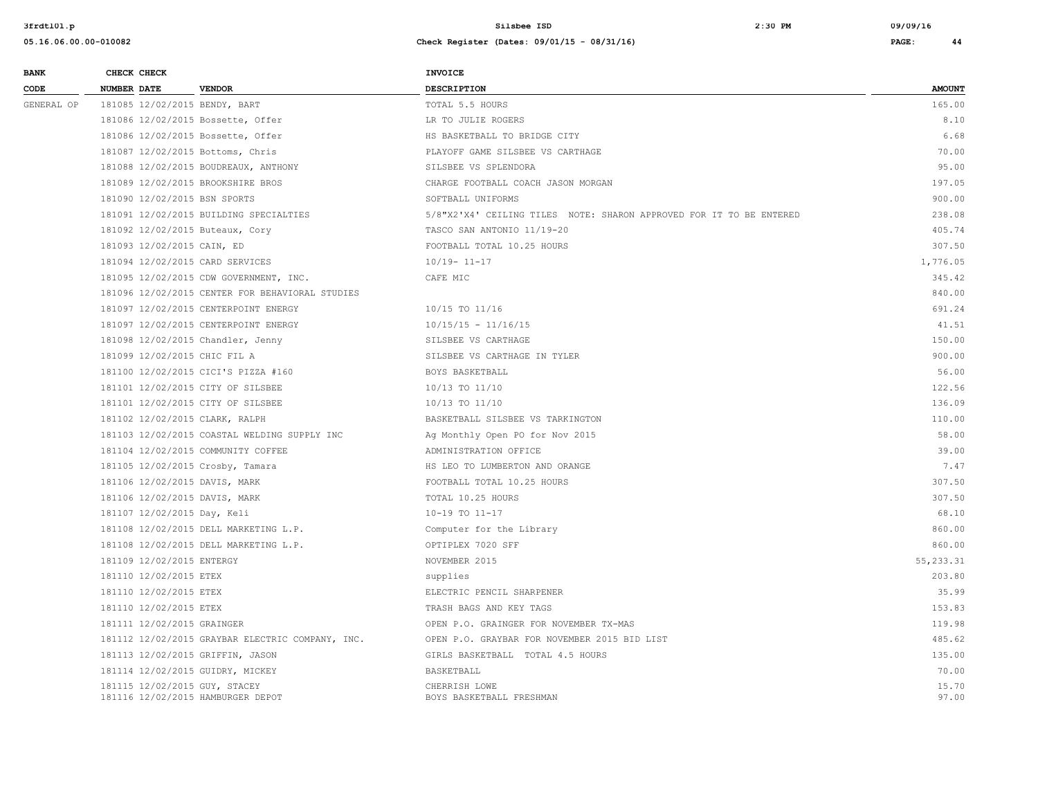| BANK CODE | CHECK NUMBER | CHECK DATE | VENDOR | INVOICE DESCRIPTION | AMOUNT |
|---|---|---|---|---|---|
| GENERAL OP | 181085 | 12/02/2015 | BENDY, BART | TOTAL 5.5 HOURS | 165.00 |
| | 181086 | 12/02/2015 | Bossette, Offer | LR TO JULIE ROGERS | 8.10 |
| | 181086 | 12/02/2015 | Bossette, Offer | HS BASKETBALL TO BRIDGE CITY | 6.68 |
| | 181087 | 12/02/2015 | Bottoms, Chris | PLAYOFF GAME SILSBEE VS CARTHAGE | 70.00 |
| | 181088 | 12/02/2015 | BOUDREAUX, ANTHONY | SILSBEE VS SPLENDORA | 95.00 |
| | 181089 | 12/02/2015 | BROOKSHIRE BROS | CHARGE FOOTBALL COACH JASON MORGAN | 197.05 |
| | 181090 | 12/02/2015 | BSN SPORTS | SOFTBALL UNIFORMS | 900.00 |
| | 181091 | 12/02/2015 | BUILDING SPECIALTIES | 5/8"X2'X4' CEILING TILES NOTE: SHARON APPROVED FOR IT TO BE ENTERED | 238.08 |
| | 181092 | 12/02/2015 | Buteaux, Cory | TASCO SAN ANTONIO 11/19-20 | 405.74 |
| | 181093 | 12/02/2015 | CAIN, ED | FOOTBALL TOTAL 10.25 HOURS | 307.50 |
| | 181094 | 12/02/2015 | CARD SERVICES | 10/19- 11-17 | 1,776.05 |
| | 181095 | 12/02/2015 | CDW GOVERNMENT, INC. | CAFE MIC | 345.42 |
| | 181096 | 12/02/2015 | CENTER FOR BEHAVIORAL STUDIES | | 840.00 |
| | 181097 | 12/02/2015 | CENTERPOINT ENERGY | 10/15 TO 11/16 | 691.24 |
| | 181097 | 12/02/2015 | CENTERPOINT ENERGY | 10/15/15 - 11/16/15 | 41.51 |
| | 181098 | 12/02/2015 | Chandler, Jenny | SILSBEE VS CARTHAGE | 150.00 |
| | 181099 | 12/02/2015 | CHIC FIL A | SILSBEE VS CARTHAGE IN TYLER | 900.00 |
| | 181100 | 12/02/2015 | CICI'S PIZZA #160 | BOYS BASKETBALL | 56.00 |
| | 181101 | 12/02/2015 | CITY OF SILSBEE | 10/13 TO 11/10 | 122.56 |
| | 181101 | 12/02/2015 | CITY OF SILSBEE | 10/13 TO 11/10 | 136.09 |
| | 181102 | 12/02/2015 | CLARK, RALPH | BASKETBALL SILSBEE VS TARKINGTON | 110.00 |
| | 181103 | 12/02/2015 | COASTAL WELDING SUPPLY INC | Ag Monthly Open PO for Nov 2015 | 58.00 |
| | 181104 | 12/02/2015 | COMMUNITY COFFEE | ADMINISTRATION OFFICE | 39.00 |
| | 181105 | 12/02/2015 | Crosby, Tamara | HS LEO TO LUMBERTON AND ORANGE | 7.47 |
| | 181106 | 12/02/2015 | DAVIS, MARK | FOOTBALL TOTAL 10.25 HOURS | 307.50 |
| | 181106 | 12/02/2015 | DAVIS, MARK | TOTAL 10.25 HOURS | 307.50 |
| | 181107 | 12/02/2015 | Day, Keli | 10-19 TO 11-17 | 68.10 |
| | 181108 | 12/02/2015 | DELL MARKETING L.P. | Computer for the Library | 860.00 |
| | 181108 | 12/02/2015 | DELL MARKETING L.P. | OPTIPLEX 7020 SFF | 860.00 |
| | 181109 | 12/02/2015 | ENTERGY | NOVEMBER 2015 | 55,233.31 |
| | 181110 | 12/02/2015 | ETEX | supplies | 203.80 |
| | 181110 | 12/02/2015 | ETEX | ELECTRIC PENCIL SHARPENER | 35.99 |
| | 181110 | 12/02/2015 | ETEX | TRASH BAGS AND KEY TAGS | 153.83 |
| | 181111 | 12/02/2015 | GRAINGER | OPEN P.O. GRAINGER FOR NOVEMBER TX-MAS | 119.98 |
| | 181112 | 12/02/2015 | GRAYBAR ELECTRIC COMPANY, INC. | OPEN P.O. GRAYBAR FOR NOVEMBER 2015 BID LIST | 485.62 |
| | 181113 | 12/02/2015 | GRIFFIN, JASON | GIRLS BASKETBALL TOTAL 4.5 HOURS | 135.00 |
| | 181114 | 12/02/2015 | GUIDRY, MICKEY | BASKETBALL | 70.00 |
| | 181115 | 12/02/2015 | GUY, STACEY | CHERRISH LOWE | 15.70 |
| | 181116 | 12/02/2015 | HAMBURGER DEPOT | BOYS BASKETBALL FRESHMAN | 97.00 |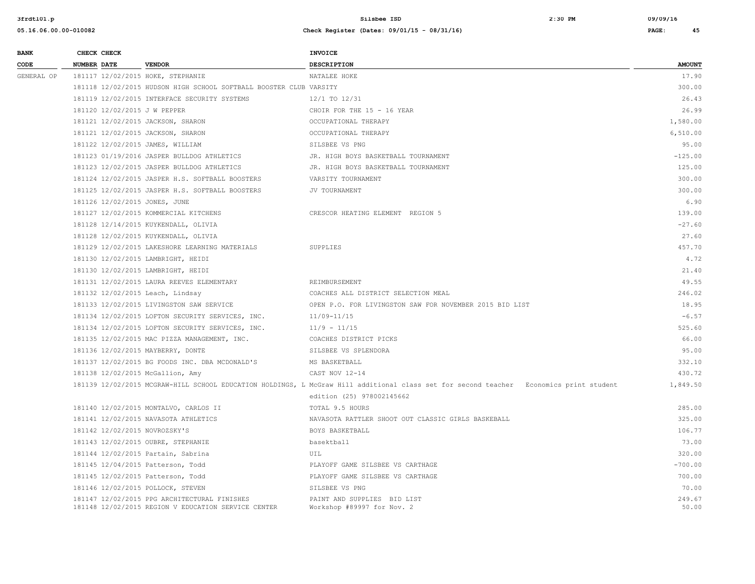| BANK CODE | CHECK NUMBER | CHECK DATE | VENDOR | INVOICE DESCRIPTION | AMOUNT |
|---|---|---|---|---|---|
| GENERAL OP | 181117 | 12/02/2015 | HOKE, STEPHANIE | NATALEE HOKE | 17.90 |
| | 181118 | 12/02/2015 | HUDSON HIGH SCHOOL SOFTBALL BOOSTER CLUB | VARSITY | 300.00 |
| | 181119 | 12/02/2015 | INTERFACE SECURITY SYSTEMS | 12/1 TO 12/31 | 26.43 |
| | 181120 | 12/02/2015 | J W PEPPER | CHOIR FOR THE 15 - 16 YEAR | 26.99 |
| | 181121 | 12/02/2015 | JACKSON, SHARON | OCCUPATIONAL THERAPY | 1,580.00 |
| | 181121 | 12/02/2015 | JACKSON, SHARON | OCCUPATIONAL THERAPY | 6,510.00 |
| | 181122 | 12/02/2015 | JAMES, WILLIAM | SILSBEE VS PNG | 95.00 |
| | 181123 | 01/19/2016 | JASPER BULLDOG ATHLETICS | JR. HIGH BOYS BASKETBALL TOURNAMENT | -125.00 |
| | 181123 | 12/02/2015 | JASPER BULLDOG ATHLETICS | JR. HIGH BOYS BASKETBALL TOURNAMENT | 125.00 |
| | 181124 | 12/02/2015 | JASPER H.S. SOFTBALL BOOSTERS | VARSITY TOURNAMENT | 300.00 |
| | 181125 | 12/02/2015 | JASPER H.S. SOFTBALL BOOSTERS | JV TOURNAMENT | 300.00 |
| | 181126 | 12/02/2015 | JONES, JUNE | | 6.90 |
| | 181127 | 12/02/2015 | KOMMERCIAL KITCHENS | CRESCOR HEATING ELEMENT REGION 5 | 139.00 |
| | 181128 | 12/14/2015 | KUYKENDALL, OLIVIA | | -27.60 |
| | 181128 | 12/02/2015 | KUYKENDALL, OLIVIA | | 27.60 |
| | 181129 | 12/02/2015 | LAKESHORE LEARNING MATERIALS | SUPPLIES | 457.70 |
| | 181130 | 12/02/2015 | LAMBRIGHT, HEIDI | | 4.72 |
| | 181130 | 12/02/2015 | LAMBRIGHT, HEIDI | | 21.40 |
| | 181131 | 12/02/2015 | LAURA REEVES ELEMENTARY | REIMBURSEMENT | 49.55 |
| | 181132 | 12/02/2015 | Leach, Lindsay | COACHES ALL DISTRICT SELECTION MEAL | 246.02 |
| | 181133 | 12/02/2015 | LIVINGSTON SAW SERVICE | OPEN P.O. FOR LIVINGSTON SAW FOR NOVEMBER 2015 BID LIST | 18.95 |
| | 181134 | 12/02/2015 | LOFTON SECURITY SERVICES, INC. | 11/09-11/15 | -6.57 |
| | 181134 | 12/02/2015 | LOFTON SECURITY SERVICES, INC. | 11/9 - 11/15 | 525.60 |
| | 181135 | 12/02/2015 | MAC PIZZA MANAGEMENT, INC. | COACHES DISTRICT PICKS | 66.00 |
| | 181136 | 12/02/2015 | MAYBERRY, DONTE | SILSBEE VS SPLENDORA | 95.00 |
| | 181137 | 12/02/2015 | BG FOODS INC. DBA MCDONALD'S | MS BASKETBALL | 332.10 |
| | 181138 | 12/02/2015 | McGallion, Amy | CAST NOV 12-14 | 430.72 |
| | 181139 | 12/02/2015 | MCGRAW-HILL SCHOOL EDUCATION HOLDINGS, L | McGraw Hill additional class set for second teacher Economics print student edition (25) 978002145662 | 1,849.50 |
| | 181140 | 12/02/2015 | MONTALVO, CARLOS II | TOTAL 9.5 HOURS | 285.00 |
| | 181141 | 12/02/2015 | NAVASOTA ATHLETICS | NAVASOTA RATTLER SHOOT OUT CLASSIC GIRLS BASKEBALL | 325.00 |
| | 181142 | 12/02/2015 | NOVROZSKY'S | BOYS BASKETBALL | 106.77 |
| | 181143 | 12/02/2015 | OUBRE, STEPHANIE | basektball | 73.00 |
| | 181144 | 12/02/2015 | Partain, Sabrina | UIL | 320.00 |
| | 181145 | 12/04/2015 | Patterson, Todd | PLAYOFF GAME SILSBEE VS CARTHAGE | -700.00 |
| | 181145 | 12/02/2015 | Patterson, Todd | PLAYOFF GAME SILSBEE VS CARTHAGE | 700.00 |
| | 181146 | 12/02/2015 | POLLOCK, STEVEN | SILSBEE VS PNG | 70.00 |
| | 181147 | 12/02/2015 | PPG ARCHITECTURAL FINISHES | PAINT AND SUPPLIES BID LIST | 249.67 |
| | 181148 | 12/02/2015 | REGION V EDUCATION SERVICE CENTER | Workshop #89997 for Nov. 2 | 50.00 |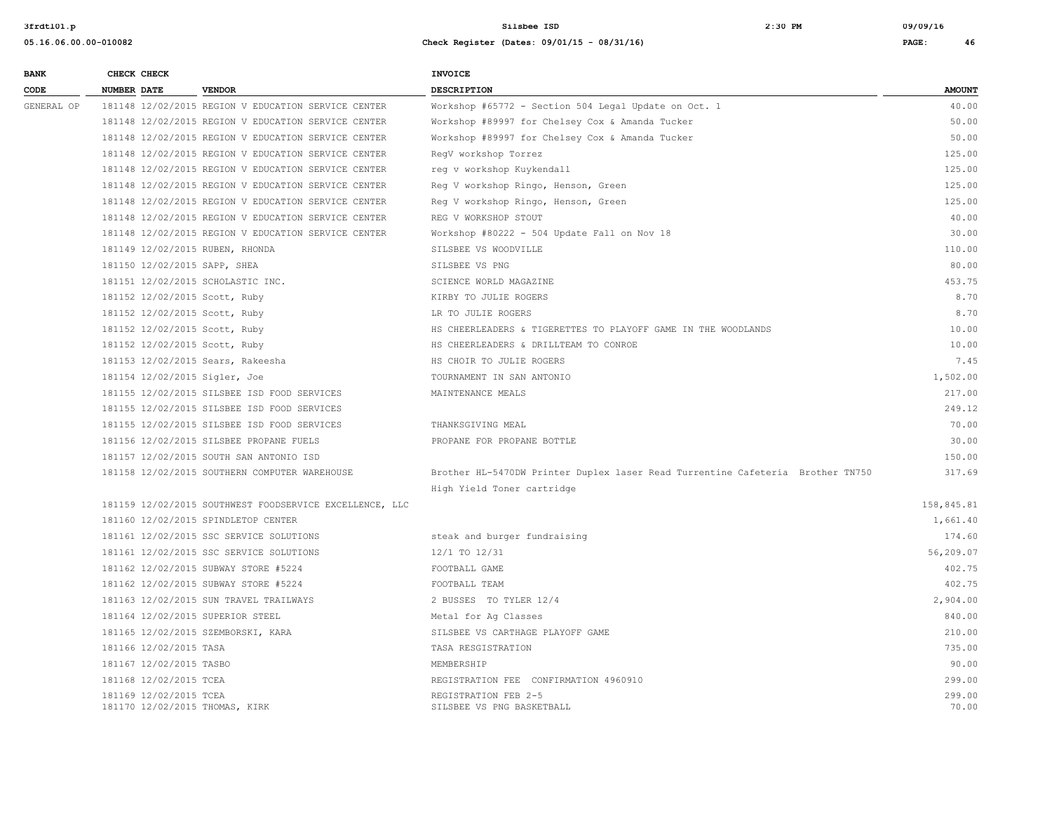| BANK CODE | CHECK NUMBER | CHECK DATE | VENDOR | INVOICE DESCRIPTION | AMOUNT |
|---|---|---|---|---|---|
| GENERAL OP | 181148 | 12/02/2015 | REGION V EDUCATION SERVICE CENTER | Workshop #65772 - Section 504 Legal Update on Oct. 1 | 40.00 |
| | 181148 | 12/02/2015 | REGION V EDUCATION SERVICE CENTER | Workshop #89997 for Chelsey Cox & Amanda Tucker | 50.00 |
| | 181148 | 12/02/2015 | REGION V EDUCATION SERVICE CENTER | Workshop #89997 for Chelsey Cox & Amanda Tucker | 50.00 |
| | 181148 | 12/02/2015 | REGION V EDUCATION SERVICE CENTER | RegV workshop Torrez | 125.00 |
| | 181148 | 12/02/2015 | REGION V EDUCATION SERVICE CENTER | reg v workshop Kuykendall | 125.00 |
| | 181148 | 12/02/2015 | REGION V EDUCATION SERVICE CENTER | Reg V workshop Ringo, Henson, Green | 125.00 |
| | 181148 | 12/02/2015 | REGION V EDUCATION SERVICE CENTER | Reg V workshop Ringo, Henson, Green | 125.00 |
| | 181148 | 12/02/2015 | REGION V EDUCATION SERVICE CENTER | REG V WORKSHOP STOUT | 40.00 |
| | 181148 | 12/02/2015 | REGION V EDUCATION SERVICE CENTER | Workshop #80222 - 504 Update Fall on Nov 18 | 30.00 |
| | 181149 | 12/02/2015 | RUBEN, RHONDA | SILSBEE VS WOODVILLE | 110.00 |
| | 181150 | 12/02/2015 | SAPP, SHEA | SILSBEE VS PNG | 80.00 |
| | 181151 | 12/02/2015 | SCHOLASTIC INC. | SCIENCE WORLD MAGAZINE | 453.75 |
| | 181152 | 12/02/2015 | Scott, Ruby | KIRBY TO JULIE ROGERS | 8.70 |
| | 181152 | 12/02/2015 | Scott, Ruby | LR TO JULIE ROGERS | 8.70 |
| | 181152 | 12/02/2015 | Scott, Ruby | HS CHEERLEADERS & TIGERETTES TO PLAYOFF GAME IN THE WOODLANDS | 10.00 |
| | 181152 | 12/02/2015 | Scott, Ruby | HS CHEERLEADERS & DRILLTEAM TO CONROE | 10.00 |
| | 181153 | 12/02/2015 | Sears, Rakeesha | HS CHOIR TO JULIE ROGERS | 7.45 |
| | 181154 | 12/02/2015 | Sigler, Joe | TOURNAMENT IN SAN ANTONIO | 1,502.00 |
| | 181155 | 12/02/2015 | SILSBEE ISD FOOD SERVICES | MAINTENANCE MEALS | 217.00 |
| | 181155 | 12/02/2015 | SILSBEE ISD FOOD SERVICES | | 249.12 |
| | 181155 | 12/02/2015 | SILSBEE ISD FOOD SERVICES | THANKSGIVING MEAL | 70.00 |
| | 181156 | 12/02/2015 | SILSBEE PROPANE FUELS | PROPANE FOR PROPANE BOTTLE | 30.00 |
| | 181157 | 12/02/2015 | SOUTH SAN ANTONIO ISD | | 150.00 |
| | 181158 | 12/02/2015 | SOUTHERN COMPUTER WAREHOUSE | Brother HL-5470DW Printer Duplex laser Read Turrentine Cafeteria Brother TN750 High Yield Toner cartridge | 317.69 |
| | 181159 | 12/02/2015 | SOUTHWEST FOODSERVICE EXCELLENCE, LLC | | 158,845.81 |
| | 181160 | 12/02/2015 | SPINDLETOP CENTER | | 1,661.40 |
| | 181161 | 12/02/2015 | SSC SERVICE SOLUTIONS | steak and burger fundraising | 174.60 |
| | 181161 | 12/02/2015 | SSC SERVICE SOLUTIONS | 12/1 TO 12/31 | 56,209.07 |
| | 181162 | 12/02/2015 | SUBWAY STORE #5224 | FOOTBALL GAME | 402.75 |
| | 181162 | 12/02/2015 | SUBWAY STORE #5224 | FOOTBALL TEAM | 402.75 |
| | 181163 | 12/02/2015 | SUN TRAVEL TRAILWAYS | 2 BUSSES TO TYLER 12/4 | 2,904.00 |
| | 181164 | 12/02/2015 | SUPERIOR STEEL | Metal for Ag Classes | 840.00 |
| | 181165 | 12/02/2015 | SZEMBORSKI, KARA | SILSBEE VS CARTHAGE PLAYOFF GAME | 210.00 |
| | 181166 | 12/02/2015 | TASA | TASA RESGISTRATION | 735.00 |
| | 181167 | 12/02/2015 | TASBO | MEMBERSHIP | 90.00 |
| | 181168 | 12/02/2015 | TCEA | REGISTRATION FEE CONFIRMATION 4960910 | 299.00 |
| | 181169 | 12/02/2015 | TCEA | REGISTRATION FEB 2-5 | 299.00 |
| | 181170 | 12/02/2015 | THOMAS, KIRK | SILSBEE VS PNG BASKETBALL | 70.00 |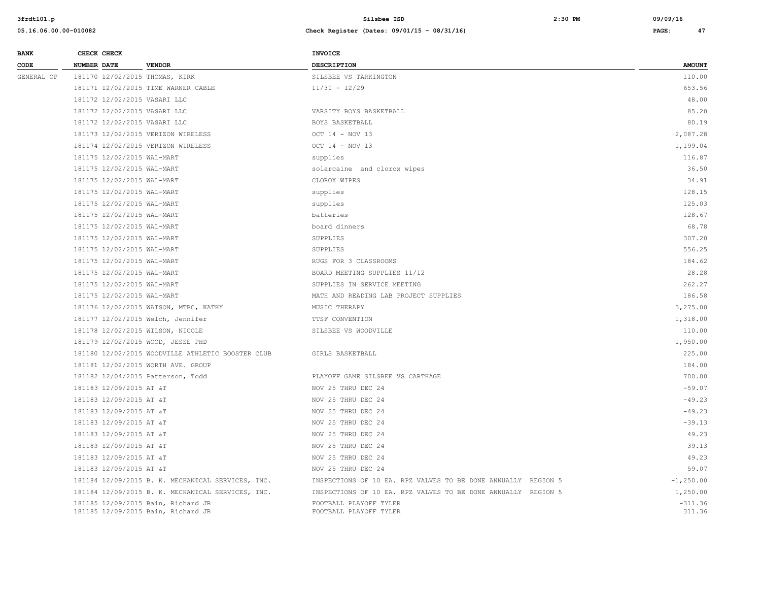| BANK CODE | CHECK NUMBER | CHECK DATE | VENDOR | INVOICE DESCRIPTION | AMOUNT |
|---|---|---|---|---|---|
| GENERAL OP | 181170 | 12/02/2015 | THOMAS, KIRK | SILSBEE VS TARKINGTON | 110.00 |
| | 181171 | 12/02/2015 | TIME WARNER CABLE | 11/30 - 12/29 | 653.56 |
| | 181172 | 12/02/2015 | VASARI LLC | | 48.00 |
| | 181172 | 12/02/2015 | VASARI LLC | VARSITY BOYS BASKETBALL | 85.20 |
| | 181172 | 12/02/2015 | VASARI LLC | BOYS BASKETBALL | 80.19 |
| | 181173 | 12/02/2015 | VERIZON WIRELESS | OCT 14 - NOV 13 | 2,087.28 |
| | 181174 | 12/02/2015 | VERIZON WIRELESS | OCT 14 - NOV 13 | 1,199.04 |
| | 181175 | 12/02/2015 | WAL-MART | supplies | 116.87 |
| | 181175 | 12/02/2015 | WAL-MART | solarcaine and clorox wipes | 36.50 |
| | 181175 | 12/02/2015 | WAL-MART | CLOROX WIPES | 34.91 |
| | 181175 | 12/02/2015 | WAL-MART | supplies | 128.15 |
| | 181175 | 12/02/2015 | WAL-MART | supplies | 125.03 |
| | 181175 | 12/02/2015 | WAL-MART | batteries | 128.67 |
| | 181175 | 12/02/2015 | WAL-MART | board dinners | 68.78 |
| | 181175 | 12/02/2015 | WAL-MART | SUPPLIES | 307.20 |
| | 181175 | 12/02/2015 | WAL-MART | SUPPLIES | 556.25 |
| | 181175 | 12/02/2015 | WAL-MART | RUGS FOR 3 CLASSROOMS | 184.62 |
| | 181175 | 12/02/2015 | WAL-MART | BOARD MEETING SUPPLIES 11/12 | 28.28 |
| | 181175 | 12/02/2015 | WAL-MART | SUPPLIES IN SERVICE MEETING | 262.27 |
| | 181175 | 12/02/2015 | WAL-MART | MATH AND READING LAB PROJECT SUPPLIES | 186.58 |
| | 181176 | 12/02/2015 | WATSON, MTBC, KATHY | MUSIC THERAPY | 3,275.00 |
| | 181177 | 12/02/2015 | Welch, Jennifer | TTSF CONVENTION | 1,318.00 |
| | 181178 | 12/02/2015 | WILSON, NICOLE | SILSBEE VS WOODVILLE | 110.00 |
| | 181179 | 12/02/2015 | WOOD, JESSE PHD | | 1,950.00 |
| | 181180 | 12/02/2015 | WOODVILLE ATHLETIC BOOSTER CLUB | GIRLS BASKETBALL | 225.00 |
| | 181181 | 12/02/2015 | WORTH AVE. GROUP | | 184.00 |
| | 181182 | 12/04/2015 | Patterson, Todd | PLAYOFF GAME SILSBEE VS CARTHAGE | 700.00 |
| | 181183 | 12/09/2015 | AT &T | NOV 25 THRU DEC 24 | -59.07 |
| | 181183 | 12/09/2015 | AT &T | NOV 25 THRU DEC 24 | -49.23 |
| | 181183 | 12/09/2015 | AT &T | NOV 25 THRU DEC 24 | -49.23 |
| | 181183 | 12/09/2015 | AT &T | NOV 25 THRU DEC 24 | -39.13 |
| | 181183 | 12/09/2015 | AT &T | NOV 25 THRU DEC 24 | 49.23 |
| | 181183 | 12/09/2015 | AT &T | NOV 25 THRU DEC 24 | 39.13 |
| | 181183 | 12/09/2015 | AT &T | NOV 25 THRU DEC 24 | 49.23 |
| | 181183 | 12/09/2015 | AT &T | NOV 25 THRU DEC 24 | 59.07 |
| | 181184 | 12/09/2015 | B. K. MECHANICAL SERVICES, INC. | INSPECTIONS OF 10 EA. RPZ VALVES TO BE DONE ANNUALLY REGION 5 | -1,250.00 |
| | 181184 | 12/09/2015 | B. K. MECHANICAL SERVICES, INC. | INSPECTIONS OF 10 EA. RPZ VALVES TO BE DONE ANNUALLY REGION 5 | 1,250.00 |
| | 181185 | 12/09/2015 | Bain, Richard JR | FOOTBALL PLAYOFF TYLER | -311.36 |
| | 181185 | 12/09/2015 | Bain, Richard JR | FOOTBALL PLAYOFF TYLER | 311.36 |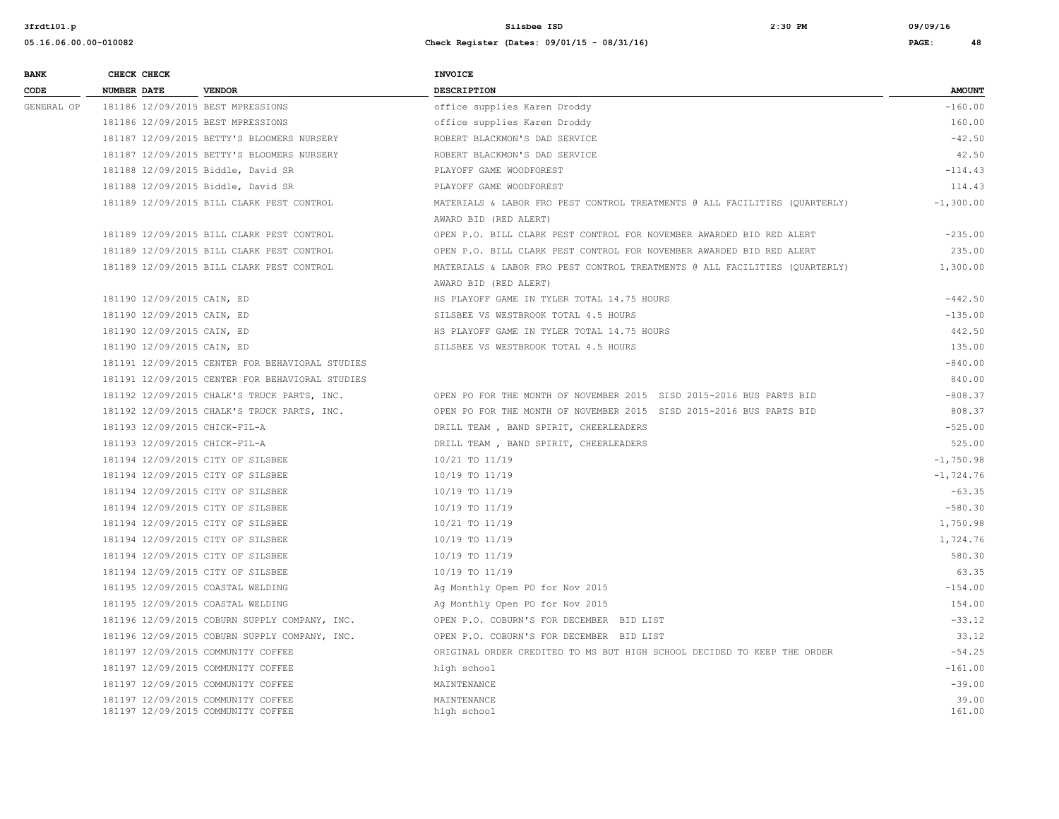| BANK CODE | CHECK NUMBER | CHECK DATE | VENDOR | INVOICE DESCRIPTION | AMOUNT |
|---|---|---|---|---|---|
| GENERAL OP | 181186 | 12/09/2015 | BEST MPRESSIONS | office supplies Karen Droddy | -160.00 |
| | 181186 | 12/09/2015 | BEST MPRESSIONS | office supplies Karen Droddy | 160.00 |
| | 181187 | 12/09/2015 | BETTY'S BLOOMERS NURSERY | ROBERT BLACKMON'S DAD SERVICE | -42.50 |
| | 181187 | 12/09/2015 | BETTY'S BLOOMERS NURSERY | ROBERT BLACKMON'S DAD SERVICE | 42.50 |
| | 181188 | 12/09/2015 | Biddle, David SR | PLAYOFF GAME WOODFOREST | -114.43 |
| | 181188 | 12/09/2015 | Biddle, David SR | PLAYOFF GAME WOODFOREST | 114.43 |
| | 181189 | 12/09/2015 | BILL CLARK PEST CONTROL | MATERIALS & LABOR FRO PEST CONTROL TREATMENTS @ ALL FACILITIES (QUARTERLY) AWARD BID (RED ALERT) | -1,300.00 |
| | 181189 | 12/09/2015 | BILL CLARK PEST CONTROL | OPEN P.O. BILL CLARK PEST CONTROL FOR NOVEMBER AWARDED BID RED ALERT | -235.00 |
| | 181189 | 12/09/2015 | BILL CLARK PEST CONTROL | OPEN P.O. BILL CLARK PEST CONTROL FOR NOVEMBER AWARDED BID RED ALERT | 235.00 |
| | 181189 | 12/09/2015 | BILL CLARK PEST CONTROL | MATERIALS & LABOR FRO PEST CONTROL TREATMENTS @ ALL FACILITIES (QUARTERLY) AWARD BID (RED ALERT) | 1,300.00 |
| | 181190 | 12/09/2015 | CAIN, ED | HS PLAYOFF GAME IN TYLER TOTAL 14.75 HOURS | -442.50 |
| | 181190 | 12/09/2015 | CAIN, ED | SILSBEE VS WESTBROOK TOTAL 4.5 HOURS | -135.00 |
| | 181190 | 12/09/2015 | CAIN, ED | HS PLAYOFF GAME IN TYLER TOTAL 14.75 HOURS | 442.50 |
| | 181190 | 12/09/2015 | CAIN, ED | SILSBEE VS WESTBROOK TOTAL 4.5 HOURS | 135.00 |
| | 181191 | 12/09/2015 | CENTER FOR BEHAVIORAL STUDIES | | -840.00 |
| | 181191 | 12/09/2015 | CENTER FOR BEHAVIORAL STUDIES | | 840.00 |
| | 181192 | 12/09/2015 | CHALK'S TRUCK PARTS, INC. | OPEN PO FOR THE MONTH OF NOVEMBER 2015 SISD 2015-2016 BUS PARTS BID | -808.37 |
| | 181192 | 12/09/2015 | CHALK'S TRUCK PARTS, INC. | OPEN PO FOR THE MONTH OF NOVEMBER 2015 SISD 2015-2016 BUS PARTS BID | 808.37 |
| | 181193 | 12/09/2015 | CHICK-FIL-A | DRILL TEAM , BAND SPIRIT, CHEERLEADERS | -525.00 |
| | 181193 | 12/09/2015 | CHICK-FIL-A | DRILL TEAM , BAND SPIRIT, CHEERLEADERS | 525.00 |
| | 181194 | 12/09/2015 | CITY OF SILSBEE | 10/21 TO 11/19 | -1,750.98 |
| | 181194 | 12/09/2015 | CITY OF SILSBEE | 10/19 TO 11/19 | -1,724.76 |
| | 181194 | 12/09/2015 | CITY OF SILSBEE | 10/19 TO 11/19 | -63.35 |
| | 181194 | 12/09/2015 | CITY OF SILSBEE | 10/19 TO 11/19 | -580.30 |
| | 181194 | 12/09/2015 | CITY OF SILSBEE | 10/21 TO 11/19 | 1,750.98 |
| | 181194 | 12/09/2015 | CITY OF SILSBEE | 10/19 TO 11/19 | 1,724.76 |
| | 181194 | 12/09/2015 | CITY OF SILSBEE | 10/19 TO 11/19 | 580.30 |
| | 181194 | 12/09/2015 | CITY OF SILSBEE | 10/19 TO 11/19 | 63.35 |
| | 181195 | 12/09/2015 | COASTAL WELDING | Ag Monthly Open PO for Nov 2015 | -154.00 |
| | 181195 | 12/09/2015 | COASTAL WELDING | Ag Monthly Open PO for Nov 2015 | 154.00 |
| | 181196 | 12/09/2015 | COBURN SUPPLY COMPANY, INC. | OPEN P.O. COBURN'S FOR DECEMBER BID LIST | -33.12 |
| | 181196 | 12/09/2015 | COBURN SUPPLY COMPANY, INC. | OPEN P.O. COBURN'S FOR DECEMBER BID LIST | 33.12 |
| | 181197 | 12/09/2015 | COMMUNITY COFFEE | ORIGINAL ORDER CREDITED TO MS BUT HIGH SCHOOL DECIDED TO KEEP THE ORDER | -54.25 |
| | 181197 | 12/09/2015 | COMMUNITY COFFEE | high school | -161.00 |
| | 181197 | 12/09/2015 | COMMUNITY COFFEE | MAINTENANCE | -39.00 |
| | 181197 | 12/09/2015 | COMMUNITY COFFEE | MAINTENANCE | 39.00 |
| | 181197 | 12/09/2015 | COMMUNITY COFFEE | high school | 161.00 |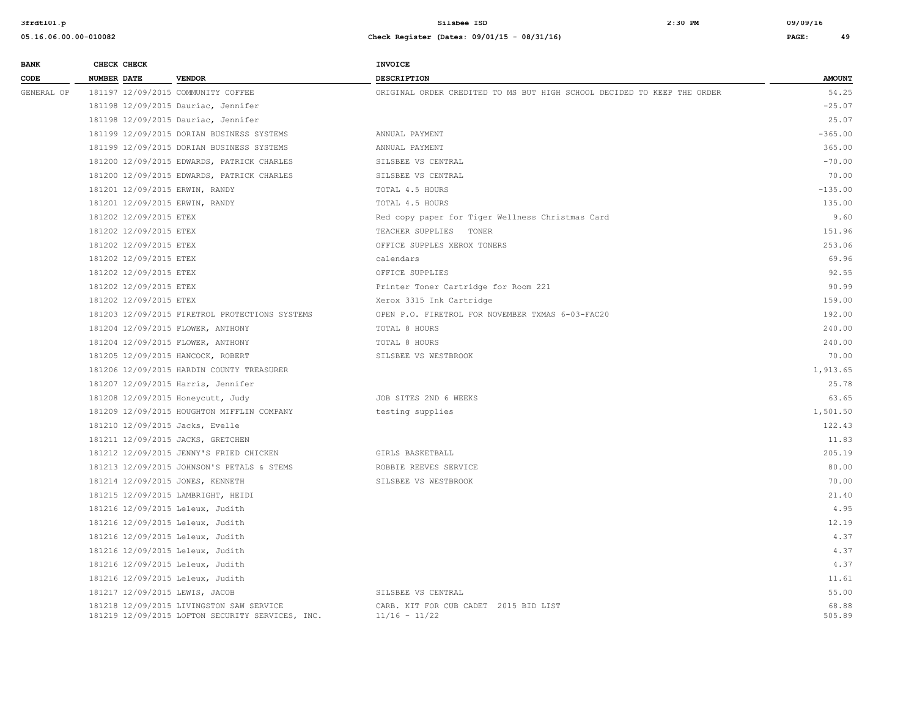| BANK CODE | CHECK NUMBER | CHECK DATE | VENDOR | INVOICE DESCRIPTION | AMOUNT |
|---|---|---|---|---|---|
| GENERAL OP | 181197 | 12/09/2015 | COMMUNITY COFFEE | ORIGINAL ORDER CREDITED TO MS BUT HIGH SCHOOL DECIDED TO KEEP THE ORDER | 54.25 |
| | 181198 | 12/09/2015 | Dauriac, Jennifer | | -25.07 |
| | 181198 | 12/09/2015 | Dauriac, Jennifer | | 25.07 |
| | 181199 | 12/09/2015 | DORIAN BUSINESS SYSTEMS | ANNUAL PAYMENT | -365.00 |
| | 181199 | 12/09/2015 | DORIAN BUSINESS SYSTEMS | ANNUAL PAYMENT | 365.00 |
| | 181200 | 12/09/2015 | EDWARDS, PATRICK CHARLES | SILSBEE VS CENTRAL | -70.00 |
| | 181200 | 12/09/2015 | EDWARDS, PATRICK CHARLES | SILSBEE VS CENTRAL | 70.00 |
| | 181201 | 12/09/2015 | ERWIN, RANDY | TOTAL 4.5 HOURS | -135.00 |
| | 181201 | 12/09/2015 | ERWIN, RANDY | TOTAL 4.5 HOURS | 135.00 |
| | 181202 | 12/09/2015 | ETEX | Red copy paper for Tiger Wellness Christmas Card | 9.60 |
| | 181202 | 12/09/2015 | ETEX | TEACHER SUPPLIES TONER | 151.96 |
| | 181202 | 12/09/2015 | ETEX | OFFICE SUPPLES XEROX TONERS | 253.06 |
| | 181202 | 12/09/2015 | ETEX | calendars | 69.96 |
| | 181202 | 12/09/2015 | ETEX | OFFICE SUPPLIES | 92.55 |
| | 181202 | 12/09/2015 | ETEX | Printer Toner Cartridge for Room 221 | 90.99 |
| | 181202 | 12/09/2015 | ETEX | Xerox 3315 Ink Cartridge | 159.00 |
| | 181203 | 12/09/2015 | FIRETROL PROTECTIONS SYSTEMS | OPEN P.O. FIRETROL FOR NOVEMBER TXMAS 6-03-FAC20 | 192.00 |
| | 181204 | 12/09/2015 | FLOWER, ANTHONY | TOTAL 8 HOURS | 240.00 |
| | 181204 | 12/09/2015 | FLOWER, ANTHONY | TOTAL 8 HOURS | 240.00 |
| | 181205 | 12/09/2015 | HANCOCK, ROBERT | SILSBEE VS WESTBROOK | 70.00 |
| | 181206 | 12/09/2015 | HARDIN COUNTY TREASURER | | 1,913.65 |
| | 181207 | 12/09/2015 | Harris, Jennifer | | 25.78 |
| | 181208 | 12/09/2015 | Honeycutt, Judy | JOB SITES 2ND 6 WEEKS | 63.65 |
| | 181209 | 12/09/2015 | HOUGHTON MIFFLIN COMPANY | testing supplies | 1,501.50 |
| | 181210 | 12/09/2015 | Jacks, Evelle | | 122.43 |
| | 181211 | 12/09/2015 | JACKS, GRETCHEN | | 11.83 |
| | 181212 | 12/09/2015 | JENNY'S FRIED CHICKEN | GIRLS BASKETBALL | 205.19 |
| | 181213 | 12/09/2015 | JOHNSON'S PETALS & STEMS | ROBBIE REEVES SERVICE | 80.00 |
| | 181214 | 12/09/2015 | JONES, KENNETH | SILSBEE VS WESTBROOK | 70.00 |
| | 181215 | 12/09/2015 | LAMBRIGHT, HEIDI | | 21.40 |
| | 181216 | 12/09/2015 | Leleux, Judith | | 4.95 |
| | 181216 | 12/09/2015 | Leleux, Judith | | 12.19 |
| | 181216 | 12/09/2015 | Leleux, Judith | | 4.37 |
| | 181216 | 12/09/2015 | Leleux, Judith | | 4.37 |
| | 181216 | 12/09/2015 | Leleux, Judith | | 4.37 |
| | 181216 | 12/09/2015 | Leleux, Judith | | 11.61 |
| | 181217 | 12/09/2015 | LEWIS, JACOB | SILSBEE VS CENTRAL | 55.00 |
| | 181218 | 12/09/2015 | LIVINGSTON SAW SERVICE | CARB. KIT FOR CUB CADET 2015 BID LIST | 68.88 |
| | 181219 | 12/09/2015 | LOFTON SECURITY SERVICES, INC. | 11/16 - 11/22 | 505.89 |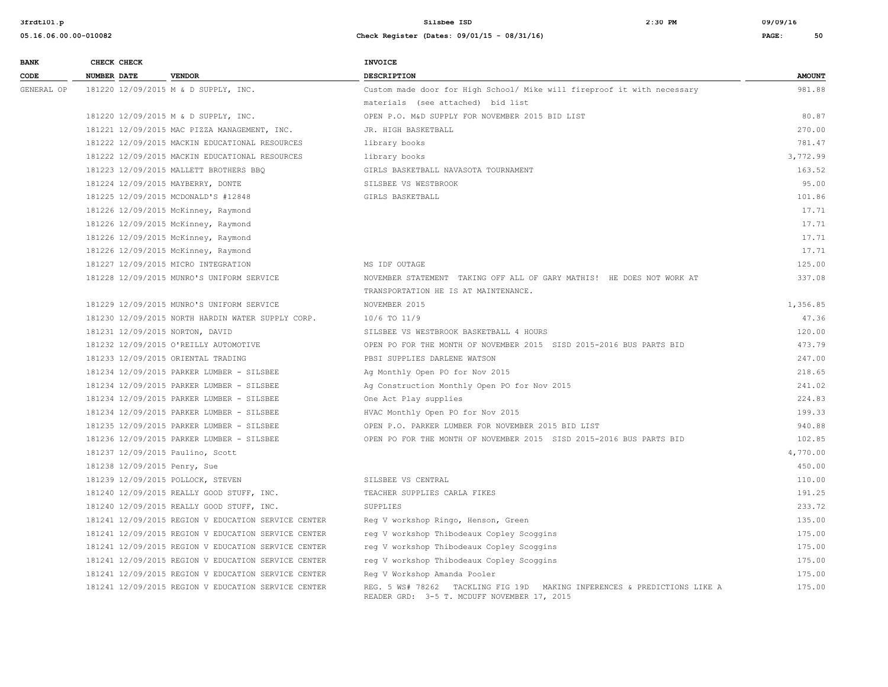| BANK CODE | CHECK NUMBER | CHECK DATE | VENDOR | INVOICE DESCRIPTION | AMOUNT |
|---|---|---|---|---|---|
| GENERAL OP | 181220 | 12/09/2015 | M & D SUPPLY, INC. | Custom made door for High School/ Mike will fireproof it with necessary materials (see attached) bid list | 981.88 |
| | 181220 | 12/09/2015 | M & D SUPPLY, INC. | OPEN P.O. M&D SUPPLY FOR NOVEMBER 2015 BID LIST | 80.87 |
| | 181221 | 12/09/2015 | MAC PIZZA MANAGEMENT, INC. | JR. HIGH BASKETBALL | 270.00 |
| | 181222 | 12/09/2015 | MACKIN EDUCATIONAL RESOURCES | library books | 781.47 |
| | 181222 | 12/09/2015 | MACKIN EDUCATIONAL RESOURCES | library books | 3,772.99 |
| | 181223 | 12/09/2015 | MALLETT BROTHERS BBQ | GIRLS BASKETBALL NAVASOTA TOURNAMENT | 163.52 |
| | 181224 | 12/09/2015 | MAYBERRY, DONTE | SILSBEE VS WESTBROOK | 95.00 |
| | 181225 | 12/09/2015 | MCDONALD'S #12848 | GIRLS BASKETBALL | 101.86 |
| | 181226 | 12/09/2015 | McKinney, Raymond | | 17.71 |
| | 181226 | 12/09/2015 | McKinney, Raymond | | 17.71 |
| | 181226 | 12/09/2015 | McKinney, Raymond | | 17.71 |
| | 181226 | 12/09/2015 | McKinney, Raymond | | 17.71 |
| | 181227 | 12/09/2015 | MICRO INTEGRATION | MS IDF OUTAGE | 125.00 |
| | 181228 | 12/09/2015 | MUNRO'S UNIFORM SERVICE | NOVEMBER STATEMENT TAKING OFF ALL OF GARY MATHIS! HE DOES NOT WORK AT TRANSPORTATION HE IS AT MAINTENANCE. | 337.08 |
| | 181229 | 12/09/2015 | MUNRO'S UNIFORM SERVICE | NOVEMBER 2015 | 1,356.85 |
| | 181230 | 12/09/2015 | NORTH HARDIN WATER SUPPLY CORP. | 10/6 TO 11/9 | 47.36 |
| | 181231 | 12/09/2015 | NORTON, DAVID | SILSBEE VS WESTBROOK BASKETBALL 4 HOURS | 120.00 |
| | 181232 | 12/09/2015 | O'REILLY AUTOMOTIVE | OPEN PO FOR THE MONTH OF NOVEMBER 2015 SISD 2015-2016 BUS PARTS BID | 473.79 |
| | 181233 | 12/09/2015 | ORIENTAL TRADING | PBSI SUPPLIES DARLENE WATSON | 247.00 |
| | 181234 | 12/09/2015 | PARKER LUMBER - SILSBEE | Ag Monthly Open PO for Nov 2015 | 218.65 |
| | 181234 | 12/09/2015 | PARKER LUMBER - SILSBEE | Ag Construction Monthly Open PO for Nov 2015 | 241.02 |
| | 181234 | 12/09/2015 | PARKER LUMBER - SILSBEE | One Act Play supplies | 224.83 |
| | 181234 | 12/09/2015 | PARKER LUMBER - SILSBEE | HVAC Monthly Open PO for Nov 2015 | 199.33 |
| | 181235 | 12/09/2015 | PARKER LUMBER - SILSBEE | OPEN P.O. PARKER LUMBER FOR NOVEMBER 2015 BID LIST | 940.88 |
| | 181236 | 12/09/2015 | PARKER LUMBER - SILSBEE | OPEN PO FOR THE MONTH OF NOVEMBER 2015 SISD 2015-2016 BUS PARTS BID | 102.85 |
| | 181237 | 12/09/2015 | Paulino, Scott | | 4,770.00 |
| | 181238 | 12/09/2015 | Penry, Sue | | 450.00 |
| | 181239 | 12/09/2015 | POLLOCK, STEVEN | SILSBEE VS CENTRAL | 110.00 |
| | 181240 | 12/09/2015 | REALLY GOOD STUFF, INC. | TEACHER SUPPLIES CARLA FIKES | 191.25 |
| | 181240 | 12/09/2015 | REALLY GOOD STUFF, INC. | SUPPLIES | 233.72 |
| | 181241 | 12/09/2015 | REGION V EDUCATION SERVICE CENTER | Reg V workshop Ringo, Henson, Green | 135.00 |
| | 181241 | 12/09/2015 | REGION V EDUCATION SERVICE CENTER | reg V workshop Thibodeaux Copley Scoggins | 175.00 |
| | 181241 | 12/09/2015 | REGION V EDUCATION SERVICE CENTER | reg V workshop Thibodeaux Copley Scoggins | 175.00 |
| | 181241 | 12/09/2015 | REGION V EDUCATION SERVICE CENTER | reg V workshop Thibodeaux Copley Scoggins | 175.00 |
| | 181241 | 12/09/2015 | REGION V EDUCATION SERVICE CENTER | Reg V Workshop Amanda Pooler | 175.00 |
| | 181241 | 12/09/2015 | REGION V EDUCATION SERVICE CENTER | REG. 5 WS# 78262 TACKLING FIG 19D MAKING INFERENCES & PREDICTIONS LIKE A READER GRD: 3-5 T. MCDUFF NOVEMBER 17, 2015 | 175.00 |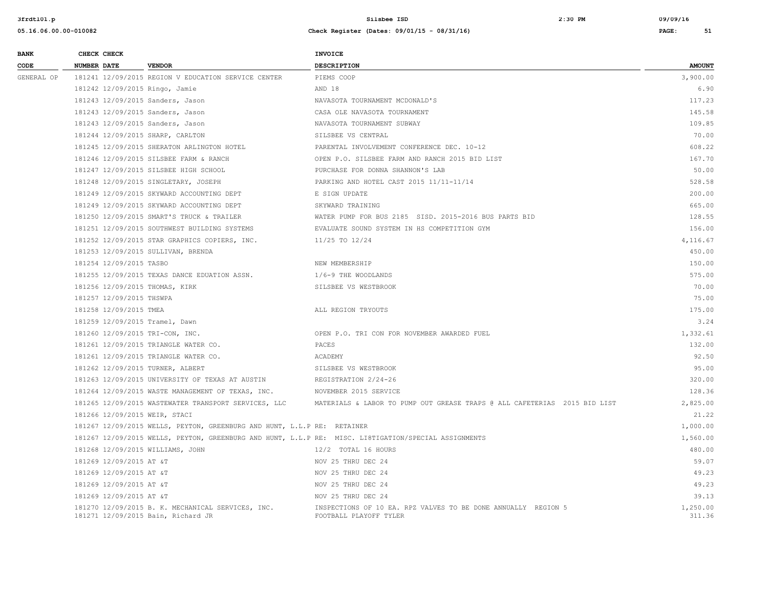| BANK CODE | CHECK NUMBER | CHECK DATE | VENDOR | INVOICE DESCRIPTION | AMOUNT |
|---|---|---|---|---|---|
| GENERAL OP | 181241 | 12/09/2015 | REGION V EDUCATION SERVICE CENTER | PIEMS COOP | 3,900.00 |
| | 181242 | 12/09/2015 | Ringo, Jamie | AND 18 | 6.90 |
| | 181243 | 12/09/2015 | Sanders, Jason | NAVASOTA TOURNAMENT MCDONALD'S | 117.23 |
| | 181243 | 12/09/2015 | Sanders, Jason | CASA OLE NAVASOTA TOURNAMENT | 145.58 |
| | 181243 | 12/09/2015 | Sanders, Jason | NAVASOTA TOURNAMENT SUBWAY | 109.85 |
| | 181244 | 12/09/2015 | SHARP, CARLTON | SILSBEE VS CENTRAL | 70.00 |
| | 181245 | 12/09/2015 | SHERATON ARLINGTON HOTEL | PARENTAL INVOLVEMENT CONFERENCE DEC. 10-12 | 608.22 |
| | 181246 | 12/09/2015 | SILSBEE FARM & RANCH | OPEN P.O. SILSBEE FARM AND RANCH 2015 BID LIST | 167.70 |
| | 181247 | 12/09/2015 | SILSBEE HIGH SCHOOL | PURCHASE FOR DONNA SHANNON'S LAB | 50.00 |
| | 181248 | 12/09/2015 | SINGLETARY, JOSEPH | PARKING AND HOTEL CAST 2015 11/11-11/14 | 528.58 |
| | 181249 | 12/09/2015 | SKYWARD ACCOUNTING DEPT | E SIGN UPDATE | 200.00 |
| | 181249 | 12/09/2015 | SKYWARD ACCOUNTING DEPT | SKYWARD TRAINING | 665.00 |
| | 181250 | 12/09/2015 | SMART'S TRUCK & TRAILER | WATER PUMP FOR BUS 2185 SISD. 2015-2016 BUS PARTS BID | 128.55 |
| | 181251 | 12/09/2015 | SOUTHWEST BUILDING SYSTEMS | EVALUATE SOUND SYSTEM IN HS COMPETITION GYM | 156.00 |
| | 181252 | 12/09/2015 | STAR GRAPHICS COPIERS, INC. | 11/25 TO 12/24 | 4,116.67 |
| | 181253 | 12/09/2015 | SULLIVAN, BRENDA | | 450.00 |
| | 181254 | 12/09/2015 | TASBO | NEW MEMBERSHIP | 150.00 |
| | 181255 | 12/09/2015 | TEXAS DANCE EDUATION ASSN. | 1/6-9 THE WOODLANDS | 575.00 |
| | 181256 | 12/09/2015 | THOMAS, KIRK | SILSBEE VS WESTBROOK | 70.00 |
| | 181257 | 12/09/2015 | THSWPA | | 75.00 |
| | 181258 | 12/09/2015 | TMEA | ALL REGION TRYOUTS | 175.00 |
| | 181259 | 12/09/2015 | Tramel, Dawn | | 3.24 |
| | 181260 | 12/09/2015 | TRI-CON, INC. | OPEN P.O. TRI CON FOR NOVEMBER AWARDED FUEL | 1,332.61 |
| | 181261 | 12/09/2015 | TRIANGLE WATER CO. | PACES | 132.00 |
| | 181261 | 12/09/2015 | TRIANGLE WATER CO. | ACADEMY | 92.50 |
| | 181262 | 12/09/2015 | TURNER, ALBERT | SILSBEE VS WESTBROOK | 95.00 |
| | 181263 | 12/09/2015 | UNIVERSITY OF TEXAS AT AUSTIN | REGISTRATION 2/24-26 | 320.00 |
| | 181264 | 12/09/2015 | WASTE MANAGEMENT OF TEXAS, INC. | NOVEMBER 2015 SERVICE | 128.36 |
| | 181265 | 12/09/2015 | WASTEWATER TRANSPORT SERVICES, LLC | MATERIALS & LABOR TO PUMP OUT GREASE TRAPS @ ALL CAFETERIAS 2015 BID LIST | 2,825.00 |
| | 181266 | 12/09/2015 | WEIR, STACI | | 21.22 |
| | 181267 | 12/09/2015 | WELLS, PEYTON, GREENBURG AND HUNT, L.L.P | RE: RETAINER | 1,000.00 |
| | 181267 | 12/09/2015 | WELLS, PEYTON, GREENBURG AND HUNT, L.L.P | RE: MISC. LI8TIGATION/SPECIAL ASSIGNMENTS | 1,560.00 |
| | 181268 | 12/09/2015 | WILLIAMS, JOHN | 12/2 TOTAL 16 HOURS | 480.00 |
| | 181269 | 12/09/2015 | AT &T | NOV 25 THRU DEC 24 | 59.07 |
| | 181269 | 12/09/2015 | AT &T | NOV 25 THRU DEC 24 | 49.23 |
| | 181269 | 12/09/2015 | AT &T | NOV 25 THRU DEC 24 | 49.23 |
| | 181269 | 12/09/2015 | AT &T | NOV 25 THRU DEC 24 | 39.13 |
| | 181270 | 12/09/2015 | B. K. MECHANICAL SERVICES, INC. | INSPECTIONS OF 10 EA. RPZ VALVES TO BE DONE ANNUALLY REGION 5 | 1,250.00 |
| | 181271 | 12/09/2015 | Bain, Richard JR | FOOTBALL PLAYOFF TYLER | 311.36 |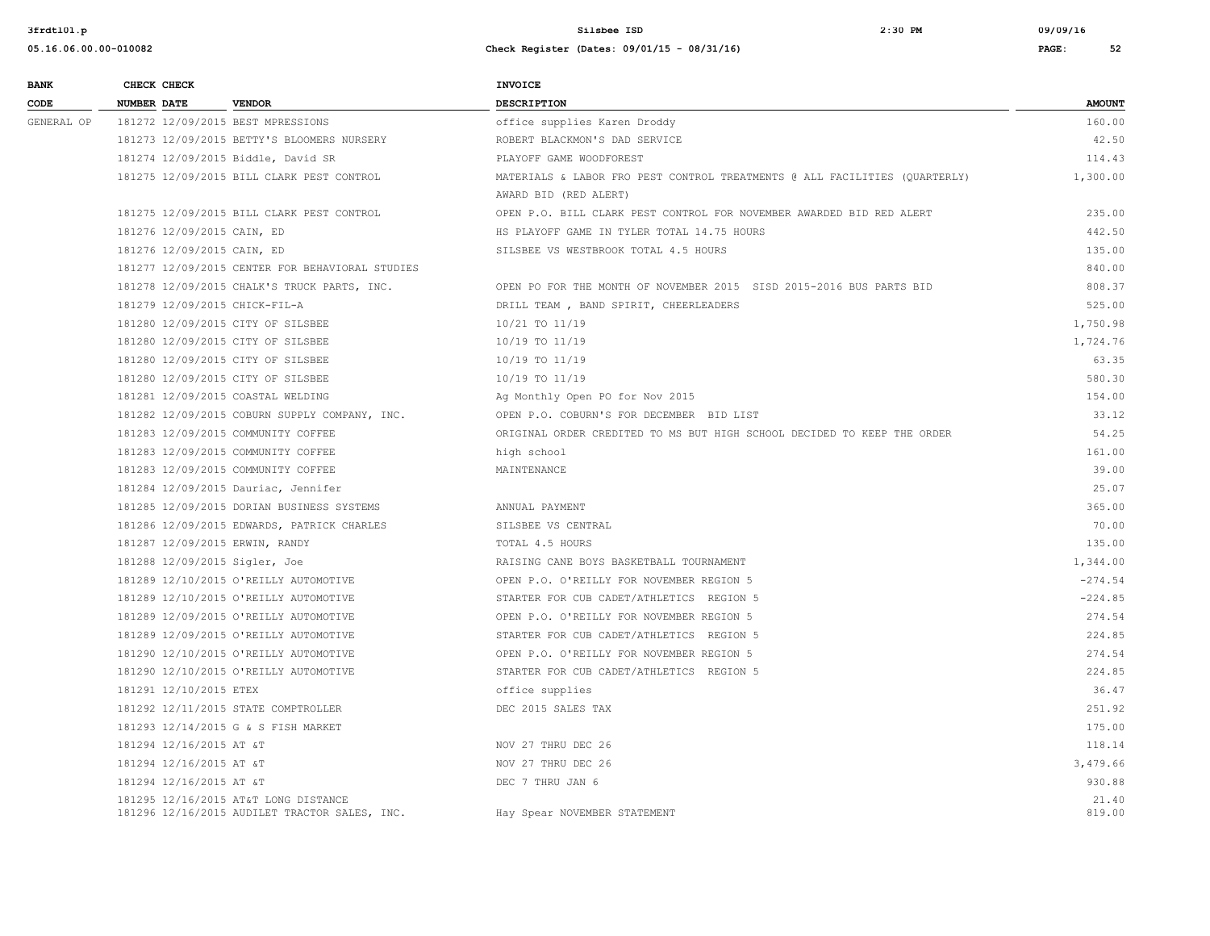| BANK CODE | CHECK NUMBER | CHECK DATE | VENDOR | INVOICE DESCRIPTION | AMOUNT |
|---|---|---|---|---|---|
| GENERAL OP | 181272 | 12/09/2015 | BEST MPRESSIONS | office supplies Karen Droddy | 160.00 |
| | 181273 | 12/09/2015 | BETTY'S BLOOMERS NURSERY | ROBERT BLACKMON'S DAD SERVICE | 42.50 |
| | 181274 | 12/09/2015 | Biddle, David SR | PLAYOFF GAME WOODFOREST | 114.43 |
| | 181275 | 12/09/2015 | BILL CLARK PEST CONTROL | MATERIALS & LABOR FRO PEST CONTROL TREATMENTS @ ALL FACILITIES (QUARTERLY) AWARD BID (RED ALERT) | 1,300.00 |
| | 181275 | 12/09/2015 | BILL CLARK PEST CONTROL | OPEN P.O. BILL CLARK PEST CONTROL FOR NOVEMBER AWARDED BID RED ALERT | 235.00 |
| | 181276 | 12/09/2015 | CAIN, ED | HS PLAYOFF GAME IN TYLER TOTAL 14.75 HOURS | 442.50 |
| | 181276 | 12/09/2015 | CAIN, ED | SILSBEE VS WESTBROOK TOTAL 4.5 HOURS | 135.00 |
| | 181277 | 12/09/2015 | CENTER FOR BEHAVIORAL STUDIES | | 840.00 |
| | 181278 | 12/09/2015 | CHALK'S TRUCK PARTS, INC. | OPEN PO FOR THE MONTH OF NOVEMBER 2015 SISD 2015-2016 BUS PARTS BID | 808.37 |
| | 181279 | 12/09/2015 | CHICK-FIL-A | DRILL TEAM , BAND SPIRIT, CHEERLEADERS | 525.00 |
| | 181280 | 12/09/2015 | CITY OF SILSBEE | 10/21 TO 11/19 | 1,750.98 |
| | 181280 | 12/09/2015 | CITY OF SILSBEE | 10/19 TO 11/19 | 1,724.76 |
| | 181280 | 12/09/2015 | CITY OF SILSBEE | 10/19 TO 11/19 | 63.35 |
| | 181280 | 12/09/2015 | CITY OF SILSBEE | 10/19 TO 11/19 | 580.30 |
| | 181281 | 12/09/2015 | COASTAL WELDING | Ag Monthly Open PO for Nov 2015 | 154.00 |
| | 181282 | 12/09/2015 | COBURN SUPPLY COMPANY, INC. | OPEN P.O. COBURN'S FOR DECEMBER BID LIST | 33.12 |
| | 181283 | 12/09/2015 | COMMUNITY COFFEE | ORIGINAL ORDER CREDITED TO MS BUT HIGH SCHOOL DECIDED TO KEEP THE ORDER | 54.25 |
| | 181283 | 12/09/2015 | COMMUNITY COFFEE | high school | 161.00 |
| | 181283 | 12/09/2015 | COMMUNITY COFFEE | MAINTENANCE | 39.00 |
| | 181284 | 12/09/2015 | Dauriac, Jennifer | | 25.07 |
| | 181285 | 12/09/2015 | DORIAN BUSINESS SYSTEMS | ANNUAL PAYMENT | 365.00 |
| | 181286 | 12/09/2015 | EDWARDS, PATRICK CHARLES | SILSBEE VS CENTRAL | 70.00 |
| | 181287 | 12/09/2015 | ERWIN, RANDY | TOTAL 4.5 HOURS | 135.00 |
| | 181288 | 12/09/2015 | Sigler, Joe | RAISING CANE BOYS BASKETBALL TOURNAMENT | 1,344.00 |
| | 181289 | 12/10/2015 | O'REILLY AUTOMOTIVE | OPEN P.O. O'REILLY FOR NOVEMBER REGION 5 | -274.54 |
| | 181289 | 12/10/2015 | O'REILLY AUTOMOTIVE | STARTER FOR CUB CADET/ATHLETICS REGION 5 | -224.85 |
| | 181289 | 12/09/2015 | O'REILLY AUTOMOTIVE | OPEN P.O. O'REILLY FOR NOVEMBER REGION 5 | 274.54 |
| | 181289 | 12/09/2015 | O'REILLY AUTOMOTIVE | STARTER FOR CUB CADET/ATHLETICS REGION 5 | 224.85 |
| | 181290 | 12/10/2015 | O'REILLY AUTOMOTIVE | OPEN P.O. O'REILLY FOR NOVEMBER REGION 5 | 274.54 |
| | 181290 | 12/10/2015 | O'REILLY AUTOMOTIVE | STARTER FOR CUB CADET/ATHLETICS REGION 5 | 224.85 |
| | 181291 | 12/10/2015 | ETEX | office supplies | 36.47 |
| | 181292 | 12/11/2015 | STATE COMPTROLLER | DEC 2015 SALES TAX | 251.92 |
| | 181293 | 12/14/2015 | G & S FISH MARKET | | 175.00 |
| | 181294 | 12/16/2015 | AT &T | NOV 27 THRU DEC 26 | 118.14 |
| | 181294 | 12/16/2015 | AT &T | NOV 27 THRU DEC 26 | 3,479.66 |
| | 181294 | 12/16/2015 | AT &T | DEC 7 THRU JAN 6 | 930.88 |
| | 181295 | 12/16/2015 | AT&T LONG DISTANCE | | 21.40 |
| | 181296 | 12/16/2015 | AUDILET TRACTOR SALES, INC. | Hay Spear NOVEMBER STATEMENT | 819.00 |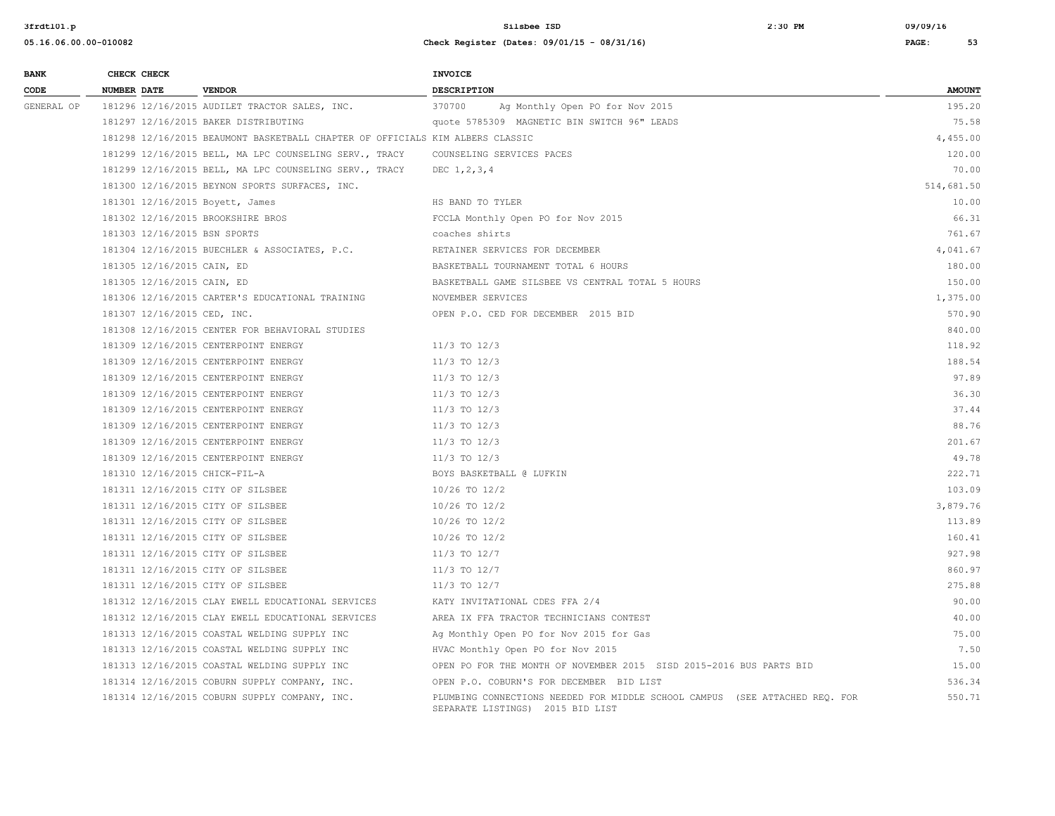| BANK CODE | CHECK NUMBER | CHECK DATE | VENDOR | INVOICE DESCRIPTION | AMOUNT |
|---|---|---|---|---|---|
| GENERAL OP | 181296 | 12/16/2015 | AUDILET TRACTOR SALES, INC. | 370700 Ag Monthly Open PO for Nov 2015 | 195.20 |
| | 181297 | 12/16/2015 | BAKER DISTRIBUTING | quote 5785309 MAGNETIC BIN SWITCH 96" LEADS | 75.58 |
| | 181298 | 12/16/2015 | BEAUMONT BASKETBALL CHAPTER OF OFFICIALS | KIM ALBERS CLASSIC | 4,455.00 |
| | 181299 | 12/16/2015 | BELL, MA LPC COUNSELING SERV., TRACY | COUNSELING SERVICES PACES | 120.00 |
| | 181299 | 12/16/2015 | BELL, MA LPC COUNSELING SERV., TRACY | DEC 1,2,3,4 | 70.00 |
| | 181300 | 12/16/2015 | BEYNON SPORTS SURFACES, INC. | | 514,681.50 |
| | 181301 | 12/16/2015 | Boyett, James | HS BAND TO TYLER | 10.00 |
| | 181302 | 12/16/2015 | BROOKSHIRE BROS | FCCLA Monthly Open PO for Nov 2015 | 66.31 |
| | 181303 | 12/16/2015 | BSN SPORTS | coaches shirts | 761.67 |
| | 181304 | 12/16/2015 | BUECHLER & ASSOCIATES, P.C. | RETAINER SERVICES FOR DECEMBER | 4,041.67 |
| | 181305 | 12/16/2015 | CAIN, ED | BASKETBALL TOURNAMENT TOTAL 6 HOURS | 180.00 |
| | 181305 | 12/16/2015 | CAIN, ED | BASKETBALL GAME SILSBEE VS CENTRAL TOTAL 5 HOURS | 150.00 |
| | 181306 | 12/16/2015 | CARTER'S EDUCATIONAL TRAINING | NOVEMBER SERVICES | 1,375.00 |
| | 181307 | 12/16/2015 | CED, INC. | OPEN P.O. CED FOR DECEMBER 2015 BID | 570.90 |
| | 181308 | 12/16/2015 | CENTER FOR BEHAVIORAL STUDIES | | 840.00 |
| | 181309 | 12/16/2015 | CENTERPOINT ENERGY | 11/3 TO 12/3 | 118.92 |
| | 181309 | 12/16/2015 | CENTERPOINT ENERGY | 11/3 TO 12/3 | 188.54 |
| | 181309 | 12/16/2015 | CENTERPOINT ENERGY | 11/3 TO 12/3 | 97.89 |
| | 181309 | 12/16/2015 | CENTERPOINT ENERGY | 11/3 TO 12/3 | 36.30 |
| | 181309 | 12/16/2015 | CENTERPOINT ENERGY | 11/3 TO 12/3 | 37.44 |
| | 181309 | 12/16/2015 | CENTERPOINT ENERGY | 11/3 TO 12/3 | 88.76 |
| | 181309 | 12/16/2015 | CENTERPOINT ENERGY | 11/3 TO 12/3 | 201.67 |
| | 181309 | 12/16/2015 | CENTERPOINT ENERGY | 11/3 TO 12/3 | 49.78 |
| | 181310 | 12/16/2015 | CHICK-FIL-A | BOYS BASKETBALL @ LUFKIN | 222.71 |
| | 181311 | 12/16/2015 | CITY OF SILSBEE | 10/26 TO 12/2 | 103.09 |
| | 181311 | 12/16/2015 | CITY OF SILSBEE | 10/26 TO 12/2 | 3,879.76 |
| | 181311 | 12/16/2015 | CITY OF SILSBEE | 10/26 TO 12/2 | 113.89 |
| | 181311 | 12/16/2015 | CITY OF SILSBEE | 10/26 TO 12/2 | 160.41 |
| | 181311 | 12/16/2015 | CITY OF SILSBEE | 11/3 TO 12/7 | 927.98 |
| | 181311 | 12/16/2015 | CITY OF SILSBEE | 11/3 TO 12/7 | 860.97 |
| | 181311 | 12/16/2015 | CITY OF SILSBEE | 11/3 TO 12/7 | 275.88 |
| | 181312 | 12/16/2015 | CLAY EWELL EDUCATIONAL SERVICES | KATY INVITATIONAL CDES FFA 2/4 | 90.00 |
| | 181312 | 12/16/2015 | CLAY EWELL EDUCATIONAL SERVICES | AREA IX FFA TRACTOR TECHNICIANS CONTEST | 40.00 |
| | 181313 | 12/16/2015 | COASTAL WELDING SUPPLY INC | Ag Monthly Open PO for Nov 2015 for Gas | 75.00 |
| | 181313 | 12/16/2015 | COASTAL WELDING SUPPLY INC | HVAC Monthly Open PO for Nov 2015 | 7.50 |
| | 181313 | 12/16/2015 | COASTAL WELDING SUPPLY INC | OPEN PO FOR THE MONTH OF NOVEMBER 2015 SISD 2015-2016 BUS PARTS BID | 15.00 |
| | 181314 | 12/16/2015 | COBURN SUPPLY COMPANY, INC. | OPEN P.O. COBURN'S FOR DECEMBER BID LIST | 536.34 |
| | 181314 | 12/16/2015 | COBURN SUPPLY COMPANY, INC. | PLUMBING CONNECTIONS NEEDED FOR MIDDLE SCHOOL CAMPUS (SEE ATTACHED REQ. FOR SEPARATE LISTINGS) 2015 BID LIST | 550.71 |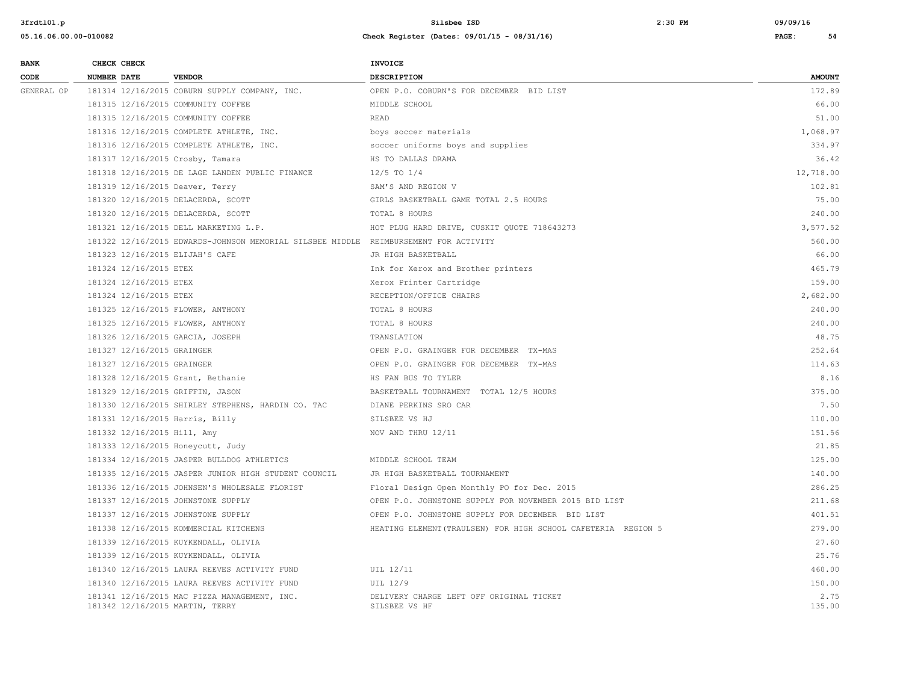| BANK CODE | CHECK NUMBER | CHECK DATE | VENDOR | INVOICE DESCRIPTION | AMOUNT |
|---|---|---|---|---|---|
| GENERAL OP | 181314 | 12/16/2015 | COBURN SUPPLY COMPANY, INC. | OPEN P.O. COBURN'S FOR DECEMBER BID LIST | 172.89 |
| | 181315 | 12/16/2015 | COMMUNITY COFFEE | MIDDLE SCHOOL | 66.00 |
| | 181315 | 12/16/2015 | COMMUNITY COFFEE | READ | 51.00 |
| | 181316 | 12/16/2015 | COMPLETE ATHLETE, INC. | boys soccer materials | 1,068.97 |
| | 181316 | 12/16/2015 | COMPLETE ATHLETE, INC. | soccer uniforms boys and supplies | 334.97 |
| | 181317 | 12/16/2015 | Crosby, Tamara | HS TO DALLAS DRAMA | 36.42 |
| | 181318 | 12/16/2015 | DE LAGE LANDEN PUBLIC FINANCE | 12/5 TO 1/4 | 12,718.00 |
| | 181319 | 12/16/2015 | Deaver, Terry | SAM'S AND REGION V | 102.81 |
| | 181320 | 12/16/2015 | DELACERDA, SCOTT | GIRLS BASKETBALL GAME TOTAL 2.5 HOURS | 75.00 |
| | 181320 | 12/16/2015 | DELACERDA, SCOTT | TOTAL 8 HOURS | 240.00 |
| | 181321 | 12/16/2015 | DELL MARKETING L.P. | HOT PLUG HARD DRIVE, CUSKIT QUOTE 718643273 | 3,577.52 |
| | 181322 | 12/16/2015 | EDWARDS-JOHNSON MEMORIAL SILSBEE MIDDLE | REIMBURSEMENT FOR ACTIVITY | 560.00 |
| | 181323 | 12/16/2015 | ELIJAH'S CAFE | JR HIGH BASKETBALL | 66.00 |
| | 181324 | 12/16/2015 | ETEX | Ink for Xerox and Brother printers | 465.79 |
| | 181324 | 12/16/2015 | ETEX | Xerox Printer Cartridge | 159.00 |
| | 181324 | 12/16/2015 | ETEX | RECEPTION/OFFICE CHAIRS | 2,682.00 |
| | 181325 | 12/16/2015 | FLOWER, ANTHONY | TOTAL 8 HOURS | 240.00 |
| | 181325 | 12/16/2015 | FLOWER, ANTHONY | TOTAL 8 HOURS | 240.00 |
| | 181326 | 12/16/2015 | GARCIA, JOSEPH | TRANSLATION | 48.75 |
| | 181327 | 12/16/2015 | GRAINGER | OPEN P.O. GRAINGER FOR DECEMBER TX-MAS | 252.64 |
| | 181327 | 12/16/2015 | GRAINGER | OPEN P.O. GRAINGER FOR DECEMBER TX-MAS | 114.63 |
| | 181328 | 12/16/2015 | Grant, Bethanie | HS FAN BUS TO TYLER | 8.16 |
| | 181329 | 12/16/2015 | GRIFFIN, JASON | BASKETBALL TOURNAMENT TOTAL 12/5 HOURS | 375.00 |
| | 181330 | 12/16/2015 | SHIRLEY STEPHENS, HARDIN CO. TAC | DIANE PERKINS SRO CAR | 7.50 |
| | 181331 | 12/16/2015 | Harris, Billy | SILSBEE VS HJ | 110.00 |
| | 181332 | 12/16/2015 | Hill, Amy | NOV AND THRU 12/11 | 151.56 |
| | 181333 | 12/16/2015 | Honeycutt, Judy | | 21.85 |
| | 181334 | 12/16/2015 | JASPER BULLDOG ATHLETICS | MIDDLE SCHOOL TEAM | 125.00 |
| | 181335 | 12/16/2015 | JASPER JUNIOR HIGH STUDENT COUNCIL | JR HIGH BASKETBALL TOURNAMENT | 140.00 |
| | 181336 | 12/16/2015 | JOHNSEN'S WHOLESALE FLORIST | Floral Design Open Monthly PO for Dec. 2015 | 286.25 |
| | 181337 | 12/16/2015 | JOHNSTONE SUPPLY | OPEN P.O. JOHNSTONE SUPPLY FOR NOVEMBER 2015 BID LIST | 211.68 |
| | 181337 | 12/16/2015 | JOHNSTONE SUPPLY | OPEN P.O. JOHNSTONE SUPPLY FOR DECEMBER BID LIST | 401.51 |
| | 181338 | 12/16/2015 | KOMMERCIAL KITCHENS | HEATING ELEMENT(TRAULSEN) FOR HIGH SCHOOL CAFETERIA REGION 5 | 279.00 |
| | 181339 | 12/16/2015 | KUYKENDALL, OLIVIA | | 27.60 |
| | 181339 | 12/16/2015 | KUYKENDALL, OLIVIA | | 25.76 |
| | 181340 | 12/16/2015 | LAURA REEVES ACTIVITY FUND | UIL 12/11 | 460.00 |
| | 181340 | 12/16/2015 | LAURA REEVES ACTIVITY FUND | UIL 12/9 | 150.00 |
| | 181341 | 12/16/2015 | MAC PIZZA MANAGEMENT, INC. | DELIVERY CHARGE LEFT OFF ORIGINAL TICKET | 2.75 |
| | 181342 | 12/16/2015 | MARTIN, TERRY | SILSBEE VS HF | 135.00 |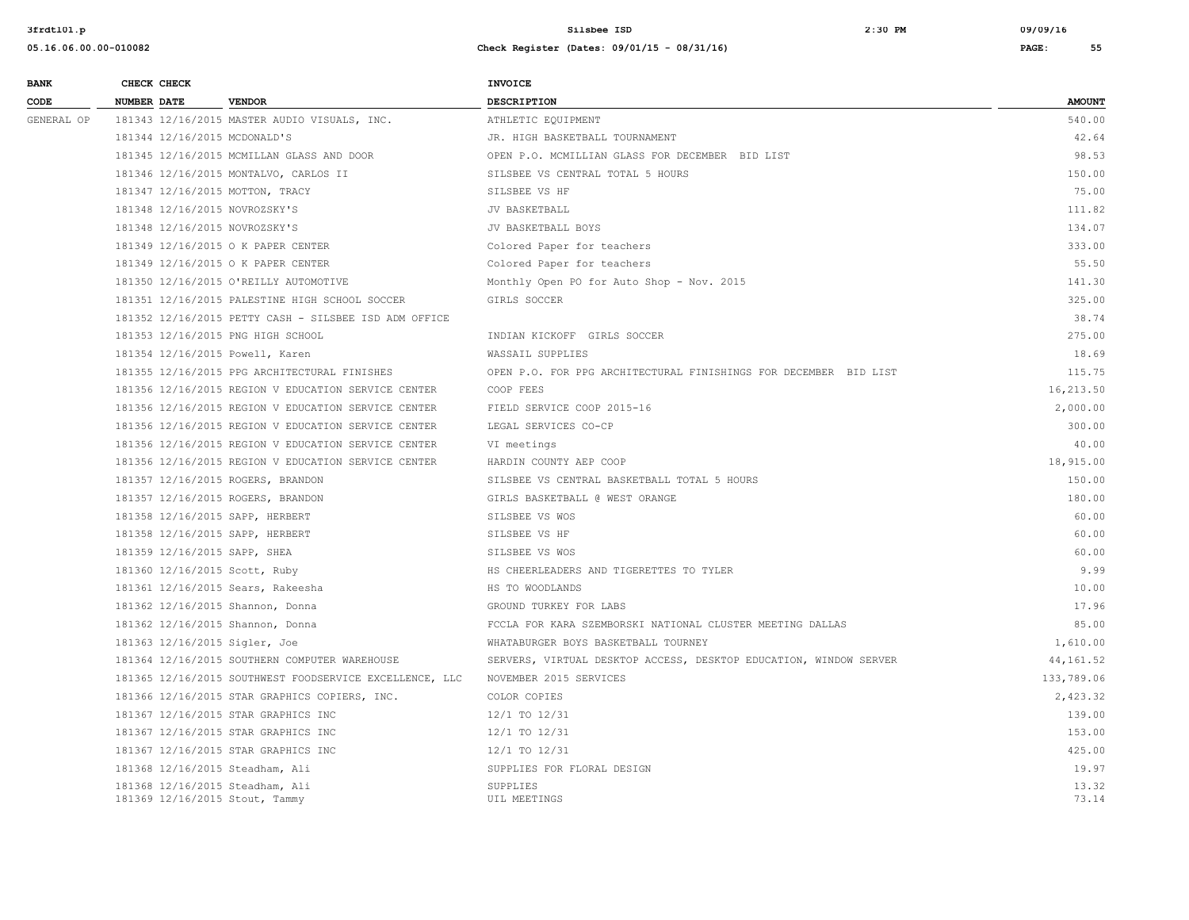| BANK CODE | CHECK NUMBER | CHECK DATE | VENDOR | INVOICE DESCRIPTION | AMOUNT |
|---|---|---|---|---|---|
| GENERAL OP | 181343 | 12/16/2015 | MASTER AUDIO VISUALS, INC. | ATHLETIC EQUIPMENT | 540.00 |
| | 181344 | 12/16/2015 | MCDONALD'S | JR. HIGH BASKETBALL TOURNAMENT | 42.64 |
| | 181345 | 12/16/2015 | MCMILLAN GLASS AND DOOR | OPEN P.O. MCMILLIAN GLASS FOR DECEMBER BID LIST | 98.53 |
| | 181346 | 12/16/2015 | MONTALVO, CARLOS II | SILSBEE VS CENTRAL TOTAL 5 HOURS | 150.00 |
| | 181347 | 12/16/2015 | MOTTON, TRACY | SILSBEE VS HF | 75.00 |
| | 181348 | 12/16/2015 | NOVROZSKY'S | JV BASKETBALL | 111.82 |
| | 181348 | 12/16/2015 | NOVROZSKY'S | JV BASKETBALL BOYS | 134.07 |
| | 181349 | 12/16/2015 | O K PAPER CENTER | Colored Paper for teachers | 333.00 |
| | 181349 | 12/16/2015 | O K PAPER CENTER | Colored Paper for teachers | 55.50 |
| | 181350 | 12/16/2015 | O'REILLY AUTOMOTIVE | Monthly Open PO for Auto Shop - Nov. 2015 | 141.30 |
| | 181351 | 12/16/2015 | PALESTINE HIGH SCHOOL SOCCER | GIRLS SOCCER | 325.00 |
| | 181352 | 12/16/2015 | PETTY CASH - SILSBEE ISD ADM OFFICE | | 38.74 |
| | 181353 | 12/16/2015 | PNG HIGH SCHOOL | INDIAN KICKOFF GIRLS SOCCER | 275.00 |
| | 181354 | 12/16/2015 | Powell, Karen | WASSAIL SUPPLIES | 18.69 |
| | 181355 | 12/16/2015 | PPG ARCHITECTURAL FINISHES | OPEN P.O. FOR PPG ARCHITECTURAL FINISHINGS FOR DECEMBER BID LIST | 115.75 |
| | 181356 | 12/16/2015 | REGION V EDUCATION SERVICE CENTER | COOP FEES | 16,213.50 |
| | 181356 | 12/16/2015 | REGION V EDUCATION SERVICE CENTER | FIELD SERVICE COOP 2015-16 | 2,000.00 |
| | 181356 | 12/16/2015 | REGION V EDUCATION SERVICE CENTER | LEGAL SERVICES CO-CP | 300.00 |
| | 181356 | 12/16/2015 | REGION V EDUCATION SERVICE CENTER | VI meetings | 40.00 |
| | 181356 | 12/16/2015 | REGION V EDUCATION SERVICE CENTER | HARDIN COUNTY AEP COOP | 18,915.00 |
| | 181357 | 12/16/2015 | ROGERS, BRANDON | SILSBEE VS CENTRAL BASKETBALL TOTAL 5 HOURS | 150.00 |
| | 181357 | 12/16/2015 | ROGERS, BRANDON | GIRLS BASKETBALL @ WEST ORANGE | 180.00 |
| | 181358 | 12/16/2015 | SAPP, HERBERT | SILSBEE VS WOS | 60.00 |
| | 181358 | 12/16/2015 | SAPP, HERBERT | SILSBEE VS HF | 60.00 |
| | 181359 | 12/16/2015 | SAPP, SHEA | SILSBEE VS WOS | 60.00 |
| | 181360 | 12/16/2015 | Scott, Ruby | HS CHEERLEADERS AND TIGERETTES TO TYLER | 9.99 |
| | 181361 | 12/16/2015 | Sears, Rakeesha | HS TO WOODLANDS | 10.00 |
| | 181362 | 12/16/2015 | Shannon, Donna | GROUND TURKEY FOR LABS | 17.96 |
| | 181362 | 12/16/2015 | Shannon, Donna | FCCLA FOR KARA SZEMBORSKI NATIONAL CLUSTER MEETING DALLAS | 85.00 |
| | 181363 | 12/16/2015 | Sigler, Joe | WHATABURGER BOYS BASKETBALL TOURNEY | 1,610.00 |
| | 181364 | 12/16/2015 | SOUTHERN COMPUTER WAREHOUSE | SERVERS, VIRTUAL DESKTOP ACCESS, DESKTOP EDUCATION, WINDOW SERVER | 44,161.52 |
| | 181365 | 12/16/2015 | SOUTHWEST FOODSERVICE EXCELLENCE, LLC | NOVEMBER 2015 SERVICES | 133,789.06 |
| | 181366 | 12/16/2015 | STAR GRAPHICS COPIERS, INC. | COLOR COPIES | 2,423.32 |
| | 181367 | 12/16/2015 | STAR GRAPHICS INC | 12/1 TO 12/31 | 139.00 |
| | 181367 | 12/16/2015 | STAR GRAPHICS INC | 12/1 TO 12/31 | 153.00 |
| | 181367 | 12/16/2015 | STAR GRAPHICS INC | 12/1 TO 12/31 | 425.00 |
| | 181368 | 12/16/2015 | Steadham, Ali | SUPPLIES FOR FLORAL DESIGN | 19.97 |
| | 181368 | 12/16/2015 | Steadham, Ali | SUPPLIES | 13.32 |
| | 181369 | 12/16/2015 | Stout, Tammy | UIL MEETINGS | 73.14 |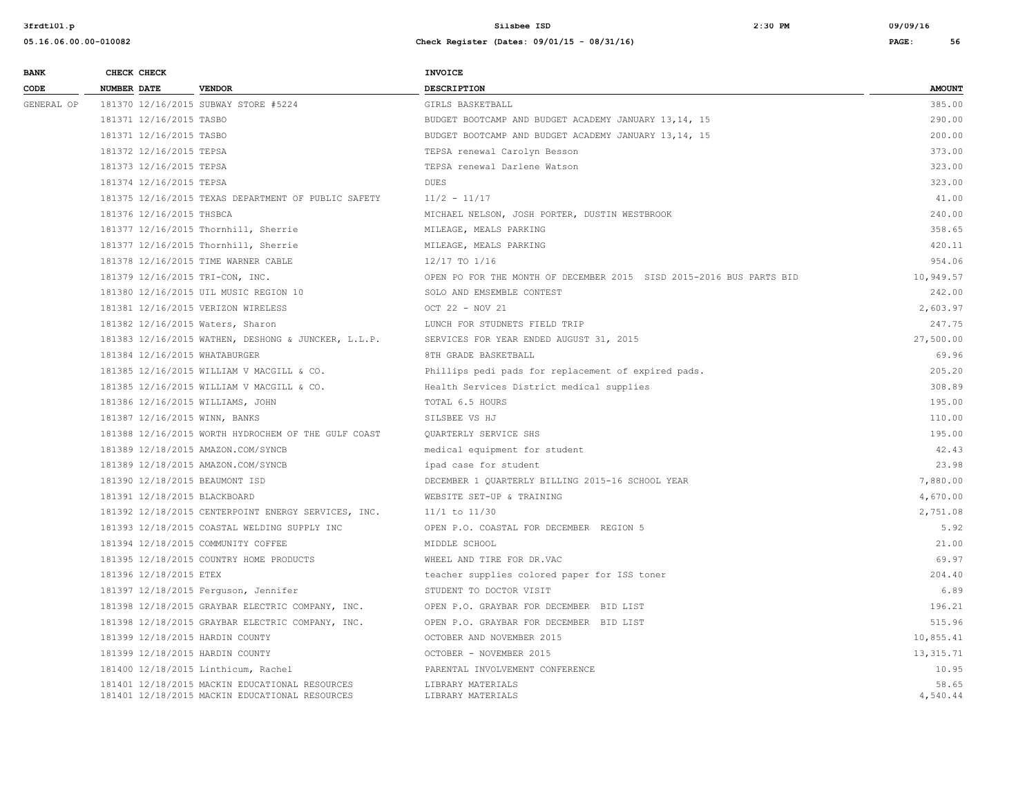| BANK CODE | CHECK NUMBER | CHECK DATE | VENDOR | INVOICE DESCRIPTION | AMOUNT |
|---|---|---|---|---|---|
| GENERAL OP | 181370 | 12/16/2015 | SUBWAY STORE #5224 | GIRLS BASKETBALL | 385.00 |
| | 181371 | 12/16/2015 | TASBO | BUDGET BOOTCAMP AND BUDGET ACADEMY JANUARY 13,14, 15 | 290.00 |
| | 181371 | 12/16/2015 | TASBO | BUDGET BOOTCAMP AND BUDGET ACADEMY JANUARY 13,14, 15 | 200.00 |
| | 181372 | 12/16/2015 | TEPSA | TEPSA renewal Carolyn Besson | 373.00 |
| | 181373 | 12/16/2015 | TEPSA | TEPSA renewal Darlene Watson | 323.00 |
| | 181374 | 12/16/2015 | TEPSA | DUES | 323.00 |
| | 181375 | 12/16/2015 | TEXAS DEPARTMENT OF PUBLIC SAFETY | 11/2 - 11/17 | 41.00 |
| | 181376 | 12/16/2015 | THSBCA | MICHAEL NELSON, JOSH PORTER, DUSTIN WESTBROOK | 240.00 |
| | 181377 | 12/16/2015 | Thornhill, Sherrie | MILEAGE, MEALS PARKING | 358.65 |
| | 181377 | 12/16/2015 | Thornhill, Sherrie | MILEAGE, MEALS PARKING | 420.11 |
| | 181378 | 12/16/2015 | TIME WARNER CABLE | 12/17 TO 1/16 | 954.06 |
| | 181379 | 12/16/2015 | TRI-CON, INC. | OPEN PO FOR THE MONTH OF DECEMBER 2015 SISD 2015-2016 BUS PARTS BID | 10,949.57 |
| | 181380 | 12/16/2015 | UIL MUSIC REGION 10 | SOLO AND EMSEMBLE CONTEST | 242.00 |
| | 181381 | 12/16/2015 | VERIZON WIRELESS | OCT 22 - NOV 21 | 2,603.97 |
| | 181382 | 12/16/2015 | Waters, Sharon | LUNCH FOR STUDNETS FIELD TRIP | 247.75 |
| | 181383 | 12/16/2015 | WATHEN, DESHONG & JUNCKER, L.L.P. | SERVICES FOR YEAR ENDED AUGUST 31, 2015 | 27,500.00 |
| | 181384 | 12/16/2015 | WHATABURGER | 8TH GRADE BASKETBALL | 69.96 |
| | 181385 | 12/16/2015 | WILLIAM V MACGILL & CO. | Phillips pedi pads for replacement of expired pads. | 205.20 |
| | 181385 | 12/16/2015 | WILLIAM V MACGILL & CO. | Health Services District medical supplies | 308.89 |
| | 181386 | 12/16/2015 | WILLIAMS, JOHN | TOTAL 6.5 HOURS | 195.00 |
| | 181387 | 12/16/2015 | WINN, BANKS | SILSBEE VS HJ | 110.00 |
| | 181388 | 12/16/2015 | WORTH HYDROCHEM OF THE GULF COAST | QUARTERLY SERVICE SHS | 195.00 |
| | 181389 | 12/18/2015 | AMAZON.COM/SYNCB | medical equipment for student | 42.43 |
| | 181389 | 12/18/2015 | AMAZON.COM/SYNCB | ipad case for student | 23.98 |
| | 181390 | 12/18/2015 | BEAUMONT ISD | DECEMBER 1 QUARTERLY BILLING 2015-16 SCHOOL YEAR | 7,880.00 |
| | 181391 | 12/18/2015 | BLACKBOARD | WEBSITE SET-UP & TRAINING | 4,670.00 |
| | 181392 | 12/18/2015 | CENTERPOINT ENERGY SERVICES, INC. | 11/1 to 11/30 | 2,751.08 |
| | 181393 | 12/18/2015 | COASTAL WELDING SUPPLY INC | OPEN P.O. COASTAL FOR DECEMBER REGION 5 | 5.92 |
| | 181394 | 12/18/2015 | COMMUNITY COFFEE | MIDDLE SCHOOL | 21.00 |
| | 181395 | 12/18/2015 | COUNTRY HOME PRODUCTS | WHEEL AND TIRE FOR DR.VAC | 69.97 |
| | 181396 | 12/18/2015 | ETEX | teacher supplies colored paper for ISS toner | 204.40 |
| | 181397 | 12/18/2015 | Ferguson, Jennifer | STUDENT TO DOCTOR VISIT | 6.89 |
| | 181398 | 12/18/2015 | GRAYBAR ELECTRIC COMPANY, INC. | OPEN P.O. GRAYBAR FOR DECEMBER BID LIST | 196.21 |
| | 181398 | 12/18/2015 | GRAYBAR ELECTRIC COMPANY, INC. | OPEN P.O. GRAYBAR FOR DECEMBER BID LIST | 515.96 |
| | 181399 | 12/18/2015 | HARDIN COUNTY | OCTOBER AND NOVEMBER 2015 | 10,855.41 |
| | 181399 | 12/18/2015 | HARDIN COUNTY | OCTOBER - NOVEMBER 2015 | 13,315.71 |
| | 181400 | 12/18/2015 | Linthicum, Rachel | PARENTAL INVOLVEMENT CONFERENCE | 10.95 |
| | 181401 | 12/18/2015 | MACKIN EDUCATIONAL RESOURCES | LIBRARY MATERIALS | 58.65 |
| | 181401 | 12/18/2015 | MACKIN EDUCATIONAL RESOURCES | LIBRARY MATERIALS | 4,540.44 |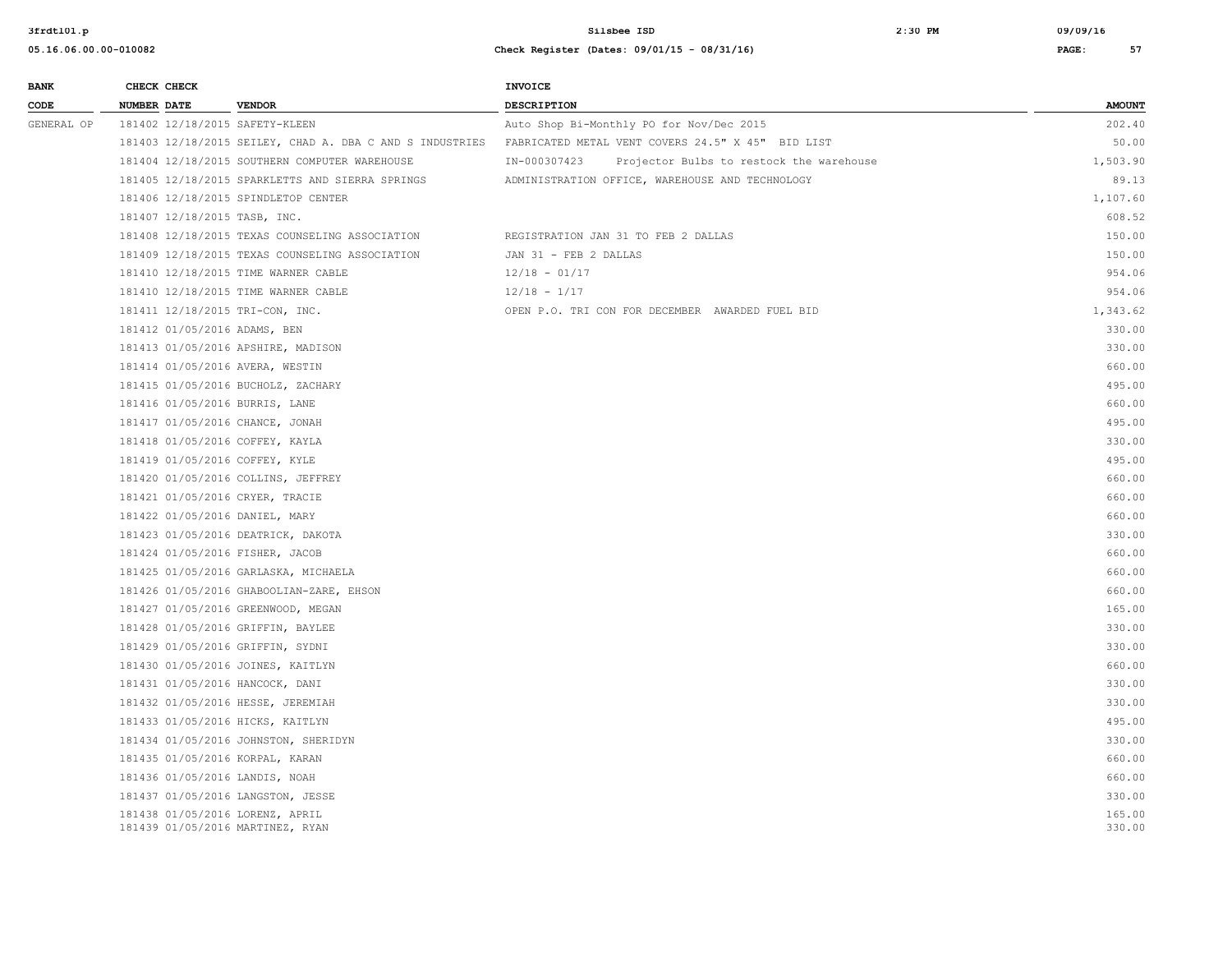| BANK CODE | CHECK NUMBER | CHECK DATE | VENDOR | INVOICE DESCRIPTION | AMOUNT |
|---|---|---|---|---|---|
| GENERAL OP | 181402 | 12/18/2015 | SAFETY-KLEEN | Auto Shop Bi-Monthly PO for Nov/Dec 2015 | 202.40 |
| | 181403 | 12/18/2015 | SEILEY, CHAD A. DBA C AND S INDUSTRIES | FABRICATED METAL VENT COVERS 24.5" X 45" BID LIST | 50.00 |
| | 181404 | 12/18/2015 | SOUTHERN COMPUTER WAREHOUSE | IN-000307423 Projector Bulbs to restock the warehouse | 1,503.90 |
| | 181405 | 12/18/2015 | SPARKLETTS AND SIERRA SPRINGS | ADMINISTRATION OFFICE, WAREHOUSE AND TECHNOLOGY | 89.13 |
| | 181406 | 12/18/2015 | SPINDLETOP CENTER | | 1,107.60 |
| | 181407 | 12/18/2015 | TASB, INC. | | 608.52 |
| | 181408 | 12/18/2015 | TEXAS COUNSELING ASSOCIATION | REGISTRATION JAN 31 TO FEB 2 DALLAS | 150.00 |
| | 181409 | 12/18/2015 | TEXAS COUNSELING ASSOCIATION | JAN 31 - FEB 2 DALLAS | 150.00 |
| | 181410 | 12/18/2015 | TIME WARNER CABLE | 12/18 - 01/17 | 954.06 |
| | 181410 | 12/18/2015 | TIME WARNER CABLE | 12/18 - 1/17 | 954.06 |
| | 181411 | 12/18/2015 | TRI-CON, INC. | OPEN P.O. TRI CON FOR DECEMBER AWARDED FUEL BID | 1,343.62 |
| | 181412 | 01/05/2016 | ADAMS, BEN | | 330.00 |
| | 181413 | 01/05/2016 | APSHIRE, MADISON | | 330.00 |
| | 181414 | 01/05/2016 | AVERA, WESTIN | | 660.00 |
| | 181415 | 01/05/2016 | BUCHOLZ, ZACHARY | | 495.00 |
| | 181416 | 01/05/2016 | BURRIS, LANE | | 660.00 |
| | 181417 | 01/05/2016 | CHANCE, JONAH | | 495.00 |
| | 181418 | 01/05/2016 | COFFEY, KAYLA | | 330.00 |
| | 181419 | 01/05/2016 | COFFEY, KYLE | | 495.00 |
| | 181420 | 01/05/2016 | COLLINS, JEFFREY | | 660.00 |
| | 181421 | 01/05/2016 | CRYER, TRACIE | | 660.00 |
| | 181422 | 01/05/2016 | DANIEL, MARY | | 660.00 |
| | 181423 | 01/05/2016 | DEATRICK, DAKOTA | | 330.00 |
| | 181424 | 01/05/2016 | FISHER, JACOB | | 660.00 |
| | 181425 | 01/05/2016 | GARLASKA, MICHAELA | | 660.00 |
| | 181426 | 01/05/2016 | GHABOOLIAN-ZARE, EHSON | | 660.00 |
| | 181427 | 01/05/2016 | GREENWOOD, MEGAN | | 165.00 |
| | 181428 | 01/05/2016 | GRIFFIN, BAYLEE | | 330.00 |
| | 181429 | 01/05/2016 | GRIFFIN, SYDNI | | 330.00 |
| | 181430 | 01/05/2016 | JOINES, KAITLYN | | 660.00 |
| | 181431 | 01/05/2016 | HANCOCK, DANI | | 330.00 |
| | 181432 | 01/05/2016 | HESSE, JEREMIAH | | 330.00 |
| | 181433 | 01/05/2016 | HICKS, KAITLYN | | 495.00 |
| | 181434 | 01/05/2016 | JOHNSTON, SHERIDYN | | 330.00 |
| | 181435 | 01/05/2016 | KORPAL, KARAN | | 660.00 |
| | 181436 | 01/05/2016 | LANDIS, NOAH | | 660.00 |
| | 181437 | 01/05/2016 | LANGSTON, JESSE | | 330.00 |
| | 181438 | 01/05/2016 | LORENZ, APRIL | | 165.00 |
| | 181439 | 01/05/2016 | MARTINEZ, RYAN | | 330.00 |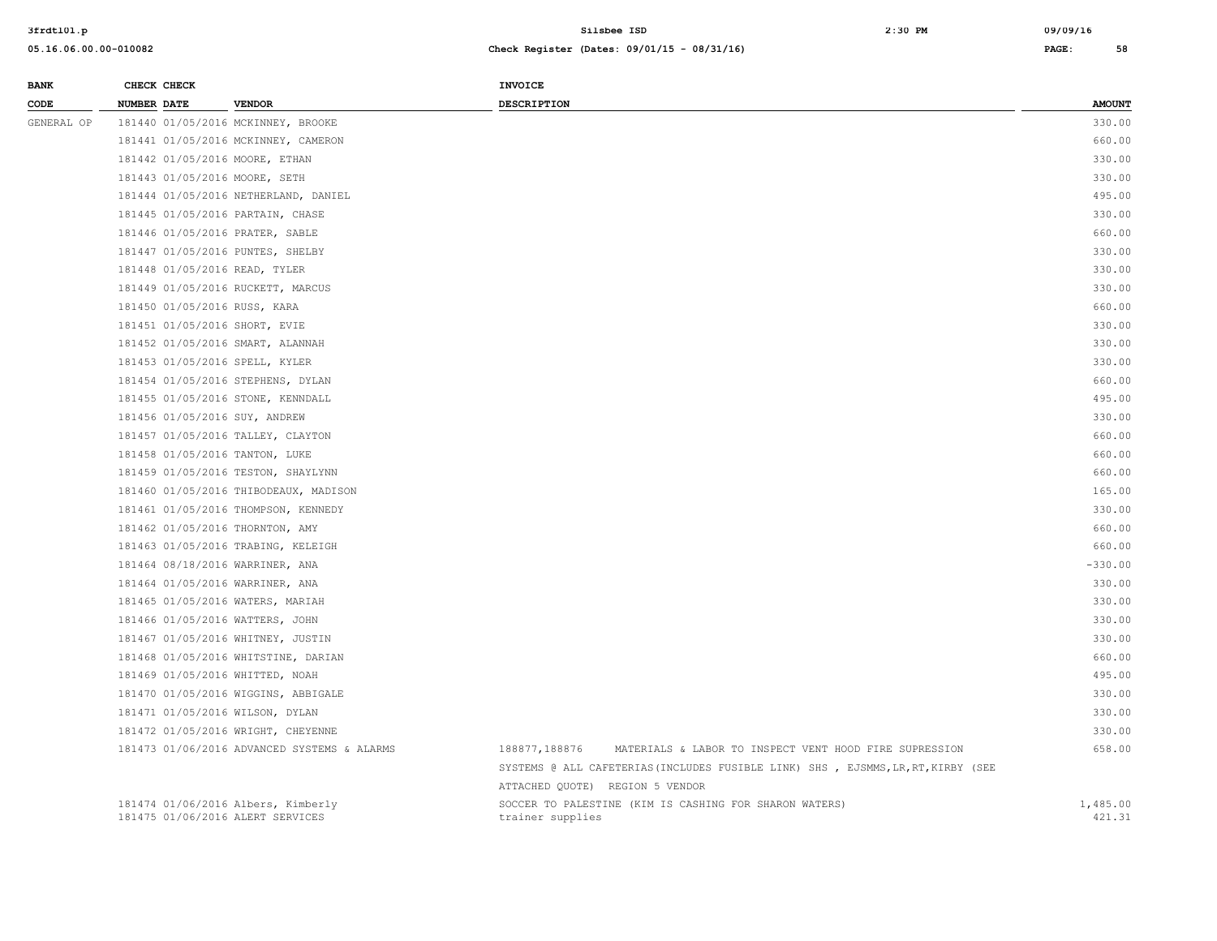| BANK CODE | CHECK NUMBER | CHECK DATE | VENDOR | INVOICE DESCRIPTION | AMOUNT |
|---|---|---|---|---|---|
| GENERAL OP | 181440 | 01/05/2016 | MCKINNEY, BROOKE | | 330.00 |
| | 181441 | 01/05/2016 | MCKINNEY, CAMERON | | 660.00 |
| | 181442 | 01/05/2016 | MOORE, ETHAN | | 330.00 |
| | 181443 | 01/05/2016 | MOORE, SETH | | 330.00 |
| | 181444 | 01/05/2016 | NETHERLAND, DANIEL | | 495.00 |
| | 181445 | 01/05/2016 | PARTAIN, CHASE | | 330.00 |
| | 181446 | 01/05/2016 | PRATER, SABLE | | 660.00 |
| | 181447 | 01/05/2016 | PUNTES, SHELBY | | 330.00 |
| | 181448 | 01/05/2016 | READ, TYLER | | 330.00 |
| | 181449 | 01/05/2016 | RUCKETT, MARCUS | | 330.00 |
| | 181450 | 01/05/2016 | RUSS, KARA | | 660.00 |
| | 181451 | 01/05/2016 | SHORT, EVIE | | 330.00 |
| | 181452 | 01/05/2016 | SMART, ALANNAH | | 330.00 |
| | 181453 | 01/05/2016 | SPELL, KYLER | | 330.00 |
| | 181454 | 01/05/2016 | STEPHENS, DYLAN | | 660.00 |
| | 181455 | 01/05/2016 | STONE, KENNDALL | | 495.00 |
| | 181456 | 01/05/2016 | SUY, ANDREW | | 330.00 |
| | 181457 | 01/05/2016 | TALLEY, CLAYTON | | 660.00 |
| | 181458 | 01/05/2016 | TANTON, LUKE | | 660.00 |
| | 181459 | 01/05/2016 | TESTON, SHAYLYNN | | 660.00 |
| | 181460 | 01/05/2016 | THIBODEAUX, MADISON | | 165.00 |
| | 181461 | 01/05/2016 | THOMPSON, KENNEDY | | 330.00 |
| | 181462 | 01/05/2016 | THORNTON, AMY | | 660.00 |
| | 181463 | 01/05/2016 | TRABING, KELEIGH | | 660.00 |
| | 181464 | 08/18/2016 | WARRINER, ANA | | -330.00 |
| | 181464 | 01/05/2016 | WARRINER, ANA | | 330.00 |
| | 181465 | 01/05/2016 | WATERS, MARIAH | | 330.00 |
| | 181466 | 01/05/2016 | WATTERS, JOHN | | 330.00 |
| | 181467 | 01/05/2016 | WHITNEY, JUSTIN | | 330.00 |
| | 181468 | 01/05/2016 | WHITSTINE, DARIAN | | 660.00 |
| | 181469 | 01/05/2016 | WHITTED, NOAH | | 495.00 |
| | 181470 | 01/05/2016 | WIGGINS, ABBIGALE | | 330.00 |
| | 181471 | 01/05/2016 | WILSON, DYLAN | | 330.00 |
| | 181472 | 01/05/2016 | WRIGHT, CHEYENNE | | 330.00 |
| | 181473 | 01/06/2016 | ADVANCED SYSTEMS & ALARMS | 188877,188876 MATERIALS & LABOR TO INSPECT VENT HOOD FIRE SUPRESSION SYSTEMS @ ALL CAFETERIAS(INCLUDES FUSIBLE LINK) SHS , EJSMMS,LR,RT,KIRBY (SEE ATTACHED QUOTE) REGION 5 VENDOR | 658.00 |
| | 181474 | 01/06/2016 | Albers, Kimberly | SOCCER TO PALESTINE (KIM IS CASHING FOR SHARON WATERS) | 1,485.00 |
| | 181475 | 01/06/2016 | ALERT SERVICES | trainer supplies | 421.31 |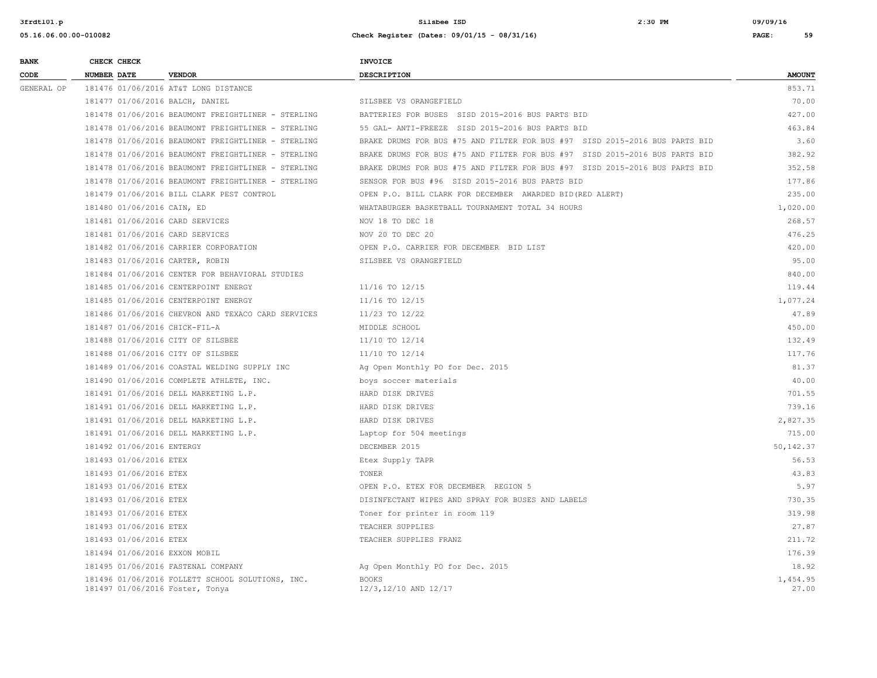| BANK CODE | CHECK NUMBER | CHECK DATE | VENDOR | INVOICE DESCRIPTION | AMOUNT |
|---|---|---|---|---|---|
| GENERAL OP | 181476 | 01/06/2016 | AT&T LONG DISTANCE | | 853.71 |
| | 181477 | 01/06/2016 | BALCH, DANIEL | SILSBEE VS ORANGEFIELD | 70.00 |
| | 181478 | 01/06/2016 | BEAUMONT FREIGHTLINER - STERLING | BATTERIES FOR BUSES SISD 2015-2016 BUS PARTS BID | 427.00 |
| | 181478 | 01/06/2016 | BEAUMONT FREIGHTLINER - STERLING | 55 GAL- ANTI-FREEZE SISD 2015-2016 BUS PARTS BID | 463.84 |
| | 181478 | 01/06/2016 | BEAUMONT FREIGHTLINER - STERLING | BRAKE DRUMS FOR BUS #75 AND FILTER FOR BUS #97 SISD 2015-2016 BUS PARTS BID | 3.60 |
| | 181478 | 01/06/2016 | BEAUMONT FREIGHTLINER - STERLING | BRAKE DRUMS FOR BUS #75 AND FILTER FOR BUS #97 SISD 2015-2016 BUS PARTS BID | 382.92 |
| | 181478 | 01/06/2016 | BEAUMONT FREIGHTLINER - STERLING | BRAKE DRUMS FOR BUS #75 AND FILTER FOR BUS #97 SISD 2015-2016 BUS PARTS BID | 352.58 |
| | 181478 | 01/06/2016 | BEAUMONT FREIGHTLINER - STERLING | SENSOR FOR BUS #96 SISD 2015-2016 BUS PARTS BID | 177.86 |
| | 181479 | 01/06/2016 | BILL CLARK PEST CONTROL | OPEN P.O. BILL CLARK FOR DECEMBER AWARDED BID(RED ALERT) | 235.00 |
| | 181480 | 01/06/2016 | CAIN, ED | WHATABURGER BASKETBALL TOURNAMENT TOTAL 34 HOURS | 1,020.00 |
| | 181481 | 01/06/2016 | CARD SERVICES | NOV 18 TO DEC 18 | 268.57 |
| | 181481 | 01/06/2016 | CARD SERVICES | NOV 20 TO DEC 20 | 476.25 |
| | 181482 | 01/06/2016 | CARRIER CORPORATION | OPEN P.O. CARRIER FOR DECEMBER BID LIST | 420.00 |
| | 181483 | 01/06/2016 | CARTER, ROBIN | SILSBEE VS ORANGEFIELD | 95.00 |
| | 181484 | 01/06/2016 | CENTER FOR BEHAVIORAL STUDIES | | 840.00 |
| | 181485 | 01/06/2016 | CENTERPOINT ENERGY | 11/16 TO 12/15 | 119.44 |
| | 181485 | 01/06/2016 | CENTERPOINT ENERGY | 11/16 TO 12/15 | 1,077.24 |
| | 181486 | 01/06/2016 | CHEVRON AND TEXACO CARD SERVICES | 11/23 TO 12/22 | 47.89 |
| | 181487 | 01/06/2016 | CHICK-FIL-A | MIDDLE SCHOOL | 450.00 |
| | 181488 | 01/06/2016 | CITY OF SILSBEE | 11/10 TO 12/14 | 132.49 |
| | 181488 | 01/06/2016 | CITY OF SILSBEE | 11/10 TO 12/14 | 117.76 |
| | 181489 | 01/06/2016 | COASTAL WELDING SUPPLY INC | Ag Open Monthly PO for Dec. 2015 | 81.37 |
| | 181490 | 01/06/2016 | COMPLETE ATHLETE, INC. | boys soccer materials | 40.00 |
| | 181491 | 01/06/2016 | DELL MARKETING L.P. | HARD DISK DRIVES | 701.55 |
| | 181491 | 01/06/2016 | DELL MARKETING L.P. | HARD DISK DRIVES | 739.16 |
| | 181491 | 01/06/2016 | DELL MARKETING L.P. | HARD DISK DRIVES | 2,827.35 |
| | 181491 | 01/06/2016 | DELL MARKETING L.P. | Laptop for 504 meetings | 715.00 |
| | 181492 | 01/06/2016 | ENTERGY | DECEMBER 2015 | 50,142.37 |
| | 181493 | 01/06/2016 | ETEX | Etex Supply TAPR | 56.53 |
| | 181493 | 01/06/2016 | ETEX | TONER | 43.83 |
| | 181493 | 01/06/2016 | ETEX | OPEN P.O. ETEX FOR DECEMBER REGION 5 | 5.97 |
| | 181493 | 01/06/2016 | ETEX | DISINFECTANT WIPES AND SPRAY FOR BUSES AND LABELS | 730.35 |
| | 181493 | 01/06/2016 | ETEX | Toner for printer in room 119 | 319.98 |
| | 181493 | 01/06/2016 | ETEX | TEACHER SUPPLIES | 27.87 |
| | 181493 | 01/06/2016 | ETEX | TEACHER SUPPLIES FRANZ | 211.72 |
| | 181494 | 01/06/2016 | EXXON MOBIL | | 176.39 |
| | 181495 | 01/06/2016 | FASTENAL COMPANY | Ag Open Monthly PO for Dec. 2015 | 18.92 |
| | 181496 | 01/06/2016 | FOLLETT SCHOOL SOLUTIONS, INC. | BOOKS | 1,454.95 |
| | 181497 | 01/06/2016 | Foster, Tonya | 12/3,12/10 AND 12/17 | 27.00 |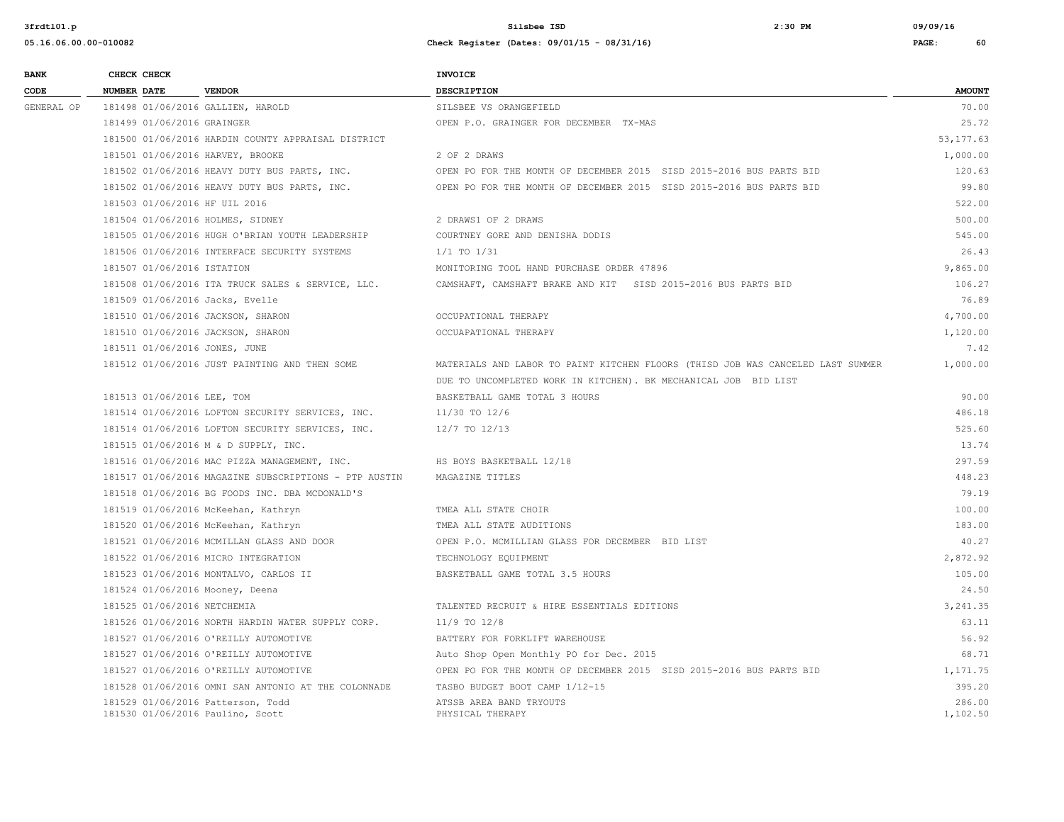| BANK CODE | CHECK NUMBER | CHECK DATE | VENDOR | INVOICE DESCRIPTION | AMOUNT |
|---|---|---|---|---|---|
| GENERAL OP | 181498 | 01/06/2016 | GALLIEN, HAROLD | SILSBEE VS ORANGEFIELD | 70.00 |
| | 181499 | 01/06/2016 | GRAINGER | OPEN P.O. GRAINGER FOR DECEMBER TX-MAS | 25.72 |
| | 181500 | 01/06/2016 | HARDIN COUNTY APPRAISAL DISTRICT | | 53,177.63 |
| | 181501 | 01/06/2016 | HARVEY, BROOKE | 2 OF 2 DRAWS | 1,000.00 |
| | 181502 | 01/06/2016 | HEAVY DUTY BUS PARTS, INC. | OPEN PO FOR THE MONTH OF DECEMBER 2015 SISD 2015-2016 BUS PARTS BID | 120.63 |
| | 181502 | 01/06/2016 | HEAVY DUTY BUS PARTS, INC. | OPEN PO FOR THE MONTH OF DECEMBER 2015 SISD 2015-2016 BUS PARTS BID | 99.80 |
| | 181503 | 01/06/2016 | HF UIL 2016 | | 522.00 |
| | 181504 | 01/06/2016 | HOLMES, SIDNEY | 2 DRAWS1 OF 2 DRAWS | 500.00 |
| | 181505 | 01/06/2016 | HUGH O'BRIAN YOUTH LEADERSHIP | COURTNEY GORE AND DENISHA DODIS | 545.00 |
| | 181506 | 01/06/2016 | INTERFACE SECURITY SYSTEMS | 1/1 TO 1/31 | 26.43 |
| | 181507 | 01/06/2016 | ISTATION | MONITORING TOOL HAND PURCHASE ORDER 47896 | 9,865.00 |
| | 181508 | 01/06/2016 | ITA TRUCK SALES & SERVICE, LLC. | CAMSHAFT, CAMSHAFT BRAKE AND KIT SISD 2015-2016 BUS PARTS BID | 106.27 |
| | 181509 | 01/06/2016 | Jacks, Evelle | | 76.89 |
| | 181510 | 01/06/2016 | JACKSON, SHARON | OCCUPATIONAL THERAPY | 4,700.00 |
| | 181510 | 01/06/2016 | JACKSON, SHARON | OCCUAPATIONAL THERAPY | 1,120.00 |
| | 181511 | 01/06/2016 | JONES, JUNE | | 7.42 |
| | 181512 | 01/06/2016 | JUST PAINTING AND THEN SOME | MATERIALS AND LABOR TO PAINT KITCHEN FLOORS (THISD JOB WAS CANCELED LAST SUMMER DUE TO UNCOMPLETED WORK IN KITCHEN). BK MECHANICAL JOB BID LIST | 1,000.00 |
| | 181513 | 01/06/2016 | LEE, TOM | BASKETBALL GAME TOTAL 3 HOURS | 90.00 |
| | 181514 | 01/06/2016 | LOFTON SECURITY SERVICES, INC. | 11/30 TO 12/6 | 486.18 |
| | 181514 | 01/06/2016 | LOFTON SECURITY SERVICES, INC. | 12/7 TO 12/13 | 525.60 |
| | 181515 | 01/06/2016 | M & D SUPPLY, INC. | | 13.74 |
| | 181516 | 01/06/2016 | MAC PIZZA MANAGEMENT, INC. | HS BOYS BASKETBALL 12/18 | 297.59 |
| | 181517 | 01/06/2016 | MAGAZINE SUBSCRIPTIONS - PTP AUSTIN | MAGAZINE TITLES | 448.23 |
| | 181518 | 01/06/2016 | BG FOODS INC. DBA MCDONALD'S | | 79.19 |
| | 181519 | 01/06/2016 | McKeehan, Kathryn | TMEA ALL STATE CHOIR | 100.00 |
| | 181520 | 01/06/2016 | McKeehan, Kathryn | TMEA ALL STATE AUDITIONS | 183.00 |
| | 181521 | 01/06/2016 | MCMILLAN GLASS AND DOOR | OPEN P.O. MCMILLIAN GLASS FOR DECEMBER BID LIST | 40.27 |
| | 181522 | 01/06/2016 | MICRO INTEGRATION | TECHNOLOGY EQUIPMENT | 2,872.92 |
| | 181523 | 01/06/2016 | MONTALVO, CARLOS II | BASKETBALL GAME TOTAL 3.5 HOURS | 105.00 |
| | 181524 | 01/06/2016 | Mooney, Deena | | 24.50 |
| | 181525 | 01/06/2016 | NETCHEMIA | TALENTED RECRUIT & HIRE ESSENTIALS EDITIONS | 3,241.35 |
| | 181526 | 01/06/2016 | NORTH HARDIN WATER SUPPLY CORP. | 11/9 TO 12/8 | 63.11 |
| | 181527 | 01/06/2016 | O'REILLY AUTOMOTIVE | BATTERY FOR FORKLIFT WAREHOUSE | 56.92 |
| | 181527 | 01/06/2016 | O'REILLY AUTOMOTIVE | Auto Shop Open Monthly PO for Dec. 2015 | 68.71 |
| | 181527 | 01/06/2016 | O'REILLY AUTOMOTIVE | OPEN PO FOR THE MONTH OF DECEMBER 2015 SISD 2015-2016 BUS PARTS BID | 1,171.75 |
| | 181528 | 01/06/2016 | OMNI SAN ANTONIO AT THE COLONNADE | TASBO BUDGET BOOT CAMP 1/12-15 | 395.20 |
| | 181529 | 01/06/2016 | Patterson, Todd | ATSSB AREA BAND TRYOUTS | 286.00 |
| | 181530 | 01/06/2016 | Paulino, Scott | PHYSICAL THERAPY | 1,102.50 |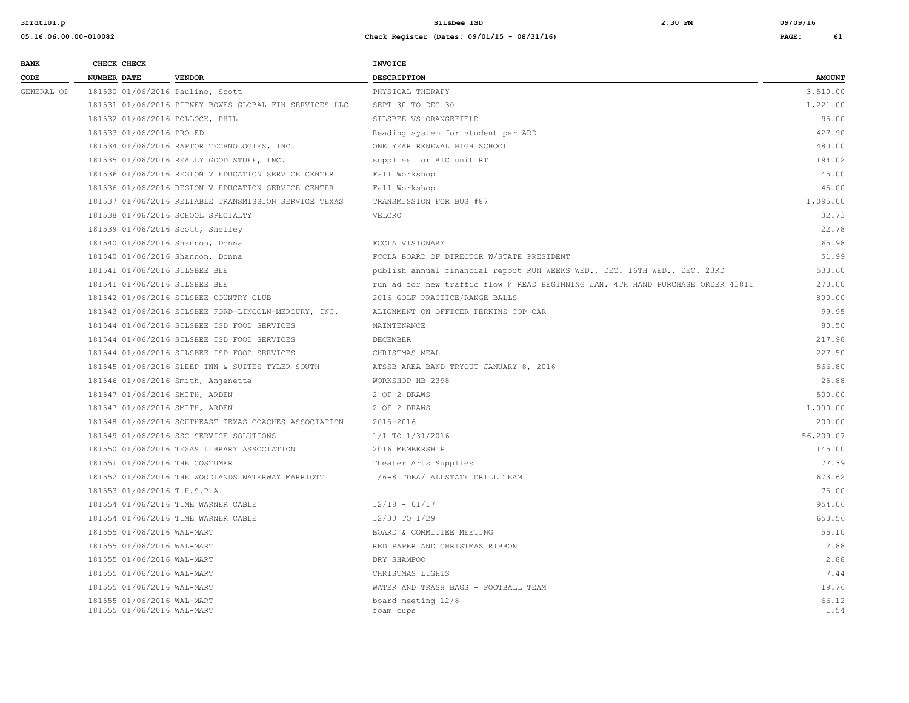| BANK CODE | CHECK NUMBER | CHECK DATE | VENDOR | INVOICE DESCRIPTION | AMOUNT |
|---|---|---|---|---|---|
| GENERAL OP | 181530 | 01/06/2016 | Paulino, Scott | PHYSICAL THERAPY | 3,510.00 |
| | 181531 | 01/06/2016 | PITNEY BOWES GLOBAL FIN SERVICES LLC | SEPT 30 TO DEC 30 | 1,221.00 |
| | 181532 | 01/06/2016 | POLLOCK, PHIL | SILSBEE VS ORANGEFIELD | 95.00 |
| | 181533 | 01/06/2016 | PRO ED | Reading system for student per ARD | 427.90 |
| | 181534 | 01/06/2016 | RAPTOR TECHNOLOGIES, INC. | ONE YEAR RENEWAL HIGH SCHOOL | 480.00 |
| | 181535 | 01/06/2016 | REALLY GOOD STUFF, INC. | supplies for BIC unit RT | 194.02 |
| | 181536 | 01/06/2016 | REGION V EDUCATION SERVICE CENTER | Fall Workshop | 45.00 |
| | 181536 | 01/06/2016 | REGION V EDUCATION SERVICE CENTER | Fall Workshop | 45.00 |
| | 181537 | 01/06/2016 | RELIABLE TRANSMISSION SERVICE TEXAS | TRANSMISSION FOR BUS #87 | 1,095.00 |
| | 181538 | 01/06/2016 | SCHOOL SPECIALTY | VELCRO | 32.73 |
| | 181539 | 01/06/2016 | Scott, Shelley | | 22.78 |
| | 181540 | 01/06/2016 | Shannon, Donna | FCCLA VISIONARY | 65.98 |
| | 181540 | 01/06/2016 | Shannon, Donna | FCCLA BOARD OF DIRECTOR W/STATE PRESIDENT | 51.99 |
| | 181541 | 01/06/2016 | SILSBEE BEE | publish annual financial report RUN WEEKS WED., DEC. 16TH WED., DEC. 23RD | 533.60 |
| | 181541 | 01/06/2016 | SILSBEE BEE | run ad for new traffic flow @ READ BEGINNING JAN. 4TH HAND PURCHASE ORDER 43811 | 270.00 |
| | 181542 | 01/06/2016 | SILSBEE COUNTRY CLUB | 2016 GOLF PRACTICE/RANGE BALLS | 800.00 |
| | 181543 | 01/06/2016 | SILSBEE FORD-LINCOLN-MERCURY, INC. | ALIGNMENT ON OFFICER PERKINS COP CAR | 99.95 |
| | 181544 | 01/06/2016 | SILSBEE ISD FOOD SERVICES | MAINTENANCE | 80.50 |
| | 181544 | 01/06/2016 | SILSBEE ISD FOOD SERVICES | DECEMBER | 217.98 |
| | 181544 | 01/06/2016 | SILSBEE ISD FOOD SERVICES | CHRISTMAS MEAL | 227.50 |
| | 181545 | 01/06/2016 | SLEEP INN & SUITES TYLER SOUTH | ATSSB AREA BAND TRYOUT JANUARY 8, 2016 | 566.80 |
| | 181546 | 01/06/2016 | Smith, Anjenette | WORKSHOP HB 2398 | 25.88 |
| | 181547 | 01/06/2016 | SMITH, ARDEN | 2 OF 2 DRAWS | 500.00 |
| | 181547 | 01/06/2016 | SMITH, ARDEN | 2 OF 2 DRAWS | 1,000.00 |
| | 181548 | 01/06/2016 | SOUTHEAST TEXAS COACHES ASSOCIATION | 2015-2016 | 200.00 |
| | 181549 | 01/06/2016 | SSC SERVICE SOLUTIONS | 1/1 TO 1/31/2016 | 56,209.07 |
| | 181550 | 01/06/2016 | TEXAS LIBRARY ASSOCIATION | 2016 MEMBERSHIP | 145.00 |
| | 181551 | 01/06/2016 | THE COSTUMER | Theater Arts Supplies | 77.39 |
| | 181552 | 01/06/2016 | THE WOODLANDS WATERWAY MARRIOTT | 1/6-8 TDEA/ ALLSTATE DRILL TEAM | 673.62 |
| | 181553 | 01/06/2016 | T.H.S.P.A. | | 75.00 |
| | 181554 | 01/06/2016 | TIME WARNER CABLE | 12/18 - 01/17 | 954.06 |
| | 181554 | 01/06/2016 | TIME WARNER CABLE | 12/30 TO 1/29 | 653.56 |
| | 181555 | 01/06/2016 | WAL-MART | BOARD & COMMITTEE MEETING | 55.10 |
| | 181555 | 01/06/2016 | WAL-MART | RED PAPER AND CHRISTMAS RIBBON | 2.88 |
| | 181555 | 01/06/2016 | WAL-MART | DRY SHAMPOO | 2.88 |
| | 181555 | 01/06/2016 | WAL-MART | CHRISTMAS LIGHTS | 7.44 |
| | 181555 | 01/06/2016 | WAL-MART | WATER AND TRASH BAGS - FOOTBALL TEAM | 19.76 |
| | 181555 | 01/06/2016 | WAL-MART | board meeting 12/8 | 66.12 |
| | 181555 | 01/06/2016 | WAL-MART | foam cups | 1.54 |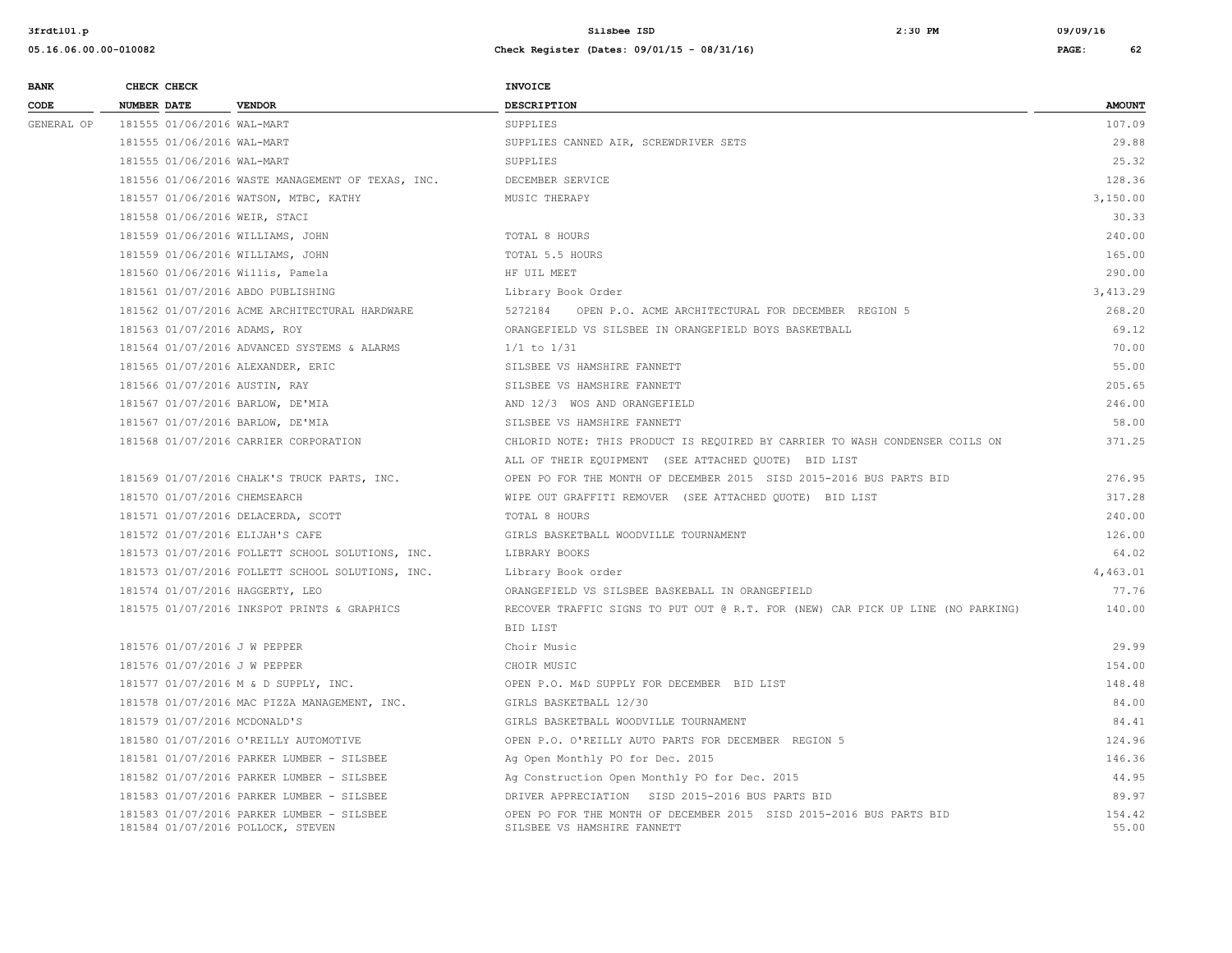| BANK CODE | CHECK NUMBER | CHECK DATE | VENDOR | INVOICE DESCRIPTION | AMOUNT |
|---|---|---|---|---|---|
| GENERAL OP | 181555 | 01/06/2016 | WAL-MART | SUPPLIES | 107.09 |
| | 181555 | 01/06/2016 | WAL-MART | SUPPLIES CANNED AIR, SCREWDRIVER SETS | 29.88 |
| | 181555 | 01/06/2016 | WAL-MART | SUPPLIES | 25.32 |
| | 181556 | 01/06/2016 | WASTE MANAGEMENT OF TEXAS, INC. | DECEMBER SERVICE | 128.36 |
| | 181557 | 01/06/2016 | WATSON, MTBC, KATHY | MUSIC THERAPY | 3,150.00 |
| | 181558 | 01/06/2016 | WEIR, STACI | | 30.33 |
| | 181559 | 01/06/2016 | WILLIAMS, JOHN | TOTAL 8 HOURS | 240.00 |
| | 181559 | 01/06/2016 | WILLIAMS, JOHN | TOTAL 5.5 HOURS | 165.00 |
| | 181560 | 01/06/2016 | Willis, Pamela | HF UIL MEET | 290.00 |
| | 181561 | 01/07/2016 | ABDO PUBLISHING | Library Book Order | 3,413.29 |
| | 181562 | 01/07/2016 | ACME ARCHITECTURAL HARDWARE | 5272184 OPEN P.O. ACME ARCHITECTURAL FOR DECEMBER REGION 5 | 268.20 |
| | 181563 | 01/07/2016 | ADAMS, ROY | ORANGEFIELD VS SILSBEE IN ORANGEFIELD BOYS BASKETBALL | 69.12 |
| | 181564 | 01/07/2016 | ADVANCED SYSTEMS & ALARMS | 1/1 to 1/31 | 70.00 |
| | 181565 | 01/07/2016 | ALEXANDER, ERIC | SILSBEE VS HAMSHIRE FANNETT | 55.00 |
| | 181566 | 01/07/2016 | AUSTIN, RAY | SILSBEE VS HAMSHIRE FANNETT | 205.65 |
| | 181567 | 01/07/2016 | BARLOW, DE'MIA | AND 12/3 WOS AND ORANGEFIELD | 246.00 |
| | 181567 | 01/07/2016 | BARLOW, DE'MIA | SILSBEE VS HAMSHIRE FANNETT | 58.00 |
| | 181568 | 01/07/2016 | CARRIER CORPORATION | CHLORID NOTE: THIS PRODUCT IS REQUIRED BY CARRIER TO WASH CONDENSER COILS ON ALL OF THEIR EQUIPMENT (SEE ATTACHED QUOTE) BID LIST | 371.25 |
| | 181569 | 01/07/2016 | CHALK'S TRUCK PARTS, INC. | OPEN PO FOR THE MONTH OF DECEMBER 2015 SISD 2015-2016 BUS PARTS BID | 276.95 |
| | 181570 | 01/07/2016 | CHEMSEARCH | WIPE OUT GRAFFITI REMOVER (SEE ATTACHED QUOTE) BID LIST | 317.28 |
| | 181571 | 01/07/2016 | DELACERDA, SCOTT | TOTAL 8 HOURS | 240.00 |
| | 181572 | 01/07/2016 | ELIJAH'S CAFE | GIRLS BASKETBALL WOODVILLE TOURNAMENT | 126.00 |
| | 181573 | 01/07/2016 | FOLLETT SCHOOL SOLUTIONS, INC. | LIBRARY BOOKS | 64.02 |
| | 181573 | 01/07/2016 | FOLLETT SCHOOL SOLUTIONS, INC. | Library Book order | 4,463.01 |
| | 181574 | 01/07/2016 | HAGGERTY, LEO | ORANGEFIELD VS SILSBEE BASKEBALL IN ORANGEFIELD | 77.76 |
| | 181575 | 01/07/2016 | INKSPOT PRINTS & GRAPHICS | RECOVER TRAFFIC SIGNS TO PUT OUT @ R.T. FOR (NEW) CAR PICK UP LINE (NO PARKING) BID LIST | 140.00 |
| | 181576 | 01/07/2016 | J W PEPPER | Choir Music | 29.99 |
| | 181576 | 01/07/2016 | J W PEPPER | CHOIR MUSIC | 154.00 |
| | 181577 | 01/07/2016 | M & D SUPPLY, INC. | OPEN P.O. M&D SUPPLY FOR DECEMBER BID LIST | 148.48 |
| | 181578 | 01/07/2016 | MAC PIZZA MANAGEMENT, INC. | GIRLS BASKETBALL 12/30 | 84.00 |
| | 181579 | 01/07/2016 | MCDONALD'S | GIRLS BASKETBALL WOODVILLE TOURNAMENT | 84.41 |
| | 181580 | 01/07/2016 | O'REILLY AUTOMOTIVE | OPEN P.O. O'REILLY AUTO PARTS FOR DECEMBER REGION 5 | 124.96 |
| | 181581 | 01/07/2016 | PARKER LUMBER - SILSBEE | Ag Open Monthly PO for Dec. 2015 | 146.36 |
| | 181582 | 01/07/2016 | PARKER LUMBER - SILSBEE | Ag Construction Open Monthly PO for Dec. 2015 | 44.95 |
| | 181583 | 01/07/2016 | PARKER LUMBER - SILSBEE | DRIVER APPRECIATION SISD 2015-2016 BUS PARTS BID | 89.97 |
| | 181583 | 01/07/2016 | PARKER LUMBER - SILSBEE | OPEN PO FOR THE MONTH OF DECEMBER 2015 SISD 2015-2016 BUS PARTS BID | 154.42 |
| | 181584 | 01/07/2016 | POLLOCK, STEVEN | SILSBEE VS HAMSHIRE FANNETT | 55.00 |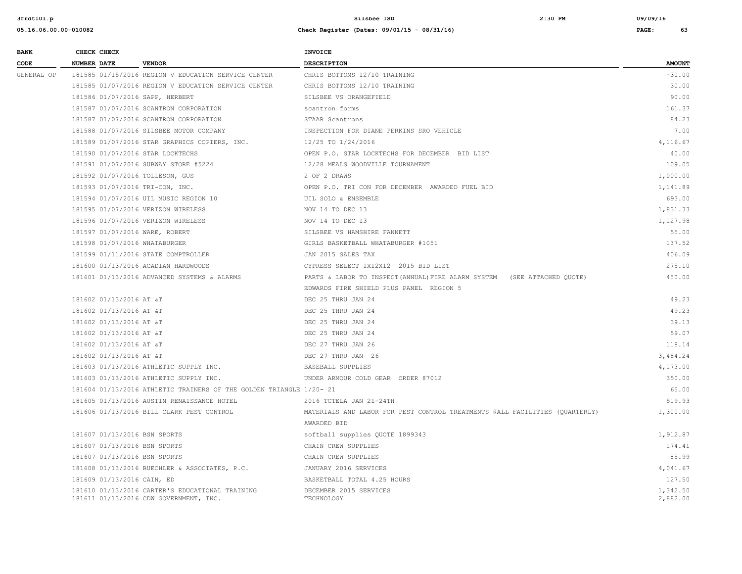| BANK CODE | CHECK NUMBER | CHECK DATE | VENDOR | INVOICE DESCRIPTION | AMOUNT |
|---|---|---|---|---|---|
| GENERAL OP | 181585 | 01/15/2016 | REGION V EDUCATION SERVICE CENTER | CHRIS BOTTOMS 12/10 TRAINING | -30.00 |
| | 181585 | 01/15/2016 | REGION V EDUCATION SERVICE CENTER | CHRIS BOTTOMS 12/10 TRAINING | 30.00 |
| | 181586 | 01/07/2016 | SAPP, HERBERT | SILSBEE VS ORANGEFIELD | 90.00 |
| | 181587 | 01/07/2016 | SCANTRON CORPORATION | scantron forms | 161.37 |
| | 181587 | 01/07/2016 | SCANTRON CORPORATION | STAAR Scantrons | 84.23 |
| | 181588 | 01/07/2016 | SILSBEE MOTOR COMPANY | INSPECTION FOR DIANE PERKINS SRO VEHICLE | 7.00 |
| | 181589 | 01/07/2016 | STAR GRAPHICS COPIERS, INC. | 12/25 TO 1/24/2016 | 4,116.67 |
| | 181590 | 01/07/2016 | STAR LOCKTECHS | OPEN P.O. STAR LOCKTECHS FOR DECEMBER BID LIST | 40.00 |
| | 181591 | 01/07/2016 | SUBWAY STORE #5224 | 12/28 MEALS WOODVILLE TOURNAMENT | 109.05 |
| | 181592 | 01/07/2016 | TOLLESON, GUS | 2 OF 2 DRAWS | 1,000.00 |
| | 181593 | 01/07/2016 | TRI-CON, INC. | OPEN P.O. TRI CON FOR DECEMBER AWARDED FUEL BID | 1,141.89 |
| | 181594 | 01/07/2016 | UIL MUSIC REGION 10 | UIL SOLO & ENSEMBLE | 693.00 |
| | 181595 | 01/07/2016 | VERIZON WIRELESS | NOV 14 TO DEC 13 | 1,831.33 |
| | 181596 | 01/07/2016 | VERIZON WIRELESS | NOV 14 TO DEC 13 | 1,127.98 |
| | 181597 | 01/07/2016 | WARE, ROBERT | SILSBEE VS HAMSHIRE FANNETT | 55.00 |
| | 181598 | 01/07/2016 | WHATABURGER | GIRLS BASKETBALL WHATABURGER #1051 | 137.52 |
| | 181599 | 01/11/2016 | STATE COMPTROLLER | JAN 2015 SALES TAX | 406.09 |
| | 181600 | 01/13/2016 | ACADIAN HARDWOODS | CYPRESS SELECT 1X12X12 2015 BID LIST | 275.10 |
| | 181601 | 01/13/2016 | ADVANCED SYSTEMS & ALARMS | PARTS & LABOR TO INSPECT(ANNUAL)FIRE ALARM SYSTEM (SEE ATTACHED QUOTE) EDWARDS FIRE SHIELD PLUS PANEL REGION 5 | 450.00 |
| | 181602 | 01/13/2016 | AT &T | DEC 25 THRU JAN 24 | 49.23 |
| | 181602 | 01/13/2016 | AT &T | DEC 25 THRU JAN 24 | 49.23 |
| | 181602 | 01/13/2016 | AT &T | DEC 25 THRU JAN 24 | 39.13 |
| | 181602 | 01/13/2016 | AT &T | DEC 25 THRU JAN 24 | 59.07 |
| | 181602 | 01/13/2016 | AT &T | DEC 27 THRU JAN 26 | 118.14 |
| | 181602 | 01/13/2016 | AT &T | DEC 27 THRU JAN 26 | 3,484.24 |
| | 181603 | 01/13/2016 | ATHLETIC SUPPLY INC. | BASEBALL SUPPLIES | 4,173.00 |
| | 181603 | 01/13/2016 | ATHLETIC SUPPLY INC. | UNDER ARMOUR COLD GEAR ORDER 87012 | 350.00 |
| | 181604 | 01/13/2016 | ATHLETIC TRAINERS OF THE GOLDEN TRIANGLE | 1/20- 21 | 65.00 |
| | 181605 | 01/13/2016 | AUSTIN RENAISSANCE HOTEL | 2016 TCTELA JAN 21-24TH | 519.93 |
| | 181606 | 01/13/2016 | BILL CLARK PEST CONTROL | MATERIALS AND LABOR FOR PEST CONTROL TREATMENTS @ALL FACILITIES (QUARTERLY) AWARDED BID | 1,300.00 |
| | 181607 | 01/13/2016 | BSN SPORTS | softball supplies QUOTE 1899343 | 1,912.87 |
| | 181607 | 01/13/2016 | BSN SPORTS | CHAIN CREW SUPPLIES | 174.41 |
| | 181607 | 01/13/2016 | BSN SPORTS | CHAIN CREW SUPPLIES | 85.99 |
| | 181608 | 01/13/2016 | BUECHLER & ASSOCIATES, P.C. | JANUARY 2016 SERVICES | 4,041.67 |
| | 181609 | 01/13/2016 | CAIN, ED | BASKETBALL TOTAL 4.25 HOURS | 127.50 |
| | 181610 | 01/13/2016 | CARTER'S EDUCATIONAL TRAINING | DECEMBER 2015 SERVICES | 1,342.50 |
| | 181611 | 01/13/2016 | CDW GOVERNMENT, INC. | TECHNOLOGY | 2,882.00 |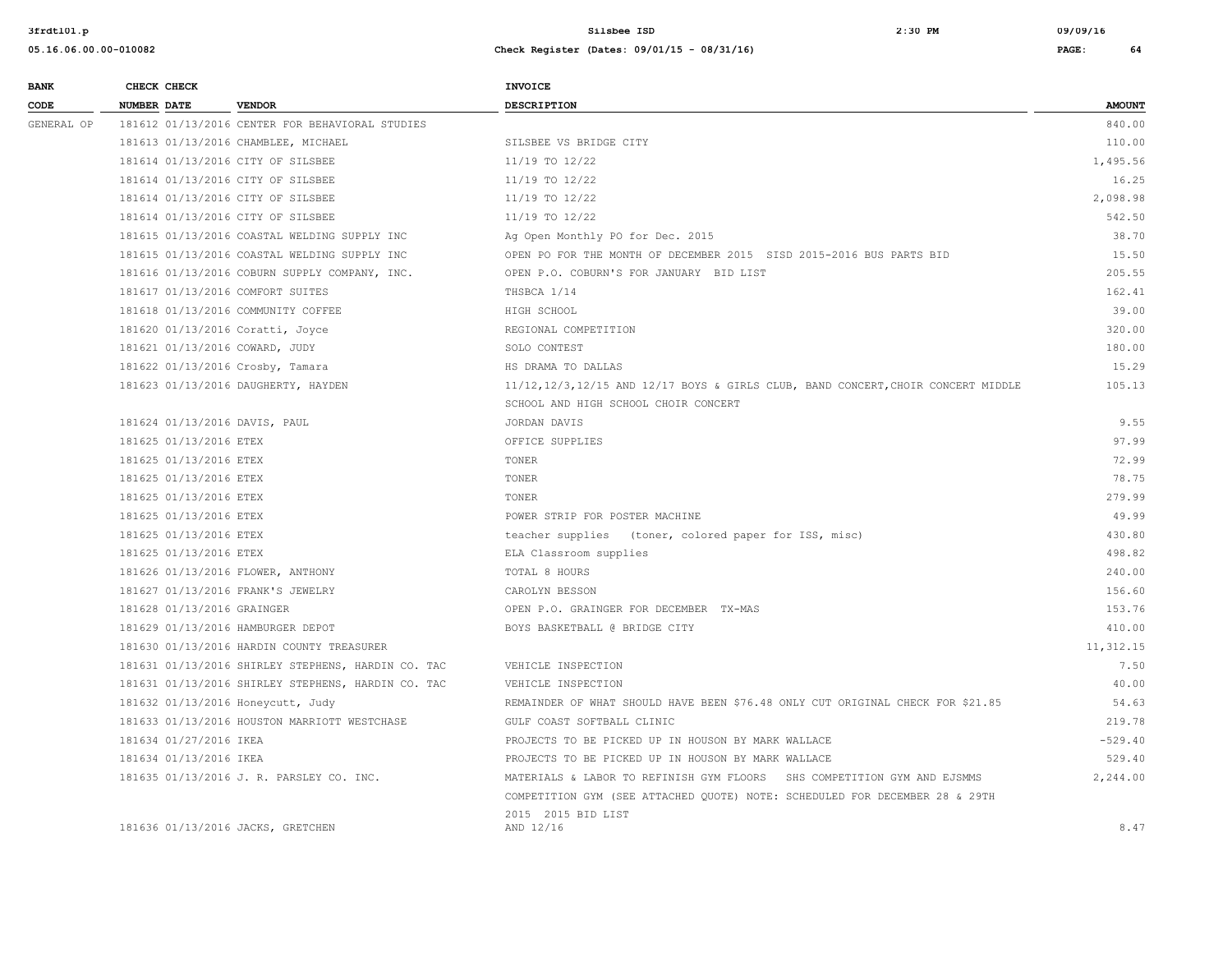| BANK CODE | CHECK NUMBER | CHECK DATE | VENDOR | INVOICE DESCRIPTION | AMOUNT |
|---|---|---|---|---|---|
| GENERAL OP | 181612 | 01/13/2016 | CENTER FOR BEHAVIORAL STUDIES | | 840.00 |
| | 181613 | 01/13/2016 | CHAMBLEE, MICHAEL | SILSBEE VS BRIDGE CITY | 110.00 |
| | 181614 | 01/13/2016 | CITY OF SILSBEE | 11/19 TO 12/22 | 1,495.56 |
| | 181614 | 01/13/2016 | CITY OF SILSBEE | 11/19 TO 12/22 | 16.25 |
| | 181614 | 01/13/2016 | CITY OF SILSBEE | 11/19 TO 12/22 | 2,098.98 |
| | 181614 | 01/13/2016 | CITY OF SILSBEE | 11/19 TO 12/22 | 542.50 |
| | 181615 | 01/13/2016 | COASTAL WELDING SUPPLY INC | Ag Open Monthly PO for Dec. 2015 | 38.70 |
| | 181615 | 01/13/2016 | COASTAL WELDING SUPPLY INC | OPEN PO FOR THE MONTH OF DECEMBER 2015 SISD 2015-2016 BUS PARTS BID | 15.50 |
| | 181616 | 01/13/2016 | COBURN SUPPLY COMPANY, INC. | OPEN P.O. COBURN'S FOR JANUARY BID LIST | 205.55 |
| | 181617 | 01/13/2016 | COMFORT SUITES | THSBCA 1/14 | 162.41 |
| | 181618 | 01/13/2016 | COMMUNITY COFFEE | HIGH SCHOOL | 39.00 |
| | 181620 | 01/13/2016 | Coratti, Joyce | REGIONAL COMPETITION | 320.00 |
| | 181621 | 01/13/2016 | COWARD, JUDY | SOLO CONTEST | 180.00 |
| | 181622 | 01/13/2016 | Crosby, Tamara | HS DRAMA TO DALLAS | 15.29 |
| | 181623 | 01/13/2016 | DAUGHERTY, HAYDEN | 11/12,12/3,12/15 AND 12/17 BOYS & GIRLS CLUB, BAND CONCERT,CHOIR CONCERT MIDDLE SCHOOL AND HIGH SCHOOL CHOIR CONCERT | 105.13 |
| | 181624 | 01/13/2016 | DAVIS, PAUL | JORDAN DAVIS | 9.55 |
| | 181625 | 01/13/2016 | ETEX | OFFICE SUPPLIES | 97.99 |
| | 181625 | 01/13/2016 | ETEX | TONER | 72.99 |
| | 181625 | 01/13/2016 | ETEX | TONER | 78.75 |
| | 181625 | 01/13/2016 | ETEX | TONER | 279.99 |
| | 181625 | 01/13/2016 | ETEX | POWER STRIP FOR POSTER MACHINE | 49.99 |
| | 181625 | 01/13/2016 | ETEX | teacher supplies (toner, colored paper for ISS, misc) | 430.80 |
| | 181625 | 01/13/2016 | ETEX | ELA Classroom supplies | 498.82 |
| | 181626 | 01/13/2016 | FLOWER, ANTHONY | TOTAL 8 HOURS | 240.00 |
| | 181627 | 01/13/2016 | FRANK'S JEWELRY | CAROLYN BESSON | 156.60 |
| | 181628 | 01/13/2016 | GRAINGER | OPEN P.O. GRAINGER FOR DECEMBER TX-MAS | 153.76 |
| | 181629 | 01/13/2016 | HAMBURGER DEPOT | BOYS BASKETBALL @ BRIDGE CITY | 410.00 |
| | 181630 | 01/13/2016 | HARDIN COUNTY TREASURER | | 11,312.15 |
| | 181631 | 01/13/2016 | SHIRLEY STEPHENS, HARDIN CO. TAC | VEHICLE INSPECTION | 7.50 |
| | 181631 | 01/13/2016 | SHIRLEY STEPHENS, HARDIN CO. TAC | VEHICLE INSPECTION | 40.00 |
| | 181632 | 01/13/2016 | Honeycutt, Judy | REMAINDER OF WHAT SHOULD HAVE BEEN $76.48 ONLY CUT ORIGINAL CHECK FOR $21.85 | 54.63 |
| | 181633 | 01/13/2016 | HOUSTON MARRIOTT WESTCHASE | GULF COAST SOFTBALL CLINIC | 219.78 |
| | 181634 | 01/27/2016 | IKEA | PROJECTS TO BE PICKED UP IN HOUSON BY MARK WALLACE | -529.40 |
| | 181634 | 01/13/2016 | IKEA | PROJECTS TO BE PICKED UP IN HOUSON BY MARK WALLACE | 529.40 |
| | 181635 | 01/13/2016 | J. R. PARSLEY CO. INC. | MATERIALS & LABOR TO REFINISH GYM FLOORS SHS COMPETITION GYM AND EJSMMS COMPETITION GYM (SEE ATTACHED QUOTE) NOTE: SCHEDULED FOR DECEMBER 28 & 29TH 2015 2015 BID LIST | 2,244.00 |
| | 181636 | 01/13/2016 | JACKS, GRETCHEN | AND 12/16 | 8.47 |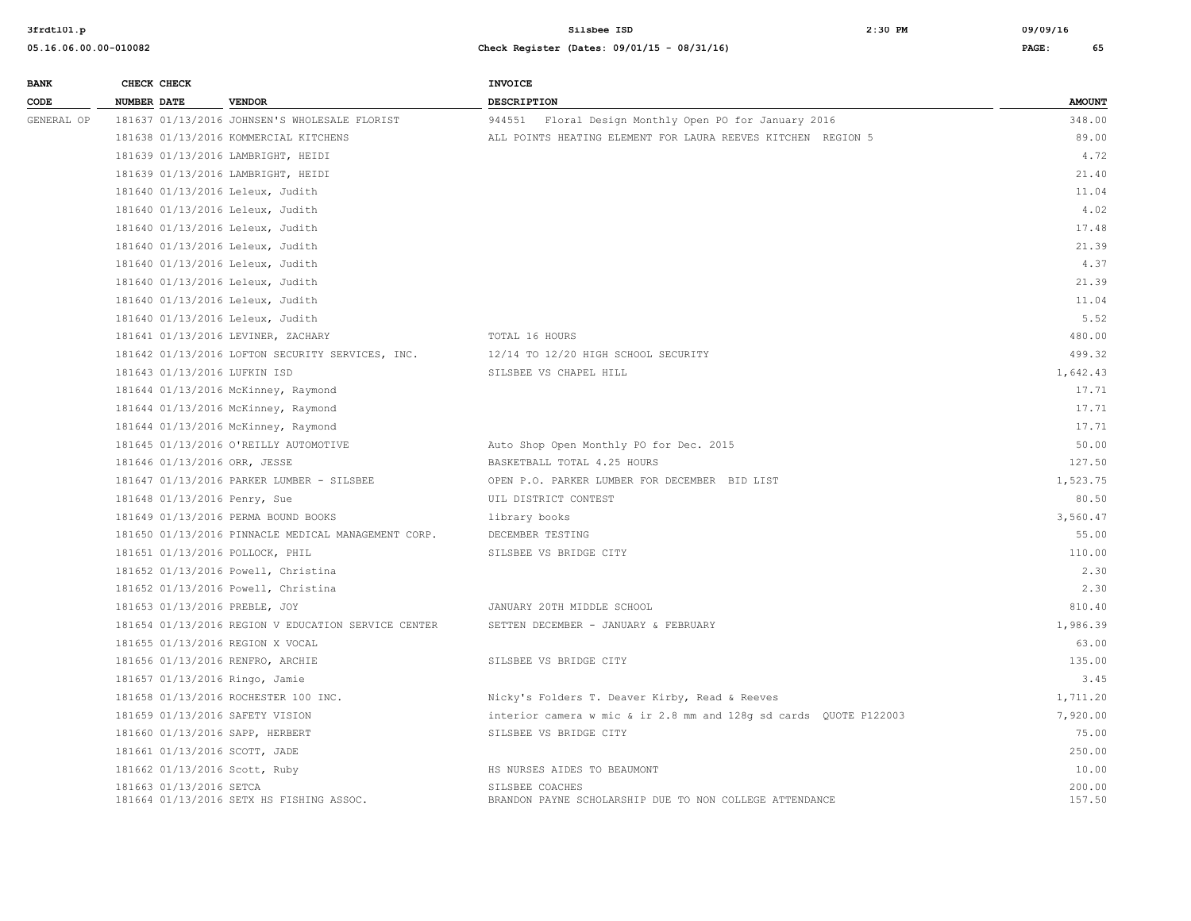| BANK CODE | CHECK NUMBER | CHECK DATE | VENDOR | INVOICE DESCRIPTION | AMOUNT |
|---|---|---|---|---|---|
| GENERAL OP | 181637 | 01/13/2016 | JOHNSEN'S WHOLESALE FLORIST | 944551 Floral Design Monthly Open PO for January 2016 | 348.00 |
| | 181638 | 01/13/2016 | KOMMERCIAL KITCHENS | ALL POINTS HEATING ELEMENT FOR LAURA REEVES KITCHEN REGION 5 | 89.00 |
| | 181639 | 01/13/2016 | LAMBRIGHT, HEIDI | | 4.72 |
| | 181639 | 01/13/2016 | LAMBRIGHT, HEIDI | | 21.40 |
| | 181640 | 01/13/2016 | Leleux, Judith | | 11.04 |
| | 181640 | 01/13/2016 | Leleux, Judith | | 4.02 |
| | 181640 | 01/13/2016 | Leleux, Judith | | 17.48 |
| | 181640 | 01/13/2016 | Leleux, Judith | | 21.39 |
| | 181640 | 01/13/2016 | Leleux, Judith | | 4.37 |
| | 181640 | 01/13/2016 | Leleux, Judith | | 21.39 |
| | 181640 | 01/13/2016 | Leleux, Judith | | 11.04 |
| | 181640 | 01/13/2016 | Leleux, Judith | | 5.52 |
| | 181641 | 01/13/2016 | LEVINER, ZACHARY | TOTAL 16 HOURS | 480.00 |
| | 181642 | 01/13/2016 | LOFTON SECURITY SERVICES, INC. | 12/14 TO 12/20 HIGH SCHOOL SECURITY | 499.32 |
| | 181643 | 01/13/2016 | LUFKIN ISD | SILSBEE VS CHAPEL HILL | 1,642.43 |
| | 181644 | 01/13/2016 | McKinney, Raymond | | 17.71 |
| | 181644 | 01/13/2016 | McKinney, Raymond | | 17.71 |
| | 181644 | 01/13/2016 | McKinney, Raymond | | 17.71 |
| | 181645 | 01/13/2016 | O'REILLY AUTOMOTIVE | Auto Shop Open Monthly PO for Dec. 2015 | 50.00 |
| | 181646 | 01/13/2016 | ORR, JESSE | BASKETBALL TOTAL 4.25 HOURS | 127.50 |
| | 181647 | 01/13/2016 | PARKER LUMBER - SILSBEE | OPEN P.O. PARKER LUMBER FOR DECEMBER BID LIST | 1,523.75 |
| | 181648 | 01/13/2016 | Penry, Sue | UIL DISTRICT CONTEST | 80.50 |
| | 181649 | 01/13/2016 | PERMA BOUND BOOKS | library books | 3,560.47 |
| | 181650 | 01/13/2016 | PINNACLE MEDICAL MANAGEMENT CORP. | DECEMBER TESTING | 55.00 |
| | 181651 | 01/13/2016 | POLLOCK, PHIL | SILSBEE VS BRIDGE CITY | 110.00 |
| | 181652 | 01/13/2016 | Powell, Christina | | 2.30 |
| | 181652 | 01/13/2016 | Powell, Christina | | 2.30 |
| | 181653 | 01/13/2016 | PREBLE, JOY | JANUARY 20TH MIDDLE SCHOOL | 810.40 |
| | 181654 | 01/13/2016 | REGION V EDUCATION SERVICE CENTER | SETTEN DECEMBER - JANUARY & FEBRUARY | 1,986.39 |
| | 181655 | 01/13/2016 | REGION X VOCAL | | 63.00 |
| | 181656 | 01/13/2016 | RENFRO, ARCHIE | SILSBEE VS BRIDGE CITY | 135.00 |
| | 181657 | 01/13/2016 | Ringo, Jamie | | 3.45 |
| | 181658 | 01/13/2016 | ROCHESTER 100 INC. | Nicky's Folders T. Deaver Kirby, Read & Reeves | 1,711.20 |
| | 181659 | 01/13/2016 | SAFETY VISION | interior camera w mic & ir 2.8 mm and 128g sd cards QUOTE P122003 | 7,920.00 |
| | 181660 | 01/13/2016 | SAPP, HERBERT | SILSBEE VS BRIDGE CITY | 75.00 |
| | 181661 | 01/13/2016 | SCOTT, JADE | | 250.00 |
| | 181662 | 01/13/2016 | Scott, Ruby | HS NURSES AIDES TO BEAUMONT | 10.00 |
| | 181663 | 01/13/2016 | SETCA | SILSBEE COACHES | 200.00 |
| | 181664 | 01/13/2016 | SETX HS FISHING ASSOC. | BRANDON PAYNE SCHOLARSHIP DUE TO NON COLLEGE ATTENDANCE | 157.50 |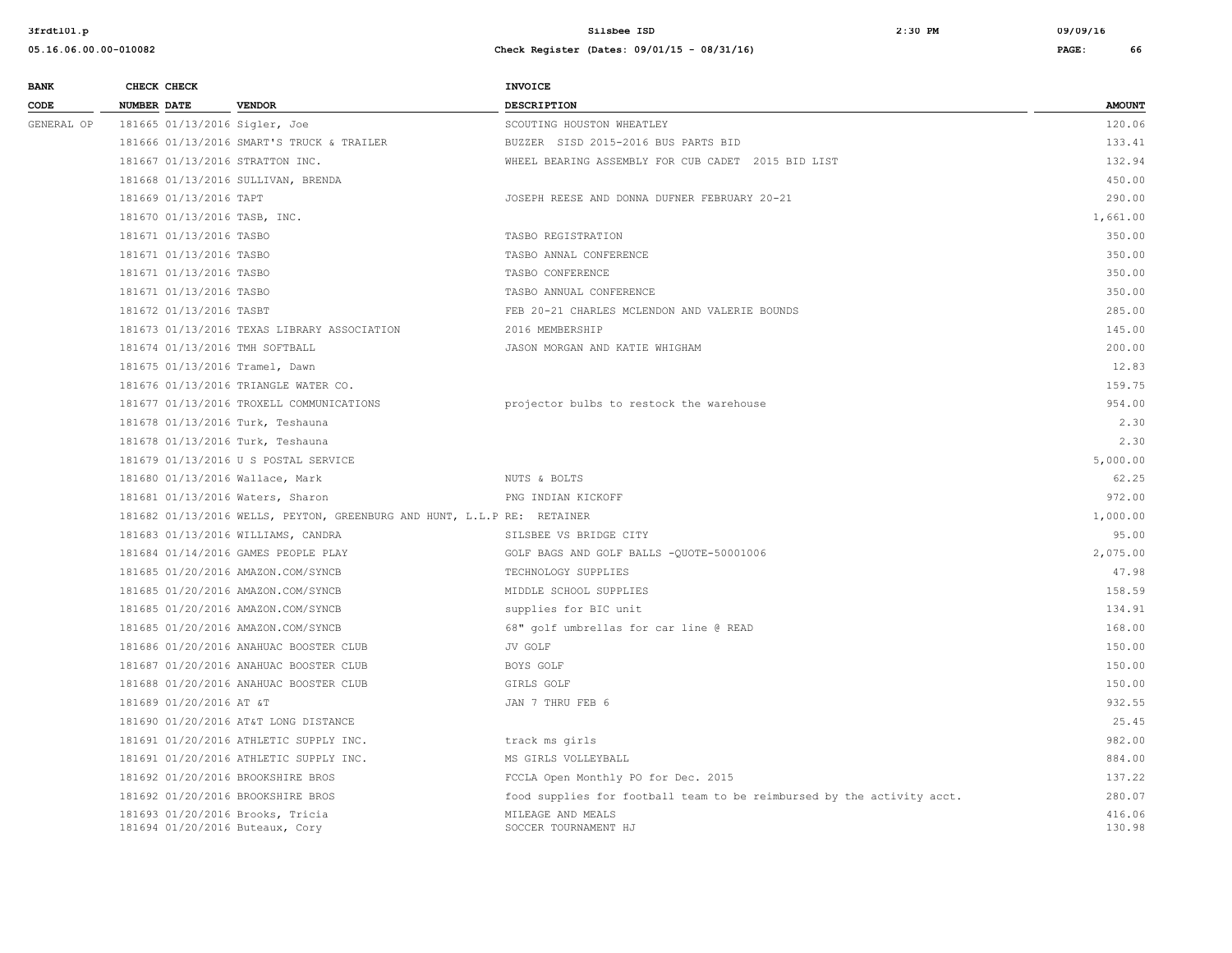| BANK CODE | CHECK NUMBER | CHECK DATE | VENDOR | INVOICE DESCRIPTION | AMOUNT |
|---|---|---|---|---|---|
| GENERAL OP | 181665 | 01/13/2016 | Sigler, Joe | SCOUTING HOUSTON WHEATLEY | 120.06 |
| | 181666 | 01/13/2016 | SMART'S TRUCK & TRAILER | BUZZER SISD 2015-2016 BUS PARTS BID | 133.41 |
| | 181667 | 01/13/2016 | STRATTON INC. | WHEEL BEARING ASSEMBLY FOR CUB CADET 2015 BID LIST | 132.94 |
| | 181668 | 01/13/2016 | SULLIVAN, BRENDA | | 450.00 |
| | 181669 | 01/13/2016 | TAPT | JOSEPH REESE AND DONNA DUFNER FEBRUARY 20-21 | 290.00 |
| | 181670 | 01/13/2016 | TASB, INC. | | 1,661.00 |
| | 181671 | 01/13/2016 | TASBO | TASBO REGISTRATION | 350.00 |
| | 181671 | 01/13/2016 | TASBO | TASBO ANNAL CONFERENCE | 350.00 |
| | 181671 | 01/13/2016 | TASBO | TASBO CONFERENCE | 350.00 |
| | 181671 | 01/13/2016 | TASBO | TASBO ANNUAL CONFERENCE | 350.00 |
| | 181672 | 01/13/2016 | TASBT | FEB 20-21 CHARLES MCLENDON AND VALERIE BOUNDS | 285.00 |
| | 181673 | 01/13/2016 | TEXAS LIBRARY ASSOCIATION | 2016 MEMBERSHIP | 145.00 |
| | 181674 | 01/13/2016 | TMH SOFTBALL | JASON MORGAN AND KATIE WHIGHAM | 200.00 |
| | 181675 | 01/13/2016 | Tramel, Dawn | | 12.83 |
| | 181676 | 01/13/2016 | TRIANGLE WATER CO. | | 159.75 |
| | 181677 | 01/13/2016 | TROXELL COMMUNICATIONS | projector bulbs to restock the warehouse | 954.00 |
| | 181678 | 01/13/2016 | Turk, Teshauna | | 2.30 |
| | 181678 | 01/13/2016 | Turk, Teshauna | | 2.30 |
| | 181679 | 01/13/2016 | U S POSTAL SERVICE | | 5,000.00 |
| | 181680 | 01/13/2016 | Wallace, Mark | NUTS & BOLTS | 62.25 |
| | 181681 | 01/13/2016 | Waters, Sharon | PNG INDIAN KICKOFF | 972.00 |
| | 181682 | 01/13/2016 | WELLS, PEYTON, GREENBURG AND HUNT, L.L.P | RE: RETAINER | 1,000.00 |
| | 181683 | 01/13/2016 | WILLIAMS, CANDRA | SILSBEE VS BRIDGE CITY | 95.00 |
| | 181684 | 01/14/2016 | GAMES PEOPLE PLAY | GOLF BAGS AND GOLF BALLS -QUOTE-50001006 | 2,075.00 |
| | 181685 | 01/20/2016 | AMAZON.COM/SYNCB | TECHNOLOGY SUPPLIES | 47.98 |
| | 181685 | 01/20/2016 | AMAZON.COM/SYNCB | MIDDLE SCHOOL SUPPLIES | 158.59 |
| | 181685 | 01/20/2016 | AMAZON.COM/SYNCB | supplies for BIC unit | 134.91 |
| | 181685 | 01/20/2016 | AMAZON.COM/SYNCB | 68" golf umbrellas for car line @ READ | 168.00 |
| | 181686 | 01/20/2016 | ANAHUAC BOOSTER CLUB | JV GOLF | 150.00 |
| | 181687 | 01/20/2016 | ANAHUAC BOOSTER CLUB | BOYS GOLF | 150.00 |
| | 181688 | 01/20/2016 | ANAHUAC BOOSTER CLUB | GIRLS GOLF | 150.00 |
| | 181689 | 01/20/2016 | AT &T | JAN 7 THRU FEB 6 | 932.55 |
| | 181690 | 01/20/2016 | AT&T LONG DISTANCE | | 25.45 |
| | 181691 | 01/20/2016 | ATHLETIC SUPPLY INC. | track ms girls | 982.00 |
| | 181691 | 01/20/2016 | ATHLETIC SUPPLY INC. | MS GIRLS VOLLEYBALL | 884.00 |
| | 181692 | 01/20/2016 | BROOKSHIRE BROS | FCCLA Open Monthly PO for Dec. 2015 | 137.22 |
| | 181692 | 01/20/2016 | BROOKSHIRE BROS | food supplies for football team to be reimbursed by the activity acct. | 280.07 |
| | 181693 | 01/20/2016 | Brooks, Tricia | MILEAGE AND MEALS | 416.06 |
| | 181694 | 01/20/2016 | Buteaux, Cory | SOCCER TOURNAMENT HJ | 130.98 |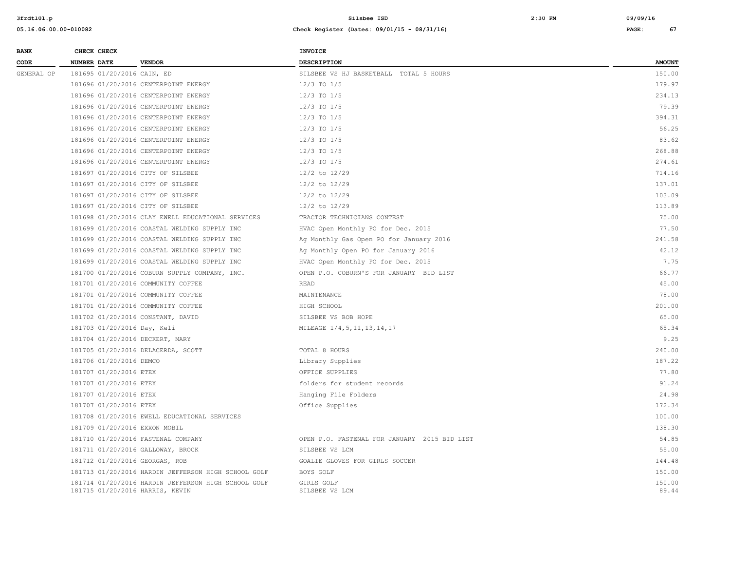| BANK CODE | CHECK NUMBER | CHECK DATE | VENDOR | INVOICE DESCRIPTION | AMOUNT |
|---|---|---|---|---|---|
| GENERAL OP | 181695 | 01/20/2016 | CAIN, ED | SILSBEE VS HJ BASKETBALL TOTAL 5 HOURS | 150.00 |
| | 181696 | 01/20/2016 | CENTERPOINT ENERGY | 12/3 TO 1/5 | 179.97 |
| | 181696 | 01/20/2016 | CENTERPOINT ENERGY | 12/3 TO 1/5 | 234.13 |
| | 181696 | 01/20/2016 | CENTERPOINT ENERGY | 12/3 TO 1/5 | 79.39 |
| | 181696 | 01/20/2016 | CENTERPOINT ENERGY | 12/3 TO 1/5 | 394.31 |
| | 181696 | 01/20/2016 | CENTERPOINT ENERGY | 12/3 TO 1/5 | 56.25 |
| | 181696 | 01/20/2016 | CENTERPOINT ENERGY | 12/3 TO 1/5 | 83.62 |
| | 181696 | 01/20/2016 | CENTERPOINT ENERGY | 12/3 TO 1/5 | 268.88 |
| | 181696 | 01/20/2016 | CENTERPOINT ENERGY | 12/3 TO 1/5 | 274.61 |
| | 181697 | 01/20/2016 | CITY OF SILSBEE | 12/2 to 12/29 | 714.16 |
| | 181697 | 01/20/2016 | CITY OF SILSBEE | 12/2 to 12/29 | 137.01 |
| | 181697 | 01/20/2016 | CITY OF SILSBEE | 12/2 to 12/29 | 103.09 |
| | 181697 | 01/20/2016 | CITY OF SILSBEE | 12/2 to 12/29 | 113.89 |
| | 181698 | 01/20/2016 | CLAY EWELL EDUCATIONAL SERVICES | TRACTOR TECHNICIANS CONTEST | 75.00 |
| | 181699 | 01/20/2016 | COASTAL WELDING SUPPLY INC | HVAC Open Monthly PO for Dec. 2015 | 77.50 |
| | 181699 | 01/20/2016 | COASTAL WELDING SUPPLY INC | Ag Monthly Gas Open PO for January 2016 | 241.58 |
| | 181699 | 01/20/2016 | COASTAL WELDING SUPPLY INC | Ag Monthly Open PO for January 2016 | 42.12 |
| | 181699 | 01/20/2016 | COASTAL WELDING SUPPLY INC | HVAC Open Monthly PO for Dec. 2015 | 7.75 |
| | 181700 | 01/20/2016 | COBURN SUPPLY COMPANY, INC. | OPEN P.O. COBURN'S FOR JANUARY BID LIST | 66.77 |
| | 181701 | 01/20/2016 | COMMUNITY COFFEE | READ | 45.00 |
| | 181701 | 01/20/2016 | COMMUNITY COFFEE | MAINTENANCE | 78.00 |
| | 181701 | 01/20/2016 | COMMUNITY COFFEE | HIGH SCHOOL | 201.00 |
| | 181702 | 01/20/2016 | CONSTANT, DAVID | SILSBEE VS BOB HOPE | 65.00 |
| | 181703 | 01/20/2016 | Day, Keli | MILEAGE 1/4,5,11,13,14,17 | 65.34 |
| | 181704 | 01/20/2016 | DECKERT, MARY | | 9.25 |
| | 181705 | 01/20/2016 | DELACERDA, SCOTT | TOTAL 8 HOURS | 240.00 |
| | 181706 | 01/20/2016 | DEMCO | Library Supplies | 187.22 |
| | 181707 | 01/20/2016 | ETEX | OFFICE SUPPLIES | 77.80 |
| | 181707 | 01/20/2016 | ETEX | folders for student records | 91.24 |
| | 181707 | 01/20/2016 | ETEX | Hanging File Folders | 24.98 |
| | 181707 | 01/20/2016 | ETEX | Office Supplies | 172.34 |
| | 181708 | 01/20/2016 | EWELL EDUCATIONAL SERVICES | | 100.00 |
| | 181709 | 01/20/2016 | EXXON MOBIL | | 138.30 |
| | 181710 | 01/20/2016 | FASTENAL COMPANY | OPEN P.O. FASTENAL FOR JANUARY 2015 BID LIST | 54.85 |
| | 181711 | 01/20/2016 | GALLOWAY, BROCK | SILSBEE VS LCM | 55.00 |
| | 181712 | 01/20/2016 | GEORGAS, ROB | GOALIE GLOVES FOR GIRLS SOCCER | 144.48 |
| | 181713 | 01/20/2016 | HARDIN JEFFERSON HIGH SCHOOL GOLF | BOYS GOLF | 150.00 |
| | 181714 | 01/20/2016 | HARDIN JEFFERSON HIGH SCHOOL GOLF | GIRLS GOLF | 150.00 |
| | 181715 | 01/20/2016 | HARRIS, KEVIN | SILSBEE VS LCM | 89.44 |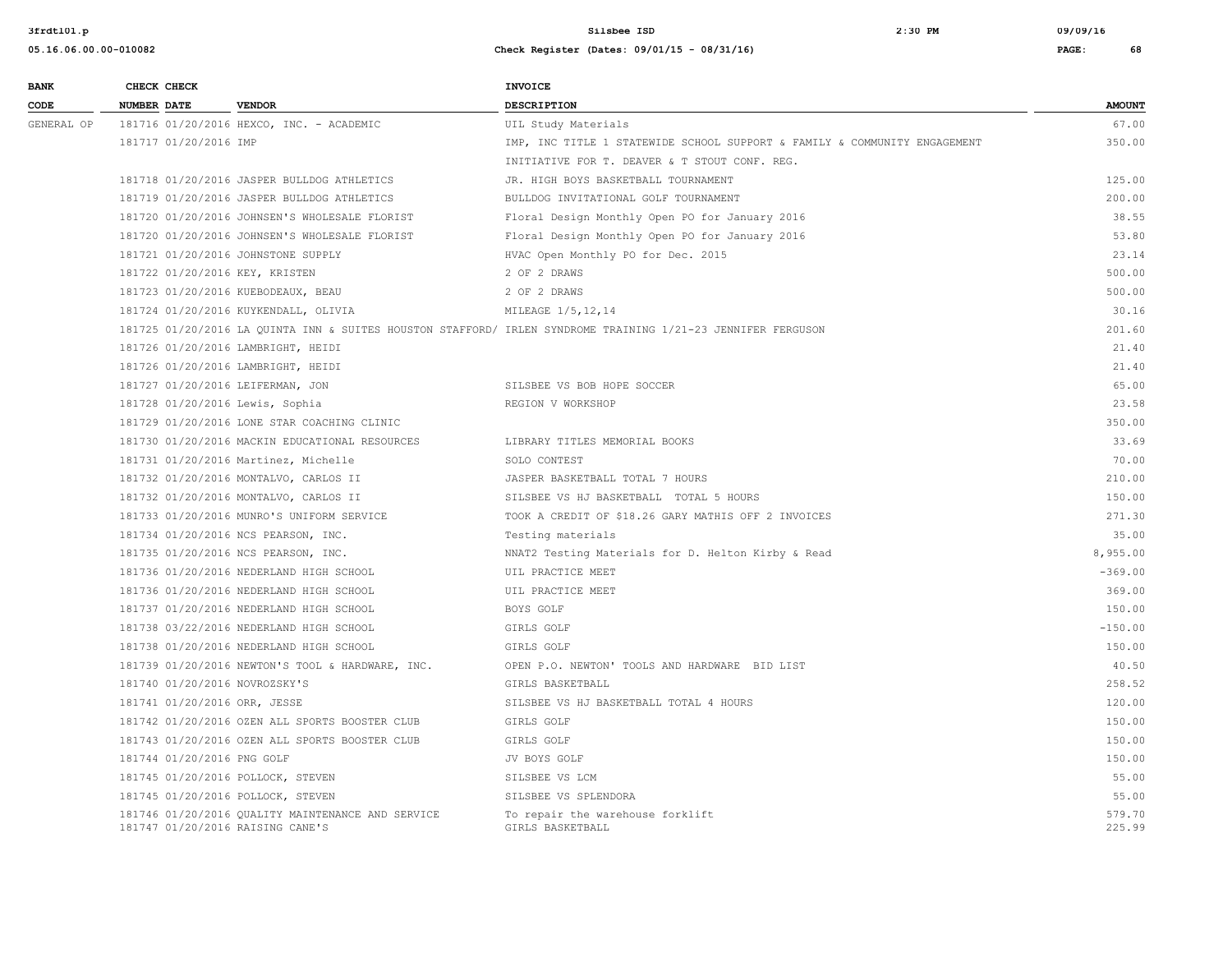| BANK CODE | CHECK NUMBER | CHECK DATE | VENDOR | INVOICE DESCRIPTION | AMOUNT |
|---|---|---|---|---|---|
| GENERAL OP | 181716 | 01/20/2016 | HEXCO, INC. - ACADEMIC | UIL Study Materials | 67.00 |
| | 181717 | 01/20/2016 | IMP | IMP, INC TITLE 1 STATEWIDE SCHOOL SUPPORT & FAMILY & COMMUNITY ENGAGEMENT INITIATIVE FOR T. DEAVER & T STOUT CONF. REG. | 350.00 |
| | 181718 | 01/20/2016 | JASPER BULLDOG ATHLETICS | JR. HIGH BOYS BASKETBALL TOURNAMENT | 125.00 |
| | 181719 | 01/20/2016 | JASPER BULLDOG ATHLETICS | BULLDOG INVITATIONAL GOLF TOURNAMENT | 200.00 |
| | 181720 | 01/20/2016 | JOHNSEN'S WHOLESALE FLORIST | Floral Design Monthly Open PO for January 2016 | 38.55 |
| | 181720 | 01/20/2016 | JOHNSEN'S WHOLESALE FLORIST | Floral Design Monthly Open PO for January 2016 | 53.80 |
| | 181721 | 01/20/2016 | JOHNSTONE SUPPLY | HVAC Open Monthly PO for Dec. 2015 | 23.14 |
| | 181722 | 01/20/2016 | KEY, KRISTEN | 2 OF 2 DRAWS | 500.00 |
| | 181723 | 01/20/2016 | KUEBODEAUX, BEAU | 2 OF 2 DRAWS | 500.00 |
| | 181724 | 01/20/2016 | KUYKENDALL, OLIVIA | MILEAGE 1/5,12,14 | 30.16 |
| | 181725 | 01/20/2016 | LA QUINTA INN & SUITES HOUSTON STAFFORD/ | IRLEN SYNDROME TRAINING 1/21-23 JENNIFER FERGUSON | 201.60 |
| | 181726 | 01/20/2016 | LAMBRIGHT, HEIDI | | 21.40 |
| | 181726 | 01/20/2016 | LAMBRIGHT, HEIDI | | 21.40 |
| | 181727 | 01/20/2016 | LEIFERMAN, JON | SILSBEE VS BOB HOPE SOCCER | 65.00 |
| | 181728 | 01/20/2016 | Lewis, Sophia | REGION V WORKSHOP | 23.58 |
| | 181729 | 01/20/2016 | LONE STAR COACHING CLINIC | | 350.00 |
| | 181730 | 01/20/2016 | MACKIN EDUCATIONAL RESOURCES | LIBRARY TITLES MEMORIAL BOOKS | 33.69 |
| | 181731 | 01/20/2016 | Martinez, Michelle | SOLO CONTEST | 70.00 |
| | 181732 | 01/20/2016 | MONTALVO, CARLOS II | JASPER BASKETBALL TOTAL 7 HOURS | 210.00 |
| | 181732 | 01/20/2016 | MONTALVO, CARLOS II | SILSBEE VS HJ BASKETBALL TOTAL 5 HOURS | 150.00 |
| | 181733 | 01/20/2016 | MUNRO'S UNIFORM SERVICE | TOOK A CREDIT OF $18.26 GARY MATHIS OFF 2 INVOICES | 271.30 |
| | 181734 | 01/20/2016 | NCS PEARSON, INC. | Testing materials | 35.00 |
| | 181735 | 01/20/2016 | NCS PEARSON, INC. | NNAT2 Testing Materials for D. Helton Kirby & Read | 8,955.00 |
| | 181736 | 01/20/2016 | NEDERLAND HIGH SCHOOL | UIL PRACTICE MEET | -369.00 |
| | 181736 | 01/20/2016 | NEDERLAND HIGH SCHOOL | UIL PRACTICE MEET | 369.00 |
| | 181737 | 01/20/2016 | NEDERLAND HIGH SCHOOL | BOYS GOLF | 150.00 |
| | 181738 | 03/22/2016 | NEDERLAND HIGH SCHOOL | GIRLS GOLF | -150.00 |
| | 181738 | 01/20/2016 | NEDERLAND HIGH SCHOOL | GIRLS GOLF | 150.00 |
| | 181739 | 01/20/2016 | NEWTON'S TOOL & HARDWARE, INC. | OPEN P.O. NEWTON' TOOLS AND HARDWARE BID LIST | 40.50 |
| | 181740 | 01/20/2016 | NOVROZSKY'S | GIRLS BASKETBALL | 258.52 |
| | 181741 | 01/20/2016 | ORR, JESSE | SILSBEE VS HJ BASKETBALL TOTAL 4 HOURS | 120.00 |
| | 181742 | 01/20/2016 | OZEN ALL SPORTS BOOSTER CLUB | GIRLS GOLF | 150.00 |
| | 181743 | 01/20/2016 | OZEN ALL SPORTS BOOSTER CLUB | GIRLS GOLF | 150.00 |
| | 181744 | 01/20/2016 | PNG GOLF | JV BOYS GOLF | 150.00 |
| | 181745 | 01/20/2016 | POLLOCK, STEVEN | SILSBEE VS LCM | 55.00 |
| | 181745 | 01/20/2016 | POLLOCK, STEVEN | SILSBEE VS SPLENDORA | 55.00 |
| | 181746 | 01/20/2016 | QUALITY MAINTENANCE AND SERVICE | To repair the warehouse forklift | 579.70 |
| | 181747 | 01/20/2016 | RAISING CANE'S | GIRLS BASKETBALL | 225.99 |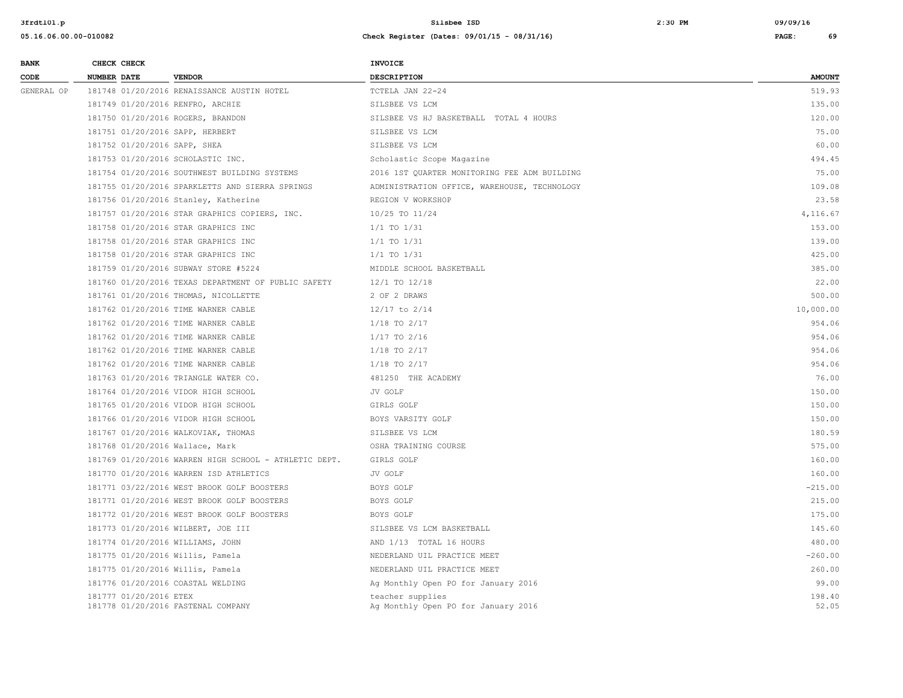| BANK CODE | CHECK NUMBER | CHECK DATE | VENDOR | INVOICE DESCRIPTION | AMOUNT |
|---|---|---|---|---|---|
| GENERAL OP | 181748 | 01/20/2016 | RENAISSANCE AUSTIN HOTEL | TCTELA JAN 22-24 | 519.93 |
| | 181749 | 01/20/2016 | RENFRO, ARCHIE | SILSBEE VS LCM | 135.00 |
| | 181750 | 01/20/2016 | ROGERS, BRANDON | SILSBEE VS HJ BASKETBALL TOTAL 4 HOURS | 120.00 |
| | 181751 | 01/20/2016 | SAPP, HERBERT | SILSBEE VS LCM | 75.00 |
| | 181752 | 01/20/2016 | SAPP, SHEA | SILSBEE VS LCM | 60.00 |
| | 181753 | 01/20/2016 | SCHOLASTIC INC. | Scholastic Scope Magazine | 494.45 |
| | 181754 | 01/20/2016 | SOUTHWEST BUILDING SYSTEMS | 2016 1ST QUARTER MONITORING FEE ADM BUILDING | 75.00 |
| | 181755 | 01/20/2016 | SPARKLETTS AND SIERRA SPRINGS | ADMINISTRATION OFFICE, WAREHOUSE, TECHNOLOGY | 109.08 |
| | 181756 | 01/20/2016 | Stanley, Katherine | REGION V WORKSHOP | 23.58 |
| | 181757 | 01/20/2016 | STAR GRAPHICS COPIERS, INC. | 10/25 TO 11/24 | 4,116.67 |
| | 181758 | 01/20/2016 | STAR GRAPHICS INC | 1/1 TO 1/31 | 153.00 |
| | 181758 | 01/20/2016 | STAR GRAPHICS INC | 1/1 TO 1/31 | 139.00 |
| | 181758 | 01/20/2016 | STAR GRAPHICS INC | 1/1 TO 1/31 | 425.00 |
| | 181759 | 01/20/2016 | SUBWAY STORE #5224 | MIDDLE SCHOOL BASKETBALL | 385.00 |
| | 181760 | 01/20/2016 | TEXAS DEPARTMENT OF PUBLIC SAFETY | 12/1 TO 12/18 | 22.00 |
| | 181761 | 01/20/2016 | THOMAS, NICOLLETTE | 2 OF 2 DRAWS | 500.00 |
| | 181762 | 01/20/2016 | TIME WARNER CABLE | 12/17 to 2/14 | 10,000.00 |
| | 181762 | 01/20/2016 | TIME WARNER CABLE | 1/18 TO 2/17 | 954.06 |
| | 181762 | 01/20/2016 | TIME WARNER CABLE | 1/17 TO 2/16 | 954.06 |
| | 181762 | 01/20/2016 | TIME WARNER CABLE | 1/18 TO 2/17 | 954.06 |
| | 181762 | 01/20/2016 | TIME WARNER CABLE | 1/18 TO 2/17 | 954.06 |
| | 181763 | 01/20/2016 | TRIANGLE WATER CO. | 481250 THE ACADEMY | 76.00 |
| | 181764 | 01/20/2016 | VIDOR HIGH SCHOOL | JV GOLF | 150.00 |
| | 181765 | 01/20/2016 | VIDOR HIGH SCHOOL | GIRLS GOLF | 150.00 |
| | 181766 | 01/20/2016 | VIDOR HIGH SCHOOL | BOYS VARSITY GOLF | 150.00 |
| | 181767 | 01/20/2016 | WALKOVIAK, THOMAS | SILSBEE VS LCM | 180.59 |
| | 181768 | 01/20/2016 | Wallace, Mark | OSHA TRAINING COURSE | 575.00 |
| | 181769 | 01/20/2016 | WARREN HIGH SCHOOL - ATHLETIC DEPT. | GIRLS GOLF | 160.00 |
| | 181770 | 01/20/2016 | WARREN ISD ATHLETICS | JV GOLF | 160.00 |
| | 181771 | 03/22/2016 | WEST BROOK GOLF BOOSTERS | BOYS GOLF | -215.00 |
| | 181771 | 01/20/2016 | WEST BROOK GOLF BOOSTERS | BOYS GOLF | 215.00 |
| | 181772 | 01/20/2016 | WEST BROOK GOLF BOOSTERS | BOYS GOLF | 175.00 |
| | 181773 | 01/20/2016 | WILBERT, JOE III | SILSBEE VS LCM BASKETBALL | 145.60 |
| | 181774 | 01/20/2016 | WILLIAMS, JOHN | AND 1/13 TOTAL 16 HOURS | 480.00 |
| | 181775 | 01/20/2016 | Willis, Pamela | NEDERLAND UIL PRACTICE MEET | -260.00 |
| | 181775 | 01/20/2016 | Willis, Pamela | NEDERLAND UIL PRACTICE MEET | 260.00 |
| | 181776 | 01/20/2016 | COASTAL WELDING | Ag Monthly Open PO for January 2016 | 99.00 |
| | 181777 | 01/20/2016 | ETEX | teacher supplies | 198.40 |
| | 181778 | 01/20/2016 | FASTENAL COMPANY | Ag Monthly Open PO for January 2016 | 52.05 |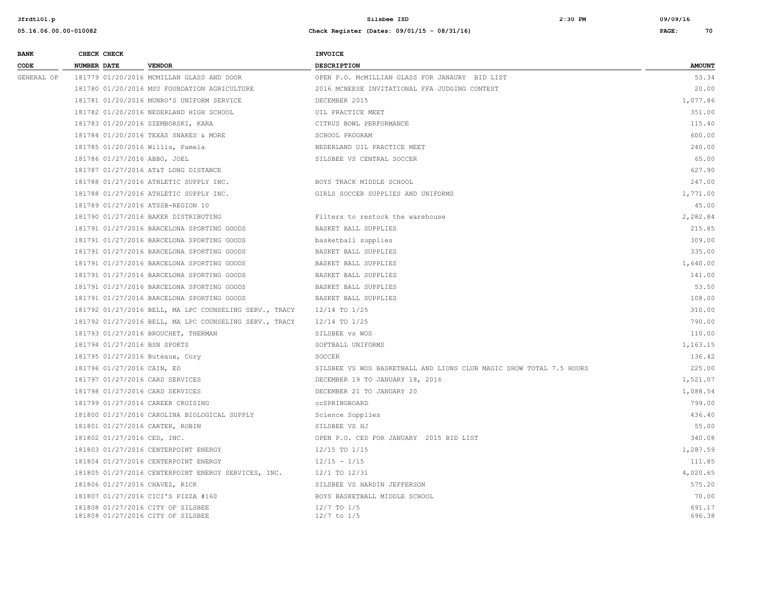| BANK CODE | CHECK NUMBER | CHECK DATE | VENDOR | INVOICE DESCRIPTION | AMOUNT |
|---|---|---|---|---|---|
| GENERAL OP | 181779 | 01/20/2016 | MCMILLAN GLASS AND DOOR | OPEN P.O. McMILLIAN GLASS FOR JANAURY BID LIST | 53.34 |
| | 181780 | 01/20/2016 | MSU FOUNDATION AGRICULTURE | 2016 MCNEESE INVITATIONAL FFA JUDGING CONTEST | 20.00 |
| | 181781 | 01/20/2016 | MUNRO'S UNIFORM SERVICE | DECEMBER 2015 | 1,077.86 |
| | 181782 | 01/20/2016 | NEDERLAND HIGH SCHOOL | UIL PRACTICE MEET | 351.00 |
| | 181783 | 01/20/2016 | SZEMBORSKI, KARA | CITRUS BOWL PERFORMANCE | 115.40 |
| | 181784 | 01/20/2016 | TEXAS SNAKES & MORE | SCHOOL PROGRAM | 600.00 |
| | 181785 | 01/20/2016 | Willis, Pamela | NEDERLAND UIL PRACTICE MEET | 240.00 |
| | 181786 | 01/27/2016 | ABBO, JOEL | SILSBEE VS CENTRAL SOCCER | 65.00 |
| | 181787 | 01/27/2016 | AT&T LONG DISTANCE | | 627.90 |
| | 181788 | 01/27/2016 | ATHLETIC SUPPLY INC. | BOYS TRACK MIDDLE SCHOOL | 247.00 |
| | 181788 | 01/27/2016 | ATHLETIC SUPPLY INC. | GIRLS SOCCER SUPPLIES AND UNIFORMS | 1,771.00 |
| | 181789 | 01/27/2016 | ATSSB-REGION 10 | | 45.00 |
| | 181790 | 01/27/2016 | BAKER DISTRIBUTING | Filters to restock the warehouse | 2,282.84 |
| | 181791 | 01/27/2016 | BARCELONA SPORTING GOODS | BASKET BALL SUPPLIES | 215.85 |
| | 181791 | 01/27/2016 | BARCELONA SPORTING GOODS | basketball supplies | 309.00 |
| | 181791 | 01/27/2016 | BARCELONA SPORTING GOODS | BASKET BALL SUPPLIES | 335.00 |
| | 181791 | 01/27/2016 | BARCELONA SPORTING GOODS | BASKET BALL SUPPLIES | 1,640.00 |
| | 181791 | 01/27/2016 | BARCELONA SPORTING GOODS | BASKET BALL SUPPLIES | 141.00 |
| | 181791 | 01/27/2016 | BARCELONA SPORTING GOODS | BASKET BALL SUPPLIES | 53.50 |
| | 181791 | 01/27/2016 | BARCELONA SPORTING GOODS | BASKET BALL SUPPLIES | 108.00 |
| | 181792 | 01/27/2016 | BELL, MA LPC COUNSELING SERV., TRACY | 12/14 TO 1/25 | 310.00 |
| | 181792 | 01/27/2016 | BELL, MA LPC COUNSELING SERV., TRACY | 12/14 TO 1/25 | 790.00 |
| | 181793 | 01/27/2016 | BROUCHET, THERMAN | SILSBEE vs WOS | 110.00 |
| | 181794 | 01/27/2016 | BSN SPORTS | SOFTBALL UNIFORMS | 1,163.15 |
| | 181795 | 01/27/2016 | Buteaux, Cory | SOCCER | 136.42 |
| | 181796 | 01/27/2016 | CAIN, ED | SILSBEE VS WOS BASKETBALL AND LIONS CLUB MAGIC SHOW TOTAL 7.5 HOURS | 225.00 |
| | 181797 | 01/27/2016 | CARD SERVICES | DECEMBER 19 TO JANUARY 18, 2016 | 1,521.07 |
| | 181798 | 01/27/2016 | CARD SERVICES | DECEMBER 21 TO JANUARY 20 | 1,088.54 |
| | 181799 | 01/27/2016 | CAREER CRUISING | ccSPRINGBOARD | 799.00 |
| | 181800 | 01/27/2016 | CAROLINA BIOLOGICAL SUPPLY | Science Supplies | 436.40 |
| | 181801 | 01/27/2016 | CARTER, ROBIN | SILSBEE VS HJ | 55.00 |
| | 181802 | 01/27/2016 | CED, INC. | OPEN P.O. CED FOR JANUARY 2015 BID LIST | 340.08 |
| | 181803 | 01/27/2016 | CENTERPOINT ENERGY | 12/15 TO 1/15 | 1,287.59 |
| | 181804 | 01/27/2016 | CENTERPOINT ENERGY | 12/15 - 1/15 | 111.85 |
| | 181805 | 01/27/2016 | CENTERPOINT ENERGY SERVICES, INC. | 12/1 TO 12/31 | 4,020.65 |
| | 181806 | 01/27/2016 | CHAVEZ, RICK | SILSBEE VS HARDIN JEFFERSON | 575.20 |
| | 181807 | 01/27/2016 | CICI'S PIZZA #160 | BOYS BASKETBALL MIDDLE SCHOOL | 70.00 |
| | 181808 | 01/27/2016 | CITY OF SILSBEE | 12/7 TO 1/5 | 691.17 |
| | 181808 | 01/27/2016 | CITY OF SILSBEE | 12/7 to 1/5 | 696.38 |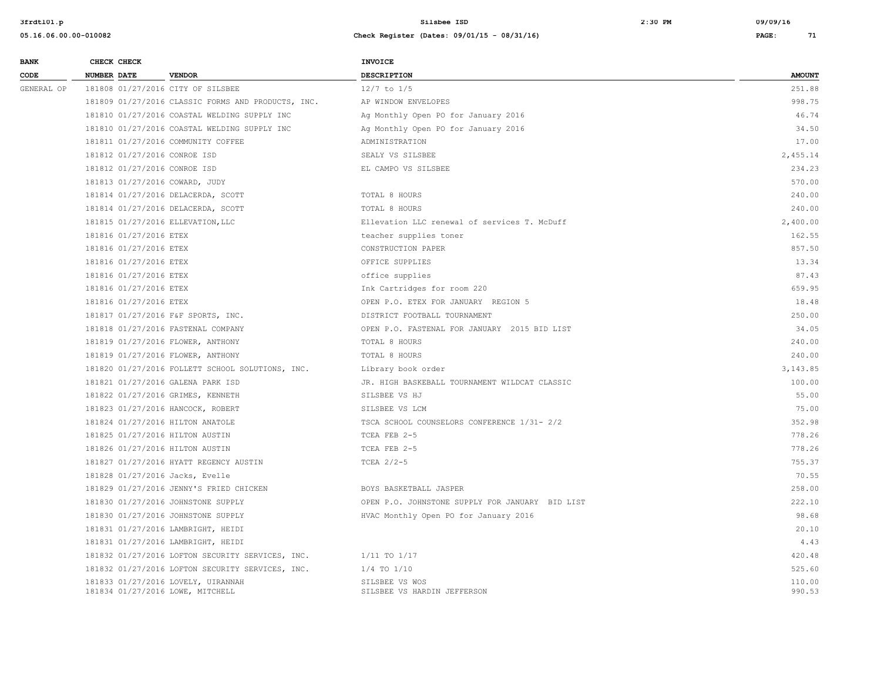| BANK CODE | CHECK NUMBER | CHECK DATE | VENDOR | INVOICE DESCRIPTION | AMOUNT |
|---|---|---|---|---|---|
| GENERAL OP | 181808 | 01/27/2016 | CITY OF SILSBEE | 12/7 to 1/5 | 251.88 |
| | 181809 | 01/27/2016 | CLASSIC FORMS AND PRODUCTS, INC. | AP WINDOW ENVELOPES | 998.75 |
| | 181810 | 01/27/2016 | COASTAL WELDING SUPPLY INC | Ag Monthly Open PO for January 2016 | 46.74 |
| | 181810 | 01/27/2016 | COASTAL WELDING SUPPLY INC | Ag Monthly Open PO for January 2016 | 34.50 |
| | 181811 | 01/27/2016 | COMMUNITY COFFEE | ADMINISTRATION | 17.00 |
| | 181812 | 01/27/2016 | CONROE ISD | SEALY VS SILSBEE | 2,455.14 |
| | 181812 | 01/27/2016 | CONROE ISD | EL CAMPO VS SILSBEE | 234.23 |
| | 181813 | 01/27/2016 | COWARD, JUDY | | 570.00 |
| | 181814 | 01/27/2016 | DELACERDA, SCOTT | TOTAL 8 HOURS | 240.00 |
| | 181814 | 01/27/2016 | DELACERDA, SCOTT | TOTAL 8 HOURS | 240.00 |
| | 181815 | 01/27/2016 | ELLEVATION,LLC | Ellevation LLC renewal of services T. McDuff | 2,400.00 |
| | 181816 | 01/27/2016 | ETEX | teacher supplies toner | 162.55 |
| | 181816 | 01/27/2016 | ETEX | CONSTRUCTION PAPER | 857.50 |
| | 181816 | 01/27/2016 | ETEX | OFFICE SUPPLIES | 13.34 |
| | 181816 | 01/27/2016 | ETEX | office supplies | 87.43 |
| | 181816 | 01/27/2016 | ETEX | Ink Cartridges for room 220 | 659.95 |
| | 181816 | 01/27/2016 | ETEX | OPEN P.O. ETEX FOR JANUARY REGION 5 | 18.48 |
| | 181817 | 01/27/2016 | F&F SPORTS, INC. | DISTRICT FOOTBALL TOURNAMENT | 250.00 |
| | 181818 | 01/27/2016 | FASTENAL COMPANY | OPEN P.O. FASTENAL FOR JANUARY 2015 BID LIST | 34.05 |
| | 181819 | 01/27/2016 | FLOWER, ANTHONY | TOTAL 8 HOURS | 240.00 |
| | 181819 | 01/27/2016 | FLOWER, ANTHONY | TOTAL 8 HOURS | 240.00 |
| | 181820 | 01/27/2016 | FOLLETT SCHOOL SOLUTIONS, INC. | Library book order | 3,143.85 |
| | 181821 | 01/27/2016 | GALENA PARK ISD | JR. HIGH BASKEBALL TOURNAMENT WILDCAT CLASSIC | 100.00 |
| | 181822 | 01/27/2016 | GRIMES, KENNETH | SILSBEE VS HJ | 55.00 |
| | 181823 | 01/27/2016 | HANCOCK, ROBERT | SILSBEE VS LCM | 75.00 |
| | 181824 | 01/27/2016 | HILTON ANATOLE | TSCA SCHOOL COUNSELORS CONFERENCE 1/31- 2/2 | 352.98 |
| | 181825 | 01/27/2016 | HILTON AUSTIN | TCEA FEB 2-5 | 778.26 |
| | 181826 | 01/27/2016 | HILTON AUSTIN | TCEA FEB 2-5 | 778.26 |
| | 181827 | 01/27/2016 | HYATT REGENCY AUSTIN | TCEA 2/2-5 | 755.37 |
| | 181828 | 01/27/2016 | Jacks, Evelle | | 70.55 |
| | 181829 | 01/27/2016 | JENNY'S FRIED CHICKEN | BOYS BASKETBALL JASPER | 258.00 |
| | 181830 | 01/27/2016 | JOHNSTONE SUPPLY | OPEN P.O. JOHNSTONE SUPPLY FOR JANUARY BID LIST | 222.10 |
| | 181830 | 01/27/2016 | JOHNSTONE SUPPLY | HVAC Monthly Open PO for January 2016 | 98.68 |
| | 181831 | 01/27/2016 | LAMBRIGHT, HEIDI | | 20.10 |
| | 181831 | 01/27/2016 | LAMBRIGHT, HEIDI | | 4.43 |
| | 181832 | 01/27/2016 | LOFTON SECURITY SERVICES, INC. | 1/11 TO 1/17 | 420.48 |
| | 181832 | 01/27/2016 | LOFTON SECURITY SERVICES, INC. | 1/4 TO 1/10 | 525.60 |
| | 181833 | 01/27/2016 | LOVELY, UIRANNAH | SILSBEE VS WOS | 110.00 |
| | 181834 | 01/27/2016 | LOWE, MITCHELL | SILSBEE VS HARDIN JEFFERSON | 990.53 |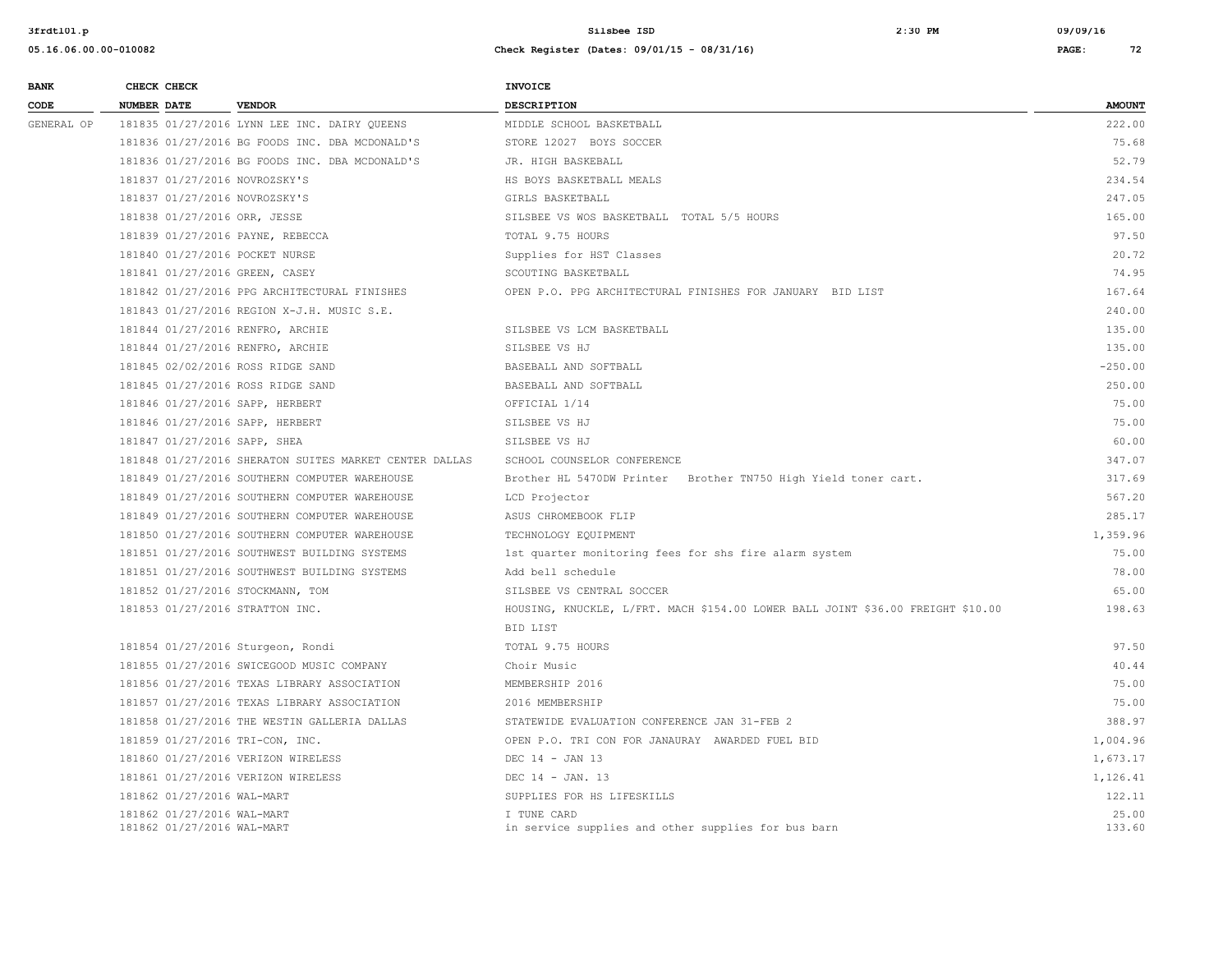| BANK CODE | CHECK NUMBER | CHECK DATE | VENDOR | INVOICE DESCRIPTION | AMOUNT |
|---|---|---|---|---|---|
| GENERAL OP | 181835 | 01/27/2016 | LYNN LEE INC. DAIRY QUEENS | MIDDLE SCHOOL BASKETBALL | 222.00 |
| | 181836 | 01/27/2016 | BG FOODS INC. DBA MCDONALD'S | STORE 12027 BOYS SOCCER | 75.68 |
| | 181836 | 01/27/2016 | BG FOODS INC. DBA MCDONALD'S | JR. HIGH BASKEBALL | 52.79 |
| | 181837 | 01/27/2016 | NOVROZSKY'S | HS BOYS BASKETBALL MEALS | 234.54 |
| | 181837 | 01/27/2016 | NOVROZSKY'S | GIRLS BASKETBALL | 247.05 |
| | 181838 | 01/27/2016 | ORR, JESSE | SILSBEE VS WOS BASKETBALL TOTAL 5/5 HOURS | 165.00 |
| | 181839 | 01/27/2016 | PAYNE, REBECCA | TOTAL 9.75 HOURS | 97.50 |
| | 181840 | 01/27/2016 | POCKET NURSE | Supplies for HST Classes | 20.72 |
| | 181841 | 01/27/2016 | GREEN, CASEY | SCOUTING BASKETBALL | 74.95 |
| | 181842 | 01/27/2016 | PPG ARCHITECTURAL FINISHES | OPEN P.O. PPG ARCHITECTURAL FINISHES FOR JANUARY BID LIST | 167.64 |
| | 181843 | 01/27/2016 | REGION X-J.H. MUSIC S.E. | | 240.00 |
| | 181844 | 01/27/2016 | RENFRO, ARCHIE | SILSBEE VS LCM BASKETBALL | 135.00 |
| | 181844 | 01/27/2016 | RENFRO, ARCHIE | SILSBEE VS HJ | 135.00 |
| | 181845 | 02/02/2016 | ROSS RIDGE SAND | BASEBALL AND SOFTBALL | -250.00 |
| | 181845 | 01/27/2016 | ROSS RIDGE SAND | BASEBALL AND SOFTBALL | 250.00 |
| | 181846 | 01/27/2016 | SAPP, HERBERT | OFFICIAL 1/14 | 75.00 |
| | 181846 | 01/27/2016 | SAPP, HERBERT | SILSBEE VS HJ | 75.00 |
| | 181847 | 01/27/2016 | SAPP, SHEA | SILSBEE VS HJ | 60.00 |
| | 181848 | 01/27/2016 | SHERATON SUITES MARKET CENTER DALLAS | SCHOOL COUNSELOR CONFERENCE | 347.07 |
| | 181849 | 01/27/2016 | SOUTHERN COMPUTER WAREHOUSE | Brother HL 5470DW Printer Brother TN750 High Yield toner cart. | 317.69 |
| | 181849 | 01/27/2016 | SOUTHERN COMPUTER WAREHOUSE | LCD Projector | 567.20 |
| | 181849 | 01/27/2016 | SOUTHERN COMPUTER WAREHOUSE | ASUS CHROMEBOOK FLIP | 285.17 |
| | 181850 | 01/27/2016 | SOUTHERN COMPUTER WAREHOUSE | TECHNOLOGY EQUIPMENT | 1,359.96 |
| | 181851 | 01/27/2016 | SOUTHWEST BUILDING SYSTEMS | 1st quarter monitoring fees for shs fire alarm system | 75.00 |
| | 181851 | 01/27/2016 | SOUTHWEST BUILDING SYSTEMS | Add bell schedule | 78.00 |
| | 181852 | 01/27/2016 | STOCKMANN, TOM | SILSBEE VS CENTRAL SOCCER | 65.00 |
| | 181853 | 01/27/2016 | STRATTON INC. | HOUSING, KNUCKLE, L/FRT. MACH $154.00 LOWER BALL JOINT $36.00 FREIGHT $10.00 BID LIST | 198.63 |
| | 181854 | 01/27/2016 | Sturgeon, Rondi | TOTAL 9.75 HOURS | 97.50 |
| | 181855 | 01/27/2016 | SWICEGOOD MUSIC COMPANY | Choir Music | 40.44 |
| | 181856 | 01/27/2016 | TEXAS LIBRARY ASSOCIATION | MEMBERSHIP 2016 | 75.00 |
| | 181857 | 01/27/2016 | TEXAS LIBRARY ASSOCIATION | 2016 MEMBERSHIP | 75.00 |
| | 181858 | 01/27/2016 | THE WESTIN GALLERIA DALLAS | STATEWIDE EVALUATION CONFERENCE JAN 31-FEB 2 | 388.97 |
| | 181859 | 01/27/2016 | TRI-CON, INC. | OPEN P.O. TRI CON FOR JANAURAY AWARDED FUEL BID | 1,004.96 |
| | 181860 | 01/27/2016 | VERIZON WIRELESS | DEC 14 - JAN 13 | 1,673.17 |
| | 181861 | 01/27/2016 | VERIZON WIRELESS | DEC 14 - JAN. 13 | 1,126.41 |
| | 181862 | 01/27/2016 | WAL-MART | SUPPLIES FOR HS LIFESKILLS | 122.11 |
| | 181862 | 01/27/2016 | WAL-MART | I TUNE CARD | 25.00 |
| | 181862 | 01/27/2016 | WAL-MART | in service supplies and other supplies for bus barn | 133.60 |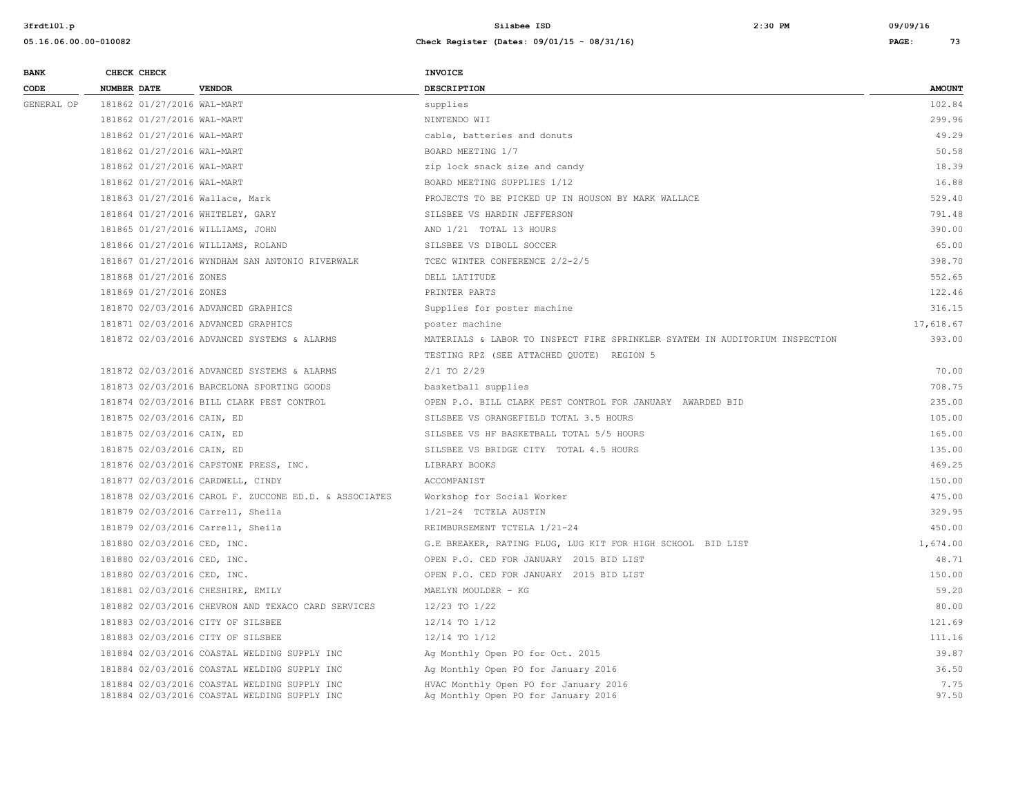| BANK CODE | CHECK NUMBER | CHECK DATE | VENDOR | INVOICE DESCRIPTION | AMOUNT |
|---|---|---|---|---|---|
| GENERAL OP | 181862 | 01/27/2016 | WAL-MART | supplies | 102.84 |
| | 181862 | 01/27/2016 | WAL-MART | NINTENDO WII | 299.96 |
| | 181862 | 01/27/2016 | WAL-MART | cable, batteries and donuts | 49.29 |
| | 181862 | 01/27/2016 | WAL-MART | BOARD MEETING 1/7 | 50.58 |
| | 181862 | 01/27/2016 | WAL-MART | zip lock snack size and candy | 18.39 |
| | 181862 | 01/27/2016 | WAL-MART | BOARD MEETING SUPPLIES 1/12 | 16.88 |
| | 181863 | 01/27/2016 | Wallace, Mark | PROJECTS TO BE PICKED UP IN HOUSON BY MARK WALLACE | 529.40 |
| | 181864 | 01/27/2016 | WHITELEY, GARY | SILSBEE VS HARDIN JEFFERSON | 791.48 |
| | 181865 | 01/27/2016 | WILLIAMS, JOHN | AND 1/21 TOTAL 13 HOURS | 390.00 |
| | 181866 | 01/27/2016 | WILLIAMS, ROLAND | SILSBEE VS DIBOLL SOCCER | 65.00 |
| | 181867 | 01/27/2016 | WYNDHAM SAN ANTONIO RIVERWALK | TCEC WINTER CONFERENCE 2/2-2/5 | 398.70 |
| | 181868 | 01/27/2016 | ZONES | DELL LATITUDE | 552.65 |
| | 181869 | 01/27/2016 | ZONES | PRINTER PARTS | 122.46 |
| | 181870 | 02/03/2016 | ADVANCED GRAPHICS | Supplies for poster machine | 316.15 |
| | 181871 | 02/03/2016 | ADVANCED GRAPHICS | poster machine | 17,618.67 |
| | 181872 | 02/03/2016 | ADVANCED SYSTEMS & ALARMS | MATERIALS & LABOR TO INSPECT FIRE SPRINKLER SYATEM IN AUDITORIUM INSPECTION TESTING RPZ (SEE ATTACHED QUOTE) REGION 5 | 393.00 |
| | 181872 | 02/03/2016 | ADVANCED SYSTEMS & ALARMS | 2/1 TO 2/29 | 70.00 |
| | 181873 | 02/03/2016 | BARCELONA SPORTING GOODS | basketball supplies | 708.75 |
| | 181874 | 02/03/2016 | BILL CLARK PEST CONTROL | OPEN P.O. BILL CLARK PEST CONTROL FOR JANUARY AWARDED BID | 235.00 |
| | 181875 | 02/03/2016 | CAIN, ED | SILSBEE VS ORANGEFIELD TOTAL 3.5 HOURS | 105.00 |
| | 181875 | 02/03/2016 | CAIN, ED | SILSBEE VS HF BASKETBALL TOTAL 5/5 HOURS | 165.00 |
| | 181875 | 02/03/2016 | CAIN, ED | SILSBEE VS BRIDGE CITY TOTAL 4.5 HOURS | 135.00 |
| | 181876 | 02/03/2016 | CAPSTONE PRESS, INC. | LIBRARY BOOKS | 469.25 |
| | 181877 | 02/03/2016 | CARDWELL, CINDY | ACCOMPANIST | 150.00 |
| | 181878 | 02/03/2016 | CAROL F. ZUCCONE ED.D. & ASSOCIATES | Workshop for Social Worker | 475.00 |
| | 181879 | 02/03/2016 | Carrell, Sheila | 1/21-24 TCTELA AUSTIN | 329.95 |
| | 181879 | 02/03/2016 | Carrell, Sheila | REIMBURSEMENT TCTELA 1/21-24 | 450.00 |
| | 181880 | 02/03/2016 | CED, INC. | G.E BREAKER, RATING PLUG, LUG KIT FOR HIGH SCHOOL BID LIST | 1,674.00 |
| | 181880 | 02/03/2016 | CED, INC. | OPEN P.O. CED FOR JANUARY 2015 BID LIST | 48.71 |
| | 181880 | 02/03/2016 | CED, INC. | OPEN P.O. CED FOR JANUARY 2015 BID LIST | 150.00 |
| | 181881 | 02/03/2016 | CHESHIRE, EMILY | MAELYN MOULDER - KG | 59.20 |
| | 181882 | 02/03/2016 | CHEVRON AND TEXACO CARD SERVICES | 12/23 TO 1/22 | 80.00 |
| | 181883 | 02/03/2016 | CITY OF SILSBEE | 12/14 TO 1/12 | 121.69 |
| | 181883 | 02/03/2016 | CITY OF SILSBEE | 12/14 TO 1/12 | 111.16 |
| | 181884 | 02/03/2016 | COASTAL WELDING SUPPLY INC | Ag Monthly Open PO for Oct. 2015 | 39.87 |
| | 181884 | 02/03/2016 | COASTAL WELDING SUPPLY INC | Ag Monthly Open PO for January 2016 | 36.50 |
| | 181884 | 02/03/2016 | COASTAL WELDING SUPPLY INC | HVAC Monthly Open PO for January 2016 | 7.75 |
| | 181884 | 02/03/2016 | COASTAL WELDING SUPPLY INC | Ag Monthly Open PO for January 2016 | 97.50 |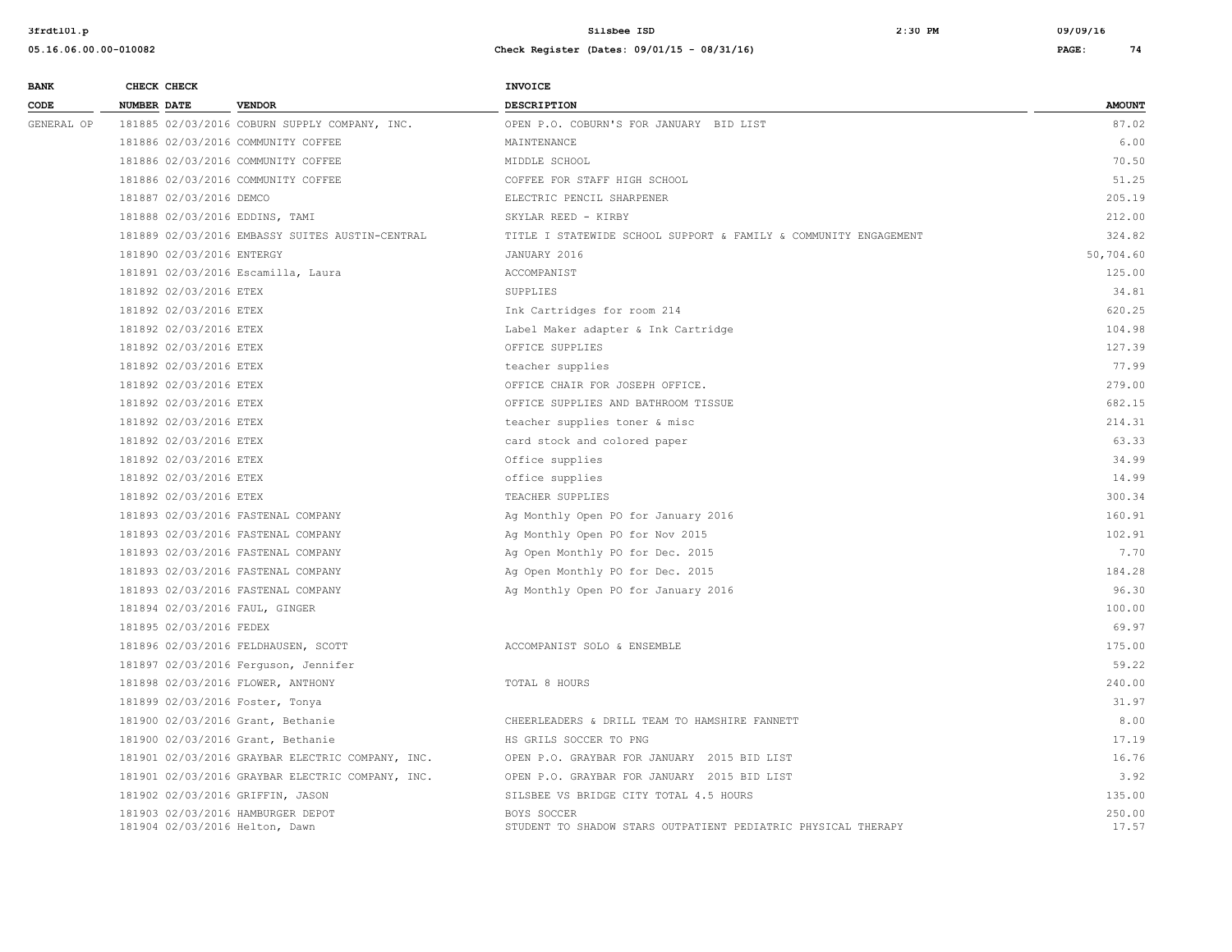| BANK CODE | CHECK NUMBER | CHECK DATE | VENDOR | INVOICE DESCRIPTION | AMOUNT |
|---|---|---|---|---|---|
| GENERAL OP | 181885 | 02/03/2016 | COBURN SUPPLY COMPANY, INC. | OPEN P.O. COBURN'S FOR JANUARY BID LIST | 87.02 |
| | 181886 | 02/03/2016 | COMMUNITY COFFEE | MAINTENANCE | 6.00 |
| | 181886 | 02/03/2016 | COMMUNITY COFFEE | MIDDLE SCHOOL | 70.50 |
| | 181886 | 02/03/2016 | COMMUNITY COFFEE | COFFEE FOR STAFF HIGH SCHOOL | 51.25 |
| | 181887 | 02/03/2016 | DEMCO | ELECTRIC PENCIL SHARPENER | 205.19 |
| | 181888 | 02/03/2016 | EDDINS, TAMI | SKYLAR REED - KIRBY | 212.00 |
| | 181889 | 02/03/2016 | EMBASSY SUITES AUSTIN-CENTRAL | TITLE I STATEWIDE SCHOOL SUPPORT & FAMILY & COMMUNITY ENGAGEMENT | 324.82 |
| | 181890 | 02/03/2016 | ENTERGY | JANUARY 2016 | 50,704.60 |
| | 181891 | 02/03/2016 | Escamilla, Laura | ACCOMPANIST | 125.00 |
| | 181892 | 02/03/2016 | ETEX | SUPPLIES | 34.81 |
| | 181892 | 02/03/2016 | ETEX | Ink Cartridges for room 214 | 620.25 |
| | 181892 | 02/03/2016 | ETEX | Label Maker adapter & Ink Cartridge | 104.98 |
| | 181892 | 02/03/2016 | ETEX | OFFICE SUPPLIES | 127.39 |
| | 181892 | 02/03/2016 | ETEX | teacher supplies | 77.99 |
| | 181892 | 02/03/2016 | ETEX | OFFICE CHAIR FOR JOSEPH OFFICE. | 279.00 |
| | 181892 | 02/03/2016 | ETEX | OFFICE SUPPLIES AND BATHROOM TISSUE | 682.15 |
| | 181892 | 02/03/2016 | ETEX | teacher supplies toner & misc | 214.31 |
| | 181892 | 02/03/2016 | ETEX | card stock and colored paper | 63.33 |
| | 181892 | 02/03/2016 | ETEX | Office supplies | 34.99 |
| | 181892 | 02/03/2016 | ETEX | office supplies | 14.99 |
| | 181892 | 02/03/2016 | ETEX | TEACHER SUPPLIES | 300.34 |
| | 181893 | 02/03/2016 | FASTENAL COMPANY | Ag Monthly Open PO for January 2016 | 160.91 |
| | 181893 | 02/03/2016 | FASTENAL COMPANY | Ag Monthly Open PO for Nov 2015 | 102.91 |
| | 181893 | 02/03/2016 | FASTENAL COMPANY | Ag Open Monthly PO for Dec. 2015 | 7.70 |
| | 181893 | 02/03/2016 | FASTENAL COMPANY | Ag Open Monthly PO for Dec. 2015 | 184.28 |
| | 181893 | 02/03/2016 | FASTENAL COMPANY | Ag Monthly Open PO for January 2016 | 96.30 |
| | 181894 | 02/03/2016 | FAUL, GINGER | | 100.00 |
| | 181895 | 02/03/2016 | FEDEX | | 69.97 |
| | 181896 | 02/03/2016 | FELDHAUSEN, SCOTT | ACCOMPANIST SOLO & ENSEMBLE | 175.00 |
| | 181897 | 02/03/2016 | Ferguson, Jennifer | | 59.22 |
| | 181898 | 02/03/2016 | FLOWER, ANTHONY | TOTAL 8 HOURS | 240.00 |
| | 181899 | 02/03/2016 | Foster, Tonya | | 31.97 |
| | 181900 | 02/03/2016 | Grant, Bethanie | CHEERLEADERS & DRILL TEAM TO HAMSHIRE FANNETT | 8.00 |
| | 181900 | 02/03/2016 | Grant, Bethanie | HS GRILS SOCCER TO PNG | 17.19 |
| | 181901 | 02/03/2016 | GRAYBAR ELECTRIC COMPANY, INC. | OPEN P.O. GRAYBAR FOR JANUARY 2015 BID LIST | 16.76 |
| | 181901 | 02/03/2016 | GRAYBAR ELECTRIC COMPANY, INC. | OPEN P.O. GRAYBAR FOR JANUARY 2015 BID LIST | 3.92 |
| | 181902 | 02/03/2016 | GRIFFIN, JASON | SILSBEE VS BRIDGE CITY TOTAL 4.5 HOURS | 135.00 |
| | 181903 | 02/03/2016 | HAMBURGER DEPOT | BOYS SOCCER | 250.00 |
| | 181904 | 02/03/2016 | Helton, Dawn | STUDENT TO SHADOW STARS OUTPATIENT PEDIATRIC PHYSICAL THERAPY | 17.57 |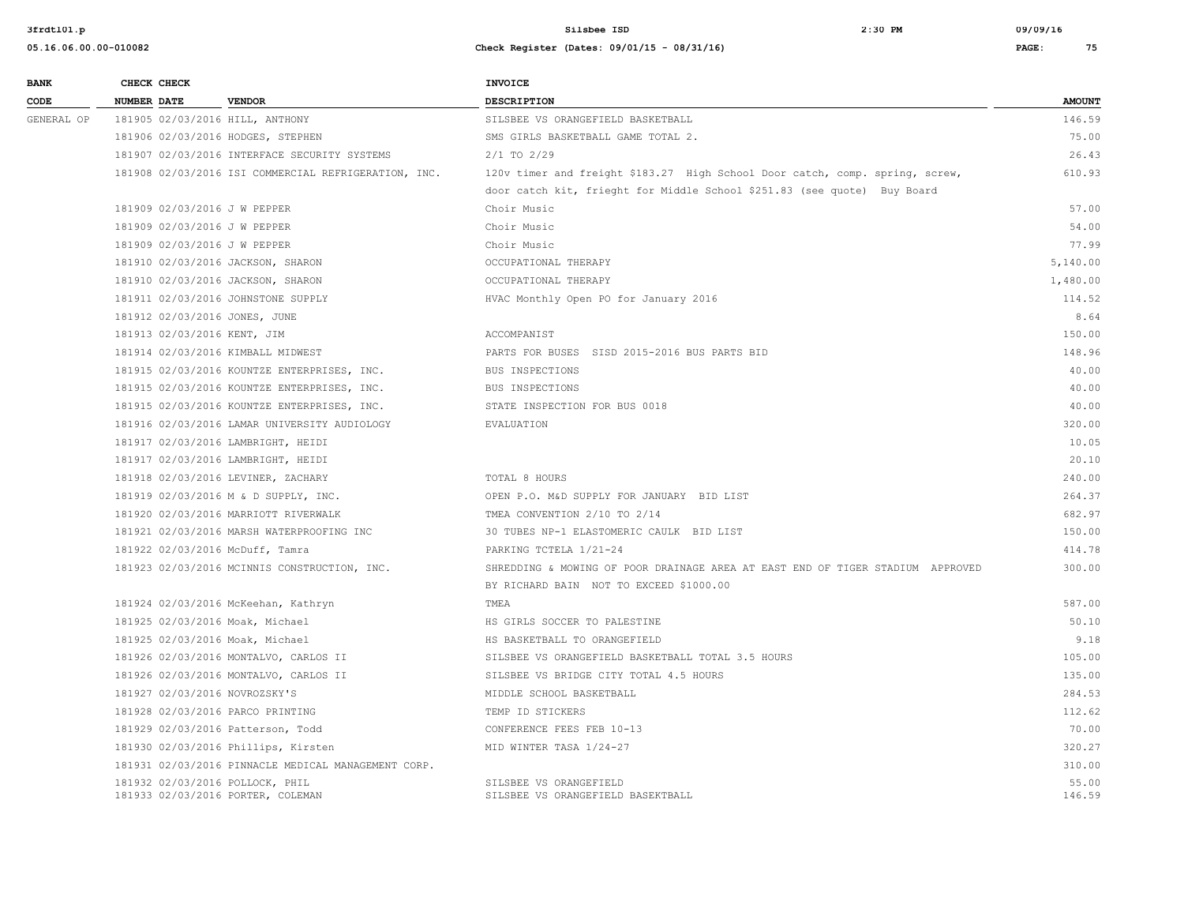| BANK CODE | CHECK NUMBER | CHECK DATE | VENDOR | INVOICE DESCRIPTION | AMOUNT |
|---|---|---|---|---|---|
| GENERAL OP | 181905 | 02/03/2016 | HILL, ANTHONY | SILSBEE VS ORANGEFIELD BASKETBALL | 146.59 |
| | 181906 | 02/03/2016 | HODGES, STEPHEN | SMS GIRLS BASKETBALL GAME TOTAL 2. | 75.00 |
| | 181907 | 02/03/2016 | INTERFACE SECURITY SYSTEMS | 2/1 TO 2/29 | 26.43 |
| | 181908 | 02/03/2016 | ISI COMMERCIAL REFRIGERATION, INC. | 120v timer and freight $183.27 High School Door catch, comp. spring, screw, door catch kit, frieght for Middle School $251.83 (see quote) Buy Board | 610.93 |
| | 181909 | 02/03/2016 | J W PEPPER | Choir Music | 57.00 |
| | 181909 | 02/03/2016 | J W PEPPER | Choir Music | 54.00 |
| | 181909 | 02/03/2016 | J W PEPPER | Choir Music | 77.99 |
| | 181910 | 02/03/2016 | JACKSON, SHARON | OCCUPATIONAL THERAPY | 5,140.00 |
| | 181910 | 02/03/2016 | JACKSON, SHARON | OCCUPATIONAL THERAPY | 1,480.00 |
| | 181911 | 02/03/2016 | JOHNSTONE SUPPLY | HVAC Monthly Open PO for January 2016 | 114.52 |
| | 181912 | 02/03/2016 | JONES, JUNE | | 8.64 |
| | 181913 | 02/03/2016 | KENT, JIM | ACCOMPANIST | 150.00 |
| | 181914 | 02/03/2016 | KIMBALL MIDWEST | PARTS FOR BUSES SISD 2015-2016 BUS PARTS BID | 148.96 |
| | 181915 | 02/03/2016 | KOUNTZE ENTERPRISES, INC. | BUS INSPECTIONS | 40.00 |
| | 181915 | 02/03/2016 | KOUNTZE ENTERPRISES, INC. | BUS INSPECTIONS | 40.00 |
| | 181915 | 02/03/2016 | KOUNTZE ENTERPRISES, INC. | STATE INSPECTION FOR BUS 0018 | 40.00 |
| | 181916 | 02/03/2016 | LAMAR UNIVERSITY AUDIOLOGY | EVALUATION | 320.00 |
| | 181917 | 02/03/2016 | LAMBRIGHT, HEIDI | | 10.05 |
| | 181917 | 02/03/2016 | LAMBRIGHT, HEIDI | | 20.10 |
| | 181918 | 02/03/2016 | LEVINER, ZACHARY | TOTAL 8 HOURS | 240.00 |
| | 181919 | 02/03/2016 | M & D SUPPLY, INC. | OPEN P.O. M&D SUPPLY FOR JANUARY BID LIST | 264.37 |
| | 181920 | 02/03/2016 | MARRIOTT RIVERWALK | TMEA CONVENTION 2/10 TO 2/14 | 682.97 |
| | 181921 | 02/03/2016 | MARSH WATERPROOFING INC | 30 TUBES NP-1 ELASTOMERIC CAULK BID LIST | 150.00 |
| | 181922 | 02/03/2016 | McDuff, Tamra | PARKING TCTELA 1/21-24 | 414.78 |
| | 181923 | 02/03/2016 | MCINNIS CONSTRUCTION, INC. | SHREDDING & MOWING OF POOR DRAINAGE AREA AT EAST END OF TIGER STADIUM APPROVED BY RICHARD BAIN NOT TO EXCEED $1000.00 | 300.00 |
| | 181924 | 02/03/2016 | McKeehan, Kathryn | TMEA | 587.00 |
| | 181925 | 02/03/2016 | Moak, Michael | HS GIRLS SOCCER TO PALESTINE | 50.10 |
| | 181925 | 02/03/2016 | Moak, Michael | HS BASKETBALL TO ORANGEFIELD | 9.18 |
| | 181926 | 02/03/2016 | MONTALVO, CARLOS II | SILSBEE VS ORANGEFIELD BASKETBALL TOTAL 3.5 HOURS | 105.00 |
| | 181926 | 02/03/2016 | MONTALVO, CARLOS II | SILSBEE VS BRIDGE CITY TOTAL 4.5 HOURS | 135.00 |
| | 181927 | 02/03/2016 | NOVROZSKY'S | MIDDLE SCHOOL BASKETBALL | 284.53 |
| | 181928 | 02/03/2016 | PARCO PRINTING | TEMP ID STICKERS | 112.62 |
| | 181929 | 02/03/2016 | Patterson, Todd | CONFERENCE FEES FEB 10-13 | 70.00 |
| | 181930 | 02/03/2016 | Phillips, Kirsten | MID WINTER TASA 1/24-27 | 320.27 |
| | 181931 | 02/03/2016 | PINNACLE MEDICAL MANAGEMENT CORP. | | 310.00 |
| | 181932 | 02/03/2016 | POLLOCK, PHIL | SILSBEE VS ORANGEFIELD | 55.00 |
| | 181933 | 02/03/2016 | PORTER, COLEMAN | SILSBEE VS ORANGEFIELD BASEKTBALL | 146.59 |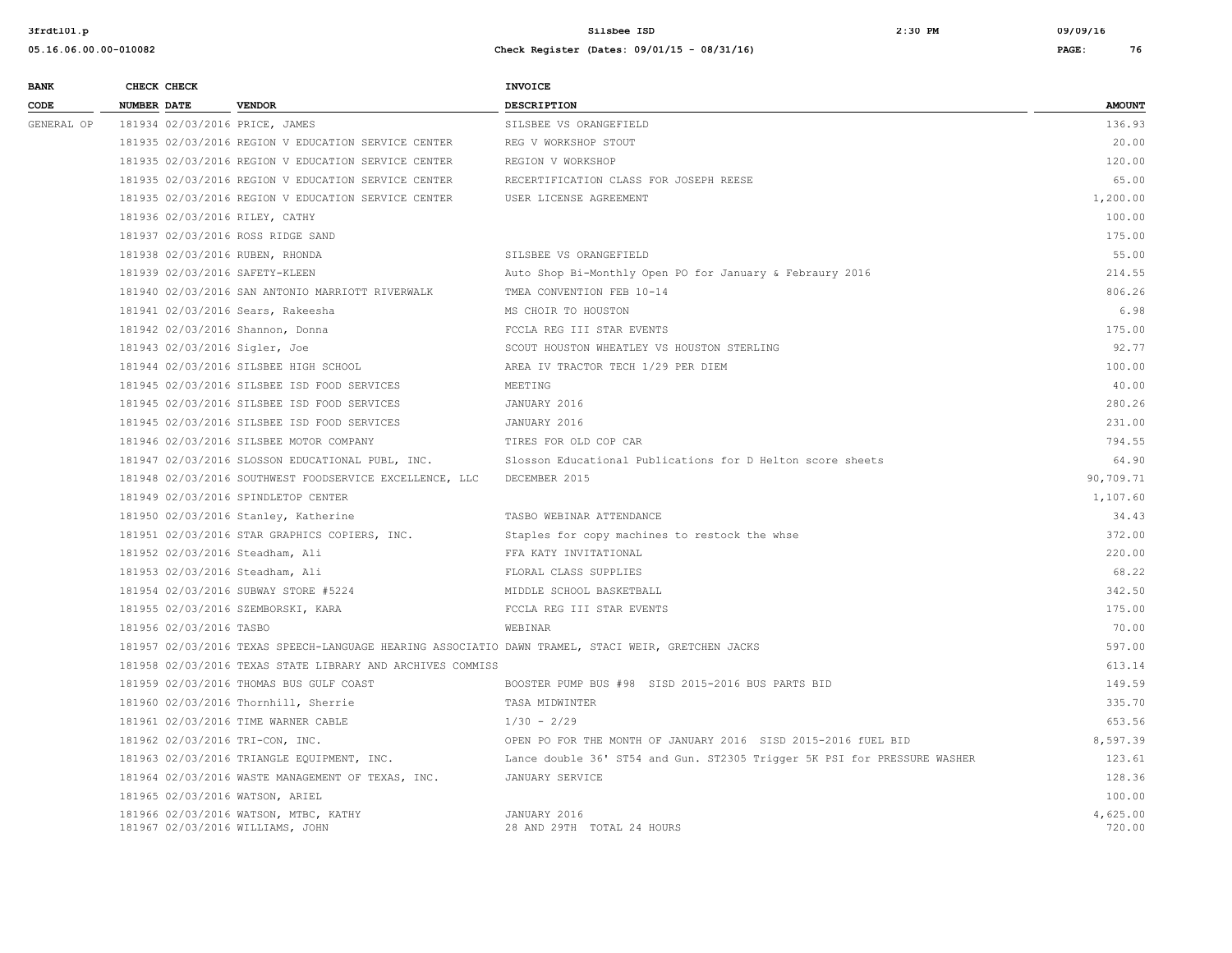| BANK CODE | CHECK NUMBER | CHECK DATE | VENDOR | INVOICE DESCRIPTION | AMOUNT |
|---|---|---|---|---|---|
| GENERAL OP | 181934 | 02/03/2016 | PRICE, JAMES | SILSBEE VS ORANGEFIELD | 136.93 |
| | 181935 | 02/03/2016 | REGION V EDUCATION SERVICE CENTER | REG V WORKSHOP STOUT | 20.00 |
| | 181935 | 02/03/2016 | REGION V EDUCATION SERVICE CENTER | REGION V WORKSHOP | 120.00 |
| | 181935 | 02/03/2016 | REGION V EDUCATION SERVICE CENTER | RECERTIFICATION CLASS FOR JOSEPH REESE | 65.00 |
| | 181935 | 02/03/2016 | REGION V EDUCATION SERVICE CENTER | USER LICENSE AGREEMENT | 1,200.00 |
| | 181936 | 02/03/2016 | RILEY, CATHY | | 100.00 |
| | 181937 | 02/03/2016 | ROSS RIDGE SAND | | 175.00 |
| | 181938 | 02/03/2016 | RUBEN, RHONDA | SILSBEE VS ORANGEFIELD | 55.00 |
| | 181939 | 02/03/2016 | SAFETY-KLEEN | Auto Shop Bi-Monthly Open PO for January & Febraury 2016 | 214.55 |
| | 181940 | 02/03/2016 | SAN ANTONIO MARRIOTT RIVERWALK | TMEA CONVENTION FEB 10-14 | 806.26 |
| | 181941 | 02/03/2016 | Sears, Rakeesha | MS CHOIR TO HOUSTON | 6.98 |
| | 181942 | 02/03/2016 | Shannon, Donna | FCCLA REG III STAR EVENTS | 175.00 |
| | 181943 | 02/03/2016 | Sigler, Joe | SCOUT HOUSTON WHEATLEY VS HOUSTON STERLING | 92.77 |
| | 181944 | 02/03/2016 | SILSBEE HIGH SCHOOL | AREA IV TRACTOR TECH 1/29 PER DIEM | 100.00 |
| | 181945 | 02/03/2016 | SILSBEE ISD FOOD SERVICES | MEETING | 40.00 |
| | 181945 | 02/03/2016 | SILSBEE ISD FOOD SERVICES | JANUARY 2016 | 280.26 |
| | 181945 | 02/03/2016 | SILSBEE ISD FOOD SERVICES | JANUARY 2016 | 231.00 |
| | 181946 | 02/03/2016 | SILSBEE MOTOR COMPANY | TIRES FOR OLD COP CAR | 794.55 |
| | 181947 | 02/03/2016 | SLOSSON EDUCATIONAL PUBL, INC. | Slosson Educational Publications for D Helton score sheets | 64.90 |
| | 181948 | 02/03/2016 | SOUTHWEST FOODSERVICE EXCELLENCE, LLC | DECEMBER 2015 | 90,709.71 |
| | 181949 | 02/03/2016 | SPINDLETOP CENTER | | 1,107.60 |
| | 181950 | 02/03/2016 | Stanley, Katherine | TASBO WEBINAR ATTENDANCE | 34.43 |
| | 181951 | 02/03/2016 | STAR GRAPHICS COPIERS, INC. | Staples for copy machines to restock the whse | 372.00 |
| | 181952 | 02/03/2016 | Steadham, Ali | FFA KATY INVITATIONAL | 220.00 |
| | 181953 | 02/03/2016 | Steadham, Ali | FLORAL CLASS SUPPLIES | 68.22 |
| | 181954 | 02/03/2016 | SUBWAY STORE #5224 | MIDDLE SCHOOL BASKETBALL | 342.50 |
| | 181955 | 02/03/2016 | SZEMBORSKI, KARA | FCCLA REG III STAR EVENTS | 175.00 |
| | 181956 | 02/03/2016 | TASBO | WEBINAR | 70.00 |
| | 181957 | 02/03/2016 | TEXAS SPEECH-LANGUAGE HEARING ASSOCIATIO | DAWN TRAMEL, STACI WEIR, GRETCHEN JACKS | 597.00 |
| | 181958 | 02/03/2016 | TEXAS STATE LIBRARY AND ARCHIVES COMMISS | | 613.14 |
| | 181959 | 02/03/2016 | THOMAS BUS GULF COAST | BOOSTER PUMP BUS #98 SISD 2015-2016 BUS PARTS BID | 149.59 |
| | 181960 | 02/03/2016 | Thornhill, Sherrie | TASA MIDWINTER | 335.70 |
| | 181961 | 02/03/2016 | TIME WARNER CABLE | 1/30 - 2/29 | 653.56 |
| | 181962 | 02/03/2016 | TRI-CON, INC. | OPEN PO FOR THE MONTH OF JANUARY 2016 SISD 2015-2016 fUEL BID | 8,597.39 |
| | 181963 | 02/03/2016 | TRIANGLE EQUIPMENT, INC. | Lance double 36' ST54 and Gun. ST2305 Trigger 5K PSI for PRESSURE WASHER | 123.61 |
| | 181964 | 02/03/2016 | WASTE MANAGEMENT OF TEXAS, INC. | JANUARY SERVICE | 128.36 |
| | 181965 | 02/03/2016 | WATSON, ARIEL | | 100.00 |
| | 181966 | 02/03/2016 | WATSON, MTBC, KATHY | JANUARY 2016 | 4,625.00 |
| | 181967 | 02/03/2016 | WILLIAMS, JOHN | 28 AND 29TH TOTAL 24 HOURS | 720.00 |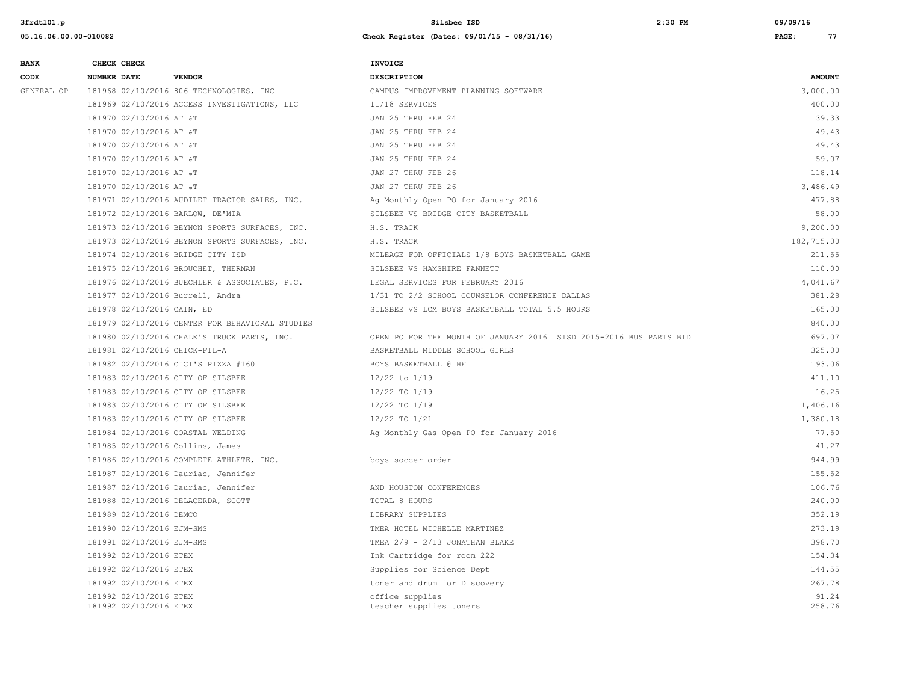| BANK CODE | CHECK NUMBER | CHECK DATE | VENDOR | INVOICE DESCRIPTION | AMOUNT |
|---|---|---|---|---|---|
| GENERAL OP | 181968 | 02/10/2016 | 806 TECHNOLOGIES, INC | CAMPUS IMPROVEMENT PLANNING SOFTWARE | 3,000.00 |
| | 181969 | 02/10/2016 | ACCESS INVESTIGATIONS, LLC | 11/18 SERVICES | 400.00 |
| | 181970 | 02/10/2016 | AT &T | JAN 25 THRU FEB 24 | 39.33 |
| | 181970 | 02/10/2016 | AT &T | JAN 25 THRU FEB 24 | 49.43 |
| | 181970 | 02/10/2016 | AT &T | JAN 25 THRU FEB 24 | 49.43 |
| | 181970 | 02/10/2016 | AT &T | JAN 25 THRU FEB 24 | 59.07 |
| | 181970 | 02/10/2016 | AT &T | JAN 27 THRU FEB 26 | 118.14 |
| | 181970 | 02/10/2016 | AT &T | JAN 27 THRU FEB 26 | 3,486.49 |
| | 181971 | 02/10/2016 | AUDILET TRACTOR SALES, INC. | Ag Monthly Open PO for January 2016 | 477.88 |
| | 181972 | 02/10/2016 | BARLOW, DE'MIA | SILSBEE VS BRIDGE CITY BASKETBALL | 58.00 |
| | 181973 | 02/10/2016 | BEYNON SPORTS SURFACES, INC. | H.S. TRACK | 9,200.00 |
| | 181973 | 02/10/2016 | BEYNON SPORTS SURFACES, INC. | H.S. TRACK | 182,715.00 |
| | 181974 | 02/10/2016 | BRIDGE CITY ISD | MILEAGE FOR OFFICIALS 1/8 BOYS BASKETBALL GAME | 211.55 |
| | 181975 | 02/10/2016 | BROUCHET, THERMAN | SILSBEE VS HAMSHIRE FANNETT | 110.00 |
| | 181976 | 02/10/2016 | BUECHLER & ASSOCIATES, P.C. | LEGAL SERVICES FOR FEBRUARY 2016 | 4,041.67 |
| | 181977 | 02/10/2016 | Burrell, Andra | 1/31 TO 2/2 SCHOOL COUNSELOR CONFERENCE DALLAS | 381.28 |
| | 181978 | 02/10/2016 | CAIN, ED | SILSBEE VS LCM BOYS BASKETBALL TOTAL 5.5 HOURS | 165.00 |
| | 181979 | 02/10/2016 | CENTER FOR BEHAVIORAL STUDIES | | 840.00 |
| | 181980 | 02/10/2016 | CHALK'S TRUCK PARTS, INC. | OPEN PO FOR THE MONTH OF JANUARY 2016 SISD 2015-2016 BUS PARTS BID | 697.07 |
| | 181981 | 02/10/2016 | CHICK-FIL-A | BASKETBALL MIDDLE SCHOOL GIRLS | 325.00 |
| | 181982 | 02/10/2016 | CICI'S PIZZA #160 | BOYS BASKETBALL @ HF | 193.06 |
| | 181983 | 02/10/2016 | CITY OF SILSBEE | 12/22 to 1/19 | 411.10 |
| | 181983 | 02/10/2016 | CITY OF SILSBEE | 12/22 TO 1/19 | 16.25 |
| | 181983 | 02/10/2016 | CITY OF SILSBEE | 12/22 TO 1/19 | 1,406.16 |
| | 181983 | 02/10/2016 | CITY OF SILSBEE | 12/22 TO 1/21 | 1,380.18 |
| | 181984 | 02/10/2016 | COASTAL WELDING | Ag Monthly Gas Open PO for January 2016 | 77.50 |
| | 181985 | 02/10/2016 | Collins, James | | 41.27 |
| | 181986 | 02/10/2016 | COMPLETE ATHLETE, INC. | boys soccer order | 944.99 |
| | 181987 | 02/10/2016 | Dauriac, Jennifer | | 155.52 |
| | 181987 | 02/10/2016 | Dauriac, Jennifer | AND HOUSTON CONFERENCES | 106.76 |
| | 181988 | 02/10/2016 | DELACERDA, SCOTT | TOTAL 8 HOURS | 240.00 |
| | 181989 | 02/10/2016 | DEMCO | LIBRARY SUPPLIES | 352.19 |
| | 181990 | 02/10/2016 | EJM-SMS | TMEA HOTEL MICHELLE MARTINEZ | 273.19 |
| | 181991 | 02/10/2016 | EJM-SMS | TMEA 2/9 - 2/13 JONATHAN BLAKE | 398.70 |
| | 181992 | 02/10/2016 | ETEX | Ink Cartridge for room 222 | 154.34 |
| | 181992 | 02/10/2016 | ETEX | Supplies for Science Dept | 144.55 |
| | 181992 | 02/10/2016 | ETEX | toner and drum for Discovery | 267.78 |
| | 181992 | 02/10/2016 | ETEX | office supplies | 91.24 |
| | 181992 | 02/10/2016 | ETEX | teacher supplies toners | 258.76 |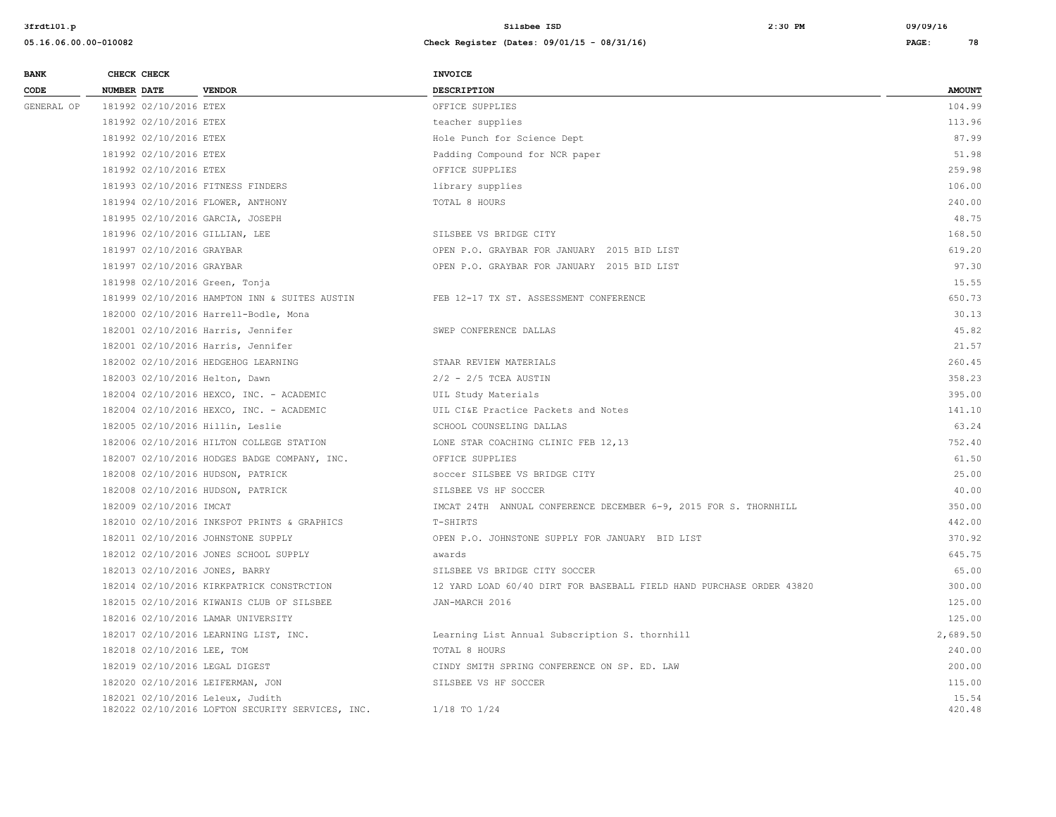| BANK CODE | CHECK NUMBER | CHECK DATE | VENDOR | INVOICE DESCRIPTION | AMOUNT |
|---|---|---|---|---|---|
| GENERAL OP | 181992 | 02/10/2016 | ETEX | OFFICE SUPPLIES | 104.99 |
| | 181992 | 02/10/2016 | ETEX | teacher supplies | 113.96 |
| | 181992 | 02/10/2016 | ETEX | Hole Punch for Science Dept | 87.99 |
| | 181992 | 02/10/2016 | ETEX | Padding Compound for NCR paper | 51.98 |
| | 181992 | 02/10/2016 | ETEX | OFFICE SUPPLIES | 259.98 |
| | 181993 | 02/10/2016 | FITNESS FINDERS | library supplies | 106.00 |
| | 181994 | 02/10/2016 | FLOWER, ANTHONY | TOTAL 8 HOURS | 240.00 |
| | 181995 | 02/10/2016 | GARCIA, JOSEPH | | 48.75 |
| | 181996 | 02/10/2016 | GILLIAN, LEE | SILSBEE VS BRIDGE CITY | 168.50 |
| | 181997 | 02/10/2016 | GRAYBAR | OPEN P.O. GRAYBAR FOR JANUARY 2015 BID LIST | 619.20 |
| | 181997 | 02/10/2016 | GRAYBAR | OPEN P.O. GRAYBAR FOR JANUARY 2015 BID LIST | 97.30 |
| | 181998 | 02/10/2016 | Green, Tonja | | 15.55 |
| | 181999 | 02/10/2016 | HAMPTON INN & SUITES AUSTIN | FEB 12-17 TX ST. ASSESSMENT CONFERENCE | 650.73 |
| | 182000 | 02/10/2016 | Harrell-Bodle, Mona | | 30.13 |
| | 182001 | 02/10/2016 | Harris, Jennifer | SWEP CONFERENCE DALLAS | 45.82 |
| | 182001 | 02/10/2016 | Harris, Jennifer | | 21.57 |
| | 182002 | 02/10/2016 | HEDGEHOG LEARNING | STAAR REVIEW MATERIALS | 260.45 |
| | 182003 | 02/10/2016 | Helton, Dawn | 2/2 - 2/5 TCEA AUSTIN | 358.23 |
| | 182004 | 02/10/2016 | HEXCO, INC. - ACADEMIC | UIL Study Materials | 395.00 |
| | 182004 | 02/10/2016 | HEXCO, INC. - ACADEMIC | UIL CI&E Practice Packets and Notes | 141.10 |
| | 182005 | 02/10/2016 | Hillin, Leslie | SCHOOL COUNSELING DALLAS | 63.24 |
| | 182006 | 02/10/2016 | HILTON COLLEGE STATION | LONE STAR COACHING CLINIC FEB 12,13 | 752.40 |
| | 182007 | 02/10/2016 | HODGES BADGE COMPANY, INC. | OFFICE SUPPLIES | 61.50 |
| | 182008 | 02/10/2016 | HUDSON, PATRICK | soccer SILSBEE VS BRIDGE CITY | 25.00 |
| | 182008 | 02/10/2016 | HUDSON, PATRICK | SILSBEE VS HF SOCCER | 40.00 |
| | 182009 | 02/10/2016 | IMCAT | IMCAT 24TH ANNUAL CONFERENCE DECEMBER 6-9, 2015 FOR S. THORNHILL | 350.00 |
| | 182010 | 02/10/2016 | INKSPOT PRINTS & GRAPHICS | T-SHIRTS | 442.00 |
| | 182011 | 02/10/2016 | JOHNSTONE SUPPLY | OPEN P.O. JOHNSTONE SUPPLY FOR JANUARY BID LIST | 370.92 |
| | 182012 | 02/10/2016 | JONES SCHOOL SUPPLY | awards | 645.75 |
| | 182013 | 02/10/2016 | JONES, BARRY | SILSBEE VS BRIDGE CITY SOCCER | 65.00 |
| | 182014 | 02/10/2016 | KIRKPATRICK CONSTRCTION | 12 YARD LOAD 60/40 DIRT FOR BASEBALL FIELD HAND PURCHASE ORDER 43820 | 300.00 |
| | 182015 | 02/10/2016 | KIWANIS CLUB OF SILSBEE | JAN-MARCH 2016 | 125.00 |
| | 182016 | 02/10/2016 | LAMAR UNIVERSITY | | 125.00 |
| | 182017 | 02/10/2016 | LEARNING LIST, INC. | Learning List Annual Subscription S. thornhill | 2,689.50 |
| | 182018 | 02/10/2016 | LEE, TOM | TOTAL 8 HOURS | 240.00 |
| | 182019 | 02/10/2016 | LEGAL DIGEST | CINDY SMITH SPRING CONFERENCE ON SP. ED. LAW | 200.00 |
| | 182020 | 02/10/2016 | LEIFERMAN, JON | SILSBEE VS HF SOCCER | 115.00 |
| | 182021 | 02/10/2016 | Leleux, Judith | | 15.54 |
| | 182022 | 02/10/2016 | LOFTON SECURITY SERVICES, INC. | 1/18 TO 1/24 | 420.48 |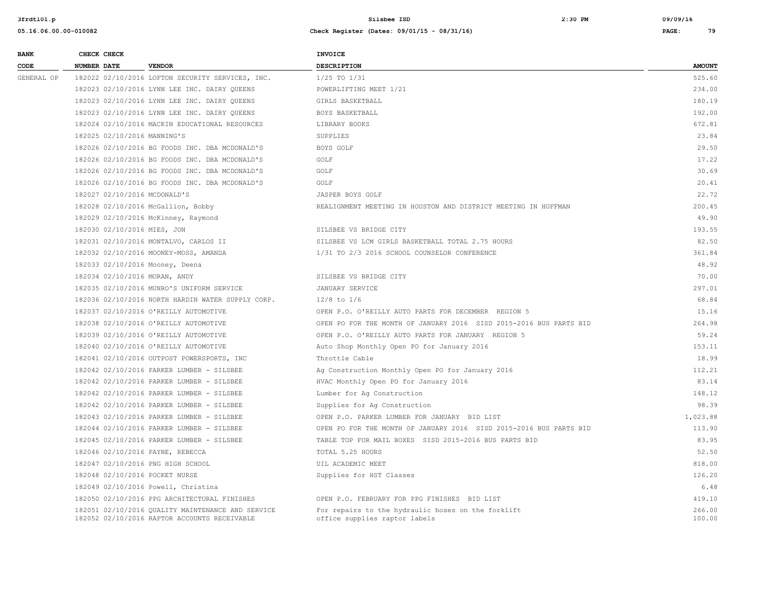| BANK CODE | CHECK NUMBER | CHECK DATE | VENDOR | INVOICE DESCRIPTION | AMOUNT |
|---|---|---|---|---|---|
| GENERAL OP | 182022 | 02/10/2016 | LOFTON SECURITY SERVICES, INC. | 1/25 TO 1/31 | 525.60 |
| | 182023 | 02/10/2016 | LYNN LEE INC. DAIRY QUEENS | POWERLIFTING MEET 1/21 | 234.00 |
| | 182023 | 02/10/2016 | LYNN LEE INC. DAIRY QUEENS | GIRLS BASKETBALL | 180.19 |
| | 182023 | 02/10/2016 | LYNN LEE INC. DAIRY QUEENS | BOYS BASKETBALL | 192.00 |
| | 182024 | 02/10/2016 | MACKIN EDUCATIONAL RESOURCES | LIBRARY BOOKS | 672.81 |
| | 182025 | 02/10/2016 | MANNING'S | SUPPLIES | 23.84 |
| | 182026 | 02/10/2016 | BG FOODS INC. DBA MCDONALD'S | BOYS GOLF | 29.50 |
| | 182026 | 02/10/2016 | BG FOODS INC. DBA MCDONALD'S | GOLF | 17.22 |
| | 182026 | 02/10/2016 | BG FOODS INC. DBA MCDONALD'S | GOLF | 30.69 |
| | 182026 | 02/10/2016 | BG FOODS INC. DBA MCDONALD'S | GOLF | 20.41 |
| | 182027 | 02/10/2016 | MCDONALD'S | JASPER BOYS GOLF | 22.72 |
| | 182028 | 02/10/2016 | McGallion, Bobby | REALIGNMENT MEETING IN HOUSTON AND DISTRICT MEETING IN HUFFMAN | 200.45 |
| | 182029 | 02/10/2016 | McKinney, Raymond | | 49.90 |
| | 182030 | 02/10/2016 | MIES, JON | SILSBEE VS BRIDGE CITY | 193.55 |
| | 182031 | 02/10/2016 | MONTALVO, CARLOS II | SILSBEE VS LCM GIRLS BASKETBALL TOTAL 2.75 HOURS | 82.50 |
| | 182032 | 02/10/2016 | MOONEY-MOSS, AMANDA | 1/31 TO 2/3 2016 SCHOOL COUNSELOR CONFERENCE | 361.84 |
| | 182033 | 02/10/2016 | Mooney, Deena | | 48.92 |
| | 182034 | 02/10/2016 | MORAN, ANDY | SILSBEE VS BRIDGE CITY | 70.00 |
| | 182035 | 02/10/2016 | MUNRO'S UNIFORM SERVICE | JANUARY SERVICE | 297.01 |
| | 182036 | 02/10/2016 | NORTH HARDIN WATER SUPPLY CORP. | 12/8 to 1/6 | 68.84 |
| | 182037 | 02/10/2016 | O'REILLY AUTOMOTIVE | OPEN P.O. O'REILLY AUTO PARTS FOR DECEMBER REGION 5 | 15.16 |
| | 182038 | 02/10/2016 | O'REILLY AUTOMOTIVE | OPEN PO FOR THE MONTH OF JANUARY 2016 SISD 2015-2016 BUS PARTS BID | 264.98 |
| | 182039 | 02/10/2016 | O'REILLY AUTOMOTIVE | OPEN P.O. O'REILLY AUTO PARTS FOR JANUARY REGION 5 | 59.24 |
| | 182040 | 02/10/2016 | O'REILLY AUTOMOTIVE | Auto Shop Monthly Open PO for January 2016 | 153.11 |
| | 182041 | 02/10/2016 | OUTPOST POWERSPORTS, INC | Throttle Cable | 18.99 |
| | 182042 | 02/10/2016 | PARKER LUMBER - SILSBEE | Ag Construction Monthly Open PO for January 2016 | 112.21 |
| | 182042 | 02/10/2016 | PARKER LUMBER - SILSBEE | HVAC Monthly Open PO for January 2016 | 83.14 |
| | 182042 | 02/10/2016 | PARKER LUMBER - SILSBEE | Lumber for Ag Construction | 148.12 |
| | 182042 | 02/10/2016 | PARKER LUMBER - SILSBEE | Supplies for Ag Construction | 98.39 |
| | 182043 | 02/10/2016 | PARKER LUMBER - SILSBEE | OPEN P.O. PARKER LUMBER FOR JANUARY BID LIST | 1,023.88 |
| | 182044 | 02/10/2016 | PARKER LUMBER - SILSBEE | OPEN PO FOR THE MONTH OF JANUARY 2016 SISD 2015-2016 BUS PARTS BID | 113.90 |
| | 182045 | 02/10/2016 | PARKER LUMBER - SILSBEE | TABLE TOP FOR MAIL BOXES SISD 2015-2016 BUS PARTS BID | 83.95 |
| | 182046 | 02/10/2016 | PAYNE, REBECCA | TOTAL 5.25 HOURS | 52.50 |
| | 182047 | 02/10/2016 | PNG HIGH SCHOOL | UIL ACADEMIC MEET | 818.00 |
| | 182048 | 02/10/2016 | POCKET NURSE | Supplies for HST Classes | 126.20 |
| | 182049 | 02/10/2016 | Powell, Christina | | 6.48 |
| | 182050 | 02/10/2016 | PPG ARCHITECTURAL FINISHES | OPEN P.O. FEBRUARY FOR PPG FINISHES BID LIST | 419.10 |
| | 182051 | 02/10/2016 | QUALITY MAINTENANCE AND SERVICE | For repairs to the hydraulic hoses on the forklift | 266.00 |
| | 182052 | 02/10/2016 | RAPTOR ACCOUNTS RECEIVABLE | office supplies raptor labels | 100.00 |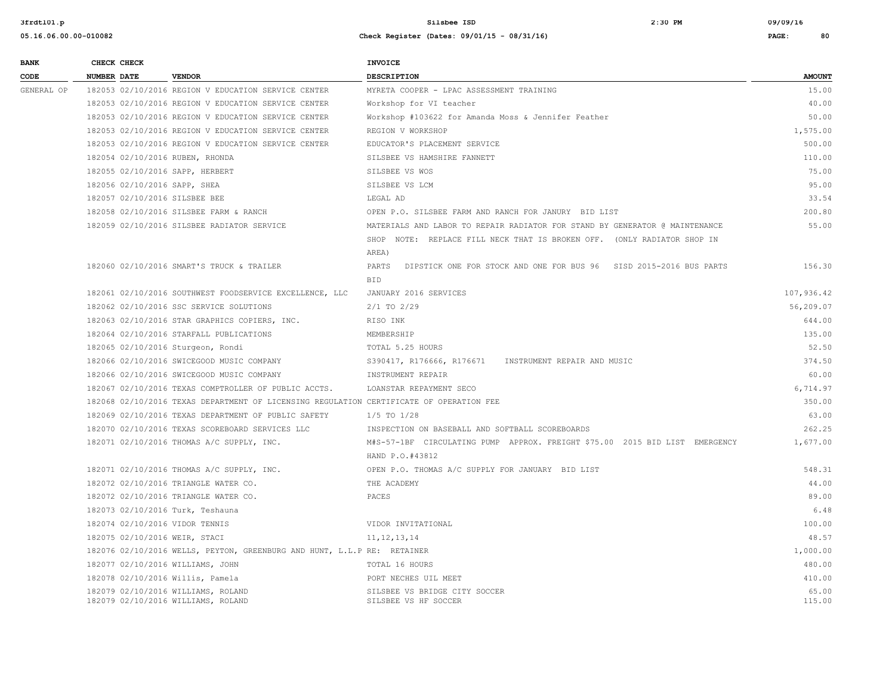| BANK CODE | CHECK NUMBER | CHECK DATE | VENDOR | INVOICE DESCRIPTION | AMOUNT |
|---|---|---|---|---|---|
| GENERAL OP | 182053 | 02/10/2016 | REGION V EDUCATION SERVICE CENTER | MYRETA COOPER - LPAC ASSESSMENT TRAINING | 15.00 |
| | 182053 | 02/10/2016 | REGION V EDUCATION SERVICE CENTER | Workshop for VI teacher | 40.00 |
| | 182053 | 02/10/2016 | REGION V EDUCATION SERVICE CENTER | Workshop #103622 for Amanda Moss & Jennifer Feather | 50.00 |
| | 182053 | 02/10/2016 | REGION V EDUCATION SERVICE CENTER | REGION V WORKSHOP | 1,575.00 |
| | 182053 | 02/10/2016 | REGION V EDUCATION SERVICE CENTER | EDUCATOR'S PLACEMENT SERVICE | 500.00 |
| | 182054 | 02/10/2016 | RUBEN, RHONDA | SILSBEE VS HAMSHIRE FANNETT | 110.00 |
| | 182055 | 02/10/2016 | SAPP, HERBERT | SILSBEE VS WOS | 75.00 |
| | 182056 | 02/10/2016 | SAPP, SHEA | SILSBEE VS LCM | 95.00 |
| | 182057 | 02/10/2016 | SILSBEE BEE | LEGAL AD | 33.54 |
| | 182058 | 02/10/2016 | SILSBEE FARM & RANCH | OPEN P.O. SILSBEE FARM AND RANCH FOR JANURY BID LIST | 200.80 |
| | 182059 | 02/10/2016 | SILSBEE RADIATOR SERVICE | MATERIALS AND LABOR TO REPAIR RADIATOR FOR STAND BY GENERATOR @ MAINTENANCE SHOP NOTE: REPLACE FILL NECK THAT IS BROKEN OFF. (ONLY RADIATOR SHOP IN AREA) | 55.00 |
| | 182060 | 02/10/2016 | SMART'S TRUCK & TRAILER | PARTS DIPSTICK ONE FOR STOCK AND ONE FOR BUS 96 SISD 2015-2016 BUS PARTS BID | 156.30 |
| | 182061 | 02/10/2016 | SOUTHWEST FOODSERVICE EXCELLENCE, LLC | JANUARY 2016 SERVICES | 107,936.42 |
| | 182062 | 02/10/2016 | SSC SERVICE SOLUTIONS | 2/1 TO 2/29 | 56,209.07 |
| | 182063 | 02/10/2016 | STAR GRAPHICS COPIERS, INC. | RISO INK | 644.00 |
| | 182064 | 02/10/2016 | STARFALL PUBLICATIONS | MEMBERSHIP | 135.00 |
| | 182065 | 02/10/2016 | Sturgeon, Rondi | TOTAL 5.25 HOURS | 52.50 |
| | 182066 | 02/10/2016 | SWICEGOOD MUSIC COMPANY | S390417, R176666, R176671 INSTRUMENT REPAIR AND MUSIC | 374.50 |
| | 182066 | 02/10/2016 | SWICEGOOD MUSIC COMPANY | INSTRUMENT REPAIR | 60.00 |
| | 182067 | 02/10/2016 | TEXAS COMPTROLLER OF PUBLIC ACCTS. | LOANSTAR REPAYMENT SECO | 6,714.97 |
| | 182068 | 02/10/2016 | TEXAS DEPARTMENT OF LICENSING REGULATION | CERTIFICATE OF OPERATION FEE | 350.00 |
| | 182069 | 02/10/2016 | TEXAS DEPARTMENT OF PUBLIC SAFETY | 1/5 TO 1/28 | 63.00 |
| | 182070 | 02/10/2016 | TEXAS SCOREBOARD SERVICES LLC | INSPECTION ON BASEBALL AND SOFTBALL SCOREBOARDS | 262.25 |
| | 182071 | 02/10/2016 | THOMAS A/C SUPPLY, INC. | M#S-57-1BF CIRCULATING PUMP APPROX. FREIGHT $75.00 2015 BID LIST EMERGENCY HAND P.O.#43812 | 1,677.00 |
| | 182071 | 02/10/2016 | THOMAS A/C SUPPLY, INC. | OPEN P.O. THOMAS A/C SUPPLY FOR JANUARY BID LIST | 548.31 |
| | 182072 | 02/10/2016 | TRIANGLE WATER CO. | THE ACADEMY | 44.00 |
| | 182072 | 02/10/2016 | TRIANGLE WATER CO. | PACES | 89.00 |
| | 182073 | 02/10/2016 | Turk, Teshauna | | 6.48 |
| | 182074 | 02/10/2016 | VIDOR TENNIS | VIDOR INVITATIONAL | 100.00 |
| | 182075 | 02/10/2016 | WEIR, STACI | 11,12,13,14 | 48.57 |
| | 182076 | 02/10/2016 | WELLS, PEYTON, GREENBURG AND HUNT, L.L.P | RE: RETAINER | 1,000.00 |
| | 182077 | 02/10/2016 | WILLIAMS, JOHN | TOTAL 16 HOURS | 480.00 |
| | 182078 | 02/10/2016 | Willis, Pamela | PORT NECHES UIL MEET | 410.00 |
| | 182079 | 02/10/2016 | WILLIAMS, ROLAND | SILSBEE VS BRIDGE CITY SOCCER | 65.00 |
| | 182079 | 02/10/2016 | WILLIAMS, ROLAND | SILSBEE VS HF SOCCER | 115.00 |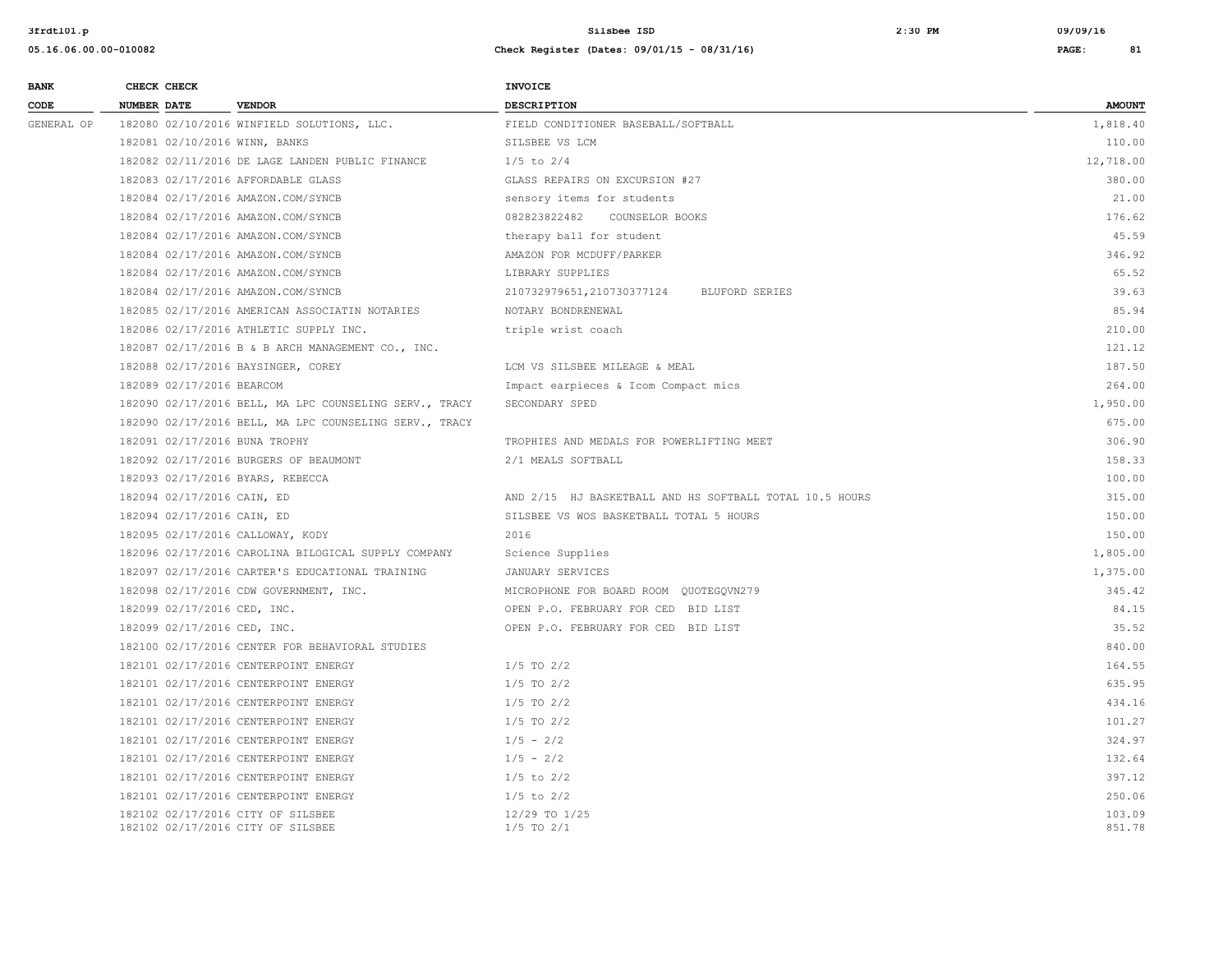| BANK CODE | CHECK NUMBER | CHECK DATE | VENDOR | INVOICE DESCRIPTION | AMOUNT |
|---|---|---|---|---|---|
| GENERAL OP | 182080 | 02/10/2016 | WINFIELD SOLUTIONS, LLC. | FIELD CONDITIONER BASEBALL/SOFTBALL | 1,818.40 |
| | 182081 | 02/10/2016 | WINN, BANKS | SILSBEE VS LCM | 110.00 |
| | 182082 | 02/11/2016 | DE LAGE LANDEN PUBLIC FINANCE | 1/5 to 2/4 | 12,718.00 |
| | 182083 | 02/17/2016 | AFFORDABLE GLASS | GLASS REPAIRS ON EXCURSION #27 | 380.00 |
| | 182084 | 02/17/2016 | AMAZON.COM/SYNCB | sensory items for students | 21.00 |
| | 182084 | 02/17/2016 | AMAZON.COM/SYNCB | 082823822482 COUNSELOR BOOKS | 176.62 |
| | 182084 | 02/17/2016 | AMAZON.COM/SYNCB | therapy ball for student | 45.59 |
| | 182084 | 02/17/2016 | AMAZON.COM/SYNCB | AMAZON FOR MCDUFF/PARKER | 346.92 |
| | 182084 | 02/17/2016 | AMAZON.COM/SYNCB | LIBRARY SUPPLIES | 65.52 |
| | 182084 | 02/17/2016 | AMAZON.COM/SYNCB | 210732979651,210730377124 BLUFORD SERIES | 39.63 |
| | 182085 | 02/17/2016 | AMERICAN ASSOCIATIN NOTARIES | NOTARY BONDRENEWAL | 85.94 |
| | 182086 | 02/17/2016 | ATHLETIC SUPPLY INC. | triple wrist coach | 210.00 |
| | 182087 | 02/17/2016 | B & B ARCH MANAGEMENT CO., INC. | | 121.12 |
| | 182088 | 02/17/2016 | BAYSINGER, COREY | LCM VS SILSBEE MILEAGE & MEAL | 187.50 |
| | 182089 | 02/17/2016 | BEARCOM | Impact earpieces & Icom Compact mics | 264.00 |
| | 182090 | 02/17/2016 | BELL, MA LPC COUNSELING SERV., TRACY | SECONDARY SPED | 1,950.00 |
| | 182090 | 02/17/2016 | BELL, MA LPC COUNSELING SERV., TRACY | | 675.00 |
| | 182091 | 02/17/2016 | BUNA TROPHY | TROPHIES AND MEDALS FOR POWERLIFTING MEET | 306.90 |
| | 182092 | 02/17/2016 | BURGERS OF BEAUMONT | 2/1 MEALS SOFTBALL | 158.33 |
| | 182093 | 02/17/2016 | BYARS, REBECCA | | 100.00 |
| | 182094 | 02/17/2016 | CAIN, ED | AND 2/15 HJ BASKETBALL AND HS SOFTBALL TOTAL 10.5 HOURS | 315.00 |
| | 182094 | 02/17/2016 | CAIN, ED | SILSBEE VS WOS BASKETBALL TOTAL 5 HOURS | 150.00 |
| | 182095 | 02/17/2016 | CALLOWAY, KODY | 2016 | 150.00 |
| | 182096 | 02/17/2016 | CAROLINA BILOGICAL SUPPLY COMPANY | Science Supplies | 1,805.00 |
| | 182097 | 02/17/2016 | CARTER'S EDUCATIONAL TRAINING | JANUARY SERVICES | 1,375.00 |
| | 182098 | 02/17/2016 | CDW GOVERNMENT, INC. | MICROPHONE FOR BOARD ROOM QUOTEGQVN279 | 345.42 |
| | 182099 | 02/17/2016 | CED, INC. | OPEN P.O. FEBRUARY FOR CED BID LIST | 84.15 |
| | 182099 | 02/17/2016 | CED, INC. | OPEN P.O. FEBRUARY FOR CED BID LIST | 35.52 |
| | 182100 | 02/17/2016 | CENTER FOR BEHAVIORAL STUDIES | | 840.00 |
| | 182101 | 02/17/2016 | CENTERPOINT ENERGY | 1/5 TO 2/2 | 164.55 |
| | 182101 | 02/17/2016 | CENTERPOINT ENERGY | 1/5 TO 2/2 | 635.95 |
| | 182101 | 02/17/2016 | CENTERPOINT ENERGY | 1/5 TO 2/2 | 434.16 |
| | 182101 | 02/17/2016 | CENTERPOINT ENERGY | 1/5 TO 2/2 | 101.27 |
| | 182101 | 02/17/2016 | CENTERPOINT ENERGY | 1/5 - 2/2 | 324.97 |
| | 182101 | 02/17/2016 | CENTERPOINT ENERGY | 1/5 - 2/2 | 132.64 |
| | 182101 | 02/17/2016 | CENTERPOINT ENERGY | 1/5 to 2/2 | 397.12 |
| | 182101 | 02/17/2016 | CENTERPOINT ENERGY | 1/5 to 2/2 | 250.06 |
| | 182102 | 02/17/2016 | CITY OF SILSBEE | 12/29 TO 1/25 | 103.09 |
| | 182102 | 02/17/2016 | CITY OF SILSBEE | 1/5 TO 2/1 | 851.78 |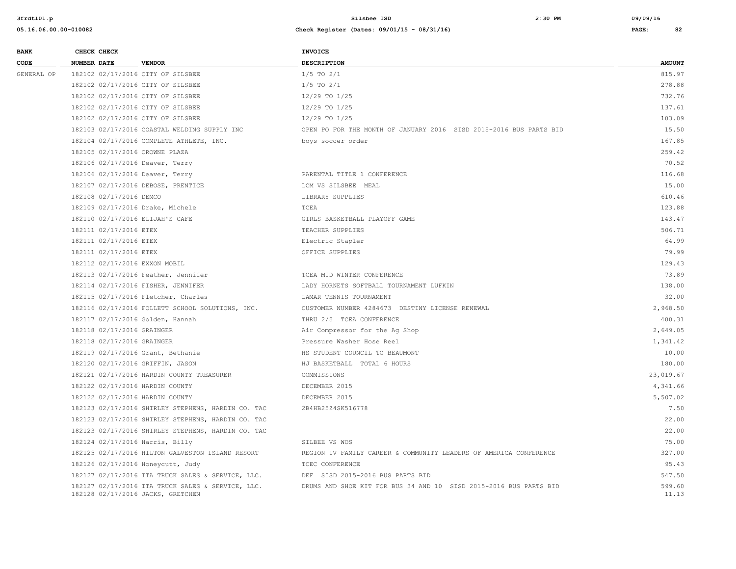| BANK CODE | CHECK NUMBER | CHECK DATE | VENDOR | INVOICE DESCRIPTION | AMOUNT |
|---|---|---|---|---|---|
| GENERAL OP | 182102 | 02/17/2016 | CITY OF SILSBEE | 1/5 TO 2/1 | 815.97 |
| | 182102 | 02/17/2016 | CITY OF SILSBEE | 1/5 TO 2/1 | 278.88 |
| | 182102 | 02/17/2016 | CITY OF SILSBEE | 12/29 TO 1/25 | 732.76 |
| | 182102 | 02/17/2016 | CITY OF SILSBEE | 12/29 TO 1/25 | 137.61 |
| | 182102 | 02/17/2016 | CITY OF SILSBEE | 12/29 TO 1/25 | 103.09 |
| | 182103 | 02/17/2016 | COASTAL WELDING SUPPLY INC | OPEN PO FOR THE MONTH OF JANUARY 2016 SISD 2015-2016 BUS PARTS BID | 15.50 |
| | 182104 | 02/17/2016 | COMPLETE ATHLETE, INC. | boys soccer order | 167.85 |
| | 182105 | 02/17/2016 | CROWNE PLAZA | | 259.42 |
| | 182106 | 02/17/2016 | Deaver, Terry | | 70.52 |
| | 182106 | 02/17/2016 | Deaver, Terry | PARENTAL TITLE 1 CONFERENCE | 116.68 |
| | 182107 | 02/17/2016 | DEBOSE, PRENTICE | LCM VS SILSBEE MEAL | 15.00 |
| | 182108 | 02/17/2016 | DEMCO | LIBRARY SUPPLIES | 610.46 |
| | 182109 | 02/17/2016 | Drake, Michele | TCEA | 123.88 |
| | 182110 | 02/17/2016 | ELIJAH'S CAFE | GIRLS BASKETBALL PLAYOFF GAME | 143.47 |
| | 182111 | 02/17/2016 | ETEX | TEACHER SUPPLIES | 506.71 |
| | 182111 | 02/17/2016 | ETEX | Electric Stapler | 64.99 |
| | 182111 | 02/17/2016 | ETEX | OFFICE SUPPLIES | 79.99 |
| | 182112 | 02/17/2016 | EXXON MOBIL | | 129.43 |
| | 182113 | 02/17/2016 | Feather, Jennifer | TCEA MID WINTER CONFERENCE | 73.89 |
| | 182114 | 02/17/2016 | FISHER, JENNIFER | LADY HORNETS SOFTBALL TOURNAMENT LUFKIN | 138.00 |
| | 182115 | 02/17/2016 | Fletcher, Charles | LAMAR TENNIS TOURNAMENT | 32.00 |
| | 182116 | 02/17/2016 | FOLLETT SCHOOL SOLUTIONS, INC. | CUSTOMER NUMBER 4284673 DESTINY LICENSE RENEWAL | 2,968.50 |
| | 182117 | 02/17/2016 | Golden, Hannah | THRU 2/5 TCEA CONFERENCE | 400.31 |
| | 182118 | 02/17/2016 | GRAINGER | Air Compressor for the Ag Shop | 2,649.05 |
| | 182118 | 02/17/2016 | GRAINGER | Pressure Washer Hose Reel | 1,341.42 |
| | 182119 | 02/17/2016 | Grant, Bethanie | HS STUDENT COUNCIL TO BEAUMONT | 10.00 |
| | 182120 | 02/17/2016 | GRIFFIN, JASON | HJ BASKETBALL TOTAL 6 HOURS | 180.00 |
| | 182121 | 02/17/2016 | HARDIN COUNTY TREASURER | COMMISSIONS | 23,019.67 |
| | 182122 | 02/17/2016 | HARDIN COUNTY | DECEMBER 2015 | 4,341.66 |
| | 182122 | 02/17/2016 | HARDIN COUNTY | DECEMBER 2015 | 5,507.02 |
| | 182123 | 02/17/2016 | SHIRLEY STEPHENS, HARDIN CO. TAC | 2B4HB25Z4SK516778 | 7.50 |
| | 182123 | 02/17/2016 | SHIRLEY STEPHENS, HARDIN CO. TAC | | 22.00 |
| | 182123 | 02/17/2016 | SHIRLEY STEPHENS, HARDIN CO. TAC | | 22.00 |
| | 182124 | 02/17/2016 | Harris, Billy | SILBEE VS WOS | 75.00 |
| | 182125 | 02/17/2016 | HILTON GALVESTON ISLAND RESORT | REGION IV FAMILY CAREER & COMMUNITY LEADERS OF AMERICA CONFERENCE | 327.00 |
| | 182126 | 02/17/2016 | Honeycutt, Judy | TCEC CONFERENCE | 95.43 |
| | 182127 | 02/17/2016 | ITA TRUCK SALES & SERVICE, LLC. | DEF SISD 2015-2016 BUS PARTS BID | 547.50 |
| | 182127 | 02/17/2016 | ITA TRUCK SALES & SERVICE, LLC. | DRUMS AND SHOE KIT FOR BUS 34 AND 10 SISD 2015-2016 BUS PARTS BID | 599.60 |
| | 182128 | 02/17/2016 | JACKS, GRETCHEN | | 11.13 |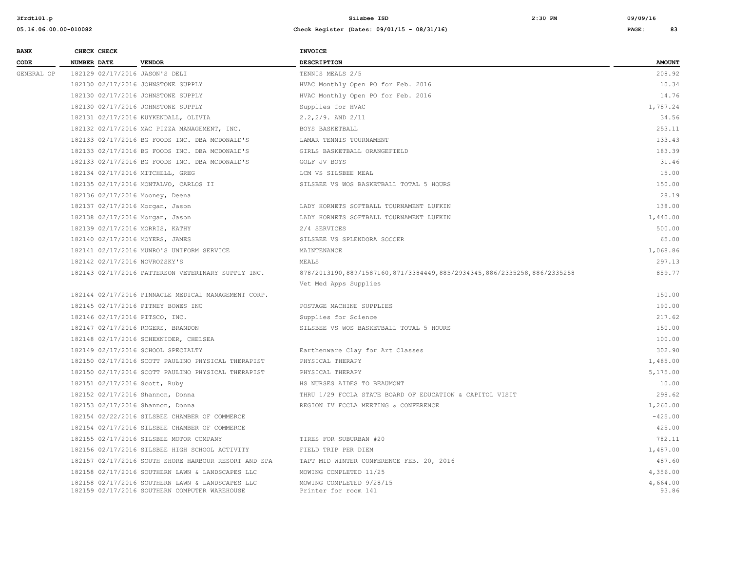| BANK CODE | CHECK NUMBER | CHECK DATE | VENDOR | INVOICE DESCRIPTION | AMOUNT |
|---|---|---|---|---|---|
| GENERAL OP | 182129 | 02/17/2016 | JASON'S DELI | TENNIS MEALS 2/5 | 208.92 |
| | 182130 | 02/17/2016 | JOHNSTONE SUPPLY | HVAC Monthly Open PO for Feb. 2016 | 10.34 |
| | 182130 | 02/17/2016 | JOHNSTONE SUPPLY | HVAC Monthly Open PO for Feb. 2016 | 14.76 |
| | 182130 | 02/17/2016 | JOHNSTONE SUPPLY | Supplies for HVAC | 1,787.24 |
| | 182131 | 02/17/2016 | KUYKENDALL, OLIVIA | 2.2,2/9. AND 2/11 | 34.56 |
| | 182132 | 02/17/2016 | MAC PIZZA MANAGEMENT, INC. | BOYS BASKETBALL | 253.11 |
| | 182133 | 02/17/2016 | BG FOODS INC. DBA MCDONALD'S | LAMAR TENNIS TOURNAMENT | 133.43 |
| | 182133 | 02/17/2016 | BG FOODS INC. DBA MCDONALD'S | GIRLS BASKETBALL ORANGEFIELD | 183.39 |
| | 182133 | 02/17/2016 | BG FOODS INC. DBA MCDONALD'S | GOLF JV BOYS | 31.46 |
| | 182134 | 02/17/2016 | MITCHELL, GREG | LCM VS SILSBEE MEAL | 15.00 |
| | 182135 | 02/17/2016 | MONTALVO, CARLOS II | SILSBEE VS WOS BASKETBALL TOTAL 5 HOURS | 150.00 |
| | 182136 | 02/17/2016 | Mooney, Deena | | 28.19 |
| | 182137 | 02/17/2016 | Morgan, Jason | LADY HORNETS SOFTBALL TOURNAMENT LUFKIN | 138.00 |
| | 182138 | 02/17/2016 | Morgan, Jason | LADY HORNETS SOFTBALL TOURNAMENT LUFKIN | 1,440.00 |
| | 182139 | 02/17/2016 | MORRIS, KATHY | 2/4 SERVICES | 500.00 |
| | 182140 | 02/17/2016 | MOYERS, JAMES | SILSBEE VS SPLENDORA SOCCER | 65.00 |
| | 182141 | 02/17/2016 | MUNRO'S UNIFORM SERVICE | MAINTENANCE | 1,068.86 |
| | 182142 | 02/17/2016 | NOVROZSKY'S | MEALS | 297.13 |
| | 182143 | 02/17/2016 | PATTERSON VETERINARY SUPPLY INC. | 878/2013190,889/1587160,871/3384449,885/2934345,886/2335258,886/2335258 Vet Med Apps Supplies | 859.77 |
| | 182144 | 02/17/2016 | PINNACLE MEDICAL MANAGEMENT CORP. | | 150.00 |
| | 182145 | 02/17/2016 | PITNEY BOWES INC | POSTAGE MACHINE SUPPLIES | 190.00 |
| | 182146 | 02/17/2016 | PITSCO, INC. | Supplies for Science | 217.62 |
| | 182147 | 02/17/2016 | ROGERS, BRANDON | SILSBEE VS WOS BASKETBALL TOTAL 5 HOURS | 150.00 |
| | 182148 | 02/17/2016 | SCHEXNIDER, CHELSEA | | 100.00 |
| | 182149 | 02/17/2016 | SCHOOL SPECIALTY | Earthenware Clay for Art Classes | 302.90 |
| | 182150 | 02/17/2016 | SCOTT PAULINO PHYSICAL THERAPIST | PHYSICAL THERAPY | 1,485.00 |
| | 182150 | 02/17/2016 | SCOTT PAULINO PHYSICAL THERAPIST | PHYSICAL THERAPY | 5,175.00 |
| | 182151 | 02/17/2016 | Scott, Ruby | HS NURSES AIDES TO BEAUMONT | 10.00 |
| | 182152 | 02/17/2016 | Shannon, Donna | THRU 1/29 FCCLA STATE BOARD OF EDUCATION & CAPITOL VISIT | 298.62 |
| | 182153 | 02/17/2016 | Shannon, Donna | REGION IV FCCLA MEETING & CONFERENCE | 1,260.00 |
| | 182154 | 02/22/2016 | SILSBEE CHAMBER OF COMMERCE | | -425.00 |
| | 182154 | 02/17/2016 | SILSBEE CHAMBER OF COMMERCE | | 425.00 |
| | 182155 | 02/17/2016 | SILSBEE MOTOR COMPANY | TIRES FOR SUBURBAN #20 | 782.11 |
| | 182156 | 02/17/2016 | SILSBEE HIGH SCHOOL ACTIVITY | FIELD TRIP PER DIEM | 1,487.00 |
| | 182157 | 02/17/2016 | SOUTH SHORE HARBOUR RESORT AND SPA | TAPT MID WINTER CONFERENCE FEB. 20, 2016 | 487.60 |
| | 182158 | 02/17/2016 | SOUTHERN LAWN & LANDSCAPES LLC | MOWING COMPLETED 11/25 | 4,356.00 |
| | 182158 | 02/17/2016 | SOUTHERN LAWN & LANDSCAPES LLC | MOWING COMPLETED 9/28/15 | 4,664.00 |
| | 182159 | 02/17/2016 | SOUTHERN COMPUTER WAREHOUSE | Printer for room 141 | 93.86 |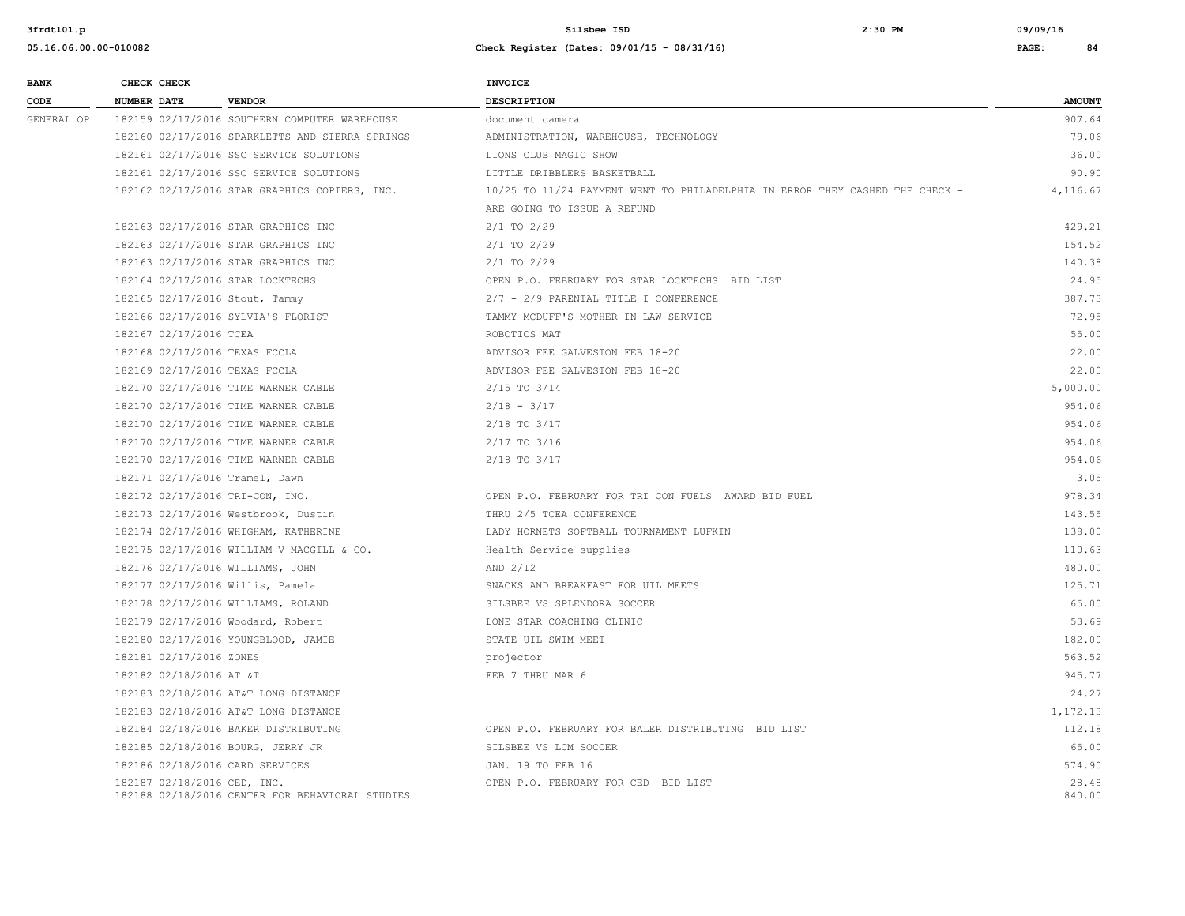| BANK CODE | CHECK NUMBER | CHECK DATE | VENDOR | INVOICE DESCRIPTION | AMOUNT |
|---|---|---|---|---|---|
| GENERAL OP | 182159 | 02/17/2016 | SOUTHERN COMPUTER WAREHOUSE | document camera | 907.64 |
| | 182160 | 02/17/2016 | SPARKLETTS AND SIERRA SPRINGS | ADMINISTRATION, WAREHOUSE, TECHNOLOGY | 79.06 |
| | 182161 | 02/17/2016 | SSC SERVICE SOLUTIONS | LIONS CLUB MAGIC SHOW | 36.00 |
| | 182161 | 02/17/2016 | SSC SERVICE SOLUTIONS | LITTLE DRIBBLERS BASKETBALL | 90.90 |
| | 182162 | 02/17/2016 | STAR GRAPHICS COPIERS, INC. | 10/25 TO 11/24 PAYMENT WENT TO PHILADELPHIA IN ERROR THEY CASHED THE CHECK - ARE GOING TO ISSUE A REFUND | 4,116.67 |
| | 182163 | 02/17/2016 | STAR GRAPHICS INC | 2/1 TO 2/29 | 429.21 |
| | 182163 | 02/17/2016 | STAR GRAPHICS INC | 2/1 TO 2/29 | 154.52 |
| | 182163 | 02/17/2016 | STAR GRAPHICS INC | 2/1 TO 2/29 | 140.38 |
| | 182164 | 02/17/2016 | STAR LOCKTECHS | OPEN P.O. FEBRUARY FOR STAR LOCKTECHS BID LIST | 24.95 |
| | 182165 | 02/17/2016 | Stout, Tammy | 2/7 - 2/9 PARENTAL TITLE I CONFERENCE | 387.73 |
| | 182166 | 02/17/2016 | SYLVIA'S FLORIST | TAMMY MCDUFF'S MOTHER IN LAW SERVICE | 72.95 |
| | 182167 | 02/17/2016 | TCEA | ROBOTICS MAT | 55.00 |
| | 182168 | 02/17/2016 | TEXAS FCCLA | ADVISOR FEE GALVESTON FEB 18-20 | 22.00 |
| | 182169 | 02/17/2016 | TEXAS FCCLA | ADVISOR FEE GALVESTON FEB 18-20 | 22.00 |
| | 182170 | 02/17/2016 | TIME WARNER CABLE | 2/15 TO 3/14 | 5,000.00 |
| | 182170 | 02/17/2016 | TIME WARNER CABLE | 2/18 - 3/17 | 954.06 |
| | 182170 | 02/17/2016 | TIME WARNER CABLE | 2/18 TO 3/17 | 954.06 |
| | 182170 | 02/17/2016 | TIME WARNER CABLE | 2/17 TO 3/16 | 954.06 |
| | 182170 | 02/17/2016 | TIME WARNER CABLE | 2/18 TO 3/17 | 954.06 |
| | 182171 | 02/17/2016 | Tramel, Dawn | | 3.05 |
| | 182172 | 02/17/2016 | TRI-CON, INC. | OPEN P.O. FEBRUARY FOR TRI CON FUELS AWARD BID FUEL | 978.34 |
| | 182173 | 02/17/2016 | Westbrook, Dustin | THRU 2/5 TCEA CONFERENCE | 143.55 |
| | 182174 | 02/17/2016 | WHIGHAM, KATHERINE | LADY HORNETS SOFTBALL TOURNAMENT LUFKIN | 138.00 |
| | 182175 | 02/17/2016 | WILLIAM V MACGILL & CO. | Health Service supplies | 110.63 |
| | 182176 | 02/17/2016 | WILLIAMS, JOHN | AND 2/12 | 480.00 |
| | 182177 | 02/17/2016 | Willis, Pamela | SNACKS AND BREAKFAST FOR UIL MEETS | 125.71 |
| | 182178 | 02/17/2016 | WILLIAMS, ROLAND | SILSBEE VS SPLENDORA SOCCER | 65.00 |
| | 182179 | 02/17/2016 | Woodard, Robert | LONE STAR COACHING CLINIC | 53.69 |
| | 182180 | 02/17/2016 | YOUNGBLOOD, JAMIE | STATE UIL SWIM MEET | 182.00 |
| | 182181 | 02/17/2016 | ZONES | projector | 563.52 |
| | 182182 | 02/18/2016 | AT &T | FEB 7 THRU MAR 6 | 945.77 |
| | 182183 | 02/18/2016 | AT&T LONG DISTANCE | | 24.27 |
| | 182183 | 02/18/2016 | AT&T LONG DISTANCE | | 1,172.13 |
| | 182184 | 02/18/2016 | BAKER DISTRIBUTING | OPEN P.O. FEBRUARY FOR BALER DISTRIBUTING BID LIST | 112.18 |
| | 182185 | 02/18/2016 | BOURG, JERRY JR | SILSBEE VS LCM SOCCER | 65.00 |
| | 182186 | 02/18/2016 | CARD SERVICES | JAN. 19 TO FEB 16 | 574.90 |
| | 182187 | 02/18/2016 | CED, INC. | OPEN P.O. FEBRUARY FOR CED BID LIST | 28.48 |
| | 182188 | 02/18/2016 | CENTER FOR BEHAVIORAL STUDIES | | 840.00 |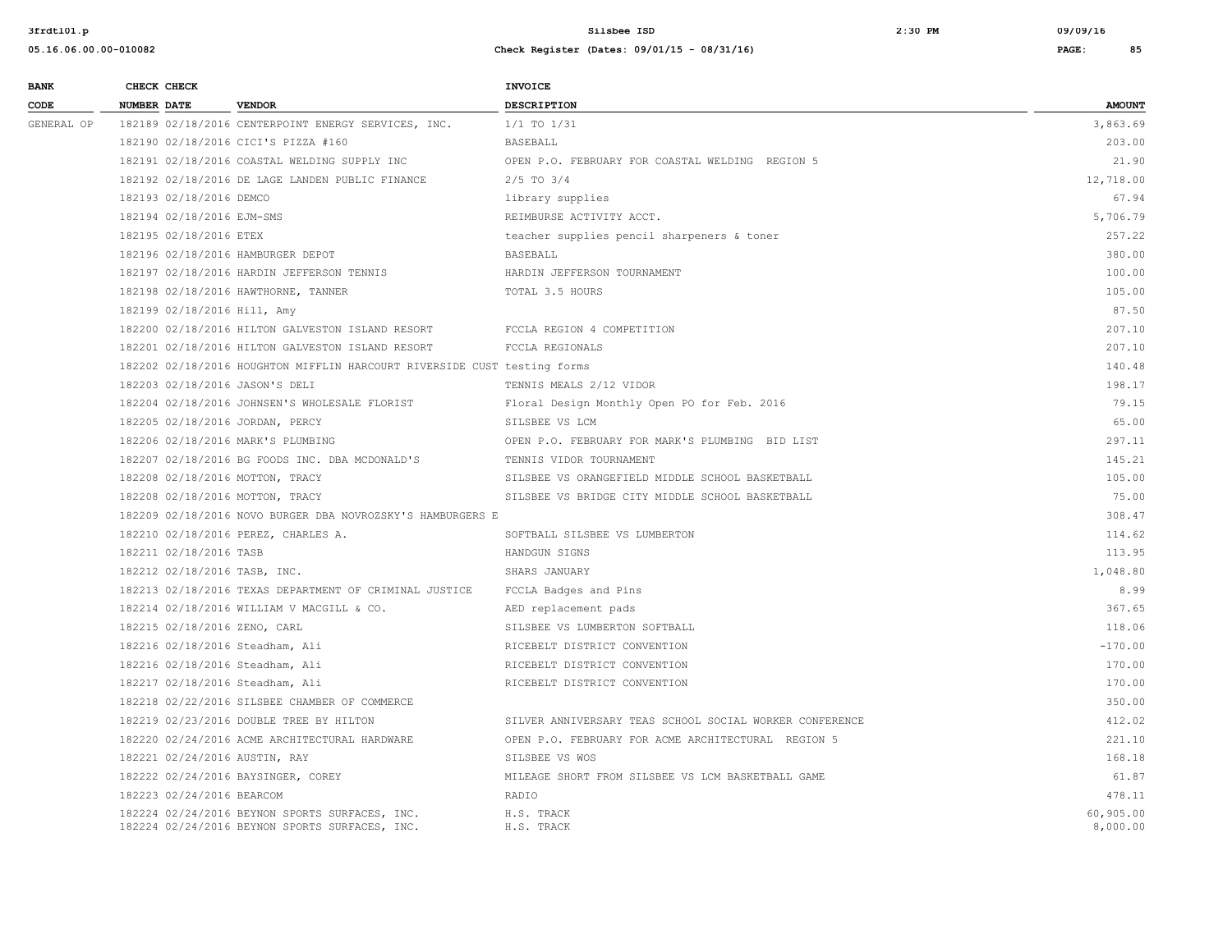| BANK CODE | CHECK NUMBER | CHECK DATE | VENDOR | INVOICE DESCRIPTION | AMOUNT |
|---|---|---|---|---|---|
| GENERAL OP | 182189 | 02/18/2016 | CENTERPOINT ENERGY SERVICES, INC. | 1/1 TO 1/31 | 3,863.69 |
| | 182190 | 02/18/2016 | CICI'S PIZZA #160 | BASEBALL | 203.00 |
| | 182191 | 02/18/2016 | COASTAL WELDING SUPPLY INC | OPEN P.O. FEBRUARY FOR COASTAL WELDING REGION 5 | 21.90 |
| | 182192 | 02/18/2016 | DE LAGE LANDEN PUBLIC FINANCE | 2/5 TO 3/4 | 12,718.00 |
| | 182193 | 02/18/2016 | DEMCO | library supplies | 67.94 |
| | 182194 | 02/18/2016 | EJM-SMS | REIMBURSE ACTIVITY ACCT. | 5,706.79 |
| | 182195 | 02/18/2016 | ETEX | teacher supplies pencil sharpeners & toner | 257.22 |
| | 182196 | 02/18/2016 | HAMBURGER DEPOT | BASEBALL | 380.00 |
| | 182197 | 02/18/2016 | HARDIN JEFFERSON TENNIS | HARDIN JEFFERSON TOURNAMENT | 100.00 |
| | 182198 | 02/18/2016 | HAWTHORNE, TANNER | TOTAL 3.5 HOURS | 105.00 |
| | 182199 | 02/18/2016 | Hill, Amy | | 87.50 |
| | 182200 | 02/18/2016 | HILTON GALVESTON ISLAND RESORT | FCCLA REGION 4 COMPETITION | 207.10 |
| | 182201 | 02/18/2016 | HILTON GALVESTON ISLAND RESORT | FCCLA REGIONALS | 207.10 |
| | 182202 | 02/18/2016 | HOUGHTON MIFFLIN HARCOURT RIVERSIDE CUST | testing forms | 140.48 |
| | 182203 | 02/18/2016 | JASON'S DELI | TENNIS MEALS 2/12 VIDOR | 198.17 |
| | 182204 | 02/18/2016 | JOHNSEN'S WHOLESALE FLORIST | Floral Design Monthly Open PO for Feb. 2016 | 79.15 |
| | 182205 | 02/18/2016 | JORDAN, PERCY | SILSBEE VS LCM | 65.00 |
| | 182206 | 02/18/2016 | MARK'S PLUMBING | OPEN P.O. FEBRUARY FOR MARK'S PLUMBING BID LIST | 297.11 |
| | 182207 | 02/18/2016 | BG FOODS INC. DBA MCDONALD'S | TENNIS VIDOR TOURNAMENT | 145.21 |
| | 182208 | 02/18/2016 | MOTTON, TRACY | SILSBEE VS ORANGEFIELD MIDDLE SCHOOL BASKETBALL | 105.00 |
| | 182208 | 02/18/2016 | MOTTON, TRACY | SILSBEE VS BRIDGE CITY MIDDLE SCHOOL BASKETBALL | 75.00 |
| | 182209 | 02/18/2016 | NOVO BURGER DBA NOVROZSKY'S HAMBURGERS E | | 308.47 |
| | 182210 | 02/18/2016 | PEREZ, CHARLES A. | SOFTBALL SILSBEE VS LUMBERTON | 114.62 |
| | 182211 | 02/18/2016 | TASB | HANDGUN SIGNS | 113.95 |
| | 182212 | 02/18/2016 | TASB, INC. | SHARS JANUARY | 1,048.80 |
| | 182213 | 02/18/2016 | TEXAS DEPARTMENT OF CRIMINAL JUSTICE | FCCLA Badges and Pins | 8.99 |
| | 182214 | 02/18/2016 | WILLIAM V MACGILL & CO. | AED replacement pads | 367.65 |
| | 182215 | 02/18/2016 | ZENO, CARL | SILSBEE VS LUMBERTON SOFTBALL | 118.06 |
| | 182216 | 02/18/2016 | Steadham, Ali | RICEBELT DISTRICT CONVENTION | -170.00 |
| | 182216 | 02/18/2016 | Steadham, Ali | RICEBELT DISTRICT CONVENTION | 170.00 |
| | 182217 | 02/18/2016 | Steadham, Ali | RICEBELT DISTRICT CONVENTION | 170.00 |
| | 182218 | 02/22/2016 | SILSBEE CHAMBER OF COMMERCE | | 350.00 |
| | 182219 | 02/23/2016 | DOUBLE TREE BY HILTON | SILVER ANNIVERSARY TEAS SCHOOL SOCIAL WORKER CONFERENCE | 412.02 |
| | 182220 | 02/24/2016 | ACME ARCHITECTURAL HARDWARE | OPEN P.O. FEBRUARY FOR ACME ARCHITECTURAL REGION 5 | 221.10 |
| | 182221 | 02/24/2016 | AUSTIN, RAY | SILSBEE VS WOS | 168.18 |
| | 182222 | 02/24/2016 | BAYSINGER, COREY | MILEAGE SHORT FROM SILSBEE VS LCM BASKETBALL GAME | 61.87 |
| | 182223 | 02/24/2016 | BEARCOM | RADIO | 478.11 |
| | 182224 | 02/24/2016 | BEYNON SPORTS SURFACES, INC. | H.S. TRACK | 60,905.00 |
| | 182224 | 02/24/2016 | BEYNON SPORTS SURFACES, INC. | H.S. TRACK | 8,000.00 |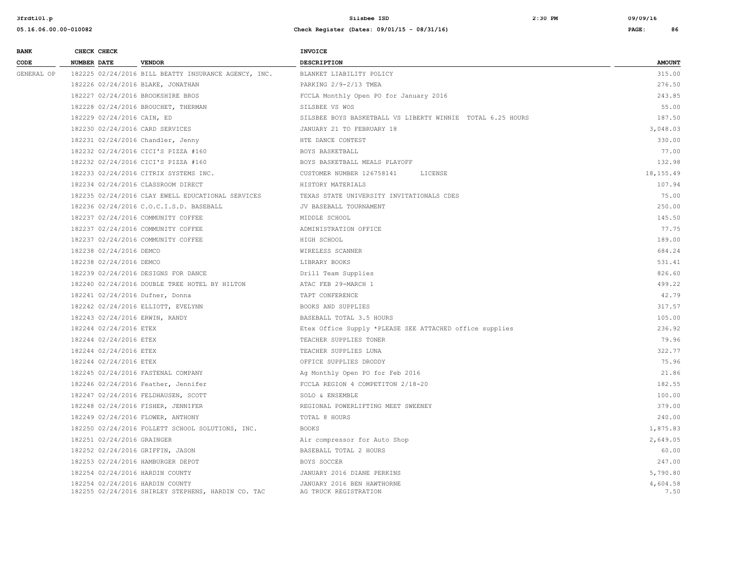| BANK CODE | CHECK NUMBER | CHECK DATE | VENDOR | INVOICE DESCRIPTION | AMOUNT |
|---|---|---|---|---|---|
| GENERAL OP | 182225 | 02/24/2016 | BILL BEATTY INSURANCE AGENCY, INC. | BLANKET LIABILITY POLICY | 315.00 |
| | 182226 | 02/24/2016 | BLAKE, JONATHAN | PARKING 2/9-2/13 TMEA | 276.50 |
| | 182227 | 02/24/2016 | BROOKSHIRE BROS | FCCLA Monthly Open PO for January 2016 | 243.85 |
| | 182228 | 02/24/2016 | BROUCHET, THERMAN | SILSBEE VS WOS | 55.00 |
| | 182229 | 02/24/2016 | CAIN, ED | SILSBEE BOYS BASKETBALL VS LIBERTY WINNIE TOTAL 6.25 HOURS | 187.50 |
| | 182230 | 02/24/2016 | CARD SERVICES | JANUARY 21 TO FEBRUARY 18 | 3,048.03 |
| | 182231 | 02/24/2016 | Chandler, Jenny | HTE DANCE CONTEST | 330.00 |
| | 182232 | 02/24/2016 | CICI'S PIZZA #160 | BOYS BASKETBALL | 77.00 |
| | 182232 | 02/24/2016 | CICI'S PIZZA #160 | BOYS BASKETBALL MEALS PLAYOFF | 132.98 |
| | 182233 | 02/24/2016 | CITRIX SYSTEMS INC. | CUSTOMER NUMBER 126758141 LICENSE | 18,155.49 |
| | 182234 | 02/24/2016 | CLASSROOM DIRECT | HISTORY MATERIALS | 107.94 |
| | 182235 | 02/24/2016 | CLAY EWELL EDUCATIONAL SERVICES | TEXAS STATE UNIVERSITY INVITATIONALS CDES | 75.00 |
| | 182236 | 02/24/2016 | C.O.C.I.S.D. BASEBALL | JV BASEBALL TOURNAMENT | 250.00 |
| | 182237 | 02/24/2016 | COMMUNITY COFFEE | MIDDLE SCHOOL | 145.50 |
| | 182237 | 02/24/2016 | COMMUNITY COFFEE | ADMINISTRATION OFFICE | 77.75 |
| | 182237 | 02/24/2016 | COMMUNITY COFFEE | HIGH SCHOOL | 189.00 |
| | 182238 | 02/24/2016 | DEMCO | WIRELESS SCANNER | 684.24 |
| | 182238 | 02/24/2016 | DEMCO | LIBRARY BOOKS | 531.41 |
| | 182239 | 02/24/2016 | DESIGNS FOR DANCE | Drill Team Supplies | 826.60 |
| | 182240 | 02/24/2016 | DOUBLE TREE HOTEL BY HILTON | ATAC FEB 29-MARCH 1 | 499.22 |
| | 182241 | 02/24/2016 | Dufner, Donna | TAPT CONFERENCE | 42.79 |
| | 182242 | 02/24/2016 | ELLIOTT, EVELYNN | BOOKS AND SUPPLIES | 317.57 |
| | 182243 | 02/24/2016 | ERWIN, RANDY | BASEBALL TOTAL 3.5 HOURS | 105.00 |
| | 182244 | 02/24/2016 | ETEX | Etex Office Supply *PLEASE SEE ATTACHED office supplies | 236.92 |
| | 182244 | 02/24/2016 | ETEX | TEACHER SUPPLIES TONER | 79.96 |
| | 182244 | 02/24/2016 | ETEX | TEACHER SUPPLIES LUNA | 322.77 |
| | 182244 | 02/24/2016 | ETEX | OFFICE SUPPLIES DRODDY | 75.96 |
| | 182245 | 02/24/2016 | FASTENAL COMPANY | Ag Monthly Open PO for Feb 2016 | 21.86 |
| | 182246 | 02/24/2016 | Feather, Jennifer | FCCLA REGION 4 COMPETITON 2/18-20 | 182.55 |
| | 182247 | 02/24/2016 | FELDHAUSEN, SCOTT | SOLO & ENSEMBLE | 100.00 |
| | 182248 | 02/24/2016 | FISHER, JENNIFER | REGIONAL POWERLIFTING MEET SWEENEY | 379.00 |
| | 182249 | 02/24/2016 | FLOWER, ANTHONY | TOTAL 8 HOURS | 240.00 |
| | 182250 | 02/24/2016 | FOLLETT SCHOOL SOLUTIONS, INC. | BOOKS | 1,875.83 |
| | 182251 | 02/24/2016 | GRAINGER | Air compressor for Auto Shop | 2,649.05 |
| | 182252 | 02/24/2016 | GRIFFIN, JASON | BASEBALL TOTAL 2 HOURS | 60.00 |
| | 182253 | 02/24/2016 | HAMBURGER DEPOT | BOYS SOCCER | 247.00 |
| | 182254 | 02/24/2016 | HARDIN COUNTY | JANUARY 2016 DIANE PERKINS | 5,790.80 |
| | 182254 | 02/24/2016 | HARDIN COUNTY | JANUARY 2016 BEN HAWTHORNE | 4,604.58 |
| | 182255 | 02/24/2016 | SHIRLEY STEPHENS, HARDIN CO. TAC | AG TRUCK REGISTRATION | 7.50 |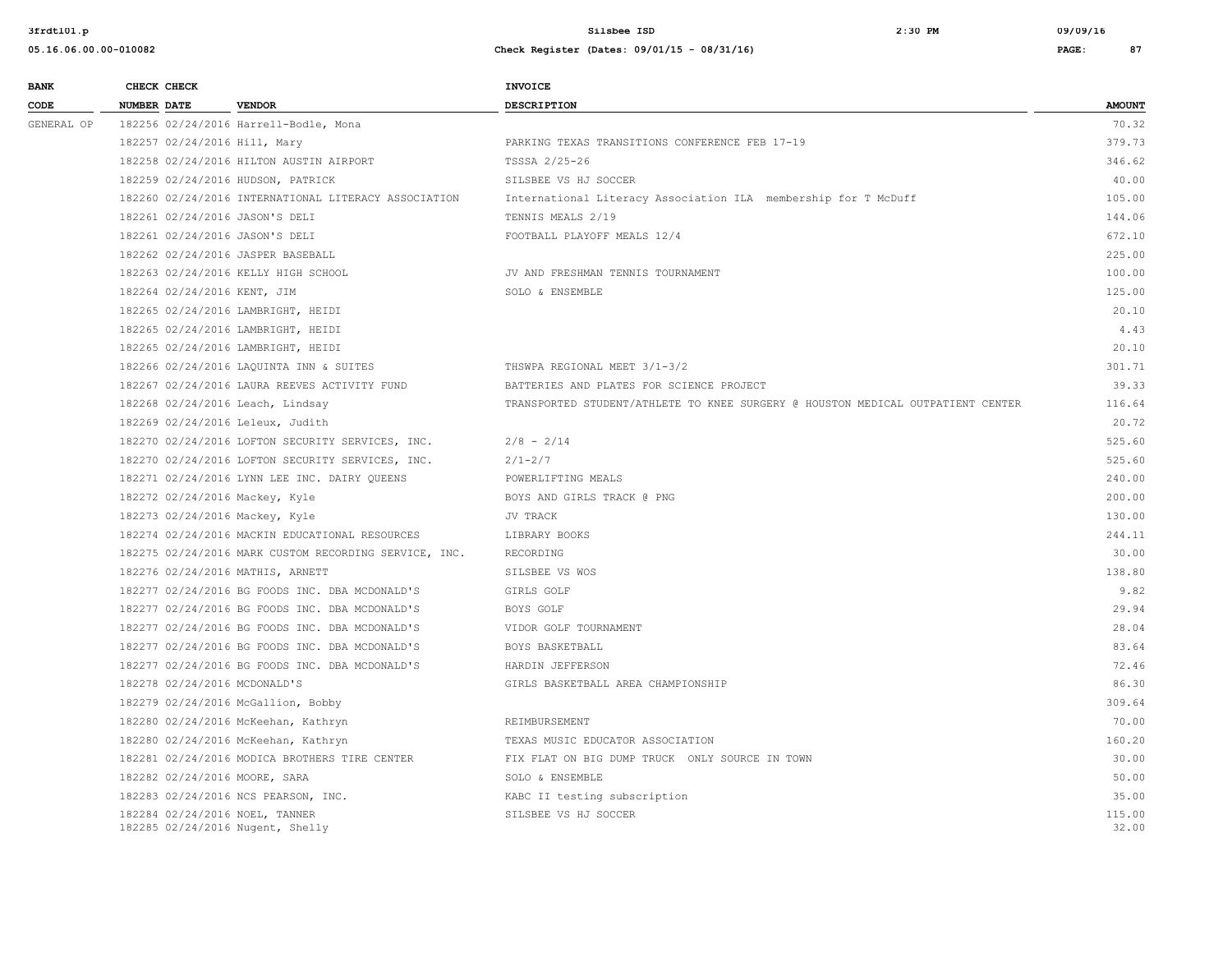| BANK CODE | CHECK NUMBER | CHECK DATE | VENDOR | INVOICE DESCRIPTION | AMOUNT |
|---|---|---|---|---|---|
| GENERAL OP | 182256 | 02/24/2016 | Harrell-Bodle, Mona | | 70.32 |
| | 182257 | 02/24/2016 | Hill, Mary | PARKING TEXAS TRANSITIONS CONFERENCE FEB 17-19 | 379.73 |
| | 182258 | 02/24/2016 | HILTON AUSTIN AIRPORT | TSSSA 2/25-26 | 346.62 |
| | 182259 | 02/24/2016 | HUDSON, PATRICK | SILSBEE VS HJ SOCCER | 40.00 |
| | 182260 | 02/24/2016 | INTERNATIONAL LITERACY ASSOCIATION | International Literacy Association ILA membership for T McDuff | 105.00 |
| | 182261 | 02/24/2016 | JASON'S DELI | TENNIS MEALS 2/19 | 144.06 |
| | 182261 | 02/24/2016 | JASON'S DELI | FOOTBALL PLAYOFF MEALS 12/4 | 672.10 |
| | 182262 | 02/24/2016 | JASPER BASEBALL | | 225.00 |
| | 182263 | 02/24/2016 | KELLY HIGH SCHOOL | JV AND FRESHMAN TENNIS TOURNAMENT | 100.00 |
| | 182264 | 02/24/2016 | KENT, JIM | SOLO & ENSEMBLE | 125.00 |
| | 182265 | 02/24/2016 | LAMBRIGHT, HEIDI | | 20.10 |
| | 182265 | 02/24/2016 | LAMBRIGHT, HEIDI | | 4.43 |
| | 182265 | 02/24/2016 | LAMBRIGHT, HEIDI | | 20.10 |
| | 182266 | 02/24/2016 | LAQUINTA INN & SUITES | THSWPA REGIONAL MEET 3/1-3/2 | 301.71 |
| | 182267 | 02/24/2016 | LAURA REEVES ACTIVITY FUND | BATTERIES AND PLATES FOR SCIENCE PROJECT | 39.33 |
| | 182268 | 02/24/2016 | Leach, Lindsay | TRANSPORTED STUDENT/ATHLETE TO KNEE SURGERY @ HOUSTON MEDICAL OUTPATIENT CENTER | 116.64 |
| | 182269 | 02/24/2016 | Leleux, Judith | | 20.72 |
| | 182270 | 02/24/2016 | LOFTON SECURITY SERVICES, INC. | 2/8 - 2/14 | 525.60 |
| | 182270 | 02/24/2016 | LOFTON SECURITY SERVICES, INC. | 2/1-2/7 | 525.60 |
| | 182271 | 02/24/2016 | LYNN LEE INC. DAIRY QUEENS | POWERLIFTING MEALS | 240.00 |
| | 182272 | 02/24/2016 | Mackey, Kyle | BOYS AND GIRLS TRACK @ PNG | 200.00 |
| | 182273 | 02/24/2016 | Mackey, Kyle | JV TRACK | 130.00 |
| | 182274 | 02/24/2016 | MACKIN EDUCATIONAL RESOURCES | LIBRARY BOOKS | 244.11 |
| | 182275 | 02/24/2016 | MARK CUSTOM RECORDING SERVICE, INC. | RECORDING | 30.00 |
| | 182276 | 02/24/2016 | MATHIS, ARNETT | SILSBEE VS WOS | 138.80 |
| | 182277 | 02/24/2016 | BG FOODS INC. DBA MCDONALD'S | GIRLS GOLF | 9.82 |
| | 182277 | 02/24/2016 | BG FOODS INC. DBA MCDONALD'S | BOYS GOLF | 29.94 |
| | 182277 | 02/24/2016 | BG FOODS INC. DBA MCDONALD'S | VIDOR GOLF TOURNAMENT | 28.04 |
| | 182277 | 02/24/2016 | BG FOODS INC. DBA MCDONALD'S | BOYS BASKETBALL | 83.64 |
| | 182277 | 02/24/2016 | BG FOODS INC. DBA MCDONALD'S | HARDIN JEFFERSON | 72.46 |
| | 182278 | 02/24/2016 | MCDONALD'S | GIRLS BASKETBALL AREA CHAMPIONSHIP | 86.30 |
| | 182279 | 02/24/2016 | McGallion, Bobby | | 309.64 |
| | 182280 | 02/24/2016 | McKeehan, Kathryn | REIMBURSEMENT | 70.00 |
| | 182280 | 02/24/2016 | McKeehan, Kathryn | TEXAS MUSIC EDUCATOR ASSOCIATION | 160.20 |
| | 182281 | 02/24/2016 | MODICA BROTHERS TIRE CENTER | FIX FLAT ON BIG DUMP TRUCK ONLY SOURCE IN TOWN | 30.00 |
| | 182282 | 02/24/2016 | MOORE, SARA | SOLO & ENSEMBLE | 50.00 |
| | 182283 | 02/24/2016 | NCS PEARSON, INC. | KABC II testing subscription | 35.00 |
| | 182284 | 02/24/2016 | NOEL, TANNER | SILSBEE VS HJ SOCCER | 115.00 |
| | 182285 | 02/24/2016 | Nugent, Shelly | | 32.00 |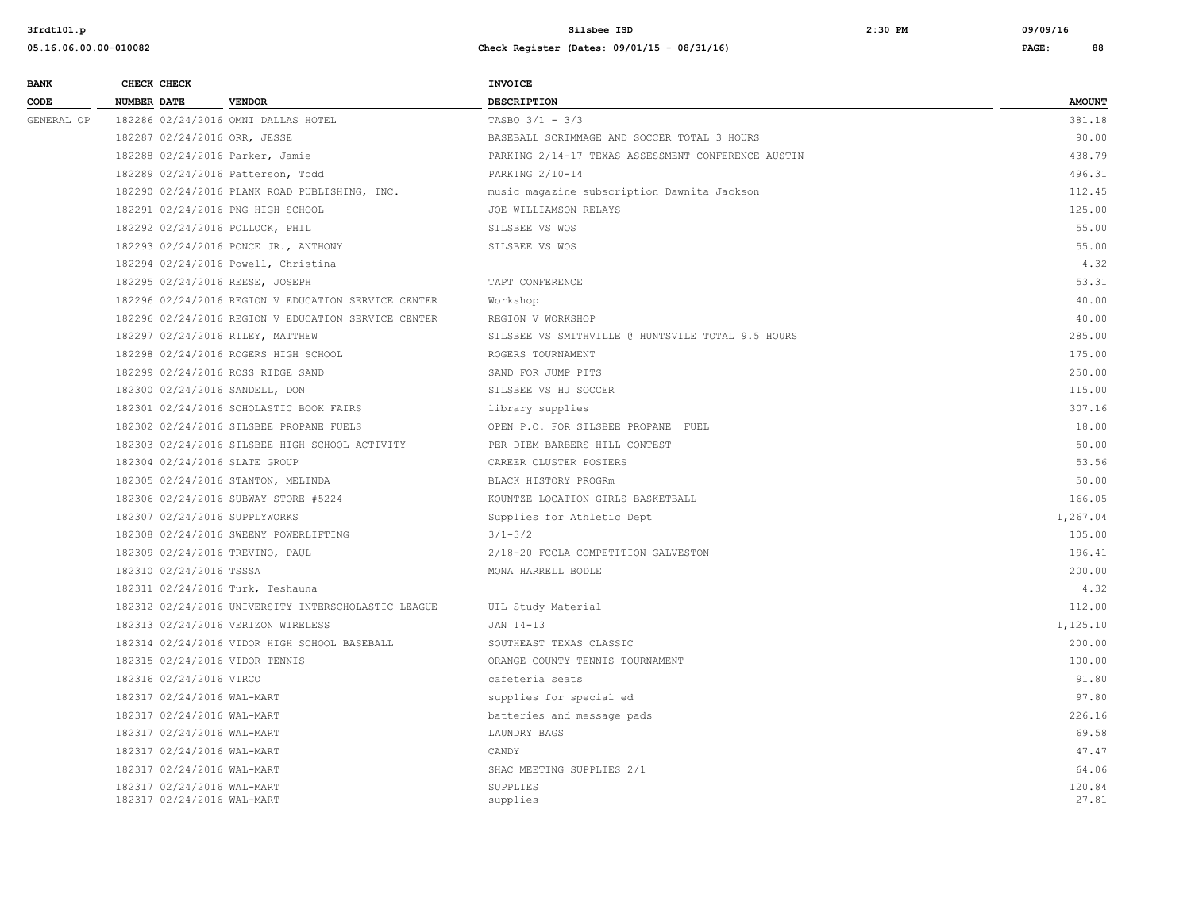| BANK CODE | CHECK NUMBER | CHECK DATE | VENDOR | INVOICE DESCRIPTION | AMOUNT |
|---|---|---|---|---|---|
| GENERAL OP | 182286 | 02/24/2016 | OMNI DALLAS HOTEL | TASBO 3/1 - 3/3 | 381.18 |
| | 182287 | 02/24/2016 | ORR, JESSE | BASEBALL SCRIMMAGE AND SOCCER TOTAL 3 HOURS | 90.00 |
| | 182288 | 02/24/2016 | Parker, Jamie | PARKING 2/14-17 TEXAS ASSESSMENT CONFERENCE AUSTIN | 438.79 |
| | 182289 | 02/24/2016 | Patterson, Todd | PARKING 2/10-14 | 496.31 |
| | 182290 | 02/24/2016 | PLANK ROAD PUBLISHING, INC. | music magazine subscription Dawnita Jackson | 112.45 |
| | 182291 | 02/24/2016 | PNG HIGH SCHOOL | JOE WILLIAMSON RELAYS | 125.00 |
| | 182292 | 02/24/2016 | POLLOCK, PHIL | SILSBEE VS WOS | 55.00 |
| | 182293 | 02/24/2016 | PONCE JR., ANTHONY | SILSBEE VS WOS | 55.00 |
| | 182294 | 02/24/2016 | Powell, Christina | | 4.32 |
| | 182295 | 02/24/2016 | REESE, JOSEPH | TAPT CONFERENCE | 53.31 |
| | 182296 | 02/24/2016 | REGION V EDUCATION SERVICE CENTER | Workshop | 40.00 |
| | 182296 | 02/24/2016 | REGION V EDUCATION SERVICE CENTER | REGION V WORKSHOP | 40.00 |
| | 182297 | 02/24/2016 | RILEY, MATTHEW | SILSBEE VS SMITHVILLE @ HUNTSVILE TOTAL 9.5 HOURS | 285.00 |
| | 182298 | 02/24/2016 | ROGERS HIGH SCHOOL | ROGERS TOURNAMENT | 175.00 |
| | 182299 | 02/24/2016 | ROSS RIDGE SAND | SAND FOR JUMP PITS | 250.00 |
| | 182300 | 02/24/2016 | SANDELL, DON | SILSBEE VS HJ SOCCER | 115.00 |
| | 182301 | 02/24/2016 | SCHOLASTIC BOOK FAIRS | library supplies | 307.16 |
| | 182302 | 02/24/2016 | SILSBEE PROPANE FUELS | OPEN P.O. FOR SILSBEE PROPANE FUEL | 18.00 |
| | 182303 | 02/24/2016 | SILSBEE HIGH SCHOOL ACTIVITY | PER DIEM BARBERS HILL CONTEST | 50.00 |
| | 182304 | 02/24/2016 | SLATE GROUP | CAREER CLUSTER POSTERS | 53.56 |
| | 182305 | 02/24/2016 | STANTON, MELINDA | BLACK HISTORY PROGRm | 50.00 |
| | 182306 | 02/24/2016 | SUBWAY STORE #5224 | KOUNTZE LOCATION GIRLS BASKETBALL | 166.05 |
| | 182307 | 02/24/2016 | SUPPLYWORKS | Supplies for Athletic Dept | 1,267.04 |
| | 182308 | 02/24/2016 | SWEENY POWERLIFTING | 3/1-3/2 | 105.00 |
| | 182309 | 02/24/2016 | TREVINO, PAUL | 2/18-20 FCCLA COMPETITION GALVESTON | 196.41 |
| | 182310 | 02/24/2016 | TSSSA | MONA HARRELL BODLE | 200.00 |
| | 182311 | 02/24/2016 | Turk, Teshauna | | 4.32 |
| | 182312 | 02/24/2016 | UNIVERSITY INTERSCHOLASTIC LEAGUE | UIL Study Material | 112.00 |
| | 182313 | 02/24/2016 | VERIZON WIRELESS | JAN 14-13 | 1,125.10 |
| | 182314 | 02/24/2016 | VIDOR HIGH SCHOOL BASEBALL | SOUTHEAST TEXAS CLASSIC | 200.00 |
| | 182315 | 02/24/2016 | VIDOR TENNIS | ORANGE COUNTY TENNIS TOURNAMENT | 100.00 |
| | 182316 | 02/24/2016 | VIRCO | cafeteria seats | 91.80 |
| | 182317 | 02/24/2016 | WAL-MART | supplies for special ed | 97.80 |
| | 182317 | 02/24/2016 | WAL-MART | batteries and message pads | 226.16 |
| | 182317 | 02/24/2016 | WAL-MART | LAUNDRY BAGS | 69.58 |
| | 182317 | 02/24/2016 | WAL-MART | CANDY | 47.47 |
| | 182317 | 02/24/2016 | WAL-MART | SHAC MEETING SUPPLIES 2/1 | 64.06 |
| | 182317 | 02/24/2016 | WAL-MART | SUPPLIES | 120.84 |
| | 182317 | 02/24/2016 | WAL-MART | supplies | 27.81 |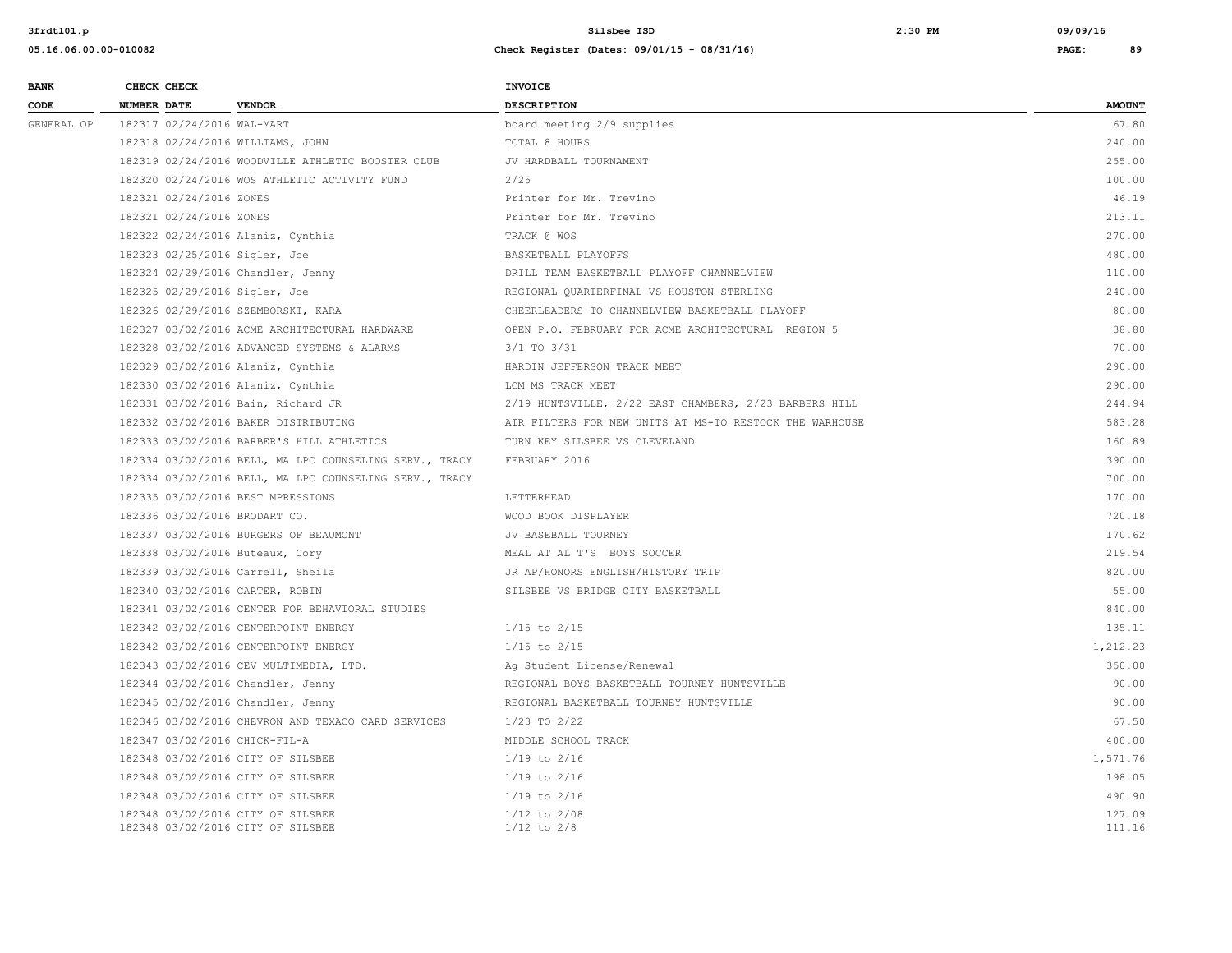| BANK CODE | CHECK NUMBER | CHECK DATE | VENDOR | INVOICE DESCRIPTION | AMOUNT |
|---|---|---|---|---|---|
| GENERAL OP | 182317 | 02/24/2016 | WAL-MART | board meeting 2/9 supplies | 67.80 |
| | 182318 | 02/24/2016 | WILLIAMS, JOHN | TOTAL 8 HOURS | 240.00 |
| | 182319 | 02/24/2016 | WOODVILLE ATHLETIC BOOSTER CLUB | JV HARDBALL TOURNAMENT | 255.00 |
| | 182320 | 02/24/2016 | WOS ATHLETIC ACTIVITY FUND | 2/25 | 100.00 |
| | 182321 | 02/24/2016 | ZONES | Printer for Mr. Trevino | 46.19 |
| | 182321 | 02/24/2016 | ZONES | Printer for Mr. Trevino | 213.11 |
| | 182322 | 02/24/2016 | Alaniz, Cynthia | TRACK @ WOS | 270.00 |
| | 182323 | 02/25/2016 | Sigler, Joe | BASKETBALL PLAYOFFS | 480.00 |
| | 182324 | 02/29/2016 | Chandler, Jenny | DRILL TEAM BASKETBALL PLAYOFF CHANNELVIEW | 110.00 |
| | 182325 | 02/29/2016 | Sigler, Joe | REGIONAL QUARTERFINAL VS HOUSTON STERLING | 240.00 |
| | 182326 | 02/29/2016 | SZEMBORSKI, KARA | CHEERLEADERS TO CHANNELVIEW BASKETBALL PLAYOFF | 80.00 |
| | 182327 | 03/02/2016 | ACME ARCHITECTURAL HARDWARE | OPEN P.O. FEBRUARY FOR ACME ARCHITECTURAL REGION 5 | 38.80 |
| | 182328 | 03/02/2016 | ADVANCED SYSTEMS & ALARMS | 3/1 TO 3/31 | 70.00 |
| | 182329 | 03/02/2016 | Alaniz, Cynthia | HARDIN JEFFERSON TRACK MEET | 290.00 |
| | 182330 | 03/02/2016 | Alaniz, Cynthia | LCM MS TRACK MEET | 290.00 |
| | 182331 | 03/02/2016 | Bain, Richard JR | 2/19 HUNTSVILLE, 2/22 EAST CHAMBERS, 2/23 BARBERS HILL | 244.94 |
| | 182332 | 03/02/2016 | BAKER DISTRIBUTING | AIR FILTERS FOR NEW UNITS AT MS-TO RESTOCK THE WARHOUSE | 583.28 |
| | 182333 | 03/02/2016 | BARBER'S HILL ATHLETICS | TURN KEY SILSBEE VS CLEVELAND | 160.89 |
| | 182334 | 03/02/2016 | BELL, MA LPC COUNSELING SERV., TRACY | FEBRUARY 2016 | 390.00 |
| | 182334 | 03/02/2016 | BELL, MA LPC COUNSELING SERV., TRACY | | 700.00 |
| | 182335 | 03/02/2016 | BEST MPRESSIONS | LETTERHEAD | 170.00 |
| | 182336 | 03/02/2016 | BRODART CO. | WOOD BOOK DISPLAYER | 720.18 |
| | 182337 | 03/02/2016 | BURGERS OF BEAUMONT | JV BASEBALL TOURNEY | 170.62 |
| | 182338 | 03/02/2016 | Buteaux, Cory | MEAL AT AL T'S BOYS SOCCER | 219.54 |
| | 182339 | 03/02/2016 | Carrell, Sheila | JR AP/HONORS ENGLISH/HISTORY TRIP | 820.00 |
| | 182340 | 03/02/2016 | CARTER, ROBIN | SILSBEE VS BRIDGE CITY BASKETBALL | 55.00 |
| | 182341 | 03/02/2016 | CENTER FOR BEHAVIORAL STUDIES | | 840.00 |
| | 182342 | 03/02/2016 | CENTERPOINT ENERGY | 1/15 to 2/15 | 135.11 |
| | 182342 | 03/02/2016 | CENTERPOINT ENERGY | 1/15 to 2/15 | 1,212.23 |
| | 182343 | 03/02/2016 | CEV MULTIMEDIA, LTD. | Ag Student License/Renewal | 350.00 |
| | 182344 | 03/02/2016 | Chandler, Jenny | REGIONAL BOYS BASKETBALL TOURNEY HUNTSVILLE | 90.00 |
| | 182345 | 03/02/2016 | Chandler, Jenny | REGIONAL BASKETBALL TOURNEY HUNTSVILLE | 90.00 |
| | 182346 | 03/02/2016 | CHEVRON AND TEXACO CARD SERVICES | 1/23 TO 2/22 | 67.50 |
| | 182347 | 03/02/2016 | CHICK-FIL-A | MIDDLE SCHOOL TRACK | 400.00 |
| | 182348 | 03/02/2016 | CITY OF SILSBEE | 1/19 to 2/16 | 1,571.76 |
| | 182348 | 03/02/2016 | CITY OF SILSBEE | 1/19 to 2/16 | 198.05 |
| | 182348 | 03/02/2016 | CITY OF SILSBEE | 1/19 to 2/16 | 490.90 |
| | 182348 | 03/02/2016 | CITY OF SILSBEE | 1/12 to 2/08 | 127.09 |
| | 182348 | 03/02/2016 | CITY OF SILSBEE | 1/12 to 2/8 | 111.16 |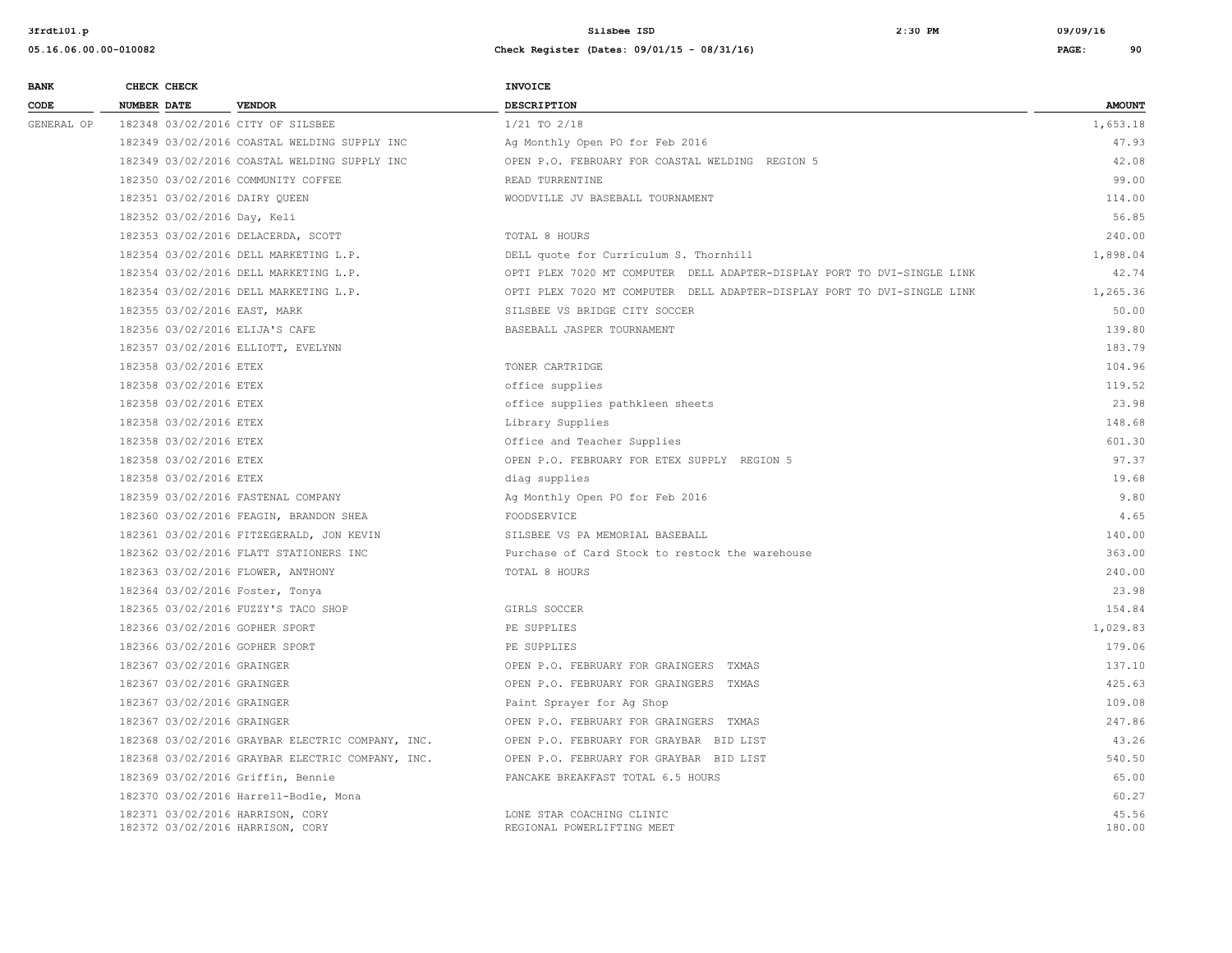| BANK CODE | CHECK NUMBER | CHECK DATE | VENDOR | INVOICE DESCRIPTION | AMOUNT |
|---|---|---|---|---|---|
| GENERAL OP | 182348 | 03/02/2016 | CITY OF SILSBEE | 1/21 TO 2/18 | 1,653.18 |
| | 182349 | 03/02/2016 | COASTAL WELDING SUPPLY INC | Ag Monthly Open PO for Feb 2016 | 47.93 |
| | 182349 | 03/02/2016 | COASTAL WELDING SUPPLY INC | OPEN P.O. FEBRUARY FOR COASTAL WELDING REGION 5 | 42.08 |
| | 182350 | 03/02/2016 | COMMUNITY COFFEE | READ TURRENTINE | 99.00 |
| | 182351 | 03/02/2016 | DAIRY QUEEN | WOODVILLE JV BASEBALL TOURNAMENT | 114.00 |
| | 182352 | 03/02/2016 | Day, Keli | | 56.85 |
| | 182353 | 03/02/2016 | DELACERDA, SCOTT | TOTAL 8 HOURS | 240.00 |
| | 182354 | 03/02/2016 | DELL MARKETING L.P. | DELL quote for Curriculum S. Thornhill | 1,898.04 |
| | 182354 | 03/02/2016 | DELL MARKETING L.P. | OPTI PLEX 7020 MT COMPUTER DELL ADAPTER-DISPLAY PORT TO DVI-SINGLE LINK | 42.74 |
| | 182354 | 03/02/2016 | DELL MARKETING L.P. | OPTI PLEX 7020 MT COMPUTER DELL ADAPTER-DISPLAY PORT TO DVI-SINGLE LINK | 1,265.36 |
| | 182355 | 03/02/2016 | EAST, MARK | SILSBEE VS BRIDGE CITY SOCCER | 50.00 |
| | 182356 | 03/02/2016 | ELIJA'S CAFE | BASEBALL JASPER TOURNAMENT | 139.80 |
| | 182357 | 03/02/2016 | ELLIOTT, EVELYNN | | 183.79 |
| | 182358 | 03/02/2016 | ETEX | TONER CARTRIDGE | 104.96 |
| | 182358 | 03/02/2016 | ETEX | office supplies | 119.52 |
| | 182358 | 03/02/2016 | ETEX | office supplies pathkleen sheets | 23.98 |
| | 182358 | 03/02/2016 | ETEX | Library Supplies | 148.68 |
| | 182358 | 03/02/2016 | ETEX | Office and Teacher Supplies | 601.30 |
| | 182358 | 03/02/2016 | ETEX | OPEN P.O. FEBRUARY FOR ETEX SUPPLY REGION 5 | 97.37 |
| | 182358 | 03/02/2016 | ETEX | diag supplies | 19.68 |
| | 182359 | 03/02/2016 | FASTENAL COMPANY | Ag Monthly Open PO for Feb 2016 | 9.80 |
| | 182360 | 03/02/2016 | FEAGIN, BRANDON SHEA | FOODSERVICE | 4.65 |
| | 182361 | 03/02/2016 | FITZEGERALD, JON KEVIN | SILSBEE VS PA MEMORIAL BASEBALL | 140.00 |
| | 182362 | 03/02/2016 | FLATT STATIONERS INC | Purchase of Card Stock to restock the warehouse | 363.00 |
| | 182363 | 03/02/2016 | FLOWER, ANTHONY | TOTAL 8 HOURS | 240.00 |
| | 182364 | 03/02/2016 | Foster, Tonya | | 23.98 |
| | 182365 | 03/02/2016 | FUZZY'S TACO SHOP | GIRLS SOCCER | 154.84 |
| | 182366 | 03/02/2016 | GOPHER SPORT | PE SUPPLIES | 1,029.83 |
| | 182366 | 03/02/2016 | GOPHER SPORT | PE SUPPLIES | 179.06 |
| | 182367 | 03/02/2016 | GRAINGER | OPEN P.O. FEBRUARY FOR GRAINGERS TXMAS | 137.10 |
| | 182367 | 03/02/2016 | GRAINGER | OPEN P.O. FEBRUARY FOR GRAINGERS TXMAS | 425.63 |
| | 182367 | 03/02/2016 | GRAINGER | Paint Sprayer for Ag Shop | 109.08 |
| | 182367 | 03/02/2016 | GRAINGER | OPEN P.O. FEBRUARY FOR GRAINGERS TXMAS | 247.86 |
| | 182368 | 03/02/2016 | GRAYBAR ELECTRIC COMPANY, INC. | OPEN P.O. FEBRUARY FOR GRAYBAR BID LIST | 43.26 |
| | 182368 | 03/02/2016 | GRAYBAR ELECTRIC COMPANY, INC. | OPEN P.O. FEBRUARY FOR GRAYBAR BID LIST | 540.50 |
| | 182369 | 03/02/2016 | Griffin, Bennie | PANCAKE BREAKFAST TOTAL 6.5 HOURS | 65.00 |
| | 182370 | 03/02/2016 | Harrell-Bodle, Mona | | 60.27 |
| | 182371 | 03/02/2016 | HARRISON, CORY | LONE STAR COACHING CLINIC | 45.56 |
| | 182372 | 03/02/2016 | HARRISON, CORY | REGIONAL POWERLIFTING MEET | 180.00 |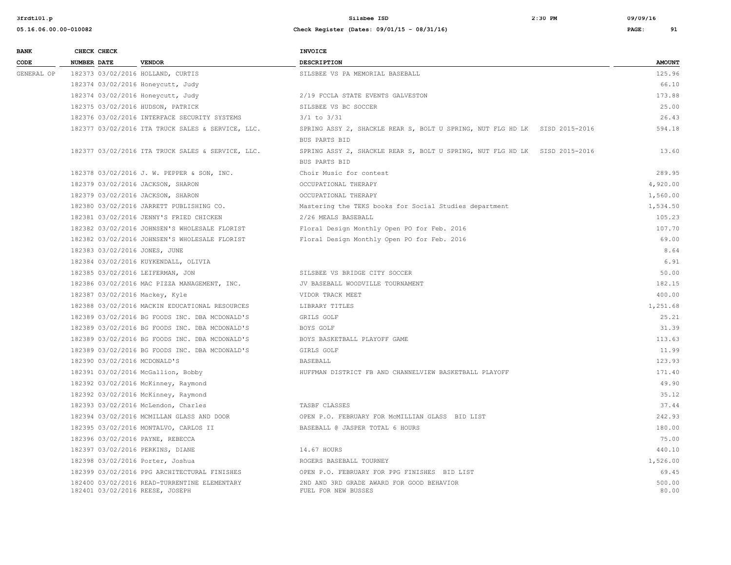| BANK CODE | CHECK NUMBER | CHECK DATE | VENDOR | INVOICE DESCRIPTION | AMOUNT |
|---|---|---|---|---|---|
| GENERAL OP | 182373 | 03/02/2016 | HOLLAND, CURTIS | SILSBEE VS PA MEMORIAL BASEBALL | 125.96 |
| | 182374 | 03/02/2016 | Honeycutt, Judy | | 66.10 |
| | 182374 | 03/02/2016 | Honeycutt, Judy | 2/19 FCCLA STATE EVENTS GALVESTON | 173.88 |
| | 182375 | 03/02/2016 | HUDSON, PATRICK | SILSBEE VS BC SOCCER | 25.00 |
| | 182376 | 03/02/2016 | INTERFACE SECURITY SYSTEMS | 3/1 to 3/31 | 26.43 |
| | 182377 | 03/02/2016 | ITA TRUCK SALES & SERVICE, LLC. | SPRING ASSY 2, SHACKLE REAR S, BOLT U SPRING, NUT FLG HD LK SISD 2015-2016 BUS PARTS BID | 594.18 |
| | 182377 | 03/02/2016 | ITA TRUCK SALES & SERVICE, LLC. | SPRING ASSY 2, SHACKLE REAR S, BOLT U SPRING, NUT FLG HD LK SISD 2015-2016 BUS PARTS BID | 13.60 |
| | 182378 | 03/02/2016 | J. W. PEPPER & SON, INC. | Choir Music for contest | 289.95 |
| | 182379 | 03/02/2016 | JACKSON, SHARON | OCCUPATIONAL THERAPY | 4,920.00 |
| | 182379 | 03/02/2016 | JACKSON, SHARON | OCCUPATIONAL THERAPY | 1,560.00 |
| | 182380 | 03/02/2016 | JARRETT PUBLISHING CO. | Mastering the TEKS books for Social Studies department | 1,534.50 |
| | 182381 | 03/02/2016 | JENNY'S FRIED CHICKEN | 2/26 MEALS BASEBALL | 105.23 |
| | 182382 | 03/02/2016 | JOHNSEN'S WHOLESALE FLORIST | Floral Design Monthly Open PO for Feb. 2016 | 107.70 |
| | 182382 | 03/02/2016 | JOHNSEN'S WHOLESALE FLORIST | Floral Design Monthly Open PO for Feb. 2016 | 69.00 |
| | 182383 | 03/02/2016 | JONES, JUNE | | 8.64 |
| | 182384 | 03/02/2016 | KUYKENDALL, OLIVIA | | 6.91 |
| | 182385 | 03/02/2016 | LEIFERMAN, JON | SILSBEE VS BRIDGE CITY SOCCER | 50.00 |
| | 182386 | 03/02/2016 | MAC PIZZA MANAGEMENT, INC. | JV BASEBALL WOODVILLE TOURNAMENT | 182.15 |
| | 182387 | 03/02/2016 | Mackey, Kyle | VIDOR TRACK MEET | 400.00 |
| | 182388 | 03/02/2016 | MACKIN EDUCATIONAL RESOURCES | LIBRARY TITLES | 1,251.68 |
| | 182389 | 03/02/2016 | BG FOODS INC. DBA MCDONALD'S | GRILS GOLF | 25.21 |
| | 182389 | 03/02/2016 | BG FOODS INC. DBA MCDONALD'S | BOYS GOLF | 31.39 |
| | 182389 | 03/02/2016 | BG FOODS INC. DBA MCDONALD'S | BOYS BASKETBALL PLAYOFF GAME | 113.63 |
| | 182389 | 03/02/2016 | BG FOODS INC. DBA MCDONALD'S | GIRLS GOLF | 11.99 |
| | 182390 | 03/02/2016 | MCDONALD'S | BASEBALL | 123.93 |
| | 182391 | 03/02/2016 | McGallion, Bobby | HUFFMAN DISTRICT FB AND CHANNELVIEW BASKETBALL PLAYOFF | 171.40 |
| | 182392 | 03/02/2016 | McKinney, Raymond | | 49.90 |
| | 182392 | 03/02/2016 | McKinney, Raymond | | 35.12 |
| | 182393 | 03/02/2016 | McLendon, Charles | TASBF CLASSES | 37.44 |
| | 182394 | 03/02/2016 | MCMILLAN GLASS AND DOOR | OPEN P.O. FEBRUARY FOR McMILLIAN GLASS BID LIST | 242.93 |
| | 182395 | 03/02/2016 | MONTALVO, CARLOS II | BASEBALL @ JASPER TOTAL 6 HOURS | 180.00 |
| | 182396 | 03/02/2016 | PAYNE, REBECCA | | 75.00 |
| | 182397 | 03/02/2016 | PERKINS, DIANE | 14.67 HOURS | 440.10 |
| | 182398 | 03/02/2016 | Porter, Joshua | ROGERS BASEBALL TOURNEY | 1,526.00 |
| | 182399 | 03/02/2016 | PPG ARCHITECTURAL FINISHES | OPEN P.O. FEBRUARY FOR PPG FINISHES BID LIST | 69.45 |
| | 182400 | 03/02/2016 | READ-TURRENTINE ELEMENTARY | 2ND AND 3RD GRADE AWARD FOR GOOD BEHAVIOR | 500.00 |
| | 182401 | 03/02/2016 | REESE, JOSEPH | FUEL FOR NEW BUSSES | 80.00 |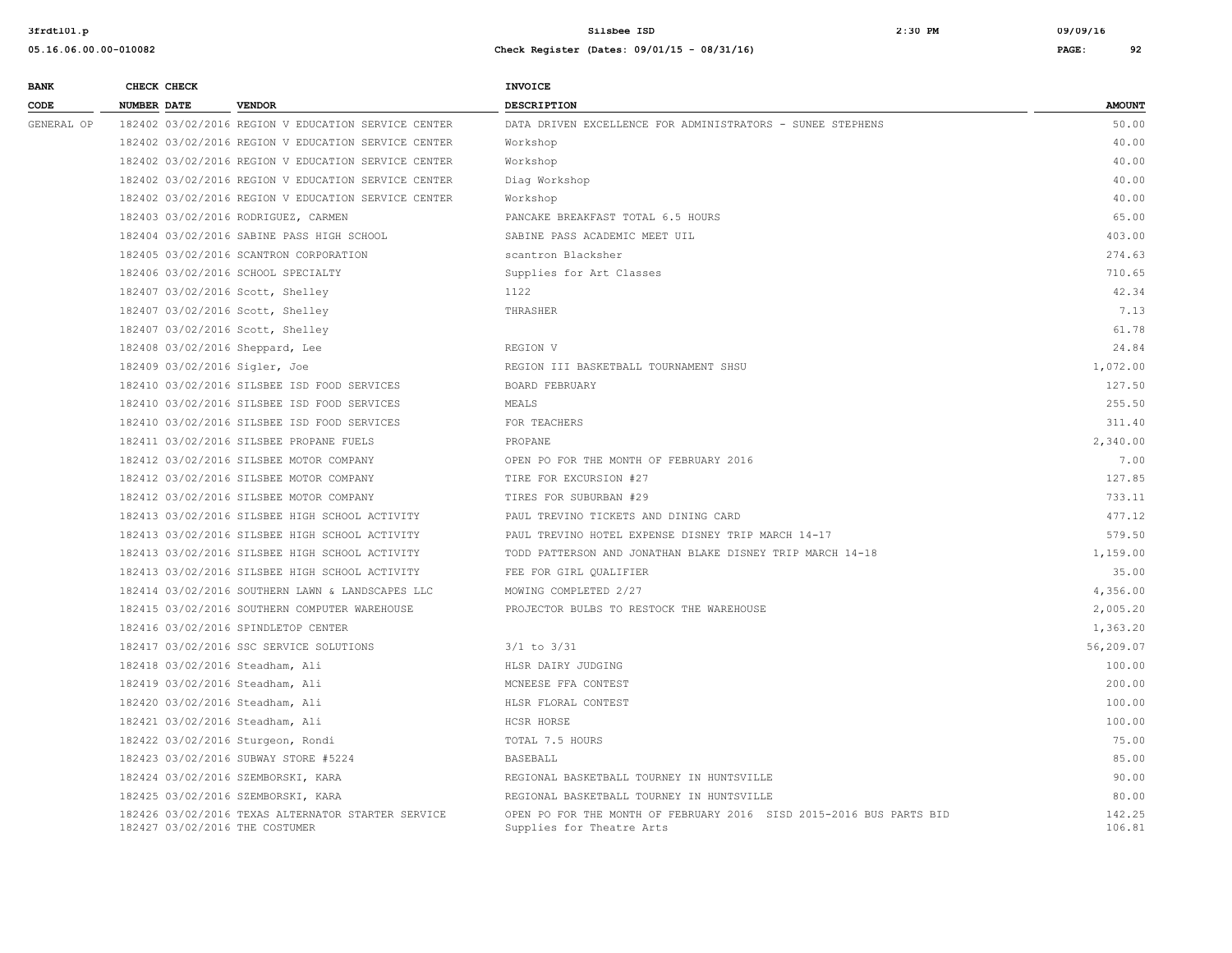| BANK CODE | CHECK NUMBER | CHECK DATE | VENDOR | INVOICE DESCRIPTION | AMOUNT |
|---|---|---|---|---|---|
| GENERAL OP | 182402 | 03/02/2016 | REGION V EDUCATION SERVICE CENTER | DATA DRIVEN EXCELLENCE FOR ADMINISTRATORS - SUNEE STEPHENS | 50.00 |
| | 182402 | 03/02/2016 | REGION V EDUCATION SERVICE CENTER | Workshop | 40.00 |
| | 182402 | 03/02/2016 | REGION V EDUCATION SERVICE CENTER | Workshop | 40.00 |
| | 182402 | 03/02/2016 | REGION V EDUCATION SERVICE CENTER | Diag Workshop | 40.00 |
| | 182402 | 03/02/2016 | REGION V EDUCATION SERVICE CENTER | Workshop | 40.00 |
| | 182403 | 03/02/2016 | RODRIGUEZ, CARMEN | PANCAKE BREAKFAST TOTAL 6.5 HOURS | 65.00 |
| | 182404 | 03/02/2016 | SABINE PASS HIGH SCHOOL | SABINE PASS ACADEMIC MEET UIL | 403.00 |
| | 182405 | 03/02/2016 | SCANTRON CORPORATION | scantron Blacksher | 274.63 |
| | 182406 | 03/02/2016 | SCHOOL SPECIALTY | Supplies for Art Classes | 710.65 |
| | 182407 | 03/02/2016 | Scott, Shelley | 1122 | 42.34 |
| | 182407 | 03/02/2016 | Scott, Shelley | THRASHER | 7.13 |
| | 182407 | 03/02/2016 | Scott, Shelley | | 61.78 |
| | 182408 | 03/02/2016 | Sheppard, Lee | REGION V | 24.84 |
| | 182409 | 03/02/2016 | Sigler, Joe | REGION III BASKETBALL TOURNAMENT SHSU | 1,072.00 |
| | 182410 | 03/02/2016 | SILSBEE ISD FOOD SERVICES | BOARD FEBRUARY | 127.50 |
| | 182410 | 03/02/2016 | SILSBEE ISD FOOD SERVICES | MEALS | 255.50 |
| | 182410 | 03/02/2016 | SILSBEE ISD FOOD SERVICES | FOR TEACHERS | 311.40 |
| | 182411 | 03/02/2016 | SILSBEE PROPANE FUELS | PROPANE | 2,340.00 |
| | 182412 | 03/02/2016 | SILSBEE MOTOR COMPANY | OPEN PO FOR THE MONTH OF FEBRUARY 2016 | 7.00 |
| | 182412 | 03/02/2016 | SILSBEE MOTOR COMPANY | TIRE FOR EXCURSION #27 | 127.85 |
| | 182412 | 03/02/2016 | SILSBEE MOTOR COMPANY | TIRES FOR SUBURBAN #29 | 733.11 |
| | 182413 | 03/02/2016 | SILSBEE HIGH SCHOOL ACTIVITY | PAUL TREVINO TICKETS AND DINING CARD | 477.12 |
| | 182413 | 03/02/2016 | SILSBEE HIGH SCHOOL ACTIVITY | PAUL TREVINO HOTEL EXPENSE DISNEY TRIP MARCH 14-17 | 579.50 |
| | 182413 | 03/02/2016 | SILSBEE HIGH SCHOOL ACTIVITY | TODD PATTERSON AND JONATHAN BLAKE DISNEY TRIP MARCH 14-18 | 1,159.00 |
| | 182413 | 03/02/2016 | SILSBEE HIGH SCHOOL ACTIVITY | FEE FOR GIRL QUALIFIER | 35.00 |
| | 182414 | 03/02/2016 | SOUTHERN LAWN & LANDSCAPES LLC | MOWING COMPLETED 2/27 | 4,356.00 |
| | 182415 | 03/02/2016 | SOUTHERN COMPUTER WAREHOUSE | PROJECTOR BULBS TO RESTOCK THE WAREHOUSE | 2,005.20 |
| | 182416 | 03/02/2016 | SPINDLETOP CENTER | | 1,363.20 |
| | 182417 | 03/02/2016 | SSC SERVICE SOLUTIONS | 3/1 to 3/31 | 56,209.07 |
| | 182418 | 03/02/2016 | Steadham, Ali | HLSR DAIRY JUDGING | 100.00 |
| | 182419 | 03/02/2016 | Steadham, Ali | MCNEESE FFA CONTEST | 200.00 |
| | 182420 | 03/02/2016 | Steadham, Ali | HLSR FLORAL CONTEST | 100.00 |
| | 182421 | 03/02/2016 | Steadham, Ali | HCSR HORSE | 100.00 |
| | 182422 | 03/02/2016 | Sturgeon, Rondi | TOTAL 7.5 HOURS | 75.00 |
| | 182423 | 03/02/2016 | SUBWAY STORE #5224 | BASEBALL | 85.00 |
| | 182424 | 03/02/2016 | SZEMBORSKI, KARA | REGIONAL BASKETBALL TOURNEY IN HUNTSVILLE | 90.00 |
| | 182425 | 03/02/2016 | SZEMBORSKI, KARA | REGIONAL BASKETBALL TOURNEY IN HUNTSVILLE | 80.00 |
| | 182426 | 03/02/2016 | TEXAS ALTERNATOR STARTER SERVICE | OPEN PO FOR THE MONTH OF FEBRUARY 2016 SISD 2015-2016 BUS PARTS BID | 142.25 |
| | 182427 | 03/02/2016 | THE COSTUMER | Supplies for Theatre Arts | 106.81 |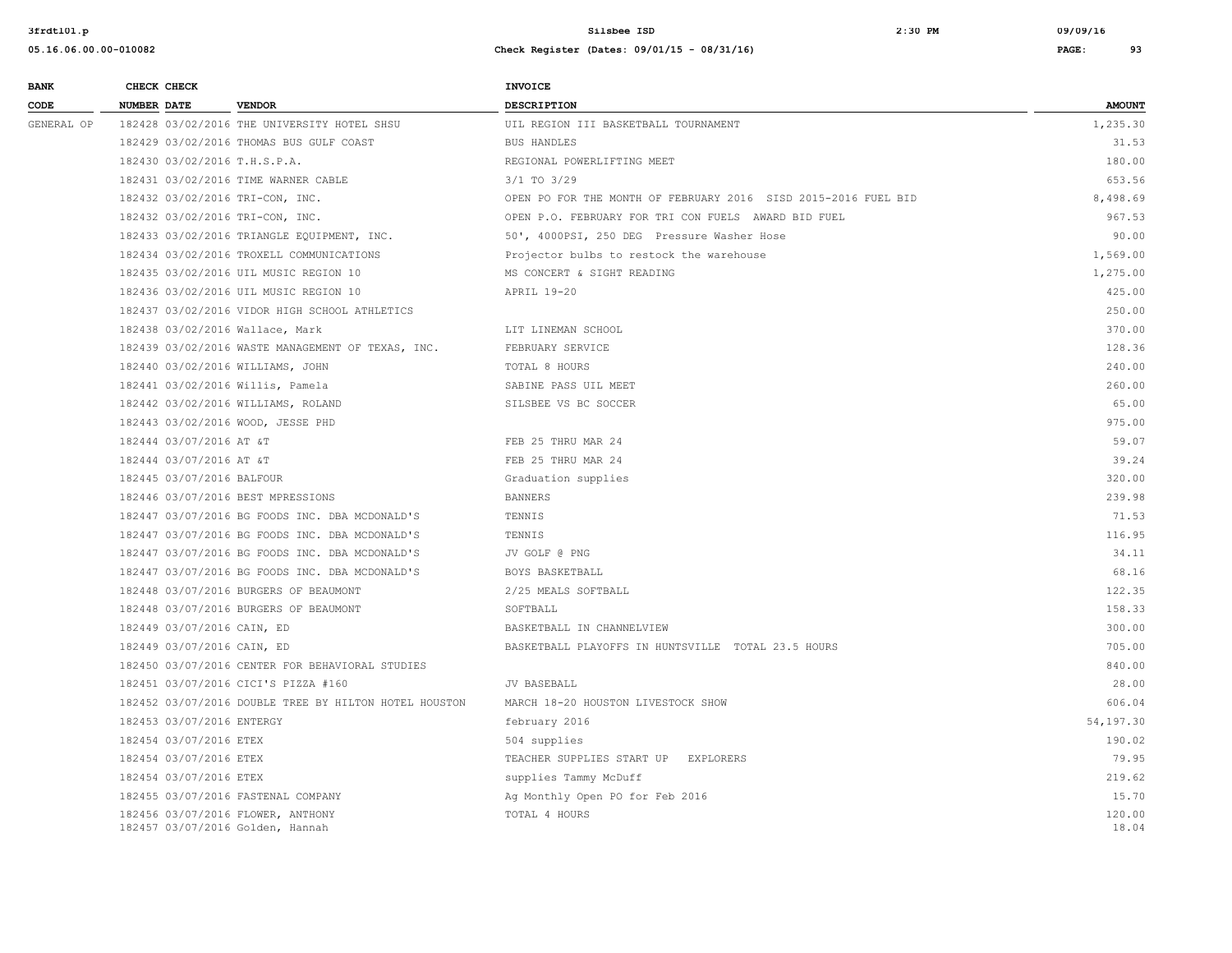| BANK CODE | CHECK NUMBER | CHECK DATE | VENDOR | INVOICE DESCRIPTION | AMOUNT |
|---|---|---|---|---|---|
| GENERAL OP | 182428 | 03/02/2016 | THE UNIVERSITY HOTEL SHSU | UIL REGION III BASKETBALL TOURNAMENT | 1,235.30 |
| | 182429 | 03/02/2016 | THOMAS BUS GULF COAST | BUS HANDLES | 31.53 |
| | 182430 | 03/02/2016 | T.H.S.P.A. | REGIONAL POWERLIFTING MEET | 180.00 |
| | 182431 | 03/02/2016 | TIME WARNER CABLE | 3/1 TO 3/29 | 653.56 |
| | 182432 | 03/02/2016 | TRI-CON, INC. | OPEN PO FOR THE MONTH OF FEBRUARY 2016 SISD 2015-2016 FUEL BID | 8,498.69 |
| | 182432 | 03/02/2016 | TRI-CON, INC. | OPEN P.O. FEBRUARY FOR TRI CON FUELS AWARD BID FUEL | 967.53 |
| | 182433 | 03/02/2016 | TRIANGLE EQUIPMENT, INC. | 50', 4000PSI, 250 DEG Pressure Washer Hose | 90.00 |
| | 182434 | 03/02/2016 | TROXELL COMMUNICATIONS | Projector bulbs to restock the warehouse | 1,569.00 |
| | 182435 | 03/02/2016 | UIL MUSIC REGION 10 | MS CONCERT & SIGHT READING | 1,275.00 |
| | 182436 | 03/02/2016 | UIL MUSIC REGION 10 | APRIL 19-20 | 425.00 |
| | 182437 | 03/02/2016 | VIDOR HIGH SCHOOL ATHLETICS | | 250.00 |
| | 182438 | 03/02/2016 | Wallace, Mark | LIT LINEMAN SCHOOL | 370.00 |
| | 182439 | 03/02/2016 | WASTE MANAGEMENT OF TEXAS, INC. | FEBRUARY SERVICE | 128.36 |
| | 182440 | 03/02/2016 | WILLIAMS, JOHN | TOTAL 8 HOURS | 240.00 |
| | 182441 | 03/02/2016 | Willis, Pamela | SABINE PASS UIL MEET | 260.00 |
| | 182442 | 03/02/2016 | WILLIAMS, ROLAND | SILSBEE VS BC SOCCER | 65.00 |
| | 182443 | 03/02/2016 | WOOD, JESSE PHD | | 975.00 |
| | 182444 | 03/07/2016 | AT &T | FEB 25 THRU MAR 24 | 59.07 |
| | 182444 | 03/07/2016 | AT &T | FEB 25 THRU MAR 24 | 39.24 |
| | 182445 | 03/07/2016 | BALFOUR | Graduation supplies | 320.00 |
| | 182446 | 03/07/2016 | BEST MPRESSIONS | BANNERS | 239.98 |
| | 182447 | 03/07/2016 | BG FOODS INC. DBA MCDONALD'S | TENNIS | 71.53 |
| | 182447 | 03/07/2016 | BG FOODS INC. DBA MCDONALD'S | TENNIS | 116.95 |
| | 182447 | 03/07/2016 | BG FOODS INC. DBA MCDONALD'S | JV GOLF @ PNG | 34.11 |
| | 182447 | 03/07/2016 | BG FOODS INC. DBA MCDONALD'S | BOYS BASKETBALL | 68.16 |
| | 182448 | 03/07/2016 | BURGERS OF BEAUMONT | 2/25 MEALS SOFTBALL | 122.35 |
| | 182448 | 03/07/2016 | BURGERS OF BEAUMONT | SOFTBALL | 158.33 |
| | 182449 | 03/07/2016 | CAIN, ED | BASKETBALL IN CHANNELVIEW | 300.00 |
| | 182449 | 03/07/2016 | CAIN, ED | BASKETBALL PLAYOFFS IN HUNTSVILLE TOTAL 23.5 HOURS | 705.00 |
| | 182450 | 03/07/2016 | CENTER FOR BEHAVIORAL STUDIES | | 840.00 |
| | 182451 | 03/07/2016 | CICI'S PIZZA #160 | JV BASEBALL | 28.00 |
| | 182452 | 03/07/2016 | DOUBLE TREE BY HILTON HOTEL HOUSTON | MARCH 18-20 HOUSTON LIVESTOCK SHOW | 606.04 |
| | 182453 | 03/07/2016 | ENTERGY | february 2016 | 54,197.30 |
| | 182454 | 03/07/2016 | ETEX | 504 supplies | 190.02 |
| | 182454 | 03/07/2016 | ETEX | TEACHER SUPPLIES START UP EXPLORERS | 79.95 |
| | 182454 | 03/07/2016 | ETEX | supplies Tammy McDuff | 219.62 |
| | 182455 | 03/07/2016 | FASTENAL COMPANY | Ag Monthly Open PO for Feb 2016 | 15.70 |
| | 182456 | 03/07/2016 | FLOWER, ANTHONY | TOTAL 4 HOURS | 120.00 |
| | 182457 | 03/07/2016 | Golden, Hannah | | 18.04 |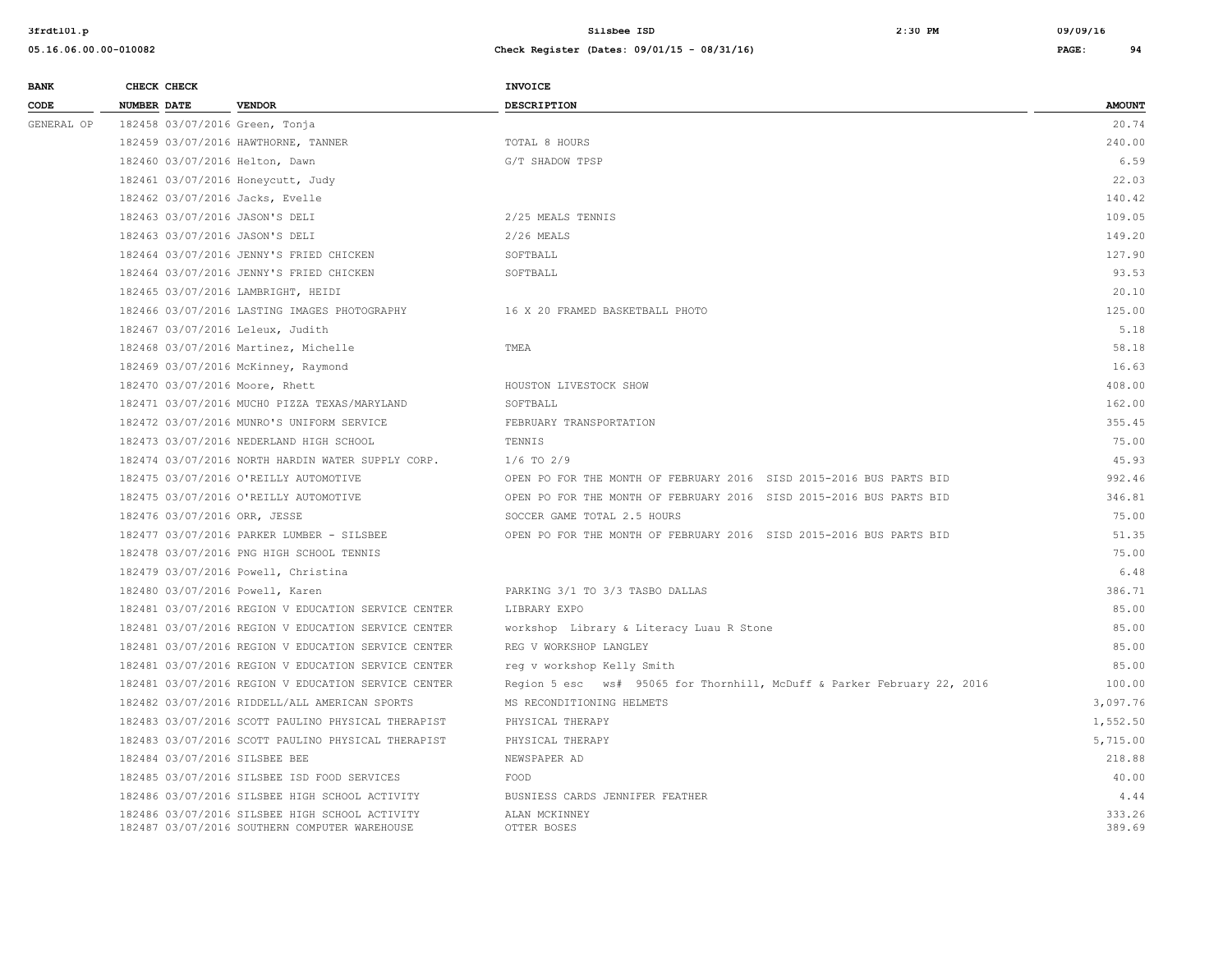| BANK CODE | CHECK NUMBER | CHECK DATE | VENDOR | INVOICE DESCRIPTION | AMOUNT |
|---|---|---|---|---|---|
| GENERAL OP | 182458 | 03/07/2016 | Green, Tonja | | 20.74 |
| | 182459 | 03/07/2016 | HAWTHORNE, TANNER | TOTAL 8 HOURS | 240.00 |
| | 182460 | 03/07/2016 | Helton, Dawn | G/T SHADOW TPSP | 6.59 |
| | 182461 | 03/07/2016 | Honeycutt, Judy | | 22.03 |
| | 182462 | 03/07/2016 | Jacks, Evelle | | 140.42 |
| | 182463 | 03/07/2016 | JASON'S DELI | 2/25 MEALS TENNIS | 109.05 |
| | 182463 | 03/07/2016 | JASON'S DELI | 2/26 MEALS | 149.20 |
| | 182464 | 03/07/2016 | JENNY'S FRIED CHICKEN | SOFTBALL | 127.90 |
| | 182464 | 03/07/2016 | JENNY'S FRIED CHICKEN | SOFTBALL | 93.53 |
| | 182465 | 03/07/2016 | LAMBRIGHT, HEIDI | | 20.10 |
| | 182466 | 03/07/2016 | LASTING IMAGES PHOTOGRAPHY | 16 X 20 FRAMED BASKETBALL PHOTO | 125.00 |
| | 182467 | 03/07/2016 | Leleux, Judith | | 5.18 |
| | 182468 | 03/07/2016 | Martinez, Michelle | TMEA | 58.18 |
| | 182469 | 03/07/2016 | McKinney, Raymond | | 16.63 |
| | 182470 | 03/07/2016 | Moore, Rhett | HOUSTON LIVESTOCK SHOW | 408.00 |
| | 182471 | 03/07/2016 | MUCH0 PIZZA TEXAS/MARYLAND | SOFTBALL | 162.00 |
| | 182472 | 03/07/2016 | MUNRO'S UNIFORM SERVICE | FEBRUARY TRANSPORTATION | 355.45 |
| | 182473 | 03/07/2016 | NEDERLAND HIGH SCHOOL | TENNIS | 75.00 |
| | 182474 | 03/07/2016 | NORTH HARDIN WATER SUPPLY CORP. | 1/6 TO 2/9 | 45.93 |
| | 182475 | 03/07/2016 | O'REILLY AUTOMOTIVE | OPEN PO FOR THE MONTH OF FEBRUARY 2016 SISD 2015-2016 BUS PARTS BID | 992.46 |
| | 182475 | 03/07/2016 | O'REILLY AUTOMOTIVE | OPEN PO FOR THE MONTH OF FEBRUARY 2016 SISD 2015-2016 BUS PARTS BID | 346.81 |
| | 182476 | 03/07/2016 | ORR, JESSE | SOCCER GAME TOTAL 2.5 HOURS | 75.00 |
| | 182477 | 03/07/2016 | PARKER LUMBER - SILSBEE | OPEN PO FOR THE MONTH OF FEBRUARY 2016 SISD 2015-2016 BUS PARTS BID | 51.35 |
| | 182478 | 03/07/2016 | PNG HIGH SCHOOL TENNIS | | 75.00 |
| | 182479 | 03/07/2016 | Powell, Christina | | 6.48 |
| | 182480 | 03/07/2016 | Powell, Karen | PARKING 3/1 TO 3/3 TASBO DALLAS | 386.71 |
| | 182481 | 03/07/2016 | REGION V EDUCATION SERVICE CENTER | LIBRARY EXPO | 85.00 |
| | 182481 | 03/07/2016 | REGION V EDUCATION SERVICE CENTER | workshop Library & Literacy Luau R Stone | 85.00 |
| | 182481 | 03/07/2016 | REGION V EDUCATION SERVICE CENTER | REG V WORKSHOP LANGLEY | 85.00 |
| | 182481 | 03/07/2016 | REGION V EDUCATION SERVICE CENTER | reg v workshop Kelly Smith | 85.00 |
| | 182481 | 03/07/2016 | REGION V EDUCATION SERVICE CENTER | Region 5 esc ws# 95065 for Thornhill, McDuff & Parker February 22, 2016 | 100.00 |
| | 182482 | 03/07/2016 | RIDDELL/ALL AMERICAN SPORTS | MS RECONDITIONING HELMETS | 3,097.76 |
| | 182483 | 03/07/2016 | SCOTT PAULINO PHYSICAL THERAPIST | PHYSICAL THERAPY | 1,552.50 |
| | 182483 | 03/07/2016 | SCOTT PAULINO PHYSICAL THERAPIST | PHYSICAL THERAPY | 5,715.00 |
| | 182484 | 03/07/2016 | SILSBEE BEE | NEWSPAPER AD | 218.88 |
| | 182485 | 03/07/2016 | SILSBEE ISD FOOD SERVICES | FOOD | 40.00 |
| | 182486 | 03/07/2016 | SILSBEE HIGH SCHOOL ACTIVITY | BUSNIESS CARDS JENNIFER FEATHER | 4.44 |
| | 182486 | 03/07/2016 | SILSBEE HIGH SCHOOL ACTIVITY | ALAN MCKINNEY | 333.26 |
| | 182487 | 03/07/2016 | SOUTHERN COMPUTER WAREHOUSE | OTTER BOSES | 389.69 |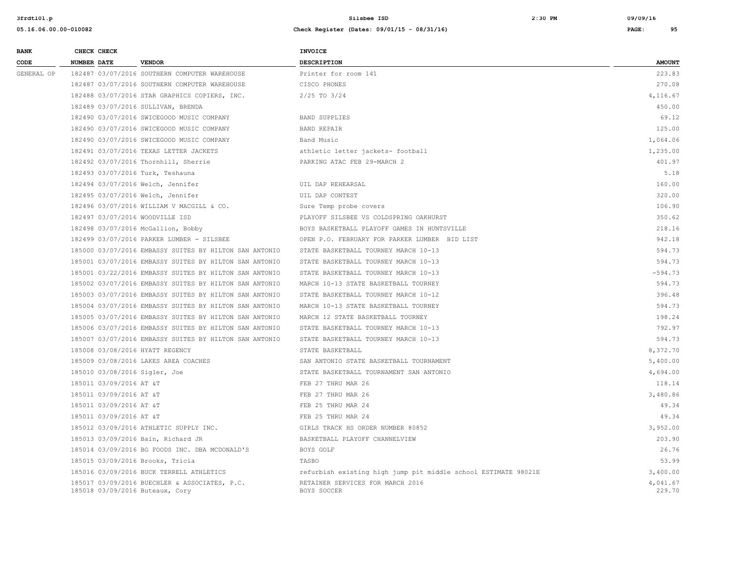| BANK CODE | CHECK NUMBER | CHECK DATE | VENDOR | INVOICE DESCRIPTION | AMOUNT |
|---|---|---|---|---|---|
| GENERAL OP | 182487 | 03/07/2016 | SOUTHERN COMPUTER WAREHOUSE | Printer for room 141 | 223.83 |
| | 182487 | 03/07/2016 | SOUTHERN COMPUTER WAREHOUSE | CISCO PHONES | 270.08 |
| | 182488 | 03/07/2016 | STAR GRAPHICS COPIERS, INC. | 2/25 TO 3/24 | 4,116.67 |
| | 182489 | 03/07/2016 | SULLIVAN, BRENDA | | 450.00 |
| | 182490 | 03/07/2016 | SWICEGOOD MUSIC COMPANY | BAND SUPPLIES | 69.12 |
| | 182490 | 03/07/2016 | SWICEGOOD MUSIC COMPANY | BAND REPAIR | 125.00 |
| | 182490 | 03/07/2016 | SWICEGOOD MUSIC COMPANY | Band Music | 1,064.06 |
| | 182491 | 03/07/2016 | TEXAS LETTER JACKETS | athletic letter jackets- football | 1,235.00 |
| | 182492 | 03/07/2016 | Thornhill, Sherrie | PARKING ATAC FEB 29-MARCH 2 | 401.97 |
| | 182493 | 03/07/2016 | Turk, Teshauna | | 5.18 |
| | 182494 | 03/07/2016 | Welch, Jennifer | UIL DAP REHEARSAL | 160.00 |
| | 182495 | 03/07/2016 | Welch, Jennifer | UIL DAP CONTEST | 320.00 |
| | 182496 | 03/07/2016 | WILLIAM V MACGILL & CO. | Sure Temp probe covers | 106.90 |
| | 182497 | 03/07/2016 | WOODVILLE ISD | PLAYOFF SILSBEE VS COLDSPRING OAKHURST | 350.62 |
| | 182498 | 03/07/2016 | McGallion, Bobby | BOYS BASKETBALL PLAYOFF GAMES IN HUNTSVILLE | 218.16 |
| | 182499 | 03/07/2016 | PARKER LUMBER - SILSBEE | OPEN P.O. FEBRUARY FOR PARKER LUMBER BID LIST | 942.18 |
| | 185000 | 03/07/2016 | EMBASSY SUITES BY HILTON SAN ANTONIO | STATE BASKETBALL TOURNEY MARCH 10-13 | 594.73 |
| | 185001 | 03/07/2016 | EMBASSY SUITES BY HILTON SAN ANTONIO | STATE BASKETBALL TOURNEY MARCH 10-13 | 594.73 |
| | 185001 | 03/22/2016 | EMBASSY SUITES BY HILTON SAN ANTONIO | STATE BASKETBALL TOURNEY MARCH 10-13 | -594.73 |
| | 185002 | 03/07/2016 | EMBASSY SUITES BY HILTON SAN ANTONIO | MARCH 10-13 STATE BASKETBALL TOURNEY | 594.73 |
| | 185003 | 03/07/2016 | EMBASSY SUITES BY HILTON SAN ANTONIO | STATE BASKETBALL TOURNEY MARCH 10-12 | 396.48 |
| | 185004 | 03/07/2016 | EMBASSY SUITES BY HILTON SAN ANTONIO | MARCH 10-13 STATE BASKETBALL TOURNEY | 594.73 |
| | 185005 | 03/07/2016 | EMBASSY SUITES BY HILTON SAN ANTONIO | MARCH 12 STATE BASKETBALL TOURNEY | 198.24 |
| | 185006 | 03/07/2016 | EMBASSY SUITES BY HILTON SAN ANTONIO | STATE BASKETBALL TOURNEY MARCH 10-13 | 792.97 |
| | 185007 | 03/07/2016 | EMBASSY SUITES BY HILTON SAN ANTONIO | STATE BASKETBALL TOURNEY MARCH 10-13 | 594.73 |
| | 185008 | 03/08/2016 | HYATT REGENCY | STATE BASKETBALL | 8,372.70 |
| | 185009 | 03/08/2016 | LAKES AREA COACHES | SAN ANTONIO STATE BASKETBALL TOURNAMENT | 5,400.00 |
| | 185010 | 03/08/2016 | Sigler, Joe | STATE BASKETBALL TOURNAMENT SAN ANTONIO | 4,694.00 |
| | 185011 | 03/09/2016 | AT &T | FEB 27 THRU MAR 26 | 118.14 |
| | 185011 | 03/09/2016 | AT &T | FEB 27 THRU MAR 26 | 3,480.86 |
| | 185011 | 03/09/2016 | AT &T | FEB 25 THRU MAR 24 | 49.34 |
| | 185011 | 03/09/2016 | AT &T | FEB 25 THRU MAR 24 | 49.34 |
| | 185012 | 03/09/2016 | ATHLETIC SUPPLY INC. | GIRLS TRACK HS ORDER NUMBER 80852 | 3,952.00 |
| | 185013 | 03/09/2016 | Bain, Richard JR | BASKETBALL PLAYOFF CHANNELVIEW | 203.90 |
| | 185014 | 03/09/2016 | BG FOODS INC. DBA MCDONALD'S | BOYS GOLF | 26.76 |
| | 185015 | 03/09/2016 | Brooks, Tricia | TASBO | 53.99 |
| | 185016 | 03/09/2016 | BUCK TERRELL ATHLETICS | refurbish existing high jump pit middle school ESTIMATE 98021E | 3,400.00 |
| | 185017 | 03/09/2016 | BUECHLER & ASSOCIATES, P.C. | RETAINER SERVICES FOR MARCH 2016 | 4,041.67 |
| | 185018 | 03/09/2016 | Buteaux, Cory | BOYS SOCCER | 229.70 |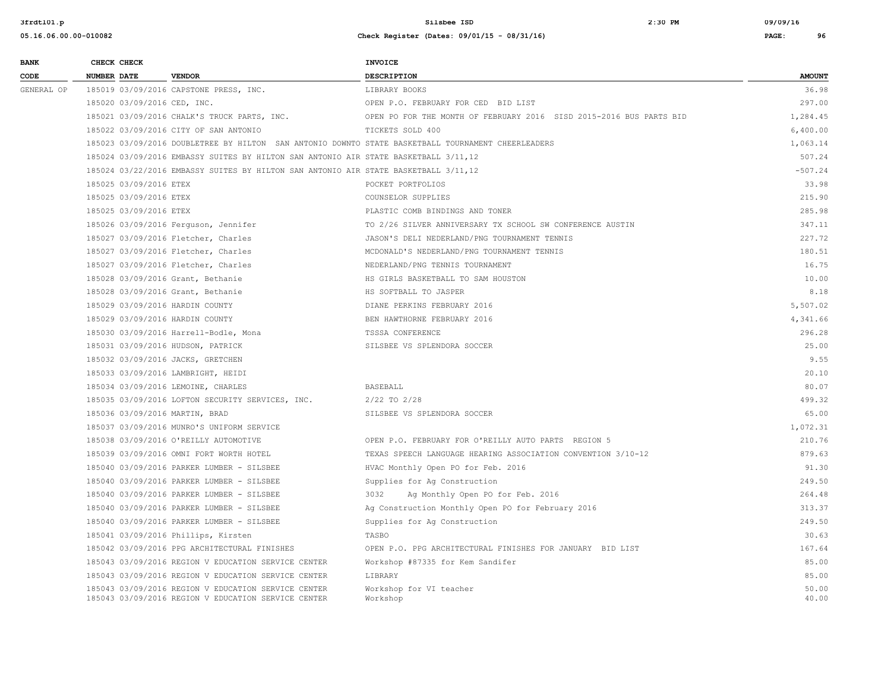| BANK CODE | CHECK NUMBER | CHECK DATE | VENDOR | INVOICE DESCRIPTION | AMOUNT |
|---|---|---|---|---|---|
| GENERAL OP | 185019 | 03/09/2016 | CAPSTONE PRESS, INC. | LIBRARY BOOKS | 36.98 |
| | 185020 | 03/09/2016 | CED, INC. | OPEN P.O. FEBRUARY FOR CED BID LIST | 297.00 |
| | 185021 | 03/09/2016 | CHALK'S TRUCK PARTS, INC. | OPEN PO FOR THE MONTH OF FEBRUARY 2016 SISD 2015-2016 BUS PARTS BID | 1,284.45 |
| | 185022 | 03/09/2016 | CITY OF SAN ANTONIO | TICKETS SOLD 400 | 6,400.00 |
| | 185023 | 03/09/2016 | DOUBLETREE BY HILTON SAN ANTONIO DOWNTO | STATE BASKETBALL TOURNAMENT CHEERLEADERS | 1,063.14 |
| | 185024 | 03/09/2016 | EMBASSY SUITES BY HILTON SAN ANTONIO AIR | STATE BASKETBALL 3/11,12 | 507.24 |
| | 185024 | 03/22/2016 | EMBASSY SUITES BY HILTON SAN ANTONIO AIR | STATE BASKETBALL 3/11,12 | -507.24 |
| | 185025 | 03/09/2016 | ETEX | POCKET PORTFOLIOS | 33.98 |
| | 185025 | 03/09/2016 | ETEX | COUNSELOR SUPPLIES | 215.90 |
| | 185025 | 03/09/2016 | ETEX | PLASTIC COMB BINDINGS AND TONER | 285.98 |
| | 185026 | 03/09/2016 | Ferguson, Jennifer | TO 2/26 SILVER ANNIVERSARY TX SCHOOL SW CONFERENCE AUSTIN | 347.11 |
| | 185027 | 03/09/2016 | Fletcher, Charles | JASON'S DELI NEDERLAND/PNG TOURNAMENT TENNIS | 227.72 |
| | 185027 | 03/09/2016 | Fletcher, Charles | MCDONALD'S NEDERLAND/PNG TOURNAMENT TENNIS | 180.51 |
| | 185027 | 03/09/2016 | Fletcher, Charles | NEDERLAND/PNG TENNIS TOURNAMENT | 16.75 |
| | 185028 | 03/09/2016 | Grant, Bethanie | HS GIRLS BASKETBALL TO SAM HOUSTON | 10.00 |
| | 185028 | 03/09/2016 | Grant, Bethanie | HS SOFTBALL TO JASPER | 8.18 |
| | 185029 | 03/09/2016 | HARDIN COUNTY | DIANE PERKINS FEBRUARY 2016 | 5,507.02 |
| | 185029 | 03/09/2016 | HARDIN COUNTY | BEN HAWTHORNE FEBRUARY 2016 | 4,341.66 |
| | 185030 | 03/09/2016 | Harrell-Bodle, Mona | TSSSA CONFERENCE | 296.28 |
| | 185031 | 03/09/2016 | HUDSON, PATRICK | SILSBEE VS SPLENDORA SOCCER | 25.00 |
| | 185032 | 03/09/2016 | JACKS, GRETCHEN | | 9.55 |
| | 185033 | 03/09/2016 | LAMBRIGHT, HEIDI | | 20.10 |
| | 185034 | 03/09/2016 | LEMOINE, CHARLES | BASEBALL | 80.07 |
| | 185035 | 03/09/2016 | LOFTON SECURITY SERVICES, INC. | 2/22 TO 2/28 | 499.32 |
| | 185036 | 03/09/2016 | MARTIN, BRAD | SILSBEE VS SPLENDORA SOCCER | 65.00 |
| | 185037 | 03/09/2016 | MUNRO'S UNIFORM SERVICE | | 1,072.31 |
| | 185038 | 03/09/2016 | O'REILLY AUTOMOTIVE | OPEN P.O. FEBRUARY FOR O'REILLY AUTO PARTS REGION 5 | 210.76 |
| | 185039 | 03/09/2016 | OMNI FORT WORTH HOTEL | TEXAS SPEECH LANGUAGE HEARING ASSOCIATION CONVENTION 3/10-12 | 879.63 |
| | 185040 | 03/09/2016 | PARKER LUMBER - SILSBEE | HVAC Monthly Open PO for Feb. 2016 | 91.30 |
| | 185040 | 03/09/2016 | PARKER LUMBER - SILSBEE | Supplies for Ag Construction | 249.50 |
| | 185040 | 03/09/2016 | PARKER LUMBER - SILSBEE | 3032 Ag Monthly Open PO for Feb. 2016 | 264.48 |
| | 185040 | 03/09/2016 | PARKER LUMBER - SILSBEE | Ag Construction Monthly Open PO for February 2016 | 313.37 |
| | 185040 | 03/09/2016 | PARKER LUMBER - SILSBEE | Supplies for Ag Construction | 249.50 |
| | 185041 | 03/09/2016 | Phillips, Kirsten | TASBO | 30.63 |
| | 185042 | 03/09/2016 | PPG ARCHITECTURAL FINISHES | OPEN P.O. PPG ARCHITECTURAL FINISHES FOR JANUARY BID LIST | 167.64 |
| | 185043 | 03/09/2016 | REGION V EDUCATION SERVICE CENTER | Workshop #87335 for Kem Sandifer | 85.00 |
| | 185043 | 03/09/2016 | REGION V EDUCATION SERVICE CENTER | LIBRARY | 85.00 |
| | 185043 | 03/09/2016 | REGION V EDUCATION SERVICE CENTER | Workshop for VI teacher | 50.00 |
| | 185043 | 03/09/2016 | REGION V EDUCATION SERVICE CENTER | Workshop | 40.00 |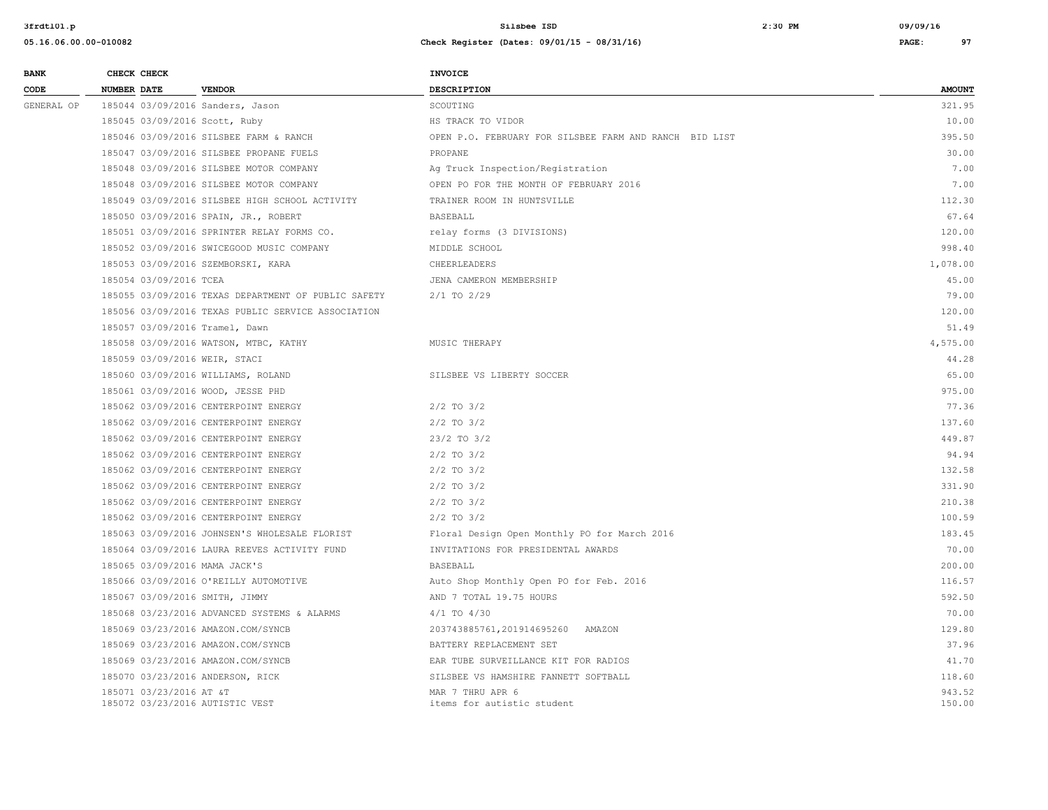| BANK CODE | CHECK NUMBER | CHECK DATE | VENDOR | INVOICE DESCRIPTION | AMOUNT |
|---|---|---|---|---|---|
| GENERAL OP | 185044 | 03/09/2016 | Sanders, Jason | SCOUTING | 321.95 |
| | 185045 | 03/09/2016 | Scott, Ruby | HS TRACK TO VIDOR | 10.00 |
| | 185046 | 03/09/2016 | SILSBEE FARM & RANCH | OPEN P.O. FEBRUARY FOR SILSBEE FARM AND RANCH BID LIST | 395.50 |
| | 185047 | 03/09/2016 | SILSBEE PROPANE FUELS | PROPANE | 30.00 |
| | 185048 | 03/09/2016 | SILSBEE MOTOR COMPANY | Ag Truck Inspection/Registration | 7.00 |
| | 185048 | 03/09/2016 | SILSBEE MOTOR COMPANY | OPEN PO FOR THE MONTH OF FEBRUARY 2016 | 7.00 |
| | 185049 | 03/09/2016 | SILSBEE HIGH SCHOOL ACTIVITY | TRAINER ROOM IN HUNTSVILLE | 112.30 |
| | 185050 | 03/09/2016 | SPAIN, JR., ROBERT | BASEBALL | 67.64 |
| | 185051 | 03/09/2016 | SPRINTER RELAY FORMS CO. | relay forms (3 DIVISIONS) | 120.00 |
| | 185052 | 03/09/2016 | SWICEGOOD MUSIC COMPANY | MIDDLE SCHOOL | 998.40 |
| | 185053 | 03/09/2016 | SZEMBORSKI, KARA | CHEERLEADERS | 1,078.00 |
| | 185054 | 03/09/2016 | TCEA | JENA CAMERON MEMBERSHIP | 45.00 |
| | 185055 | 03/09/2016 | TEXAS DEPARTMENT OF PUBLIC SAFETY | 2/1 TO 2/29 | 79.00 |
| | 185056 | 03/09/2016 | TEXAS PUBLIC SERVICE ASSOCIATION | | 120.00 |
| | 185057 | 03/09/2016 | Tramel, Dawn | | 51.49 |
| | 185058 | 03/09/2016 | WATSON, MTBC, KATHY | MUSIC THERAPY | 4,575.00 |
| | 185059 | 03/09/2016 | WEIR, STACI | | 44.28 |
| | 185060 | 03/09/2016 | WILLIAMS, ROLAND | SILSBEE VS LIBERTY SOCCER | 65.00 |
| | 185061 | 03/09/2016 | WOOD, JESSE PHD | | 975.00 |
| | 185062 | 03/09/2016 | CENTERPOINT ENERGY | 2/2 TO 3/2 | 77.36 |
| | 185062 | 03/09/2016 | CENTERPOINT ENERGY | 2/2 TO 3/2 | 137.60 |
| | 185062 | 03/09/2016 | CENTERPOINT ENERGY | 23/2 TO 3/2 | 449.87 |
| | 185062 | 03/09/2016 | CENTERPOINT ENERGY | 2/2 TO 3/2 | 94.94 |
| | 185062 | 03/09/2016 | CENTERPOINT ENERGY | 2/2 TO 3/2 | 132.58 |
| | 185062 | 03/09/2016 | CENTERPOINT ENERGY | 2/2 TO 3/2 | 331.90 |
| | 185062 | 03/09/2016 | CENTERPOINT ENERGY | 2/2 TO 3/2 | 210.38 |
| | 185062 | 03/09/2016 | CENTERPOINT ENERGY | 2/2 TO 3/2 | 100.59 |
| | 185063 | 03/09/2016 | JOHNSEN'S WHOLESALE FLORIST | Floral Design Open Monthly PO for March 2016 | 183.45 |
| | 185064 | 03/09/2016 | LAURA REEVES ACTIVITY FUND | INVITATIONS FOR PRESIDENTAL AWARDS | 70.00 |
| | 185065 | 03/09/2016 | MAMA JACK'S | BASEBALL | 200.00 |
| | 185066 | 03/09/2016 | O'REILLY AUTOMOTIVE | Auto Shop Monthly Open PO for Feb. 2016 | 116.57 |
| | 185067 | 03/09/2016 | SMITH, JIMMY | AND 7 TOTAL 19.75 HOURS | 592.50 |
| | 185068 | 03/23/2016 | ADVANCED SYSTEMS & ALARMS | 4/1 TO 4/30 | 70.00 |
| | 185069 | 03/23/2016 | AMAZON.COM/SYNCB | 203743885761,201914695260 AMAZON | 129.80 |
| | 185069 | 03/23/2016 | AMAZON.COM/SYNCB | BATTERY REPLACEMENT SET | 37.96 |
| | 185069 | 03/23/2016 | AMAZON.COM/SYNCB | EAR TUBE SURVEILLANCE KIT FOR RADIOS | 41.70 |
| | 185070 | 03/23/2016 | ANDERSON, RICK | SILSBEE VS HAMSHIRE FANNETT SOFTBALL | 118.60 |
| | 185071 | 03/23/2016 | AT &T | MAR 7 THRU APR 6 | 943.52 |
| | 185072 | 03/23/2016 | AUTISTIC VEST | items for autistic student | 150.00 |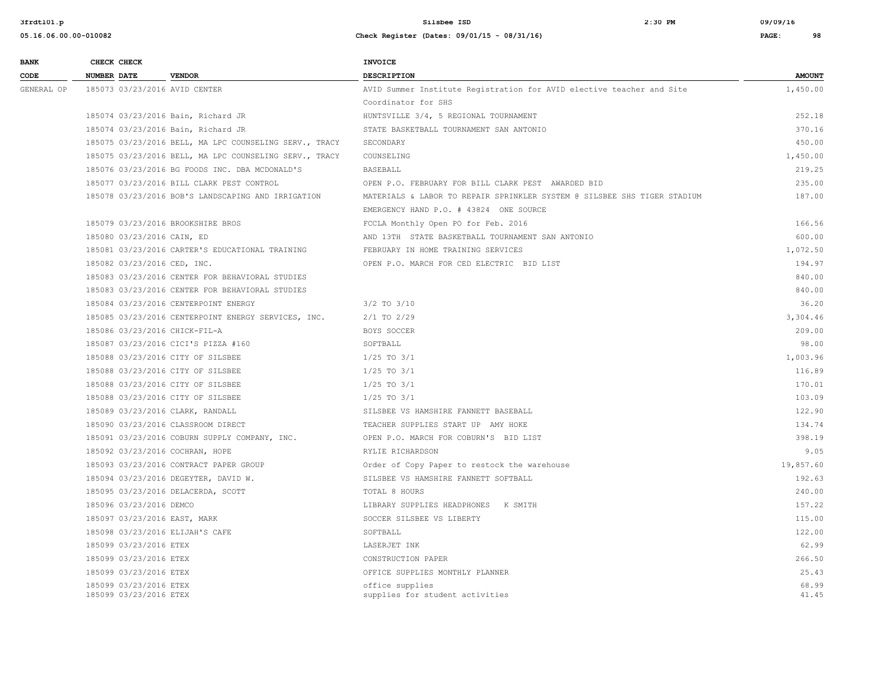| BANK CODE | CHECK NUMBER | CHECK DATE | VENDOR | INVOICE DESCRIPTION | AMOUNT |
|---|---|---|---|---|---|
| GENERAL OP | 185073 | 03/23/2016 | AVID CENTER | AVID Summer Institute Registration for AVID elective teacher and Site Coordinator for SHS | 1,450.00 |
| | 185074 | 03/23/2016 | Bain, Richard JR | HUNTSVILLE 3/4, 5 REGIONAL TOURNAMENT | 252.18 |
| | 185074 | 03/23/2016 | Bain, Richard JR | STATE BASKETBALL TOURNAMENT SAN ANTONIO | 370.16 |
| | 185075 | 03/23/2016 | BELL, MA LPC COUNSELING SERV., TRACY | SECONDARY | 450.00 |
| | 185075 | 03/23/2016 | BELL, MA LPC COUNSELING SERV., TRACY | COUNSELING | 1,450.00 |
| | 185076 | 03/23/2016 | BG FOODS INC. DBA MCDONALD'S | BASEBALL | 219.25 |
| | 185077 | 03/23/2016 | BILL CLARK PEST CONTROL | OPEN P.O. FEBRUARY FOR BILL CLARK PEST AWARDED BID | 235.00 |
| | 185078 | 03/23/2016 | BOB'S LANDSCAPING AND IRRIGATION | MATERIALS & LABOR TO REPAIR SPRINKLER SYSTEM @ SILSBEE SHS TIGER STADIUM EMERGENCY HAND P.O. # 43824 ONE SOURCE | 187.00 |
| | 185079 | 03/23/2016 | BROOKSHIRE BROS | FCCLA Monthly Open PO for Feb. 2016 | 166.56 |
| | 185080 | 03/23/2016 | CAIN, ED | AND 13TH STATE BASKETBALL TOURNAMENT SAN ANTONIO | 600.00 |
| | 185081 | 03/23/2016 | CARTER'S EDUCATIONAL TRAINING | FEBRUARY IN HOME TRAINING SERVICES | 1,072.50 |
| | 185082 | 03/23/2016 | CED, INC. | OPEN P.O. MARCH FOR CED ELECTRIC BID LIST | 194.97 |
| | 185083 | 03/23/2016 | CENTER FOR BEHAVIORAL STUDIES | | 840.00 |
| | 185083 | 03/23/2016 | CENTER FOR BEHAVIORAL STUDIES | | 840.00 |
| | 185084 | 03/23/2016 | CENTERPOINT ENERGY | 3/2 TO 3/10 | 36.20 |
| | 185085 | 03/23/2016 | CENTERPOINT ENERGY SERVICES, INC. | 2/1 TO 2/29 | 3,304.46 |
| | 185086 | 03/23/2016 | CHICK-FIL-A | BOYS SOCCER | 209.00 |
| | 185087 | 03/23/2016 | CICI'S PIZZA #160 | SOFTBALL | 98.00 |
| | 185088 | 03/23/2016 | CITY OF SILSBEE | 1/25 TO 3/1 | 1,003.96 |
| | 185088 | 03/23/2016 | CITY OF SILSBEE | 1/25 TO 3/1 | 116.89 |
| | 185088 | 03/23/2016 | CITY OF SILSBEE | 1/25 TO 3/1 | 170.01 |
| | 185088 | 03/23/2016 | CITY OF SILSBEE | 1/25 TO 3/1 | 103.09 |
| | 185089 | 03/23/2016 | CLARK, RANDALL | SILSBEE VS HAMSHIRE FANNETT BASEBALL | 122.90 |
| | 185090 | 03/23/2016 | CLASSROOM DIRECT | TEACHER SUPPLIES START UP AMY HOKE | 134.74 |
| | 185091 | 03/23/2016 | COBURN SUPPLY COMPANY, INC. | OPEN P.O. MARCH FOR COBURN'S BID LIST | 398.19 |
| | 185092 | 03/23/2016 | COCHRAN, HOPE | RYLIE RICHARDSON | 9.05 |
| | 185093 | 03/23/2016 | CONTRACT PAPER GROUP | Order of Copy Paper to restock the warehouse | 19,857.60 |
| | 185094 | 03/23/2016 | DEGEYTER, DAVID W. | SILSBEE VS HAMSHIRE FANNETT SOFTBALL | 192.63 |
| | 185095 | 03/23/2016 | DELACERDA, SCOTT | TOTAL 8 HOURS | 240.00 |
| | 185096 | 03/23/2016 | DEMCO | LIBRARY SUPPLIES HEADPHONES K SMITH | 157.22 |
| | 185097 | 03/23/2016 | EAST, MARK | SOCCER SILSBEE VS LIBERTY | 115.00 |
| | 185098 | 03/23/2016 | ELIJAH'S CAFE | SOFTBALL | 122.00 |
| | 185099 | 03/23/2016 | ETEX | LASERJET INK | 62.99 |
| | 185099 | 03/23/2016 | ETEX | CONSTRUCTION PAPER | 266.50 |
| | 185099 | 03/23/2016 | ETEX | OFFICE SUPPLIES MONTHLY PLANNER | 25.43 |
| | 185099 | 03/23/2016 | ETEX | office supplies | 68.99 |
| | 185099 | 03/23/2016 | ETEX | supplies for student activities | 41.45 |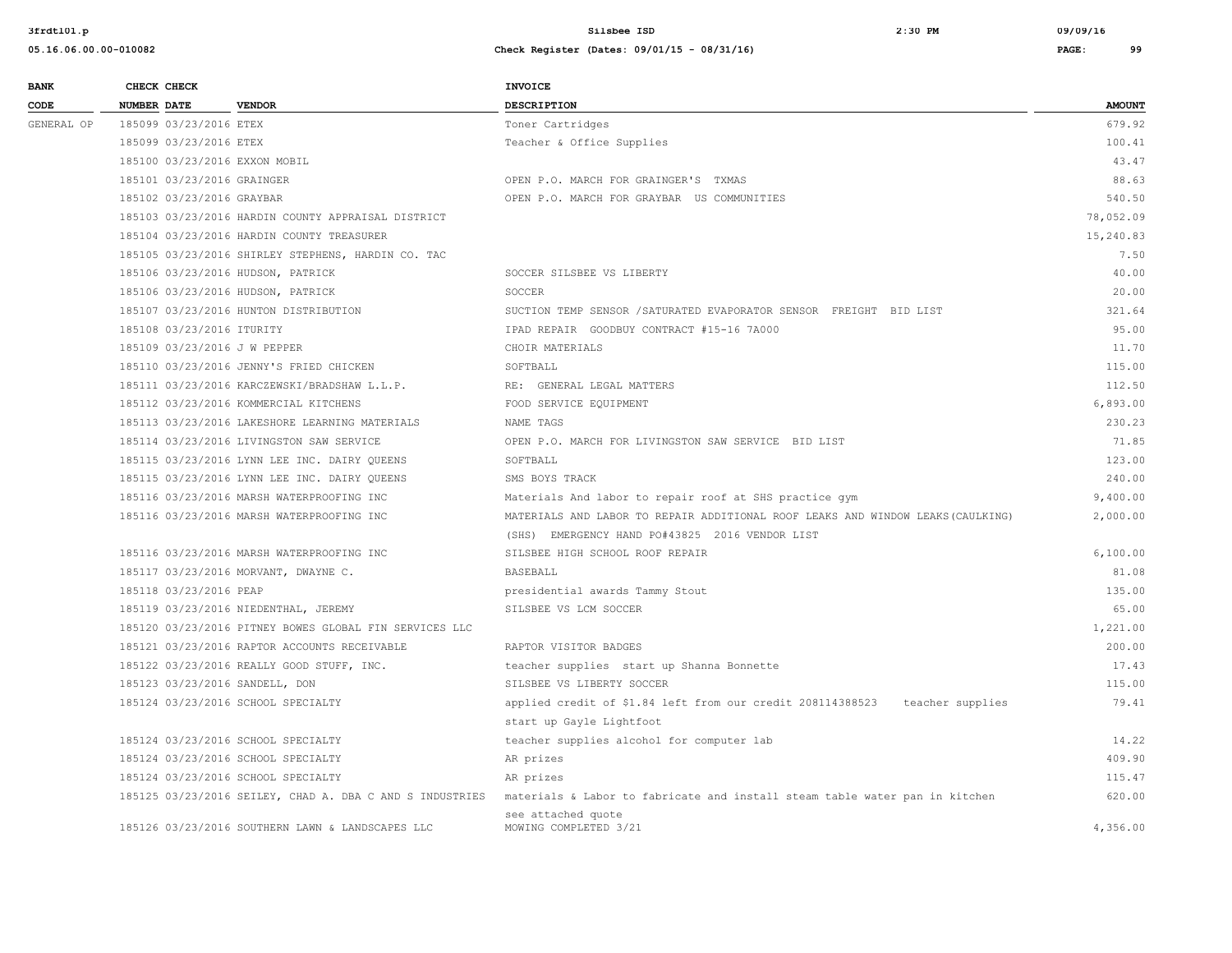| BANK CODE | CHECK NUMBER | CHECK DATE | VENDOR | INVOICE DESCRIPTION | AMOUNT |
|---|---|---|---|---|---|
| GENERAL OP | 185099 | 03/23/2016 | ETEX | Toner Cartridges | 679.92 |
| | 185099 | 03/23/2016 | ETEX | Teacher & Office Supplies | 100.41 |
| | 185100 | 03/23/2016 | EXXON MOBIL | | 43.47 |
| | 185101 | 03/23/2016 | GRAINGER | OPEN P.O. MARCH FOR GRAINGER'S TXMAS | 88.63 |
| | 185102 | 03/23/2016 | GRAYBAR | OPEN P.O. MARCH FOR GRAYBAR US COMMUNITIES | 540.50 |
| | 185103 | 03/23/2016 | HARDIN COUNTY APPRAISAL DISTRICT | | 78,052.09 |
| | 185104 | 03/23/2016 | HARDIN COUNTY TREASURER | | 15,240.83 |
| | 185105 | 03/23/2016 | SHIRLEY STEPHENS, HARDIN CO. TAC | | 7.50 |
| | 185106 | 03/23/2016 | HUDSON, PATRICK | SOCCER SILSBEE VS LIBERTY | 40.00 |
| | 185106 | 03/23/2016 | HUDSON, PATRICK | SOCCER | 20.00 |
| | 185107 | 03/23/2016 | HUNTON DISTRIBUTION | SUCTION TEMP SENSOR /SATURATED EVAPORATOR SENSOR FREIGHT BID LIST | 321.64 |
| | 185108 | 03/23/2016 | ITURITY | IPAD REPAIR GOODBUY CONTRACT #15-16 7A000 | 95.00 |
| | 185109 | 03/23/2016 | J W PEPPER | CHOIR MATERIALS | 11.70 |
| | 185110 | 03/23/2016 | JENNY'S FRIED CHICKEN | SOFTBALL | 115.00 |
| | 185111 | 03/23/2016 | KARCZEWSKI/BRADSHAW L.L.P. | RE: GENERAL LEGAL MATTERS | 112.50 |
| | 185112 | 03/23/2016 | KOMMERCIAL KITCHENS | FOOD SERVICE EQUIPMENT | 6,893.00 |
| | 185113 | 03/23/2016 | LAKESHORE LEARNING MATERIALS | NAME TAGS | 230.23 |
| | 185114 | 03/23/2016 | LIVINGSTON SAW SERVICE | OPEN P.O. MARCH FOR LIVINGSTON SAW SERVICE BID LIST | 71.85 |
| | 185115 | 03/23/2016 | LYNN LEE INC. DAIRY QUEENS | SOFTBALL | 123.00 |
| | 185115 | 03/23/2016 | LYNN LEE INC. DAIRY QUEENS | SMS BOYS TRACK | 240.00 |
| | 185116 | 03/23/2016 | MARSH WATERPROOFING INC | Materials And labor to repair roof at SHS practice gym | 9,400.00 |
| | 185116 | 03/23/2016 | MARSH WATERPROOFING INC | MATERIALS AND LABOR TO REPAIR ADDITIONAL ROOF LEAKS AND WINDOW LEAKS(CAULKING) (SHS) EMERGENCY HAND PO#43825 2016 VENDOR LIST | 2,000.00 |
| | 185116 | 03/23/2016 | MARSH WATERPROOFING INC | SILSBEE HIGH SCHOOL ROOF REPAIR | 6,100.00 |
| | 185117 | 03/23/2016 | MORVANT, DWAYNE C. | BASEBALL | 81.08 |
| | 185118 | 03/23/2016 | PEAP | presidential awards Tammy Stout | 135.00 |
| | 185119 | 03/23/2016 | NIEDENTHAL, JEREMY | SILSBEE VS LCM SOCCER | 65.00 |
| | 185120 | 03/23/2016 | PITNEY BOWES GLOBAL FIN SERVICES LLC | | 1,221.00 |
| | 185121 | 03/23/2016 | RAPTOR ACCOUNTS RECEIVABLE | RAPTOR VISITOR BADGES | 200.00 |
| | 185122 | 03/23/2016 | REALLY GOOD STUFF, INC. | teacher supplies start up Shanna Bonnette | 17.43 |
| | 185123 | 03/23/2016 | SANDELL, DON | SILSBEE VS LIBERTY SOCCER | 115.00 |
| | 185124 | 03/23/2016 | SCHOOL SPECIALTY | applied credit of $1.84 left from our credit 208114388523 teacher supplies start up Gayle Lightfoot | 79.41 |
| | 185124 | 03/23/2016 | SCHOOL SPECIALTY | teacher supplies alcohol for computer lab | 14.22 |
| | 185124 | 03/23/2016 | SCHOOL SPECIALTY | AR prizes | 409.90 |
| | 185124 | 03/23/2016 | SCHOOL SPECIALTY | AR prizes | 115.47 |
| | 185125 | 03/23/2016 | SEILEY, CHAD A. DBA C AND S INDUSTRIES | materials & Labor to fabricate and install steam table water pan in kitchen see attached quote | 620.00 |
| | 185126 | 03/23/2016 | SOUTHERN LAWN & LANDSCAPES LLC | MOWING COMPLETED 3/21 | 4,356.00 |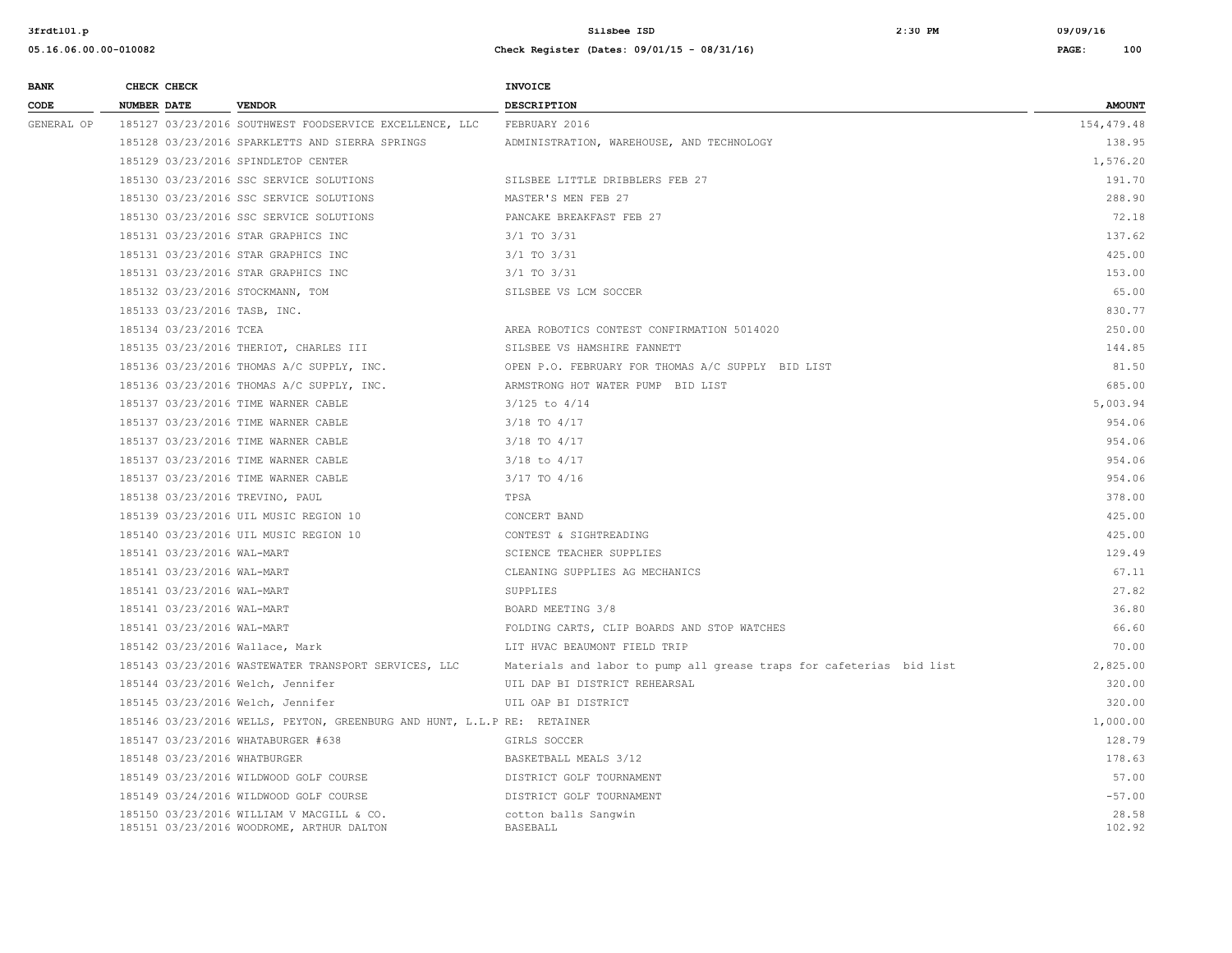| BANK CODE | CHECK NUMBER | CHECK DATE | VENDOR | INVOICE DESCRIPTION | AMOUNT |
|---|---|---|---|---|---|
| GENERAL OP | 185127 | 03/23/2016 | SOUTHWEST FOODSERVICE EXCELLENCE, LLC | FEBRUARY 2016 | 154,479.48 |
| | 185128 | 03/23/2016 | SPARKLETTS AND SIERRA SPRINGS | ADMINISTRATION, WAREHOUSE, AND TECHNOLOGY | 138.95 |
| | 185129 | 03/23/2016 | SPINDLETOP CENTER | | 1,576.20 |
| | 185130 | 03/23/2016 | SSC SERVICE SOLUTIONS | SILSBEE LITTLE DRIBBLERS FEB 27 | 191.70 |
| | 185130 | 03/23/2016 | SSC SERVICE SOLUTIONS | MASTER'S MEN FEB 27 | 288.90 |
| | 185130 | 03/23/2016 | SSC SERVICE SOLUTIONS | PANCAKE BREAKFAST FEB 27 | 72.18 |
| | 185131 | 03/23/2016 | STAR GRAPHICS INC | 3/1 TO 3/31 | 137.62 |
| | 185131 | 03/23/2016 | STAR GRAPHICS INC | 3/1 TO 3/31 | 425.00 |
| | 185131 | 03/23/2016 | STAR GRAPHICS INC | 3/1 TO 3/31 | 153.00 |
| | 185132 | 03/23/2016 | STOCKMANN, TOM | SILSBEE VS LCM SOCCER | 65.00 |
| | 185133 | 03/23/2016 | TASB, INC. | | 830.77 |
| | 185134 | 03/23/2016 | TCEA | AREA ROBOTICS CONTEST CONFIRMATION 5014020 | 250.00 |
| | 185135 | 03/23/2016 | THERIOT, CHARLES III | SILSBEE VS HAMSHIRE FANNETT | 144.85 |
| | 185136 | 03/23/2016 | THOMAS A/C SUPPLY, INC. | OPEN P.O. FEBRUARY FOR THOMAS A/C SUPPLY BID LIST | 81.50 |
| | 185136 | 03/23/2016 | THOMAS A/C SUPPLY, INC. | ARMSTRONG HOT WATER PUMP BID LIST | 685.00 |
| | 185137 | 03/23/2016 | TIME WARNER CABLE | 3/125 to 4/14 | 5,003.94 |
| | 185137 | 03/23/2016 | TIME WARNER CABLE | 3/18 TO 4/17 | 954.06 |
| | 185137 | 03/23/2016 | TIME WARNER CABLE | 3/18 TO 4/17 | 954.06 |
| | 185137 | 03/23/2016 | TIME WARNER CABLE | 3/18 to 4/17 | 954.06 |
| | 185137 | 03/23/2016 | TIME WARNER CABLE | 3/17 TO 4/16 | 954.06 |
| | 185138 | 03/23/2016 | TREVINO, PAUL | TPSA | 378.00 |
| | 185139 | 03/23/2016 | UIL MUSIC REGION 10 | CONCERT BAND | 425.00 |
| | 185140 | 03/23/2016 | UIL MUSIC REGION 10 | CONTEST & SIGHTREADING | 425.00 |
| | 185141 | 03/23/2016 | WAL-MART | SCIENCE TEACHER SUPPLIES | 129.49 |
| | 185141 | 03/23/2016 | WAL-MART | CLEANING SUPPLIES AG MECHANICS | 67.11 |
| | 185141 | 03/23/2016 | WAL-MART | SUPPLIES | 27.82 |
| | 185141 | 03/23/2016 | WAL-MART | BOARD MEETING 3/8 | 36.80 |
| | 185141 | 03/23/2016 | WAL-MART | FOLDING CARTS, CLIP BOARDS AND STOP WATCHES | 66.60 |
| | 185142 | 03/23/2016 | Wallace, Mark | LIT HVAC BEAUMONT FIELD TRIP | 70.00 |
| | 185143 | 03/23/2016 | WASTEWATER TRANSPORT SERVICES, LLC | Materials and labor to pump all grease traps for cafeterias bid list | 2,825.00 |
| | 185144 | 03/23/2016 | Welch, Jennifer | UIL DAP BI DISTRICT REHEARSAL | 320.00 |
| | 185145 | 03/23/2016 | Welch, Jennifer | UIL OAP BI DISTRICT | 320.00 |
| | 185146 | 03/23/2016 | WELLS, PEYTON, GREENBURG AND HUNT, L.L.P | RE: RETAINER | 1,000.00 |
| | 185147 | 03/23/2016 | WHATABURGER #638 | GIRLS SOCCER | 128.79 |
| | 185148 | 03/23/2016 | WHATBURGER | BASKETBALL MEALS 3/12 | 178.63 |
| | 185149 | 03/23/2016 | WILDWOOD GOLF COURSE | DISTRICT GOLF TOURNAMENT | 57.00 |
| | 185149 | 03/24/2016 | WILDWOOD GOLF COURSE | DISTRICT GOLF TOURNAMENT | -57.00 |
| | 185150 | 03/23/2016 | WILLIAM V MACGILL & CO. | cotton balls Sangwin | 28.58 |
| | 185151 | 03/23/2016 | WOODROME, ARTHUR DALTON | BASEBALL | 102.92 |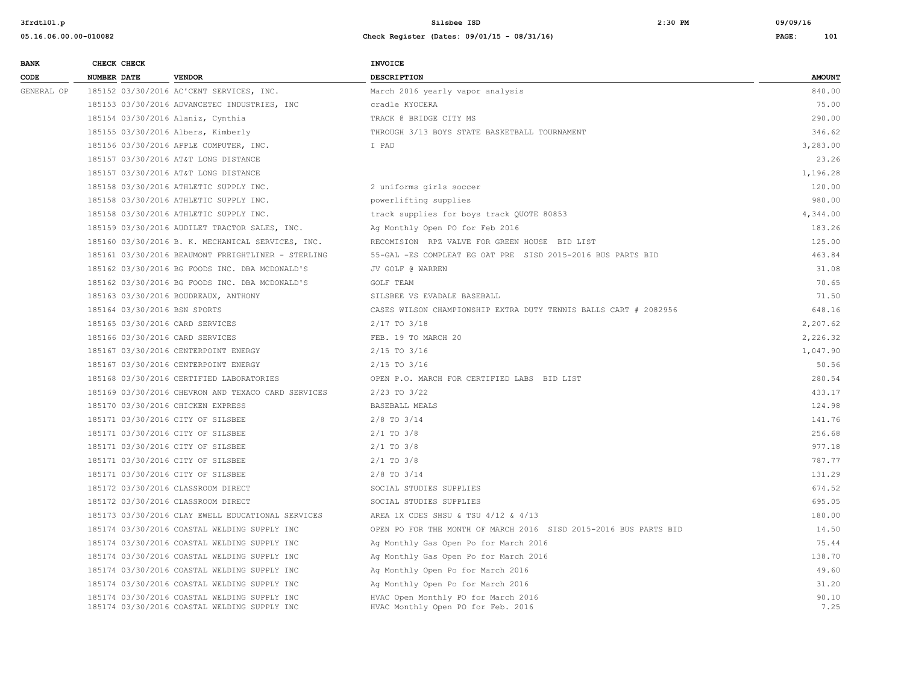| BANK CODE | CHECK NUMBER | CHECK DATE | VENDOR | INVOICE DESCRIPTION | AMOUNT |
|---|---|---|---|---|---|
| GENERAL OP | 185152 | 03/30/2016 | AC'CENT SERVICES, INC. | March 2016 yearly vapor analysis | 840.00 |
| | 185153 | 03/30/2016 | ADVANCETEC INDUSTRIES, INC | cradle KYOCERA | 75.00 |
| | 185154 | 03/30/2016 | Alaniz, Cynthia | TRACK @ BRIDGE CITY MS | 290.00 |
| | 185155 | 03/30/2016 | Albers, Kimberly | THROUGH 3/13 BOYS STATE BASKETBALL TOURNAMENT | 346.62 |
| | 185156 | 03/30/2016 | APPLE COMPUTER, INC. | I PAD | 3,283.00 |
| | 185157 | 03/30/2016 | AT&T LONG DISTANCE | | 23.26 |
| | 185157 | 03/30/2016 | AT&T LONG DISTANCE | | 1,196.28 |
| | 185158 | 03/30/2016 | ATHLETIC SUPPLY INC. | 2 uniforms girls soccer | 120.00 |
| | 185158 | 03/30/2016 | ATHLETIC SUPPLY INC. | powerlifting supplies | 980.00 |
| | 185158 | 03/30/2016 | ATHLETIC SUPPLY INC. | track supplies for boys track QUOTE 80853 | 4,344.00 |
| | 185159 | 03/30/2016 | AUDILET TRACTOR SALES, INC. | Ag Monthly Open PO for Feb 2016 | 183.26 |
| | 185160 | 03/30/2016 | B. K. MECHANICAL SERVICES, INC. | RECOMISION RPZ VALVE FOR GREEN HOUSE BID LIST | 125.00 |
| | 185161 | 03/30/2016 | BEAUMONT FREIGHTLINER - STERLING | 55-GAL -ES COMPLEAT EG OAT PRE SISD 2015-2016 BUS PARTS BID | 463.84 |
| | 185162 | 03/30/2016 | BG FOODS INC. DBA MCDONALD'S | JV GOLF @ WARREN | 31.08 |
| | 185162 | 03/30/2016 | BG FOODS INC. DBA MCDONALD'S | GOLF TEAM | 70.65 |
| | 185163 | 03/30/2016 | BOUDREAUX, ANTHONY | SILSBEE VS EVADALE BASEBALL | 71.50 |
| | 185164 | 03/30/2016 | BSN SPORTS | CASES WILSON CHAMPIONSHIP EXTRA DUTY TENNIS BALLS CART # 2082956 | 648.16 |
| | 185165 | 03/30/2016 | CARD SERVICES | 2/17 TO 3/18 | 2,207.62 |
| | 185166 | 03/30/2016 | CARD SERVICES | FEB. 19 TO MARCH 20 | 2,226.32 |
| | 185167 | 03/30/2016 | CENTERPOINT ENERGY | 2/15 TO 3/16 | 1,047.90 |
| | 185167 | 03/30/2016 | CENTERPOINT ENERGY | 2/15 TO 3/16 | 50.56 |
| | 185168 | 03/30/2016 | CERTIFIED LABORATORIES | OPEN P.O. MARCH FOR CERTIFIED LABS BID LIST | 280.54 |
| | 185169 | 03/30/2016 | CHEVRON AND TEXACO CARD SERVICES | 2/23 TO 3/22 | 433.17 |
| | 185170 | 03/30/2016 | CHICKEN EXPRESS | BASEBALL MEALS | 124.98 |
| | 185171 | 03/30/2016 | CITY OF SILSBEE | 2/8 TO 3/14 | 141.76 |
| | 185171 | 03/30/2016 | CITY OF SILSBEE | 2/1 TO 3/8 | 256.68 |
| | 185171 | 03/30/2016 | CITY OF SILSBEE | 2/1 TO 3/8 | 977.18 |
| | 185171 | 03/30/2016 | CITY OF SILSBEE | 2/1 TO 3/8 | 787.77 |
| | 185171 | 03/30/2016 | CITY OF SILSBEE | 2/8 TO 3/14 | 131.29 |
| | 185172 | 03/30/2016 | CLASSROOM DIRECT | SOCIAL STUDIES SUPPLIES | 674.52 |
| | 185172 | 03/30/2016 | CLASSROOM DIRECT | SOCIAL STUDIES SUPPLIES | 695.05 |
| | 185173 | 03/30/2016 | CLAY EWELL EDUCATIONAL SERVICES | AREA 1X CDES SHSU & TSU 4/12 & 4/13 | 180.00 |
| | 185174 | 03/30/2016 | COASTAL WELDING SUPPLY INC | OPEN PO FOR THE MONTH OF MARCH 2016 SISD 2015-2016 BUS PARTS BID | 14.50 |
| | 185174 | 03/30/2016 | COASTAL WELDING SUPPLY INC | Ag Monthly Gas Open Po for March 2016 | 75.44 |
| | 185174 | 03/30/2016 | COASTAL WELDING SUPPLY INC | Ag Monthly Gas Open Po for March 2016 | 138.70 |
| | 185174 | 03/30/2016 | COASTAL WELDING SUPPLY INC | Ag Monthly Open Po for March 2016 | 49.60 |
| | 185174 | 03/30/2016 | COASTAL WELDING SUPPLY INC | Ag Monthly Open Po for March 2016 | 31.20 |
| | 185174 | 03/30/2016 | COASTAL WELDING SUPPLY INC | HVAC Open Monthly PO for March 2016 | 90.10 |
| | 185174 | 03/30/2016 | COASTAL WELDING SUPPLY INC | HVAC Monthly Open PO for Feb. 2016 | 7.25 |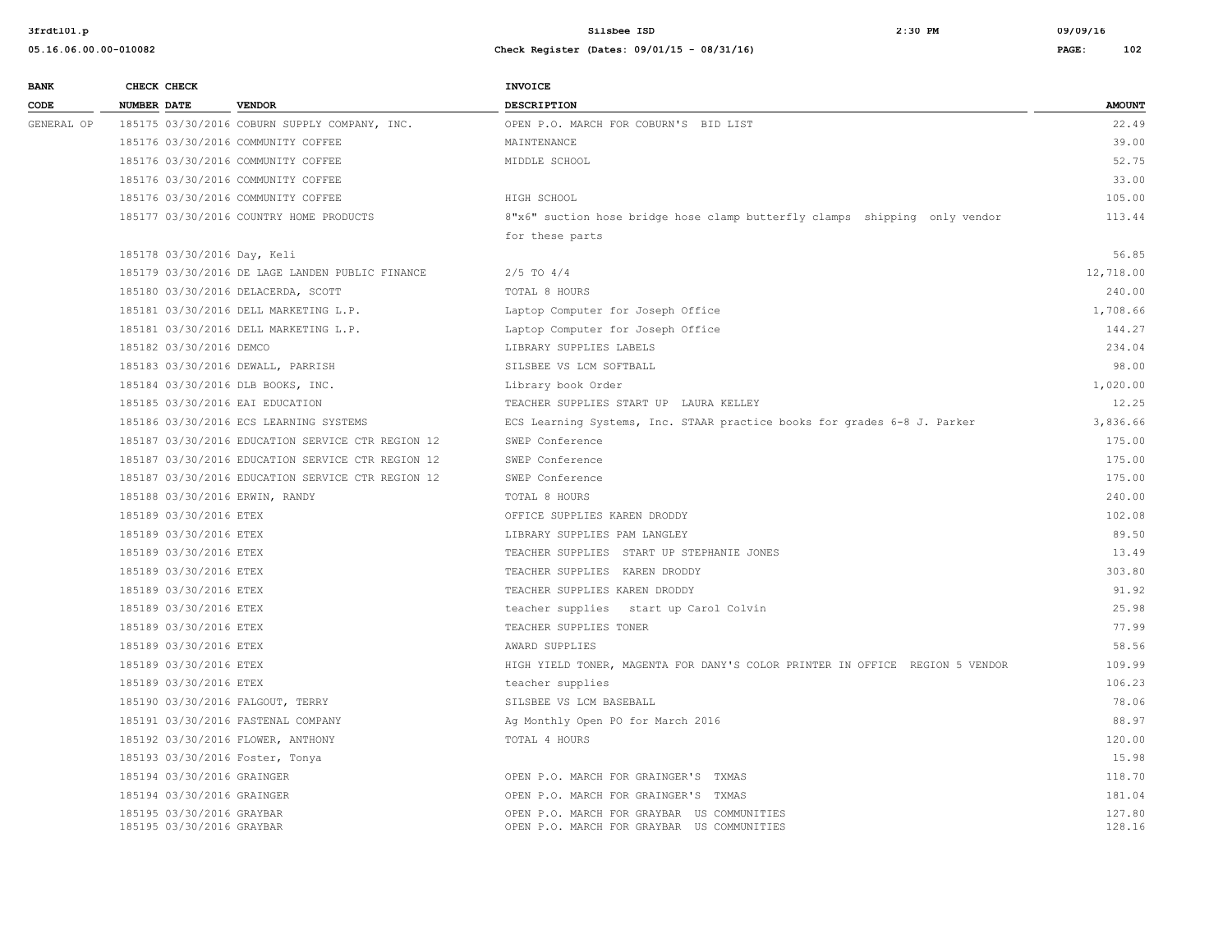| BANK CODE | CHECK NUMBER | CHECK DATE | VENDOR | INVOICE DESCRIPTION | AMOUNT |
|---|---|---|---|---|---|
| GENERAL OP | 185175 | 03/30/2016 | COBURN SUPPLY COMPANY, INC. | OPEN P.O. MARCH FOR COBURN'S BID LIST | 22.49 |
| | 185176 | 03/30/2016 | COMMUNITY COFFEE | MAINTENANCE | 39.00 |
| | 185176 | 03/30/2016 | COMMUNITY COFFEE | MIDDLE SCHOOL | 52.75 |
| | 185176 | 03/30/2016 | COMMUNITY COFFEE | | 33.00 |
| | 185176 | 03/30/2016 | COMMUNITY COFFEE | HIGH SCHOOL | 105.00 |
| | 185177 | 03/30/2016 | COUNTRY HOME PRODUCTS | 8"x6" suction hose bridge hose clamp butterfly clamps shipping only vendor for these parts | 113.44 |
| | 185178 | 03/30/2016 | Day, Keli | | 56.85 |
| | 185179 | 03/30/2016 | DE LAGE LANDEN PUBLIC FINANCE | 2/5 TO 4/4 | 12,718.00 |
| | 185180 | 03/30/2016 | DELACERDA, SCOTT | TOTAL 8 HOURS | 240.00 |
| | 185181 | 03/30/2016 | DELL MARKETING L.P. | Laptop Computer for Joseph Office | 1,708.66 |
| | 185181 | 03/30/2016 | DELL MARKETING L.P. | Laptop Computer for Joseph Office | 144.27 |
| | 185182 | 03/30/2016 | DEMCO | LIBRARY SUPPLIES LABELS | 234.04 |
| | 185183 | 03/30/2016 | DEWALL, PARRISH | SILSBEE VS LCM SOFTBALL | 98.00 |
| | 185184 | 03/30/2016 | DLB BOOKS, INC. | Library book Order | 1,020.00 |
| | 185185 | 03/30/2016 | EAI EDUCATION | TEACHER SUPPLIES START UP LAURA KELLEY | 12.25 |
| | 185186 | 03/30/2016 | ECS LEARNING SYSTEMS | ECS Learning Systems, Inc. STAAR practice books for grades 6-8 J. Parker | 3,836.66 |
| | 185187 | 03/30/2016 | EDUCATION SERVICE CTR REGION 12 | SWEP Conference | 175.00 |
| | 185187 | 03/30/2016 | EDUCATION SERVICE CTR REGION 12 | SWEP Conference | 175.00 |
| | 185187 | 03/30/2016 | EDUCATION SERVICE CTR REGION 12 | SWEP Conference | 175.00 |
| | 185188 | 03/30/2016 | ERWIN, RANDY | TOTAL 8 HOURS | 240.00 |
| | 185189 | 03/30/2016 | ETEX | OFFICE SUPPLIES KAREN DRODDY | 102.08 |
| | 185189 | 03/30/2016 | ETEX | LIBRARY SUPPLIES PAM LANGLEY | 89.50 |
| | 185189 | 03/30/2016 | ETEX | TEACHER SUPPLIES START UP STEPHANIE JONES | 13.49 |
| | 185189 | 03/30/2016 | ETEX | TEACHER SUPPLIES KAREN DRODDY | 303.80 |
| | 185189 | 03/30/2016 | ETEX | TEACHER SUPPLIES KAREN DRODDY | 91.92 |
| | 185189 | 03/30/2016 | ETEX | teacher supplies start up Carol Colvin | 25.98 |
| | 185189 | 03/30/2016 | ETEX | TEACHER SUPPLIES TONER | 77.99 |
| | 185189 | 03/30/2016 | ETEX | AWARD SUPPLIES | 58.56 |
| | 185189 | 03/30/2016 | ETEX | HIGH YIELD TONER, MAGENTA FOR DANY'S COLOR PRINTER IN OFFICE REGION 5 VENDOR | 109.99 |
| | 185189 | 03/30/2016 | ETEX | teacher supplies | 106.23 |
| | 185190 | 03/30/2016 | FALGOUT, TERRY | SILSBEE VS LCM BASEBALL | 78.06 |
| | 185191 | 03/30/2016 | FASTENAL COMPANY | Ag Monthly Open PO for March 2016 | 88.97 |
| | 185192 | 03/30/2016 | FLOWER, ANTHONY | TOTAL 4 HOURS | 120.00 |
| | 185193 | 03/30/2016 | Foster, Tonya | | 15.98 |
| | 185194 | 03/30/2016 | GRAINGER | OPEN P.O. MARCH FOR GRAINGER'S TXMAS | 118.70 |
| | 185194 | 03/30/2016 | GRAINGER | OPEN P.O. MARCH FOR GRAINGER'S TXMAS | 181.04 |
| | 185195 | 03/30/2016 | GRAYBAR | OPEN P.O. MARCH FOR GRAYBAR US COMMUNITIES | 127.80 |
| | 185195 | 03/30/2016 | GRAYBAR | OPEN P.O. MARCH FOR GRAYBAR US COMMUNITIES | 128.16 |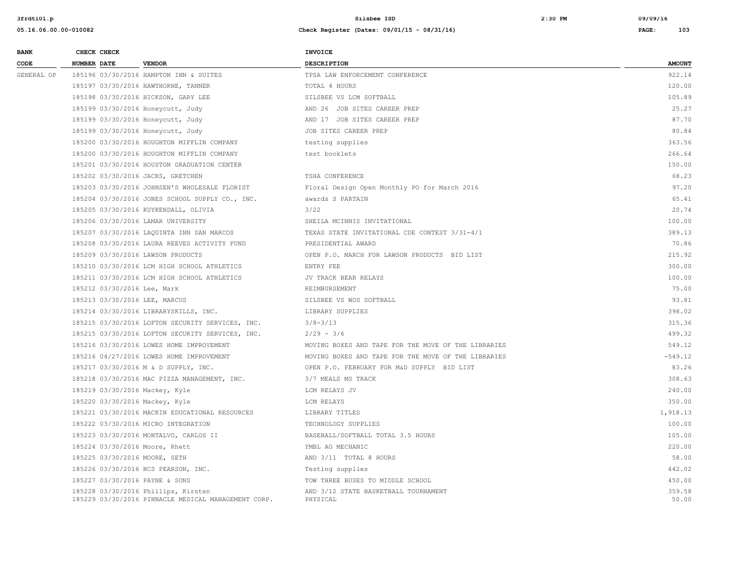| BANK CODE | CHECK NUMBER | CHECK DATE | VENDOR | INVOICE DESCRIPTION | AMOUNT |
|---|---|---|---|---|---|
| GENERAL OP | 185196 | 03/30/2016 | HAMPTON INN & SUITES | TPSA LAW ENFORCEMENT CONFERENCE | 922.14 |
| | 185197 | 03/30/2016 | HAWTHORNE, TANNER | TOTAL 4 HOURS | 120.00 |
| | 185198 | 03/30/2016 | HICKSON, GARY LEE | SILSBEE VS LCM SOFTBALL | 105.89 |
| | 185199 | 03/30/2016 | Honeycutt, Judy | AND 26 JOB SITES CAREER PREP | 25.27 |
| | 185199 | 03/30/2016 | Honeycutt, Judy | AND 17 JOB SITES CAREER PREP | 87.70 |
| | 185199 | 03/30/2016 | Honeycutt, Judy | JOB SITES CAREER PREP | 80.84 |
| | 185200 | 03/30/2016 | HOUGHTON MIFFLIN COMPANY | testing supplies | 363.56 |
| | 185200 | 03/30/2016 | HOUGHTON MIFFLIN COMPANY | test booklets | 266.64 |
| | 185201 | 03/30/2016 | HOUSTON GRADUATION CENTER | | 150.00 |
| | 185202 | 03/30/2016 | JACKS, GRETCHEN | TSHA CONFERENCE | 68.23 |
| | 185203 | 03/30/2016 | JOHNSEN'S WHOLESALE FLORIST | Floral Design Open Monthly PO for March 2016 | 97.20 |
| | 185204 | 03/30/2016 | JONES SCHOOL SUPPLY CO., INC. | awards S PARTAIN | 65.41 |
| | 185205 | 03/30/2016 | KUYKENDALL, OLIVIA | 3/22 | 20.74 |
| | 185206 | 03/30/2016 | LAMAR UNIVERSITY | SHEILA MCINNIS INVITATIONAL | 100.00 |
| | 185207 | 03/30/2016 | LAQUINTA INN SAN MARCOS | TEXAS STATE INVITATIONAL CDE CONTEST 3/31-4/1 | 389.13 |
| | 185208 | 03/30/2016 | LAURA REEVES ACTIVITY FUND | PRESIDENTIAL AWARD | 70.86 |
| | 185209 | 03/30/2016 | LAWSON PRODUCTS | OPEN P.O. MARCH FOR LAWSON PRODUCTS BID LIST | 215.92 |
| | 185210 | 03/30/2016 | LCM HIGH SCHOOL ATHLETICS | ENTRY FEE | 300.00 |
| | 185211 | 03/30/2016 | LCM HIGH SCHOOL ATHLETICS | JV TRACK BEAR RELAYS | 100.00 |
| | 185212 | 03/30/2016 | Lee, Mark | REIMBURSEMENT | 75.00 |
| | 185213 | 03/30/2016 | LEE, MARCUS | SILSBEE VS WOS SOFTBALL | 93.81 |
| | 185214 | 03/30/2016 | LIBRARYSKILLS, INC. | LIBRARY SUPPLIES | 398.02 |
| | 185215 | 03/30/2016 | LOFTON SECURITY SERVICES, INC. | 3/8-3/13 | 315.36 |
| | 185215 | 03/30/2016 | LOFTON SECURITY SERVICES, INC. | 2/29 - 3/6 | 499.32 |
| | 185216 | 03/30/2016 | LOWES HOME IMPROVEMENT | MOVING BOXES AND TAPE FOR THE MOVE OF THE LIBRARIES | 549.12 |
| | 185216 | 04/27/2016 | LOWES HOME IMPROVEMENT | MOVING BOXES AND TAPE FOR THE MOVE OF THE LIBRARIES | -549.12 |
| | 185217 | 03/30/2016 | M & D SUPPLY, INC. | OPEN P.O. FEBRUARY FOR M&D SUPPLY BID LIST | 83.26 |
| | 185218 | 03/30/2016 | MAC PIZZA MANAGEMENT, INC. | 3/7 MEALS MS TRACK | 308.63 |
| | 185219 | 03/30/2016 | Mackey, Kyle | LCM RELAYS JV | 240.00 |
| | 185220 | 03/30/2016 | Mackey, Kyle | LCM RELAYS | 350.00 |
| | 185221 | 03/30/2016 | MACKIN EDUCATIONAL RESOURCES | LIBRARY TITLES | 1,918.13 |
| | 185222 | 03/30/2016 | MICRO INTEGRATION | TECHNOLOGY SUPPLIES | 100.00 |
| | 185223 | 03/30/2016 | MONTALVO, CARLOS II | BASEBALL/SOFTBALL TOTAL 3.5 HOURS | 105.00 |
| | 185224 | 03/30/2016 | Moore, Rhett | YMBL AG MECHANIC | 220.00 |
| | 185225 | 03/30/2016 | MOORE, SETH | AND 3/11 TOTAL 8 HOURS | 58.00 |
| | 185226 | 03/30/2016 | NCS PEARSON, INC. | Testing supplies | 442.02 |
| | 185227 | 03/30/2016 | PAYNE & SONS | TOW THREE BUSES TO MIDDLE SCHOOL | 450.00 |
| | 185228 | 03/30/2016 | Phillips, Kirsten | AND 3/12 STATE BASKETBALL TOURNAMENT | 359.58 |
| | 185229 | 03/30/2016 | PINNACLE MEDICAL MANAGEMENT CORP. | PHYSICAL | 50.00 |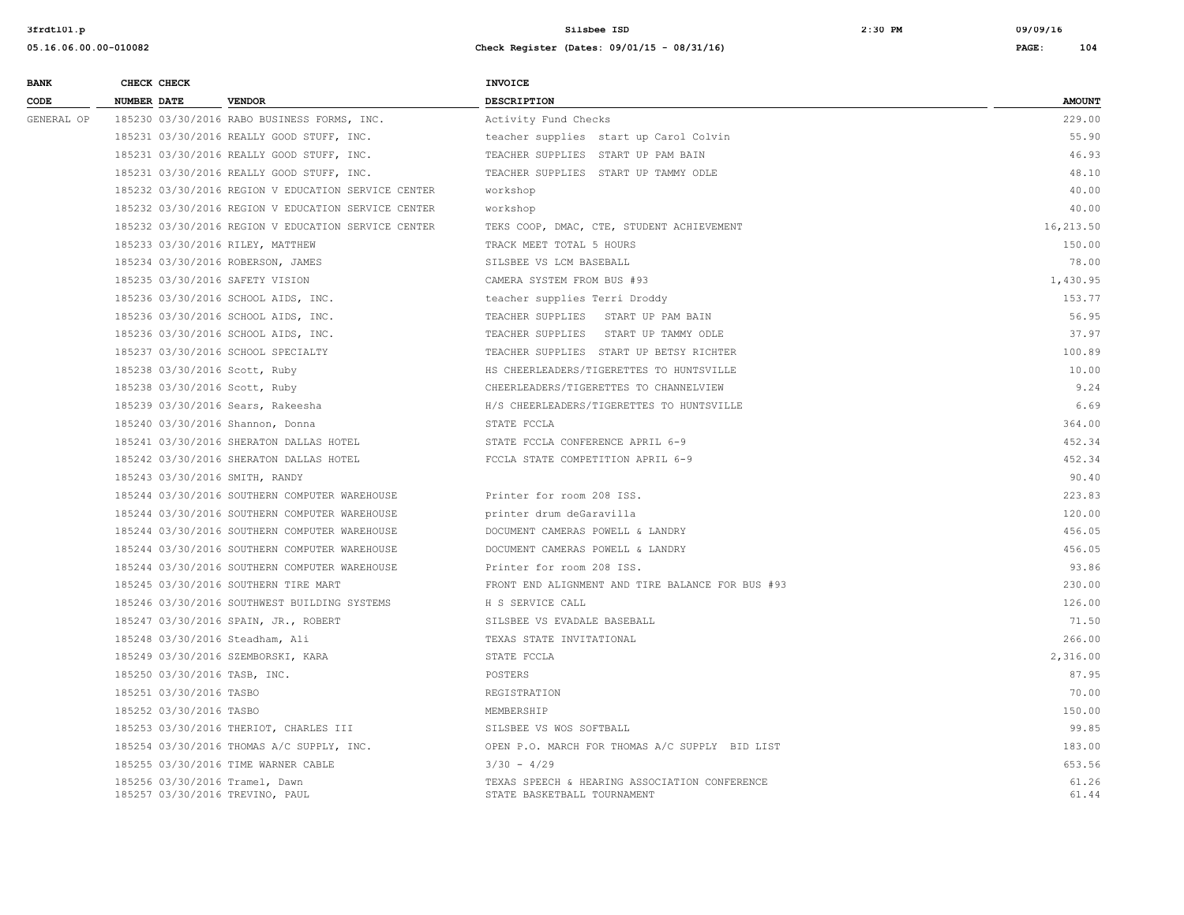| BANK CODE | CHECK NUMBER | CHECK DATE | VENDOR | INVOICE DESCRIPTION | AMOUNT |
|---|---|---|---|---|---|
| GENERAL OP | 185230 | 03/30/2016 | RABO BUSINESS FORMS, INC. | Activity Fund Checks | 229.00 |
| | 185231 | 03/30/2016 | REALLY GOOD STUFF, INC. | teacher supplies start up Carol Colvin | 55.90 |
| | 185231 | 03/30/2016 | REALLY GOOD STUFF, INC. | TEACHER SUPPLIES START UP PAM BAIN | 46.93 |
| | 185231 | 03/30/2016 | REALLY GOOD STUFF, INC. | TEACHER SUPPLIES START UP TAMMY ODLE | 48.10 |
| | 185232 | 03/30/2016 | REGION V EDUCATION SERVICE CENTER | workshop | 40.00 |
| | 185232 | 03/30/2016 | REGION V EDUCATION SERVICE CENTER | workshop | 40.00 |
| | 185232 | 03/30/2016 | REGION V EDUCATION SERVICE CENTER | TEKS COOP, DMAC, CTE, STUDENT ACHIEVEMENT | 16,213.50 |
| | 185233 | 03/30/2016 | RILEY, MATTHEW | TRACK MEET TOTAL 5 HOURS | 150.00 |
| | 185234 | 03/30/2016 | ROBERSON, JAMES | SILSBEE VS LCM BASEBALL | 78.00 |
| | 185235 | 03/30/2016 | SAFETY VISION | CAMERA SYSTEM FROM BUS #93 | 1,430.95 |
| | 185236 | 03/30/2016 | SCHOOL AIDS, INC. | teacher supplies Terri Droddy | 153.77 |
| | 185236 | 03/30/2016 | SCHOOL AIDS, INC. | TEACHER SUPPLIES START UP PAM BAIN | 56.95 |
| | 185236 | 03/30/2016 | SCHOOL AIDS, INC. | TEACHER SUPPLIES START UP TAMMY ODLE | 37.97 |
| | 185237 | 03/30/2016 | SCHOOL SPECIALTY | TEACHER SUPPLIES START UP BETSY RICHTER | 100.89 |
| | 185238 | 03/30/2016 | Scott, Ruby | HS CHEERLEADERS/TIGERETTES TO HUNTSVILLE | 10.00 |
| | 185238 | 03/30/2016 | Scott, Ruby | CHEERLEADERS/TIGERETTES TO CHANNELVIEW | 9.24 |
| | 185239 | 03/30/2016 | Sears, Rakeesha | H/S CHEERLEADERS/TIGERETTES TO HUNTSVILLE | 6.69 |
| | 185240 | 03/30/2016 | Shannon, Donna | STATE FCCLA | 364.00 |
| | 185241 | 03/30/2016 | SHERATON DALLAS HOTEL | STATE FCCLA CONFERENCE APRIL 6-9 | 452.34 |
| | 185242 | 03/30/2016 | SHERATON DALLAS HOTEL | FCCLA STATE COMPETITION APRIL 6-9 | 452.34 |
| | 185243 | 03/30/2016 | SMITH, RANDY | | 90.40 |
| | 185244 | 03/30/2016 | SOUTHERN COMPUTER WAREHOUSE | Printer for room 208 ISS. | 223.83 |
| | 185244 | 03/30/2016 | SOUTHERN COMPUTER WAREHOUSE | printer drum deGaravilla | 120.00 |
| | 185244 | 03/30/2016 | SOUTHERN COMPUTER WAREHOUSE | DOCUMENT CAMERAS POWELL & LANDRY | 456.05 |
| | 185244 | 03/30/2016 | SOUTHERN COMPUTER WAREHOUSE | DOCUMENT CAMERAS POWELL & LANDRY | 456.05 |
| | 185244 | 03/30/2016 | SOUTHERN COMPUTER WAREHOUSE | Printer for room 208 ISS. | 93.86 |
| | 185245 | 03/30/2016 | SOUTHERN TIRE MART | FRONT END ALIGNMENT AND TIRE BALANCE FOR BUS #93 | 230.00 |
| | 185246 | 03/30/2016 | SOUTHWEST BUILDING SYSTEMS | H S SERVICE CALL | 126.00 |
| | 185247 | 03/30/2016 | SPAIN, JR., ROBERT | SILSBEE VS EVADALE BASEBALL | 71.50 |
| | 185248 | 03/30/2016 | Steadham, Ali | TEXAS STATE INVITATIONAL | 266.00 |
| | 185249 | 03/30/2016 | SZEMBORSKI, KARA | STATE FCCLA | 2,316.00 |
| | 185250 | 03/30/2016 | TASB, INC. | POSTERS | 87.95 |
| | 185251 | 03/30/2016 | TASBO | REGISTRATION | 70.00 |
| | 185252 | 03/30/2016 | TASBO | MEMBERSHIP | 150.00 |
| | 185253 | 03/30/2016 | THERIOT, CHARLES III | SILSBEE VS WOS SOFTBALL | 99.85 |
| | 185254 | 03/30/2016 | THOMAS A/C SUPPLY, INC. | OPEN P.O. MARCH FOR THOMAS A/C SUPPLY BID LIST | 183.00 |
| | 185255 | 03/30/2016 | TIME WARNER CABLE | 3/30 - 4/29 | 653.56 |
| | 185256 | 03/30/2016 | Tramel, Dawn | TEXAS SPEECH & HEARING ASSOCIATION CONFERENCE | 61.26 |
| | 185257 | 03/30/2016 | TREVINO, PAUL | STATE BASKETBALL TOURNAMENT | 61.44 |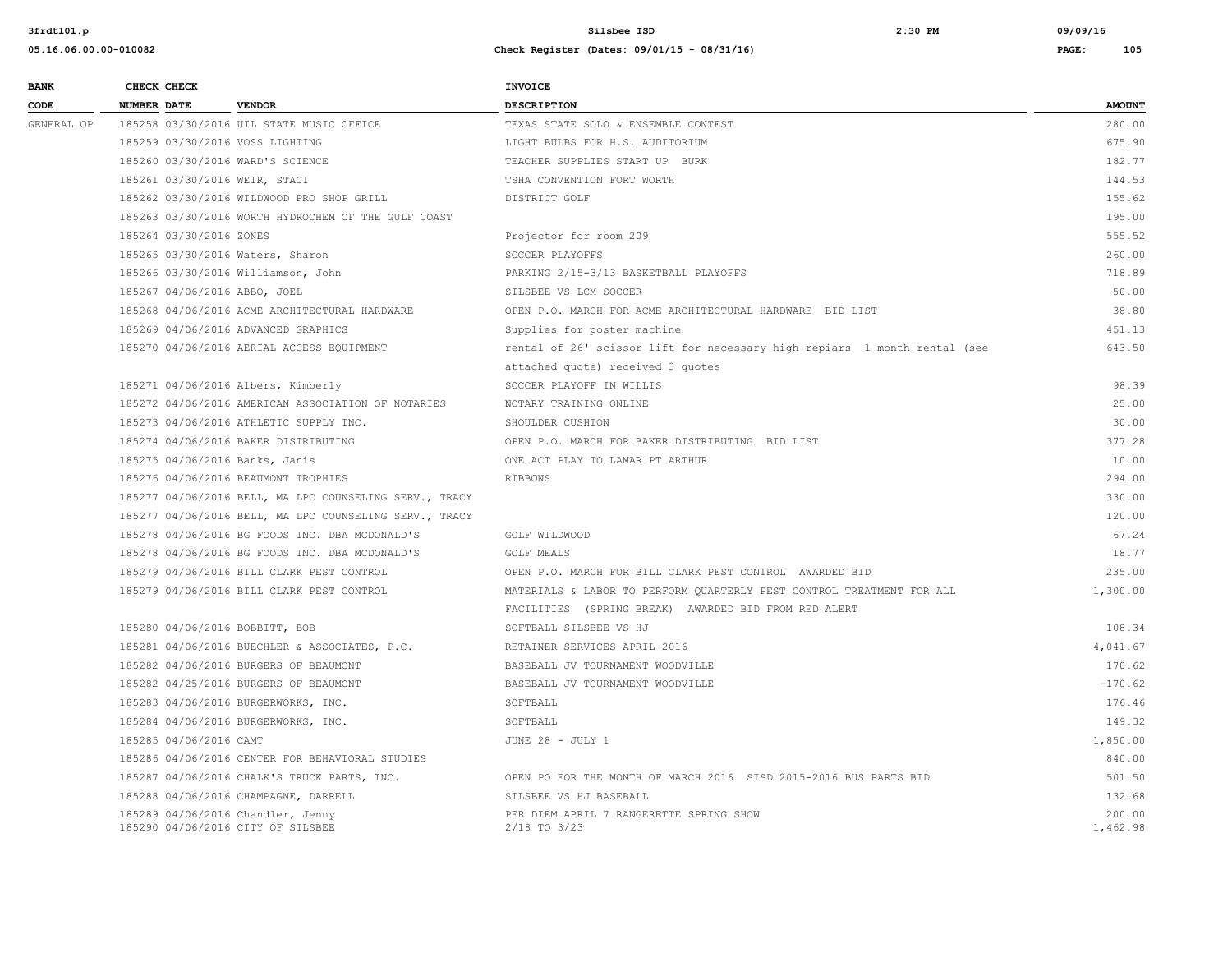| BANK CODE | CHECK NUMBER | CHECK DATE | VENDOR | INVOICE DESCRIPTION | AMOUNT |
|---|---|---|---|---|---|
| GENERAL OP | 185258 | 03/30/2016 | UIL STATE MUSIC OFFICE | TEXAS STATE SOLO & ENSEMBLE CONTEST | 280.00 |
| | 185259 | 03/30/2016 | VOSS LIGHTING | LIGHT BULBS FOR H.S. AUDITORIUM | 675.90 |
| | 185260 | 03/30/2016 | WARD'S SCIENCE | TEACHER SUPPLIES START UP BURK | 182.77 |
| | 185261 | 03/30/2016 | WEIR, STACI | TSHA CONVENTION FORT WORTH | 144.53 |
| | 185262 | 03/30/2016 | WILDWOOD PRO SHOP GRILL | DISTRICT GOLF | 155.62 |
| | 185263 | 03/30/2016 | WORTH HYDROCHEM OF THE GULF COAST | | 195.00 |
| | 185264 | 03/30/2016 | ZONES | Projector for room 209 | 555.52 |
| | 185265 | 03/30/2016 | Waters, Sharon | SOCCER PLAYOFFS | 260.00 |
| | 185266 | 03/30/2016 | Williamson, John | PARKING 2/15-3/13 BASKETBALL PLAYOFFS | 718.89 |
| | 185267 | 04/06/2016 | ABBO, JOEL | SILSBEE VS LCM SOCCER | 50.00 |
| | 185268 | 04/06/2016 | ACME ARCHITECTURAL HARDWARE | OPEN P.O. MARCH FOR ACME ARCHITECTURAL HARDWARE BID LIST | 38.80 |
| | 185269 | 04/06/2016 | ADVANCED GRAPHICS | Supplies for poster machine | 451.13 |
| | 185270 | 04/06/2016 | AERIAL ACCESS EQUIPMENT | rental of 26' scissor lift for necessary high repiars 1 month rental (see attached quote) received 3 quotes | 643.50 |
| | 185271 | 04/06/2016 | Albers, Kimberly | SOCCER PLAYOFF IN WILLIS | 98.39 |
| | 185272 | 04/06/2016 | AMERICAN ASSOCIATION OF NOTARIES | NOTARY TRAINING ONLINE | 25.00 |
| | 185273 | 04/06/2016 | ATHLETIC SUPPLY INC. | SHOULDER CUSHION | 30.00 |
| | 185274 | 04/06/2016 | BAKER DISTRIBUTING | OPEN P.O. MARCH FOR BAKER DISTRIBUTING BID LIST | 377.28 |
| | 185275 | 04/06/2016 | Banks, Janis | ONE ACT PLAY TO LAMAR PT ARTHUR | 10.00 |
| | 185276 | 04/06/2016 | BEAUMONT TROPHIES | RIBBONS | 294.00 |
| | 185277 | 04/06/2016 | BELL, MA LPC COUNSELING SERV., TRACY | | 330.00 |
| | 185277 | 04/06/2016 | BELL, MA LPC COUNSELING SERV., TRACY | | 120.00 |
| | 185278 | 04/06/2016 | BG FOODS INC. DBA MCDONALD'S | GOLF WILDWOOD | 67.24 |
| | 185278 | 04/06/2016 | BG FOODS INC. DBA MCDONALD'S | GOLF MEALS | 18.77 |
| | 185279 | 04/06/2016 | BILL CLARK PEST CONTROL | OPEN P.O. MARCH FOR BILL CLARK PEST CONTROL AWARDED BID | 235.00 |
| | 185279 | 04/06/2016 | BILL CLARK PEST CONTROL | MATERIALS & LABOR TO PERFORM QUARTERLY PEST CONTROL TREATMENT FOR ALL FACILITIES (SPRING BREAK) AWARDED BID FROM RED ALERT | 1,300.00 |
| | 185280 | 04/06/2016 | BOBBITT, BOB | SOFTBALL SILSBEE VS HJ | 108.34 |
| | 185281 | 04/06/2016 | BUECHLER & ASSOCIATES, P.C. | RETAINER SERVICES APRIL 2016 | 4,041.67 |
| | 185282 | 04/06/2016 | BURGERS OF BEAUMONT | BASEBALL JV TOURNAMENT WOODVILLE | 170.62 |
| | 185282 | 04/25/2016 | BURGERS OF BEAUMONT | BASEBALL JV TOURNAMENT WOODVILLE | -170.62 |
| | 185283 | 04/06/2016 | BURGERWORKS, INC. | SOFTBALL | 176.46 |
| | 185284 | 04/06/2016 | BURGERWORKS, INC. | SOFTBALL | 149.32 |
| | 185285 | 04/06/2016 | CAMT | JUNE 28 - JULY 1 | 1,850.00 |
| | 185286 | 04/06/2016 | CENTER FOR BEHAVIORAL STUDIES | | 840.00 |
| | 185287 | 04/06/2016 | CHALK'S TRUCK PARTS, INC. | OPEN PO FOR THE MONTH OF MARCH 2016 SISD 2015-2016 BUS PARTS BID | 501.50 |
| | 185288 | 04/06/2016 | CHAMPAGNE, DARRELL | SILSBEE VS HJ BASEBALL | 132.68 |
| | 185289 | 04/06/2016 | Chandler, Jenny | PER DIEM APRIL 7 RANGERETTE SPRING SHOW | 200.00 |
| | 185290 | 04/06/2016 | CITY OF SILSBEE | 2/18 TO 3/23 | 1,462.98 |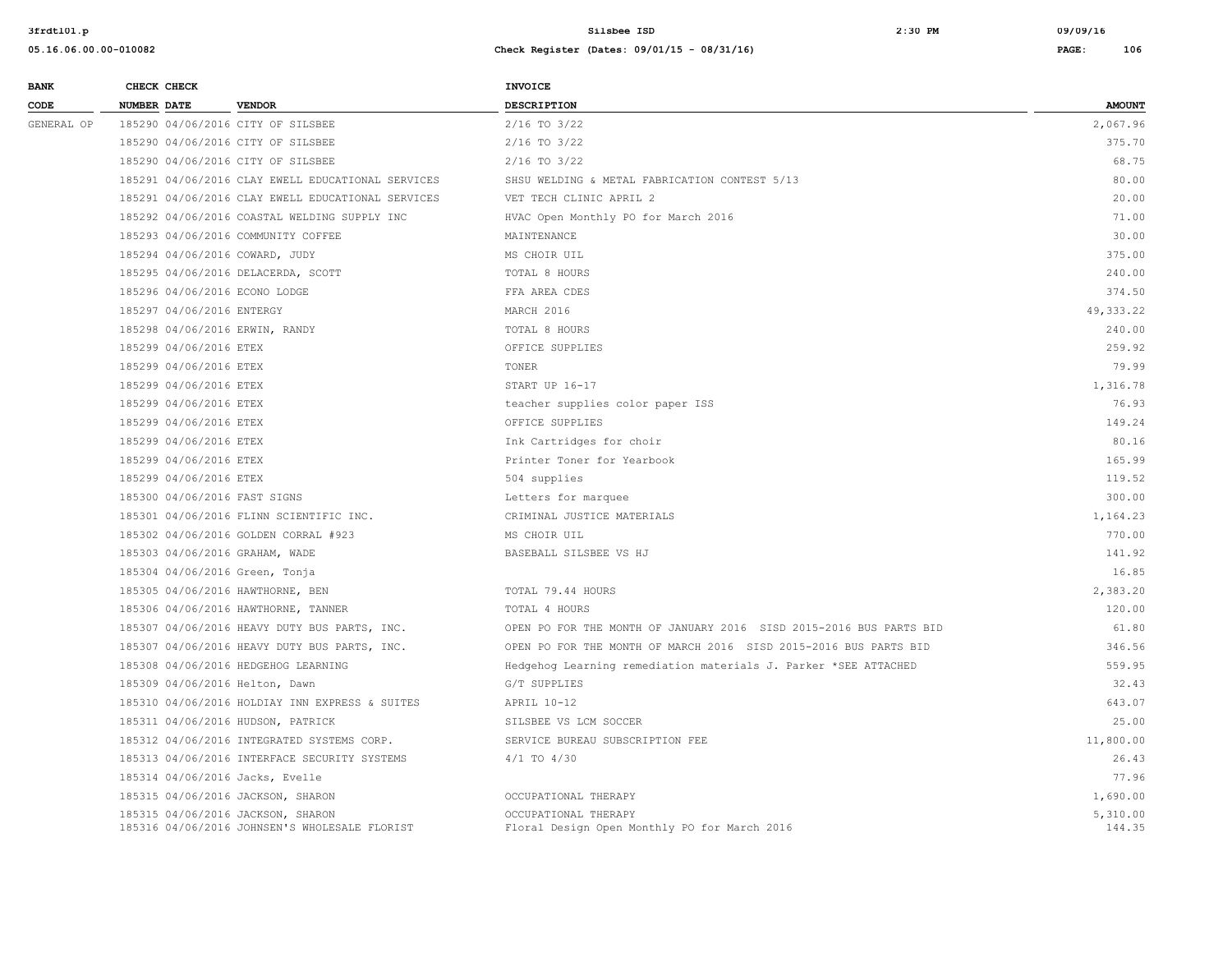| BANK CODE | CHECK NUMBER | CHECK DATE | VENDOR | INVOICE DESCRIPTION | AMOUNT |
|---|---|---|---|---|---|
| GENERAL OP | 185290 | 04/06/2016 | CITY OF SILSBEE | 2/16 TO 3/22 | 2,067.96 |
| | 185290 | 04/06/2016 | CITY OF SILSBEE | 2/16 TO 3/22 | 375.70 |
| | 185290 | 04/06/2016 | CITY OF SILSBEE | 2/16 TO 3/22 | 68.75 |
| | 185291 | 04/06/2016 | CLAY EWELL EDUCATIONAL SERVICES | SHSU WELDING & METAL FABRICATION CONTEST 5/13 | 80.00 |
| | 185291 | 04/06/2016 | CLAY EWELL EDUCATIONAL SERVICES | VET TECH CLINIC APRIL 2 | 20.00 |
| | 185292 | 04/06/2016 | COASTAL WELDING SUPPLY INC | HVAC Open Monthly PO for March 2016 | 71.00 |
| | 185293 | 04/06/2016 | COMMUNITY COFFEE | MAINTENANCE | 30.00 |
| | 185294 | 04/06/2016 | COWARD, JUDY | MS CHOIR UIL | 375.00 |
| | 185295 | 04/06/2016 | DELACERDA, SCOTT | TOTAL 8 HOURS | 240.00 |
| | 185296 | 04/06/2016 | ECONO LODGE | FFA AREA CDES | 374.50 |
| | 185297 | 04/06/2016 | ENTERGY | MARCH 2016 | 49,333.22 |
| | 185298 | 04/06/2016 | ERWIN, RANDY | TOTAL 8 HOURS | 240.00 |
| | 185299 | 04/06/2016 | ETEX | OFFICE SUPPLIES | 259.92 |
| | 185299 | 04/06/2016 | ETEX | TONER | 79.99 |
| | 185299 | 04/06/2016 | ETEX | START UP 16-17 | 1,316.78 |
| | 185299 | 04/06/2016 | ETEX | teacher supplies color paper ISS | 76.93 |
| | 185299 | 04/06/2016 | ETEX | OFFICE SUPPLIES | 149.24 |
| | 185299 | 04/06/2016 | ETEX | Ink Cartridges for choir | 80.16 |
| | 185299 | 04/06/2016 | ETEX | Printer Toner for Yearbook | 165.99 |
| | 185299 | 04/06/2016 | ETEX | 504 supplies | 119.52 |
| | 185300 | 04/06/2016 | FAST SIGNS | Letters for marquee | 300.00 |
| | 185301 | 04/06/2016 | FLINN SCIENTIFIC INC. | CRIMINAL JUSTICE MATERIALS | 1,164.23 |
| | 185302 | 04/06/2016 | GOLDEN CORRAL #923 | MS CHOIR UIL | 770.00 |
| | 185303 | 04/06/2016 | GRAHAM, WADE | BASEBALL SILSBEE VS HJ | 141.92 |
| | 185304 | 04/06/2016 | Green, Tonja | | 16.85 |
| | 185305 | 04/06/2016 | HAWTHORNE, BEN | TOTAL 79.44 HOURS | 2,383.20 |
| | 185306 | 04/06/2016 | HAWTHORNE, TANNER | TOTAL 4 HOURS | 120.00 |
| | 185307 | 04/06/2016 | HEAVY DUTY BUS PARTS, INC. | OPEN PO FOR THE MONTH OF JANUARY 2016 SISD 2015-2016 BUS PARTS BID | 61.80 |
| | 185307 | 04/06/2016 | HEAVY DUTY BUS PARTS, INC. | OPEN PO FOR THE MONTH OF MARCH 2016 SISD 2015-2016 BUS PARTS BID | 346.56 |
| | 185308 | 04/06/2016 | HEDGEHOG LEARNING | Hedgehog Learning remediation materials J. Parker *SEE ATTACHED | 559.95 |
| | 185309 | 04/06/2016 | Helton, Dawn | G/T SUPPLIES | 32.43 |
| | 185310 | 04/06/2016 | HOLDIAY INN EXPRESS & SUITES | APRIL 10-12 | 643.07 |
| | 185311 | 04/06/2016 | HUDSON, PATRICK | SILSBEE VS LCM SOCCER | 25.00 |
| | 185312 | 04/06/2016 | INTEGRATED SYSTEMS CORP. | SERVICE BUREAU SUBSCRIPTION FEE | 11,800.00 |
| | 185313 | 04/06/2016 | INTERFACE SECURITY SYSTEMS | 4/1 TO 4/30 | 26.43 |
| | 185314 | 04/06/2016 | Jacks, Evelle | | 77.96 |
| | 185315 | 04/06/2016 | JACKSON, SHARON | OCCUPATIONAL THERAPY | 1,690.00 |
| | 185315 | 04/06/2016 | JACKSON, SHARON | OCCUPATIONAL THERAPY | 5,310.00 |
| | 185316 | 04/06/2016 | JOHNSEN'S WHOLESALE FLORIST | Floral Design Open Monthly PO for March 2016 | 144.35 |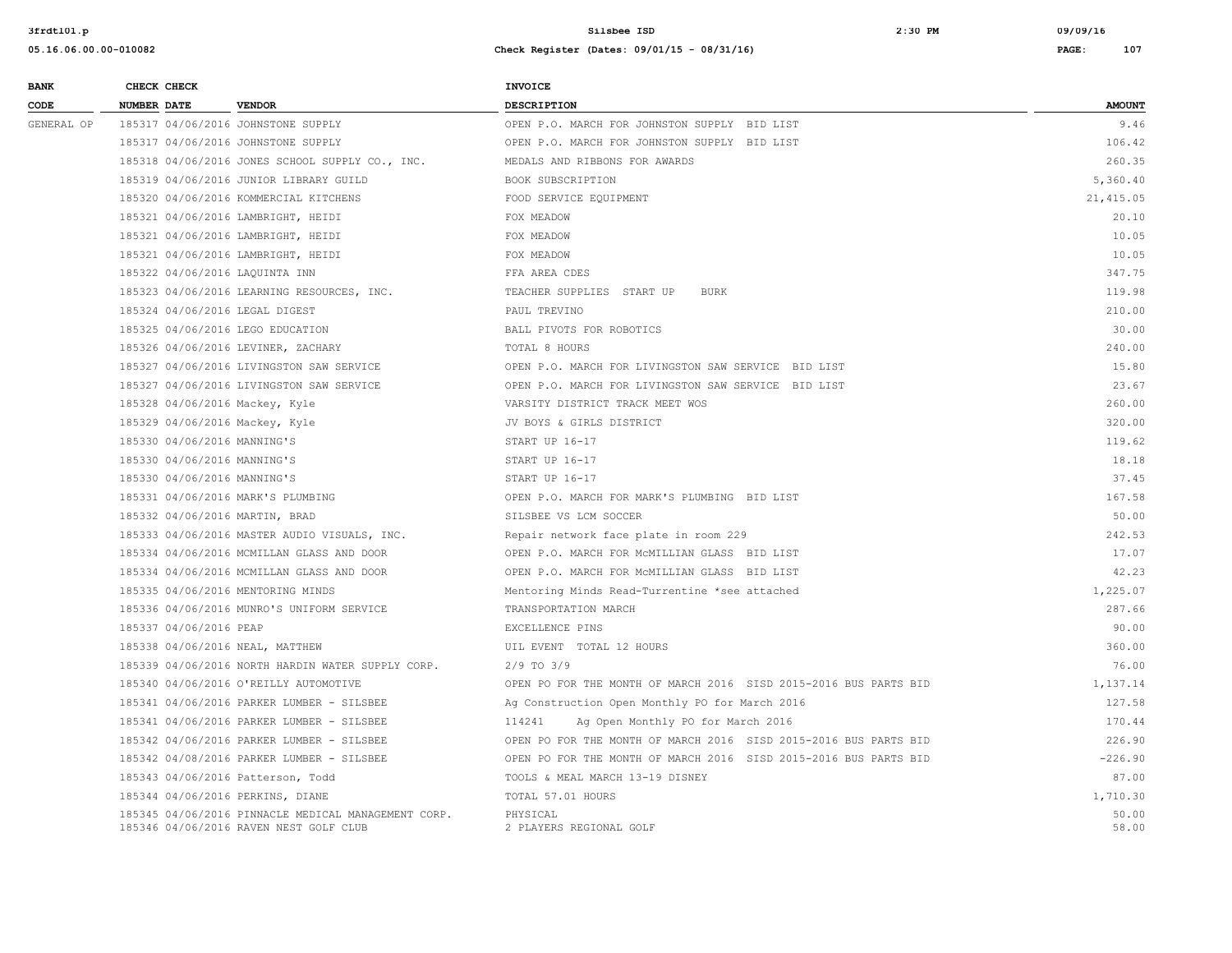| BANK CODE | CHECK NUMBER | CHECK DATE | VENDOR | INVOICE DESCRIPTION | AMOUNT |
|---|---|---|---|---|---|
| GENERAL OP | 185317 | 04/06/2016 | JOHNSTONE SUPPLY | OPEN P.O. MARCH FOR JOHNSTON SUPPLY BID LIST | 9.46 |
| | 185317 | 04/06/2016 | JOHNSTONE SUPPLY | OPEN P.O. MARCH FOR JOHNSTON SUPPLY BID LIST | 106.42 |
| | 185318 | 04/06/2016 | JONES SCHOOL SUPPLY CO., INC. | MEDALS AND RIBBONS FOR AWARDS | 260.35 |
| | 185319 | 04/06/2016 | JUNIOR LIBRARY GUILD | BOOK SUBSCRIPTION | 5,360.40 |
| | 185320 | 04/06/2016 | KOMMERCIAL KITCHENS | FOOD SERVICE EQUIPMENT | 21,415.05 |
| | 185321 | 04/06/2016 | LAMBRIGHT, HEIDI | FOX MEADOW | 20.10 |
| | 185321 | 04/06/2016 | LAMBRIGHT, HEIDI | FOX MEADOW | 10.05 |
| | 185321 | 04/06/2016 | LAMBRIGHT, HEIDI | FOX MEADOW | 10.05 |
| | 185322 | 04/06/2016 | LAQUINTA INN | FFA AREA CDES | 347.75 |
| | 185323 | 04/06/2016 | LEARNING RESOURCES, INC. | TEACHER SUPPLIES START UP BURK | 119.98 |
| | 185324 | 04/06/2016 | LEGAL DIGEST | PAUL TREVINO | 210.00 |
| | 185325 | 04/06/2016 | LEGO EDUCATION | BALL PIVOTS FOR ROBOTICS | 30.00 |
| | 185326 | 04/06/2016 | LEVINER, ZACHARY | TOTAL 8 HOURS | 240.00 |
| | 185327 | 04/06/2016 | LIVINGSTON SAW SERVICE | OPEN P.O. MARCH FOR LIVINGSTON SAW SERVICE BID LIST | 15.80 |
| | 185327 | 04/06/2016 | LIVINGSTON SAW SERVICE | OPEN P.O. MARCH FOR LIVINGSTON SAW SERVICE BID LIST | 23.67 |
| | 185328 | 04/06/2016 | Mackey, Kyle | VARSITY DISTRICT TRACK MEET WOS | 260.00 |
| | 185329 | 04/06/2016 | Mackey, Kyle | JV BOYS & GIRLS DISTRICT | 320.00 |
| | 185330 | 04/06/2016 | MANNING'S | START UP 16-17 | 119.62 |
| | 185330 | 04/06/2016 | MANNING'S | START UP 16-17 | 18.18 |
| | 185330 | 04/06/2016 | MANNING'S | START UP 16-17 | 37.45 |
| | 185331 | 04/06/2016 | MARK'S PLUMBING | OPEN P.O. MARCH FOR MARK'S PLUMBING BID LIST | 167.58 |
| | 185332 | 04/06/2016 | MARTIN, BRAD | SILSBEE VS LCM SOCCER | 50.00 |
| | 185333 | 04/06/2016 | MASTER AUDIO VISUALS, INC. | Repair network face plate in room 229 | 242.53 |
| | 185334 | 04/06/2016 | MCMILLAN GLASS AND DOOR | OPEN P.O. MARCH FOR McMILLIAN GLASS BID LIST | 17.07 |
| | 185334 | 04/06/2016 | MCMILLAN GLASS AND DOOR | OPEN P.O. MARCH FOR McMILLIAN GLASS BID LIST | 42.23 |
| | 185335 | 04/06/2016 | MENTORING MINDS | Mentoring Minds Read-Turrentine *see attached | 1,225.07 |
| | 185336 | 04/06/2016 | MUNRO'S UNIFORM SERVICE | TRANSPORTATION MARCH | 287.66 |
| | 185337 | 04/06/2016 | PEAP | EXCELLENCE PINS | 90.00 |
| | 185338 | 04/06/2016 | NEAL, MATTHEW | UIL EVENT TOTAL 12 HOURS | 360.00 |
| | 185339 | 04/06/2016 | NORTH HARDIN WATER SUPPLY CORP. | 2/9 TO 3/9 | 76.00 |
| | 185340 | 04/06/2016 | O'REILLY AUTOMOTIVE | OPEN PO FOR THE MONTH OF MARCH 2016 SISD 2015-2016 BUS PARTS BID | 1,137.14 |
| | 185341 | 04/06/2016 | PARKER LUMBER - SILSBEE | Ag Construction Open Monthly PO for March 2016 | 127.58 |
| | 185341 | 04/06/2016 | PARKER LUMBER - SILSBEE | 114241 Ag Open Monthly PO for March 2016 | 170.44 |
| | 185342 | 04/06/2016 | PARKER LUMBER - SILSBEE | OPEN PO FOR THE MONTH OF MARCH 2016 SISD 2015-2016 BUS PARTS BID | 226.90 |
| | 185342 | 04/08/2016 | PARKER LUMBER - SILSBEE | OPEN PO FOR THE MONTH OF MARCH 2016 SISD 2015-2016 BUS PARTS BID | -226.90 |
| | 185343 | 04/06/2016 | Patterson, Todd | TOOLS & MEAL MARCH 13-19 DISNEY | 87.00 |
| | 185344 | 04/06/2016 | PERKINS, DIANE | TOTAL 57.01 HOURS | 1,710.30 |
| | 185345 | 04/06/2016 | PINNACLE MEDICAL MANAGEMENT CORP. | PHYSICAL | 50.00 |
| | 185346 | 04/06/2016 | RAVEN NEST GOLF CLUB | 2 PLAYERS REGIONAL GOLF | 58.00 |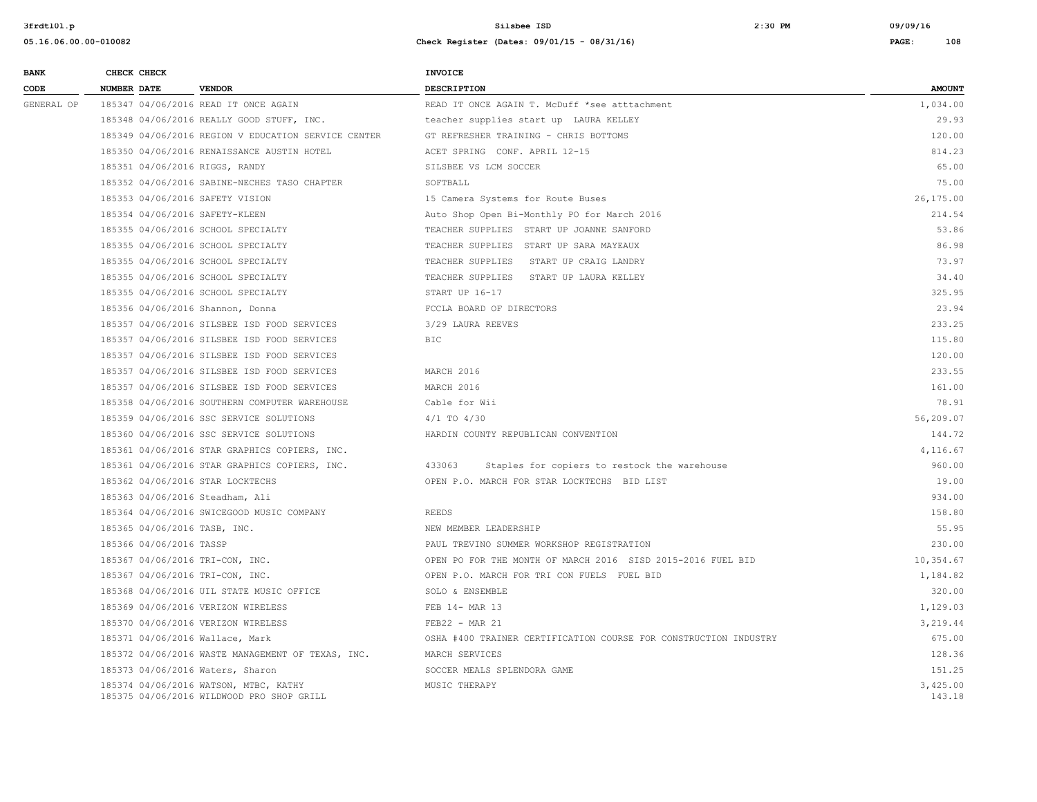| BANK CODE | CHECK NUMBER | CHECK DATE | VENDOR | INVOICE DESCRIPTION | AMOUNT |
|---|---|---|---|---|---|
| GENERAL OP | 185347 | 04/06/2016 | READ IT ONCE AGAIN | READ IT ONCE AGAIN T. McDuff *see atttachment | 1,034.00 |
| | 185348 | 04/06/2016 | REALLY GOOD STUFF, INC. | teacher supplies start up LAURA KELLEY | 29.93 |
| | 185349 | 04/06/2016 | REGION V EDUCATION SERVICE CENTER | GT REFRESHER TRAINING - CHRIS BOTTOMS | 120.00 |
| | 185350 | 04/06/2016 | RENAISSANCE AUSTIN HOTEL | ACET SPRING CONF. APRIL 12-15 | 814.23 |
| | 185351 | 04/06/2016 | RIGGS, RANDY | SILSBEE VS LCM SOCCER | 65.00 |
| | 185352 | 04/06/2016 | SABINE-NECHES TASO CHAPTER | SOFTBALL | 75.00 |
| | 185353 | 04/06/2016 | SAFETY VISION | 15 Camera Systems for Route Buses | 26,175.00 |
| | 185354 | 04/06/2016 | SAFETY-KLEEN | Auto Shop Open Bi-Monthly PO for March 2016 | 214.54 |
| | 185355 | 04/06/2016 | SCHOOL SPECIALTY | TEACHER SUPPLIES START UP JOANNE SANFORD | 53.86 |
| | 185355 | 04/06/2016 | SCHOOL SPECIALTY | TEACHER SUPPLIES START UP SARA MAYEAUX | 86.98 |
| | 185355 | 04/06/2016 | SCHOOL SPECIALTY | TEACHER SUPPLIES START UP CRAIG LANDRY | 73.97 |
| | 185355 | 04/06/2016 | SCHOOL SPECIALTY | TEACHER SUPPLIES START UP LAURA KELLEY | 34.40 |
| | 185355 | 04/06/2016 | SCHOOL SPECIALTY | START UP 16-17 | 325.95 |
| | 185356 | 04/06/2016 | Shannon, Donna | FCCLA BOARD OF DIRECTORS | 23.94 |
| | 185357 | 04/06/2016 | SILSBEE ISD FOOD SERVICES | 3/29 LAURA REEVES | 233.25 |
| | 185357 | 04/06/2016 | SILSBEE ISD FOOD SERVICES | BIC | 115.80 |
| | 185357 | 04/06/2016 | SILSBEE ISD FOOD SERVICES | | 120.00 |
| | 185357 | 04/06/2016 | SILSBEE ISD FOOD SERVICES | MARCH 2016 | 233.55 |
| | 185357 | 04/06/2016 | SILSBEE ISD FOOD SERVICES | MARCH 2016 | 161.00 |
| | 185358 | 04/06/2016 | SOUTHERN COMPUTER WAREHOUSE | Cable for Wii | 78.91 |
| | 185359 | 04/06/2016 | SSC SERVICE SOLUTIONS | 4/1 TO 4/30 | 56,209.07 |
| | 185360 | 04/06/2016 | SSC SERVICE SOLUTIONS | HARDIN COUNTY REPUBLICAN CONVENTION | 144.72 |
| | 185361 | 04/06/2016 | STAR GRAPHICS COPIERS, INC. | | 4,116.67 |
| | 185361 | 04/06/2016 | STAR GRAPHICS COPIERS, INC. | 433063 Staples for copiers to restock the warehouse | 960.00 |
| | 185362 | 04/06/2016 | STAR LOCKTECHS | OPEN P.O. MARCH FOR STAR LOCKTECHS BID LIST | 19.00 |
| | 185363 | 04/06/2016 | Steadham, Ali | | 934.00 |
| | 185364 | 04/06/2016 | SWICEGOOD MUSIC COMPANY | REEDS | 158.80 |
| | 185365 | 04/06/2016 | TASB, INC. | NEW MEMBER LEADERSHIP | 55.95 |
| | 185366 | 04/06/2016 | TASSP | PAUL TREVINO SUMMER WORKSHOP REGISTRATION | 230.00 |
| | 185367 | 04/06/2016 | TRI-CON, INC. | OPEN PO FOR THE MONTH OF MARCH 2016 SISD 2015-2016 FUEL BID | 10,354.67 |
| | 185367 | 04/06/2016 | TRI-CON, INC. | OPEN P.O. MARCH FOR TRI CON FUELS FUEL BID | 1,184.82 |
| | 185368 | 04/06/2016 | UIL STATE MUSIC OFFICE | SOLO & ENSEMBLE | 320.00 |
| | 185369 | 04/06/2016 | VERIZON WIRELESS | FEB 14- MAR 13 | 1,129.03 |
| | 185370 | 04/06/2016 | VERIZON WIRELESS | FEB22 - MAR 21 | 3,219.44 |
| | 185371 | 04/06/2016 | Wallace, Mark | OSHA #400 TRAINER CERTIFICATION COURSE FOR CONSTRUCTION INDUSTRY | 675.00 |
| | 185372 | 04/06/2016 | WASTE MANAGEMENT OF TEXAS, INC. | MARCH SERVICES | 128.36 |
| | 185373 | 04/06/2016 | Waters, Sharon | SOCCER MEALS SPLENDORA GAME | 151.25 |
| | 185374 | 04/06/2016 | WATSON, MTBC, KATHY | MUSIC THERAPY | 3,425.00 |
| | 185375 | 04/06/2016 | WILDWOOD PRO SHOP GRILL | | 143.18 |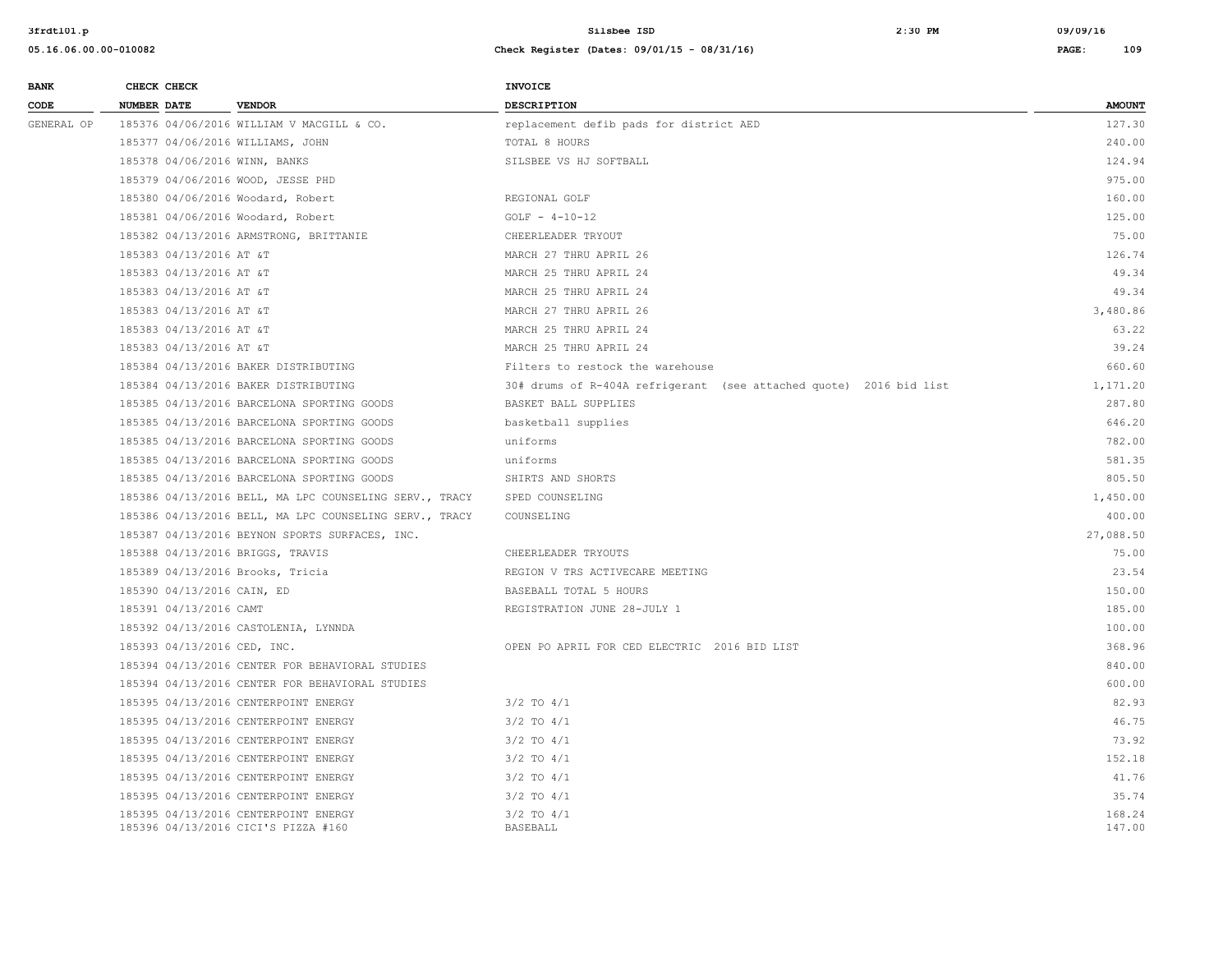| BANK CODE | CHECK NUMBER | CHECK DATE | VENDOR | INVOICE DESCRIPTION | AMOUNT |
|---|---|---|---|---|---|
| GENERAL OP | 185376 | 04/06/2016 | WILLIAM V MACGILL & CO. | replacement defib pads for district AED | 127.30 |
| | 185377 | 04/06/2016 | WILLIAMS, JOHN | TOTAL 8 HOURS | 240.00 |
| | 185378 | 04/06/2016 | WINN, BANKS | SILSBEE VS HJ SOFTBALL | 124.94 |
| | 185379 | 04/06/2016 | WOOD, JESSE PHD | | 975.00 |
| | 185380 | 04/06/2016 | Woodard, Robert | REGIONAL GOLF | 160.00 |
| | 185381 | 04/06/2016 | Woodard, Robert | GOLF - 4-10-12 | 125.00 |
| | 185382 | 04/13/2016 | ARMSTRONG, BRITTANIE | CHEERLEADER TRYOUT | 75.00 |
| | 185383 | 04/13/2016 | AT &T | MARCH 27 THRU APRIL 26 | 126.74 |
| | 185383 | 04/13/2016 | AT &T | MARCH 25 THRU APRIL 24 | 49.34 |
| | 185383 | 04/13/2016 | AT &T | MARCH 25 THRU APRIL 24 | 49.34 |
| | 185383 | 04/13/2016 | AT &T | MARCH 27 THRU APRIL 26 | 3,480.86 |
| | 185383 | 04/13/2016 | AT &T | MARCH 25 THRU APRIL 24 | 63.22 |
| | 185383 | 04/13/2016 | AT &T | MARCH 25 THRU APRIL 24 | 39.24 |
| | 185384 | 04/13/2016 | BAKER DISTRIBUTING | Filters to restock the warehouse | 660.60 |
| | 185384 | 04/13/2016 | BAKER DISTRIBUTING | 30# drums of R-404A refrigerant (see attached quote) 2016 bid list | 1,171.20 |
| | 185385 | 04/13/2016 | BARCELONA SPORTING GOODS | BASKET BALL SUPPLIES | 287.80 |
| | 185385 | 04/13/2016 | BARCELONA SPORTING GOODS | basketball supplies | 646.20 |
| | 185385 | 04/13/2016 | BARCELONA SPORTING GOODS | uniforms | 782.00 |
| | 185385 | 04/13/2016 | BARCELONA SPORTING GOODS | uniforms | 581.35 |
| | 185385 | 04/13/2016 | BARCELONA SPORTING GOODS | SHIRTS AND SHORTS | 805.50 |
| | 185386 | 04/13/2016 | BELL, MA LPC COUNSELING SERV., TRACY | SPED COUNSELING | 1,450.00 |
| | 185386 | 04/13/2016 | BELL, MA LPC COUNSELING SERV., TRACY | COUNSELING | 400.00 |
| | 185387 | 04/13/2016 | BEYNON SPORTS SURFACES, INC. | | 27,088.50 |
| | 185388 | 04/13/2016 | BRIGGS, TRAVIS | CHEERLEADER TRYOUTS | 75.00 |
| | 185389 | 04/13/2016 | Brooks, Tricia | REGION V TRS ACTIVECARE MEETING | 23.54 |
| | 185390 | 04/13/2016 | CAIN, ED | BASEBALL TOTAL 5 HOURS | 150.00 |
| | 185391 | 04/13/2016 | CAMT | REGISTRATION JUNE 28-JULY 1 | 185.00 |
| | 185392 | 04/13/2016 | CASTOLENIA, LYNNDA | | 100.00 |
| | 185393 | 04/13/2016 | CED, INC. | OPEN PO APRIL FOR CED ELECTRIC 2016 BID LIST | 368.96 |
| | 185394 | 04/13/2016 | CENTER FOR BEHAVIORAL STUDIES | | 840.00 |
| | 185394 | 04/13/2016 | CENTER FOR BEHAVIORAL STUDIES | | 600.00 |
| | 185395 | 04/13/2016 | CENTERPOINT ENERGY | 3/2 TO 4/1 | 82.93 |
| | 185395 | 04/13/2016 | CENTERPOINT ENERGY | 3/2 TO 4/1 | 46.75 |
| | 185395 | 04/13/2016 | CENTERPOINT ENERGY | 3/2 TO 4/1 | 73.92 |
| | 185395 | 04/13/2016 | CENTERPOINT ENERGY | 3/2 TO 4/1 | 152.18 |
| | 185395 | 04/13/2016 | CENTERPOINT ENERGY | 3/2 TO 4/1 | 41.76 |
| | 185395 | 04/13/2016 | CENTERPOINT ENERGY | 3/2 TO 4/1 | 35.74 |
| | 185395 | 04/13/2016 | CENTERPOINT ENERGY | 3/2 TO 4/1 | 168.24 |
| | 185396 | 04/13/2016 | CICI'S PIZZA #160 | BASEBALL | 147.00 |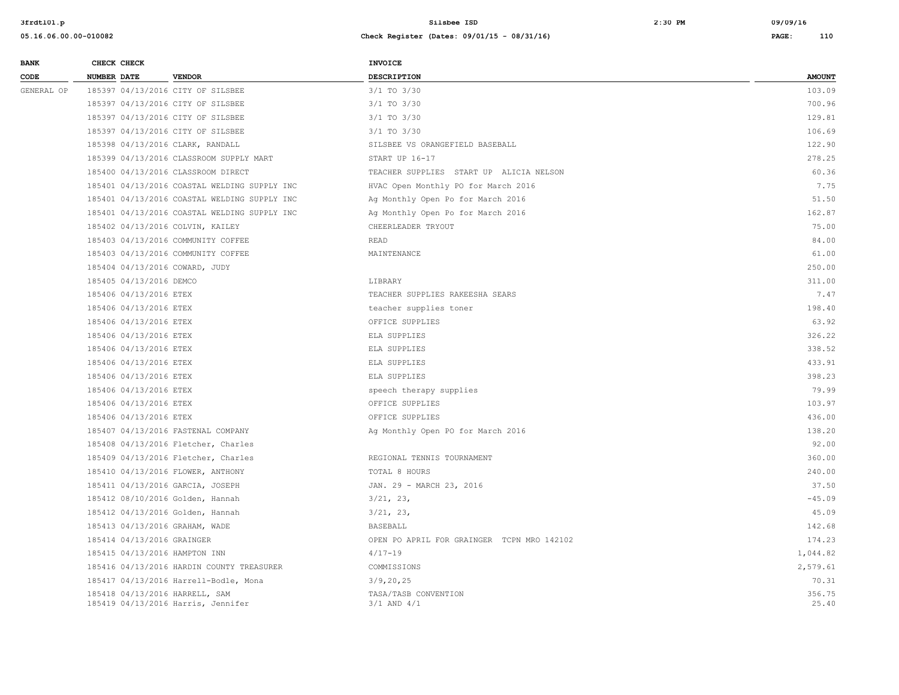| BANK CODE | CHECK NUMBER | CHECK DATE | VENDOR | INVOICE DESCRIPTION | AMOUNT |
|---|---|---|---|---|---|
| GENERAL OP | 185397 | 04/13/2016 | CITY OF SILSBEE | 3/1 TO 3/30 | 103.09 |
| | 185397 | 04/13/2016 | CITY OF SILSBEE | 3/1 TO 3/30 | 700.96 |
| | 185397 | 04/13/2016 | CITY OF SILSBEE | 3/1 TO 3/30 | 129.81 |
| | 185397 | 04/13/2016 | CITY OF SILSBEE | 3/1 TO 3/30 | 106.69 |
| | 185398 | 04/13/2016 | CLARK, RANDALL | SILSBEE VS ORANGEFIELD BASEBALL | 122.90 |
| | 185399 | 04/13/2016 | CLASSROOM SUPPLY MART | START UP 16-17 | 278.25 |
| | 185400 | 04/13/2016 | CLASSROOM DIRECT | TEACHER SUPPLIES START UP ALICIA NELSON | 60.36 |
| | 185401 | 04/13/2016 | COASTAL WELDING SUPPLY INC | HVAC Open Monthly PO for March 2016 | 7.75 |
| | 185401 | 04/13/2016 | COASTAL WELDING SUPPLY INC | Ag Monthly Open Po for March 2016 | 51.50 |
| | 185401 | 04/13/2016 | COASTAL WELDING SUPPLY INC | Ag Monthly Open Po for March 2016 | 162.87 |
| | 185402 | 04/13/2016 | COLVIN, KAILEY | CHEERLEADER TRYOUT | 75.00 |
| | 185403 | 04/13/2016 | COMMUNITY COFFEE | READ | 84.00 |
| | 185403 | 04/13/2016 | COMMUNITY COFFEE | MAINTENANCE | 61.00 |
| | 185404 | 04/13/2016 | COWARD, JUDY | | 250.00 |
| | 185405 | 04/13/2016 | DEMCO | LIBRARY | 311.00 |
| | 185406 | 04/13/2016 | ETEX | TEACHER SUPPLIES RAKEESHA SEARS | 7.47 |
| | 185406 | 04/13/2016 | ETEX | teacher supplies toner | 198.40 |
| | 185406 | 04/13/2016 | ETEX | OFFICE SUPPLIES | 63.92 |
| | 185406 | 04/13/2016 | ETEX | ELA SUPPLIES | 326.22 |
| | 185406 | 04/13/2016 | ETEX | ELA SUPPLIES | 338.52 |
| | 185406 | 04/13/2016 | ETEX | ELA SUPPLIES | 433.91 |
| | 185406 | 04/13/2016 | ETEX | ELA SUPPLIES | 398.23 |
| | 185406 | 04/13/2016 | ETEX | speech therapy supplies | 79.99 |
| | 185406 | 04/13/2016 | ETEX | OFFICE SUPPLIES | 103.97 |
| | 185406 | 04/13/2016 | ETEX | OFFICE SUPPLIES | 436.00 |
| | 185407 | 04/13/2016 | FASTENAL COMPANY | Ag Monthly Open PO for March 2016 | 138.20 |
| | 185408 | 04/13/2016 | Fletcher, Charles | | 92.00 |
| | 185409 | 04/13/2016 | Fletcher, Charles | REGIONAL TENNIS TOURNAMENT | 360.00 |
| | 185410 | 04/13/2016 | FLOWER, ANTHONY | TOTAL 8 HOURS | 240.00 |
| | 185411 | 04/13/2016 | GARCIA, JOSEPH | JAN. 29 - MARCH 23, 2016 | 37.50 |
| | 185412 | 08/10/2016 | Golden, Hannah | 3/21, 23, | -45.09 |
| | 185412 | 04/13/2016 | Golden, Hannah | 3/21, 23, | 45.09 |
| | 185413 | 04/13/2016 | GRAHAM, WADE | BASEBALL | 142.68 |
| | 185414 | 04/13/2016 | GRAINGER | OPEN PO APRIL FOR GRAINGER TCPN MRO 142102 | 174.23 |
| | 185415 | 04/13/2016 | HAMPTON INN | 4/17-19 | 1,044.82 |
| | 185416 | 04/13/2016 | HARDIN COUNTY TREASURER | COMMISSIONS | 2,579.61 |
| | 185417 | 04/13/2016 | Harrell-Bodle, Mona | 3/9,20,25 | 70.31 |
| | 185418 | 04/13/2016 | HARRELL, SAM | TASA/TASB CONVENTION | 356.75 |
| | 185419 | 04/13/2016 | Harris, Jennifer | 3/1 AND 4/1 | 25.40 |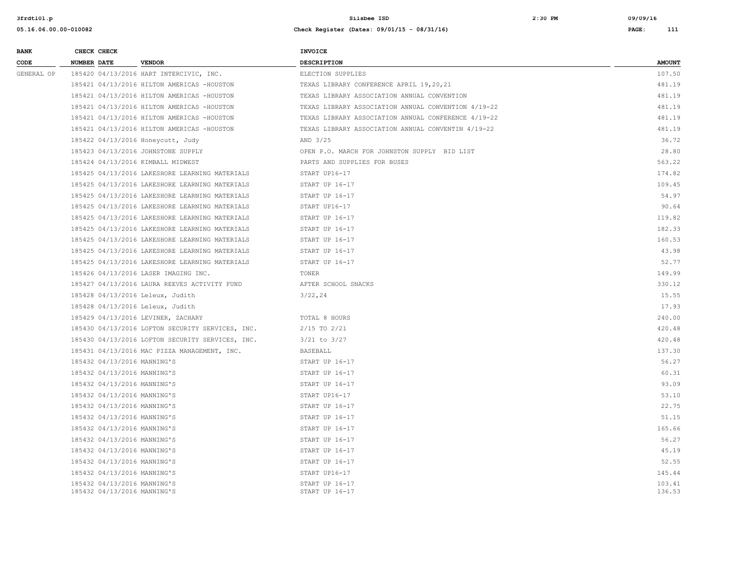| BANK CODE | CHECK NUMBER | CHECK DATE | VENDOR | INVOICE DESCRIPTION | AMOUNT |
|---|---|---|---|---|---|
| GENERAL OP | 185420 | 04/13/2016 | HART INTERCIVIC, INC. | ELECTION SUPPLIES | 107.50 |
| | 185421 | 04/13/2016 | HILTON AMERICAS -HOUSTON | TEXAS LIBRARY CONFERENCE APRIL 19,20,21 | 481.19 |
| | 185421 | 04/13/2016 | HILTON AMERICAS -HOUSTON | TEXAS LIBRARY ASSOCIATION ANNUAL CONVENTION | 481.19 |
| | 185421 | 04/13/2016 | HILTON AMERICAS -HOUSTON | TEXAS LIBRARY ASSOCIATION ANNUAL CONVENTION 4/19-22 | 481.19 |
| | 185421 | 04/13/2016 | HILTON AMERICAS -HOUSTON | TEXAS LIBRARY ASSOCIATION ANNUAL CONFERENCE 4/19-22 | 481.19 |
| | 185421 | 04/13/2016 | HILTON AMERICAS -HOUSTON | TEXAS LIBRARY ASSOCIATION ANNUAL CONVENTIN 4/19-22 | 481.19 |
| | 185422 | 04/13/2016 | Honeycutt, Judy | AND 3/25 | 36.72 |
| | 185423 | 04/13/2016 | JOHNSTONE SUPPLY | OPEN P.O. MARCH FOR JOHNSTON SUPPLY BID LIST | 28.80 |
| | 185424 | 04/13/2016 | KIMBALL MIDWEST | PARTS AND SUPPLIES FOR BUSES | 563.22 |
| | 185425 | 04/13/2016 | LAKESHORE LEARNING MATERIALS | START UP16-17 | 174.82 |
| | 185425 | 04/13/2016 | LAKESHORE LEARNING MATERIALS | START UP 16-17 | 109.45 |
| | 185425 | 04/13/2016 | LAKESHORE LEARNING MATERIALS | START UP 16-17 | 54.97 |
| | 185425 | 04/13/2016 | LAKESHORE LEARNING MATERIALS | START UP16-17 | 90.64 |
| | 185425 | 04/13/2016 | LAKESHORE LEARNING MATERIALS | START UP 16-17 | 119.82 |
| | 185425 | 04/13/2016 | LAKESHORE LEARNING MATERIALS | START UP 16-17 | 182.33 |
| | 185425 | 04/13/2016 | LAKESHORE LEARNING MATERIALS | START UP 16-17 | 160.53 |
| | 185425 | 04/13/2016 | LAKESHORE LEARNING MATERIALS | START UP 16-17 | 43.98 |
| | 185425 | 04/13/2016 | LAKESHORE LEARNING MATERIALS | START UP 16-17 | 52.77 |
| | 185426 | 04/13/2016 | LASER IMAGING INC. | TONER | 149.99 |
| | 185427 | 04/13/2016 | LAURA REEVES ACTIVITY FUND | AFTER SCHOOL SNACKS | 330.12 |
| | 185428 | 04/13/2016 | Leleux, Judith | 3/22,24 | 15.55 |
| | 185428 | 04/13/2016 | Leleux, Judith | | 17.93 |
| | 185429 | 04/13/2016 | LEVINER, ZACHARY | TOTAL 8 HOURS | 240.00 |
| | 185430 | 04/13/2016 | LOFTON SECURITY SERVICES, INC. | 2/15 TO 2/21 | 420.48 |
| | 185430 | 04/13/2016 | LOFTON SECURITY SERVICES, INC. | 3/21 to 3/27 | 420.48 |
| | 185431 | 04/13/2016 | MAC PIZZA MANAGEMENT, INC. | BASEBALL | 137.30 |
| | 185432 | 04/13/2016 | MANNING'S | START UP 16-17 | 56.27 |
| | 185432 | 04/13/2016 | MANNING'S | START UP 16-17 | 60.31 |
| | 185432 | 04/13/2016 | MANNING'S | START UP 16-17 | 93.09 |
| | 185432 | 04/13/2016 | MANNING'S | START UP16-17 | 53.10 |
| | 185432 | 04/13/2016 | MANNING'S | START UP 16-17 | 22.75 |
| | 185432 | 04/13/2016 | MANNING'S | START UP 16-17 | 51.15 |
| | 185432 | 04/13/2016 | MANNING'S | START UP 16-17 | 165.66 |
| | 185432 | 04/13/2016 | MANNING'S | START UP 16-17 | 56.27 |
| | 185432 | 04/13/2016 | MANNING'S | START UP 16-17 | 45.19 |
| | 185432 | 04/13/2016 | MANNING'S | START UP 16-17 | 52.55 |
| | 185432 | 04/13/2016 | MANNING'S | START UP16-17 | 145.44 |
| | 185432 | 04/13/2016 | MANNING'S | START UP 16-17 | 103.41 |
| | 185432 | 04/13/2016 | MANNING'S | START UP 16-17 | 136.53 |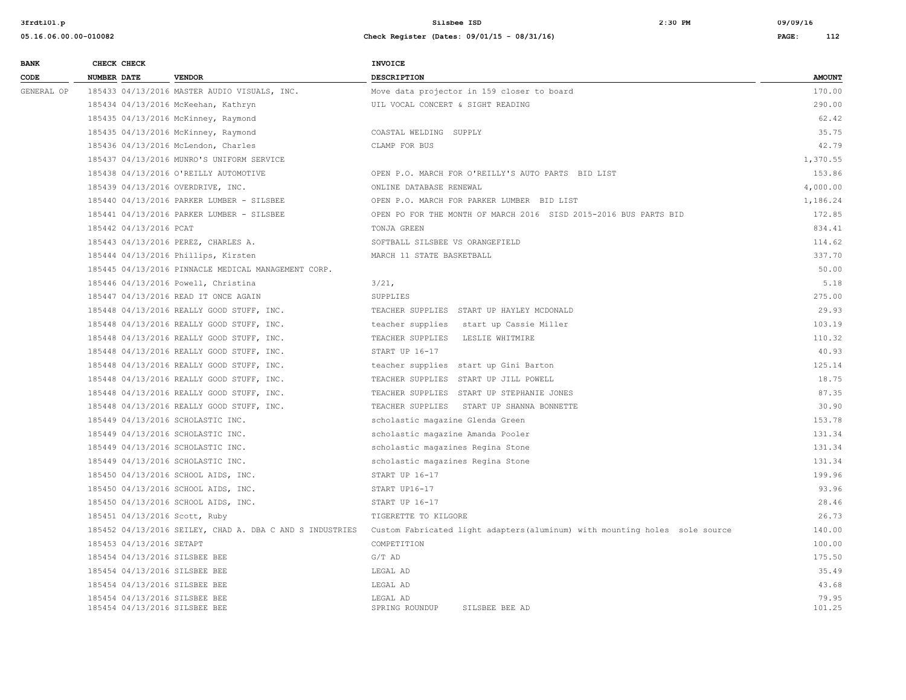| BANK CODE | CHECK NUMBER | CHECK DATE | VENDOR | INVOICE DESCRIPTION | AMOUNT |
|---|---|---|---|---|---|
| GENERAL OP | 185433 | 04/13/2016 | MASTER AUDIO VISUALS, INC. | Move data projector in 159 closer to board | 170.00 |
| | 185434 | 04/13/2016 | McKeehan, Kathryn | UIL VOCAL CONCERT & SIGHT READING | 290.00 |
| | 185435 | 04/13/2016 | McKinney, Raymond | | 62.42 |
| | 185435 | 04/13/2016 | McKinney, Raymond | COASTAL WELDING SUPPLY | 35.75 |
| | 185436 | 04/13/2016 | McLendon, Charles | CLAMP FOR BUS | 42.79 |
| | 185437 | 04/13/2016 | MUNRO'S UNIFORM SERVICE | | 1,370.55 |
| | 185438 | 04/13/2016 | O'REILLY AUTOMOTIVE | OPEN P.O. MARCH FOR O'REILLY'S AUTO PARTS BID LIST | 153.86 |
| | 185439 | 04/13/2016 | OVERDRIVE, INC. | ONLINE DATABASE RENEWAL | 4,000.00 |
| | 185440 | 04/13/2016 | PARKER LUMBER - SILSBEE | OPEN P.O. MARCH FOR PARKER LUMBER BID LIST | 1,186.24 |
| | 185441 | 04/13/2016 | PARKER LUMBER - SILSBEE | OPEN PO FOR THE MONTH OF MARCH 2016 SISD 2015-2016 BUS PARTS BID | 172.85 |
| | 185442 | 04/13/2016 | PCAT | TONJA GREEN | 834.41 |
| | 185443 | 04/13/2016 | PEREZ, CHARLES A. | SOFTBALL SILSBEE VS ORANGEFIELD | 114.62 |
| | 185444 | 04/13/2016 | Phillips, Kirsten | MARCH 11 STATE BASKETBALL | 337.70 |
| | 185445 | 04/13/2016 | PINNACLE MEDICAL MANAGEMENT CORP. | | 50.00 |
| | 185446 | 04/13/2016 | Powell, Christina | 3/21, | 5.18 |
| | 185447 | 04/13/2016 | READ IT ONCE AGAIN | SUPPLIES | 275.00 |
| | 185448 | 04/13/2016 | REALLY GOOD STUFF, INC. | TEACHER SUPPLIES START UP HAYLEY MCDONALD | 29.93 |
| | 185448 | 04/13/2016 | REALLY GOOD STUFF, INC. | teacher supplies start up Cassie Miller | 103.19 |
| | 185448 | 04/13/2016 | REALLY GOOD STUFF, INC. | TEACHER SUPPLIES LESLIE WHITMIRE | 110.32 |
| | 185448 | 04/13/2016 | REALLY GOOD STUFF, INC. | START UP 16-17 | 40.93 |
| | 185448 | 04/13/2016 | REALLY GOOD STUFF, INC. | teacher supplies start up Gini Barton | 125.14 |
| | 185448 | 04/13/2016 | REALLY GOOD STUFF, INC. | TEACHER SUPPLIES START UP JILL POWELL | 18.75 |
| | 185448 | 04/13/2016 | REALLY GOOD STUFF, INC. | TEACHER SUPPLIES START UP STEPHANIE JONES | 87.35 |
| | 185448 | 04/13/2016 | REALLY GOOD STUFF, INC. | TEACHER SUPPLIES START UP SHANNA BONNETTE | 30.90 |
| | 185449 | 04/13/2016 | SCHOLASTIC INC. | scholastic magazine Glenda Green | 153.78 |
| | 185449 | 04/13/2016 | SCHOLASTIC INC. | scholastic magazine Amanda Pooler | 131.34 |
| | 185449 | 04/13/2016 | SCHOLASTIC INC. | scholastic magazines Regina Stone | 131.34 |
| | 185449 | 04/13/2016 | SCHOLASTIC INC. | scholastic magazines Regina Stone | 131.34 |
| | 185450 | 04/13/2016 | SCHOOL AIDS, INC. | START UP 16-17 | 199.96 |
| | 185450 | 04/13/2016 | SCHOOL AIDS, INC. | START UP16-17 | 93.96 |
| | 185450 | 04/13/2016 | SCHOOL AIDS, INC. | START UP 16-17 | 28.46 |
| | 185451 | 04/13/2016 | Scott, Ruby | TIGERETTE TO KILGORE | 26.73 |
| | 185452 | 04/13/2016 | SEILEY, CHAD A. DBA C AND S INDUSTRIES | Custom Fabricated light adapters(aluminum) with mounting holes sole source | 140.00 |
| | 185453 | 04/13/2016 | SETAPT | COMPETITION | 100.00 |
| | 185454 | 04/13/2016 | SILSBEE BEE | G/T AD | 175.50 |
| | 185454 | 04/13/2016 | SILSBEE BEE | LEGAL AD | 35.49 |
| | 185454 | 04/13/2016 | SILSBEE BEE | LEGAL AD | 43.68 |
| | 185454 | 04/13/2016 | SILSBEE BEE | LEGAL AD | 79.95 |
| | 185454 | 04/13/2016 | SILSBEE BEE | SPRING ROUNDUP SILSBEE BEE AD | 101.25 |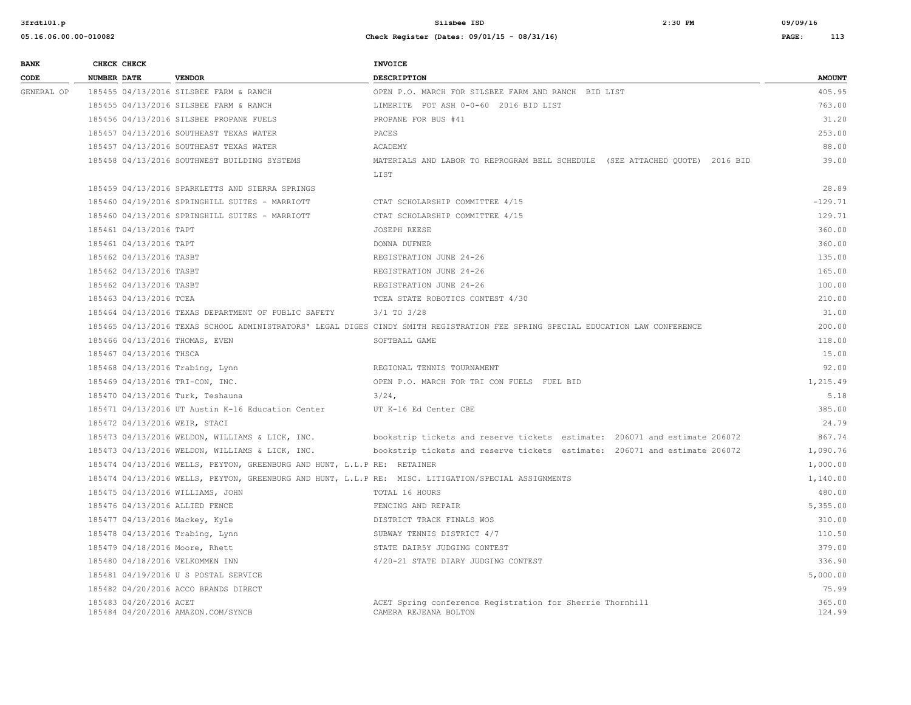| BANK CODE | CHECK NUMBER | CHECK DATE | VENDOR | INVOICE DESCRIPTION | AMOUNT |
|---|---|---|---|---|---|
| GENERAL OP | 185455 | 04/13/2016 | SILSBEE FARM & RANCH | OPEN P.O. MARCH FOR SILSBEE FARM AND RANCH BID LIST | 405.95 |
| | 185455 | 04/13/2016 | SILSBEE FARM & RANCH | LIMERITE POT ASH 0-0-60 2016 BID LIST | 763.00 |
| | 185456 | 04/13/2016 | SILSBEE PROPANE FUELS | PROPANE FOR BUS #41 | 31.20 |
| | 185457 | 04/13/2016 | SOUTHEAST TEXAS WATER | PACES | 253.00 |
| | 185457 | 04/13/2016 | SOUTHEAST TEXAS WATER | ACADEMY | 88.00 |
| | 185458 | 04/13/2016 | SOUTHWEST BUILDING SYSTEMS | MATERIALS AND LABOR TO REPROGRAM BELL SCHEDULE (SEE ATTACHED QUOTE) 2016 BID LIST | 39.00 |
| | 185459 | 04/13/2016 | SPARKLETTS AND SIERRA SPRINGS | | 28.89 |
| | 185460 | 04/19/2016 | SPRINGHILL SUITES - MARRIOTT | CTAT SCHOLARSHIP COMMITTEE 4/15 | -129.71 |
| | 185460 | 04/13/2016 | SPRINGHILL SUITES - MARRIOTT | CTAT SCHOLARSHIP COMMITTEE 4/15 | 129.71 |
| | 185461 | 04/13/2016 | TAPT | JOSEPH REESE | 360.00 |
| | 185461 | 04/13/2016 | TAPT | DONNA DUFNER | 360.00 |
| | 185462 | 04/13/2016 | TASBT | REGISTRATION JUNE 24-26 | 135.00 |
| | 185462 | 04/13/2016 | TASBT | REGISTRATION JUNE 24-26 | 165.00 |
| | 185462 | 04/13/2016 | TASBT | REGISTRATION JUNE 24-26 | 100.00 |
| | 185463 | 04/13/2016 | TCEA | TCEA STATE ROBOTICS CONTEST 4/30 | 210.00 |
| | 185464 | 04/13/2016 | TEXAS DEPARTMENT OF PUBLIC SAFETY | 3/1 TO 3/28 | 31.00 |
| | 185465 | 04/13/2016 | TEXAS SCHOOL ADMINISTRATORS' LEGAL DIGES | CINDY SMITH REGISTRATION FEE SPRING SPECIAL EDUCATION LAW CONFERENCE | 200.00 |
| | 185466 | 04/13/2016 | THOMAS, EVEN | SOFTBALL GAME | 118.00 |
| | 185467 | 04/13/2016 | THSCA | | 15.00 |
| | 185468 | 04/13/2016 | Trabing, Lynn | REGIONAL TENNIS TOURNAMENT | 92.00 |
| | 185469 | 04/13/2016 | TRI-CON, INC. | OPEN P.O. MARCH FOR TRI CON FUELS FUEL BID | 1,215.49 |
| | 185470 | 04/13/2016 | Turk, Teshauna | 3/24, | 5.18 |
| | 185471 | 04/13/2016 | UT Austin K-16 Education Center | UT K-16 Ed Center CBE | 385.00 |
| | 185472 | 04/13/2016 | WEIR, STACI | | 24.79 |
| | 185473 | 04/13/2016 | WELDON, WILLIAMS & LICK, INC. | bookstrip tickets and reserve tickets estimate: 206071 and estimate 206072 | 867.74 |
| | 185473 | 04/13/2016 | WELDON, WILLIAMS & LICK, INC. | bookstrip tickets and reserve tickets estimate: 206071 and estimate 206072 | 1,090.76 |
| | 185474 | 04/13/2016 | WELLS, PEYTON, GREENBURG AND HUNT, L.L.P | RE: RETAINER | 1,000.00 |
| | 185474 | 04/13/2016 | WELLS, PEYTON, GREENBURG AND HUNT, L.L.P | RE: MISC. LITIGATION/SPECIAL ASSIGNMENTS | 1,140.00 |
| | 185475 | 04/13/2016 | WILLIAMS, JOHN | TOTAL 16 HOURS | 480.00 |
| | 185476 | 04/13/2016 | ALLIED FENCE | FENCING AND REPAIR | 5,355.00 |
| | 185477 | 04/13/2016 | Mackey, Kyle | DISTRICT TRACK FINALS WOS | 310.00 |
| | 185478 | 04/13/2016 | Trabing, Lynn | SUBWAY TENNIS DISTRICT 4/7 | 110.50 |
| | 185479 | 04/18/2016 | Moore, Rhett | STATE DAIR5Y JUDGING CONTEST | 379.00 |
| | 185480 | 04/18/2016 | VELKOMMEN INN | 4/20-21 STATE DIARY JUDGING CONTEST | 336.90 |
| | 185481 | 04/19/2016 | U S POSTAL SERVICE | | 5,000.00 |
| | 185482 | 04/20/2016 | ACCO BRANDS DIRECT | | 75.99 |
| | 185483 | 04/20/2016 | ACET | ACET Spring conference Registration for Sherrie Thornhill | 365.00 |
| | 185484 | 04/20/2016 | AMAZON.COM/SYNCB | CAMERA REJEANA BOLTON | 124.99 |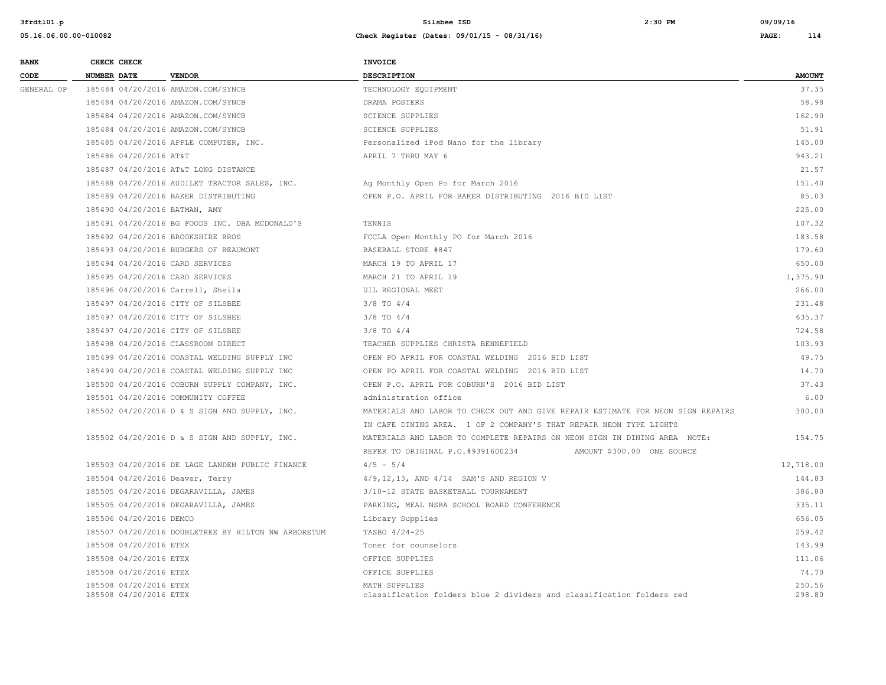| BANK CODE | CHECK NUMBER | CHECK DATE | VENDOR | INVOICE DESCRIPTION | AMOUNT |
|---|---|---|---|---|---|
| GENERAL OP | 185484 | 04/20/2016 | AMAZON.COM/SYNCB | TECHNOLOGY EQUIPMENT | 37.35 |
| | 185484 | 04/20/2016 | AMAZON.COM/SYNCB | DRAMA POSTERS | 58.98 |
| | 185484 | 04/20/2016 | AMAZON.COM/SYNCB | SCIENCE SUPPLIES | 162.90 |
| | 185484 | 04/20/2016 | AMAZON.COM/SYNCB | SCIENCE SUPPLIES | 51.91 |
| | 185485 | 04/20/2016 | APPLE COMPUTER, INC. | Personalized iPod Nano for the library | 145.00 |
| | 185486 | 04/20/2016 | AT&T | APRIL 7 THRU MAY 6 | 943.21 |
| | 185487 | 04/20/2016 | AT&T LONG DISTANCE | | 21.57 |
| | 185488 | 04/20/2016 | AUDILET TRACTOR SALES, INC. | Ag Monthly Open Po for March 2016 | 151.40 |
| | 185489 | 04/20/2016 | BAKER DISTRIBUTING | OPEN P.O. APRIL FOR BAKER DISTRIBUTING 2016 BID LIST | 85.03 |
| | 185490 | 04/20/2016 | BATMAN, AMY | | 225.00 |
| | 185491 | 04/20/2016 | BG FOODS INC. DBA MCDONALD'S | TENNIS | 107.32 |
| | 185492 | 04/20/2016 | BROOKSHIRE BROS | FCCLA Open Monthly PO for March 2016 | 183.58 |
| | 185493 | 04/20/2016 | BURGERS OF BEAUMONT | BASEBALL STORE #847 | 179.60 |
| | 185494 | 04/20/2016 | CARD SERVICES | MARCH 19 TO APRIL 17 | 650.00 |
| | 185495 | 04/20/2016 | CARD SERVICES | MARCH 21 TO APRIL 19 | 1,375.90 |
| | 185496 | 04/20/2016 | Carrell, Sheila | UIL REGIONAL MEET | 266.00 |
| | 185497 | 04/20/2016 | CITY OF SILSBEE | 3/8 TO 4/4 | 231.48 |
| | 185497 | 04/20/2016 | CITY OF SILSBEE | 3/8 TO 4/4 | 635.37 |
| | 185497 | 04/20/2016 | CITY OF SILSBEE | 3/8 TO 4/4 | 724.58 |
| | 185498 | 04/20/2016 | CLASSROOM DIRECT | TEACHER SUPPLIES CHRISTA BENNEFIELD | 103.93 |
| | 185499 | 04/20/2016 | COASTAL WELDING SUPPLY INC | OPEN PO APRIL FOR COASTAL WELDING 2016 BID LIST | 49.75 |
| | 185499 | 04/20/2016 | COASTAL WELDING SUPPLY INC | OPEN PO APRIL FOR COASTAL WELDING 2016 BID LIST | 14.70 |
| | 185500 | 04/20/2016 | COBURN SUPPLY COMPANY, INC. | OPEN P.O. APRIL FOR COBURN'S 2016 BID LIST | 37.43 |
| | 185501 | 04/20/2016 | COMMUNITY COFFEE | administration office | 6.00 |
| | 185502 | 04/20/2016 | D & S SIGN AND SUPPLY, INC. | MATERIALS AND LABOR TO CHECK OUT AND GIVE REPAIR ESTIMATE FOR NEON SIGN REPAIRS IN CAFE DINING AREA. 1 OF 2 COMPANY'S THAT REPAIR NEON TYPE LIGHTS | 300.00 |
| | 185502 | 04/20/2016 | D & S SIGN AND SUPPLY, INC. | MATERIALS AND LABOR TO COMPLETE REPAIRS ON NEON SIGN IN DINING AREA NOTE: REFER TO ORIGINAL P.O.#9391600234 AMOUNT $300.00 ONE SOURCE | 154.75 |
| | 185503 | 04/20/2016 | DE LAGE LANDEN PUBLIC FINANCE | 4/5 - 5/4 | 12,718.00 |
| | 185504 | 04/20/2016 | Deaver, Terry | 4/9,12,13, AND 4/14 SAM'S AND REGION V | 144.83 |
| | 185505 | 04/20/2016 | DEGARAVILLA, JAMES | 3/10-12 STATE BASKETBALL TOURNAMENT | 386.80 |
| | 185505 | 04/20/2016 | DEGARAVILLA, JAMES | PARKING, MEAL NSBA SCHOOL BOARD CONFERENCE | 335.11 |
| | 185506 | 04/20/2016 | DEMCO | Library Supplies | 656.05 |
| | 185507 | 04/20/2016 | DOUBLETREE BY HILTON NW ARBORETUM | TASBO 4/24-25 | 259.42 |
| | 185508 | 04/20/2016 | ETEX | Toner for counselors | 143.99 |
| | 185508 | 04/20/2016 | ETEX | OFFICE SUPPLIES | 111.06 |
| | 185508 | 04/20/2016 | ETEX | OFFICE SUPPLIES | 74.70 |
| | 185508 | 04/20/2016 | ETEX | MATH SUPPLIES | 250.56 |
| | 185508 | 04/20/2016 | ETEX | classification folders blue 2 dividers and classification folders red | 298.80 |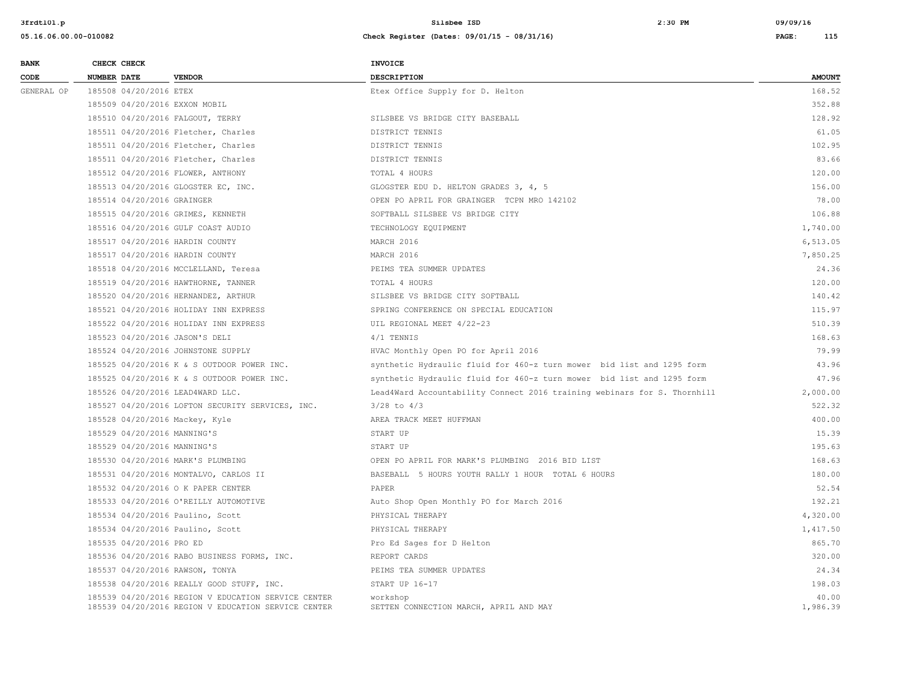| BANK CODE | CHECK NUMBER | CHECK DATE | VENDOR | INVOICE DESCRIPTION | AMOUNT |
|---|---|---|---|---|---|
| GENERAL OP | 185508 | 04/20/2016 | ETEX | Etex Office Supply for D. Helton | 168.52 |
| | 185509 | 04/20/2016 | EXXON MOBIL | | 352.88 |
| | 185510 | 04/20/2016 | FALGOUT, TERRY | SILSBEE VS BRIDGE CITY BASEBALL | 128.92 |
| | 185511 | 04/20/2016 | Fletcher, Charles | DISTRICT TENNIS | 61.05 |
| | 185511 | 04/20/2016 | Fletcher, Charles | DISTRICT TENNIS | 102.95 |
| | 185511 | 04/20/2016 | Fletcher, Charles | DISTRICT TENNIS | 83.66 |
| | 185512 | 04/20/2016 | FLOWER, ANTHONY | TOTAL 4 HOURS | 120.00 |
| | 185513 | 04/20/2016 | GLOGSTER EC, INC. | GLOGSTER EDU D. HELTON GRADES 3, 4, 5 | 156.00 |
| | 185514 | 04/20/2016 | GRAINGER | OPEN PO APRIL FOR GRAINGER TCPN MRO 142102 | 78.00 |
| | 185515 | 04/20/2016 | GRIMES, KENNETH | SOFTBALL SILSBEE VS BRIDGE CITY | 106.88 |
| | 185516 | 04/20/2016 | GULF COAST AUDIO | TECHNOLOGY EQUIPMENT | 1,740.00 |
| | 185517 | 04/20/2016 | HARDIN COUNTY | MARCH 2016 | 6,513.05 |
| | 185517 | 04/20/2016 | HARDIN COUNTY | MARCH 2016 | 7,850.25 |
| | 185518 | 04/20/2016 | MCCLELLAND, Teresa | PEIMS TEA SUMMER UPDATES | 24.36 |
| | 185519 | 04/20/2016 | HAWTHORNE, TANNER | TOTAL 4 HOURS | 120.00 |
| | 185520 | 04/20/2016 | HERNANDEZ, ARTHUR | SILSBEE VS BRIDGE CITY SOFTBALL | 140.42 |
| | 185521 | 04/20/2016 | HOLIDAY INN EXPRESS | SPRING CONFERENCE ON SPECIAL EDUCATION | 115.97 |
| | 185522 | 04/20/2016 | HOLIDAY INN EXPRESS | UIL REGIONAL MEET 4/22-23 | 510.39 |
| | 185523 | 04/20/2016 | JASON'S DELI | 4/1 TENNIS | 168.63 |
| | 185524 | 04/20/2016 | JOHNSTONE SUPPLY | HVAC Monthly Open PO for April 2016 | 79.99 |
| | 185525 | 04/20/2016 | K & S OUTDOOR POWER INC. | synthetic Hydraulic fluid for 460-z turn mower bid list and 1295 form | 43.96 |
| | 185525 | 04/20/2016 | K & S OUTDOOR POWER INC. | synthetic Hydraulic fluid for 460-z turn mower bid list and 1295 form | 47.96 |
| | 185526 | 04/20/2016 | LEAD4WARD LLC. | Lead4Ward Accountability Connect 2016 training webinars for S. Thornhill | 2,000.00 |
| | 185527 | 04/20/2016 | LOFTON SECURITY SERVICES, INC. | 3/28 to 4/3 | 522.32 |
| | 185528 | 04/20/2016 | Mackey, Kyle | AREA TRACK MEET HUFFMAN | 400.00 |
| | 185529 | 04/20/2016 | MANNING'S | START UP | 15.39 |
| | 185529 | 04/20/2016 | MANNING'S | START UP | 195.63 |
| | 185530 | 04/20/2016 | MARK'S PLUMBING | OPEN PO APRIL FOR MARK'S PLUMBING 2016 BID LIST | 168.63 |
| | 185531 | 04/20/2016 | MONTALVO, CARLOS II | BASEBALL 5 HOURS YOUTH RALLY 1 HOUR TOTAL 6 HOURS | 180.00 |
| | 185532 | 04/20/2016 | O K PAPER CENTER | PAPER | 52.54 |
| | 185533 | 04/20/2016 | O'REILLY AUTOMOTIVE | Auto Shop Open Monthly PO for March 2016 | 192.21 |
| | 185534 | 04/20/2016 | Paulino, Scott | PHYSICAL THERAPY | 4,320.00 |
| | 185534 | 04/20/2016 | Paulino, Scott | PHYSICAL THERAPY | 1,417.50 |
| | 185535 | 04/20/2016 | PRO ED | Pro Ed Sages for D Helton | 865.70 |
| | 185536 | 04/20/2016 | RABO BUSINESS FORMS, INC. | REPORT CARDS | 320.00 |
| | 185537 | 04/20/2016 | RAWSON, TONYA | PEIMS TEA SUMMER UPDATES | 24.34 |
| | 185538 | 04/20/2016 | REALLY GOOD STUFF, INC. | START UP 16-17 | 198.03 |
| | 185539 | 04/20/2016 | REGION V EDUCATION SERVICE CENTER | workshop | 40.00 |
| | 185539 | 04/20/2016 | REGION V EDUCATION SERVICE CENTER | SETTEN CONNECTION MARCH, APRIL AND MAY | 1,986.39 |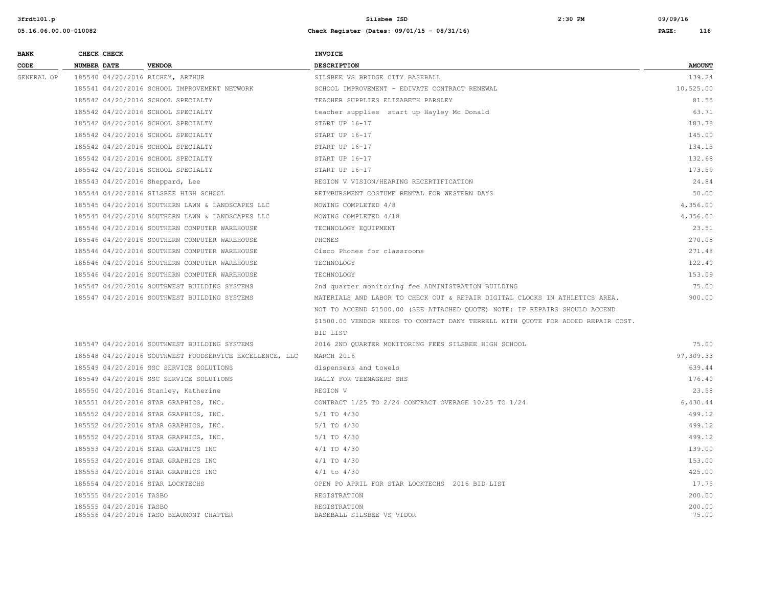| BANK CODE | CHECK NUMBER | CHECK DATE | VENDOR | INVOICE DESCRIPTION | AMOUNT |
|---|---|---|---|---|---|
| GENERAL OP | 185540 | 04/20/2016 | RICHEY, ARTHUR | SILSBEE VS BRIDGE CITY BASEBALL | 139.24 |
| | 185541 | 04/20/2016 | SCHOOL IMPROVEMENT NETWORK | SCHOOL IMPROVEMENT - EDIVATE CONTRACT RENEWAL | 10,525.00 |
| | 185542 | 04/20/2016 | SCHOOL SPECIALTY | TEACHER SUPPLIES ELIZABETH PARSLEY | 81.55 |
| | 185542 | 04/20/2016 | SCHOOL SPECIALTY | teacher supplies start up Hayley Mc Donald | 63.71 |
| | 185542 | 04/20/2016 | SCHOOL SPECIALTY | START UP 16-17 | 183.78 |
| | 185542 | 04/20/2016 | SCHOOL SPECIALTY | START UP 16-17 | 145.00 |
| | 185542 | 04/20/2016 | SCHOOL SPECIALTY | START UP 16-17 | 134.15 |
| | 185542 | 04/20/2016 | SCHOOL SPECIALTY | START UP 16-17 | 132.68 |
| | 185542 | 04/20/2016 | SCHOOL SPECIALTY | START UP 16-17 | 173.59 |
| | 185543 | 04/20/2016 | Sheppard, Lee | REGION V VISION/HEARING RECERTIFICATION | 24.84 |
| | 185544 | 04/20/2016 | SILSBEE HIGH SCHOOL | REIMBURSMENT COSTUME RENTAL FOR WESTERN DAYS | 50.00 |
| | 185545 | 04/20/2016 | SOUTHERN LAWN & LANDSCAPES LLC | MOWING COMPLETED 4/8 | 4,356.00 |
| | 185545 | 04/20/2016 | SOUTHERN LAWN & LANDSCAPES LLC | MOWING COMPLETED 4/18 | 4,356.00 |
| | 185546 | 04/20/2016 | SOUTHERN COMPUTER WAREHOUSE | TECHNOLOGY EQUIPMENT | 23.51 |
| | 185546 | 04/20/2016 | SOUTHERN COMPUTER WAREHOUSE | PHONES | 270.08 |
| | 185546 | 04/20/2016 | SOUTHERN COMPUTER WAREHOUSE | Cisco Phones for classrooms | 271.48 |
| | 185546 | 04/20/2016 | SOUTHERN COMPUTER WAREHOUSE | TECHNOLOGY | 122.40 |
| | 185546 | 04/20/2016 | SOUTHERN COMPUTER WAREHOUSE | TECHNOLOGY | 153.09 |
| | 185547 | 04/20/2016 | SOUTHWEST BUILDING SYSTEMS | 2nd quarter monitoring fee ADMINISTRATION BUILDING | 75.00 |
| | 185547 | 04/20/2016 | SOUTHWEST BUILDING SYSTEMS | MATERIALS AND LABOR TO CHECK OUT & REPAIR DIGITAL CLOCKS IN ATHLETICS AREA. NOT TO ACCEND $1500.00 (SEE ATTACHED QUOTE) NOTE: IF REPAIRS SHOULD ACCEND $1500.00 VENDOR NEEDS TO CONTACT DANY TERRELL WITH QUOTE FOR ADDED REPAIR COST. BID LIST | 900.00 |
| | 185547 | 04/20/2016 | SOUTHWEST BUILDING SYSTEMS | 2016 2ND QUARTER MONITORING FEES SILSBEE HIGH SCHOOL | 75.00 |
| | 185548 | 04/20/2016 | SOUTHWEST FOODSERVICE EXCELLENCE, LLC | MARCH 2016 | 97,309.33 |
| | 185549 | 04/20/2016 | SSC SERVICE SOLUTIONS | dispensers and towels | 639.44 |
| | 185549 | 04/20/2016 | SSC SERVICE SOLUTIONS | RALLY FOR TEENAGERS SHS | 176.40 |
| | 185550 | 04/20/2016 | Stanley, Katherine | REGION V | 23.58 |
| | 185551 | 04/20/2016 | STAR GRAPHICS, INC. | CONTRACT 1/25 TO 2/24 CONTRACT OVERAGE 10/25 TO 1/24 | 6,430.44 |
| | 185552 | 04/20/2016 | STAR GRAPHICS, INC. | 5/1 TO 4/30 | 499.12 |
| | 185552 | 04/20/2016 | STAR GRAPHICS, INC. | 5/1 TO 4/30 | 499.12 |
| | 185552 | 04/20/2016 | STAR GRAPHICS, INC. | 5/1 TO 4/30 | 499.12 |
| | 185553 | 04/20/2016 | STAR GRAPHICS INC | 4/1 TO 4/30 | 139.00 |
| | 185553 | 04/20/2016 | STAR GRAPHICS INC | 4/1 TO 4/30 | 153.00 |
| | 185553 | 04/20/2016 | STAR GRAPHICS INC | 4/1 to 4/30 | 425.00 |
| | 185554 | 04/20/2016 | STAR LOCKTECHS | OPEN PO APRIL FOR STAR LOCKTECHS 2016 BID LIST | 17.75 |
| | 185555 | 04/20/2016 | TASBO | REGISTRATION | 200.00 |
| | 185555 | 04/20/2016 | TASBO | REGISTRATION | 200.00 |
| | 185556 | 04/20/2016 | TASO BEAUMONT CHAPTER | BASEBALL SILSBEE VS VIDOR | 75.00 |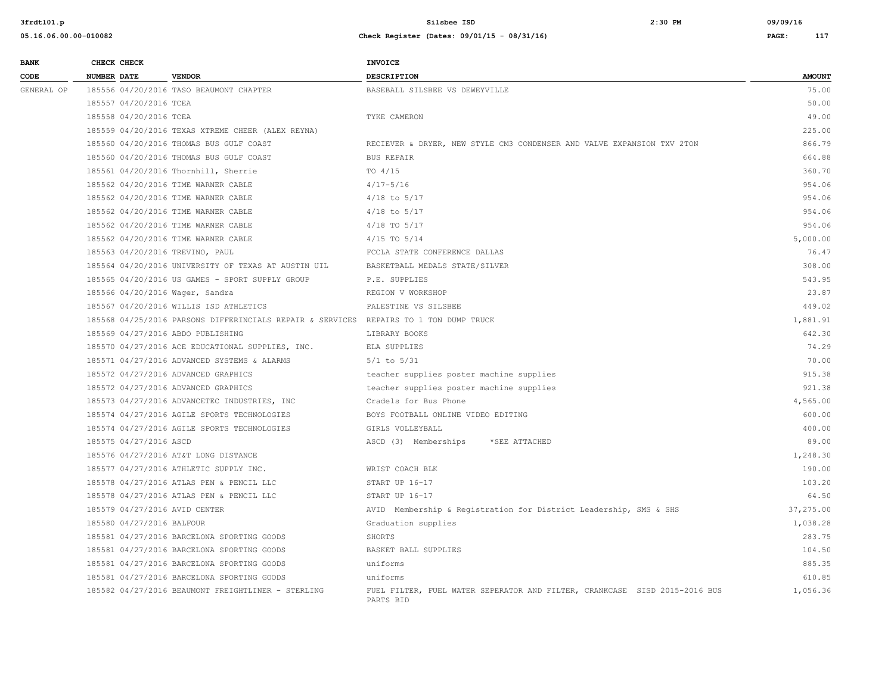| BANK CODE | CHECK NUMBER | CHECK DATE | VENDOR | INVOICE DESCRIPTION | AMOUNT |
|---|---|---|---|---|---|
| GENERAL OP | 185556 | 04/20/2016 | TASO BEAUMONT CHAPTER | BASEBALL SILSBEE VS DEWEYVILLE | 75.00 |
| | 185557 | 04/20/2016 | TCEA | | 50.00 |
| | 185558 | 04/20/2016 | TCEA | TYKE CAMERON | 49.00 |
| | 185559 | 04/20/2016 | TEXAS XTREME CHEER (ALEX REYNA) | | 225.00 |
| | 185560 | 04/20/2016 | THOMAS BUS GULF COAST | RECIEVER & DRYER, NEW STYLE CM3 CONDENSER AND VALVE EXPANSION TXV 2TON | 866.79 |
| | 185560 | 04/20/2016 | THOMAS BUS GULF COAST | BUS REPAIR | 664.88 |
| | 185561 | 04/20/2016 | Thornhill, Sherrie | TO 4/15 | 360.70 |
| | 185562 | 04/20/2016 | TIME WARNER CABLE | 4/17-5/16 | 954.06 |
| | 185562 | 04/20/2016 | TIME WARNER CABLE | 4/18 to 5/17 | 954.06 |
| | 185562 | 04/20/2016 | TIME WARNER CABLE | 4/18 to 5/17 | 954.06 |
| | 185562 | 04/20/2016 | TIME WARNER CABLE | 4/18 TO 5/17 | 954.06 |
| | 185562 | 04/20/2016 | TIME WARNER CABLE | 4/15 TO 5/14 | 5,000.00 |
| | 185563 | 04/20/2016 | TREVINO, PAUL | FCCLA STATE CONFERENCE DALLAS | 76.47 |
| | 185564 | 04/20/2016 | UNIVERSITY OF TEXAS AT AUSTIN UIL | BASKETBALL MEDALS STATE/SILVER | 308.00 |
| | 185565 | 04/20/2016 | US GAMES - SPORT SUPPLY GROUP | P.E. SUPPLIES | 543.95 |
| | 185566 | 04/20/2016 | Wager, Sandra | REGION V WORKSHOP | 23.87 |
| | 185567 | 04/20/2016 | WILLIS ISD ATHLETICS | PALESTINE VS SILSBEE | 449.02 |
| | 185568 | 04/25/2016 | PARSONS DIFFERINCIALS REPAIR & SERVICES | REPAIRS TO 1 TON DUMP TRUCK | 1,881.91 |
| | 185569 | 04/27/2016 | ABDO PUBLISHING | LIBRARY BOOKS | 642.30 |
| | 185570 | 04/27/2016 | ACE EDUCATIONAL SUPPLIES, INC. | ELA SUPPLIES | 74.29 |
| | 185571 | 04/27/2016 | ADVANCED SYSTEMS & ALARMS | 5/1 to 5/31 | 70.00 |
| | 185572 | 04/27/2016 | ADVANCED GRAPHICS | teacher supplies poster machine supplies | 915.38 |
| | 185572 | 04/27/2016 | ADVANCED GRAPHICS | teacher supplies poster machine supplies | 921.38 |
| | 185573 | 04/27/2016 | ADVANCETEC INDUSTRIES, INC | Cradels for Bus Phone | 4,565.00 |
| | 185574 | 04/27/2016 | AGILE SPORTS TECHNOLOGIES | BOYS FOOTBALL ONLINE VIDEO EDITING | 600.00 |
| | 185574 | 04/27/2016 | AGILE SPORTS TECHNOLOGIES | GIRLS VOLLEYBALL | 400.00 |
| | 185575 | 04/27/2016 | ASCD | ASCD (3) Memberships *SEE ATTACHED | 89.00 |
| | 185576 | 04/27/2016 | AT&T LONG DISTANCE | | 1,248.30 |
| | 185577 | 04/27/2016 | ATHLETIC SUPPLY INC. | WRIST COACH BLK | 190.00 |
| | 185578 | 04/27/2016 | ATLAS PEN & PENCIL LLC | START UP 16-17 | 103.20 |
| | 185578 | 04/27/2016 | ATLAS PEN & PENCIL LLC | START UP 16-17 | 64.50 |
| | 185579 | 04/27/2016 | AVID CENTER | AVID Membership & Registration for District Leadership, SMS & SHS | 37,275.00 |
| | 185580 | 04/27/2016 | BALFOUR | Graduation supplies | 1,038.28 |
| | 185581 | 04/27/2016 | BARCELONA SPORTING GOODS | SHORTS | 283.75 |
| | 185581 | 04/27/2016 | BARCELONA SPORTING GOODS | BASKET BALL SUPPLIES | 104.50 |
| | 185581 | 04/27/2016 | BARCELONA SPORTING GOODS | uniforms | 885.35 |
| | 185581 | 04/27/2016 | BARCELONA SPORTING GOODS | uniforms | 610.85 |
| | 185582 | 04/27/2016 | BEAUMONT FREIGHTLINER - STERLING | FUEL FILTER, FUEL WATER SEPERATOR AND FILTER, CRANKCASE SISD 2015-2016 BUS PARTS BID | 1,056.36 |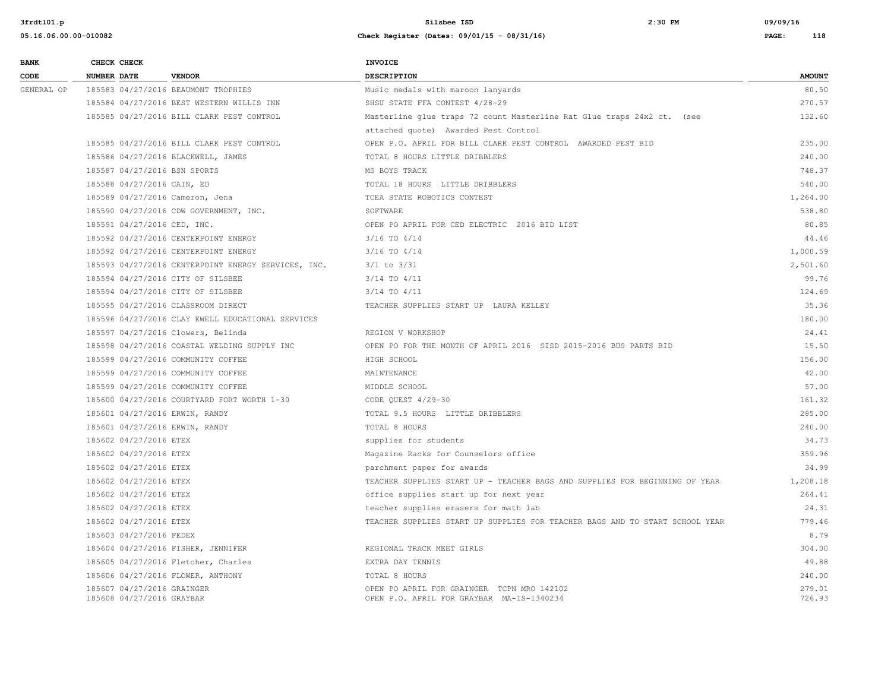| BANK CODE | CHECK NUMBER | CHECK DATE | VENDOR | INVOICE DESCRIPTION | AMOUNT |
|---|---|---|---|---|---|
| GENERAL OP | 185583 | 04/27/2016 | BEAUMONT TROPHIES | Music medals with maroon lanyards | 80.50 |
| | 185584 | 04/27/2016 | BEST WESTERN WILLIS INN | SHSU STATE FFA CONTEST 4/28-29 | 270.57 |
| | 185585 | 04/27/2016 | BILL CLARK PEST CONTROL | Masterline glue traps 72 count Masterline Rat Glue traps 24x2 ct. (see attached quote) Awarded Pest Control | 132.60 |
| | 185585 | 04/27/2016 | BILL CLARK PEST CONTROL | OPEN P.O. APRIL FOR BILL CLARK PEST CONTROL AWARDED PEST BID | 235.00 |
| | 185586 | 04/27/2016 | BLACKWELL, JAMES | TOTAL 8 HOURS LITTLE DRIBBLERS | 240.00 |
| | 185587 | 04/27/2016 | BSN SPORTS | MS BOYS TRACK | 748.37 |
| | 185588 | 04/27/2016 | CAIN, ED | TOTAL 18 HOURS LITTLE DRIBBLERS | 540.00 |
| | 185589 | 04/27/2016 | Cameron, Jena | TCEA STATE ROBOTICS CONTEST | 1,264.00 |
| | 185590 | 04/27/2016 | CDW GOVERNMENT, INC. | SOFTWARE | 538.80 |
| | 185591 | 04/27/2016 | CED, INC. | OPEN PO APRIL FOR CED ELECTRIC 2016 BID LIST | 80.85 |
| | 185592 | 04/27/2016 | CENTERPOINT ENERGY | 3/16 TO 4/14 | 44.46 |
| | 185592 | 04/27/2016 | CENTERPOINT ENERGY | 3/16 TO 4/14 | 1,000.59 |
| | 185593 | 04/27/2016 | CENTERPOINT ENERGY SERVICES, INC. | 3/1 to 3/31 | 2,501.60 |
| | 185594 | 04/27/2016 | CITY OF SILSBEE | 3/14 TO 4/11 | 99.76 |
| | 185594 | 04/27/2016 | CITY OF SILSBEE | 3/14 TO 4/11 | 124.69 |
| | 185595 | 04/27/2016 | CLASSROOM DIRECT | TEACHER SUPPLIES START UP LAURA KELLEY | 35.36 |
| | 185596 | 04/27/2016 | CLAY EWELL EDUCATIONAL SERVICES | | 180.00 |
| | 185597 | 04/27/2016 | Clowers, Belinda | REGION V WORKSHOP | 24.41 |
| | 185598 | 04/27/2016 | COASTAL WELDING SUPPLY INC | OPEN PO FOR THE MONTH OF APRIL 2016 SISD 2015-2016 BUS PARTS BID | 15.50 |
| | 185599 | 04/27/2016 | COMMUNITY COFFEE | HIGH SCHOOL | 156.00 |
| | 185599 | 04/27/2016 | COMMUNITY COFFEE | MAINTENANCE | 42.00 |
| | 185599 | 04/27/2016 | COMMUNITY COFFEE | MIDDLE SCHOOL | 57.00 |
| | 185600 | 04/27/2016 | COURTYARD FORT WORTH 1-30 | CODE QUEST 4/29-30 | 161.32 |
| | 185601 | 04/27/2016 | ERWIN, RANDY | TOTAL 9.5 HOURS LITTLE DRIBBLERS | 285.00 |
| | 185601 | 04/27/2016 | ERWIN, RANDY | TOTAL 8 HOURS | 240.00 |
| | 185602 | 04/27/2016 | ETEX | supplies for students | 34.73 |
| | 185602 | 04/27/2016 | ETEX | Magazine Racks for Counselors office | 359.96 |
| | 185602 | 04/27/2016 | ETEX | parchment paper for awards | 34.99 |
| | 185602 | 04/27/2016 | ETEX | TEACHER SUPPLIES START UP - TEACHER BAGS AND SUPPLIES FOR BEGINNING OF YEAR | 1,208.18 |
| | 185602 | 04/27/2016 | ETEX | office supplies start up for next year | 264.41 |
| | 185602 | 04/27/2016 | ETEX | teacher supplies erasers for math lab | 24.31 |
| | 185602 | 04/27/2016 | ETEX | TEACHER SUPPLIES START UP SUPPLIES FOR TEACHER BAGS AND TO START SCHOOL YEAR | 779.46 |
| | 185603 | 04/27/2016 | FEDEX | | 8.79 |
| | 185604 | 04/27/2016 | FISHER, JENNIFER | REGIONAL TRACK MEET GIRLS | 304.00 |
| | 185605 | 04/27/2016 | Fletcher, Charles | EXTRA DAY TENNIS | 49.88 |
| | 185606 | 04/27/2016 | FLOWER, ANTHONY | TOTAL 8 HOURS | 240.00 |
| | 185607 | 04/27/2016 | GRAINGER | OPEN PO APRIL FOR GRAINGER TCPN MRO 142102 | 279.01 |
| | 185608 | 04/27/2016 | GRAYBAR | OPEN P.O. APRIL FOR GRAYBAR MA-IS-1340234 | 726.93 |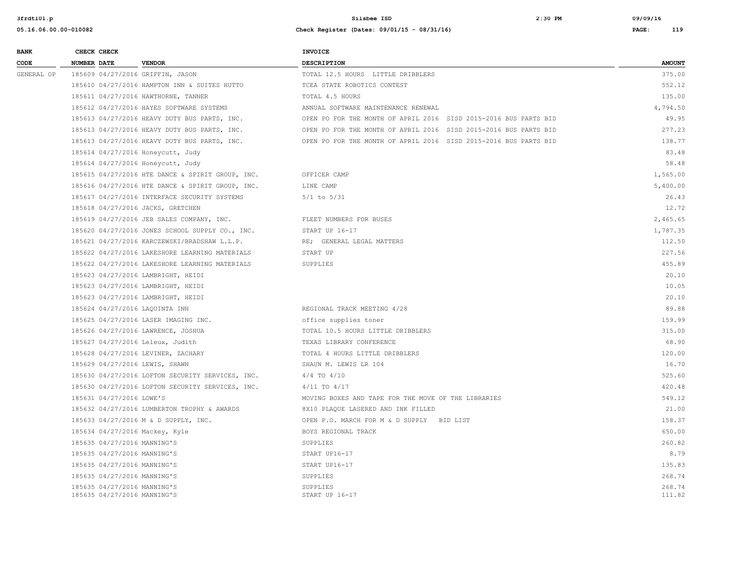| BANK CODE | CHECK NUMBER | CHECK DATE | VENDOR | INVOICE DESCRIPTION | AMOUNT |
|---|---|---|---|---|---|
| GENERAL OP | 185609 | 04/27/2016 | GRIFFIN, JASON | TOTAL 12.5 HOURS LITTLE DRIBBLERS | 375.00 |
| | 185610 | 04/27/2016 | HAMPTON INN & SUITES HUTTO | TCEA STATE ROBOTICS CONTEST | 552.12 |
| | 185611 | 04/27/2016 | HAWTHORNE, TANNER | TOTAL 4.5 HOURS | 135.00 |
| | 185612 | 04/27/2016 | HAYES SOFTWARE SYSTEMS | ANNUAL SOFTWARE MAINTENANCE RENEWAL | 4,794.50 |
| | 185613 | 04/27/2016 | HEAVY DUTY BUS PARTS, INC. | OPEN PO FOR THE MONTH OF APRIL 2016 SISD 2015-2016 BUS PARTS BID | 49.95 |
| | 185613 | 04/27/2016 | HEAVY DUTY BUS PARTS, INC. | OPEN PO FOR THE MONTH OF APRIL 2016 SISD 2015-2016 BUS PARTS BID | 277.23 |
| | 185613 | 04/27/2016 | HEAVY DUTY BUS PARTS, INC. | OPEN PO FOR THE MONTH OF APRIL 2016 SISD 2015-2016 BUS PARTS BID | 138.77 |
| | 185614 | 04/27/2016 | Honeycutt, Judy | | 83.48 |
| | 185614 | 04/27/2016 | Honeycutt, Judy | | 58.48 |
| | 185615 | 04/27/2016 | HTE DANCE & SPIRIT GROUP, INC. | OFFICER CAMP | 1,565.00 |
| | 185616 | 04/27/2016 | HTE DANCE & SPIRIT GROUP, INC. | LINE CAMP | 5,400.00 |
| | 185617 | 04/27/2016 | INTERFACE SECURITY SYSTEMS | 5/1 to 5/31 | 26.43 |
| | 185618 | 04/27/2016 | JACKS, GRETCHEN | | 12.72 |
| | 185619 | 04/27/2016 | JEB SALES COMPANY, INC. | FLEET NUMBERS FOR BUSES | 2,465.65 |
| | 185620 | 04/27/2016 | JONES SCHOOL SUPPLY CO., INC. | START UP 16-17 | 1,787.35 |
| | 185621 | 04/27/2016 | KARCZEWSKI/BRADSHAW L.L.P. | RE; GENERAL LEGAL MATTERS | 112.50 |
| | 185622 | 04/27/2016 | LAKESHORE LEARNING MATERIALS | START UP | 227.56 |
| | 185622 | 04/27/2016 | LAKESHORE LEARNING MATERIALS | SUPPLIES | 455.89 |
| | 185623 | 04/27/2016 | LAMBRIGHT, HEIDI | | 20.10 |
| | 185623 | 04/27/2016 | LAMBRIGHT, HEIDI | | 10.05 |
| | 185623 | 04/27/2016 | LAMBRIGHT, HEIDI | | 20.10 |
| | 185624 | 04/27/2016 | LAQUINTA INN | REGIONAL TRACK MEETING 4/28 | 89.88 |
| | 185625 | 04/27/2016 | LASER IMAGING INC. | office supplies toner | 159.99 |
| | 185626 | 04/27/2016 | LAWRENCE, JOSHUA | TOTAL 10.5 HOURS LITTLE DRIBBLERS | 315.00 |
| | 185627 | 04/27/2016 | Leleux, Judith | TEXAS LIBRARY CONFERENCE | 68.90 |
| | 185628 | 04/27/2016 | LEVINER, ZACHARY | TOTAL 4 HOURS LITTLE DRIBBLERS | 120.00 |
| | 185629 | 04/27/2016 | LEWIS, SHAWN | SHAUN M. LEWIS LR 104 | 16.70 |
| | 185630 | 04/27/2016 | LOFTON SECURITY SERVICES, INC. | 4/4 TO 4/10 | 525.60 |
| | 185630 | 04/27/2016 | LOFTON SECURITY SERVICES, INC. | 4/11 TO 4/17 | 420.48 |
| | 185631 | 04/27/2016 | LOWE'S | MOVING BOXES AND TAPE FOR THE MOVE OF THE LIBRARIES | 549.12 |
| | 185632 | 04/27/2016 | LUMBERTON TROPHY & AWARDS | 8X10 PLAQUE LASERED AND INK FILLED | 21.00 |
| | 185633 | 04/27/2016 | M & D SUPPLY, INC. | OPEN P.O. MARCH FOR M & D SUPPLY BID LIST | 158.37 |
| | 185634 | 04/27/2016 | Mackey, Kyle | BOYS REGIONAL TRACK | 650.00 |
| | 185635 | 04/27/2016 | MANNING'S | SUPPLIES | 260.82 |
| | 185635 | 04/27/2016 | MANNING'S | START UP16-17 | 8.79 |
| | 185635 | 04/27/2016 | MANNING'S | START UP16-17 | 135.83 |
| | 185635 | 04/27/2016 | MANNING'S | SUPPLIES | 268.74 |
| | 185635 | 04/27/2016 | MANNING'S | SUPPLIES | 268.74 |
| | 185635 | 04/27/2016 | MANNING'S | START UP 16-17 | 111.82 |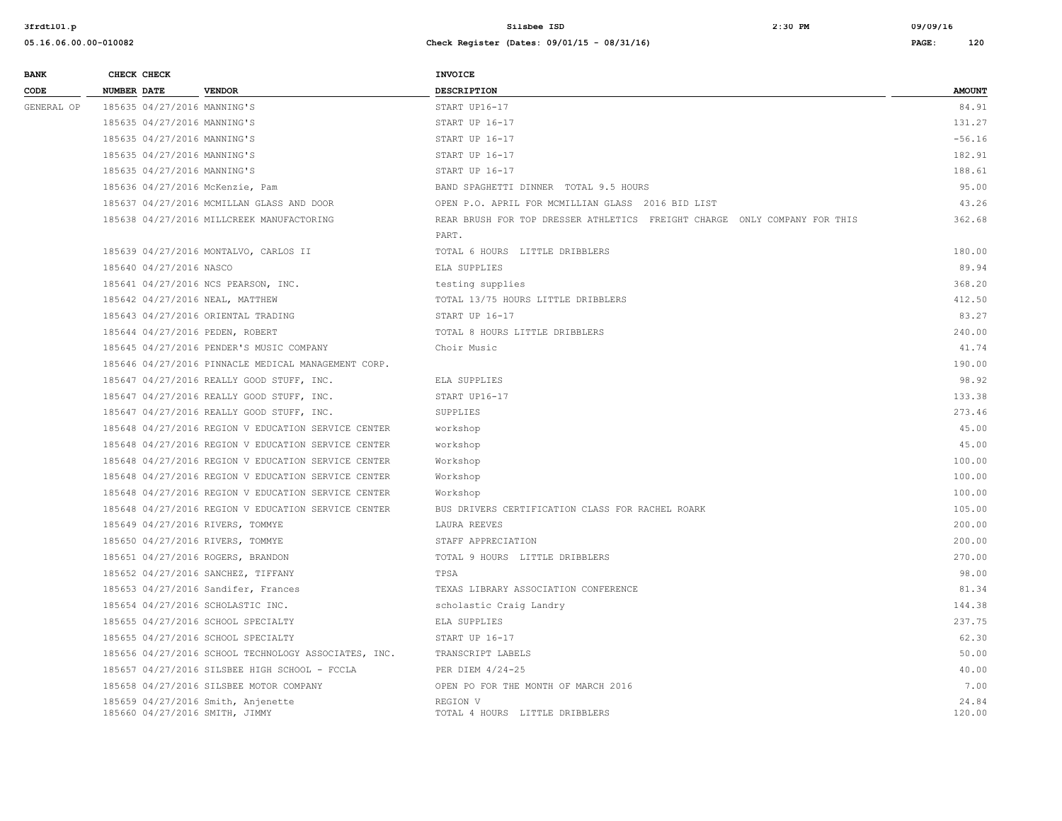| BANK CODE | CHECK NUMBER | CHECK DATE | VENDOR | INVOICE DESCRIPTION | AMOUNT |
|---|---|---|---|---|---|
| GENERAL OP | 185635 | 04/27/2016 | MANNING'S | START UP16-17 | 84.91 |
| | 185635 | 04/27/2016 | MANNING'S | START UP 16-17 | 131.27 |
| | 185635 | 04/27/2016 | MANNING'S | START UP 16-17 | -56.16 |
| | 185635 | 04/27/2016 | MANNING'S | START UP 16-17 | 182.91 |
| | 185635 | 04/27/2016 | MANNING'S | START UP 16-17 | 188.61 |
| | 185636 | 04/27/2016 | McKenzie, Pam | BAND SPAGHETTI DINNER TOTAL 9.5 HOURS | 95.00 |
| | 185637 | 04/27/2016 | MCMILLAN GLASS AND DOOR | OPEN P.O. APRIL FOR MCMILLIAN GLASS 2016 BID LIST | 43.26 |
| | 185638 | 04/27/2016 | MILLCREEK MANUFACTORING | REAR BRUSH FOR TOP DRESSER ATHLETICS FREIGHT CHARGE ONLY COMPANY FOR THIS PART. | 362.68 |
| | 185639 | 04/27/2016 | MONTALVO, CARLOS II | TOTAL 6 HOURS LITTLE DRIBBLERS | 180.00 |
| | 185640 | 04/27/2016 | NASCO | ELA SUPPLIES | 89.94 |
| | 185641 | 04/27/2016 | NCS PEARSON, INC. | testing supplies | 368.20 |
| | 185642 | 04/27/2016 | NEAL, MATTHEW | TOTAL 13/75 HOURS LITTLE DRIBBLERS | 412.50 |
| | 185643 | 04/27/2016 | ORIENTAL TRADING | START UP 16-17 | 83.27 |
| | 185644 | 04/27/2016 | PEDEN, ROBERT | TOTAL 8 HOURS LITTLE DRIBBLERS | 240.00 |
| | 185645 | 04/27/2016 | PENDER'S MUSIC COMPANY | Choir Music | 41.74 |
| | 185646 | 04/27/2016 | PINNACLE MEDICAL MANAGEMENT CORP. | | 190.00 |
| | 185647 | 04/27/2016 | REALLY GOOD STUFF, INC. | ELA SUPPLIES | 98.92 |
| | 185647 | 04/27/2016 | REALLY GOOD STUFF, INC. | START UP16-17 | 133.38 |
| | 185647 | 04/27/2016 | REALLY GOOD STUFF, INC. | SUPPLIES | 273.46 |
| | 185648 | 04/27/2016 | REGION V EDUCATION SERVICE CENTER | workshop | 45.00 |
| | 185648 | 04/27/2016 | REGION V EDUCATION SERVICE CENTER | workshop | 45.00 |
| | 185648 | 04/27/2016 | REGION V EDUCATION SERVICE CENTER | Workshop | 100.00 |
| | 185648 | 04/27/2016 | REGION V EDUCATION SERVICE CENTER | Workshop | 100.00 |
| | 185648 | 04/27/2016 | REGION V EDUCATION SERVICE CENTER | Workshop | 100.00 |
| | 185648 | 04/27/2016 | REGION V EDUCATION SERVICE CENTER | BUS DRIVERS CERTIFICATION CLASS FOR RACHEL ROARK | 105.00 |
| | 185649 | 04/27/2016 | RIVERS, TOMMYE | LAURA REEVES | 200.00 |
| | 185650 | 04/27/2016 | RIVERS, TOMMYE | STAFF APPRECIATION | 200.00 |
| | 185651 | 04/27/2016 | ROGERS, BRANDON | TOTAL 9 HOURS LITTLE DRIBBLERS | 270.00 |
| | 185652 | 04/27/2016 | SANCHEZ, TIFFANY | TPSA | 98.00 |
| | 185653 | 04/27/2016 | Sandifer, Frances | TEXAS LIBRARY ASSOCIATION CONFERENCE | 81.34 |
| | 185654 | 04/27/2016 | SCHOLASTIC INC. | scholastic Craig Landry | 144.38 |
| | 185655 | 04/27/2016 | SCHOOL SPECIALTY | ELA SUPPLIES | 237.75 |
| | 185655 | 04/27/2016 | SCHOOL SPECIALTY | START UP 16-17 | 62.30 |
| | 185656 | 04/27/2016 | SCHOOL TECHNOLOGY ASSOCIATES, INC. | TRANSCRIPT LABELS | 50.00 |
| | 185657 | 04/27/2016 | SILSBEE HIGH SCHOOL - FCCLA | PER DIEM 4/24-25 | 40.00 |
| | 185658 | 04/27/2016 | SILSBEE MOTOR COMPANY | OPEN PO FOR THE MONTH OF MARCH 2016 | 7.00 |
| | 185659 | 04/27/2016 | Smith, Anjenette | REGION V | 24.84 |
| | 185660 | 04/27/2016 | SMITH, JIMMY | TOTAL 4 HOURS LITTLE DRIBBLERS | 120.00 |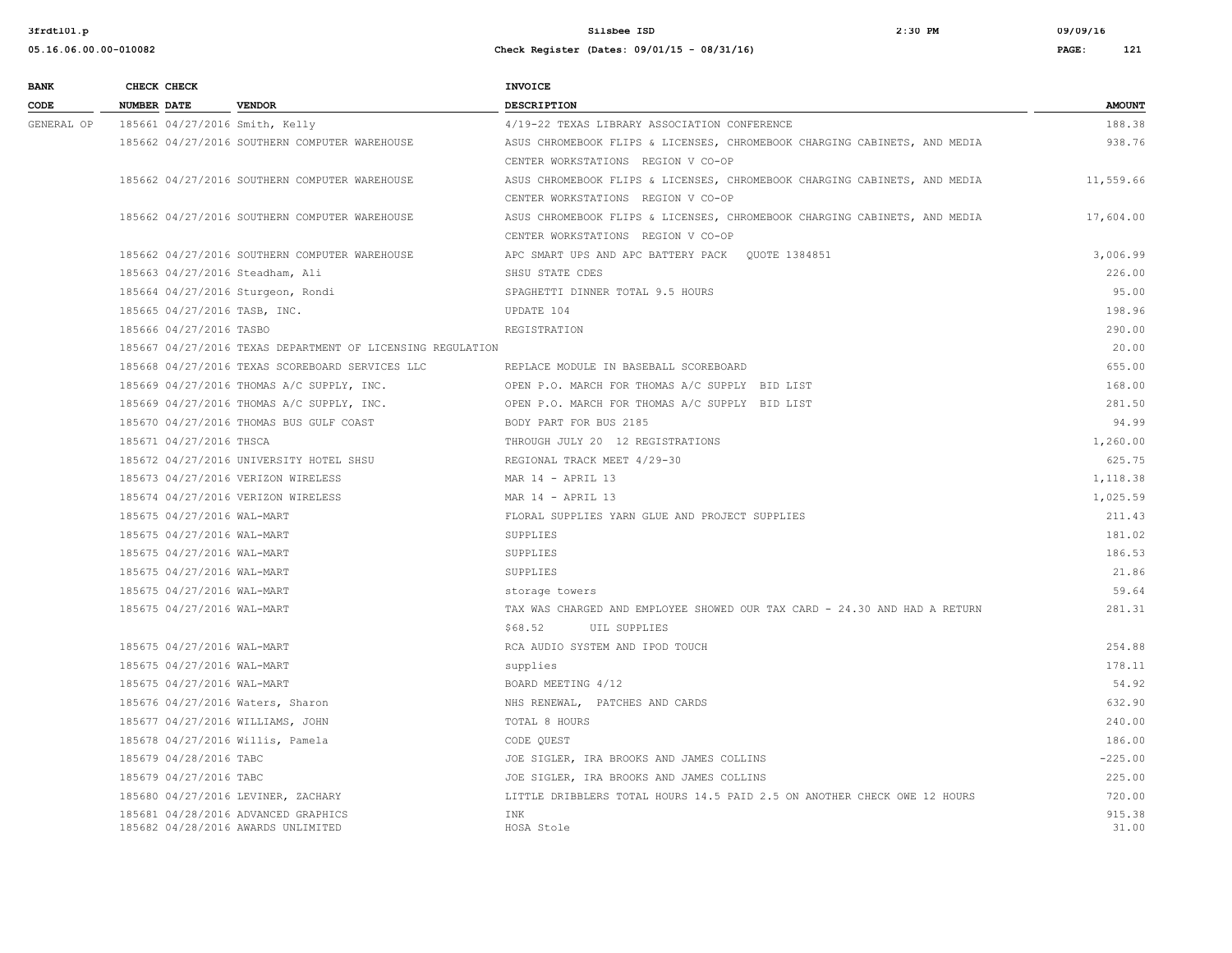| BANK CODE | CHECK NUMBER | CHECK DATE | VENDOR | INVOICE DESCRIPTION | AMOUNT |
|---|---|---|---|---|---|
| GENERAL OP | 185661 | 04/27/2016 | Smith, Kelly | 4/19-22 TEXAS LIBRARY ASSOCIATION CONFERENCE | 188.38 |
| | 185662 | 04/27/2016 | SOUTHERN COMPUTER WAREHOUSE | ASUS CHROMEBOOK FLIPS & LICENSES, CHROMEBOOK CHARGING CABINETS, AND MEDIA CENTER WORKSTATIONS REGION V CO-OP | 938.76 |
| | 185662 | 04/27/2016 | SOUTHERN COMPUTER WAREHOUSE | ASUS CHROMEBOOK FLIPS & LICENSES, CHROMEBOOK CHARGING CABINETS, AND MEDIA CENTER WORKSTATIONS REGION V CO-OP | 11,559.66 |
| | 185662 | 04/27/2016 | SOUTHERN COMPUTER WAREHOUSE | ASUS CHROMEBOOK FLIPS & LICENSES, CHROMEBOOK CHARGING CABINETS, AND MEDIA CENTER WORKSTATIONS REGION V CO-OP | 17,604.00 |
| | 185662 | 04/27/2016 | SOUTHERN COMPUTER WAREHOUSE | APC SMART UPS AND APC BATTERY PACK QUOTE 1384851 | 3,006.99 |
| | 185663 | 04/27/2016 | Steadham, Ali | SHSU STATE CDES | 226.00 |
| | 185664 | 04/27/2016 | Sturgeon, Rondi | SPAGHETTI DINNER TOTAL 9.5 HOURS | 95.00 |
| | 185665 | 04/27/2016 | TASB, INC. | UPDATE 104 | 198.96 |
| | 185666 | 04/27/2016 | TASBO | REGISTRATION | 290.00 |
| | 185667 | 04/27/2016 | TEXAS DEPARTMENT OF LICENSING REGULATION | | 20.00 |
| | 185668 | 04/27/2016 | TEXAS SCOREBOARD SERVICES LLC | REPLACE MODULE IN BASEBALL SCOREBOARD | 655.00 |
| | 185669 | 04/27/2016 | THOMAS A/C SUPPLY, INC. | OPEN P.O. MARCH FOR THOMAS A/C SUPPLY BID LIST | 168.00 |
| | 185669 | 04/27/2016 | THOMAS A/C SUPPLY, INC. | OPEN P.O. MARCH FOR THOMAS A/C SUPPLY BID LIST | 281.50 |
| | 185670 | 04/27/2016 | THOMAS BUS GULF COAST | BODY PART FOR BUS 2185 | 94.99 |
| | 185671 | 04/27/2016 | THSCA | THROUGH JULY 20 12 REGISTRATIONS | 1,260.00 |
| | 185672 | 04/27/2016 | UNIVERSITY HOTEL SHSU | REGIONAL TRACK MEET 4/29-30 | 625.75 |
| | 185673 | 04/27/2016 | VERIZON WIRELESS | MAR 14 - APRIL 13 | 1,118.38 |
| | 185674 | 04/27/2016 | VERIZON WIRELESS | MAR 14 - APRIL 13 | 1,025.59 |
| | 185675 | 04/27/2016 | WAL-MART | FLORAL SUPPLIES YARN GLUE AND PROJECT SUPPLIES | 211.43 |
| | 185675 | 04/27/2016 | WAL-MART | SUPPLIES | 181.02 |
| | 185675 | 04/27/2016 | WAL-MART | SUPPLIES | 186.53 |
| | 185675 | 04/27/2016 | WAL-MART | SUPPLIES | 21.86 |
| | 185675 | 04/27/2016 | WAL-MART | storage towers | 59.64 |
| | 185675 | 04/27/2016 | WAL-MART | TAX WAS CHARGED AND EMPLOYEE SHOWED OUR TAX CARD - 24.30 AND HAD A RETURN $68.52 UIL SUPPLIES | 281.31 |
| | 185675 | 04/27/2016 | WAL-MART | RCA AUDIO SYSTEM AND IPOD TOUCH | 254.88 |
| | 185675 | 04/27/2016 | WAL-MART | supplies | 178.11 |
| | 185675 | 04/27/2016 | WAL-MART | BOARD MEETING 4/12 | 54.92 |
| | 185676 | 04/27/2016 | Waters, Sharon | NHS RENEWAL, PATCHES AND CARDS | 632.90 |
| | 185677 | 04/27/2016 | WILLIAMS, JOHN | TOTAL 8 HOURS | 240.00 |
| | 185678 | 04/27/2016 | Willis, Pamela | CODE QUEST | 186.00 |
| | 185679 | 04/28/2016 | TABC | JOE SIGLER, IRA BROOKS AND JAMES COLLINS | -225.00 |
| | 185679 | 04/27/2016 | TABC | JOE SIGLER, IRA BROOKS AND JAMES COLLINS | 225.00 |
| | 185680 | 04/27/2016 | LEVINER, ZACHARY | LITTLE DRIBBLERS TOTAL HOURS 14.5 PAID 2.5 ON ANOTHER CHECK OWE 12 HOURS | 720.00 |
| | 185681 | 04/28/2016 | ADVANCED GRAPHICS | INK | 915.38 |
| | 185682 | 04/28/2016 | AWARDS UNLIMITED | HOSA Stole | 31.00 |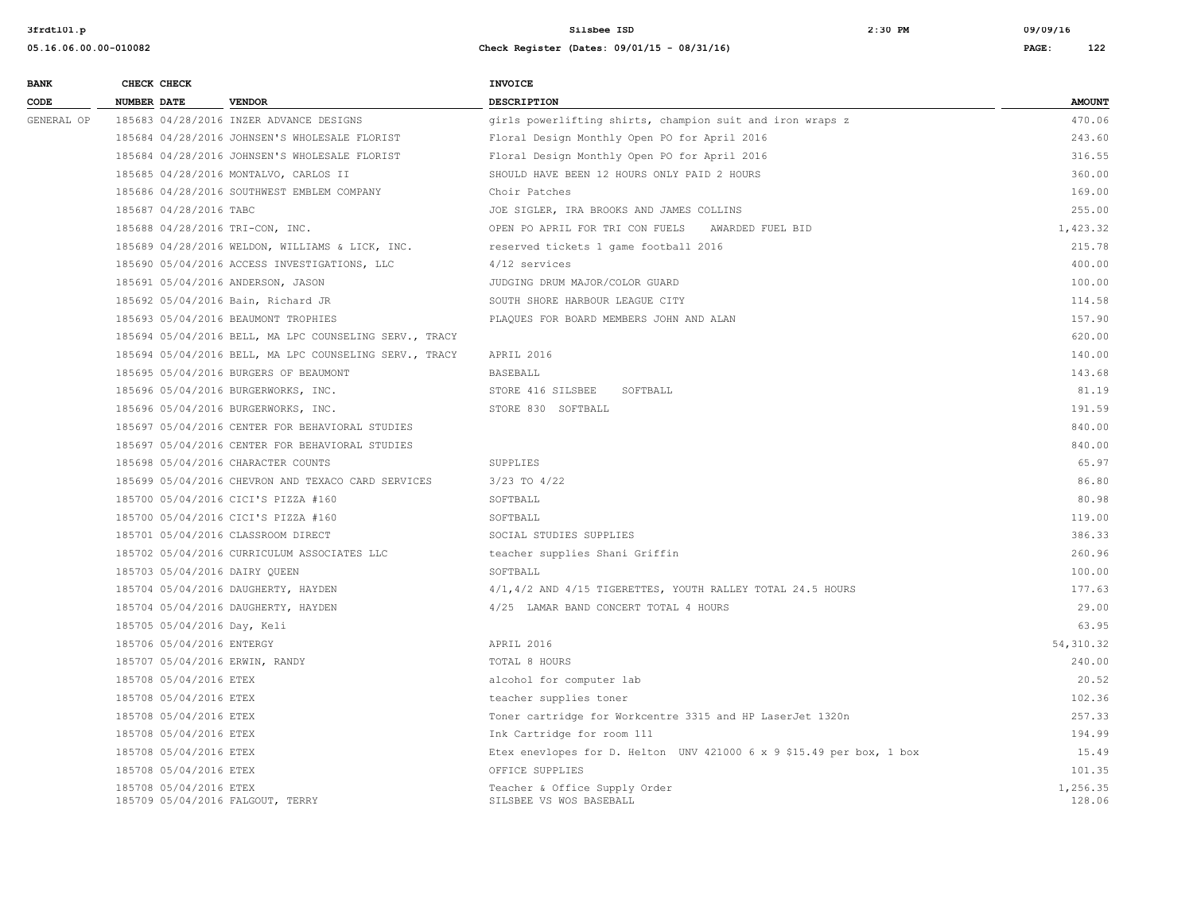| BANK CODE | CHECK NUMBER | CHECK DATE | VENDOR | INVOICE DESCRIPTION | AMOUNT |
|---|---|---|---|---|---|
| GENERAL OP | 185683 | 04/28/2016 | INZER ADVANCE DESIGNS | girls powerlifting shirts, champion suit and iron wraps z | 470.06 |
| | 185684 | 04/28/2016 | JOHNSEN'S WHOLESALE FLORIST | Floral Design Monthly Open PO for April 2016 | 243.60 |
| | 185684 | 04/28/2016 | JOHNSEN'S WHOLESALE FLORIST | Floral Design Monthly Open PO for April 2016 | 316.55 |
| | 185685 | 04/28/2016 | MONTALVO, CARLOS II | SHOULD HAVE BEEN 12 HOURS ONLY PAID 2 HOURS | 360.00 |
| | 185686 | 04/28/2016 | SOUTHWEST EMBLEM COMPANY | Choir Patches | 169.00 |
| | 185687 | 04/28/2016 | TABC | JOE SIGLER, IRA BROOKS AND JAMES COLLINS | 255.00 |
| | 185688 | 04/28/2016 | TRI-CON, INC. | OPEN PO APRIL FOR TRI CON FUELS AWARDED FUEL BID | 1,423.32 |
| | 185689 | 04/28/2016 | WELDON, WILLIAMS & LICK, INC. | reserved tickets 1 game football 2016 | 215.78 |
| | 185690 | 05/04/2016 | ACCESS INVESTIGATIONS, LLC | 4/12 services | 400.00 |
| | 185691 | 05/04/2016 | ANDERSON, JASON | JUDGING DRUM MAJOR/COLOR GUARD | 100.00 |
| | 185692 | 05/04/2016 | Bain, Richard JR | SOUTH SHORE HARBOUR LEAGUE CITY | 114.58 |
| | 185693 | 05/04/2016 | BEAUMONT TROPHIES | PLAQUES FOR BOARD MEMBERS JOHN AND ALAN | 157.90 |
| | 185694 | 05/04/2016 | BELL, MA LPC COUNSELING SERV., TRACY | | 620.00 |
| | 185694 | 05/04/2016 | BELL, MA LPC COUNSELING SERV., TRACY | APRIL 2016 | 140.00 |
| | 185695 | 05/04/2016 | BURGERS OF BEAUMONT | BASEBALL | 143.68 |
| | 185696 | 05/04/2016 | BURGERWORKS, INC. | STORE 416 SILSBEE SOFTBALL | 81.19 |
| | 185696 | 05/04/2016 | BURGERWORKS, INC. | STORE 830 SOFTBALL | 191.59 |
| | 185697 | 05/04/2016 | CENTER FOR BEHAVIORAL STUDIES | | 840.00 |
| | 185697 | 05/04/2016 | CENTER FOR BEHAVIORAL STUDIES | | 840.00 |
| | 185698 | 05/04/2016 | CHARACTER COUNTS | SUPPLIES | 65.97 |
| | 185699 | 05/04/2016 | CHEVRON AND TEXACO CARD SERVICES | 3/23 TO 4/22 | 86.80 |
| | 185700 | 05/04/2016 | CICI'S PIZZA #160 | SOFTBALL | 80.98 |
| | 185700 | 05/04/2016 | CICI'S PIZZA #160 | SOFTBALL | 119.00 |
| | 185701 | 05/04/2016 | CLASSROOM DIRECT | SOCIAL STUDIES SUPPLIES | 386.33 |
| | 185702 | 05/04/2016 | CURRICULUM ASSOCIATES LLC | teacher supplies Shani Griffin | 260.96 |
| | 185703 | 05/04/2016 | DAIRY QUEEN | SOFTBALL | 100.00 |
| | 185704 | 05/04/2016 | DAUGHERTY, HAYDEN | 4/1,4/2 AND 4/15 TIGERETTES, YOUTH RALLEY TOTAL 24.5 HOURS | 177.63 |
| | 185704 | 05/04/2016 | DAUGHERTY, HAYDEN | 4/25 LAMAR BAND CONCERT TOTAL 4 HOURS | 29.00 |
| | 185705 | 05/04/2016 | Day, Keli | | 63.95 |
| | 185706 | 05/04/2016 | ENTERGY | APRIL 2016 | 54,310.32 |
| | 185707 | 05/04/2016 | ERWIN, RANDY | TOTAL 8 HOURS | 240.00 |
| | 185708 | 05/04/2016 | ETEX | alcohol for computer lab | 20.52 |
| | 185708 | 05/04/2016 | ETEX | teacher supplies toner | 102.36 |
| | 185708 | 05/04/2016 | ETEX | Toner cartridge for Workcentre 3315 and HP LaserJet 1320n | 257.33 |
| | 185708 | 05/04/2016 | ETEX | Ink Cartridge for room 111 | 194.99 |
| | 185708 | 05/04/2016 | ETEX | Etex enevlopes for D. Helton UNV 421000 6 x 9 $15.49 per box, 1 box | 15.49 |
| | 185708 | 05/04/2016 | ETEX | OFFICE SUPPLIES | 101.35 |
| | 185708 | 05/04/2016 | ETEX | Teacher & Office Supply Order | 1,256.35 |
| | 185709 | 05/04/2016 | FALGOUT, TERRY | SILSBEE VS WOS BASEBALL | 128.06 |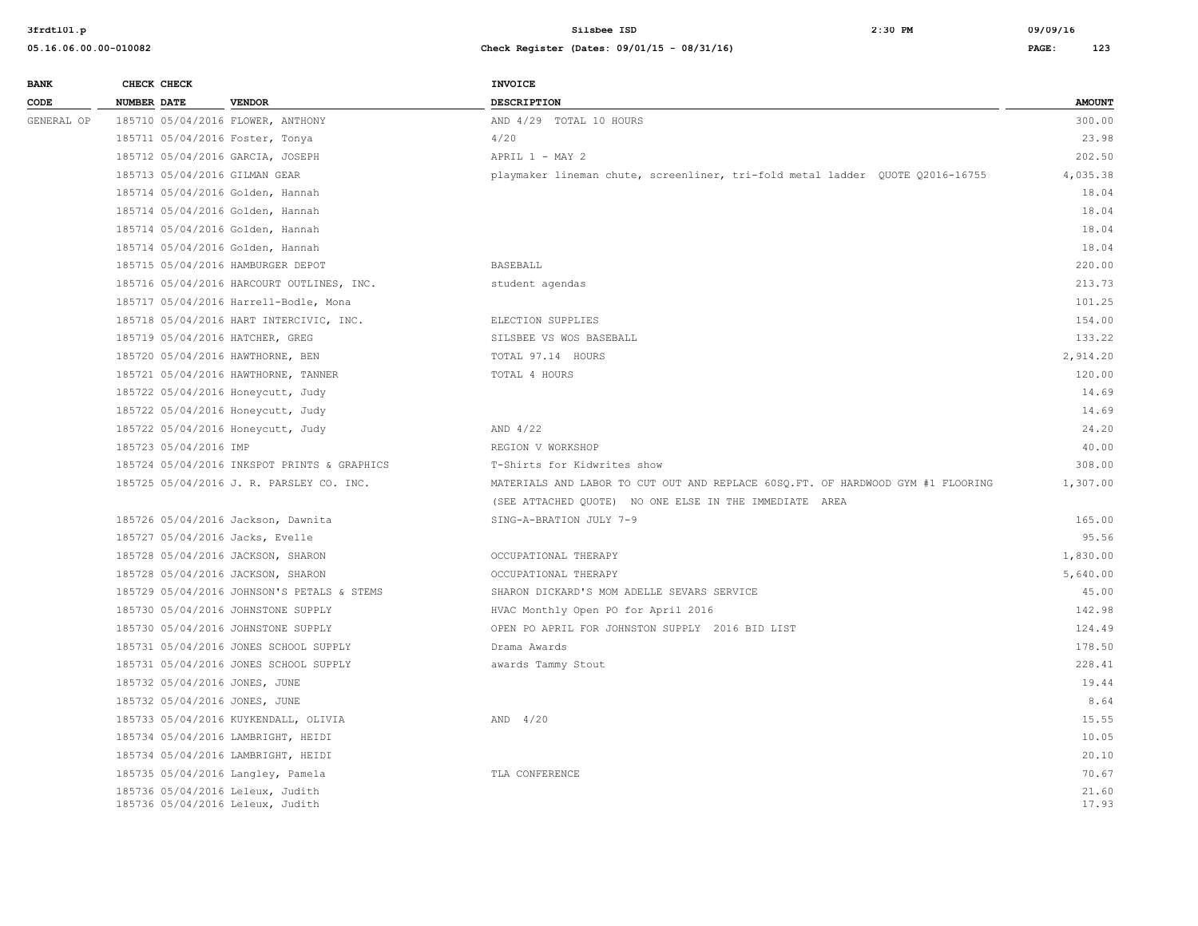| BANK CODE | CHECK NUMBER | CHECK DATE | VENDOR | INVOICE DESCRIPTION | AMOUNT |
|---|---|---|---|---|---|
| GENERAL OP | 185710 | 05/04/2016 | FLOWER, ANTHONY | AND 4/29 TOTAL 10 HOURS | 300.00 |
| | 185711 | 05/04/2016 | Foster, Tonya | 4/20 | 23.98 |
| | 185712 | 05/04/2016 | GARCIA, JOSEPH | APRIL 1 - MAY 2 | 202.50 |
| | 185713 | 05/04/2016 | GILMAN GEAR | playmaker lineman chute, screenliner, tri-fold metal ladder QUOTE Q2016-16755 | 4,035.38 |
| | 185714 | 05/04/2016 | Golden, Hannah | | 18.04 |
| | 185714 | 05/04/2016 | Golden, Hannah | | 18.04 |
| | 185714 | 05/04/2016 | Golden, Hannah | | 18.04 |
| | 185714 | 05/04/2016 | Golden, Hannah | | 18.04 |
| | 185715 | 05/04/2016 | HAMBURGER DEPOT | BASEBALL | 220.00 |
| | 185716 | 05/04/2016 | HARCOURT OUTLINES, INC. | student agendas | 213.73 |
| | 185717 | 05/04/2016 | Harrell-Bodle, Mona | | 101.25 |
| | 185718 | 05/04/2016 | HART INTERCIVIC, INC. | ELECTION SUPPLIES | 154.00 |
| | 185719 | 05/04/2016 | HATCHER, GREG | SILSBEE VS WOS BASEBALL | 133.22 |
| | 185720 | 05/04/2016 | HAWTHORNE, BEN | TOTAL 97.14 HOURS | 2,914.20 |
| | 185721 | 05/04/2016 | HAWTHORNE, TANNER | TOTAL 4 HOURS | 120.00 |
| | 185722 | 05/04/2016 | Honeycutt, Judy | | 14.69 |
| | 185722 | 05/04/2016 | Honeycutt, Judy | | 14.69 |
| | 185722 | 05/04/2016 | Honeycutt, Judy | AND 4/22 | 24.20 |
| | 185723 | 05/04/2016 | IMP | REGION V WORKSHOP | 40.00 |
| | 185724 | 05/04/2016 | INKSPOT PRINTS & GRAPHICS | T-Shirts for Kidwrites show | 308.00 |
| | 185725 | 05/04/2016 | J. R. PARSLEY CO. INC. | MATERIALS AND LABOR TO CUT OUT AND REPLACE 60SQ.FT. OF HARDWOOD GYM #1 FLOORING (SEE ATTACHED QUOTE) NO ONE ELSE IN THE IMMEDIATE AREA | 1,307.00 |
| | 185726 | 05/04/2016 | Jackson, Dawnita | SING-A-BRATION JULY 7-9 | 165.00 |
| | 185727 | 05/04/2016 | Jacks, Evelle | | 95.56 |
| | 185728 | 05/04/2016 | JACKSON, SHARON | OCCUPATIONAL THERAPY | 1,830.00 |
| | 185728 | 05/04/2016 | JACKSON, SHARON | OCCUPATIONAL THERAPY | 5,640.00 |
| | 185729 | 05/04/2016 | JOHNSON'S PETALS & STEMS | SHARON DICKARD'S MOM ADELLE SEVARS SERVICE | 45.00 |
| | 185730 | 05/04/2016 | JOHNSTONE SUPPLY | HVAC Monthly Open PO for April 2016 | 142.98 |
| | 185730 | 05/04/2016 | JOHNSTONE SUPPLY | OPEN PO APRIL FOR JOHNSTON SUPPLY 2016 BID LIST | 124.49 |
| | 185731 | 05/04/2016 | JONES SCHOOL SUPPLY | Drama Awards | 178.50 |
| | 185731 | 05/04/2016 | JONES SCHOOL SUPPLY | awards Tammy Stout | 228.41 |
| | 185732 | 05/04/2016 | JONES, JUNE | | 19.44 |
| | 185732 | 05/04/2016 | JONES, JUNE | | 8.64 |
| | 185733 | 05/04/2016 | KUYKENDALL, OLIVIA | AND 4/20 | 15.55 |
| | 185734 | 05/04/2016 | LAMBRIGHT, HEIDI | | 10.05 |
| | 185734 | 05/04/2016 | LAMBRIGHT, HEIDI | | 20.10 |
| | 185735 | 05/04/2016 | Langley, Pamela | TLA CONFERENCE | 70.67 |
| | 185736 | 05/04/2016 | Leleux, Judith | | 21.60 |
| | 185736 | 05/04/2016 | Leleux, Judith | | 17.93 |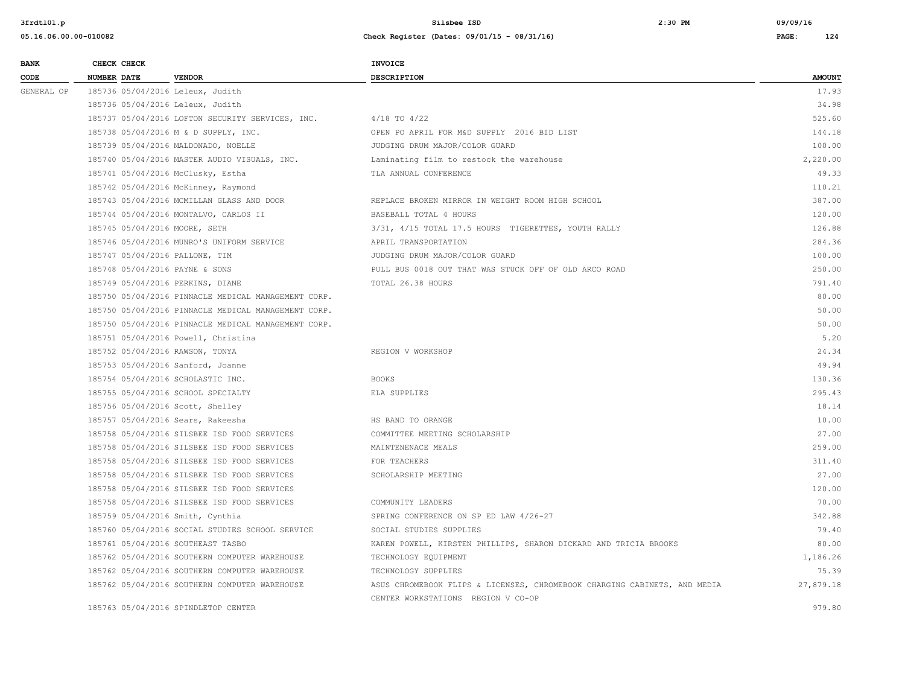| BANK CODE | CHECK NUMBER | CHECK DATE | VENDOR | INVOICE DESCRIPTION | AMOUNT |
|---|---|---|---|---|---|
| GENERAL OP | 185736 | 05/04/2016 | Leleux, Judith | | 17.93 |
| | 185736 | 05/04/2016 | Leleux, Judith | | 34.98 |
| | 185737 | 05/04/2016 | LOFTON SECURITY SERVICES, INC. | 4/18 TO 4/22 | 525.60 |
| | 185738 | 05/04/2016 | M & D SUPPLY, INC. | OPEN PO APRIL FOR M&D SUPPLY 2016 BID LIST | 144.18 |
| | 185739 | 05/04/2016 | MALDONADO, NOELLE | JUDGING DRUM MAJOR/COLOR GUARD | 100.00 |
| | 185740 | 05/04/2016 | MASTER AUDIO VISUALS, INC. | Laminating film to restock the warehouse | 2,220.00 |
| | 185741 | 05/04/2016 | McClusky, Estha | TLA ANNUAL CONFERENCE | 49.33 |
| | 185742 | 05/04/2016 | McKinney, Raymond | | 110.21 |
| | 185743 | 05/04/2016 | MCMILLAN GLASS AND DOOR | REPLACE BROKEN MIRROR IN WEIGHT ROOM HIGH SCHOOL | 387.00 |
| | 185744 | 05/04/2016 | MONTALVO, CARLOS II | BASEBALL TOTAL 4 HOURS | 120.00 |
| | 185745 | 05/04/2016 | MOORE, SETH | 3/31, 4/15 TOTAL 17.5 HOURS TIGERETTES, YOUTH RALLY | 126.88 |
| | 185746 | 05/04/2016 | MUNRO'S UNIFORM SERVICE | APRIL TRANSPORTATION | 284.36 |
| | 185747 | 05/04/2016 | PALLONE, TIM | JUDGING DRUM MAJOR/COLOR GUARD | 100.00 |
| | 185748 | 05/04/2016 | PAYNE & SONS | PULL BUS 0018 OUT THAT WAS STUCK OFF OF OLD ARCO ROAD | 250.00 |
| | 185749 | 05/04/2016 | PERKINS, DIANE | TOTAL 26.38 HOURS | 791.40 |
| | 185750 | 05/04/2016 | PINNACLE MEDICAL MANAGEMENT CORP. | | 80.00 |
| | 185750 | 05/04/2016 | PINNACLE MEDICAL MANAGEMENT CORP. | | 50.00 |
| | 185750 | 05/04/2016 | PINNACLE MEDICAL MANAGEMENT CORP. | | 50.00 |
| | 185751 | 05/04/2016 | Powell, Christina | | 5.20 |
| | 185752 | 05/04/2016 | RAWSON, TONYA | REGION V WORKSHOP | 24.34 |
| | 185753 | 05/04/2016 | Sanford, Joanne | | 49.94 |
| | 185754 | 05/04/2016 | SCHOLASTIC INC. | BOOKS | 130.36 |
| | 185755 | 05/04/2016 | SCHOOL SPECIALTY | ELA SUPPLIES | 295.43 |
| | 185756 | 05/04/2016 | Scott, Shelley | | 18.14 |
| | 185757 | 05/04/2016 | Sears, Rakeesha | HS BAND TO ORANGE | 10.00 |
| | 185758 | 05/04/2016 | SILSBEE ISD FOOD SERVICES | COMMITTEE MEETING SCHOLARSHIP | 27.00 |
| | 185758 | 05/04/2016 | SILSBEE ISD FOOD SERVICES | MAINTENENACE MEALS | 259.00 |
| | 185758 | 05/04/2016 | SILSBEE ISD FOOD SERVICES | FOR TEACHERS | 311.40 |
| | 185758 | 05/04/2016 | SILSBEE ISD FOOD SERVICES | SCHOLARSHIP MEETING | 27.00 |
| | 185758 | 05/04/2016 | SILSBEE ISD FOOD SERVICES | | 120.00 |
| | 185758 | 05/04/2016 | SILSBEE ISD FOOD SERVICES | COMMUNITY LEADERS | 70.00 |
| | 185759 | 05/04/2016 | Smith, Cynthia | SPRING CONFERENCE ON SP ED LAW 4/26-27 | 342.88 |
| | 185760 | 05/04/2016 | SOCIAL STUDIES SCHOOL SERVICE | SOCIAL STUDIES SUPPLIES | 79.40 |
| | 185761 | 05/04/2016 | SOUTHEAST TASBO | KAREN POWELL, KIRSTEN PHILLIPS, SHARON DICKARD AND TRICIA BROOKS | 80.00 |
| | 185762 | 05/04/2016 | SOUTHERN COMPUTER WAREHOUSE | TECHNOLOGY EQUIPMENT | 1,186.26 |
| | 185762 | 05/04/2016 | SOUTHERN COMPUTER WAREHOUSE | TECHNOLOGY SUPPLIES | 75.39 |
| | 185762 | 05/04/2016 | SOUTHERN COMPUTER WAREHOUSE | ASUS CHROMEBOOK FLIPS & LICENSES, CHROMEBOOK CHARGING CABINETS, AND MEDIA CENTER WORKSTATIONS REGION V CO-OP | 27,879.18 |
| | 185763 | 05/04/2016 | SPINDLETOP CENTER | | 979.80 |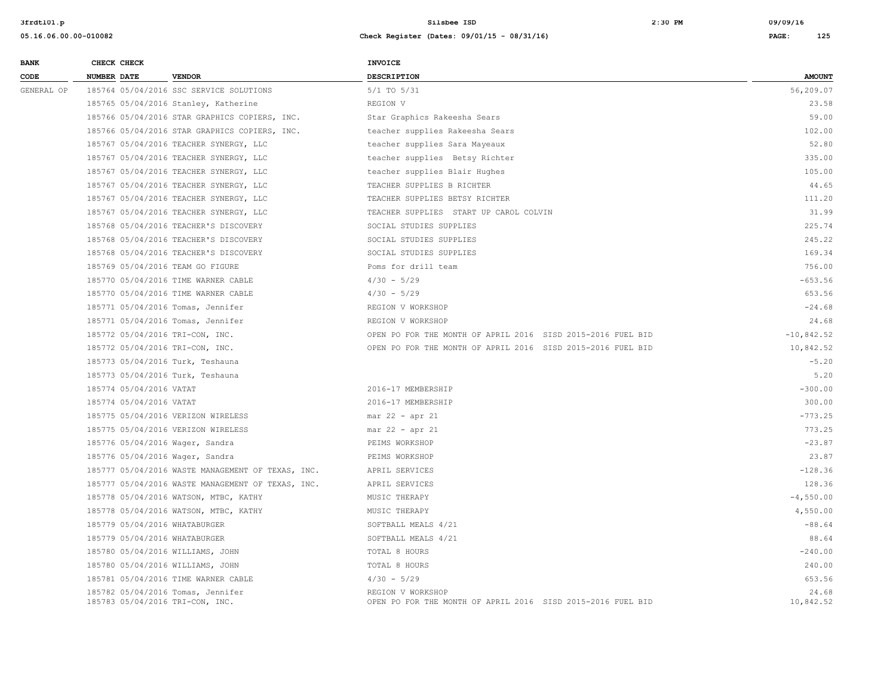| BANK CODE | CHECK NUMBER | CHECK DATE | VENDOR | INVOICE DESCRIPTION | AMOUNT |
|---|---|---|---|---|---|
| GENERAL OP | 185764 | 05/04/2016 | SSC SERVICE SOLUTIONS | 5/1 TO 5/31 | 56,209.07 |
| | 185765 | 05/04/2016 | Stanley, Katherine | REGION V | 23.58 |
| | 185766 | 05/04/2016 | STAR GRAPHICS COPIERS, INC. | Star Graphics Rakeesha Sears | 59.00 |
| | 185766 | 05/04/2016 | STAR GRAPHICS COPIERS, INC. | teacher supplies Rakeesha Sears | 102.00 |
| | 185767 | 05/04/2016 | TEACHER SYNERGY, LLC | teacher supplies Sara Mayeaux | 52.80 |
| | 185767 | 05/04/2016 | TEACHER SYNERGY, LLC | teacher supplies Betsy Richter | 335.00 |
| | 185767 | 05/04/2016 | TEACHER SYNERGY, LLC | teacher supplies Blair Hughes | 105.00 |
| | 185767 | 05/04/2016 | TEACHER SYNERGY, LLC | TEACHER SUPPLIES B RICHTER | 44.65 |
| | 185767 | 05/04/2016 | TEACHER SYNERGY, LLC | TEACHER SUPPLIES BETSY RICHTER | 111.20 |
| | 185767 | 05/04/2016 | TEACHER SYNERGY, LLC | TEACHER SUPPLIES START UP CAROL COLVIN | 31.99 |
| | 185768 | 05/04/2016 | TEACHER'S DISCOVERY | SOCIAL STUDIES SUPPLIES | 225.74 |
| | 185768 | 05/04/2016 | TEACHER'S DISCOVERY | SOCIAL STUDIES SUPPLIES | 245.22 |
| | 185768 | 05/04/2016 | TEACHER'S DISCOVERY | SOCIAL STUDIES SUPPLIES | 169.34 |
| | 185769 | 05/04/2016 | TEAM GO FIGURE | Poms for drill team | 756.00 |
| | 185770 | 05/04/2016 | TIME WARNER CABLE | 4/30 - 5/29 | -653.56 |
| | 185770 | 05/04/2016 | TIME WARNER CABLE | 4/30 - 5/29 | 653.56 |
| | 185771 | 05/04/2016 | Tomas, Jennifer | REGION V WORKSHOP | -24.68 |
| | 185771 | 05/04/2016 | Tomas, Jennifer | REGION V WORKSHOP | 24.68 |
| | 185772 | 05/04/2016 | TRI-CON, INC. | OPEN PO FOR THE MONTH OF APRIL 2016 SISD 2015-2016 FUEL BID | -10,842.52 |
| | 185772 | 05/04/2016 | TRI-CON, INC. | OPEN PO FOR THE MONTH OF APRIL 2016 SISD 2015-2016 FUEL BID | 10,842.52 |
| | 185773 | 05/04/2016 | Turk, Teshauna | | -5.20 |
| | 185773 | 05/04/2016 | Turk, Teshauna | | 5.20 |
| | 185774 | 05/04/2016 | VATAT | 2016-17 MEMBERSHIP | -300.00 |
| | 185774 | 05/04/2016 | VATAT | 2016-17 MEMBERSHIP | 300.00 |
| | 185775 | 05/04/2016 | VERIZON WIRELESS | mar 22 - apr 21 | -773.25 |
| | 185775 | 05/04/2016 | VERIZON WIRELESS | mar 22 - apr 21 | 773.25 |
| | 185776 | 05/04/2016 | Wager, Sandra | PEIMS WORKSHOP | -23.87 |
| | 185776 | 05/04/2016 | Wager, Sandra | PEIMS WORKSHOP | 23.87 |
| | 185777 | 05/04/2016 | WASTE MANAGEMENT OF TEXAS, INC. | APRIL SERVICES | -128.36 |
| | 185777 | 05/04/2016 | WASTE MANAGEMENT OF TEXAS, INC. | APRIL SERVICES | 128.36 |
| | 185778 | 05/04/2016 | WATSON, MTBC, KATHY | MUSIC THERAPY | -4,550.00 |
| | 185778 | 05/04/2016 | WATSON, MTBC, KATHY | MUSIC THERAPY | 4,550.00 |
| | 185779 | 05/04/2016 | WHATABURGER | SOFTBALL MEALS 4/21 | -88.64 |
| | 185779 | 05/04/2016 | WHATABURGER | SOFTBALL MEALS 4/21 | 88.64 |
| | 185780 | 05/04/2016 | WILLIAMS, JOHN | TOTAL 8 HOURS | -240.00 |
| | 185780 | 05/04/2016 | WILLIAMS, JOHN | TOTAL 8 HOURS | 240.00 |
| | 185781 | 05/04/2016 | TIME WARNER CABLE | 4/30 - 5/29 | 653.56 |
| | 185782 | 05/04/2016 | Tomas, Jennifer | REGION V WORKSHOP | 24.68 |
| | 185783 | 05/04/2016 | TRI-CON, INC. | OPEN PO FOR THE MONTH OF APRIL 2016 SISD 2015-2016 FUEL BID | 10,842.52 |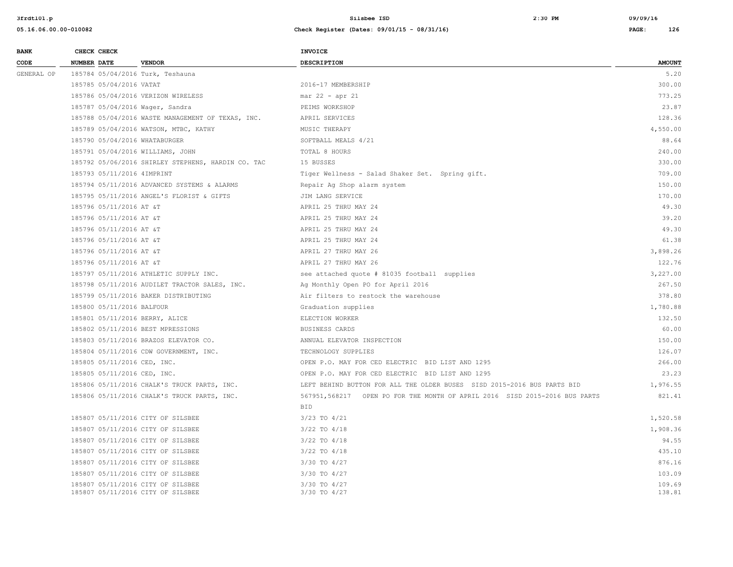| BANK CODE | CHECK NUMBER | CHECK DATE | VENDOR | INVOICE DESCRIPTION | AMOUNT |
|---|---|---|---|---|---|
| GENERAL OP | 185784 | 05/04/2016 | Turk, Teshauna | | 5.20 |
| | 185785 | 05/04/2016 | VATAT | 2016-17 MEMBERSHIP | 300.00 |
| | 185786 | 05/04/2016 | VERIZON WIRELESS | mar 22 - apr 21 | 773.25 |
| | 185787 | 05/04/2016 | Wager, Sandra | PEIMS WORKSHOP | 23.87 |
| | 185788 | 05/04/2016 | WASTE MANAGEMENT OF TEXAS, INC. | APRIL SERVICES | 128.36 |
| | 185789 | 05/04/2016 | WATSON, MTBC, KATHY | MUSIC THERAPY | 4,550.00 |
| | 185790 | 05/04/2016 | WHATABURGER | SOFTBALL MEALS 4/21 | 88.64 |
| | 185791 | 05/04/2016 | WILLIAMS, JOHN | TOTAL 8 HOURS | 240.00 |
| | 185792 | 05/06/2016 | SHIRLEY STEPHENS, HARDIN CO. TAC | 15 BUSSES | 330.00 |
| | 185793 | 05/11/2016 | 4IMPRINT | Tiger Wellness - Salad Shaker Set. Spring gift. | 709.00 |
| | 185794 | 05/11/2016 | ADVANCED SYSTEMS & ALARMS | Repair Ag Shop alarm system | 150.00 |
| | 185795 | 05/11/2016 | ANGEL'S FLORIST & GIFTS | JIM LANG SERVICE | 170.00 |
| | 185796 | 05/11/2016 | AT &T | APRIL 25 THRU MAY 24 | 49.30 |
| | 185796 | 05/11/2016 | AT &T | APRIL 25 THRU MAY 24 | 39.20 |
| | 185796 | 05/11/2016 | AT &T | APRIL 25 THRU MAY 24 | 49.30 |
| | 185796 | 05/11/2016 | AT &T | APRIL 25 THRU MAY 24 | 61.38 |
| | 185796 | 05/11/2016 | AT &T | APRIL 27 THRU MAY 26 | 3,898.26 |
| | 185796 | 05/11/2016 | AT &T | APRIL 27 THRU MAY 26 | 122.76 |
| | 185797 | 05/11/2016 | ATHLETIC SUPPLY INC. | see attached quote # 81035 football supplies | 3,227.00 |
| | 185798 | 05/11/2016 | AUDILET TRACTOR SALES, INC. | Ag Monthly Open PO for April 2016 | 267.50 |
| | 185799 | 05/11/2016 | BAKER DISTRIBUTING | Air filters to restock the warehouse | 378.80 |
| | 185800 | 05/11/2016 | BALFOUR | Graduation supplies | 1,780.88 |
| | 185801 | 05/11/2016 | BERRY, ALICE | ELECTION WORKER | 132.50 |
| | 185802 | 05/11/2016 | BEST MPRESSIONS | BUSINESS CARDS | 60.00 |
| | 185803 | 05/11/2016 | BRAZOS ELEVATOR CO. | ANNUAL ELEVATOR INSPECTION | 150.00 |
| | 185804 | 05/11/2016 | CDW GOVERNMENT, INC. | TECHNOLOGY SUPPLIES | 126.07 |
| | 185805 | 05/11/2016 | CED, INC. | OPEN P.O. MAY FOR CED ELECTRIC BID LIST AND 1295 | 266.00 |
| | 185805 | 05/11/2016 | CED, INC. | OPEN P.O. MAY FOR CED ELECTRIC BID LIST AND 1295 | 23.23 |
| | 185806 | 05/11/2016 | CHALK'S TRUCK PARTS, INC. | LEFT BEHIND BUTTON FOR ALL THE OLDER BUSES SISD 2015-2016 BUS PARTS BID | 1,976.55 |
| | 185806 | 05/11/2016 | CHALK'S TRUCK PARTS, INC. | 567951,568217 OPEN PO FOR THE MONTH OF APRIL 2016 SISD 2015-2016 BUS PARTS BID | 821.41 |
| | 185807 | 05/11/2016 | CITY OF SILSBEE | 3/23 TO 4/21 | 1,520.58 |
| | 185807 | 05/11/2016 | CITY OF SILSBEE | 3/22 TO 4/18 | 1,908.36 |
| | 185807 | 05/11/2016 | CITY OF SILSBEE | 3/22 TO 4/18 | 94.55 |
| | 185807 | 05/11/2016 | CITY OF SILSBEE | 3/22 TO 4/18 | 435.10 |
| | 185807 | 05/11/2016 | CITY OF SILSBEE | 3/30 TO 4/27 | 876.16 |
| | 185807 | 05/11/2016 | CITY OF SILSBEE | 3/30 TO 4/27 | 103.09 |
| | 185807 | 05/11/2016 | CITY OF SILSBEE | 3/30 TO 4/27 | 109.69 |
| | 185807 | 05/11/2016 | CITY OF SILSBEE | 3/30 TO 4/27 | 138.81 |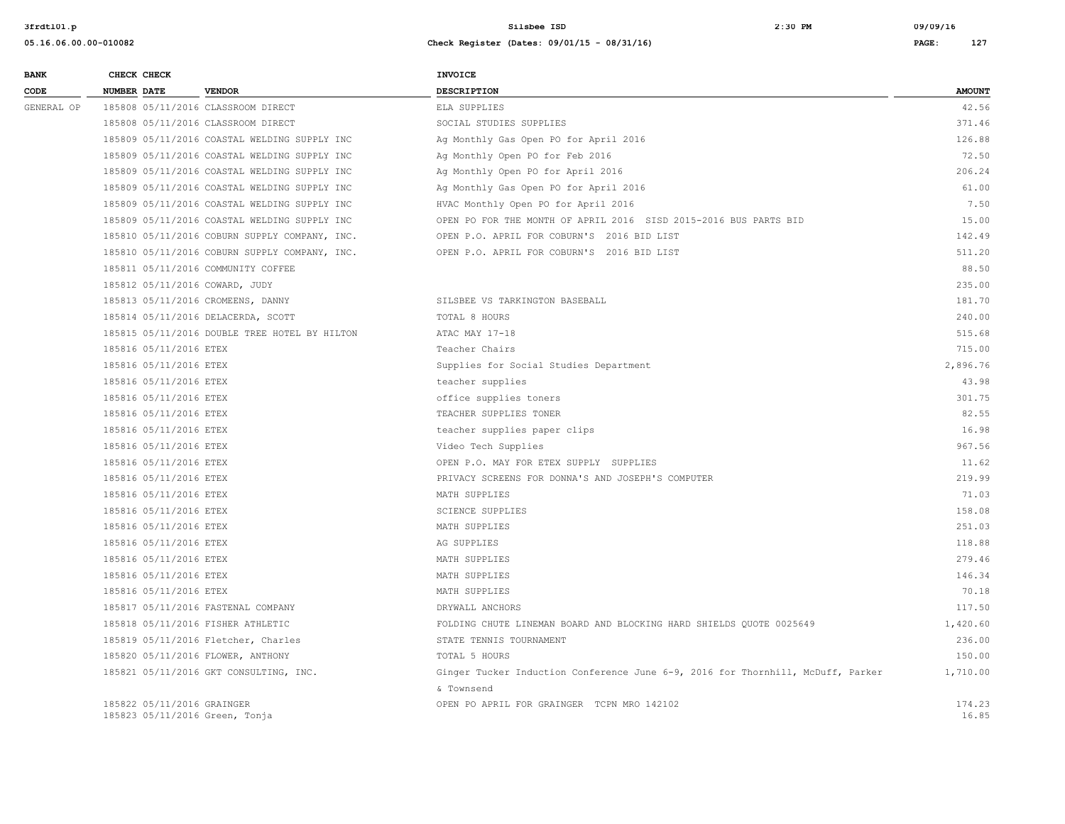| BANK CODE | CHECK NUMBER | CHECK DATE | VENDOR | INVOICE DESCRIPTION | AMOUNT |
|---|---|---|---|---|---|
| GENERAL OP | 185808 | 05/11/2016 | CLASSROOM DIRECT | ELA SUPPLIES | 42.56 |
| | 185808 | 05/11/2016 | CLASSROOM DIRECT | SOCIAL STUDIES SUPPLIES | 371.46 |
| | 185809 | 05/11/2016 | COASTAL WELDING SUPPLY INC | Ag Monthly Gas Open PO for April 2016 | 126.88 |
| | 185809 | 05/11/2016 | COASTAL WELDING SUPPLY INC | Ag Monthly Open PO for Feb 2016 | 72.50 |
| | 185809 | 05/11/2016 | COASTAL WELDING SUPPLY INC | Ag Monthly Open PO for April 2016 | 206.24 |
| | 185809 | 05/11/2016 | COASTAL WELDING SUPPLY INC | Ag Monthly Gas Open PO for April 2016 | 61.00 |
| | 185809 | 05/11/2016 | COASTAL WELDING SUPPLY INC | HVAC Monthly Open PO for April 2016 | 7.50 |
| | 185809 | 05/11/2016 | COASTAL WELDING SUPPLY INC | OPEN PO FOR THE MONTH OF APRIL 2016 SISD 2015-2016 BUS PARTS BID | 15.00 |
| | 185810 | 05/11/2016 | COBURN SUPPLY COMPANY, INC. | OPEN P.O. APRIL FOR COBURN'S 2016 BID LIST | 142.49 |
| | 185810 | 05/11/2016 | COBURN SUPPLY COMPANY, INC. | OPEN P.O. APRIL FOR COBURN'S 2016 BID LIST | 511.20 |
| | 185811 | 05/11/2016 | COMMUNITY COFFEE | | 88.50 |
| | 185812 | 05/11/2016 | COWARD, JUDY | | 235.00 |
| | 185813 | 05/11/2016 | CROMEENS, DANNY | SILSBEE VS TARKINGTON BASEBALL | 181.70 |
| | 185814 | 05/11/2016 | DELACERDA, SCOTT | TOTAL 8 HOURS | 240.00 |
| | 185815 | 05/11/2016 | DOUBLE TREE HOTEL BY HILTON | ATAC MAY 17-18 | 515.68 |
| | 185816 | 05/11/2016 | ETEX | Teacher Chairs | 715.00 |
| | 185816 | 05/11/2016 | ETEX | Supplies for Social Studies Department | 2,896.76 |
| | 185816 | 05/11/2016 | ETEX | teacher supplies | 43.98 |
| | 185816 | 05/11/2016 | ETEX | office supplies toners | 301.75 |
| | 185816 | 05/11/2016 | ETEX | TEACHER SUPPLIES TONER | 82.55 |
| | 185816 | 05/11/2016 | ETEX | teacher supplies paper clips | 16.98 |
| | 185816 | 05/11/2016 | ETEX | Video Tech Supplies | 967.56 |
| | 185816 | 05/11/2016 | ETEX | OPEN P.O. MAY FOR ETEX SUPPLY SUPPLIES | 11.62 |
| | 185816 | 05/11/2016 | ETEX | PRIVACY SCREENS FOR DONNA'S AND JOSEPH'S COMPUTER | 219.99 |
| | 185816 | 05/11/2016 | ETEX | MATH SUPPLIES | 71.03 |
| | 185816 | 05/11/2016 | ETEX | SCIENCE SUPPLIES | 158.08 |
| | 185816 | 05/11/2016 | ETEX | MATH SUPPLIES | 251.03 |
| | 185816 | 05/11/2016 | ETEX | AG SUPPLIES | 118.88 |
| | 185816 | 05/11/2016 | ETEX | MATH SUPPLIES | 279.46 |
| | 185816 | 05/11/2016 | ETEX | MATH SUPPLIES | 146.34 |
| | 185816 | 05/11/2016 | ETEX | MATH SUPPLIES | 70.18 |
| | 185817 | 05/11/2016 | FASTENAL COMPANY | DRYWALL ANCHORS | 117.50 |
| | 185818 | 05/11/2016 | FISHER ATHLETIC | FOLDING CHUTE LINEMAN BOARD AND BLOCKING HARD SHIELDS QUOTE 0025649 | 1,420.60 |
| | 185819 | 05/11/2016 | Fletcher, Charles | STATE TENNIS TOURNAMENT | 236.00 |
| | 185820 | 05/11/2016 | FLOWER, ANTHONY | TOTAL 5 HOURS | 150.00 |
| | 185821 | 05/11/2016 | GKT CONSULTING, INC. | Ginger Tucker Induction Conference June 6-9, 2016 for Thornhill, McDuff, Parker & Townsend | 1,710.00 |
| | 185822 | 05/11/2016 | GRAINGER | OPEN PO APRIL FOR GRAINGER TCPN MRO 142102 | 174.23 |
| | 185823 | 05/11/2016 | Green, Tonja | | 16.85 |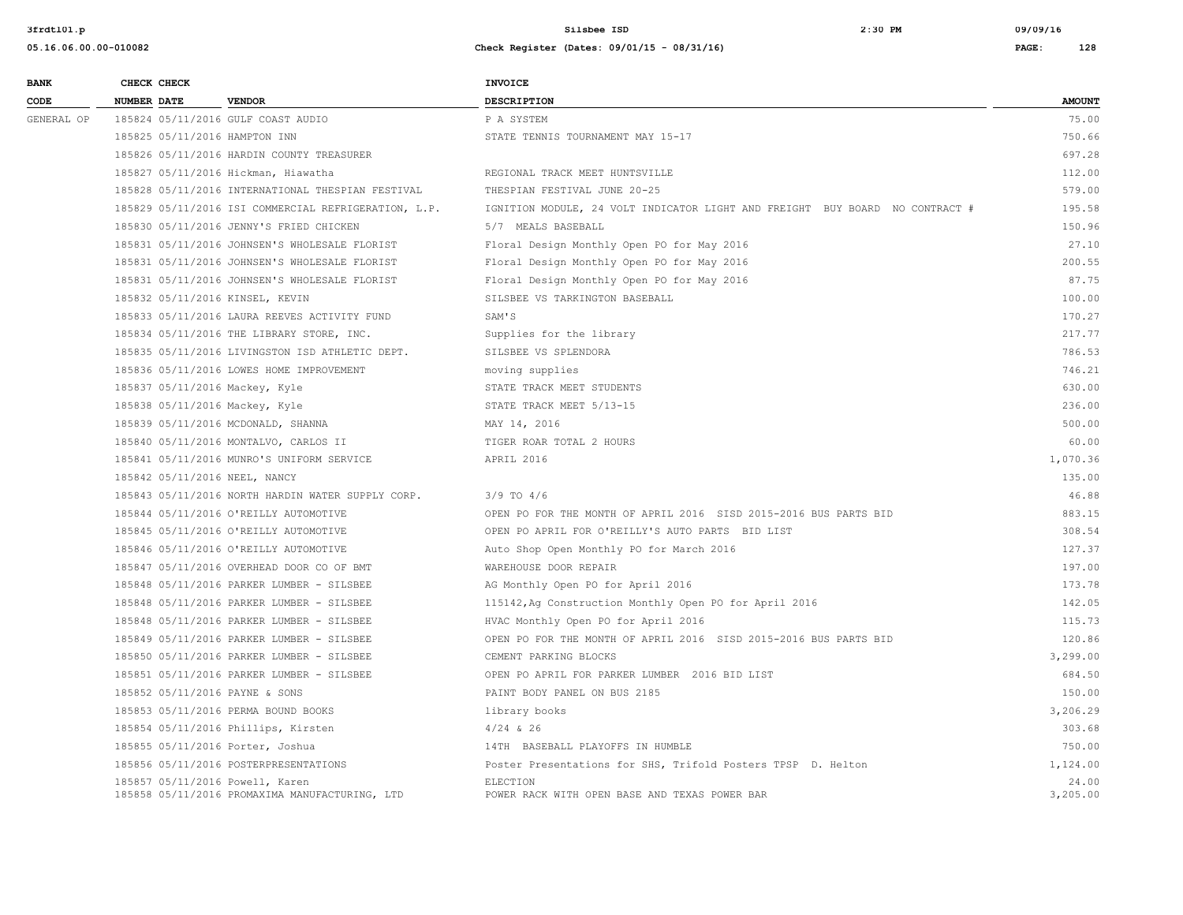| BANK CODE | CHECK NUMBER | CHECK DATE | VENDOR | INVOICE DESCRIPTION | AMOUNT |
|---|---|---|---|---|---|
| GENERAL OP | 185824 | 05/11/2016 | GULF COAST AUDIO | P A SYSTEM | 75.00 |
| | 185825 | 05/11/2016 | HAMPTON INN | STATE TENNIS TOURNAMENT MAY 15-17 | 750.66 |
| | 185826 | 05/11/2016 | HARDIN COUNTY TREASURER | | 697.28 |
| | 185827 | 05/11/2016 | Hickman, Hiawatha | REGIONAL TRACK MEET HUNTSVILLE | 112.00 |
| | 185828 | 05/11/2016 | INTERNATIONAL THESPIAN FESTIVAL | THESPIAN FESTIVAL JUNE 20-25 | 579.00 |
| | 185829 | 05/11/2016 | ISI COMMERCIAL REFRIGERATION, L.P. | IGNITION MODULE, 24 VOLT INDICATOR LIGHT AND FREIGHT BUY BOARD NO CONTRACT # | 195.58 |
| | 185830 | 05/11/2016 | JENNY'S FRIED CHICKEN | 5/7 MEALS BASEBALL | 150.96 |
| | 185831 | 05/11/2016 | JOHNSEN'S WHOLESALE FLORIST | Floral Design Monthly Open PO for May 2016 | 27.10 |
| | 185831 | 05/11/2016 | JOHNSEN'S WHOLESALE FLORIST | Floral Design Monthly Open PO for May 2016 | 200.55 |
| | 185831 | 05/11/2016 | JOHNSEN'S WHOLESALE FLORIST | Floral Design Monthly Open PO for May 2016 | 87.75 |
| | 185832 | 05/11/2016 | KINSEL, KEVIN | SILSBEE VS TARKINGTON BASEBALL | 100.00 |
| | 185833 | 05/11/2016 | LAURA REEVES ACTIVITY FUND | SAM'S | 170.27 |
| | 185834 | 05/11/2016 | THE LIBRARY STORE, INC. | Supplies for the library | 217.77 |
| | 185835 | 05/11/2016 | LIVINGSTON ISD ATHLETIC DEPT. | SILSBEE VS SPLENDORA | 786.53 |
| | 185836 | 05/11/2016 | LOWES HOME IMPROVEMENT | moving supplies | 746.21 |
| | 185837 | 05/11/2016 | Mackey, Kyle | STATE TRACK MEET STUDENTS | 630.00 |
| | 185838 | 05/11/2016 | Mackey, Kyle | STATE TRACK MEET 5/13-15 | 236.00 |
| | 185839 | 05/11/2016 | MCDONALD, SHANNA | MAY 14, 2016 | 500.00 |
| | 185840 | 05/11/2016 | MONTALVO, CARLOS II | TIGER ROAR TOTAL 2 HOURS | 60.00 |
| | 185841 | 05/11/2016 | MUNRO'S UNIFORM SERVICE | APRIL 2016 | 1,070.36 |
| | 185842 | 05/11/2016 | NEEL, NANCY | | 135.00 |
| | 185843 | 05/11/2016 | NORTH HARDIN WATER SUPPLY CORP. | 3/9 TO 4/6 | 46.88 |
| | 185844 | 05/11/2016 | O'REILLY AUTOMOTIVE | OPEN PO FOR THE MONTH OF APRIL 2016 SISD 2015-2016 BUS PARTS BID | 883.15 |
| | 185845 | 05/11/2016 | O'REILLY AUTOMOTIVE | OPEN PO APRIL FOR O'REILLY'S AUTO PARTS BID LIST | 308.54 |
| | 185846 | 05/11/2016 | O'REILLY AUTOMOTIVE | Auto Shop Open Monthly PO for March 2016 | 127.37 |
| | 185847 | 05/11/2016 | OVERHEAD DOOR CO OF BMT | WAREHOUSE DOOR REPAIR | 197.00 |
| | 185848 | 05/11/2016 | PARKER LUMBER - SILSBEE | AG Monthly Open PO for April 2016 | 173.78 |
| | 185848 | 05/11/2016 | PARKER LUMBER - SILSBEE | 115142,Ag Construction Monthly Open PO for April 2016 | 142.05 |
| | 185848 | 05/11/2016 | PARKER LUMBER - SILSBEE | HVAC Monthly Open PO for April 2016 | 115.73 |
| | 185849 | 05/11/2016 | PARKER LUMBER - SILSBEE | OPEN PO FOR THE MONTH OF APRIL 2016 SISD 2015-2016 BUS PARTS BID | 120.86 |
| | 185850 | 05/11/2016 | PARKER LUMBER - SILSBEE | CEMENT PARKING BLOCKS | 3,299.00 |
| | 185851 | 05/11/2016 | PARKER LUMBER - SILSBEE | OPEN PO APRIL FOR PARKER LUMBER 2016 BID LIST | 684.50 |
| | 185852 | 05/11/2016 | PAYNE & SONS | PAINT BODY PANEL ON BUS 2185 | 150.00 |
| | 185853 | 05/11/2016 | PERMA BOUND BOOKS | library books | 3,206.29 |
| | 185854 | 05/11/2016 | Phillips, Kirsten | 4/24 & 26 | 303.68 |
| | 185855 | 05/11/2016 | Porter, Joshua | 14TH BASEBALL PLAYOFFS IN HUMBLE | 750.00 |
| | 185856 | 05/11/2016 | POSTERPRESENTATIONS | Poster Presentations for SHS, Trifold Posters TPSP D. Helton | 1,124.00 |
| | 185857 | 05/11/2016 | Powell, Karen | ELECTION | 24.00 |
| | 185858 | 05/11/2016 | PROMAXIMA MANUFACTURING, LTD | POWER RACK WITH OPEN BASE AND TEXAS POWER BAR | 3,205.00 |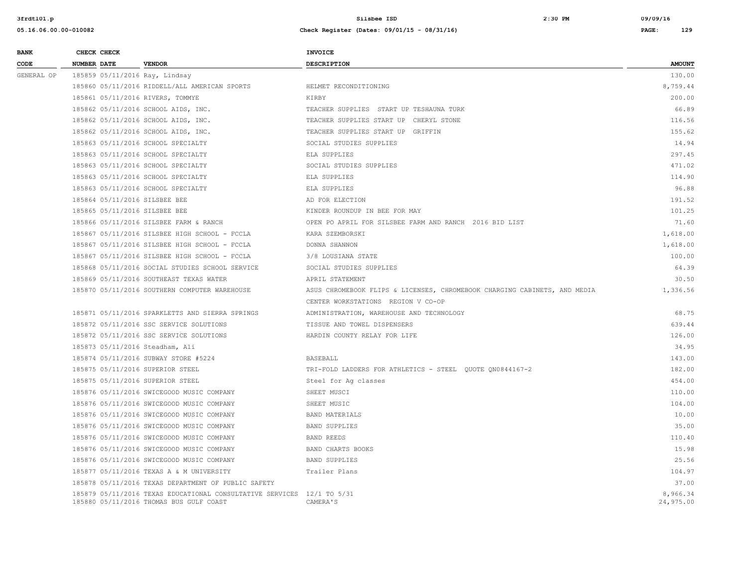| BANK CODE | CHECK NUMBER | CHECK DATE | VENDOR | INVOICE DESCRIPTION | AMOUNT |
|---|---|---|---|---|---|
| GENERAL OP | 185859 | 05/11/2016 | Ray, Lindsay | | 130.00 |
| | 185860 | 05/11/2016 | RIDDELL/ALL AMERICAN SPORTS | HELMET RECONDITIONING | 8,759.44 |
| | 185861 | 05/11/2016 | RIVERS, TOMMYE | KIRBY | 200.00 |
| | 185862 | 05/11/2016 | SCHOOL AIDS, INC. | TEACHER SUPPLIES START UP TESHAUNA TURK | 66.89 |
| | 185862 | 05/11/2016 | SCHOOL AIDS, INC. | TEACHER SUPPLIES START UP CHERYL STONE | 116.56 |
| | 185862 | 05/11/2016 | SCHOOL AIDS, INC. | TEACHER SUPPLIES START UP GRIFFIN | 155.62 |
| | 185863 | 05/11/2016 | SCHOOL SPECIALTY | SOCIAL STUDIES SUPPLIES | 14.94 |
| | 185863 | 05/11/2016 | SCHOOL SPECIALTY | ELA SUPPLIES | 297.45 |
| | 185863 | 05/11/2016 | SCHOOL SPECIALTY | SOCIAL STUDIES SUPPLIES | 471.02 |
| | 185863 | 05/11/2016 | SCHOOL SPECIALTY | ELA SUPPLIES | 114.90 |
| | 185863 | 05/11/2016 | SCHOOL SPECIALTY | ELA SUPPLIES | 96.88 |
| | 185864 | 05/11/2016 | SILSBEE BEE | AD FOR ELECTION | 191.52 |
| | 185865 | 05/11/2016 | SILSBEE BEE | KINDER ROUNDUP IN BEE FOR MAY | 101.25 |
| | 185866 | 05/11/2016 | SILSBEE FARM & RANCH | OPEN PO APRIL FOR SILSBEE FARM AND RANCH 2016 BID LIST | 71.60 |
| | 185867 | 05/11/2016 | SILSBEE HIGH SCHOOL - FCCLA | KARA SZEMBORSKI | 1,618.00 |
| | 185867 | 05/11/2016 | SILSBEE HIGH SCHOOL - FCCLA | DONNA SHANNON | 1,618.00 |
| | 185867 | 05/11/2016 | SILSBEE HIGH SCHOOL - FCCLA | 3/8 LOUSIANA STATE | 100.00 |
| | 185868 | 05/11/2016 | SOCIAL STUDIES SCHOOL SERVICE | SOCIAL STUDIES SUPPLIES | 64.39 |
| | 185869 | 05/11/2016 | SOUTHEAST TEXAS WATER | APRIL STATEMENT | 30.50 |
| | 185870 | 05/11/2016 | SOUTHERN COMPUTER WAREHOUSE | ASUS CHROMEBOOK FLIPS & LICENSES, CHROMEBOOK CHARGING CABINETS, AND MEDIA CENTER WORKSTATIONS REGION V CO-OP | 1,336.56 |
| | 185871 | 05/11/2016 | SPARKLETTS AND SIERRA SPRINGS | ADMINISTRATION, WAREHOUSE AND TECHNOLOGY | 68.75 |
| | 185872 | 05/11/2016 | SSC SERVICE SOLUTIONS | TISSUE AND TOWEL DISPENSERS | 639.44 |
| | 185872 | 05/11/2016 | SSC SERVICE SOLUTIONS | HARDIN COUNTY RELAY FOR LIFE | 126.00 |
| | 185873 | 05/11/2016 | Steadham, Ali | | 34.95 |
| | 185874 | 05/11/2016 | SUBWAY STORE #5224 | BASEBALL | 143.00 |
| | 185875 | 05/11/2016 | SUPERIOR STEEL | TRI-FOLD LADDERS FOR ATHLETICS - STEEL QUOTE QN0844167-2 | 182.00 |
| | 185875 | 05/11/2016 | SUPERIOR STEEL | Steel for Ag classes | 454.00 |
| | 185876 | 05/11/2016 | SWICEGOOD MUSIC COMPANY | SHEET MUSCI | 110.00 |
| | 185876 | 05/11/2016 | SWICEGOOD MUSIC COMPANY | SHEET MUSIC | 104.00 |
| | 185876 | 05/11/2016 | SWICEGOOD MUSIC COMPANY | BAND MATERIALS | 10.00 |
| | 185876 | 05/11/2016 | SWICEGOOD MUSIC COMPANY | BAND SUPPLIES | 35.00 |
| | 185876 | 05/11/2016 | SWICEGOOD MUSIC COMPANY | BAND REEDS | 110.40 |
| | 185876 | 05/11/2016 | SWICEGOOD MUSIC COMPANY | BAND CHARTS BOOKS | 15.98 |
| | 185876 | 05/11/2016 | SWICEGOOD MUSIC COMPANY | BAND SUPPLIES | 25.56 |
| | 185877 | 05/11/2016 | TEXAS A & M UNIVERSITY | Trailer Plans | 104.97 |
| | 185878 | 05/11/2016 | TEXAS DEPARTMENT OF PUBLIC SAFETY | | 37.00 |
| | 185879 | 05/11/2016 | TEXAS EDUCATIONAL CONSULTATIVE SERVICES | 12/1 TO 5/31 | 8,966.34 |
| | 185880 | 05/11/2016 | THOMAS BUS GULF COAST | CAMERA'S | 24,975.00 |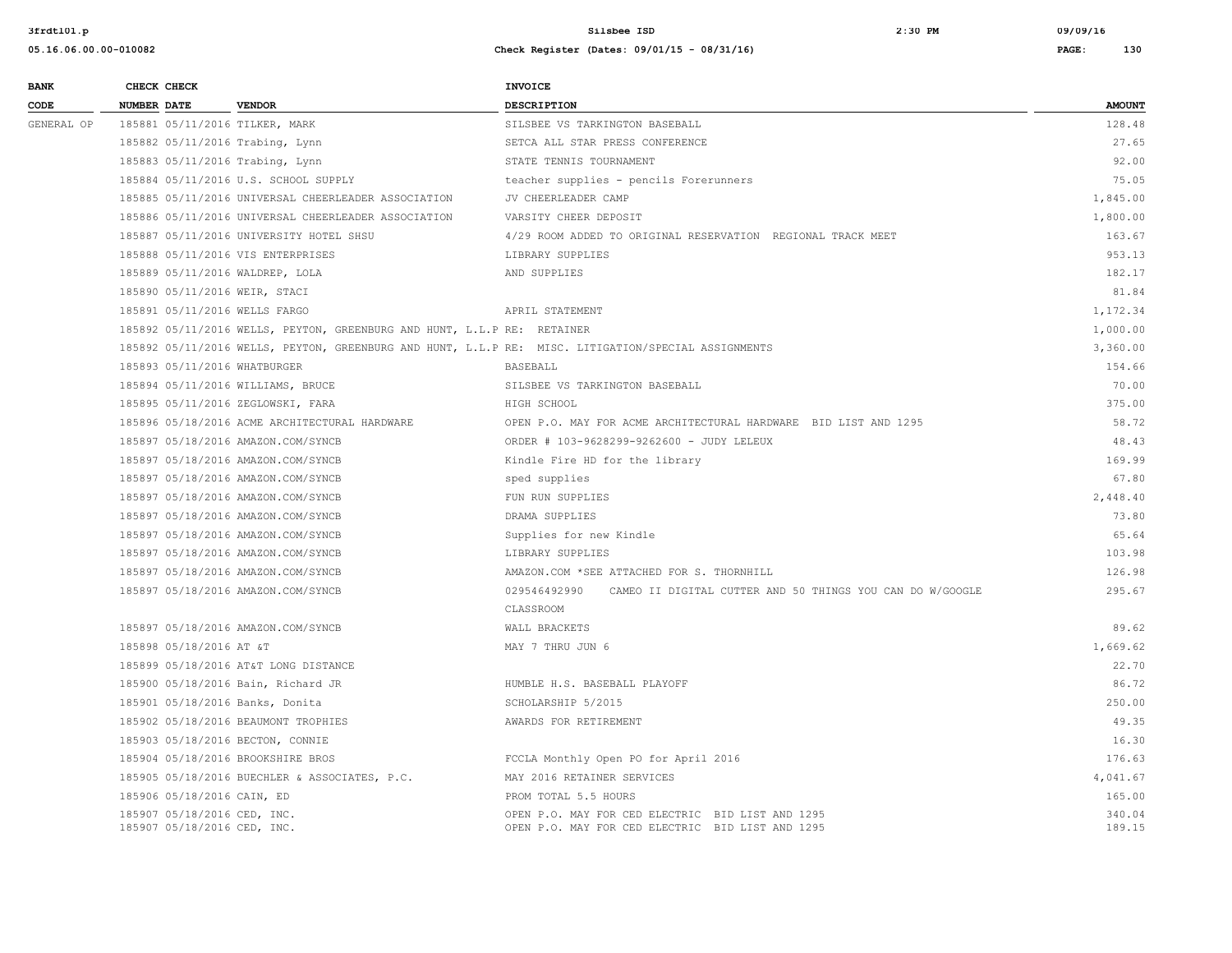| BANK CODE | CHECK NUMBER | CHECK DATE | VENDOR | INVOICE DESCRIPTION | AMOUNT |
|---|---|---|---|---|---|
| GENERAL OP | 185881 | 05/11/2016 | TILKER, MARK | SILSBEE VS TARKINGTON BASEBALL | 128.48 |
| | 185882 | 05/11/2016 | Trabing, Lynn | SETCA ALL STAR PRESS CONFERENCE | 27.65 |
| | 185883 | 05/11/2016 | Trabing, Lynn | STATE TENNIS TOURNAMENT | 92.00 |
| | 185884 | 05/11/2016 | U.S. SCHOOL SUPPLY | teacher supplies - pencils Forerunners | 75.05 |
| | 185885 | 05/11/2016 | UNIVERSAL CHEERLEADER ASSOCIATION | JV CHEERLEADER CAMP | 1,845.00 |
| | 185886 | 05/11/2016 | UNIVERSAL CHEERLEADER ASSOCIATION | VARSITY CHEER DEPOSIT | 1,800.00 |
| | 185887 | 05/11/2016 | UNIVERSITY HOTEL SHSU | 4/29 ROOM ADDED TO ORIGINAL RESERVATION REGIONAL TRACK MEET | 163.67 |
| | 185888 | 05/11/2016 | VIS ENTERPRISES | LIBRARY SUPPLIES | 953.13 |
| | 185889 | 05/11/2016 | WALDREP, LOLA | AND SUPPLIES | 182.17 |
| | 185890 | 05/11/2016 | WEIR, STACI | | 81.84 |
| | 185891 | 05/11/2016 | WELLS FARGO | APRIL STATEMENT | 1,172.34 |
| | 185892 | 05/11/2016 | WELLS, PEYTON, GREENBURG AND HUNT, L.L.P | RE: RETAINER | 1,000.00 |
| | 185892 | 05/11/2016 | WELLS, PEYTON, GREENBURG AND HUNT, L.L.P | RE: MISC. LITIGATION/SPECIAL ASSIGNMENTS | 3,360.00 |
| | 185893 | 05/11/2016 | WHATBURGER | BASEBALL | 154.66 |
| | 185894 | 05/11/2016 | WILLIAMS, BRUCE | SILSBEE VS TARKINGTON BASEBALL | 70.00 |
| | 185895 | 05/11/2016 | ZEGLOWSKI, FARA | HIGH SCHOOL | 375.00 |
| | 185896 | 05/18/2016 | ACME ARCHITECTURAL HARDWARE | OPEN P.O. MAY FOR ACME ARCHITECTURAL HARDWARE BID LIST AND 1295 | 58.72 |
| | 185897 | 05/18/2016 | AMAZON.COM/SYNCB | ORDER # 103-9628299-9262600 - JUDY LELEUX | 48.43 |
| | 185897 | 05/18/2016 | AMAZON.COM/SYNCB | Kindle Fire HD for the library | 169.99 |
| | 185897 | 05/18/2016 | AMAZON.COM/SYNCB | sped supplies | 67.80 |
| | 185897 | 05/18/2016 | AMAZON.COM/SYNCB | FUN RUN SUPPLIES | 2,448.40 |
| | 185897 | 05/18/2016 | AMAZON.COM/SYNCB | DRAMA SUPPLIES | 73.80 |
| | 185897 | 05/18/2016 | AMAZON.COM/SYNCB | Supplies for new Kindle | 65.64 |
| | 185897 | 05/18/2016 | AMAZON.COM/SYNCB | LIBRARY SUPPLIES | 103.98 |
| | 185897 | 05/18/2016 | AMAZON.COM/SYNCB | AMAZON.COM *SEE ATTACHED FOR S. THORNHILL | 126.98 |
| | 185897 | 05/18/2016 | AMAZON.COM/SYNCB | 029546492990 CAMEO II DIGITAL CUTTER AND 50 THINGS YOU CAN DO W/GOOGLE CLASSROOM | 295.67 |
| | 185897 | 05/18/2016 | AMAZON.COM/SYNCB | WALL BRACKETS | 89.62 |
| | 185898 | 05/18/2016 | AT &T | MAY 7 THRU JUN 6 | 1,669.62 |
| | 185899 | 05/18/2016 | AT&T LONG DISTANCE | | 22.70 |
| | 185900 | 05/18/2016 | Bain, Richard JR | HUMBLE H.S. BASEBALL PLAYOFF | 86.72 |
| | 185901 | 05/18/2016 | Banks, Donita | SCHOLARSHIP 5/2015 | 250.00 |
| | 185902 | 05/18/2016 | BEAUMONT TROPHIES | AWARDS FOR RETIREMENT | 49.35 |
| | 185903 | 05/18/2016 | BECTON, CONNIE | | 16.30 |
| | 185904 | 05/18/2016 | BROOKSHIRE BROS | FCCLA Monthly Open PO for April 2016 | 176.63 |
| | 185905 | 05/18/2016 | BUECHLER & ASSOCIATES, P.C. | MAY 2016 RETAINER SERVICES | 4,041.67 |
| | 185906 | 05/18/2016 | CAIN, ED | PROM TOTAL 5.5 HOURS | 165.00 |
| | 185907 | 05/18/2016 | CED, INC. | OPEN P.O. MAY FOR CED ELECTRIC BID LIST AND 1295 | 340.04 |
| | 185907 | 05/18/2016 | CED, INC. | OPEN P.O. MAY FOR CED ELECTRIC BID LIST AND 1295 | 189.15 |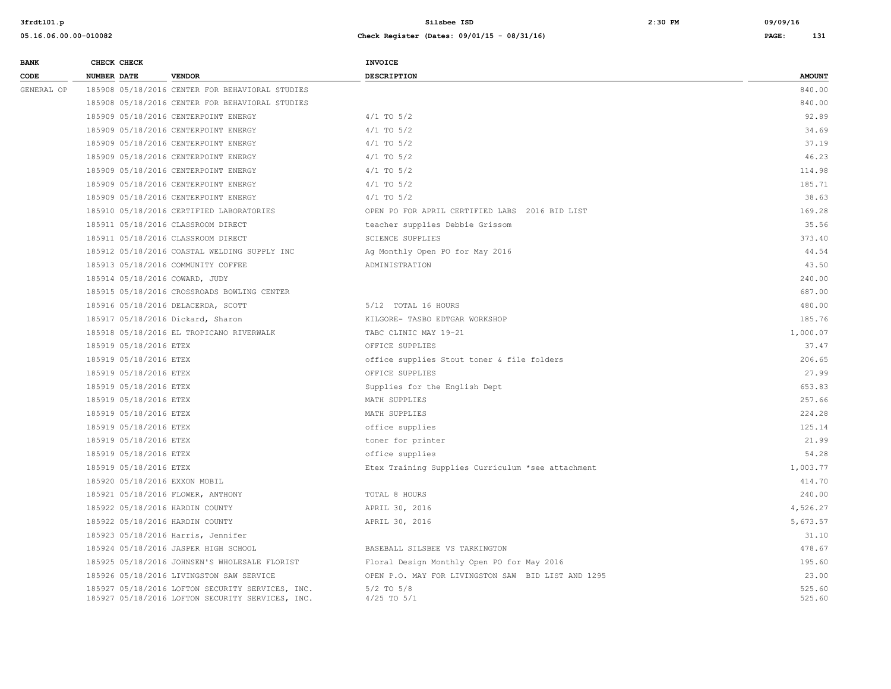| BANK CODE | CHECK NUMBER | CHECK DATE | VENDOR | INVOICE DESCRIPTION | AMOUNT |
|---|---|---|---|---|---|
| GENERAL OP | 185908 | 05/18/2016 | CENTER FOR BEHAVIORAL STUDIES | | 840.00 |
| | 185908 | 05/18/2016 | CENTER FOR BEHAVIORAL STUDIES | | 840.00 |
| | 185909 | 05/18/2016 | CENTERPOINT ENERGY | 4/1 TO 5/2 | 92.89 |
| | 185909 | 05/18/2016 | CENTERPOINT ENERGY | 4/1 TO 5/2 | 34.69 |
| | 185909 | 05/18/2016 | CENTERPOINT ENERGY | 4/1 TO 5/2 | 37.19 |
| | 185909 | 05/18/2016 | CENTERPOINT ENERGY | 4/1 TO 5/2 | 46.23 |
| | 185909 | 05/18/2016 | CENTERPOINT ENERGY | 4/1 TO 5/2 | 114.98 |
| | 185909 | 05/18/2016 | CENTERPOINT ENERGY | 4/1 TO 5/2 | 185.71 |
| | 185909 | 05/18/2016 | CENTERPOINT ENERGY | 4/1 TO 5/2 | 38.63 |
| | 185910 | 05/18/2016 | CERTIFIED LABORATORIES | OPEN PO FOR APRIL CERTIFIED LABS 2016 BID LIST | 169.28 |
| | 185911 | 05/18/2016 | CLASSROOM DIRECT | teacher supplies Debbie Grissom | 35.56 |
| | 185911 | 05/18/2016 | CLASSROOM DIRECT | SCIENCE SUPPLIES | 373.40 |
| | 185912 | 05/18/2016 | COASTAL WELDING SUPPLY INC | Ag Monthly Open PO for May 2016 | 44.54 |
| | 185913 | 05/18/2016 | COMMUNITY COFFEE | ADMINISTRATION | 43.50 |
| | 185914 | 05/18/2016 | COWARD, JUDY | | 240.00 |
| | 185915 | 05/18/2016 | CROSSROADS BOWLING CENTER | | 687.00 |
| | 185916 | 05/18/2016 | DELACERDA, SCOTT | 5/12 TOTAL 16 HOURS | 480.00 |
| | 185917 | 05/18/2016 | Dickard, Sharon | KILGORE- TASBO EDTGAR WORKSHOP | 185.76 |
| | 185918 | 05/18/2016 | EL TROPICANO RIVERWALK | TABC CLINIC MAY 19-21 | 1,000.07 |
| | 185919 | 05/18/2016 | ETEX | OFFICE SUPPLIES | 37.47 |
| | 185919 | 05/18/2016 | ETEX | office supplies Stout toner & file folders | 206.65 |
| | 185919 | 05/18/2016 | ETEX | OFFICE SUPPLIES | 27.99 |
| | 185919 | 05/18/2016 | ETEX | Supplies for the English Dept | 653.83 |
| | 185919 | 05/18/2016 | ETEX | MATH SUPPLIES | 257.66 |
| | 185919 | 05/18/2016 | ETEX | MATH SUPPLIES | 224.28 |
| | 185919 | 05/18/2016 | ETEX | office supplies | 125.14 |
| | 185919 | 05/18/2016 | ETEX | toner for printer | 21.99 |
| | 185919 | 05/18/2016 | ETEX | office supplies | 54.28 |
| | 185919 | 05/18/2016 | ETEX | Etex Training Supplies Curriculum *see attachment | 1,003.77 |
| | 185920 | 05/18/2016 | EXXON MOBIL | | 414.70 |
| | 185921 | 05/18/2016 | FLOWER, ANTHONY | TOTAL 8 HOURS | 240.00 |
| | 185922 | 05/18/2016 | HARDIN COUNTY | APRIL 30, 2016 | 4,526.27 |
| | 185922 | 05/18/2016 | HARDIN COUNTY | APRIL 30, 2016 | 5,673.57 |
| | 185923 | 05/18/2016 | Harris, Jennifer | | 31.10 |
| | 185924 | 05/18/2016 | JASPER HIGH SCHOOL | BASEBALL SILSBEE VS TARKINGTON | 478.67 |
| | 185925 | 05/18/2016 | JOHNSEN'S WHOLESALE FLORIST | Floral Design Monthly Open PO for May 2016 | 195.60 |
| | 185926 | 05/18/2016 | LIVINGSTON SAW SERVICE | OPEN P.O. MAY FOR LIVINGSTON SAW BID LIST AND 1295 | 23.00 |
| | 185927 | 05/18/2016 | LOFTON SECURITY SERVICES, INC. | 5/2 TO 5/8 | 525.60 |
| | 185927 | 05/18/2016 | LOFTON SECURITY SERVICES, INC. | 4/25 TO 5/1 | 525.60 |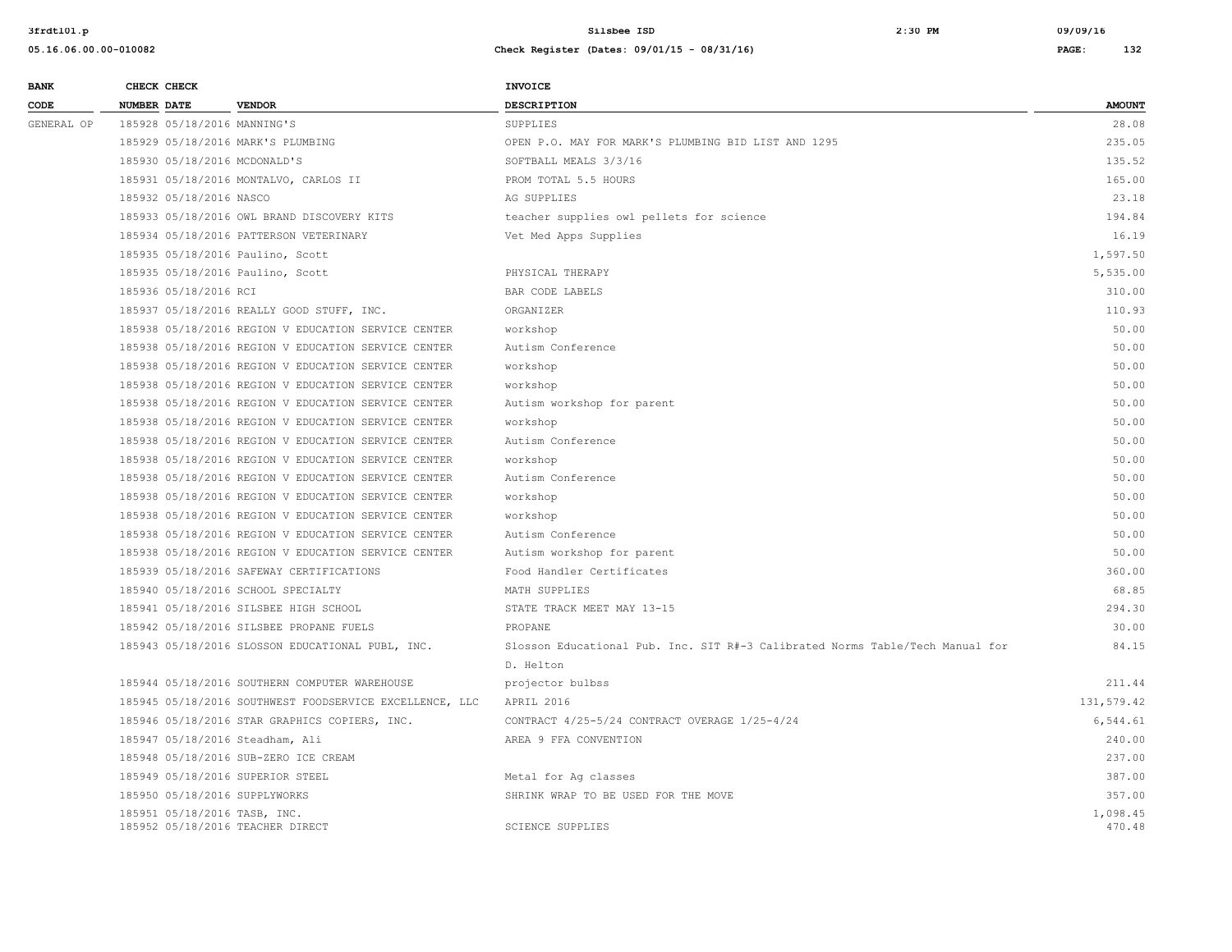| BANK CODE | CHECK NUMBER | CHECK DATE | VENDOR | INVOICE DESCRIPTION | AMOUNT |
|---|---|---|---|---|---|
| GENERAL OP | 185928 | 05/18/2016 | MANNING'S | SUPPLIES | 28.08 |
| | 185929 | 05/18/2016 | MARK'S PLUMBING | OPEN P.O. MAY FOR MARK'S PLUMBING BID LIST AND 1295 | 235.05 |
| | 185930 | 05/18/2016 | MCDONALD'S | SOFTBALL MEALS 3/3/16 | 135.52 |
| | 185931 | 05/18/2016 | MONTALVO, CARLOS II | PROM TOTAL 5.5 HOURS | 165.00 |
| | 185932 | 05/18/2016 | NASCO | AG SUPPLIES | 23.18 |
| | 185933 | 05/18/2016 | OWL BRAND DISCOVERY KITS | teacher supplies owl pellets for science | 194.84 |
| | 185934 | 05/18/2016 | PATTERSON VETERINARY | Vet Med Apps Supplies | 16.19 |
| | 185935 | 05/18/2016 | Paulino, Scott | | 1,597.50 |
| | 185935 | 05/18/2016 | Paulino, Scott | PHYSICAL THERAPY | 5,535.00 |
| | 185936 | 05/18/2016 | RCI | BAR CODE LABELS | 310.00 |
| | 185937 | 05/18/2016 | REALLY GOOD STUFF, INC. | ORGANIZER | 110.93 |
| | 185938 | 05/18/2016 | REGION V EDUCATION SERVICE CENTER | workshop | 50.00 |
| | 185938 | 05/18/2016 | REGION V EDUCATION SERVICE CENTER | Autism Conference | 50.00 |
| | 185938 | 05/18/2016 | REGION V EDUCATION SERVICE CENTER | workshop | 50.00 |
| | 185938 | 05/18/2016 | REGION V EDUCATION SERVICE CENTER | workshop | 50.00 |
| | 185938 | 05/18/2016 | REGION V EDUCATION SERVICE CENTER | Autism workshop for parent | 50.00 |
| | 185938 | 05/18/2016 | REGION V EDUCATION SERVICE CENTER | workshop | 50.00 |
| | 185938 | 05/18/2016 | REGION V EDUCATION SERVICE CENTER | Autism Conference | 50.00 |
| | 185938 | 05/18/2016 | REGION V EDUCATION SERVICE CENTER | workshop | 50.00 |
| | 185938 | 05/18/2016 | REGION V EDUCATION SERVICE CENTER | Autism Conference | 50.00 |
| | 185938 | 05/18/2016 | REGION V EDUCATION SERVICE CENTER | workshop | 50.00 |
| | 185938 | 05/18/2016 | REGION V EDUCATION SERVICE CENTER | workshop | 50.00 |
| | 185938 | 05/18/2016 | REGION V EDUCATION SERVICE CENTER | Autism Conference | 50.00 |
| | 185938 | 05/18/2016 | REGION V EDUCATION SERVICE CENTER | Autism workshop for parent | 50.00 |
| | 185939 | 05/18/2016 | SAFEWAY CERTIFICATIONS | Food Handler Certificates | 360.00 |
| | 185940 | 05/18/2016 | SCHOOL SPECIALTY | MATH SUPPLIES | 68.85 |
| | 185941 | 05/18/2016 | SILSBEE HIGH SCHOOL | STATE TRACK MEET MAY 13-15 | 294.30 |
| | 185942 | 05/18/2016 | SILSBEE PROPANE FUELS | PROPANE | 30.00 |
| | 185943 | 05/18/2016 | SLOSSON EDUCATIONAL PUBL, INC. | Slosson Educational Pub. Inc. SIT R#-3 Calibrated Norms Table/Tech Manual for D. Helton | 84.15 |
| | 185944 | 05/18/2016 | SOUTHERN COMPUTER WAREHOUSE | projector bulbss | 211.44 |
| | 185945 | 05/18/2016 | SOUTHWEST FOODSERVICE EXCELLENCE, LLC | APRIL 2016 | 131,579.42 |
| | 185946 | 05/18/2016 | STAR GRAPHICS COPIERS, INC. | CONTRACT 4/25-5/24 CONTRACT OVERAGE 1/25-4/24 | 6,544.61 |
| | 185947 | 05/18/2016 | Steadham, Ali | AREA 9 FFA CONVENTION | 240.00 |
| | 185948 | 05/18/2016 | SUB-ZERO ICE CREAM | | 237.00 |
| | 185949 | 05/18/2016 | SUPERIOR STEEL | Metal for Ag classes | 387.00 |
| | 185950 | 05/18/2016 | SUPPLYWORKS | SHRINK WRAP TO BE USED FOR THE MOVE | 357.00 |
| | 185951 | 05/18/2016 | TASB, INC. | | 1,098.45 |
| | 185952 | 05/18/2016 | TEACHER DIRECT | SCIENCE SUPPLIES | 470.48 |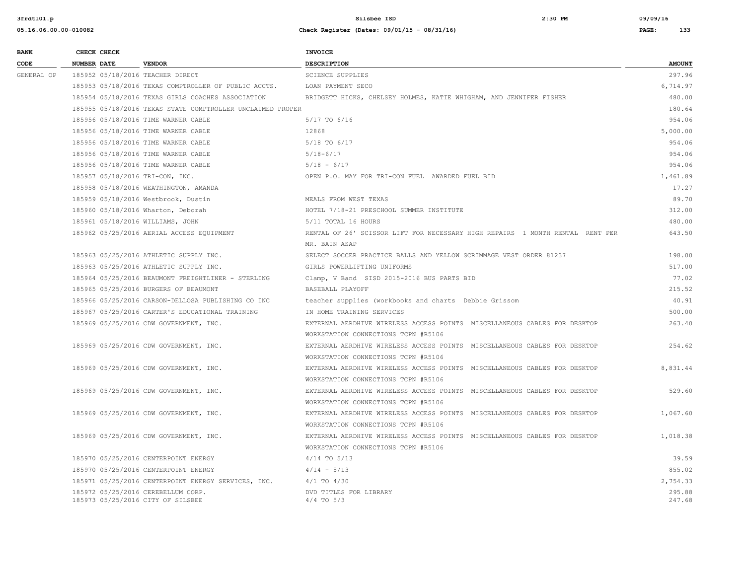| BANK CODE | CHECK NUMBER | CHECK DATE | VENDOR | INVOICE DESCRIPTION | AMOUNT |
|---|---|---|---|---|---|
| GENERAL OP | 185952 | 05/18/2016 | TEACHER DIRECT | SCIENCE SUPPLIES | 297.96 |
| | 185953 | 05/18/2016 | TEXAS COMPTROLLER OF PUBLIC ACCTS. | LOAN PAYMENT SECO | 6,714.97 |
| | 185954 | 05/18/2016 | TEXAS GIRLS COACHES ASSOCIATION | BRIDGETT HICKS, CHELSEY HOLMES, KATIE WHIGHAM, AND JENNIFER FISHER | 480.00 |
| | 185955 | 05/18/2016 | TEXAS STATE COMPTROLLER UNCLAIMED PROPER | | 180.64 |
| | 185956 | 05/18/2016 | TIME WARNER CABLE | 5/17 TO 6/16 | 954.06 |
| | 185956 | 05/18/2016 | TIME WARNER CABLE | 12868 | 5,000.00 |
| | 185956 | 05/18/2016 | TIME WARNER CABLE | 5/18 TO 6/17 | 954.06 |
| | 185956 | 05/18/2016 | TIME WARNER CABLE | 5/18-6/17 | 954.06 |
| | 185956 | 05/18/2016 | TIME WARNER CABLE | 5/18 - 6/17 | 954.06 |
| | 185957 | 05/18/2016 | TRI-CON, INC. | OPEN P.O. MAY FOR TRI-CON FUEL AWARDED FUEL BID | 1,461.89 |
| | 185958 | 05/18/2016 | WEATHINGTON, AMANDA | | 17.27 |
| | 185959 | 05/18/2016 | Westbrook, Dustin | MEALS FROM WEST TEXAS | 89.70 |
| | 185960 | 05/18/2016 | Wharton, Deborah | HOTEL 7/18-21 PRESCHOOL SUMMER INSTITUTE | 312.00 |
| | 185961 | 05/18/2016 | WILLIAMS, JOHN | 5/11 TOTAL 16 HOURS | 480.00 |
| | 185962 | 05/25/2016 | AERIAL ACCESS EQUIPMENT | RENTAL OF 26' SCISSOR LIFT FOR NECESSARY HIGH REPAIRS 1 MONTH RENTAL RENT PER MR. BAIN ASAP | 643.50 |
| | 185963 | 05/25/2016 | ATHLETIC SUPPLY INC. | SELECT SOCCER PRACTICE BALLS AND YELLOW SCRIMMAGE VEST ORDER 81237 | 198.00 |
| | 185963 | 05/25/2016 | ATHLETIC SUPPLY INC. | GIRLS POWERLIFTING UNIFORMS | 517.00 |
| | 185964 | 05/25/2016 | BEAUMONT FREIGHTLINER - STERLING | Clamp, V Band SISD 2015-2016 BUS PARTS BID | 77.02 |
| | 185965 | 05/25/2016 | BURGERS OF BEAUMONT | BASEBALL PLAYOFF | 215.52 |
| | 185966 | 05/25/2016 | CARSON-DELLOSA PUBLISHING CO INC | teacher supplies (workbooks and charts Debbie Grissom | 40.91 |
| | 185967 | 05/25/2016 | CARTER'S EDUCATIONAL TRAINING | IN HOME TRAINING SERVICES | 500.00 |
| | 185969 | 05/25/2016 | CDW GOVERNMENT, INC. | EXTERNAL AERDHIVE WIRELESS ACCESS POINTS MISCELLANEOUS CABLES FOR DESKTOP WORKSTATION CONNECTIONS TCPN #R5106 | 263.40 |
| | 185969 | 05/25/2016 | CDW GOVERNMENT, INC. | EXTERNAL AERDHIVE WIRELESS ACCESS POINTS MISCELLANEOUS CABLES FOR DESKTOP WORKSTATION CONNECTIONS TCPN #R5106 | 254.62 |
| | 185969 | 05/25/2016 | CDW GOVERNMENT, INC. | EXTERNAL AERDHIVE WIRELESS ACCESS POINTS MISCELLANEOUS CABLES FOR DESKTOP WORKSTATION CONNECTIONS TCPN #R5106 | 8,831.44 |
| | 185969 | 05/25/2016 | CDW GOVERNMENT, INC. | EXTERNAL AERDHIVE WIRELESS ACCESS POINTS MISCELLANEOUS CABLES FOR DESKTOP WORKSTATION CONNECTIONS TCPN #R5106 | 529.60 |
| | 185969 | 05/25/2016 | CDW GOVERNMENT, INC. | EXTERNAL AERDHIVE WIRELESS ACCESS POINTS MISCELLANEOUS CABLES FOR DESKTOP WORKSTATION CONNECTIONS TCPN #R5106 | 1,067.60 |
| | 185969 | 05/25/2016 | CDW GOVERNMENT, INC. | EXTERNAL AERDHIVE WIRELESS ACCESS POINTS MISCELLANEOUS CABLES FOR DESKTOP WORKSTATION CONNECTIONS TCPN #R5106 | 1,018.38 |
| | 185970 | 05/25/2016 | CENTERPOINT ENERGY | 4/14 TO 5/13 | 39.59 |
| | 185970 | 05/25/2016 | CENTERPOINT ENERGY | 4/14 - 5/13 | 855.02 |
| | 185971 | 05/25/2016 | CENTERPOINT ENERGY SERVICES, INC. | 4/1 TO 4/30 | 2,754.33 |
| | 185972 | 05/25/2016 | CEREBELLUM CORP. | DVD TITLES FOR LIBRARY | 295.88 |
| | 185973 | 05/25/2016 | CITY OF SILSBEE | 4/4 TO 5/3 | 247.68 |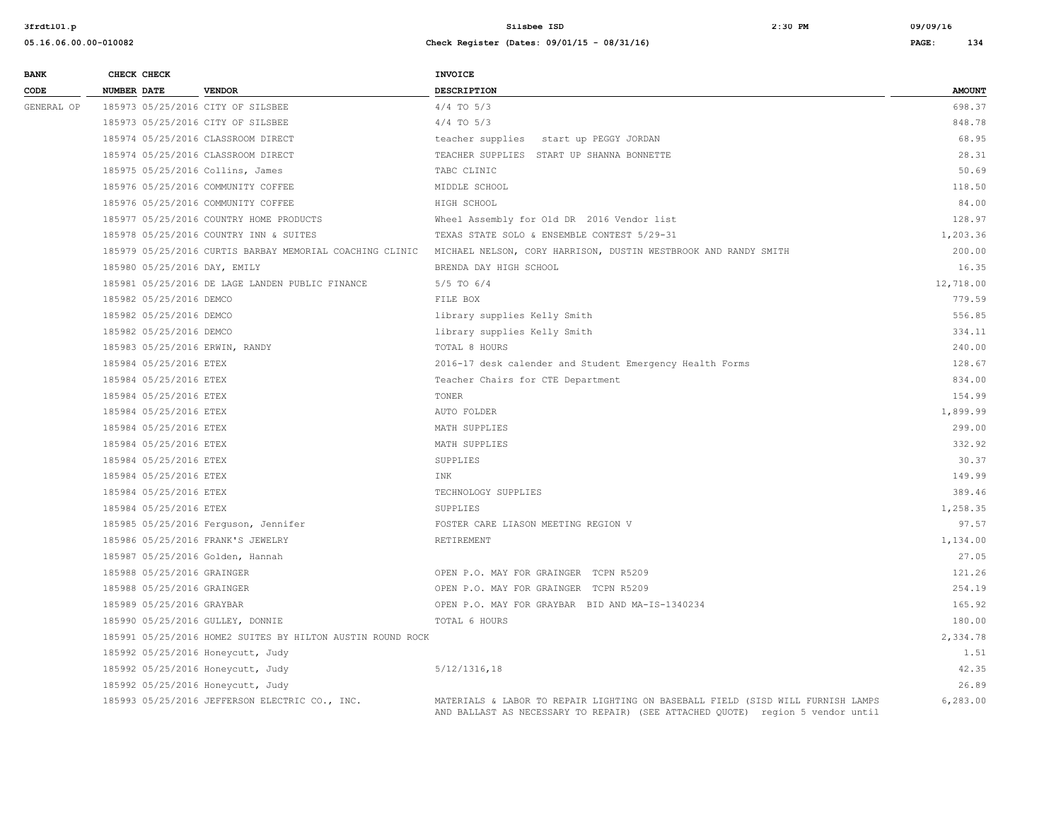| BANK CODE | CHECK NUMBER | CHECK DATE | VENDOR | INVOICE DESCRIPTION | AMOUNT |
|---|---|---|---|---|---|
| GENERAL OP | 185973 | 05/25/2016 | CITY OF SILSBEE | 4/4 TO 5/3 | 698.37 |
| | 185973 | 05/25/2016 | CITY OF SILSBEE | 4/4 TO 5/3 | 848.78 |
| | 185974 | 05/25/2016 | CLASSROOM DIRECT | teacher supplies start up PEGGY JORDAN | 68.95 |
| | 185974 | 05/25/2016 | CLASSROOM DIRECT | TEACHER SUPPLIES START UP SHANNA BONNETTE | 28.31 |
| | 185975 | 05/25/2016 | Collins, James | TABC CLINIC | 50.69 |
| | 185976 | 05/25/2016 | COMMUNITY COFFEE | MIDDLE SCHOOL | 118.50 |
| | 185976 | 05/25/2016 | COMMUNITY COFFEE | HIGH SCHOOL | 84.00 |
| | 185977 | 05/25/2016 | COUNTRY HOME PRODUCTS | Wheel Assembly for Old DR 2016 Vendor list | 128.97 |
| | 185978 | 05/25/2016 | COUNTRY INN & SUITES | TEXAS STATE SOLO & ENSEMBLE CONTEST 5/29-31 | 1,203.36 |
| | 185979 | 05/25/2016 | CURTIS BARBAY MEMORIAL COACHING CLINIC | MICHAEL NELSON, CORY HARRISON, DUSTIN WESTBROOK AND RANDY SMITH | 200.00 |
| | 185980 | 05/25/2016 | DAY, EMILY | BRENDA DAY HIGH SCHOOL | 16.35 |
| | 185981 | 05/25/2016 | DE LAGE LANDEN PUBLIC FINANCE | 5/5 TO 6/4 | 12,718.00 |
| | 185982 | 05/25/2016 | DEMCO | FILE BOX | 779.59 |
| | 185982 | 05/25/2016 | DEMCO | library supplies Kelly Smith | 556.85 |
| | 185982 | 05/25/2016 | DEMCO | library supplies Kelly Smith | 334.11 |
| | 185983 | 05/25/2016 | ERWIN, RANDY | TOTAL 8 HOURS | 240.00 |
| | 185984 | 05/25/2016 | ETEX | 2016-17 desk calender and Student Emergency Health Forms | 128.67 |
| | 185984 | 05/25/2016 | ETEX | Teacher Chairs for CTE Department | 834.00 |
| | 185984 | 05/25/2016 | ETEX | TONER | 154.99 |
| | 185984 | 05/25/2016 | ETEX | AUTO FOLDER | 1,899.99 |
| | 185984 | 05/25/2016 | ETEX | MATH SUPPLIES | 299.00 |
| | 185984 | 05/25/2016 | ETEX | MATH SUPPLIES | 332.92 |
| | 185984 | 05/25/2016 | ETEX | SUPPLIES | 30.37 |
| | 185984 | 05/25/2016 | ETEX | INK | 149.99 |
| | 185984 | 05/25/2016 | ETEX | TECHNOLOGY SUPPLIES | 389.46 |
| | 185984 | 05/25/2016 | ETEX | SUPPLIES | 1,258.35 |
| | 185985 | 05/25/2016 | Ferguson, Jennifer | FOSTER CARE LIASON MEETING REGION V | 97.57 |
| | 185986 | 05/25/2016 | FRANK'S JEWELRY | RETIREMENT | 1,134.00 |
| | 185987 | 05/25/2016 | Golden, Hannah | | 27.05 |
| | 185988 | 05/25/2016 | GRAINGER | OPEN P.O. MAY FOR GRAINGER TCPN R5209 | 121.26 |
| | 185988 | 05/25/2016 | GRAINGER | OPEN P.O. MAY FOR GRAINGER TCPN R5209 | 254.19 |
| | 185989 | 05/25/2016 | GRAYBAR | OPEN P.O. MAY FOR GRAYBAR BID AND MA-IS-1340234 | 165.92 |
| | 185990 | 05/25/2016 | GULLEY, DONNIE | TOTAL 6 HOURS | 180.00 |
| | 185991 | 05/25/2016 | HOME2 SUITES BY HILTON AUSTIN ROUND ROCK | | 2,334.78 |
| | 185992 | 05/25/2016 | Honeycutt, Judy | | 1.51 |
| | 185992 | 05/25/2016 | Honeycutt, Judy | 5/12/1316,18 | 42.35 |
| | 185992 | 05/25/2016 | Honeycutt, Judy | | 26.89 |
| | 185993 | 05/25/2016 | JEFFERSON ELECTRIC CO., INC. | MATERIALS & LABOR TO REPAIR LIGHTING ON BASEBALL FIELD (SISD WILL FURNISH LAMPS AND BALLAST AS NECESSARY TO REPAIR) (SEE ATTACHED QUOTE) region 5 vendor until | 6,283.00 |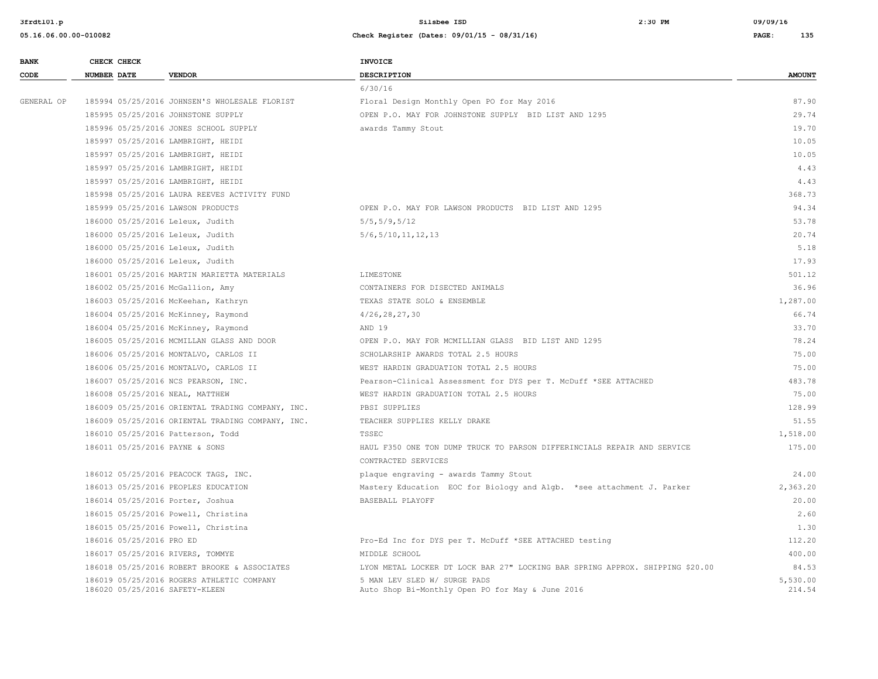| BANK CODE | CHECK NUMBER | CHECK DATE | VENDOR | INVOICE DESCRIPTION | AMOUNT |
|---|---|---|---|---|---|
| | | | | 6/30/16 | |
| GENERAL OP | 185994 | 05/25/2016 | JOHNSEN'S WHOLESALE FLORIST | Floral Design Monthly Open PO for May 2016 | 87.90 |
| | 185995 | 05/25/2016 | JOHNSTONE SUPPLY | OPEN P.O. MAY FOR JOHNSTONE SUPPLY BID LIST AND 1295 | 29.74 |
| | 185996 | 05/25/2016 | JONES SCHOOL SUPPLY | awards Tammy Stout | 19.70 |
| | 185997 | 05/25/2016 | LAMBRIGHT, HEIDI | | 10.05 |
| | 185997 | 05/25/2016 | LAMBRIGHT, HEIDI | | 10.05 |
| | 185997 | 05/25/2016 | LAMBRIGHT, HEIDI | | 4.43 |
| | 185997 | 05/25/2016 | LAMBRIGHT, HEIDI | | 4.43 |
| | 185998 | 05/25/2016 | LAURA REEVES ACTIVITY FUND | | 368.73 |
| | 185999 | 05/25/2016 | LAWSON PRODUCTS | OPEN P.O. MAY FOR LAWSON PRODUCTS BID LIST AND 1295 | 94.34 |
| | 186000 | 05/25/2016 | Leleux, Judith | 5/5,5/9,5/12 | 53.78 |
| | 186000 | 05/25/2016 | Leleux, Judith | 5/6,5/10,11,12,13 | 20.74 |
| | 186000 | 05/25/2016 | Leleux, Judith | | 5.18 |
| | 186000 | 05/25/2016 | Leleux, Judith | | 17.93 |
| | 186001 | 05/25/2016 | MARTIN MARIETTA MATERIALS | LIMESTONE | 501.12 |
| | 186002 | 05/25/2016 | McGallion, Amy | CONTAINERS FOR DISECTED ANIMALS | 36.96 |
| | 186003 | 05/25/2016 | McKeehan, Kathryn | TEXAS STATE SOLO & ENSEMBLE | 1,287.00 |
| | 186004 | 05/25/2016 | McKinney, Raymond | 4/26,28,27,30 | 66.74 |
| | 186004 | 05/25/2016 | McKinney, Raymond | AND 19 | 33.70 |
| | 186005 | 05/25/2016 | MCMILLAN GLASS AND DOOR | OPEN P.O. MAY FOR MCMILLIAN GLASS BID LIST AND 1295 | 78.24 |
| | 186006 | 05/25/2016 | MONTALVO, CARLOS II | SCHOLARSHIP AWARDS TOTAL 2.5 HOURS | 75.00 |
| | 186006 | 05/25/2016 | MONTALVO, CARLOS II | WEST HARDIN GRADUATION TOTAL 2.5 HOURS | 75.00 |
| | 186007 | 05/25/2016 | NCS PEARSON, INC. | Pearson-Clinical Assessment for DYS per T. McDuff *SEE ATTACHED | 483.78 |
| | 186008 | 05/25/2016 | NEAL, MATTHEW | WEST HARDIN GRADUATION TOTAL 2.5 HOURS | 75.00 |
| | 186009 | 05/25/2016 | ORIENTAL TRADING COMPANY, INC. | PBSI SUPPLIES | 128.99 |
| | 186009 | 05/25/2016 | ORIENTAL TRADING COMPANY, INC. | TEACHER SUPPLIES KELLY DRAKE | 51.55 |
| | 186010 | 05/25/2016 | Patterson, Todd | TSSEC | 1,518.00 |
| | 186011 | 05/25/2016 | PAYNE & SONS | HAUL F350 ONE TON DUMP TRUCK TO PARSON DIFFERINCIALS REPAIR AND SERVICE CONTRACTED SERVICES | 175.00 |
| | 186012 | 05/25/2016 | PEACOCK TAGS, INC. | plaque engraving - awards Tammy Stout | 24.00 |
| | 186013 | 05/25/2016 | PEOPLES EDUCATION | Mastery Education EOC for Biology and Algb. *see attachment J. Parker | 2,363.20 |
| | 186014 | 05/25/2016 | Porter, Joshua | BASEBALL PLAYOFF | 20.00 |
| | 186015 | 05/25/2016 | Powell, Christina | | 2.60 |
| | 186015 | 05/25/2016 | Powell, Christina | | 1.30 |
| | 186016 | 05/25/2016 | PRO ED | Pro-Ed Inc for DYS per T. McDuff *SEE ATTACHED testing | 112.20 |
| | 186017 | 05/25/2016 | RIVERS, TOMMYE | MIDDLE SCHOOL | 400.00 |
| | 186018 | 05/25/2016 | ROBERT BROOKE & ASSOCIATES | LYON METAL LOCKER DT LOCK BAR 27" LOCKING BAR SPRING APPROX. SHIPPING $20.00 | 84.53 |
| | 186019 | 05/25/2016 | ROGERS ATHLETIC COMPANY | 5 MAN LEV SLED W/ SURGE PADS | 5,530.00 |
| | 186020 | 05/25/2016 | SAFETY-KLEEN | Auto Shop Bi-Monthly Open PO for May & June 2016 | 214.54 |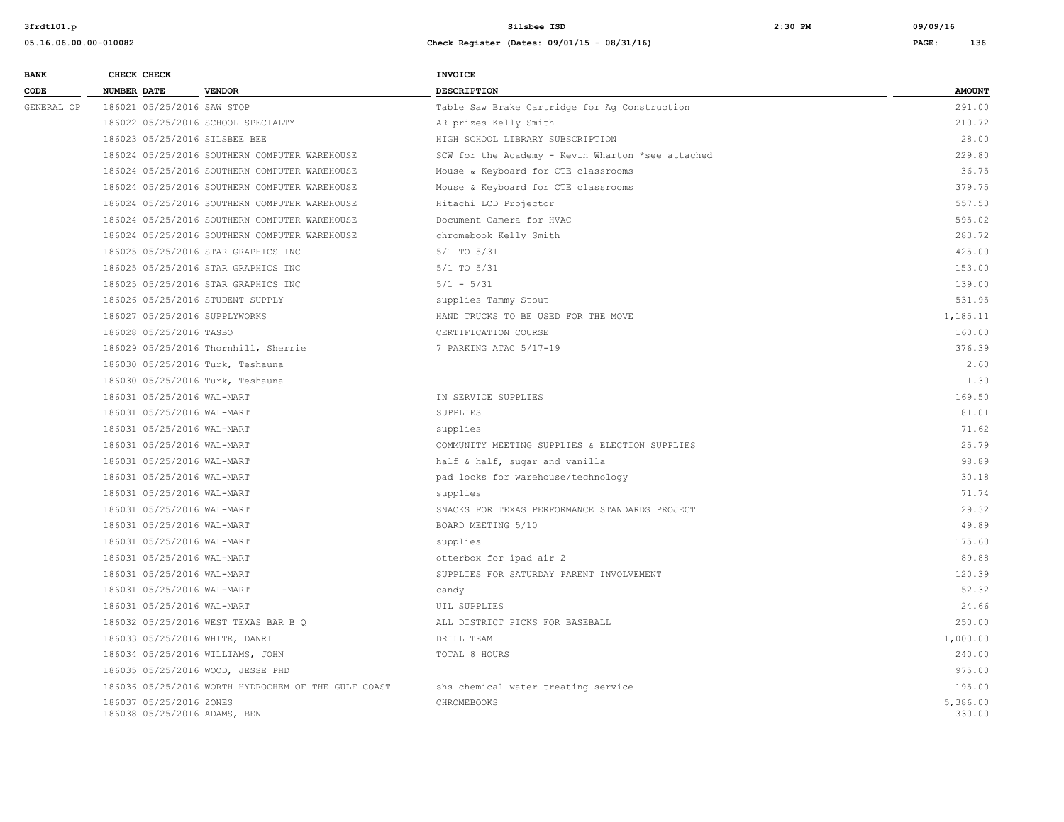| BANK CODE | CHECK NUMBER | CHECK DATE | VENDOR | INVOICE DESCRIPTION | AMOUNT |
|---|---|---|---|---|---|
| GENERAL OP | 186021 | 05/25/2016 | SAW STOP | Table Saw Brake Cartridge for Ag Construction | 291.00 |
| | 186022 | 05/25/2016 | SCHOOL SPECIALTY | AR prizes Kelly Smith | 210.72 |
| | 186023 | 05/25/2016 | SILSBEE BEE | HIGH SCHOOL LIBRARY SUBSCRIPTION | 28.00 |
| | 186024 | 05/25/2016 | SOUTHERN COMPUTER WAREHOUSE | SCW for the Academy - Kevin Wharton *see attached | 229.80 |
| | 186024 | 05/25/2016 | SOUTHERN COMPUTER WAREHOUSE | Mouse & Keyboard for CTE classrooms | 36.75 |
| | 186024 | 05/25/2016 | SOUTHERN COMPUTER WAREHOUSE | Mouse & Keyboard for CTE classrooms | 379.75 |
| | 186024 | 05/25/2016 | SOUTHERN COMPUTER WAREHOUSE | Hitachi LCD Projector | 557.53 |
| | 186024 | 05/25/2016 | SOUTHERN COMPUTER WAREHOUSE | Document Camera for HVAC | 595.02 |
| | 186024 | 05/25/2016 | SOUTHERN COMPUTER WAREHOUSE | chromebook Kelly Smith | 283.72 |
| | 186025 | 05/25/2016 | STAR GRAPHICS INC | 5/1 TO 5/31 | 425.00 |
| | 186025 | 05/25/2016 | STAR GRAPHICS INC | 5/1 TO 5/31 | 153.00 |
| | 186025 | 05/25/2016 | STAR GRAPHICS INC | 5/1 - 5/31 | 139.00 |
| | 186026 | 05/25/2016 | STUDENT SUPPLY | supplies Tammy Stout | 531.95 |
| | 186027 | 05/25/2016 | SUPPLYWORKS | HAND TRUCKS TO BE USED FOR THE MOVE | 1,185.11 |
| | 186028 | 05/25/2016 | TASBO | CERTIFICATION COURSE | 160.00 |
| | 186029 | 05/25/2016 | Thornhill, Sherrie | 7 PARKING ATAC 5/17-19 | 376.39 |
| | 186030 | 05/25/2016 | Turk, Teshauna | | 2.60 |
| | 186030 | 05/25/2016 | Turk, Teshauna | | 1.30 |
| | 186031 | 05/25/2016 | WAL-MART | IN SERVICE SUPPLIES | 169.50 |
| | 186031 | 05/25/2016 | WAL-MART | SUPPLIES | 81.01 |
| | 186031 | 05/25/2016 | WAL-MART | supplies | 71.62 |
| | 186031 | 05/25/2016 | WAL-MART | COMMUNITY MEETING SUPPLIES & ELECTION SUPPLIES | 25.79 |
| | 186031 | 05/25/2016 | WAL-MART | half & half, sugar and vanilla | 98.89 |
| | 186031 | 05/25/2016 | WAL-MART | pad locks for warehouse/technology | 30.18 |
| | 186031 | 05/25/2016 | WAL-MART | supplies | 71.74 |
| | 186031 | 05/25/2016 | WAL-MART | SNACKS FOR TEXAS PERFORMANCE STANDARDS PROJECT | 29.32 |
| | 186031 | 05/25/2016 | WAL-MART | BOARD MEETING 5/10 | 49.89 |
| | 186031 | 05/25/2016 | WAL-MART | supplies | 175.60 |
| | 186031 | 05/25/2016 | WAL-MART | otterbox for ipad air 2 | 89.88 |
| | 186031 | 05/25/2016 | WAL-MART | SUPPLIES FOR SATURDAY PARENT INVOLVEMENT | 120.39 |
| | 186031 | 05/25/2016 | WAL-MART | candy | 52.32 |
| | 186031 | 05/25/2016 | WAL-MART | UIL SUPPLIES | 24.66 |
| | 186032 | 05/25/2016 | WEST TEXAS BAR B Q | ALL DISTRICT PICKS FOR BASEBALL | 250.00 |
| | 186033 | 05/25/2016 | WHITE, DANRI | DRILL TEAM | 1,000.00 |
| | 186034 | 05/25/2016 | WILLIAMS, JOHN | TOTAL 8 HOURS | 240.00 |
| | 186035 | 05/25/2016 | WOOD, JESSE PHD | | 975.00 |
| | 186036 | 05/25/2016 | WORTH HYDROCHEM OF THE GULF COAST | shs chemical water treating service | 195.00 |
| | 186037 | 05/25/2016 | ZONES | CHROMEBOOKS | 5,386.00 |
| | 186038 | 05/25/2016 | ADAMS, BEN | | 330.00 |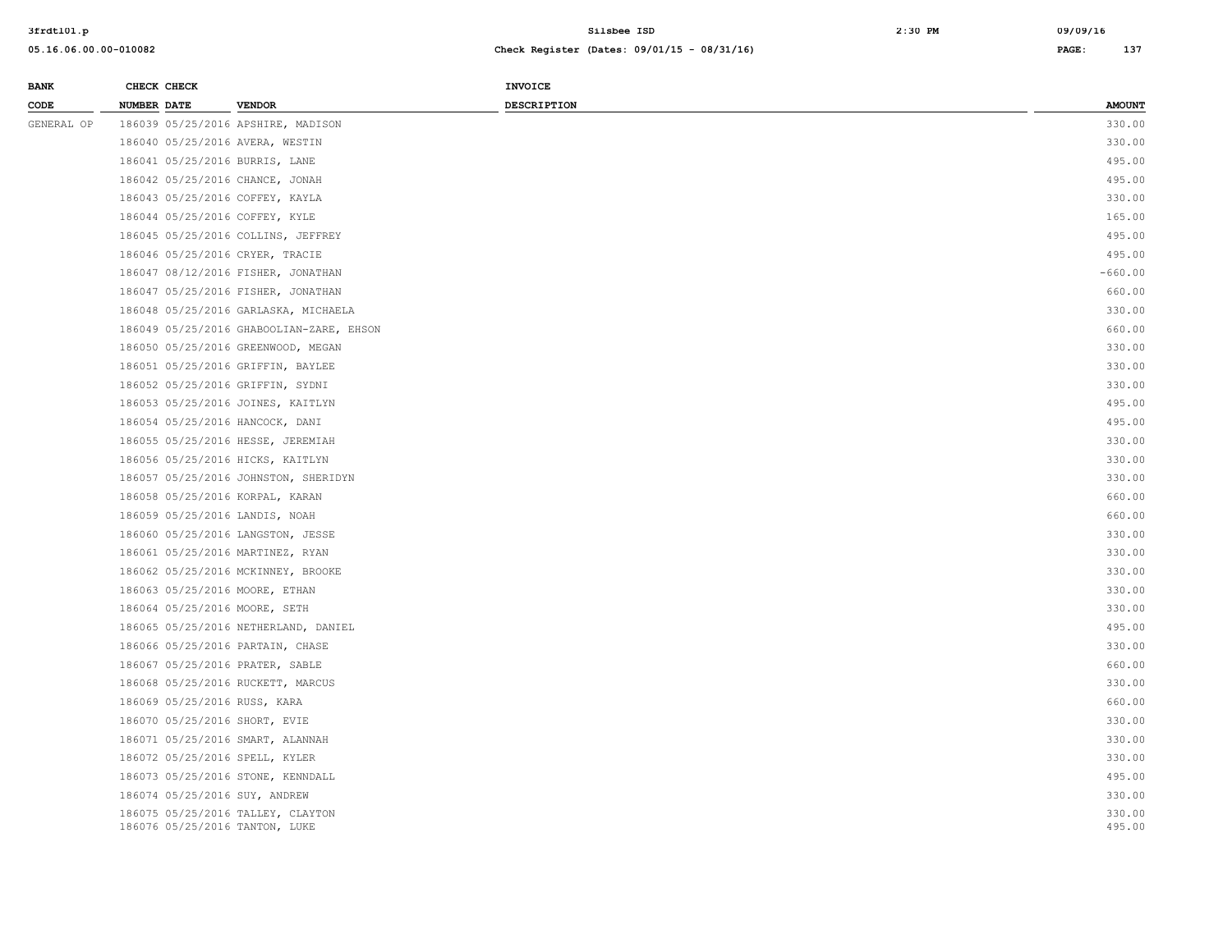| BANK CODE | CHECK NUMBER | CHECK DATE | VENDOR | INVOICE DESCRIPTION | AMOUNT |
|---|---|---|---|---|---|
| GENERAL OP | 186039 | 05/25/2016 | APSHIRE, MADISON | | 330.00 |
| | 186040 | 05/25/2016 | AVERA, WESTIN | | 330.00 |
| | 186041 | 05/25/2016 | BURRIS, LANE | | 495.00 |
| | 186042 | 05/25/2016 | CHANCE, JONAH | | 495.00 |
| | 186043 | 05/25/2016 | COFFEY, KAYLA | | 330.00 |
| | 186044 | 05/25/2016 | COFFEY, KYLE | | 165.00 |
| | 186045 | 05/25/2016 | COLLINS, JEFFREY | | 495.00 |
| | 186046 | 05/25/2016 | CRYER, TRACIE | | 495.00 |
| | 186047 | 08/12/2016 | FISHER, JONATHAN | | -660.00 |
| | 186047 | 05/25/2016 | FISHER, JONATHAN | | 660.00 |
| | 186048 | 05/25/2016 | GARLASKA, MICHAELA | | 330.00 |
| | 186049 | 05/25/2016 | GHABOOLIAN-ZARE, EHSON | | 660.00 |
| | 186050 | 05/25/2016 | GREENWOOD, MEGAN | | 330.00 |
| | 186051 | 05/25/2016 | GRIFFIN, BAYLEE | | 330.00 |
| | 186052 | 05/25/2016 | GRIFFIN, SYDNI | | 330.00 |
| | 186053 | 05/25/2016 | JOINES, KAITLYN | | 495.00 |
| | 186054 | 05/25/2016 | HANCOCK, DANI | | 495.00 |
| | 186055 | 05/25/2016 | HESSE, JEREMIAH | | 330.00 |
| | 186056 | 05/25/2016 | HICKS, KAITLYN | | 330.00 |
| | 186057 | 05/25/2016 | JOHNSTON, SHERIDYN | | 330.00 |
| | 186058 | 05/25/2016 | KORPAL, KARAN | | 660.00 |
| | 186059 | 05/25/2016 | LANDIS, NOAH | | 660.00 |
| | 186060 | 05/25/2016 | LANGSTON, JESSE | | 330.00 |
| | 186061 | 05/25/2016 | MARTINEZ, RYAN | | 330.00 |
| | 186062 | 05/25/2016 | MCKINNEY, BROOKE | | 330.00 |
| | 186063 | 05/25/2016 | MOORE, ETHAN | | 330.00 |
| | 186064 | 05/25/2016 | MOORE, SETH | | 330.00 |
| | 186065 | 05/25/2016 | NETHERLAND, DANIEL | | 495.00 |
| | 186066 | 05/25/2016 | PARTAIN, CHASE | | 330.00 |
| | 186067 | 05/25/2016 | PRATER, SABLE | | 660.00 |
| | 186068 | 05/25/2016 | RUCKETT, MARCUS | | 330.00 |
| | 186069 | 05/25/2016 | RUSS, KARA | | 660.00 |
| | 186070 | 05/25/2016 | SHORT, EVIE | | 330.00 |
| | 186071 | 05/25/2016 | SMART, ALANNAH | | 330.00 |
| | 186072 | 05/25/2016 | SPELL, KYLER | | 330.00 |
| | 186073 | 05/25/2016 | STONE, KENNDALL | | 495.00 |
| | 186074 | 05/25/2016 | SUY, ANDREW | | 330.00 |
| | 186075 | 05/25/2016 | TALLEY, CLAYTON | | 330.00 |
| | 186076 | 05/25/2016 | TANTON, LUKE | | 495.00 |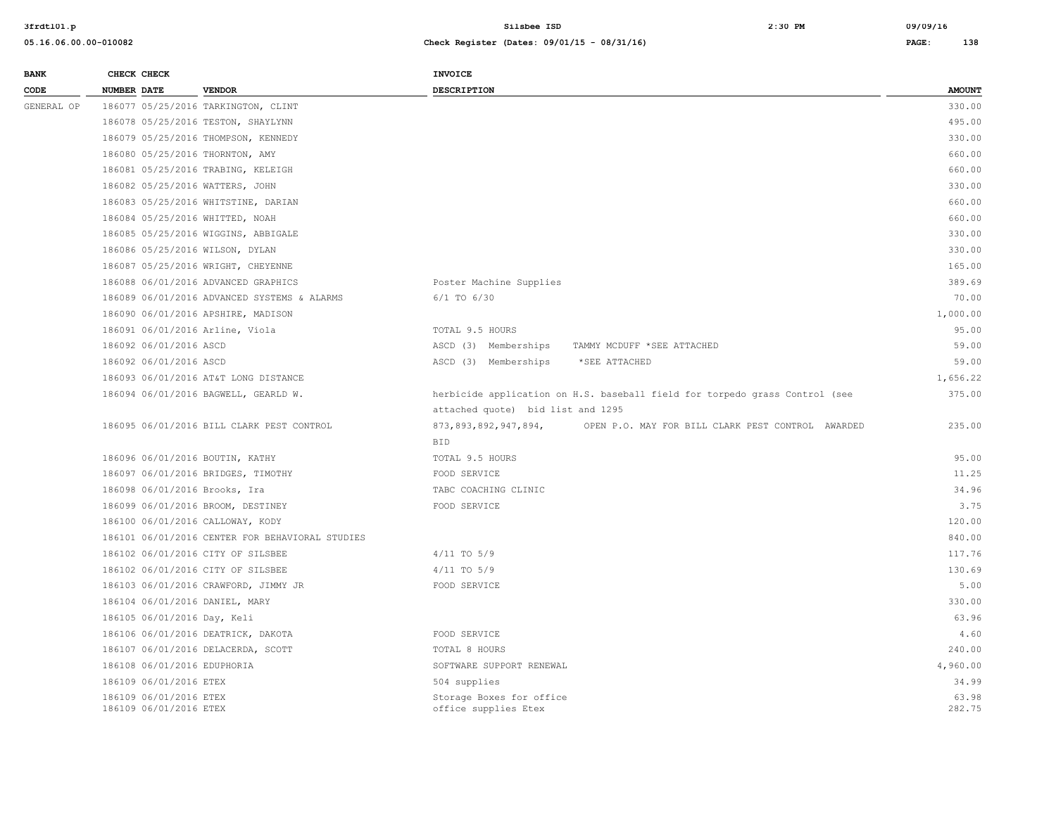| BANK CODE | CHECK NUMBER | CHECK DATE | VENDOR | INVOICE DESCRIPTION | AMOUNT |
|---|---|---|---|---|---|
| GENERAL OP | 186077 | 05/25/2016 | TARKINGTON, CLINT | | 330.00 |
| | 186078 | 05/25/2016 | TESTON, SHAYLYNN | | 495.00 |
| | 186079 | 05/25/2016 | THOMPSON, KENNEDY | | 330.00 |
| | 186080 | 05/25/2016 | THORNTON, AMY | | 660.00 |
| | 186081 | 05/25/2016 | TRABING, KELEIGH | | 660.00 |
| | 186082 | 05/25/2016 | WATTERS, JOHN | | 330.00 |
| | 186083 | 05/25/2016 | WHITSTINE, DARIAN | | 660.00 |
| | 186084 | 05/25/2016 | WHITTED, NOAH | | 660.00 |
| | 186085 | 05/25/2016 | WIGGINS, ABBIGALE | | 330.00 |
| | 186086 | 05/25/2016 | WILSON, DYLAN | | 330.00 |
| | 186087 | 05/25/2016 | WRIGHT, CHEYENNE | | 165.00 |
| | 186088 | 06/01/2016 | ADVANCED GRAPHICS | Poster Machine Supplies | 389.69 |
| | 186089 | 06/01/2016 | ADVANCED SYSTEMS & ALARMS | 6/1 TO 6/30 | 70.00 |
| | 186090 | 06/01/2016 | APSHIRE, MADISON | | 1,000.00 |
| | 186091 | 06/01/2016 | Arline, Viola | TOTAL 9.5 HOURS | 95.00 |
| | 186092 | 06/01/2016 | ASCD | ASCD (3) Memberships TAMMY MCDUFF *SEE ATTACHED | 59.00 |
| | 186092 | 06/01/2016 | ASCD | ASCD (3) Memberships *SEE ATTACHED | 59.00 |
| | 186093 | 06/01/2016 | AT&T LONG DISTANCE | | 1,656.22 |
| | 186094 | 06/01/2016 | BAGWELL, GEARLD W. | herbicide application on H.S. baseball field for torpedo grass Control (see attached quote) bid list and 1295 | 375.00 |
| | 186095 | 06/01/2016 | BILL CLARK PEST CONTROL | 873,893,892,947,894, OPEN P.O. MAY FOR BILL CLARK PEST CONTROL AWARDED BID | 235.00 |
| | 186096 | 06/01/2016 | BOUTIN, KATHY | TOTAL 9.5 HOURS | 95.00 |
| | 186097 | 06/01/2016 | BRIDGES, TIMOTHY | FOOD SERVICE | 11.25 |
| | 186098 | 06/01/2016 | Brooks, Ira | TABC COACHING CLINIC | 34.96 |
| | 186099 | 06/01/2016 | BROOM, DESTINEY | FOOD SERVICE | 3.75 |
| | 186100 | 06/01/2016 | CALLOWAY, KODY | | 120.00 |
| | 186101 | 06/01/2016 | CENTER FOR BEHAVIORAL STUDIES | | 840.00 |
| | 186102 | 06/01/2016 | CITY OF SILSBEE | 4/11 TO 5/9 | 117.76 |
| | 186102 | 06/01/2016 | CITY OF SILSBEE | 4/11 TO 5/9 | 130.69 |
| | 186103 | 06/01/2016 | CRAWFORD, JIMMY JR | FOOD SERVICE | 5.00 |
| | 186104 | 06/01/2016 | DANIEL, MARY | | 330.00 |
| | 186105 | 06/01/2016 | Day, Keli | | 63.96 |
| | 186106 | 06/01/2016 | DEATRICK, DAKOTA | FOOD SERVICE | 4.60 |
| | 186107 | 06/01/2016 | DELACERDA, SCOTT | TOTAL 8 HOURS | 240.00 |
| | 186108 | 06/01/2016 | EDUPHORIA | SOFTWARE SUPPORT RENEWAL | 4,960.00 |
| | 186109 | 06/01/2016 | ETEX | 504 supplies | 34.99 |
| | 186109 | 06/01/2016 | ETEX | Storage Boxes for office | 63.98 |
| | 186109 | 06/01/2016 | ETEX | office supplies Etex | 282.75 |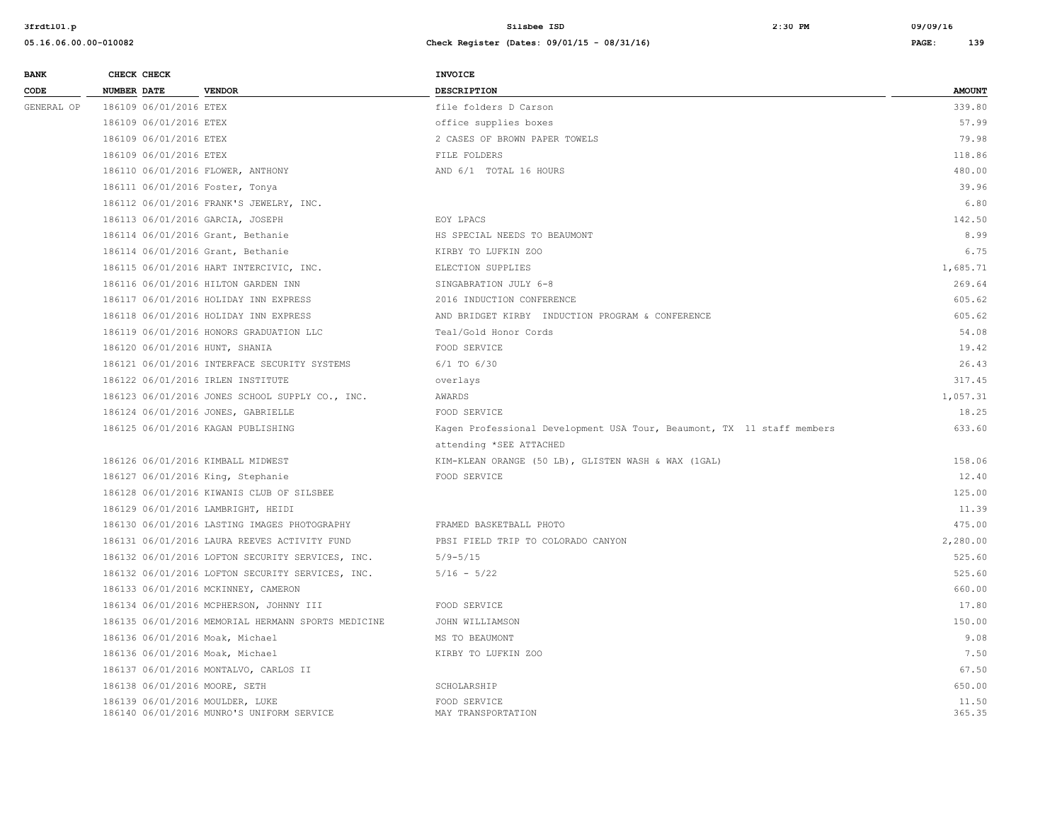| BANK CODE | CHECK NUMBER | CHECK DATE | VENDOR | INVOICE DESCRIPTION | AMOUNT |
|---|---|---|---|---|---|
| GENERAL OP | 186109 | 06/01/2016 | ETEX | file folders D Carson | 339.80 |
| | 186109 | 06/01/2016 | ETEX | office supplies boxes | 57.99 |
| | 186109 | 06/01/2016 | ETEX | 2 CASES OF BROWN PAPER TOWELS | 79.98 |
| | 186109 | 06/01/2016 | ETEX | FILE FOLDERS | 118.86 |
| | 186110 | 06/01/2016 | FLOWER, ANTHONY | AND 6/1 TOTAL 16 HOURS | 480.00 |
| | 186111 | 06/01/2016 | Foster, Tonya | | 39.96 |
| | 186112 | 06/01/2016 | FRANK'S JEWELRY, INC. | | 6.80 |
| | 186113 | 06/01/2016 | GARCIA, JOSEPH | EOY LPACS | 142.50 |
| | 186114 | 06/01/2016 | Grant, Bethanie | HS SPECIAL NEEDS TO BEAUMONT | 8.99 |
| | 186114 | 06/01/2016 | Grant, Bethanie | KIRBY TO LUFKIN ZOO | 6.75 |
| | 186115 | 06/01/2016 | HART INTERCIVIC, INC. | ELECTION SUPPLIES | 1,685.71 |
| | 186116 | 06/01/2016 | HILTON GARDEN INN | SINGABRATION JULY 6-8 | 269.64 |
| | 186117 | 06/01/2016 | HOLIDAY INN EXPRESS | 2016 INDUCTION CONFERENCE | 605.62 |
| | 186118 | 06/01/2016 | HOLIDAY INN EXPRESS | AND BRIDGET KIRBY INDUCTION PROGRAM & CONFERENCE | 605.62 |
| | 186119 | 06/01/2016 | HONORS GRADUATION LLC | Teal/Gold Honor Cords | 54.08 |
| | 186120 | 06/01/2016 | HUNT, SHANIA | FOOD SERVICE | 19.42 |
| | 186121 | 06/01/2016 | INTERFACE SECURITY SYSTEMS | 6/1 TO 6/30 | 26.43 |
| | 186122 | 06/01/2016 | IRLEN INSTITUTE | overlays | 317.45 |
| | 186123 | 06/01/2016 | JONES SCHOOL SUPPLY CO., INC. | AWARDS | 1,057.31 |
| | 186124 | 06/01/2016 | JONES, GABRIELLE | FOOD SERVICE | 18.25 |
| | 186125 | 06/01/2016 | KAGAN PUBLISHING | Kagen Professional Development USA Tour, Beaumont, TX 11 staff members attending *SEE ATTACHED | 633.60 |
| | 186126 | 06/01/2016 | KIMBALL MIDWEST | KIM-KLEAN ORANGE (50 LB), GLISTEN WASH & WAX (1GAL) | 158.06 |
| | 186127 | 06/01/2016 | King, Stephanie | FOOD SERVICE | 12.40 |
| | 186128 | 06/01/2016 | KIWANIS CLUB OF SILSBEE | | 125.00 |
| | 186129 | 06/01/2016 | LAMBRIGHT, HEIDI | | 11.39 |
| | 186130 | 06/01/2016 | LASTING IMAGES PHOTOGRAPHY | FRAMED BASKETBALL PHOTO | 475.00 |
| | 186131 | 06/01/2016 | LAURA REEVES ACTIVITY FUND | PBSI FIELD TRIP TO COLORADO CANYON | 2,280.00 |
| | 186132 | 06/01/2016 | LOFTON SECURITY SERVICES, INC. | 5/9-5/15 | 525.60 |
| | 186132 | 06/01/2016 | LOFTON SECURITY SERVICES, INC. | 5/16 - 5/22 | 525.60 |
| | 186133 | 06/01/2016 | MCKINNEY, CAMERON | | 660.00 |
| | 186134 | 06/01/2016 | MCPHERSON, JOHNNY III | FOOD SERVICE | 17.80 |
| | 186135 | 06/01/2016 | MEMORIAL HERMANN SPORTS MEDICINE | JOHN WILLIAMSON | 150.00 |
| | 186136 | 06/01/2016 | Moak, Michael | MS TO BEAUMONT | 9.08 |
| | 186136 | 06/01/2016 | Moak, Michael | KIRBY TO LUFKIN ZOO | 7.50 |
| | 186137 | 06/01/2016 | MONTALVO, CARLOS II | | 67.50 |
| | 186138 | 06/01/2016 | MOORE, SETH | SCHOLARSHIP | 650.00 |
| | 186139 | 06/01/2016 | MOULDER, LUKE | FOOD SERVICE | 11.50 |
| | 186140 | 06/01/2016 | MUNRO'S UNIFORM SERVICE | MAY TRANSPORTATION | 365.35 |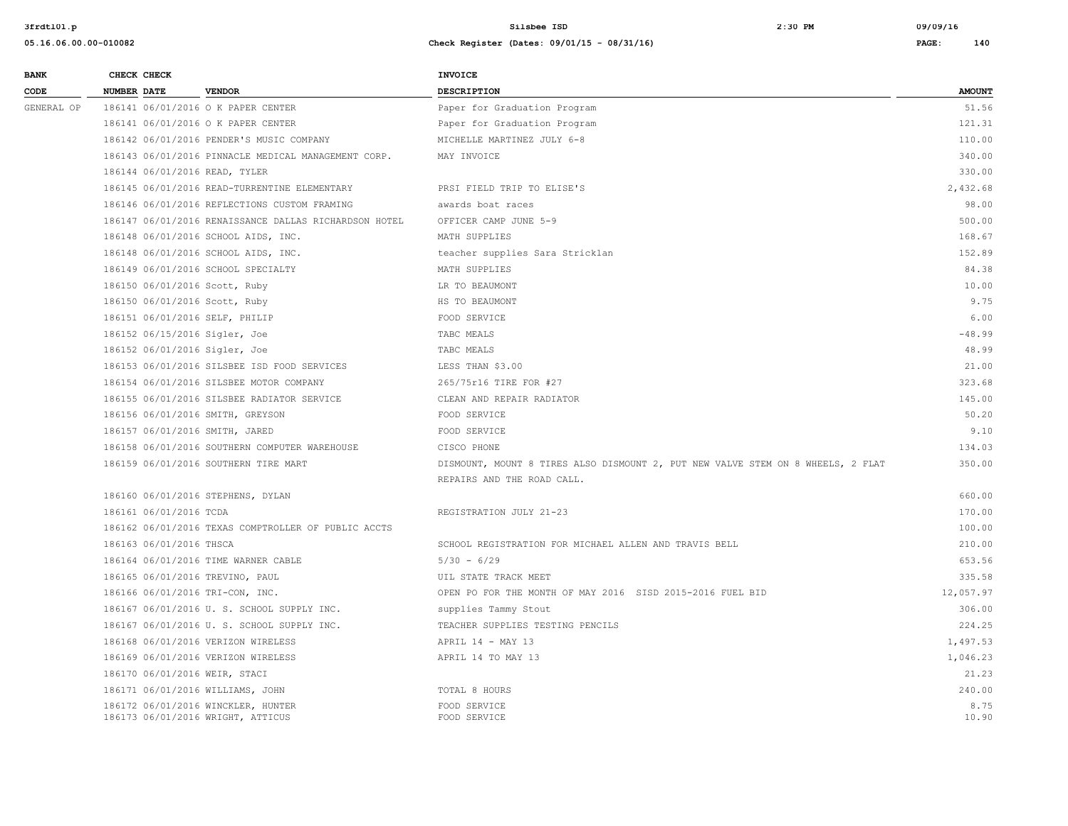| BANK CODE | CHECK NUMBER | CHECK DATE | VENDOR | INVOICE DESCRIPTION | AMOUNT |
|---|---|---|---|---|---|
| GENERAL OP | 186141 | 06/01/2016 | O K PAPER CENTER | Paper for Graduation Program | 51.56 |
| | 186141 | 06/01/2016 | O K PAPER CENTER | Paper for Graduation Program | 121.31 |
| | 186142 | 06/01/2016 | PENDER'S MUSIC COMPANY | MICHELLE MARTINEZ JULY 6-8 | 110.00 |
| | 186143 | 06/01/2016 | PINNACLE MEDICAL MANAGEMENT CORP. | MAY INVOICE | 340.00 |
| | 186144 | 06/01/2016 | READ, TYLER | | 330.00 |
| | 186145 | 06/01/2016 | READ-TURRENTINE ELEMENTARY | PRSI FIELD TRIP TO ELISE'S | 2,432.68 |
| | 186146 | 06/01/2016 | REFLECTIONS CUSTOM FRAMING | awards boat races | 98.00 |
| | 186147 | 06/01/2016 | RENAISSANCE DALLAS RICHARDSON HOTEL | OFFICER CAMP JUNE 5-9 | 500.00 |
| | 186148 | 06/01/2016 | SCHOOL AIDS, INC. | MATH SUPPLIES | 168.67 |
| | 186148 | 06/01/2016 | SCHOOL AIDS, INC. | teacher supplies Sara Stricklan | 152.89 |
| | 186149 | 06/01/2016 | SCHOOL SPECIALTY | MATH SUPPLIES | 84.38 |
| | 186150 | 06/01/2016 | Scott, Ruby | LR TO BEAUMONT | 10.00 |
| | 186150 | 06/01/2016 | Scott, Ruby | HS TO BEAUMONT | 9.75 |
| | 186151 | 06/01/2016 | SELF, PHILIP | FOOD SERVICE | 6.00 |
| | 186152 | 06/15/2016 | Sigler, Joe | TABC MEALS | -48.99 |
| | 186152 | 06/01/2016 | Sigler, Joe | TABC MEALS | 48.99 |
| | 186153 | 06/01/2016 | SILSBEE ISD FOOD SERVICES | LESS THAN $3.00 | 21.00 |
| | 186154 | 06/01/2016 | SILSBEE MOTOR COMPANY | 265/75r16 TIRE FOR #27 | 323.68 |
| | 186155 | 06/01/2016 | SILSBEE RADIATOR SERVICE | CLEAN AND REPAIR RADIATOR | 145.00 |
| | 186156 | 06/01/2016 | SMITH, GREYSON | FOOD SERVICE | 50.20 |
| | 186157 | 06/01/2016 | SMITH, JARED | FOOD SERVICE | 9.10 |
| | 186158 | 06/01/2016 | SOUTHERN COMPUTER WAREHOUSE | CISCO PHONE | 134.03 |
| | 186159 | 06/01/2016 | SOUTHERN TIRE MART | DISMOUNT, MOUNT 8 TIRES ALSO DISMOUNT 2, PUT NEW VALVE STEM ON 8 WHEELS, 2 FLAT REPAIRS AND THE ROAD CALL. | 350.00 |
| | 186160 | 06/01/2016 | STEPHENS, DYLAN | | 660.00 |
| | 186161 | 06/01/2016 | TCDA | REGISTRATION JULY 21-23 | 170.00 |
| | 186162 | 06/01/2016 | TEXAS COMPTROLLER OF PUBLIC ACCTS | | 100.00 |
| | 186163 | 06/01/2016 | THSCA | SCHOOL REGISTRATION FOR MICHAEL ALLEN AND TRAVIS BELL | 210.00 |
| | 186164 | 06/01/2016 | TIME WARNER CABLE | 5/30 - 6/29 | 653.56 |
| | 186165 | 06/01/2016 | TREVINO, PAUL | UIL STATE TRACK MEET | 335.58 |
| | 186166 | 06/01/2016 | TRI-CON, INC. | OPEN PO FOR THE MONTH OF MAY 2016 SISD 2015-2016 FUEL BID | 12,057.97 |
| | 186167 | 06/01/2016 | U. S. SCHOOL SUPPLY INC. | supplies Tammy Stout | 306.00 |
| | 186167 | 06/01/2016 | U. S. SCHOOL SUPPLY INC. | TEACHER SUPPLIES TESTING PENCILS | 224.25 |
| | 186168 | 06/01/2016 | VERIZON WIRELESS | APRIL 14 - MAY 13 | 1,497.53 |
| | 186169 | 06/01/2016 | VERIZON WIRELESS | APRIL 14 TO MAY 13 | 1,046.23 |
| | 186170 | 06/01/2016 | WEIR, STACI | | 21.23 |
| | 186171 | 06/01/2016 | WILLIAMS, JOHN | TOTAL 8 HOURS | 240.00 |
| | 186172 | 06/01/2016 | WINCKLER, HUNTER | FOOD SERVICE | 8.75 |
| | 186173 | 06/01/2016 | WRIGHT, ATTICUS | FOOD SERVICE | 10.90 |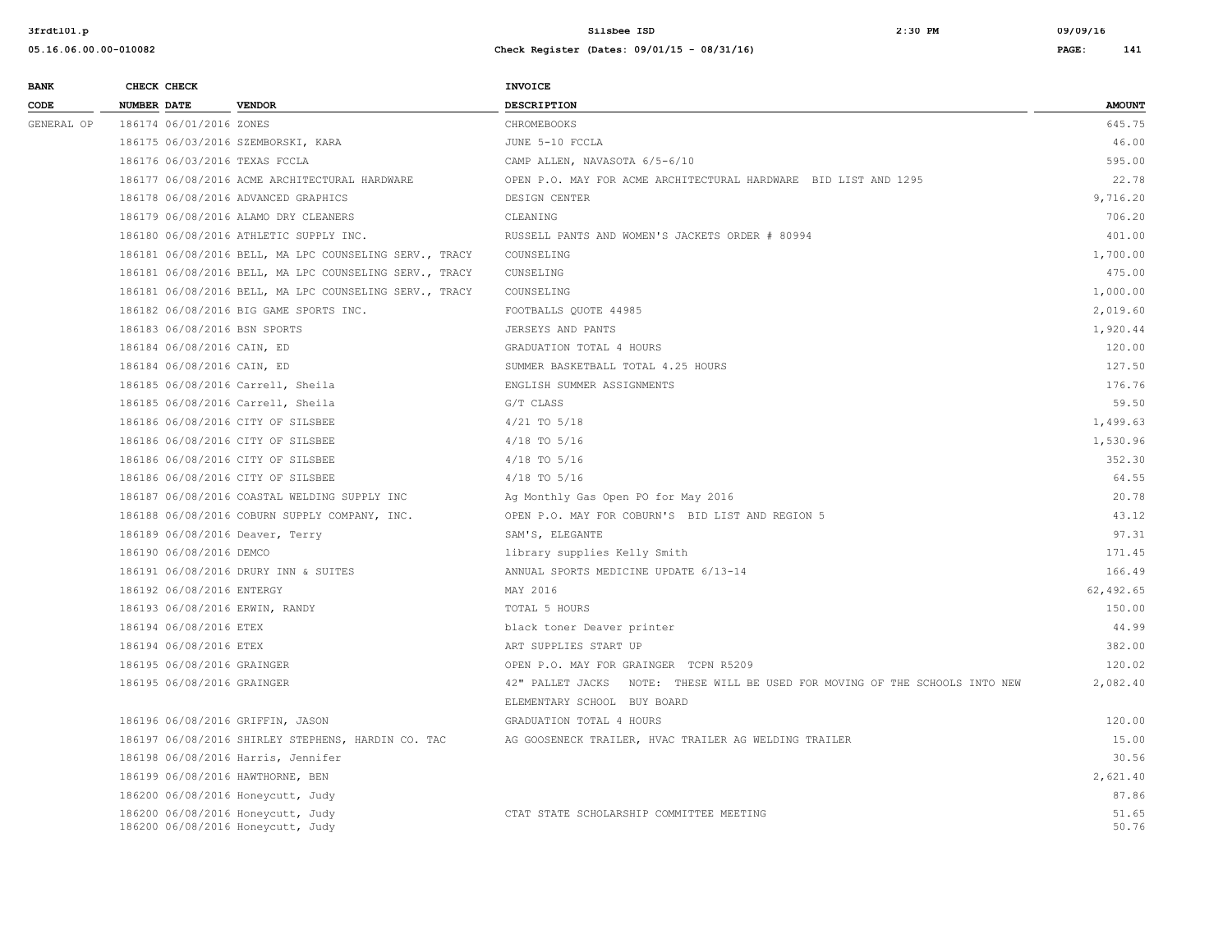| BANK CODE | CHECK NUMBER | CHECK DATE | VENDOR | INVOICE DESCRIPTION | AMOUNT |
|---|---|---|---|---|---|
| GENERAL OP | 186174 | 06/01/2016 | ZONES | CHROMEBOOKS | 645.75 |
| | 186175 | 06/03/2016 | SZEMBORSKI, KARA | JUNE 5-10 FCCLA | 46.00 |
| | 186176 | 06/03/2016 | TEXAS FCCLA | CAMP ALLEN, NAVASOTA 6/5-6/10 | 595.00 |
| | 186177 | 06/08/2016 | ACME ARCHITECTURAL HARDWARE | OPEN P.O. MAY FOR ACME ARCHITECTURAL HARDWARE BID LIST AND 1295 | 22.78 |
| | 186178 | 06/08/2016 | ADVANCED GRAPHICS | DESIGN CENTER | 9,716.20 |
| | 186179 | 06/08/2016 | ALAMO DRY CLEANERS | CLEANING | 706.20 |
| | 186180 | 06/08/2016 | ATHLETIC SUPPLY INC. | RUSSELL PANTS AND WOMEN'S JACKETS ORDER # 80994 | 401.00 |
| | 186181 | 06/08/2016 | BELL, MA LPC COUNSELING SERV., TRACY | COUNSELING | 1,700.00 |
| | 186181 | 06/08/2016 | BELL, MA LPC COUNSELING SERV., TRACY | CUNSELING | 475.00 |
| | 186181 | 06/08/2016 | BELL, MA LPC COUNSELING SERV., TRACY | COUNSELING | 1,000.00 |
| | 186182 | 06/08/2016 | BIG GAME SPORTS INC. | FOOTBALLS QUOTE 44985 | 2,019.60 |
| | 186183 | 06/08/2016 | BSN SPORTS | JERSEYS AND PANTS | 1,920.44 |
| | 186184 | 06/08/2016 | CAIN, ED | GRADUATION TOTAL 4 HOURS | 120.00 |
| | 186184 | 06/08/2016 | CAIN, ED | SUMMER BASKETBALL TOTAL 4.25 HOURS | 127.50 |
| | 186185 | 06/08/2016 | Carrell, Sheila | ENGLISH SUMMER ASSIGNMENTS | 176.76 |
| | 186185 | 06/08/2016 | Carrell, Sheila | G/T CLASS | 59.50 |
| | 186186 | 06/08/2016 | CITY OF SILSBEE | 4/21 TO 5/18 | 1,499.63 |
| | 186186 | 06/08/2016 | CITY OF SILSBEE | 4/18 TO 5/16 | 1,530.96 |
| | 186186 | 06/08/2016 | CITY OF SILSBEE | 4/18 TO 5/16 | 352.30 |
| | 186186 | 06/08/2016 | CITY OF SILSBEE | 4/18 TO 5/16 | 64.55 |
| | 186187 | 06/08/2016 | COASTAL WELDING SUPPLY INC | Ag Monthly Gas Open PO for May 2016 | 20.78 |
| | 186188 | 06/08/2016 | COBURN SUPPLY COMPANY, INC. | OPEN P.O. MAY FOR COBURN'S BID LIST AND REGION 5 | 43.12 |
| | 186189 | 06/08/2016 | Deaver, Terry | SAM'S, ELEGANTE | 97.31 |
| | 186190 | 06/08/2016 | DEMCO | library supplies Kelly Smith | 171.45 |
| | 186191 | 06/08/2016 | DRURY INN & SUITES | ANNUAL SPORTS MEDICINE UPDATE 6/13-14 | 166.49 |
| | 186192 | 06/08/2016 | ENTERGY | MAY 2016 | 62,492.65 |
| | 186193 | 06/08/2016 | ERWIN, RANDY | TOTAL 5 HOURS | 150.00 |
| | 186194 | 06/08/2016 | ETEX | black toner Deaver printer | 44.99 |
| | 186194 | 06/08/2016 | ETEX | ART SUPPLIES START UP | 382.00 |
| | 186195 | 06/08/2016 | GRAINGER | OPEN P.O. MAY FOR GRAINGER TCPN R5209 | 120.02 |
| | 186195 | 06/08/2016 | GRAINGER | 42" PALLET JACKS NOTE: THESE WILL BE USED FOR MOVING OF THE SCHOOLS INTO NEW ELEMENTARY SCHOOL BUY BOARD | 2,082.40 |
| | 186196 | 06/08/2016 | GRIFFIN, JASON | GRADUATION TOTAL 4 HOURS | 120.00 |
| | 186197 | 06/08/2016 | SHIRLEY STEPHENS, HARDIN CO. TAC | AG GOOSENECK TRAILER, HVAC TRAILER AG WELDING TRAILER | 15.00 |
| | 186198 | 06/08/2016 | Harris, Jennifer | | 30.56 |
| | 186199 | 06/08/2016 | HAWTHORNE, BEN | | 2,621.40 |
| | 186200 | 06/08/2016 | Honeycutt, Judy | | 87.86 |
| | 186200 | 06/08/2016 | Honeycutt, Judy | CTAT STATE SCHOLARSHIP COMMITTEE MEETING | 51.65 |
| | 186200 | 06/08/2016 | Honeycutt, Judy | | 50.76 |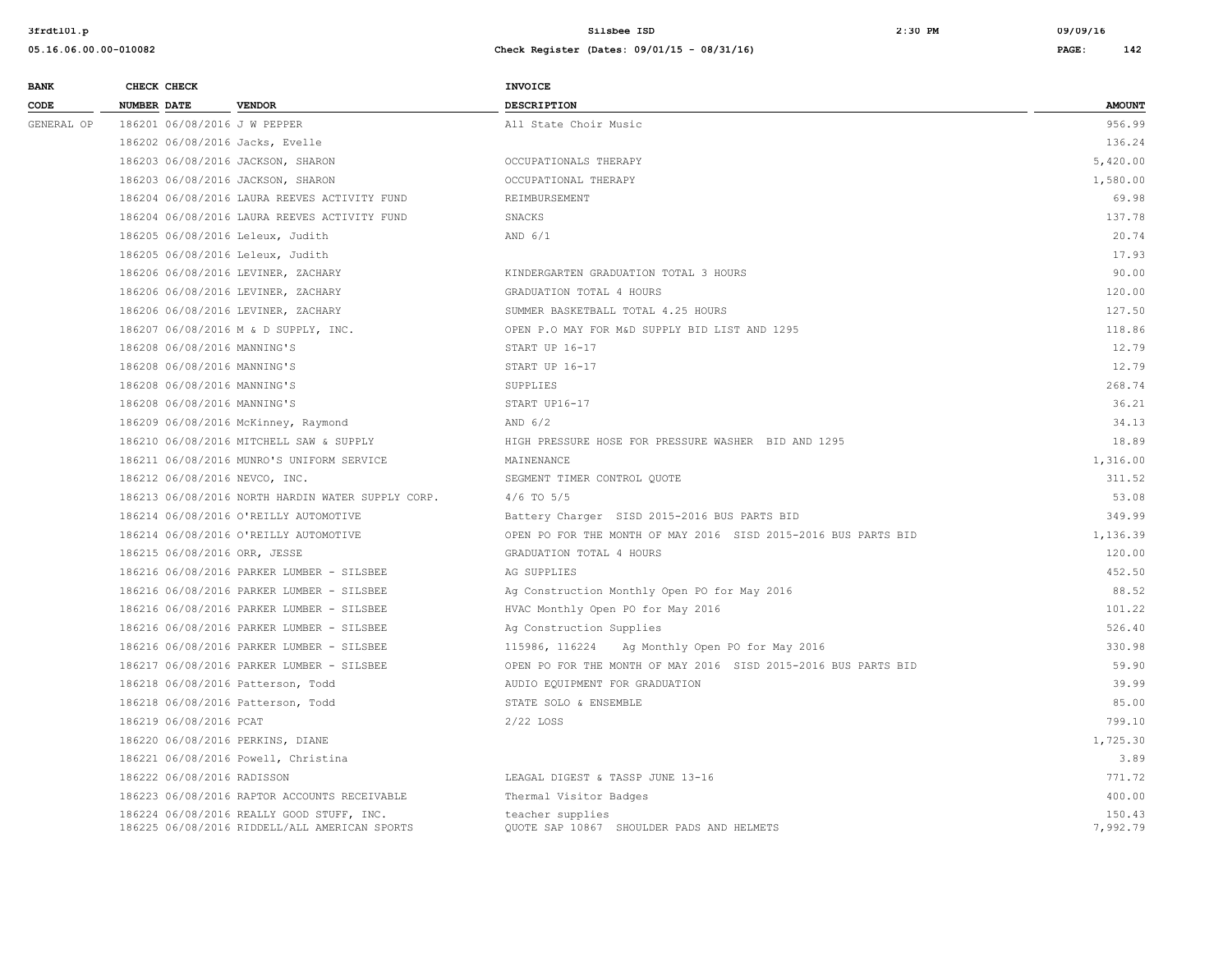| BANK CODE | CHECK NUMBER | CHECK DATE | VENDOR | INVOICE DESCRIPTION | AMOUNT |
|---|---|---|---|---|---|
| GENERAL OP | 186201 | 06/08/2016 | J W PEPPER | All State Choir Music | 956.99 |
| | 186202 | 06/08/2016 | Jacks, Evelle | | 136.24 |
| | 186203 | 06/08/2016 | JACKSON, SHARON | OCCUPATIONALS THERAPY | 5,420.00 |
| | 186203 | 06/08/2016 | JACKSON, SHARON | OCCUPATIONAL THERAPY | 1,580.00 |
| | 186204 | 06/08/2016 | LAURA REEVES ACTIVITY FUND | REIMBURSEMENT | 69.98 |
| | 186204 | 06/08/2016 | LAURA REEVES ACTIVITY FUND | SNACKS | 137.78 |
| | 186205 | 06/08/2016 | Leleux, Judith | AND 6/1 | 20.74 |
| | 186205 | 06/08/2016 | Leleux, Judith | | 17.93 |
| | 186206 | 06/08/2016 | LEVINER, ZACHARY | KINDERGARTEN GRADUATION TOTAL 3 HOURS | 90.00 |
| | 186206 | 06/08/2016 | LEVINER, ZACHARY | GRADUATION TOTAL 4 HOURS | 120.00 |
| | 186206 | 06/08/2016 | LEVINER, ZACHARY | SUMMER BASKETBALL TOTAL 4.25 HOURS | 127.50 |
| | 186207 | 06/08/2016 | M & D SUPPLY, INC. | OPEN P.O MAY FOR M&D SUPPLY BID LIST AND 1295 | 118.86 |
| | 186208 | 06/08/2016 | MANNING'S | START UP 16-17 | 12.79 |
| | 186208 | 06/08/2016 | MANNING'S | START UP 16-17 | 12.79 |
| | 186208 | 06/08/2016 | MANNING'S | SUPPLIES | 268.74 |
| | 186208 | 06/08/2016 | MANNING'S | START UP16-17 | 36.21 |
| | 186209 | 06/08/2016 | McKinney, Raymond | AND 6/2 | 34.13 |
| | 186210 | 06/08/2016 | MITCHELL SAW & SUPPLY | HIGH PRESSURE HOSE FOR PRESSURE WASHER BID AND 1295 | 18.89 |
| | 186211 | 06/08/2016 | MUNRO'S UNIFORM SERVICE | MAINENANCE | 1,316.00 |
| | 186212 | 06/08/2016 | NEVCO, INC. | SEGMENT TIMER CONTROL QUOTE | 311.52 |
| | 186213 | 06/08/2016 | NORTH HARDIN WATER SUPPLY CORP. | 4/6 TO 5/5 | 53.08 |
| | 186214 | 06/08/2016 | O'REILLY AUTOMOTIVE | Battery Charger SISD 2015-2016 BUS PARTS BID | 349.99 |
| | 186214 | 06/08/2016 | O'REILLY AUTOMOTIVE | OPEN PO FOR THE MONTH OF MAY 2016 SISD 2015-2016 BUS PARTS BID | 1,136.39 |
| | 186215 | 06/08/2016 | ORR, JESSE | GRADUATION TOTAL 4 HOURS | 120.00 |
| | 186216 | 06/08/2016 | PARKER LUMBER - SILSBEE | AG SUPPLIES | 452.50 |
| | 186216 | 06/08/2016 | PARKER LUMBER - SILSBEE | Ag Construction Monthly Open PO for May 2016 | 88.52 |
| | 186216 | 06/08/2016 | PARKER LUMBER - SILSBEE | HVAC Monthly Open PO for May 2016 | 101.22 |
| | 186216 | 06/08/2016 | PARKER LUMBER - SILSBEE | Ag Construction Supplies | 526.40 |
| | 186216 | 06/08/2016 | PARKER LUMBER - SILSBEE | 115986, 116224 Ag Monthly Open PO for May 2016 | 330.98 |
| | 186217 | 06/08/2016 | PARKER LUMBER - SILSBEE | OPEN PO FOR THE MONTH OF MAY 2016 SISD 2015-2016 BUS PARTS BID | 59.90 |
| | 186218 | 06/08/2016 | Patterson, Todd | AUDIO EQUIPMENT FOR GRADUATION | 39.99 |
| | 186218 | 06/08/2016 | Patterson, Todd | STATE SOLO & ENSEMBLE | 85.00 |
| | 186219 | 06/08/2016 | PCAT | 2/22 LOSS | 799.10 |
| | 186220 | 06/08/2016 | PERKINS, DIANE | | 1,725.30 |
| | 186221 | 06/08/2016 | Powell, Christina | | 3.89 |
| | 186222 | 06/08/2016 | RADISSON | LEAGAL DIGEST & TASSP JUNE 13-16 | 771.72 |
| | 186223 | 06/08/2016 | RAPTOR ACCOUNTS RECEIVABLE | Thermal Visitor Badges | 400.00 |
| | 186224 | 06/08/2016 | REALLY GOOD STUFF, INC. | teacher supplies | 150.43 |
| | 186225 | 06/08/2016 | RIDDELL/ALL AMERICAN SPORTS | QUOTE SAP 10867 SHOULDER PADS AND HELMETS | 7,992.79 |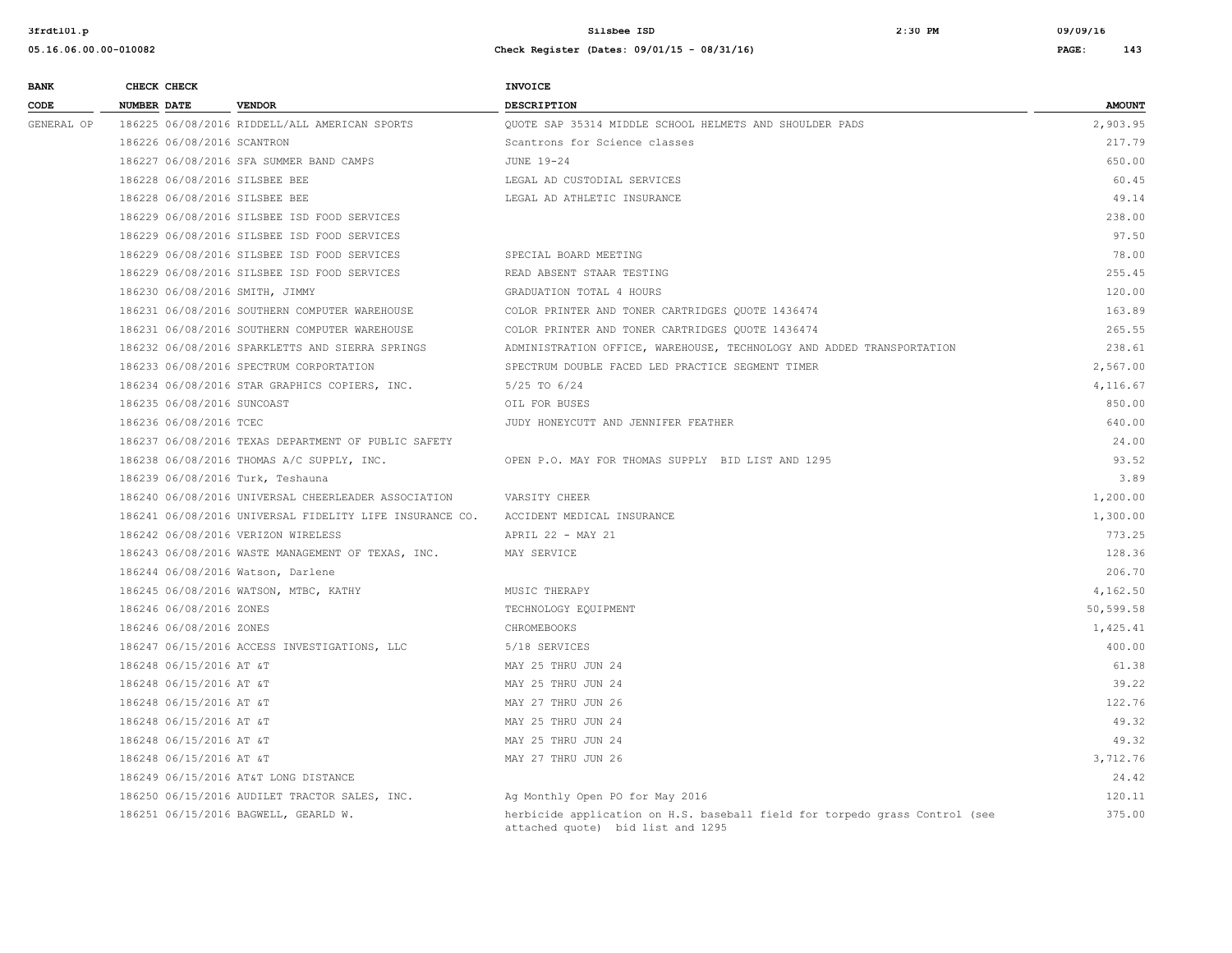| BANK CODE | CHECK NUMBER | CHECK DATE | VENDOR | INVOICE DESCRIPTION | AMOUNT |
|---|---|---|---|---|---|
| GENERAL OP | 186225 | 06/08/2016 | RIDDELL/ALL AMERICAN SPORTS | QUOTE SAP 35314 MIDDLE SCHOOL HELMETS AND SHOULDER PADS | 2,903.95 |
| | 186226 | 06/08/2016 | SCANTRON | Scantrons for Science classes | 217.79 |
| | 186227 | 06/08/2016 | SFA SUMMER BAND CAMPS | JUNE 19-24 | 650.00 |
| | 186228 | 06/08/2016 | SILSBEE BEE | LEGAL AD CUSTODIAL SERVICES | 60.45 |
| | 186228 | 06/08/2016 | SILSBEE BEE | LEGAL AD ATHLETIC INSURANCE | 49.14 |
| | 186229 | 06/08/2016 | SILSBEE ISD FOOD SERVICES | | 238.00 |
| | 186229 | 06/08/2016 | SILSBEE ISD FOOD SERVICES | | 97.50 |
| | 186229 | 06/08/2016 | SILSBEE ISD FOOD SERVICES | SPECIAL BOARD MEETING | 78.00 |
| | 186229 | 06/08/2016 | SILSBEE ISD FOOD SERVICES | READ ABSENT STAAR TESTING | 255.45 |
| | 186230 | 06/08/2016 | SMITH, JIMMY | GRADUATION TOTAL 4 HOURS | 120.00 |
| | 186231 | 06/08/2016 | SOUTHERN COMPUTER WAREHOUSE | COLOR PRINTER AND TONER CARTRIDGES QUOTE 1436474 | 163.89 |
| | 186231 | 06/08/2016 | SOUTHERN COMPUTER WAREHOUSE | COLOR PRINTER AND TONER CARTRIDGES QUOTE 1436474 | 265.55 |
| | 186232 | 06/08/2016 | SPARKLETTS AND SIERRA SPRINGS | ADMINISTRATION OFFICE, WAREHOUSE, TECHNOLOGY AND ADDED TRANSPORTATION | 238.61 |
| | 186233 | 06/08/2016 | SPECTRUM CORPORTATION | SPECTRUM DOUBLE FACED LED PRACTICE SEGMENT TIMER | 2,567.00 |
| | 186234 | 06/08/2016 | STAR GRAPHICS COPIERS, INC. | 5/25 TO 6/24 | 4,116.67 |
| | 186235 | 06/08/2016 | SUNCOAST | OIL FOR BUSES | 850.00 |
| | 186236 | 06/08/2016 | TCEC | JUDY HONEYCUTT AND JENNIFER FEATHER | 640.00 |
| | 186237 | 06/08/2016 | TEXAS DEPARTMENT OF PUBLIC SAFETY | | 24.00 |
| | 186238 | 06/08/2016 | THOMAS A/C SUPPLY, INC. | OPEN P.O. MAY FOR THOMAS SUPPLY BID LIST AND 1295 | 93.52 |
| | 186239 | 06/08/2016 | Turk, Teshauna | | 3.89 |
| | 186240 | 06/08/2016 | UNIVERSAL CHEERLEADER ASSOCIATION | VARSITY CHEER | 1,200.00 |
| | 186241 | 06/08/2016 | UNIVERSAL FIDELITY LIFE INSURANCE CO. | ACCIDENT MEDICAL INSURANCE | 1,300.00 |
| | 186242 | 06/08/2016 | VERIZON WIRELESS | APRIL 22 - MAY 21 | 773.25 |
| | 186243 | 06/08/2016 | WASTE MANAGEMENT OF TEXAS, INC. | MAY SERVICE | 128.36 |
| | 186244 | 06/08/2016 | Watson, Darlene | | 206.70 |
| | 186245 | 06/08/2016 | WATSON, MTBC, KATHY | MUSIC THERAPY | 4,162.50 |
| | 186246 | 06/08/2016 | ZONES | TECHNOLOGY EQUIPMENT | 50,599.58 |
| | 186246 | 06/08/2016 | ZONES | CHROMEBOOKS | 1,425.41 |
| | 186247 | 06/15/2016 | ACCESS INVESTIGATIONS, LLC | 5/18 SERVICES | 400.00 |
| | 186248 | 06/15/2016 | AT &T | MAY 25 THRU JUN 24 | 61.38 |
| | 186248 | 06/15/2016 | AT &T | MAY 25 THRU JUN 24 | 39.22 |
| | 186248 | 06/15/2016 | AT &T | MAY 27 THRU JUN 26 | 122.76 |
| | 186248 | 06/15/2016 | AT &T | MAY 25 THRU JUN 24 | 49.32 |
| | 186248 | 06/15/2016 | AT &T | MAY 25 THRU JUN 24 | 49.32 |
| | 186248 | 06/15/2016 | AT &T | MAY 27 THRU JUN 26 | 3,712.76 |
| | 186249 | 06/15/2016 | AT&T LONG DISTANCE | | 24.42 |
| | 186250 | 06/15/2016 | AUDILET TRACTOR SALES, INC. | Ag Monthly Open PO for May 2016 | 120.11 |
| | 186251 | 06/15/2016 | BAGWELL, GEARLD W. | herbicide application on H.S. baseball field for torpedo grass Control (see attached quote) bid list and 1295 | 375.00 |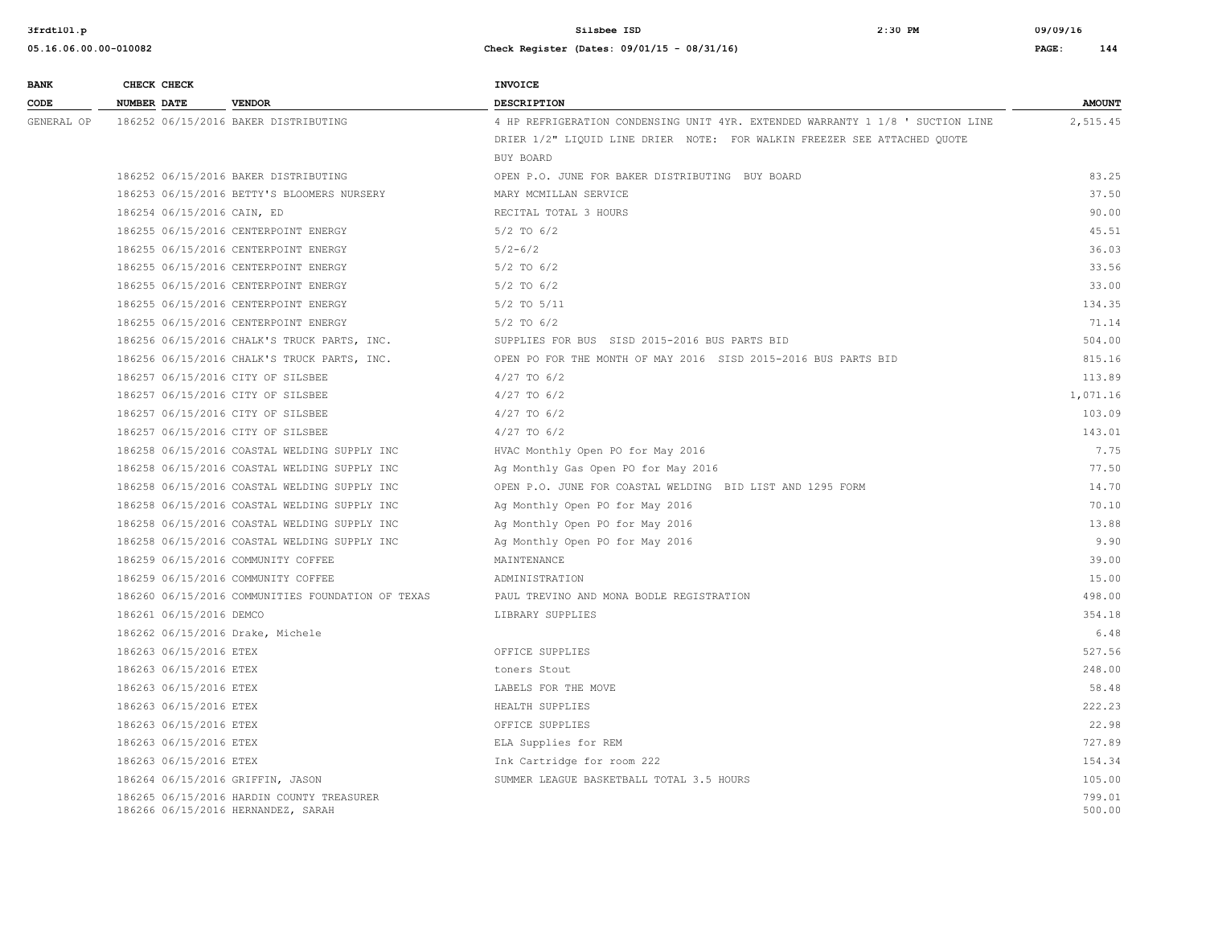| BANK CODE | CHECK NUMBER | CHECK DATE | VENDOR | INVOICE DESCRIPTION | AMOUNT |
|---|---|---|---|---|---|
| GENERAL OP | 186252 | 06/15/2016 | BAKER DISTRIBUTING | 4 HP REFRIGERATION CONDENSING UNIT 4YR. EXTENDED WARRANTY 1 1/8 ' SUCTION LINE DRIER 1/2" LIQUID LINE DRIER NOTE: FOR WALKIN FREEZER SEE ATTACHED QUOTE BUY BOARD | 2,515.45 |
| | 186252 | 06/15/2016 | BAKER DISTRIBUTING | OPEN P.O. JUNE FOR BAKER DISTRIBUTING BUY BOARD | 83.25 |
| | 186253 | 06/15/2016 | BETTY'S BLOOMERS NURSERY | MARY MCMILLAN SERVICE | 37.50 |
| | 186254 | 06/15/2016 | CAIN, ED | RECITAL TOTAL 3 HOURS | 90.00 |
| | 186255 | 06/15/2016 | CENTERPOINT ENERGY | 5/2 TO 6/2 | 45.51 |
| | 186255 | 06/15/2016 | CENTERPOINT ENERGY | 5/2-6/2 | 36.03 |
| | 186255 | 06/15/2016 | CENTERPOINT ENERGY | 5/2 TO 6/2 | 33.56 |
| | 186255 | 06/15/2016 | CENTERPOINT ENERGY | 5/2 TO 6/2 | 33.00 |
| | 186255 | 06/15/2016 | CENTERPOINT ENERGY | 5/2 TO 5/11 | 134.35 |
| | 186255 | 06/15/2016 | CENTERPOINT ENERGY | 5/2 TO 6/2 | 71.14 |
| | 186256 | 06/15/2016 | CHALK'S TRUCK PARTS, INC. | SUPPLIES FOR BUS SISD 2015-2016 BUS PARTS BID | 504.00 |
| | 186256 | 06/15/2016 | CHALK'S TRUCK PARTS, INC. | OPEN PO FOR THE MONTH OF MAY 2016 SISD 2015-2016 BUS PARTS BID | 815.16 |
| | 186257 | 06/15/2016 | CITY OF SILSBEE | 4/27 TO 6/2 | 113.89 |
| | 186257 | 06/15/2016 | CITY OF SILSBEE | 4/27 TO 6/2 | 1,071.16 |
| | 186257 | 06/15/2016 | CITY OF SILSBEE | 4/27 TO 6/2 | 103.09 |
| | 186257 | 06/15/2016 | CITY OF SILSBEE | 4/27 TO 6/2 | 143.01 |
| | 186258 | 06/15/2016 | COASTAL WELDING SUPPLY INC | HVAC Monthly Open PO for May 2016 | 7.75 |
| | 186258 | 06/15/2016 | COASTAL WELDING SUPPLY INC | Ag Monthly Gas Open PO for May 2016 | 77.50 |
| | 186258 | 06/15/2016 | COASTAL WELDING SUPPLY INC | OPEN P.O. JUNE FOR COASTAL WELDING BID LIST AND 1295 FORM | 14.70 |
| | 186258 | 06/15/2016 | COASTAL WELDING SUPPLY INC | Ag Monthly Open PO for May 2016 | 70.10 |
| | 186258 | 06/15/2016 | COASTAL WELDING SUPPLY INC | Ag Monthly Open PO for May 2016 | 13.88 |
| | 186258 | 06/15/2016 | COASTAL WELDING SUPPLY INC | Ag Monthly Open PO for May 2016 | 9.90 |
| | 186259 | 06/15/2016 | COMMUNITY COFFEE | MAINTENANCE | 39.00 |
| | 186259 | 06/15/2016 | COMMUNITY COFFEE | ADMINISTRATION | 15.00 |
| | 186260 | 06/15/2016 | COMMUNITIES FOUNDATION OF TEXAS | PAUL TREVINO AND MONA BODLE REGISTRATION | 498.00 |
| | 186261 | 06/15/2016 | DEMCO | LIBRARY SUPPLIES | 354.18 |
| | 186262 | 06/15/2016 | Drake, Michele | | 6.48 |
| | 186263 | 06/15/2016 | ETEX | OFFICE SUPPLIES | 527.56 |
| | 186263 | 06/15/2016 | ETEX | toners Stout | 248.00 |
| | 186263 | 06/15/2016 | ETEX | LABELS FOR THE MOVE | 58.48 |
| | 186263 | 06/15/2016 | ETEX | HEALTH SUPPLIES | 222.23 |
| | 186263 | 06/15/2016 | ETEX | OFFICE SUPPLIES | 22.98 |
| | 186263 | 06/15/2016 | ETEX | ELA Supplies for REM | 727.89 |
| | 186263 | 06/15/2016 | ETEX | Ink Cartridge for room 222 | 154.34 |
| | 186264 | 06/15/2016 | GRIFFIN, JASON | SUMMER LEAGUE BASKETBALL TOTAL 3.5 HOURS | 105.00 |
| | 186265 | 06/15/2016 | HARDIN COUNTY TREASURER | | 799.01 |
| | 186266 | 06/15/2016 | HERNANDEZ, SARAH | | 500.00 |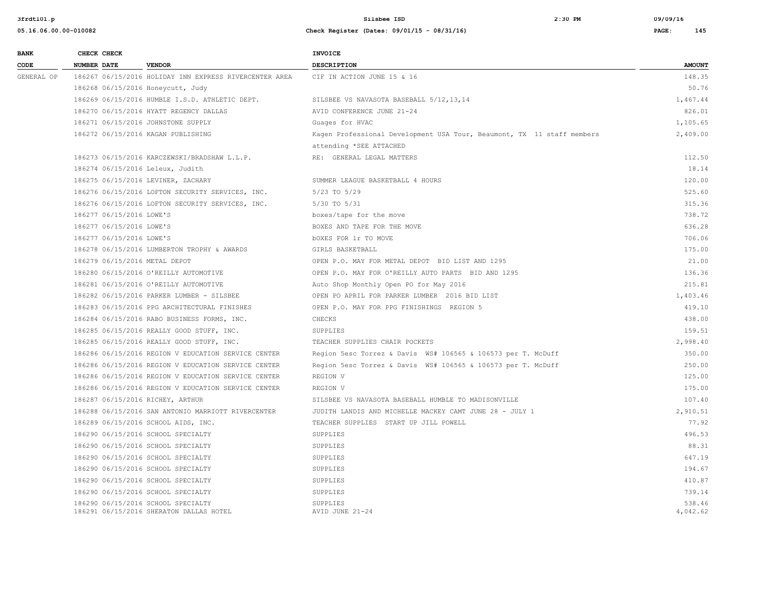| BANK CODE | CHECK NUMBER | CHECK DATE | VENDOR | INVOICE DESCRIPTION | AMOUNT |
|---|---|---|---|---|---|
| GENERAL OP | 186267 | 06/15/2016 | HOLIDAY INN EXPRESS RIVERCENTER AREA | CIF IN ACTION JUNE 15 & 16 | 148.35 |
| | 186268 | 06/15/2016 | Honeycutt, Judy | | 50.76 |
| | 186269 | 06/15/2016 | HUMBLE I.S.D. ATHLETIC DEPT. | SILSBEE VS NAVASOTA BASEBALL 5/12,13,14 | 1,467.44 |
| | 186270 | 06/15/2016 | HYATT REGENCY DALLAS | AVID CONFERENCE JUNE 21-24 | 826.01 |
| | 186271 | 06/15/2016 | JOHNSTONE SUPPLY | Guages for HVAC | 1,105.65 |
| | 186272 | 06/15/2016 | KAGAN PUBLISHING | Kagen Professional Development USA Tour, Beaumont, TX 11 staff members attending *SEE ATTACHED | 2,409.00 |
| | 186273 | 06/15/2016 | KARCZEWSKI/BRADSHAW L.L.P. | RE: GENERAL LEGAL MATTERS | 112.50 |
| | 186274 | 06/15/2016 | Leleux, Judith | | 18.14 |
| | 186275 | 06/15/2016 | LEVINER, ZACHARY | SUMMER LEAGUE BASKETBALL 4 HOURS | 120.00 |
| | 186276 | 06/15/2016 | LOFTON SECURITY SERVICES, INC. | 5/23 TO 5/29 | 525.60 |
| | 186276 | 06/15/2016 | LOFTON SECURITY SERVICES, INC. | 5/30 TO 5/31 | 315.36 |
| | 186277 | 06/15/2016 | LOWE'S | boxes/tape for the move | 738.72 |
| | 186277 | 06/15/2016 | LOWE'S | BOXES AND TAPE FOR THE MOVE | 636.28 |
| | 186277 | 06/15/2016 | LOWE'S | bOXES FOR lr TO MOVE | 706.06 |
| | 186278 | 06/15/2016 | LUMBERTON TROPHY & AWARDS | GIRLS BASKETBALL | 175.00 |
| | 186279 | 06/15/2016 | METAL DEPOT | OPEN P.O. MAY FOR METAL DEPOT BID LIST AND 1295 | 21.00 |
| | 186280 | 06/15/2016 | O'REILLY AUTOMOTIVE | OPEN P.O. MAY FOR O'REILLY AUTO PARTS BID AND 1295 | 136.36 |
| | 186281 | 06/15/2016 | O'REILLY AUTOMOTIVE | Auto Shop Monthly Open PO for May 2016 | 215.81 |
| | 186282 | 06/15/2016 | PARKER LUMBER - SILSBEE | OPEN PO APRIL FOR PARKER LUMBER 2016 BID LIST | 1,403.46 |
| | 186283 | 06/15/2016 | PPG ARCHITECTURAL FINISHES | OPEN P.O. MAY FOR PPG FINISHINGS REGION 5 | 419.10 |
| | 186284 | 06/15/2016 | RABO BUSINESS FORMS, INC. | CHECKS | 438.00 |
| | 186285 | 06/15/2016 | REALLY GOOD STUFF, INC. | SUPPLIES | 159.51 |
| | 186285 | 06/15/2016 | REALLY GOOD STUFF, INC. | TEACHER SUPPLIES CHAIR POCKETS | 2,998.40 |
| | 186286 | 06/15/2016 | REGION V EDUCATION SERVICE CENTER | Region 5esc Torrez & Davis WS# 106565 & 106573 per T. McDuff | 350.00 |
| | 186286 | 06/15/2016 | REGION V EDUCATION SERVICE CENTER | Region 5esc Torrez & Davis WS# 106565 & 106573 per T. McDuff | 250.00 |
| | 186286 | 06/15/2016 | REGION V EDUCATION SERVICE CENTER | REGION V | 125.00 |
| | 186286 | 06/15/2016 | REGION V EDUCATION SERVICE CENTER | REGION V | 175.00 |
| | 186287 | 06/15/2016 | RICHEY, ARTHUR | SILSBEE VS NAVASOTA BASEBALL HUMBLE TO MADISONVILLE | 107.40 |
| | 186288 | 06/15/2016 | SAN ANTONIO MARRIOTT RIVERCENTER | JUDITH LANDIS AND MICHELLE MACKEY CAMT JUNE 28 - JULY 1 | 2,910.51 |
| | 186289 | 06/15/2016 | SCHOOL AIDS, INC. | TEACHER SUPPLIES START UP JILL POWELL | 77.92 |
| | 186290 | 06/15/2016 | SCHOOL SPECIALTY | SUPPLIES | 496.53 |
| | 186290 | 06/15/2016 | SCHOOL SPECIALTY | SUPPLIES | 88.31 |
| | 186290 | 06/15/2016 | SCHOOL SPECIALTY | SUPPLIES | 647.19 |
| | 186290 | 06/15/2016 | SCHOOL SPECIALTY | SUPPLIES | 194.67 |
| | 186290 | 06/15/2016 | SCHOOL SPECIALTY | SUPPLIES | 410.87 |
| | 186290 | 06/15/2016 | SCHOOL SPECIALTY | SUPPLIES | 739.14 |
| | 186290 | 06/15/2016 | SCHOOL SPECIALTY | SUPPLIES | 538.46 |
| | 186291 | 06/15/2016 | SHERATON DALLAS HOTEL | AVID JUNE 21-24 | 4,042.62 |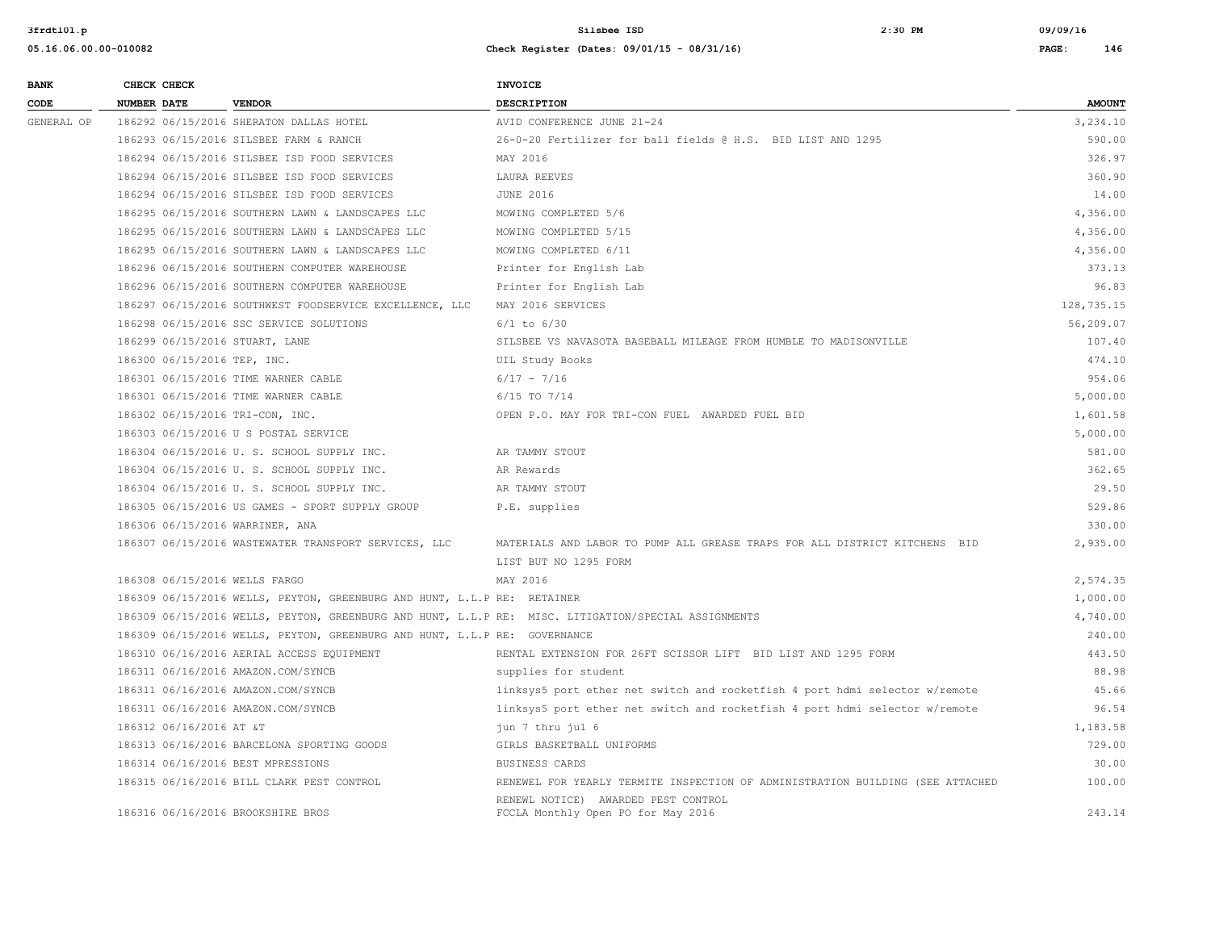| BANK CODE | CHECK NUMBER | CHECK DATE | VENDOR | INVOICE DESCRIPTION | AMOUNT |
|---|---|---|---|---|---|
| GENERAL OP | 186292 | 06/15/2016 | SHERATON DALLAS HOTEL | AVID CONFERENCE JUNE 21-24 | 3,234.10 |
| | 186293 | 06/15/2016 | SILSBEE FARM & RANCH | 26-0-20 Fertilizer for ball fields @ H.S. BID LIST AND 1295 | 590.00 |
| | 186294 | 06/15/2016 | SILSBEE ISD FOOD SERVICES | MAY 2016 | 326.97 |
| | 186294 | 06/15/2016 | SILSBEE ISD FOOD SERVICES | LAURA REEVES | 360.90 |
| | 186294 | 06/15/2016 | SILSBEE ISD FOOD SERVICES | JUNE 2016 | 14.00 |
| | 186295 | 06/15/2016 | SOUTHERN LAWN & LANDSCAPES LLC | MOWING COMPLETED 5/6 | 4,356.00 |
| | 186295 | 06/15/2016 | SOUTHERN LAWN & LANDSCAPES LLC | MOWING COMPLETED 5/15 | 4,356.00 |
| | 186295 | 06/15/2016 | SOUTHERN LAWN & LANDSCAPES LLC | MOWING COMPLETED 6/11 | 4,356.00 |
| | 186296 | 06/15/2016 | SOUTHERN COMPUTER WAREHOUSE | Printer for English Lab | 373.13 |
| | 186296 | 06/15/2016 | SOUTHERN COMPUTER WAREHOUSE | Printer for English Lab | 96.83 |
| | 186297 | 06/15/2016 | SOUTHWEST FOODSERVICE EXCELLENCE, LLC | MAY 2016 SERVICES | 128,735.15 |
| | 186298 | 06/15/2016 | SSC SERVICE SOLUTIONS | 6/1 to 6/30 | 56,209.07 |
| | 186299 | 06/15/2016 | STUART, LANE | SILSBEE VS NAVASOTA BASEBALL MILEAGE FROM HUMBLE TO MADISONVILLE | 107.40 |
| | 186300 | 06/15/2016 | TEP, INC. | UIL Study Books | 474.10 |
| | 186301 | 06/15/2016 | TIME WARNER CABLE | 6/17 - 7/16 | 954.06 |
| | 186301 | 06/15/2016 | TIME WARNER CABLE | 6/15 TO 7/14 | 5,000.00 |
| | 186302 | 06/15/2016 | TRI-CON, INC. | OPEN P.O. MAY FOR TRI-CON FUEL AWARDED FUEL BID | 1,601.58 |
| | 186303 | 06/15/2016 | U S POSTAL SERVICE | | 5,000.00 |
| | 186304 | 06/15/2016 | U. S. SCHOOL SUPPLY INC. | AR TAMMY STOUT | 581.00 |
| | 186304 | 06/15/2016 | U. S. SCHOOL SUPPLY INC. | AR Rewards | 362.65 |
| | 186304 | 06/15/2016 | U. S. SCHOOL SUPPLY INC. | AR TAMMY STOUT | 29.50 |
| | 186305 | 06/15/2016 | US GAMES - SPORT SUPPLY GROUP | P.E. supplies | 529.86 |
| | 186306 | 06/15/2016 | WARRINER, ANA | | 330.00 |
| | 186307 | 06/15/2016 | WASTEWATER TRANSPORT SERVICES, LLC | MATERIALS AND LABOR TO PUMP ALL GREASE TRAPS FOR ALL DISTRICT KITCHENS BID LIST BUT NO 1295 FORM | 2,935.00 |
| | 186308 | 06/15/2016 | WELLS FARGO | MAY 2016 | 2,574.35 |
| | 186309 | 06/15/2016 | WELLS, PEYTON, GREENBURG AND HUNT, L.L.P | RE: RETAINER | 1,000.00 |
| | 186309 | 06/15/2016 | WELLS, PEYTON, GREENBURG AND HUNT, L.L.P | RE: MISC. LITIGATION/SPECIAL ASSIGNMENTS | 4,740.00 |
| | 186309 | 06/15/2016 | WELLS, PEYTON, GREENBURG AND HUNT, L.L.P | RE: GOVERNANCE | 240.00 |
| | 186310 | 06/16/2016 | AERIAL ACCESS EQUIPMENT | RENTAL EXTENSION FOR 26FT SCISSOR LIFT BID LIST AND 1295 FORM | 443.50 |
| | 186311 | 06/16/2016 | AMAZON.COM/SYNCB | supplies for student | 88.98 |
| | 186311 | 06/16/2016 | AMAZON.COM/SYNCB | linksys5 port ether net switch and rocketfish 4 port hdmi selector w/remote | 45.66 |
| | 186311 | 06/16/2016 | AMAZON.COM/SYNCB | linksys5 port ether net switch and rocketfish 4 port hdmi selector w/remote | 96.54 |
| | 186312 | 06/16/2016 | AT &T | jun 7 thru jul 6 | 1,183.58 |
| | 186313 | 06/16/2016 | BARCELONA SPORTING GOODS | GIRLS BASKETBALL UNIFORMS | 729.00 |
| | 186314 | 06/16/2016 | BEST MPRESSIONS | BUSINESS CARDS | 30.00 |
| | 186315 | 06/16/2016 | BILL CLARK PEST CONTROL | RENEWEL FOR YEARLY TERMITE INSPECTION OF ADMINISTRATION BUILDING (SEE ATTACHED RENEWL NOTICE) AWARDED PEST CONTROL | 100.00 |
| | 186316 | 06/16/2016 | BROOKSHIRE BROS | FCCLA Monthly Open PO for May 2016 | 243.14 |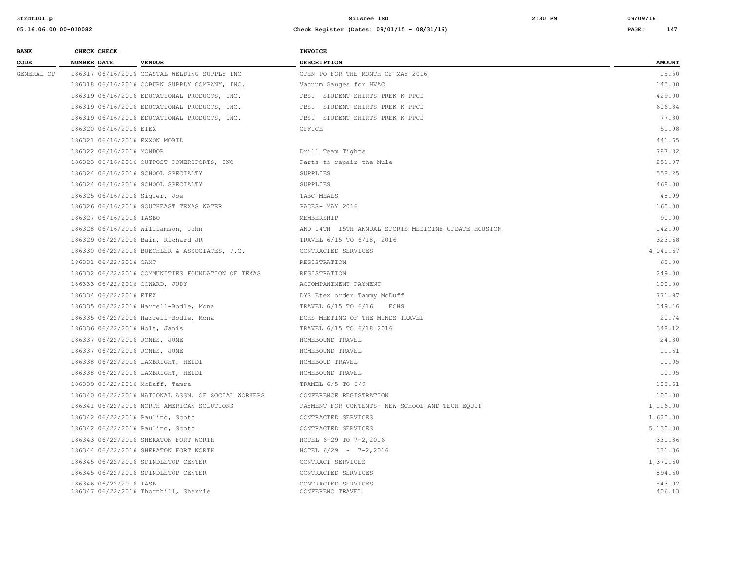| BANK CODE | CHECK NUMBER | CHECK DATE | VENDOR | INVOICE DESCRIPTION | AMOUNT |
|---|---|---|---|---|---|
| GENERAL OP | 186317 | 06/16/2016 | COASTAL WELDING SUPPLY INC | OPEN PO FOR THE MONTH OF MAY 2016 | 15.50 |
| | 186318 | 06/16/2016 | COBURN SUPPLY COMPANY, INC. | Vacuum Gauges for HVAC | 145.00 |
| | 186319 | 06/16/2016 | EDUCATIONAL PRODUCTS, INC. | PBSI STUDENT SHIRTS PREK K PPCD | 429.00 |
| | 186319 | 06/16/2016 | EDUCATIONAL PRODUCTS, INC. | PBSI STUDENT SHIRTS PREK K PPCD | 606.84 |
| | 186319 | 06/16/2016 | EDUCATIONAL PRODUCTS, INC. | PBSI STUDENT SHIRTS PREK K PPCD | 77.80 |
| | 186320 | 06/16/2016 | ETEX | OFFICE | 51.98 |
| | 186321 | 06/16/2016 | EXXON MOBIL | | 441.65 |
| | 186322 | 06/16/2016 | MONDOR | Drill Team Tights | 787.82 |
| | 186323 | 06/16/2016 | OUTPOST POWERSPORTS, INC | Parts to repair the Mule | 251.97 |
| | 186324 | 06/16/2016 | SCHOOL SPECIALTY | SUPPLIES | 558.25 |
| | 186324 | 06/16/2016 | SCHOOL SPECIALTY | SUPPLIES | 468.00 |
| | 186325 | 06/16/2016 | Sigler, Joe | TABC MEALS | 48.99 |
| | 186326 | 06/16/2016 | SOUTHEAST TEXAS WATER | PACES- MAY 2016 | 160.00 |
| | 186327 | 06/16/2016 | TASBO | MEMBERSHIP | 90.00 |
| | 186328 | 06/16/2016 | Williamson, John | AND 14TH 15TH ANNUAL SPORTS MEDICINE UPDATE HOUSTON | 142.90 |
| | 186329 | 06/22/2016 | Bain, Richard JR | TRAVEL 6/15 TO 6/18, 2016 | 323.68 |
| | 186330 | 06/22/2016 | BUECHLER & ASSOCIATES, P.C. | CONTRACTED SERVICES | 4,041.67 |
| | 186331 | 06/22/2016 | CAMT | REGISTRATION | 65.00 |
| | 186332 | 06/22/2016 | COMMUNITIES FOUNDATION OF TEXAS | REGISTRATION | 249.00 |
| | 186333 | 06/22/2016 | COWARD, JUDY | ACCOMPANIMENT PAYMENT | 100.00 |
| | 186334 | 06/22/2016 | ETEX | DYS Etex order Tammy McDuff | 771.97 |
| | 186335 | 06/22/2016 | Harrell-Bodle, Mona | TRAVEL 6/15 TO 6/16 ECHS | 349.46 |
| | 186335 | 06/22/2016 | Harrell-Bodle, Mona | ECHS MEETING OF THE MINDS TRAVEL | 20.74 |
| | 186336 | 06/22/2016 | Holt, Janis | TRAVEL 6/15 TO 6/18 2016 | 348.12 |
| | 186337 | 06/22/2016 | JONES, JUNE | HOMEBOUND TRAVEL | 24.30 |
| | 186337 | 06/22/2016 | JONES, JUNE | HOMEBOUND TRAVEL | 11.61 |
| | 186338 | 06/22/2016 | LAMBRIGHT, HEIDI | HOMEBOUD TRAVEL | 10.05 |
| | 186338 | 06/22/2016 | LAMBRIGHT, HEIDI | HOMEBOUND TRAVEL | 10.05 |
| | 186339 | 06/22/2016 | McDuff, Tamra | TRAMEL 6/5 TO 6/9 | 105.61 |
| | 186340 | 06/22/2016 | NATIONAL ASSN. OF SOCIAL WORKERS | CONFERENCE REGISTRATION | 100.00 |
| | 186341 | 06/22/2016 | NORTH AMERICAN SOLUTIONS | PAYMENT FOR CONTENTS- NEW SCHOOL AND TECH EQUIP | 1,116.00 |
| | 186342 | 06/22/2016 | Paulino, Scott | CONTRACTED SERVICES | 1,620.00 |
| | 186342 | 06/22/2016 | Paulino, Scott | CONTRACTED SERVICES | 5,130.00 |
| | 186343 | 06/22/2016 | SHERATON FORT WORTH | HOTEL 6-29 TO 7-2,2016 | 331.36 |
| | 186344 | 06/22/2016 | SHERATON FORT WORTH | HOTEL 6/29 - 7-2,2016 | 331.36 |
| | 186345 | 06/22/2016 | SPINDLETOP CENTER | CONTRACT SERVICES | 1,370.60 |
| | 186345 | 06/22/2016 | SPINDLETOP CENTER | CONTRACTED SERVICES | 894.60 |
| | 186346 | 06/22/2016 | TASB | CONTRACTED SERVICES | 543.02 |
| | 186347 | 06/22/2016 | Thornhill, Sherrie | CONFERENC TRAVEL | 406.13 |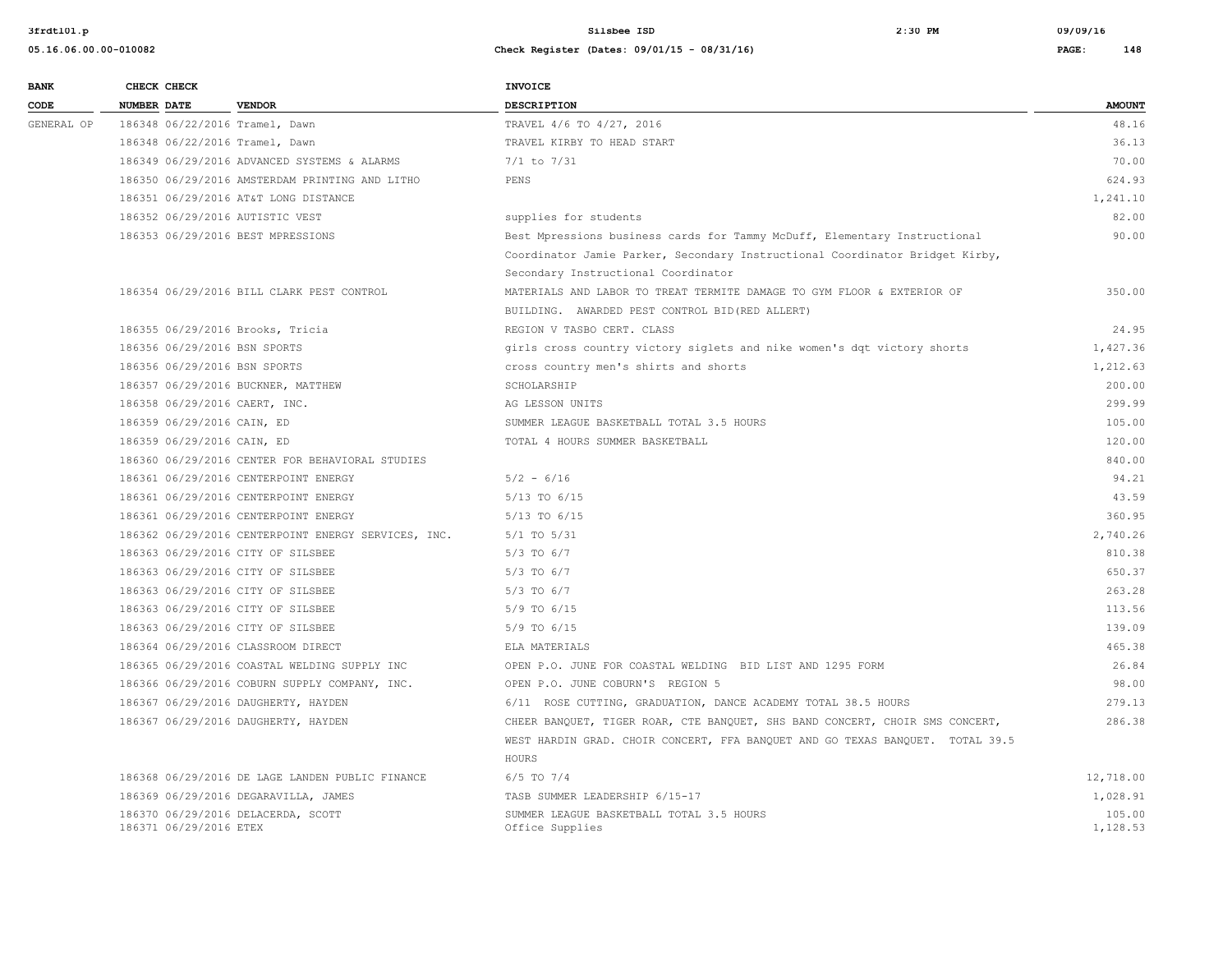| BANK CODE | CHECK NUMBER | CHECK DATE | VENDOR | INVOICE DESCRIPTION | AMOUNT |
|---|---|---|---|---|---|
| GENERAL OP | 186348 | 06/22/2016 | Tramel, Dawn | TRAVEL 4/6 TO 4/27, 2016 | 48.16 |
| | 186348 | 06/22/2016 | Tramel, Dawn | TRAVEL KIRBY TO HEAD START | 36.13 |
| | 186349 | 06/29/2016 | ADVANCED SYSTEMS & ALARMS | 7/1 to 7/31 | 70.00 |
| | 186350 | 06/29/2016 | AMSTERDAM PRINTING AND LITHO | PENS | 624.93 |
| | 186351 | 06/29/2016 | AT&T LONG DISTANCE | | 1,241.10 |
| | 186352 | 06/29/2016 | AUTISTIC VEST | supplies for students | 82.00 |
| | 186353 | 06/29/2016 | BEST MPRESSIONS | Best Mpressions business cards for Tammy McDuff, Elementary Instructional Coordinator Jamie Parker, Secondary Instructional Coordinator Bridget Kirby, Secondary Instructional Coordinator | 90.00 |
| | 186354 | 06/29/2016 | BILL CLARK PEST CONTROL | MATERIALS AND LABOR TO TREAT TERMITE DAMAGE TO GYM FLOOR & EXTERIOR OF BUILDING. AWARDED PEST CONTROL BID(RED ALLERT) | 350.00 |
| | 186355 | 06/29/2016 | Brooks, Tricia | REGION V TASBO CERT. CLASS | 24.95 |
| | 186356 | 06/29/2016 | BSN SPORTS | girls cross country victory siglets and nike women's dqt victory shorts | 1,427.36 |
| | 186356 | 06/29/2016 | BSN SPORTS | cross country men's shirts and shorts | 1,212.63 |
| | 186357 | 06/29/2016 | BUCKNER, MATTHEW | SCHOLARSHIP | 200.00 |
| | 186358 | 06/29/2016 | CAERT, INC. | AG LESSON UNITS | 299.99 |
| | 186359 | 06/29/2016 | CAIN, ED | SUMMER LEAGUE BASKETBALL TOTAL 3.5 HOURS | 105.00 |
| | 186359 | 06/29/2016 | CAIN, ED | TOTAL 4 HOURS SUMMER BASKETBALL | 120.00 |
| | 186360 | 06/29/2016 | CENTER FOR BEHAVIORAL STUDIES | | 840.00 |
| | 186361 | 06/29/2016 | CENTERPOINT ENERGY | 5/2 - 6/16 | 94.21 |
| | 186361 | 06/29/2016 | CENTERPOINT ENERGY | 5/13 TO 6/15 | 43.59 |
| | 186361 | 06/29/2016 | CENTERPOINT ENERGY | 5/13 TO 6/15 | 360.95 |
| | 186362 | 06/29/2016 | CENTERPOINT ENERGY SERVICES, INC. | 5/1 TO 5/31 | 2,740.26 |
| | 186363 | 06/29/2016 | CITY OF SILSBEE | 5/3 TO 6/7 | 810.38 |
| | 186363 | 06/29/2016 | CITY OF SILSBEE | 5/3 TO 6/7 | 650.37 |
| | 186363 | 06/29/2016 | CITY OF SILSBEE | 5/3 TO 6/7 | 263.28 |
| | 186363 | 06/29/2016 | CITY OF SILSBEE | 5/9 TO 6/15 | 113.56 |
| | 186363 | 06/29/2016 | CITY OF SILSBEE | 5/9 TO 6/15 | 139.09 |
| | 186364 | 06/29/2016 | CLASSROOM DIRECT | ELA MATERIALS | 465.38 |
| | 186365 | 06/29/2016 | COASTAL WELDING SUPPLY INC | OPEN P.O. JUNE FOR COASTAL WELDING BID LIST AND 1295 FORM | 26.84 |
| | 186366 | 06/29/2016 | COBURN SUPPLY COMPANY, INC. | OPEN P.O. JUNE COBURN'S REGION 5 | 98.00 |
| | 186367 | 06/29/2016 | DAUGHERTY, HAYDEN | 6/11 ROSE CUTTING, GRADUATION, DANCE ACADEMY TOTAL 38.5 HOURS | 279.13 |
| | 186367 | 06/29/2016 | DAUGHERTY, HAYDEN | CHEER BANQUET, TIGER ROAR, CTE BANQUET, SHS BAND CONCERT, CHOIR SMS CONCERT, WEST HARDIN GRAD. CHOIR CONCERT, FFA BANQUET AND GO TEXAS BANQUET. TOTAL 39.5 HOURS | 286.38 |
| | 186368 | 06/29/2016 | DE LAGE LANDEN PUBLIC FINANCE | 6/5 TO 7/4 | 12,718.00 |
| | 186369 | 06/29/2016 | DEGARAVILLA, JAMES | TASB SUMMER LEADERSHIP 6/15-17 | 1,028.91 |
| | 186370 | 06/29/2016 | DELACERDA, SCOTT | SUMMER LEAGUE BASKETBALL TOTAL 3.5 HOURS | 105.00 |
| | 186371 | 06/29/2016 | ETEX | Office Supplies | 1,128.53 |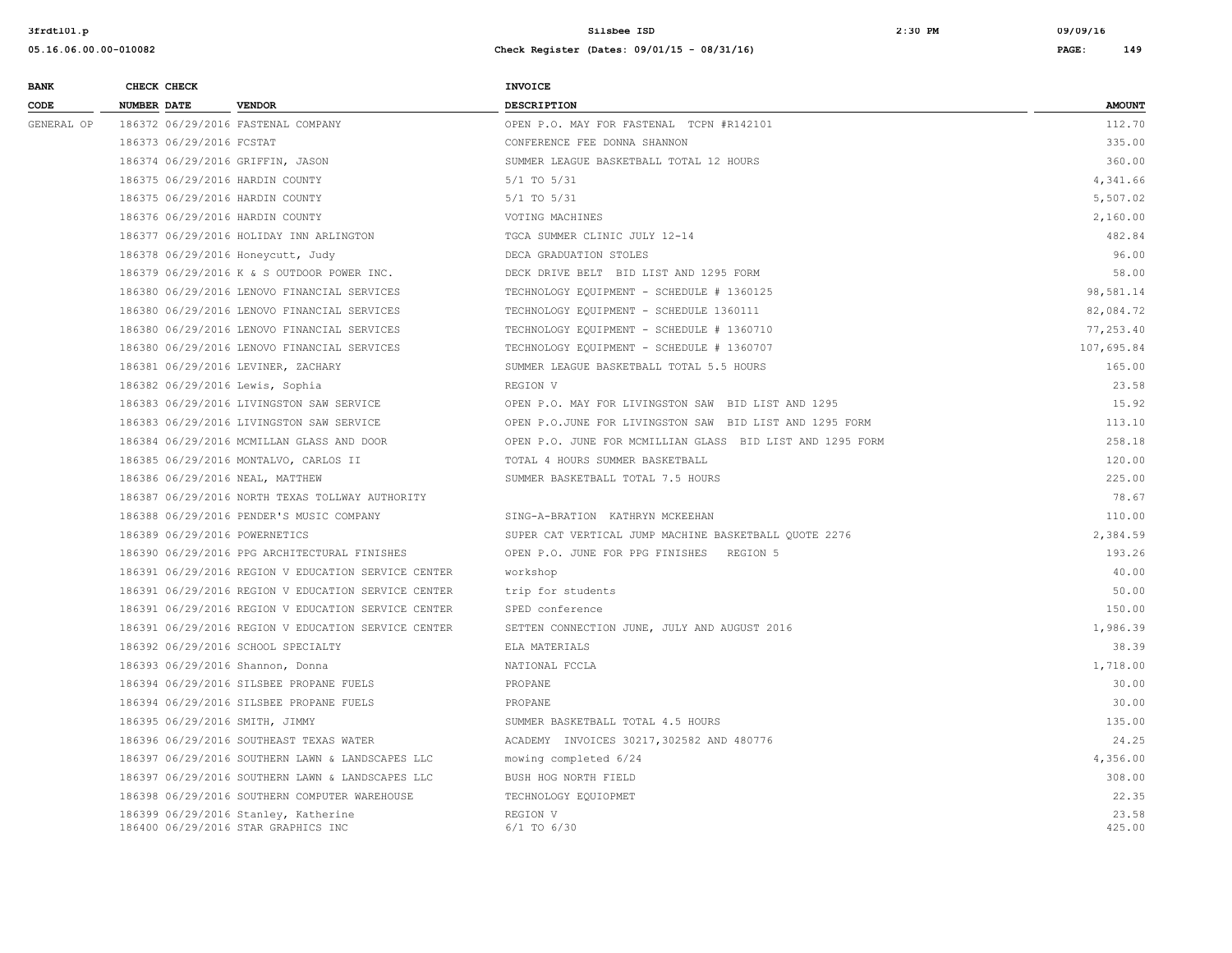| BANK CODE | CHECK NUMBER | CHECK DATE | VENDOR | INVOICE DESCRIPTION | AMOUNT |
|---|---|---|---|---|---|
| GENERAL OP | 186372 | 06/29/2016 | FASTENAL COMPANY | OPEN P.O. MAY FOR FASTENAL TCPN #R142101 | 112.70 |
| | 186373 | 06/29/2016 | FCSTAT | CONFERENCE FEE DONNA SHANNON | 335.00 |
| | 186374 | 06/29/2016 | GRIFFIN, JASON | SUMMER LEAGUE BASKETBALL TOTAL 12 HOURS | 360.00 |
| | 186375 | 06/29/2016 | HARDIN COUNTY | 5/1 TO 5/31 | 4,341.66 |
| | 186375 | 06/29/2016 | HARDIN COUNTY | 5/1 TO 5/31 | 5,507.02 |
| | 186376 | 06/29/2016 | HARDIN COUNTY | VOTING MACHINES | 2,160.00 |
| | 186377 | 06/29/2016 | HOLIDAY INN ARLINGTON | TGCA SUMMER CLINIC JULY 12-14 | 482.84 |
| | 186378 | 06/29/2016 | Honeycutt, Judy | DECA GRADUATION STOLES | 96.00 |
| | 186379 | 06/29/2016 | K & S OUTDOOR POWER INC. | DECK DRIVE BELT BID LIST AND 1295 FORM | 58.00 |
| | 186380 | 06/29/2016 | LENOVO FINANCIAL SERVICES | TECHNOLOGY EQUIPMENT - SCHEDULE # 1360125 | 98,581.14 |
| | 186380 | 06/29/2016 | LENOVO FINANCIAL SERVICES | TECHNOLOGY EQUIPMENT - SCHEDULE 1360111 | 82,084.72 |
| | 186380 | 06/29/2016 | LENOVO FINANCIAL SERVICES | TECHNOLOGY EQUIPMENT - SCHEDULE # 1360710 | 77,253.40 |
| | 186380 | 06/29/2016 | LENOVO FINANCIAL SERVICES | TECHNOLOGY EQUIPMENT - SCHEDULE # 1360707 | 107,695.84 |
| | 186381 | 06/29/2016 | LEVINER, ZACHARY | SUMMER LEAGUE BASKETBALL TOTAL 5.5 HOURS | 165.00 |
| | 186382 | 06/29/2016 | Lewis, Sophia | REGION V | 23.58 |
| | 186383 | 06/29/2016 | LIVINGSTON SAW SERVICE | OPEN P.O. MAY FOR LIVINGSTON SAW BID LIST AND 1295 | 15.92 |
| | 186383 | 06/29/2016 | LIVINGSTON SAW SERVICE | OPEN P.O.JUNE FOR LIVINGSTON SAW BID LIST AND 1295 FORM | 113.10 |
| | 186384 | 06/29/2016 | MCMILLAN GLASS AND DOOR | OPEN P.O. JUNE FOR MCMILLIAN GLASS BID LIST AND 1295 FORM | 258.18 |
| | 186385 | 06/29/2016 | MONTALVO, CARLOS II | TOTAL 4 HOURS SUMMER BASKETBALL | 120.00 |
| | 186386 | 06/29/2016 | NEAL, MATTHEW | SUMMER BASKETBALL TOTAL 7.5 HOURS | 225.00 |
| | 186387 | 06/29/2016 | NORTH TEXAS TOLLWAY AUTHORITY | | 78.67 |
| | 186388 | 06/29/2016 | PENDER'S MUSIC COMPANY | SING-A-BRATION KATHRYN MCKEEHAN | 110.00 |
| | 186389 | 06/29/2016 | POWERNETICS | SUPER CAT VERTICAL JUMP MACHINE BASKETBALL QUOTE 2276 | 2,384.59 |
| | 186390 | 06/29/2016 | PPG ARCHITECTURAL FINISHES | OPEN P.O. JUNE FOR PPG FINISHES REGION 5 | 193.26 |
| | 186391 | 06/29/2016 | REGION V EDUCATION SERVICE CENTER | workshop | 40.00 |
| | 186391 | 06/29/2016 | REGION V EDUCATION SERVICE CENTER | trip for students | 50.00 |
| | 186391 | 06/29/2016 | REGION V EDUCATION SERVICE CENTER | SPED conference | 150.00 |
| | 186391 | 06/29/2016 | REGION V EDUCATION SERVICE CENTER | SETTEN CONNECTION JUNE, JULY AND AUGUST 2016 | 1,986.39 |
| | 186392 | 06/29/2016 | SCHOOL SPECIALTY | ELA MATERIALS | 38.39 |
| | 186393 | 06/29/2016 | Shannon, Donna | NATIONAL FCCLA | 1,718.00 |
| | 186394 | 06/29/2016 | SILSBEE PROPANE FUELS | PROPANE | 30.00 |
| | 186394 | 06/29/2016 | SILSBEE PROPANE FUELS | PROPANE | 30.00 |
| | 186395 | 06/29/2016 | SMITH, JIMMY | SUMMER BASKETBALL TOTAL 4.5 HOURS | 135.00 |
| | 186396 | 06/29/2016 | SOUTHEAST TEXAS WATER | ACADEMY INVOICES 30217,302582 AND 480776 | 24.25 |
| | 186397 | 06/29/2016 | SOUTHERN LAWN & LANDSCAPES LLC | mowing completed 6/24 | 4,356.00 |
| | 186397 | 06/29/2016 | SOUTHERN LAWN & LANDSCAPES LLC | BUSH HOG NORTH FIELD | 308.00 |
| | 186398 | 06/29/2016 | SOUTHERN COMPUTER WAREHOUSE | TECHNOLOGY EQUIOPMET | 22.35 |
| | 186399 | 06/29/2016 | Stanley, Katherine | REGION V | 23.58 |
| | 186400 | 06/29/2016 | STAR GRAPHICS INC | 6/1 TO 6/30 | 425.00 |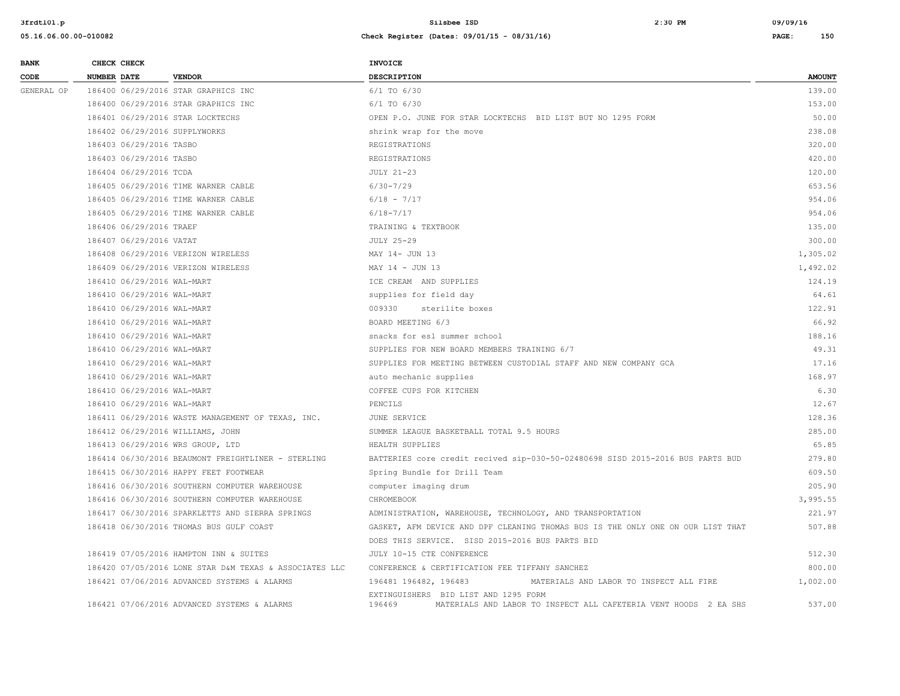| BANK CODE | CHECK NUMBER | CHECK DATE | VENDOR | INVOICE DESCRIPTION | AMOUNT |
|---|---|---|---|---|---|
| GENERAL OP | 186400 | 06/29/2016 | STAR GRAPHICS INC | 6/1 TO 6/30 | 139.00 |
| | 186400 | 06/29/2016 | STAR GRAPHICS INC | 6/1 TO 6/30 | 153.00 |
| | 186401 | 06/29/2016 | STAR LOCKTECHS | OPEN P.O. JUNE FOR STAR LOCKTECHS BID LIST BUT NO 1295 FORM | 50.00 |
| | 186402 | 06/29/2016 | SUPPLYWORKS | shrink wrap for the move | 238.08 |
| | 186403 | 06/29/2016 | TASBO | REGISTRATIONS | 320.00 |
| | 186403 | 06/29/2016 | TASBO | REGISTRATIONS | 420.00 |
| | 186404 | 06/29/2016 | TCDA | JULY 21-23 | 120.00 |
| | 186405 | 06/29/2016 | TIME WARNER CABLE | 6/30-7/29 | 653.56 |
| | 186405 | 06/29/2016 | TIME WARNER CABLE | 6/18 - 7/17 | 954.06 |
| | 186405 | 06/29/2016 | TIME WARNER CABLE | 6/18-7/17 | 954.06 |
| | 186406 | 06/29/2016 | TRAEF | TRAINING & TEXTBOOK | 135.00 |
| | 186407 | 06/29/2016 | VATAT | JULY 25-29 | 300.00 |
| | 186408 | 06/29/2016 | VERIZON WIRELESS | MAY 14- JUN 13 | 1,305.02 |
| | 186409 | 06/29/2016 | VERIZON WIRELESS | MAY 14 - JUN 13 | 1,492.02 |
| | 186410 | 06/29/2016 | WAL-MART | ICE CREAM AND SUPPLIES | 124.19 |
| | 186410 | 06/29/2016 | WAL-MART | supplies for field day | 64.61 |
| | 186410 | 06/29/2016 | WAL-MART | 009330 sterilite boxes | 122.91 |
| | 186410 | 06/29/2016 | WAL-MART | BOARD MEETING 6/3 | 66.92 |
| | 186410 | 06/29/2016 | WAL-MART | snacks for esl summer school | 188.16 |
| | 186410 | 06/29/2016 | WAL-MART | SUPPLIES FOR NEW BOARD MEMBERS TRAINING 6/7 | 49.31 |
| | 186410 | 06/29/2016 | WAL-MART | SUPPLIES FOR MEETING BETWEEN CUSTODIAL STAFF AND NEW COMPANY GCA | 17.16 |
| | 186410 | 06/29/2016 | WAL-MART | auto mechanic supplies | 168.97 |
| | 186410 | 06/29/2016 | WAL-MART | COFFEE CUPS FOR KITCHEN | 6.30 |
| | 186410 | 06/29/2016 | WAL-MART | PENCILS | 12.67 |
| | 186411 | 06/29/2016 | WASTE MANAGEMENT OF TEXAS, INC. | JUNE SERVICE | 128.36 |
| | 186412 | 06/29/2016 | WILLIAMS, JOHN | SUMMER LEAGUE BASKETBALL TOTAL 9.5 HOURS | 285.00 |
| | 186413 | 06/29/2016 | WRS GROUP, LTD | HEALTH SUPPLIES | 65.85 |
| | 186414 | 06/30/2016 | BEAUMONT FREIGHTLINER - STERLING | BATTERIES core credit recived sip-030-50-02480698 SISD 2015-2016 BUS PARTS BUD | 279.80 |
| | 186415 | 06/30/2016 | HAPPY FEET FOOTWEAR | Spring Bundle for Drill Team | 609.50 |
| | 186416 | 06/30/2016 | SOUTHERN COMPUTER WAREHOUSE | computer imaging drum | 205.90 |
| | 186416 | 06/30/2016 | SOUTHERN COMPUTER WAREHOUSE | CHROMEBOOK | 3,995.55 |
| | 186417 | 06/30/2016 | SPARKLETTS AND SIERRA SPRINGS | ADMINISTRATION, WAREHOUSE, TECHNOLOGY, AND TRANSPORTATION | 221.97 |
| | 186418 | 06/30/2016 | THOMAS BUS GULF COAST | GASKET, AFM DEVICE AND DPF CLEANING THOMAS BUS IS THE ONLY ONE ON OUR LIST THAT DOES THIS SERVICE. SISD 2015-2016 BUS PARTS BID | 507.88 |
| | 186419 | 07/05/2016 | HAMPTON INN & SUITES | JULY 10-15 CTE CONFERENCE | 512.30 |
| | 186420 | 07/05/2016 | LONE STAR D&M TEXAS & ASSOCIATES LLC | CONFERENCE & CERTIFICATION FEE TIFFANY SANCHEZ | 800.00 |
| | 186421 | 07/06/2016 | ADVANCED SYSTEMS & ALARMS | 196481 196482, 196483 MATERIALS AND LABOR TO INSPECT ALL FIRE EXTINGUISHERS BID LIST AND 1295 FORM | 1,002.00 |
| | 186421 | 07/06/2016 | ADVANCED SYSTEMS & ALARMS | 196469 MATERIALS AND LABOR TO INSPECT ALL CAFETERIA VENT HOODS 2 EA SHS | 537.00 |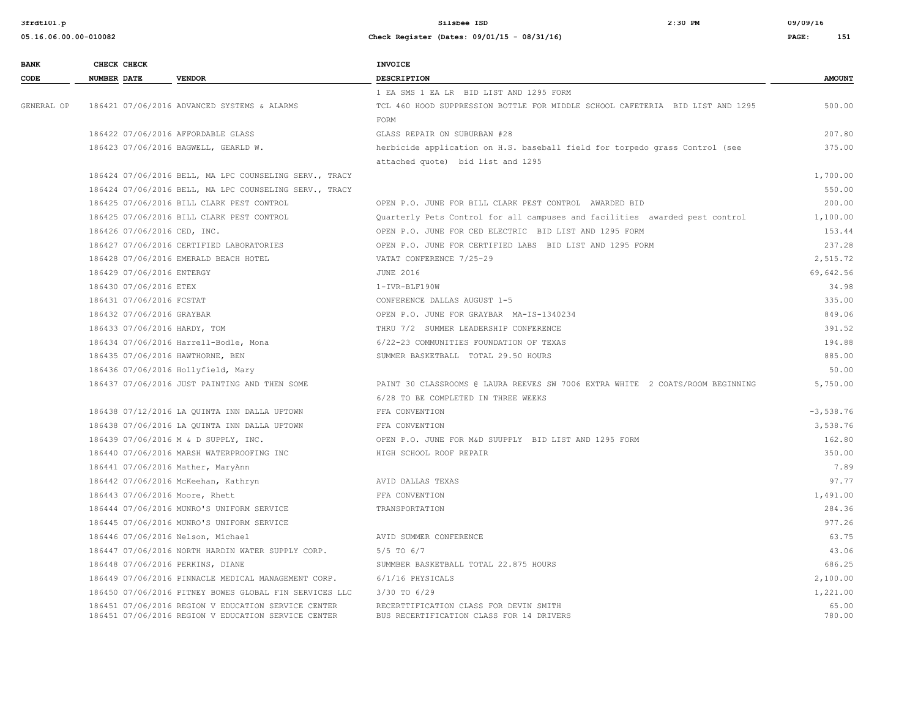| BANK CODE | CHECK NUMBER | CHECK DATE | VENDOR | INVOICE DESCRIPTION | AMOUNT |
|---|---|---|---|---|---|
| | | | | 1 EA SMS 1 EA LR BID LIST AND 1295 FORM | |
| GENERAL OP | 186421 | 07/06/2016 | ADVANCED SYSTEMS & ALARMS | TCL 460 HOOD SUPPRESSION BOTTLE FOR MIDDLE SCHOOL CAFETERIA BID LIST AND 1295 FORM | 500.00 |
| | 186422 | 07/06/2016 | AFFORDABLE GLASS | GLASS REPAIR ON SUBURBAN #28 | 207.80 |
| | 186423 | 07/06/2016 | BAGWELL, GEARLD W. | herbicide application on H.S. baseball field for torpedo grass Control (see attached quote) bid list and 1295 | 375.00 |
| | 186424 | 07/06/2016 | BELL, MA LPC COUNSELING SERV., TRACY | | 1,700.00 |
| | 186424 | 07/06/2016 | BELL, MA LPC COUNSELING SERV., TRACY | | 550.00 |
| | 186425 | 07/06/2016 | BILL CLARK PEST CONTROL | OPEN P.O. JUNE FOR BILL CLARK PEST CONTROL AWARDED BID | 200.00 |
| | 186425 | 07/06/2016 | BILL CLARK PEST CONTROL | Quarterly Pets Control for all campuses and facilities awarded pest control | 1,100.00 |
| | 186426 | 07/06/2016 | CED, INC. | OPEN P.O. JUNE FOR CED ELECTRIC BID LIST AND 1295 FORM | 153.44 |
| | 186427 | 07/06/2016 | CERTIFIED LABORATORIES | OPEN P.O. JUNE FOR CERTIFIED LABS BID LIST AND 1295 FORM | 237.28 |
| | 186428 | 07/06/2016 | EMERALD BEACH HOTEL | VATAT CONFERENCE 7/25-29 | 2,515.72 |
| | 186429 | 07/06/2016 | ENTERGY | JUNE 2016 | 69,642.56 |
| | 186430 | 07/06/2016 | ETEX | 1-IVR-BLF190W | 34.98 |
| | 186431 | 07/06/2016 | FCSTAT | CONFERENCE DALLAS AUGUST 1-5 | 335.00 |
| | 186432 | 07/06/2016 | GRAYBAR | OPEN P.O. JUNE FOR GRAYBAR MA-IS-1340234 | 849.06 |
| | 186433 | 07/06/2016 | HARDY, TOM | THRU 7/2 SUMMER LEADERSHIP CONFERENCE | 391.52 |
| | 186434 | 07/06/2016 | Harrell-Bodle, Mona | 6/22-23 COMMUNITIES FOUNDATION OF TEXAS | 194.88 |
| | 186435 | 07/06/2016 | HAWTHORNE, BEN | SUMMER BASKETBALL TOTAL 29.50 HOURS | 885.00 |
| | 186436 | 07/06/2016 | Hollyfield, Mary | | 50.00 |
| | 186437 | 07/06/2016 | JUST PAINTING AND THEN SOME | PAINT 30 CLASSROOMS @ LAURA REEVES SW 7006 EXTRA WHITE 2 COATS/ROOM BEGINNING 6/28 TO BE COMPLETED IN THREE WEEKS | 5,750.00 |
| | 186438 | 07/12/2016 | LA QUINTA INN DALLA UPTOWN | FFA CONVENTION | -3,538.76 |
| | 186438 | 07/06/2016 | LA QUINTA INN DALLA UPTOWN | FFA CONVENTION | 3,538.76 |
| | 186439 | 07/06/2016 | M & D SUPPLY, INC. | OPEN P.O. JUNE FOR M&D SUUPPLY BID LIST AND 1295 FORM | 162.80 |
| | 186440 | 07/06/2016 | MARSH WATERPROOFING INC | HIGH SCHOOL ROOF REPAIR | 350.00 |
| | 186441 | 07/06/2016 | Mather, MaryAnn | | 7.89 |
| | 186442 | 07/06/2016 | McKeehan, Kathryn | AVID DALLAS TEXAS | 97.77 |
| | 186443 | 07/06/2016 | Moore, Rhett | FFA CONVENTION | 1,491.00 |
| | 186444 | 07/06/2016 | MUNRO'S UNIFORM SERVICE | TRANSPORTATION | 284.36 |
| | 186445 | 07/06/2016 | MUNRO'S UNIFORM SERVICE | | 977.26 |
| | 186446 | 07/06/2016 | Nelson, Michael | AVID SUMMER CONFERENCE | 63.75 |
| | 186447 | 07/06/2016 | NORTH HARDIN WATER SUPPLY CORP. | 5/5 TO 6/7 | 43.06 |
| | 186448 | 07/06/2016 | PERKINS, DIANE | SUMMBER BASKETBALL TOTAL 22.875 HOURS | 686.25 |
| | 186449 | 07/06/2016 | PINNACLE MEDICAL MANAGEMENT CORP. | 6/1/16 PHYSICALS | 2,100.00 |
| | 186450 | 07/06/2016 | PITNEY BOWES GLOBAL FIN SERVICES LLC | 3/30 TO 6/29 | 1,221.00 |
| | 186451 | 07/06/2016 | REGION V EDUCATION SERVICE CENTER | RECERTTIFICATION CLASS FOR DEVIN SMITH | 65.00 |
| | 186451 | 07/06/2016 | REGION V EDUCATION SERVICE CENTER | BUS RECERTIFICATION CLASS FOR 14 DRIVERS | 780.00 |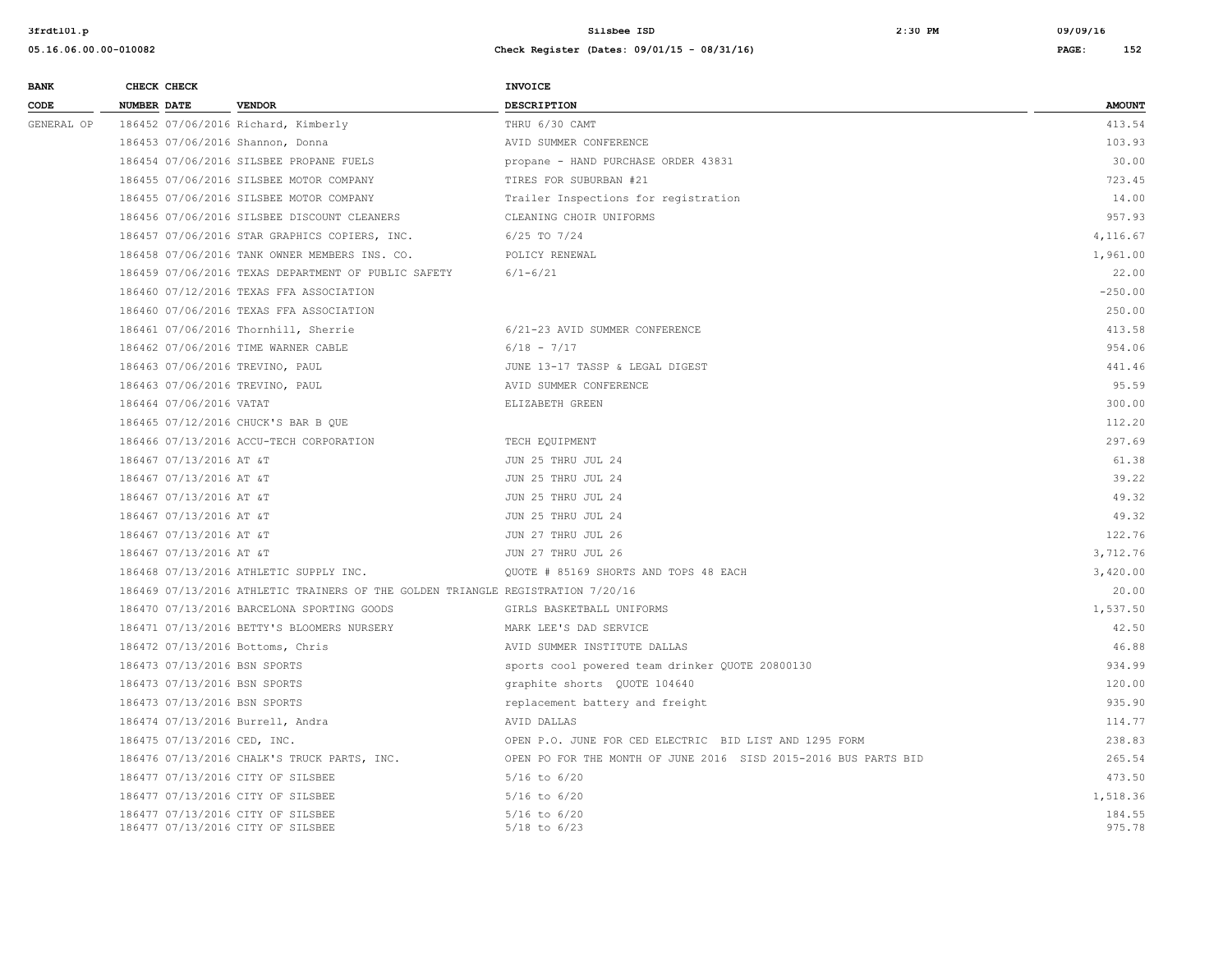| BANK CODE | CHECK NUMBER | CHECK DATE | VENDOR | INVOICE DESCRIPTION | AMOUNT |
|---|---|---|---|---|---|
| GENERAL OP | 186452 | 07/06/2016 | Richard, Kimberly | THRU 6/30 CAMT | 413.54 |
| | 186453 | 07/06/2016 | Shannon, Donna | AVID SUMMER CONFERENCE | 103.93 |
| | 186454 | 07/06/2016 | SILSBEE PROPANE FUELS | propane - HAND PURCHASE ORDER 43831 | 30.00 |
| | 186455 | 07/06/2016 | SILSBEE MOTOR COMPANY | TIRES FOR SUBURBAN #21 | 723.45 |
| | 186455 | 07/06/2016 | SILSBEE MOTOR COMPANY | Trailer Inspections for registration | 14.00 |
| | 186456 | 07/06/2016 | SILSBEE DISCOUNT CLEANERS | CLEANING CHOIR UNIFORMS | 957.93 |
| | 186457 | 07/06/2016 | STAR GRAPHICS COPIERS, INC. | 6/25 TO 7/24 | 4,116.67 |
| | 186458 | 07/06/2016 | TANK OWNER MEMBERS INS. CO. | POLICY RENEWAL | 1,961.00 |
| | 186459 | 07/06/2016 | TEXAS DEPARTMENT OF PUBLIC SAFETY | 6/1-6/21 | 22.00 |
| | 186460 | 07/12/2016 | TEXAS FFA ASSOCIATION | | -250.00 |
| | 186460 | 07/06/2016 | TEXAS FFA ASSOCIATION | | 250.00 |
| | 186461 | 07/06/2016 | Thornhill, Sherrie | 6/21-23 AVID SUMMER CONFERENCE | 413.58 |
| | 186462 | 07/06/2016 | TIME WARNER CABLE | 6/18 - 7/17 | 954.06 |
| | 186463 | 07/06/2016 | TREVINO, PAUL | JUNE 13-17 TASSP & LEGAL DIGEST | 441.46 |
| | 186463 | 07/06/2016 | TREVINO, PAUL | AVID SUMMER CONFERENCE | 95.59 |
| | 186464 | 07/06/2016 | VATAT | ELIZABETH GREEN | 300.00 |
| | 186465 | 07/12/2016 | CHUCK'S BAR B QUE | | 112.20 |
| | 186466 | 07/13/2016 | ACCU-TECH CORPORATION | TECH EQUIPMENT | 297.69 |
| | 186467 | 07/13/2016 | AT &T | JUN 25 THRU JUL 24 | 61.38 |
| | 186467 | 07/13/2016 | AT &T | JUN 25 THRU JUL 24 | 39.22 |
| | 186467 | 07/13/2016 | AT &T | JUN 25 THRU JUL 24 | 49.32 |
| | 186467 | 07/13/2016 | AT &T | JUN 25 THRU JUL 24 | 49.32 |
| | 186467 | 07/13/2016 | AT &T | JUN 27 THRU JUL 26 | 122.76 |
| | 186467 | 07/13/2016 | AT &T | JUN 27 THRU JUL 26 | 3,712.76 |
| | 186468 | 07/13/2016 | ATHLETIC SUPPLY INC. | QUOTE # 85169 SHORTS AND TOPS 48 EACH | 3,420.00 |
| | 186469 | 07/13/2016 | ATHLETIC TRAINERS OF THE GOLDEN TRIANGLE | REGISTRATION 7/20/16 | 20.00 |
| | 186470 | 07/13/2016 | BARCELONA SPORTING GOODS | GIRLS BASKETBALL UNIFORMS | 1,537.50 |
| | 186471 | 07/13/2016 | BETTY'S BLOOMERS NURSERY | MARK LEE'S DAD SERVICE | 42.50 |
| | 186472 | 07/13/2016 | Bottoms, Chris | AVID SUMMER INSTITUTE DALLAS | 46.88 |
| | 186473 | 07/13/2016 | BSN SPORTS | sports cool powered team drinker QUOTE 20800130 | 934.99 |
| | 186473 | 07/13/2016 | BSN SPORTS | graphite shorts QUOTE 104640 | 120.00 |
| | 186473 | 07/13/2016 | BSN SPORTS | replacement battery and freight | 935.90 |
| | 186474 | 07/13/2016 | Burrell, Andra | AVID DALLAS | 114.77 |
| | 186475 | 07/13/2016 | CED, INC. | OPEN P.O. JUNE FOR CED ELECTRIC BID LIST AND 1295 FORM | 238.83 |
| | 186476 | 07/13/2016 | CHALK'S TRUCK PARTS, INC. | OPEN PO FOR THE MONTH OF JUNE 2016 SISD 2015-2016 BUS PARTS BID | 265.54 |
| | 186477 | 07/13/2016 | CITY OF SILSBEE | 5/16 to 6/20 | 473.50 |
| | 186477 | 07/13/2016 | CITY OF SILSBEE | 5/16 to 6/20 | 1,518.36 |
| | 186477 | 07/13/2016 | CITY OF SILSBEE | 5/16 to 6/20 | 184.55 |
| | 186477 | 07/13/2016 | CITY OF SILSBEE | 5/18 to 6/23 | 975.78 |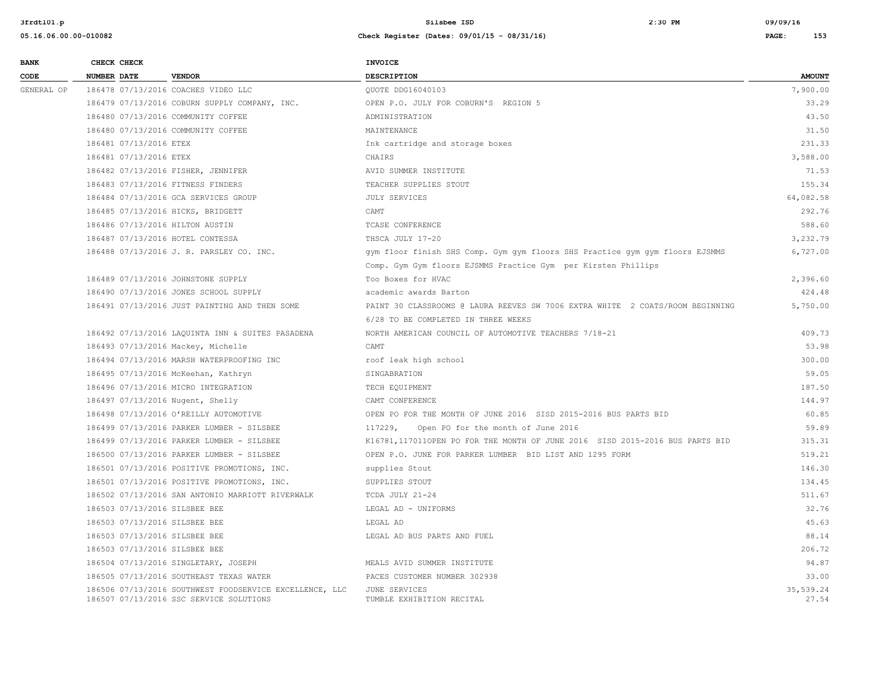| BANK CODE | CHECK NUMBER | CHECK DATE | VENDOR | INVOICE DESCRIPTION | AMOUNT |
|---|---|---|---|---|---|
| GENERAL OP | 186478 | 07/13/2016 | COACHES VIDEO LLC | QUOTE DDG16040103 | 7,900.00 |
| | 186479 | 07/13/2016 | COBURN SUPPLY COMPANY, INC. | OPEN P.O. JULY FOR COBURN'S REGION 5 | 33.29 |
| | 186480 | 07/13/2016 | COMMUNITY COFFEE | ADMINISTRATION | 43.50 |
| | 186480 | 07/13/2016 | COMMUNITY COFFEE | MAINTENANCE | 31.50 |
| | 186481 | 07/13/2016 | ETEX | Ink cartridge and storage boxes | 231.33 |
| | 186481 | 07/13/2016 | ETEX | CHAIRS | 3,588.00 |
| | 186482 | 07/13/2016 | FISHER, JENNIFER | AVID SUMMER INSTITUTE | 71.53 |
| | 186483 | 07/13/2016 | FITNESS FINDERS | TEACHER SUPPLIES STOUT | 155.34 |
| | 186484 | 07/13/2016 | GCA SERVICES GROUP | JULY SERVICES | 64,082.58 |
| | 186485 | 07/13/2016 | HICKS, BRIDGETT | CAMT | 292.76 |
| | 186486 | 07/13/2016 | HILTON AUSTIN | TCASE CONFERENCE | 588.60 |
| | 186487 | 07/13/2016 | HOTEL CONTESSA | THSCA JULY 17-20 | 3,232.79 |
| | 186488 | 07/13/2016 | J. R. PARSLEY CO. INC. | gym floor finish SHS Comp. Gym gym floors SHS Practice gym gym floors EJSMMS Comp. Gym Gym floors EJSMMS Practice Gym per Kirsten Phillips | 6,727.00 |
| | 186489 | 07/13/2016 | JOHNSTONE SUPPLY | Too Boxes for HVAC | 2,396.60 |
| | 186490 | 07/13/2016 | JONES SCHOOL SUPPLY | academic awards Barton | 424.48 |
| | 186491 | 07/13/2016 | JUST PAINTING AND THEN SOME | PAINT 30 CLASSROOMS @ LAURA REEVES SW 7006 EXTRA WHITE 2 COATS/ROOM BEGINNING 6/28 TO BE COMPLETED IN THREE WEEKS | 5,750.00 |
| | 186492 | 07/13/2016 | LAQUINTA INN & SUITES PASADENA | NORTH AMERICAN COUNCIL OF AUTOMOTIVE TEACHERS 7/18-21 | 409.73 |
| | 186493 | 07/13/2016 | Mackey, Michelle | CAMT | 53.98 |
| | 186494 | 07/13/2016 | MARSH WATERPROOFING INC | roof leak high school | 300.00 |
| | 186495 | 07/13/2016 | McKeehan, Kathryn | SINGABRATION | 59.05 |
| | 186496 | 07/13/2016 | MICRO INTEGRATION | TECH EQUIPMENT | 187.50 |
| | 186497 | 07/13/2016 | Nugent, Shelly | CAMT CONFERENCE | 144.97 |
| | 186498 | 07/13/2016 | O'REILLY AUTOMOTIVE | OPEN PO FOR THE MONTH OF JUNE 2016 SISD 2015-2016 BUS PARTS BID | 60.85 |
| | 186499 | 07/13/2016 | PARKER LUMBER - SILSBEE | 117229, Open PO for the month of June 2016 | 59.89 |
| | 186499 | 07/13/2016 | PARKER LUMBER - SILSBEE | K16781,117011OPEN PO FOR THE MONTH OF JUNE 2016 SISD 2015-2016 BUS PARTS BID | 315.31 |
| | 186500 | 07/13/2016 | PARKER LUMBER - SILSBEE | OPEN P.O. JUNE FOR PARKER LUMBER BID LIST AND 1295 FORM | 519.21 |
| | 186501 | 07/13/2016 | POSITIVE PROMOTIONS, INC. | supplies Stout | 146.30 |
| | 186501 | 07/13/2016 | POSITIVE PROMOTIONS, INC. | SUPPLIES STOUT | 134.45 |
| | 186502 | 07/13/2016 | SAN ANTONIO MARRIOTT RIVERWALK | TCDA JULY 21-24 | 511.67 |
| | 186503 | 07/13/2016 | SILSBEE BEE | LEGAL AD - UNIFORMS | 32.76 |
| | 186503 | 07/13/2016 | SILSBEE BEE | LEGAL AD | 45.63 |
| | 186503 | 07/13/2016 | SILSBEE BEE | LEGAL AD BUS PARTS AND FUEL | 88.14 |
| | 186503 | 07/13/2016 | SILSBEE BEE | | 206.72 |
| | 186504 | 07/13/2016 | SINGLETARY, JOSEPH | MEALS AVID SUMMER INSTITUTE | 94.87 |
| | 186505 | 07/13/2016 | SOUTHEAST TEXAS WATER | PACES CUSTOMER NUMBER 302938 | 33.00 |
| | 186506 | 07/13/2016 | SOUTHWEST FOODSERVICE EXCELLENCE, LLC | JUNE SERVICES | 35,539.24 |
| | 186507 | 07/13/2016 | SSC SERVICE SOLUTIONS | TUMBLE EXHIBITION RECITAL | 27.54 |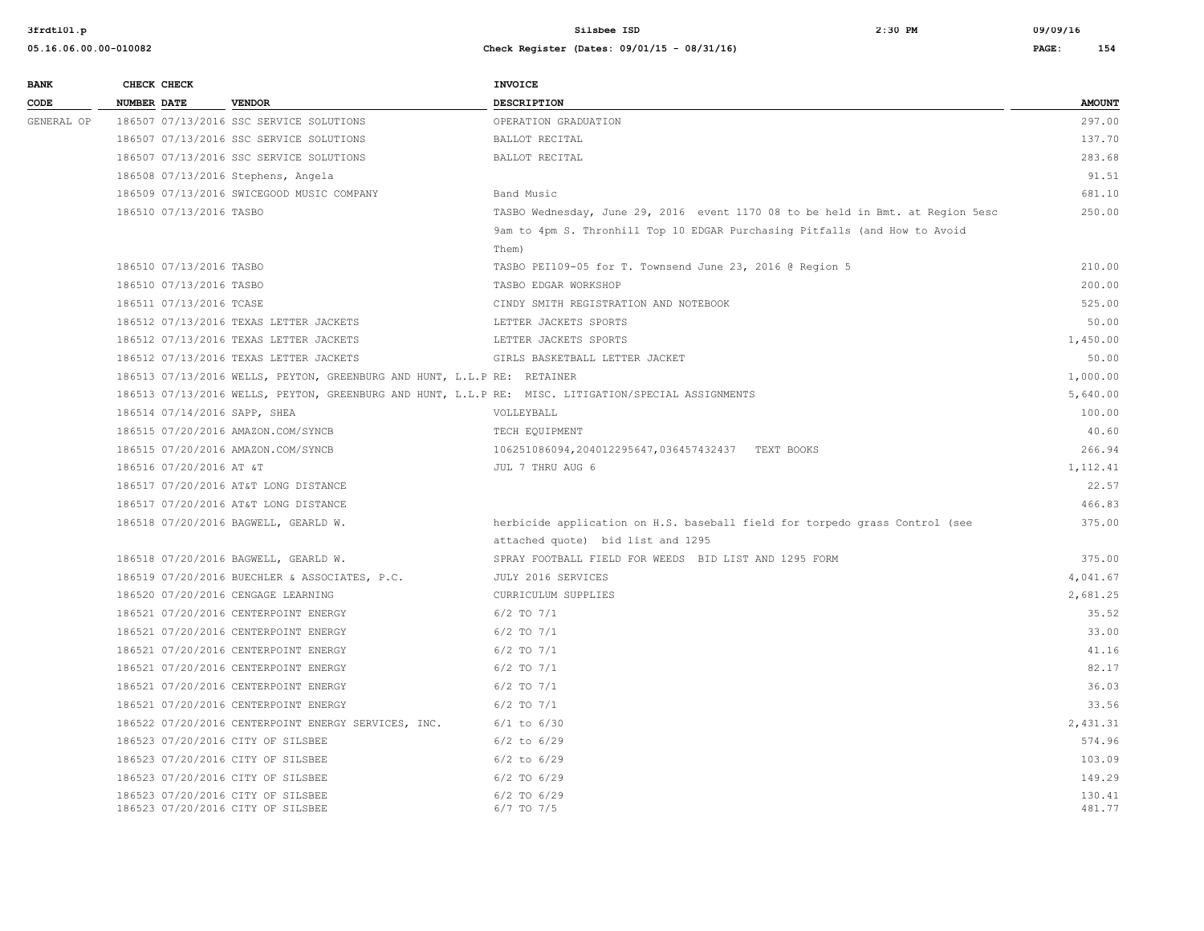| BANK CODE | CHECK NUMBER | CHECK DATE | VENDOR | INVOICE DESCRIPTION | AMOUNT |
|---|---|---|---|---|---|
| GENERAL OP | 186507 | 07/13/2016 | SSC SERVICE SOLUTIONS | OPERATION GRADUATION | 297.00 |
| | 186507 | 07/13/2016 | SSC SERVICE SOLUTIONS | BALLOT RECITAL | 137.70 |
| | 186507 | 07/13/2016 | SSC SERVICE SOLUTIONS | BALLOT RECITAL | 283.68 |
| | 186508 | 07/13/2016 | Stephens, Angela | | 91.51 |
| | 186509 | 07/13/2016 | SWICEGOOD MUSIC COMPANY | Band Music | 681.10 |
| | 186510 | 07/13/2016 | TASBO | TASBO Wednesday, June 29, 2016 event 1170 08 to be held in Bmt. at Region 5esc 9am to 4pm S. Thronhill Top 10 EDGAR Purchasing Pitfalls (and How to Avoid Them) | 250.00 |
| | 186510 | 07/13/2016 | TASBO | TASBO PEI109-05 for T. Townsend June 23, 2016 @ Region 5 | 210.00 |
| | 186510 | 07/13/2016 | TASBO | TASBO EDGAR WORKSHOP | 200.00 |
| | 186511 | 07/13/2016 | TCASE | CINDY SMITH REGISTRATION AND NOTEBOOK | 525.00 |
| | 186512 | 07/13/2016 | TEXAS LETTER JACKETS | LETTER JACKETS SPORTS | 50.00 |
| | 186512 | 07/13/2016 | TEXAS LETTER JACKETS | LETTER JACKETS SPORTS | 1,450.00 |
| | 186512 | 07/13/2016 | TEXAS LETTER JACKETS | GIRLS BASKETBALL LETTER JACKET | 50.00 |
| | 186513 | 07/13/2016 | WELLS, PEYTON, GREENBURG AND HUNT, L.L.P | RE: RETAINER | 1,000.00 |
| | 186513 | 07/13/2016 | WELLS, PEYTON, GREENBURG AND HUNT, L.L.P | RE: MISC. LITIGATION/SPECIAL ASSIGNMENTS | 5,640.00 |
| | 186514 | 07/14/2016 | SAPP, SHEA | VOLLEYBALL | 100.00 |
| | 186515 | 07/20/2016 | AMAZON.COM/SYNCB | TECH EQUIPMENT | 40.60 |
| | 186515 | 07/20/2016 | AMAZON.COM/SYNCB | 106251086094,204012295647,036457432437 TEXT BOOKS | 266.94 |
| | 186516 | 07/20/2016 | AT &T | JUL 7 THRU AUG 6 | 1,112.41 |
| | 186517 | 07/20/2016 | AT&T LONG DISTANCE | | 22.57 |
| | 186517 | 07/20/2016 | AT&T LONG DISTANCE | | 466.83 |
| | 186518 | 07/20/2016 | BAGWELL, GEARLD W. | herbicide application on H.S. baseball field for torpedo grass Control (see attached quote) bid list and 1295 | 375.00 |
| | 186518 | 07/20/2016 | BAGWELL, GEARLD W. | SPRAY FOOTBALL FIELD FOR WEEDS BID LIST AND 1295 FORM | 375.00 |
| | 186519 | 07/20/2016 | BUECHLER & ASSOCIATES, P.C. | JULY 2016 SERVICES | 4,041.67 |
| | 186520 | 07/20/2016 | CENGAGE LEARNING | CURRICULUM SUPPLIES | 2,681.25 |
| | 186521 | 07/20/2016 | CENTERPOINT ENERGY | 6/2 TO 7/1 | 35.52 |
| | 186521 | 07/20/2016 | CENTERPOINT ENERGY | 6/2 TO 7/1 | 33.00 |
| | 186521 | 07/20/2016 | CENTERPOINT ENERGY | 6/2 TO 7/1 | 41.16 |
| | 186521 | 07/20/2016 | CENTERPOINT ENERGY | 6/2 TO 7/1 | 82.17 |
| | 186521 | 07/20/2016 | CENTERPOINT ENERGY | 6/2 TO 7/1 | 36.03 |
| | 186521 | 07/20/2016 | CENTERPOINT ENERGY | 6/2 TO 7/1 | 33.56 |
| | 186522 | 07/20/2016 | CENTERPOINT ENERGY SERVICES, INC. | 6/1 to 6/30 | 2,431.31 |
| | 186523 | 07/20/2016 | CITY OF SILSBEE | 6/2 to 6/29 | 574.96 |
| | 186523 | 07/20/2016 | CITY OF SILSBEE | 6/2 to 6/29 | 103.09 |
| | 186523 | 07/20/2016 | CITY OF SILSBEE | 6/2 TO 6/29 | 149.29 |
| | 186523 | 07/20/2016 | CITY OF SILSBEE | 6/2 TO 6/29 | 130.41 |
| | 186523 | 07/20/2016 | CITY OF SILSBEE | 6/7 TO 7/5 | 481.77 |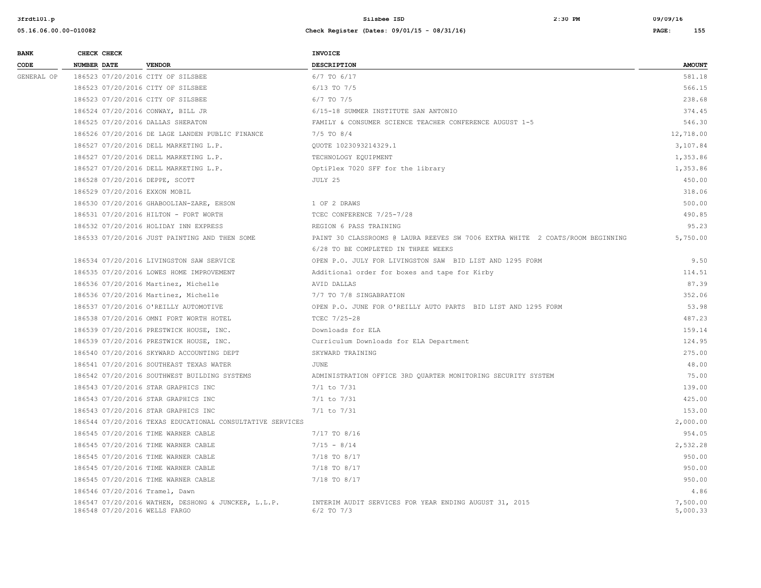| BANK CODE | CHECK NUMBER | CHECK DATE | VENDOR | INVOICE DESCRIPTION | AMOUNT |
|---|---|---|---|---|---|
| GENERAL OP | 186523 | 07/20/2016 | CITY OF SILSBEE | 6/7 TO 6/17 | 581.18 |
| | 186523 | 07/20/2016 | CITY OF SILSBEE | 6/13 TO 7/5 | 566.15 |
| | 186523 | 07/20/2016 | CITY OF SILSBEE | 6/7 TO 7/5 | 238.68 |
| | 186524 | 07/20/2016 | CONWAY, BILL JR | 6/15-18 SUMMER INSTITUTE SAN ANTONIO | 374.45 |
| | 186525 | 07/20/2016 | DALLAS SHERATON | FAMILY & CONSUMER SCIENCE TEACHER CONFERENCE AUGUST 1-5 | 546.30 |
| | 186526 | 07/20/2016 | DE LAGE LANDEN PUBLIC FINANCE | 7/5 TO 8/4 | 12,718.00 |
| | 186527 | 07/20/2016 | DELL MARKETING L.P. | QUOTE 1023093214329.1 | 3,107.84 |
| | 186527 | 07/20/2016 | DELL MARKETING L.P. | TECHNOLOGY EQUIPMENT | 1,353.86 |
| | 186527 | 07/20/2016 | DELL MARKETING L.P. | OptiPlex 7020 SFF for the library | 1,353.86 |
| | 186528 | 07/20/2016 | DEPPE, SCOTT | JULY 25 | 450.00 |
| | 186529 | 07/20/2016 | EXXON MOBIL | | 318.06 |
| | 186530 | 07/20/2016 | GHABOOLIAN-ZARE, EHSON | 1 OF 2 DRAWS | 500.00 |
| | 186531 | 07/20/2016 | HILTON - FORT WORTH | TCEC CONFERENCE 7/25-7/28 | 490.85 |
| | 186532 | 07/20/2016 | HOLIDAY INN EXPRESS | REGION 6 PASS TRAINING | 95.23 |
| | 186533 | 07/20/2016 | JUST PAINTING AND THEN SOME | PAINT 30 CLASSROOMS @ LAURA REEVES SW 7006 EXTRA WHITE 2 COATS/ROOM BEGINNING 6/28 TO BE COMPLETED IN THREE WEEKS | 5,750.00 |
| | 186534 | 07/20/2016 | LIVINGSTON SAW SERVICE | OPEN P.O. JULY FOR LIVINGSTON SAW BID LIST AND 1295 FORM | 9.50 |
| | 186535 | 07/20/2016 | LOWES HOME IMPROVEMENT | Additional order for boxes and tape for Kirby | 114.51 |
| | 186536 | 07/20/2016 | Martinez, Michelle | AVID DALLAS | 87.39 |
| | 186536 | 07/20/2016 | Martinez, Michelle | 7/7 TO 7/8 SINGABRATION | 352.06 |
| | 186537 | 07/20/2016 | O'REILLY AUTOMOTIVE | OPEN P.O. JUNE FOR O'REILLY AUTO PARTS BID LIST AND 1295 FORM | 53.98 |
| | 186538 | 07/20/2016 | OMNI FORT WORTH HOTEL | TCEC 7/25-28 | 487.23 |
| | 186539 | 07/20/2016 | PRESTWICK HOUSE, INC. | Downloads for ELA | 159.14 |
| | 186539 | 07/20/2016 | PRESTWICK HOUSE, INC. | Curriculum Downloads for ELA Department | 124.95 |
| | 186540 | 07/20/2016 | SKYWARD ACCOUNTING DEPT | SKYWARD TRAINING | 275.00 |
| | 186541 | 07/20/2016 | SOUTHEAST TEXAS WATER | JUNE | 48.00 |
| | 186542 | 07/20/2016 | SOUTHWEST BUILDING SYSTEMS | ADMINISTRATION OFFICE 3RD QUARTER MONITORING SECURITY SYSTEM | 75.00 |
| | 186543 | 07/20/2016 | STAR GRAPHICS INC | 7/1 to 7/31 | 139.00 |
| | 186543 | 07/20/2016 | STAR GRAPHICS INC | 7/1 to 7/31 | 425.00 |
| | 186543 | 07/20/2016 | STAR GRAPHICS INC | 7/1 to 7/31 | 153.00 |
| | 186544 | 07/20/2016 | TEXAS EDUCATIONAL CONSULTATIVE SERVICES | | 2,000.00 |
| | 186545 | 07/20/2016 | TIME WARNER CABLE | 7/17 TO 8/16 | 954.05 |
| | 186545 | 07/20/2016 | TIME WARNER CABLE | 7/15 - 8/14 | 2,532.28 |
| | 186545 | 07/20/2016 | TIME WARNER CABLE | 7/18 TO 8/17 | 950.00 |
| | 186545 | 07/20/2016 | TIME WARNER CABLE | 7/18 TO 8/17 | 950.00 |
| | 186545 | 07/20/2016 | TIME WARNER CABLE | 7/18 TO 8/17 | 950.00 |
| | 186546 | 07/20/2016 | Tramel, Dawn | | 4.86 |
| | 186547 | 07/20/2016 | WATHEN, DESHONG & JUNCKER, L.L.P. | INTERIM AUDIT SERVICES FOR YEAR ENDING AUGUST 31, 2015 | 7,500.00 |
| | 186548 | 07/20/2016 | WELLS FARGO | 6/2 TO 7/3 | 5,000.33 |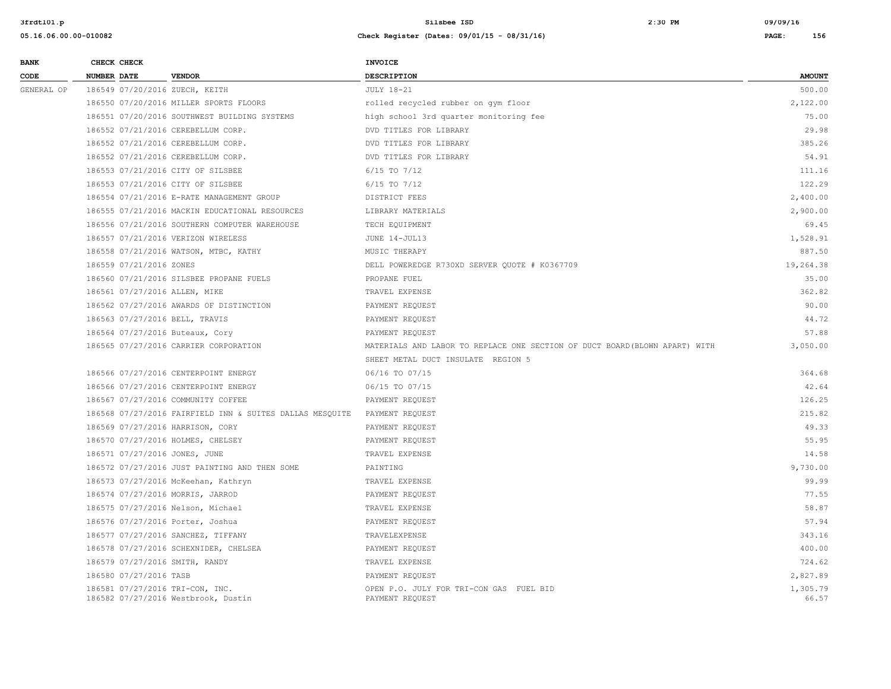| BANK CODE | CHECK NUMBER | CHECK DATE | VENDOR | INVOICE DESCRIPTION | AMOUNT |
|---|---|---|---|---|---|
| GENERAL OP | 186549 | 07/20/2016 | ZUECH, KEITH | JULY 18-21 | 500.00 |
| | 186550 | 07/20/2016 | MILLER SPORTS FLOORS | rolled recycled rubber on gym floor | 2,122.00 |
| | 186551 | 07/20/2016 | SOUTHWEST BUILDING SYSTEMS | high school 3rd quarter monitoring fee | 75.00 |
| | 186552 | 07/21/2016 | CEREBELLUM CORP. | DVD TITLES FOR LIBRARY | 29.98 |
| | 186552 | 07/21/2016 | CEREBELLUM CORP. | DVD TITLES FOR LIBRARY | 385.26 |
| | 186552 | 07/21/2016 | CEREBELLUM CORP. | DVD TITLES FOR LIBRARY | 54.91 |
| | 186553 | 07/21/2016 | CITY OF SILSBEE | 6/15 TO 7/12 | 111.16 |
| | 186553 | 07/21/2016 | CITY OF SILSBEE | 6/15 TO 7/12 | 122.29 |
| | 186554 | 07/21/2016 | E-RATE MANAGEMENT GROUP | DISTRICT FEES | 2,400.00 |
| | 186555 | 07/21/2016 | MACKIN EDUCATIONAL RESOURCES | LIBRARY MATERIALS | 2,900.00 |
| | 186556 | 07/21/2016 | SOUTHERN COMPUTER WAREHOUSE | TECH EQUIPMENT | 69.45 |
| | 186557 | 07/21/2016 | VERIZON WIRELESS | JUNE 14-JUL13 | 1,528.91 |
| | 186558 | 07/21/2016 | WATSON, MTBC, KATHY | MUSIC THERAPY | 887.50 |
| | 186559 | 07/21/2016 | ZONES | DELL POWEREDGE R730XD SERVER QUOTE # K0367709 | 19,264.38 |
| | 186560 | 07/21/2016 | SILSBEE PROPANE FUELS | PROPANE FUEL | 35.00 |
| | 186561 | 07/27/2016 | ALLEN, MIKE | TRAVEL EXPENSE | 362.82 |
| | 186562 | 07/27/2016 | AWARDS OF DISTINCTION | PAYMENT REQUEST | 90.00 |
| | 186563 | 07/27/2016 | BELL, TRAVIS | PAYMENT REQUEST | 44.72 |
| | 186564 | 07/27/2016 | Buteaux, Cory | PAYMENT REQUEST | 57.88 |
| | 186565 | 07/27/2016 | CARRIER CORPORATION | MATERIALS AND LABOR TO REPLACE ONE SECTION OF DUCT BOARD(BLOWN APART) WITH SHEET METAL DUCT INSULATE REGION 5 | 3,050.00 |
| | 186566 | 07/27/2016 | CENTERPOINT ENERGY | 06/16 TO 07/15 | 364.68 |
| | 186566 | 07/27/2016 | CENTERPOINT ENERGY | 06/15 TO 07/15 | 42.64 |
| | 186567 | 07/27/2016 | COMMUNITY COFFEE | PAYMENT REQUEST | 126.25 |
| | 186568 | 07/27/2016 | FAIRFIELD INN & SUITES DALLAS MESQUITE | PAYMENT REQUEST | 215.82 |
| | 186569 | 07/27/2016 | HARRISON, CORY | PAYMENT REQUEST | 49.33 |
| | 186570 | 07/27/2016 | HOLMES, CHELSEY | PAYMENT REQUEST | 55.95 |
| | 186571 | 07/27/2016 | JONES, JUNE | TRAVEL EXPENSE | 14.58 |
| | 186572 | 07/27/2016 | JUST PAINTING AND THEN SOME | PAINTING | 9,730.00 |
| | 186573 | 07/27/2016 | McKeehan, Kathryn | TRAVEL EXPENSE | 99.99 |
| | 186574 | 07/27/2016 | MORRIS, JARROD | PAYMENT REQUEST | 77.55 |
| | 186575 | 07/27/2016 | Nelson, Michael | TRAVEL EXPENSE | 58.87 |
| | 186576 | 07/27/2016 | Porter, Joshua | PAYMENT REQUEST | 57.94 |
| | 186577 | 07/27/2016 | SANCHEZ, TIFFANY | TRAVELEXPENSE | 343.16 |
| | 186578 | 07/27/2016 | SCHEXNIDER, CHELSEA | PAYMENT REQUEST | 400.00 |
| | 186579 | 07/27/2016 | SMITH, RANDY | TRAVEL EXPENSE | 724.62 |
| | 186580 | 07/27/2016 | TASB | PAYMENT REQUEST | 2,827.89 |
| | 186581 | 07/27/2016 | TRI-CON, INC. | OPEN P.O. JULY FOR TRI-CON GAS FUEL BID | 1,305.79 |
| | 186582 | 07/27/2016 | Westbrook, Dustin | PAYMENT REQUEST | 66.57 |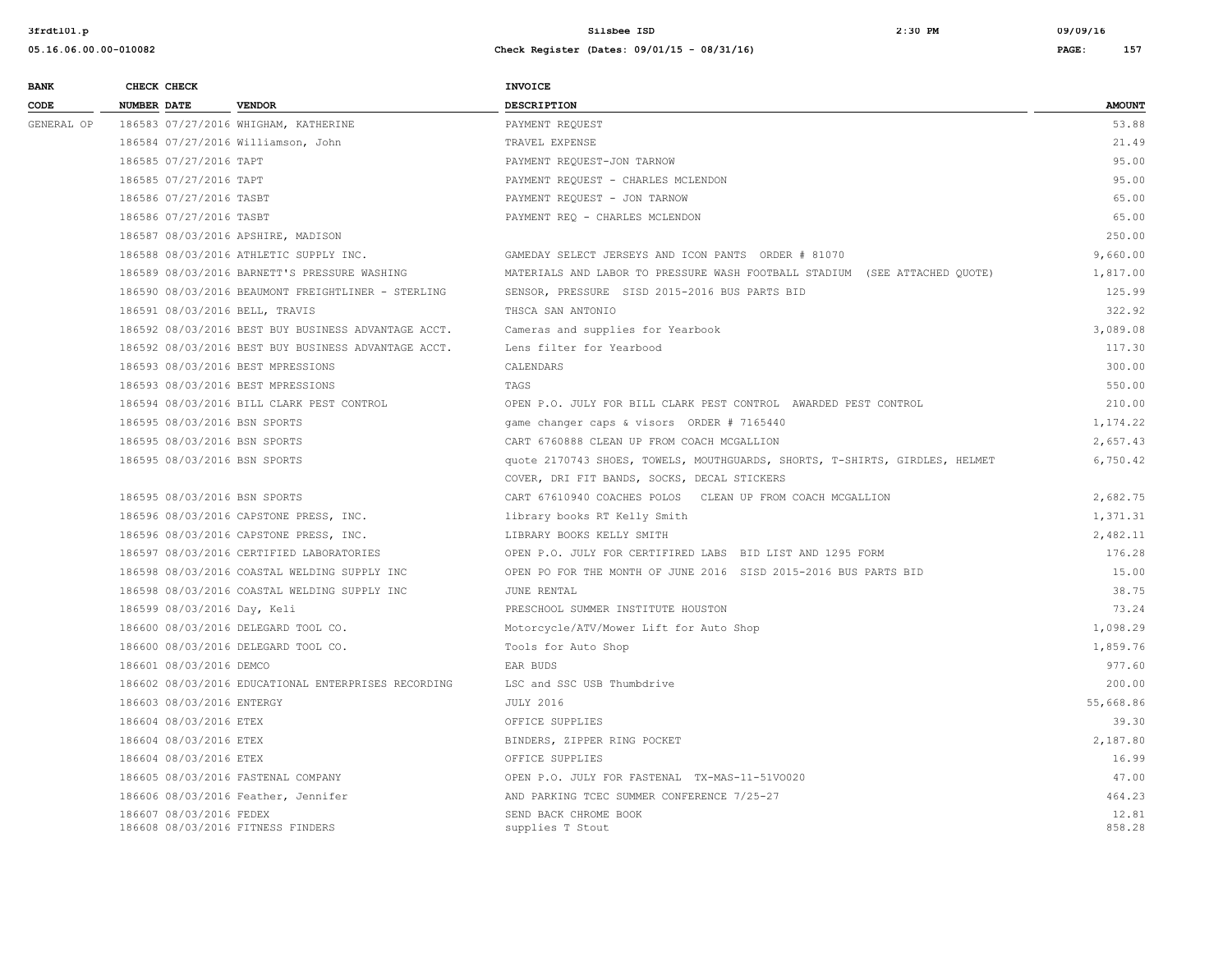| BANK CODE | CHECK NUMBER | CHECK DATE | VENDOR | INVOICE DESCRIPTION | AMOUNT |
|---|---|---|---|---|---|
| GENERAL OP | 186583 | 07/27/2016 | WHIGHAM, KATHERINE | PAYMENT REQUEST | 53.88 |
| | 186584 | 07/27/2016 | Williamson, John | TRAVEL EXPENSE | 21.49 |
| | 186585 | 07/27/2016 | TAPT | PAYMENT REQUEST-JON TARNOW | 95.00 |
| | 186585 | 07/27/2016 | TAPT | PAYMENT REQUEST - CHARLES MCLENDON | 95.00 |
| | 186586 | 07/27/2016 | TASBT | PAYMENT REQUEST - JON TARNOW | 65.00 |
| | 186586 | 07/27/2016 | TASBT | PAYMENT REQ - CHARLES MCLENDON | 65.00 |
| | 186587 | 08/03/2016 | APSHIRE, MADISON | | 250.00 |
| | 186588 | 08/03/2016 | ATHLETIC SUPPLY INC. | GAMEDAY SELECT JERSEYS AND ICON PANTS ORDER # 81070 | 9,660.00 |
| | 186589 | 08/03/2016 | BARNETT'S PRESSURE WASHING | MATERIALS AND LABOR TO PRESSURE WASH FOOTBALL STADIUM (SEE ATTACHED QUOTE) | 1,817.00 |
| | 186590 | 08/03/2016 | BEAUMONT FREIGHTLINER - STERLING | SENSOR, PRESSURE SISD 2015-2016 BUS PARTS BID | 125.99 |
| | 186591 | 08/03/2016 | BELL, TRAVIS | THSCA SAN ANTONIO | 322.92 |
| | 186592 | 08/03/2016 | BEST BUY BUSINESS ADVANTAGE ACCT. | Cameras and supplies for Yearbook | 3,089.08 |
| | 186592 | 08/03/2016 | BEST BUY BUSINESS ADVANTAGE ACCT. | Lens filter for Yearbood | 117.30 |
| | 186593 | 08/03/2016 | BEST MPRESSIONS | CALENDARS | 300.00 |
| | 186593 | 08/03/2016 | BEST MPRESSIONS | TAGS | 550.00 |
| | 186594 | 08/03/2016 | BILL CLARK PEST CONTROL | OPEN P.O. JULY FOR BILL CLARK PEST CONTROL AWARDED PEST CONTROL | 210.00 |
| | 186595 | 08/03/2016 | BSN SPORTS | game changer caps & visors ORDER # 7165440 | 1,174.22 |
| | 186595 | 08/03/2016 | BSN SPORTS | CART 6760888 CLEAN UP FROM COACH MCGALLION | 2,657.43 |
| | 186595 | 08/03/2016 | BSN SPORTS | quote 2170743 SHOES, TOWELS, MOUTHGUARDS, SHORTS, T-SHIRTS, GIRDLES, HELMET COVER, DRI FIT BANDS, SOCKS, DECAL STICKERS | 6,750.42 |
| | 186595 | 08/03/2016 | BSN SPORTS | CART 67610940 COACHES POLOS CLEAN UP FROM COACH MCGALLION | 2,682.75 |
| | 186596 | 08/03/2016 | CAPSTONE PRESS, INC. | library books RT Kelly Smith | 1,371.31 |
| | 186596 | 08/03/2016 | CAPSTONE PRESS, INC. | LIBRARY BOOKS KELLY SMITH | 2,482.11 |
| | 186597 | 08/03/2016 | CERTIFIED LABORATORIES | OPEN P.O. JULY FOR CERTIFIRED LABS BID LIST AND 1295 FORM | 176.28 |
| | 186598 | 08/03/2016 | COASTAL WELDING SUPPLY INC | OPEN PO FOR THE MONTH OF JUNE 2016 SISD 2015-2016 BUS PARTS BID | 15.00 |
| | 186598 | 08/03/2016 | COASTAL WELDING SUPPLY INC | JUNE RENTAL | 38.75 |
| | 186599 | 08/03/2016 | Day, Keli | PRESCHOOL SUMMER INSTITUTE HOUSTON | 73.24 |
| | 186600 | 08/03/2016 | DELEGARD TOOL CO. | Motorcycle/ATV/Mower Lift for Auto Shop | 1,098.29 |
| | 186600 | 08/03/2016 | DELEGARD TOOL CO. | Tools for Auto Shop | 1,859.76 |
| | 186601 | 08/03/2016 | DEMCO | EAR BUDS | 977.60 |
| | 186602 | 08/03/2016 | EDUCATIONAL ENTERPRISES RECORDING | LSC and SSC USB Thumbdrive | 200.00 |
| | 186603 | 08/03/2016 | ENTERGY | JULY 2016 | 55,668.86 |
| | 186604 | 08/03/2016 | ETEX | OFFICE SUPPLIES | 39.30 |
| | 186604 | 08/03/2016 | ETEX | BINDERS, ZIPPER RING POCKET | 2,187.80 |
| | 186604 | 08/03/2016 | ETEX | OFFICE SUPPLIES | 16.99 |
| | 186605 | 08/03/2016 | FASTENAL COMPANY | OPEN P.O. JULY FOR FASTENAL TX-MAS-11-51V0020 | 47.00 |
| | 186606 | 08/03/2016 | Feather, Jennifer | AND PARKING TCEC SUMMER CONFERENCE 7/25-27 | 464.23 |
| | 186607 | 08/03/2016 | FEDEX | SEND BACK CHROME BOOK | 12.81 |
| | 186608 | 08/03/2016 | FITNESS FINDERS | supplies T Stout | 858.28 |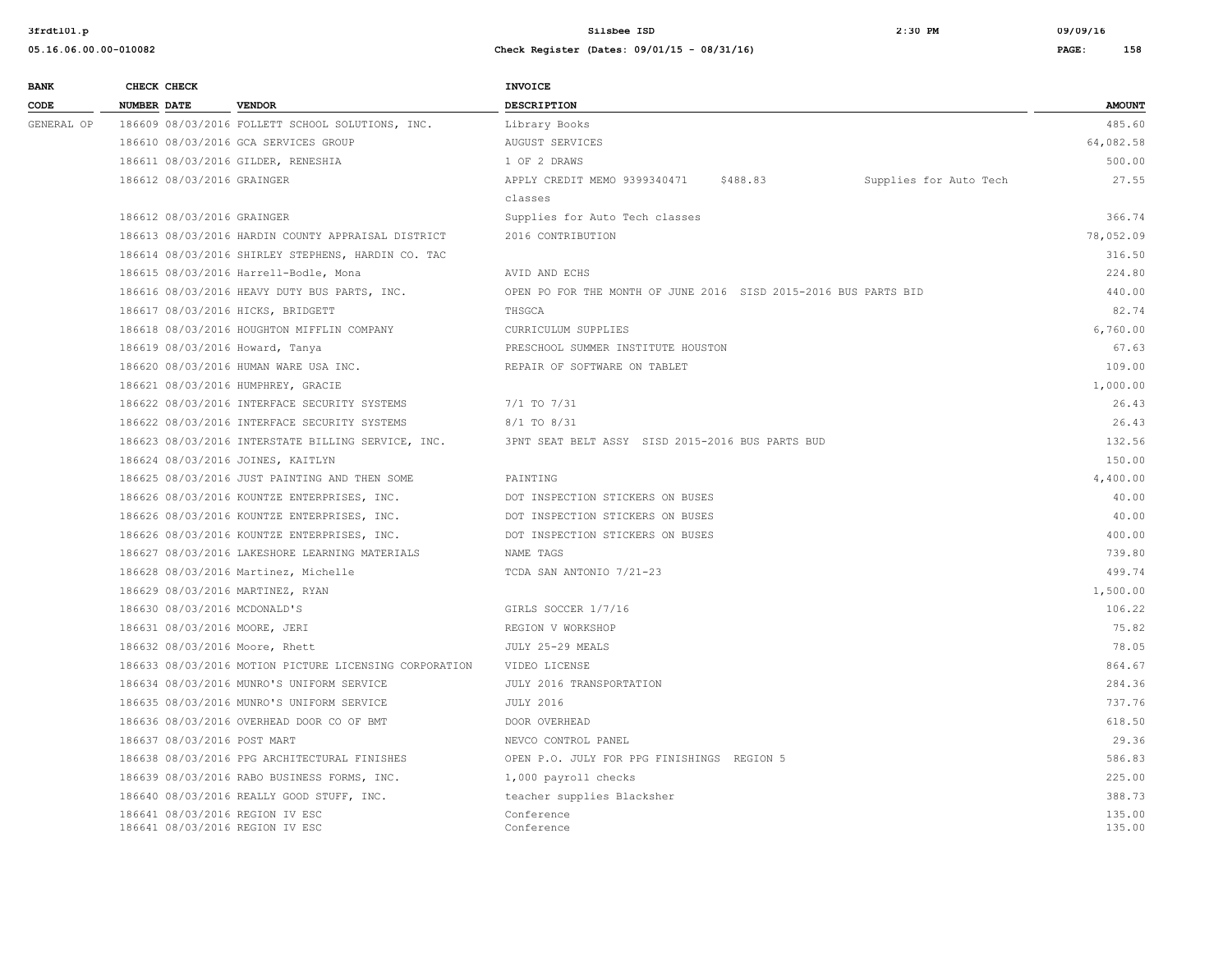| BANK CODE | CHECK NUMBER | CHECK DATE | VENDOR | INVOICE DESCRIPTION | AMOUNT |
|---|---|---|---|---|---|
| GENERAL OP | 186609 | 08/03/2016 | FOLLETT SCHOOL SOLUTIONS, INC. | Library Books | 485.60 |
| | 186610 | 08/03/2016 | GCA SERVICES GROUP | AUGUST SERVICES | 64,082.58 |
| | 186611 | 08/03/2016 | GILDER, RENESHIA | 1 OF 2 DRAWS | 500.00 |
| | 186612 | 08/03/2016 | GRAINGER | APPLY CREDIT MEMO 9399340471 $488.83 Supplies for Auto Tech classes | 27.55 |
| | 186612 | 08/03/2016 | GRAINGER | Supplies for Auto Tech classes | 366.74 |
| | 186613 | 08/03/2016 | HARDIN COUNTY APPRAISAL DISTRICT | 2016 CONTRIBUTION | 78,052.09 |
| | 186614 | 08/03/2016 | SHIRLEY STEPHENS, HARDIN CO. TAC | | 316.50 |
| | 186615 | 08/03/2016 | Harrell-Bodle, Mona | AVID AND ECHS | 224.80 |
| | 186616 | 08/03/2016 | HEAVY DUTY BUS PARTS, INC. | OPEN PO FOR THE MONTH OF JUNE 2016 SISD 2015-2016 BUS PARTS BID | 440.00 |
| | 186617 | 08/03/2016 | HICKS, BRIDGETT | THSGCA | 82.74 |
| | 186618 | 08/03/2016 | HOUGHTON MIFFLIN COMPANY | CURRICULUM SUPPLIES | 6,760.00 |
| | 186619 | 08/03/2016 | Howard, Tanya | PRESCHOOL SUMMER INSTITUTE HOUSTON | 67.63 |
| | 186620 | 08/03/2016 | HUMAN WARE USA INC. | REPAIR OF SOFTWARE ON TABLET | 109.00 |
| | 186621 | 08/03/2016 | HUMPHREY, GRACIE | | 1,000.00 |
| | 186622 | 08/03/2016 | INTERFACE SECURITY SYSTEMS | 7/1 TO 7/31 | 26.43 |
| | 186622 | 08/03/2016 | INTERFACE SECURITY SYSTEMS | 8/1 TO 8/31 | 26.43 |
| | 186623 | 08/03/2016 | INTERSTATE BILLING SERVICE, INC. | 3PNT SEAT BELT ASSY SISD 2015-2016 BUS PARTS BUD | 132.56 |
| | 186624 | 08/03/2016 | JOINES, KAITLYN | | 150.00 |
| | 186625 | 08/03/2016 | JUST PAINTING AND THEN SOME | PAINTING | 4,400.00 |
| | 186626 | 08/03/2016 | KOUNTZE ENTERPRISES, INC. | DOT INSPECTION STICKERS ON BUSES | 40.00 |
| | 186626 | 08/03/2016 | KOUNTZE ENTERPRISES, INC. | DOT INSPECTION STICKERS ON BUSES | 40.00 |
| | 186626 | 08/03/2016 | KOUNTZE ENTERPRISES, INC. | DOT INSPECTION STICKERS ON BUSES | 400.00 |
| | 186627 | 08/03/2016 | LAKESHORE LEARNING MATERIALS | NAME TAGS | 739.80 |
| | 186628 | 08/03/2016 | Martinez, Michelle | TCDA SAN ANTONIO 7/21-23 | 499.74 |
| | 186629 | 08/03/2016 | MARTINEZ, RYAN | | 1,500.00 |
| | 186630 | 08/03/2016 | MCDONALD'S | GIRLS SOCCER 1/7/16 | 106.22 |
| | 186631 | 08/03/2016 | MOORE, JERI | REGION V WORKSHOP | 75.82 |
| | 186632 | 08/03/2016 | Moore, Rhett | JULY 25-29 MEALS | 78.05 |
| | 186633 | 08/03/2016 | MOTION PICTURE LICENSING CORPORATION | VIDEO LICENSE | 864.67 |
| | 186634 | 08/03/2016 | MUNRO'S UNIFORM SERVICE | JULY 2016 TRANSPORTATION | 284.36 |
| | 186635 | 08/03/2016 | MUNRO'S UNIFORM SERVICE | JULY 2016 | 737.76 |
| | 186636 | 08/03/2016 | OVERHEAD DOOR CO OF BMT | DOOR OVERHEAD | 618.50 |
| | 186637 | 08/03/2016 | POST MART | NEVCO CONTROL PANEL | 29.36 |
| | 186638 | 08/03/2016 | PPG ARCHITECTURAL FINISHES | OPEN P.O. JULY FOR PPG FINISHINGS REGION 5 | 586.83 |
| | 186639 | 08/03/2016 | RABO BUSINESS FORMS, INC. | 1,000 payroll checks | 225.00 |
| | 186640 | 08/03/2016 | REALLY GOOD STUFF, INC. | teacher supplies Blacksher | 388.73 |
| | 186641 | 08/03/2016 | REGION IV ESC | Conference | 135.00 |
| | 186641 | 08/03/2016 | REGION IV ESC | Conference | 135.00 |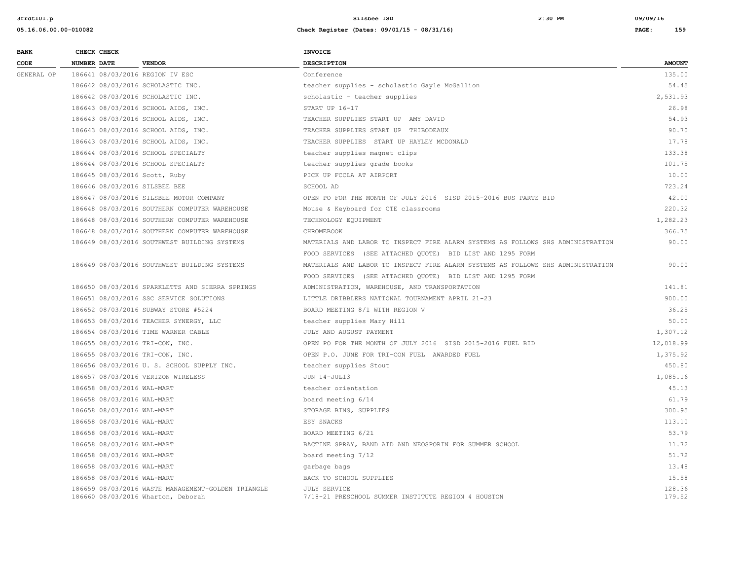| BANK CODE | CHECK NUMBER | CHECK DATE | VENDOR | INVOICE DESCRIPTION | AMOUNT |
|---|---|---|---|---|---|
| GENERAL OP | 186641 | 08/03/2016 | REGION IV ESC | Conference | 135.00 |
| | 186642 | 08/03/2016 | SCHOLASTIC INC. | teacher supplies - scholastic Gayle McGallion | 54.45 |
| | 186642 | 08/03/2016 | SCHOLASTIC INC. | scholastic - teacher supplies | 2,531.93 |
| | 186643 | 08/03/2016 | SCHOOL AIDS, INC. | START UP 16-17 | 26.98 |
| | 186643 | 08/03/2016 | SCHOOL AIDS, INC. | TEACHER SUPPLIES START UP AMY DAVID | 54.93 |
| | 186643 | 08/03/2016 | SCHOOL AIDS, INC. | TEACHER SUPPLIES START UP THIBODEAUX | 90.70 |
| | 186643 | 08/03/2016 | SCHOOL AIDS, INC. | TEACHER SUPPLIES START UP HAYLEY MCDONALD | 17.78 |
| | 186644 | 08/03/2016 | SCHOOL SPECIALTY | teacher supplies magnet clips | 133.38 |
| | 186644 | 08/03/2016 | SCHOOL SPECIALTY | teacher supplies grade books | 101.75 |
| | 186645 | 08/03/2016 | Scott, Ruby | PICK UP FCCLA AT AIRPORT | 10.00 |
| | 186646 | 08/03/2016 | SILSBEE BEE | SCHOOL AD | 723.24 |
| | 186647 | 08/03/2016 | SILSBEE MOTOR COMPANY | OPEN PO FOR THE MONTH OF JULY 2016 SISD 2015-2016 BUS PARTS BID | 42.00 |
| | 186648 | 08/03/2016 | SOUTHERN COMPUTER WAREHOUSE | Mouse & Keyboard for CTE classrooms | 220.32 |
| | 186648 | 08/03/2016 | SOUTHERN COMPUTER WAREHOUSE | TECHNOLOGY EQUIPMENT | 1,282.23 |
| | 186648 | 08/03/2016 | SOUTHERN COMPUTER WAREHOUSE | CHROMEBOOK | 366.75 |
| | 186649 | 08/03/2016 | SOUTHWEST BUILDING SYSTEMS | MATERIALS AND LABOR TO INSPECT FIRE ALARM SYSTEMS AS FOLLOWS SHS ADMINISTRATION FOOD SERVICES (SEE ATTACHED QUOTE) BID LIST AND 1295 FORM | 90.00 |
| | 186649 | 08/03/2016 | SOUTHWEST BUILDING SYSTEMS | MATERIALS AND LABOR TO INSPECT FIRE ALARM SYSTEMS AS FOLLOWS SHS ADMINISTRATION FOOD SERVICES (SEE ATTACHED QUOTE) BID LIST AND 1295 FORM | 90.00 |
| | 186650 | 08/03/2016 | SPARKLETTS AND SIERRA SPRINGS | ADMINISTRATION, WAREHOUSE, AND TRANSPORTATION | 141.81 |
| | 186651 | 08/03/2016 | SSC SERVICE SOLUTIONS | LITTLE DRIBBLERS NATIONAL TOURNAMENT APRIL 21-23 | 900.00 |
| | 186652 | 08/03/2016 | SUBWAY STORE #5224 | BOARD MEETING 8/1 WITH REGION V | 36.25 |
| | 186653 | 08/03/2016 | TEACHER SYNERGY, LLC | teacher supplies Mary Hill | 50.00 |
| | 186654 | 08/03/2016 | TIME WARNER CABLE | JULY AND AUGUST PAYMENT | 1,307.12 |
| | 186655 | 08/03/2016 | TRI-CON, INC. | OPEN PO FOR THE MONTH OF JULY 2016 SISD 2015-2016 FUEL BID | 12,018.99 |
| | 186655 | 08/03/2016 | TRI-CON, INC. | OPEN P.O. JUNE FOR TRI-CON FUEL AWARDED FUEL | 1,375.92 |
| | 186656 | 08/03/2016 | U. S. SCHOOL SUPPLY INC. | teacher supplies Stout | 450.80 |
| | 186657 | 08/03/2016 | VERIZON WIRELESS | JUN 14-JUL13 | 1,085.16 |
| | 186658 | 08/03/2016 | WAL-MART | teacher orientation | 45.13 |
| | 186658 | 08/03/2016 | WAL-MART | board meeting 6/14 | 61.79 |
| | 186658 | 08/03/2016 | WAL-MART | STORAGE BINS, SUPPLIES | 300.95 |
| | 186658 | 08/03/2016 | WAL-MART | ESY SNACKS | 113.10 |
| | 186658 | 08/03/2016 | WAL-MART | BOARD MEETING 6/21 | 53.79 |
| | 186658 | 08/03/2016 | WAL-MART | BACTINE SPRAY, BAND AID AND NEOSPORIN FOR SUMMER SCHOOL | 11.72 |
| | 186658 | 08/03/2016 | WAL-MART | board meeting 7/12 | 51.72 |
| | 186658 | 08/03/2016 | WAL-MART | garbage bags | 13.48 |
| | 186658 | 08/03/2016 | WAL-MART | BACK TO SCHOOL SUPPLIES | 15.58 |
| | 186659 | 08/03/2016 | WASTE MANAGEMENT-GOLDEN TRIANGLE | JULY SERVICE | 128.36 |
| | 186660 | 08/03/2016 | Wharton, Deborah | 7/18-21 PRESCHOOL SUMMER INSTITUTE REGION 4 HOUSTON | 179.52 |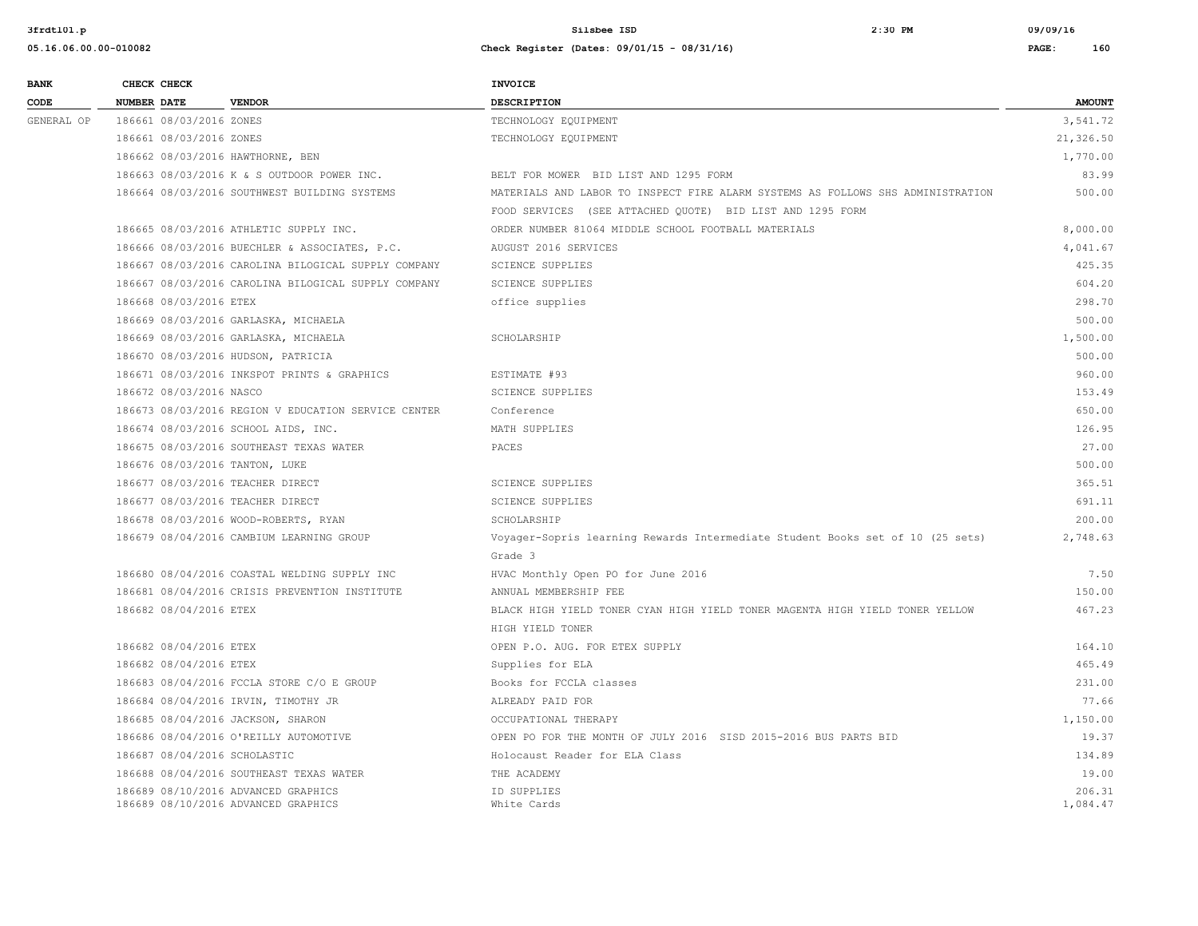| BANK CODE | CHECK NUMBER | CHECK DATE | VENDOR | INVOICE DESCRIPTION | AMOUNT |
|---|---|---|---|---|---|
| GENERAL OP | 186661 | 08/03/2016 | ZONES | TECHNOLOGY EQUIPMENT | 3,541.72 |
| | 186661 | 08/03/2016 | ZONES | TECHNOLOGY EQUIPMENT | 21,326.50 |
| | 186662 | 08/03/2016 | HAWTHORNE, BEN | | 1,770.00 |
| | 186663 | 08/03/2016 | K & S OUTDOOR POWER INC. | BELT FOR MOWER BID LIST AND 1295 FORM | 83.99 |
| | 186664 | 08/03/2016 | SOUTHWEST BUILDING SYSTEMS | MATERIALS AND LABOR TO INSPECT FIRE ALARM SYSTEMS AS FOLLOWS SHS ADMINISTRATION FOOD SERVICES (SEE ATTACHED QUOTE) BID LIST AND 1295 FORM | 500.00 |
| | 186665 | 08/03/2016 | ATHLETIC SUPPLY INC. | ORDER NUMBER 81064 MIDDLE SCHOOL FOOTBALL MATERIALS | 8,000.00 |
| | 186666 | 08/03/2016 | BUECHLER & ASSOCIATES, P.C. | AUGUST 2016 SERVICES | 4,041.67 |
| | 186667 | 08/03/2016 | CAROLINA BILOGICAL SUPPLY COMPANY | SCIENCE SUPPLIES | 425.35 |
| | 186667 | 08/03/2016 | CAROLINA BILOGICAL SUPPLY COMPANY | SCIENCE SUPPLIES | 604.20 |
| | 186668 | 08/03/2016 | ETEX | office supplies | 298.70 |
| | 186669 | 08/03/2016 | GARLASKA, MICHAELA | | 500.00 |
| | 186669 | 08/03/2016 | GARLASKA, MICHAELA | SCHOLARSHIP | 1,500.00 |
| | 186670 | 08/03/2016 | HUDSON, PATRICIA | | 500.00 |
| | 186671 | 08/03/2016 | INKSPOT PRINTS & GRAPHICS | ESTIMATE #93 | 960.00 |
| | 186672 | 08/03/2016 | NASCO | SCIENCE SUPPLIES | 153.49 |
| | 186673 | 08/03/2016 | REGION V EDUCATION SERVICE CENTER | Conference | 650.00 |
| | 186674 | 08/03/2016 | SCHOOL AIDS, INC. | MATH SUPPLIES | 126.95 |
| | 186675 | 08/03/2016 | SOUTHEAST TEXAS WATER | PACES | 27.00 |
| | 186676 | 08/03/2016 | TANTON, LUKE | | 500.00 |
| | 186677 | 08/03/2016 | TEACHER DIRECT | SCIENCE SUPPLIES | 365.51 |
| | 186677 | 08/03/2016 | TEACHER DIRECT | SCIENCE SUPPLIES | 691.11 |
| | 186678 | 08/03/2016 | WOOD-ROBERTS, RYAN | SCHOLARSHIP | 200.00 |
| | 186679 | 08/04/2016 | CAMBIUM LEARNING GROUP | Voyager-Sopris learning Rewards Intermediate Student Books set of 10 (25 sets) Grade 3 | 2,748.63 |
| | 186680 | 08/04/2016 | COASTAL WELDING SUPPLY INC | HVAC Monthly Open PO for June 2016 | 7.50 |
| | 186681 | 08/04/2016 | CRISIS PREVENTION INSTITUTE | ANNUAL MEMBERSHIP FEE | 150.00 |
| | 186682 | 08/04/2016 | ETEX | BLACK HIGH YIELD TONER CYAN HIGH YIELD TONER MAGENTA HIGH YIELD TONER YELLOW HIGH YIELD TONER | 467.23 |
| | 186682 | 08/04/2016 | ETEX | OPEN P.O. AUG. FOR ETEX SUPPLY | 164.10 |
| | 186682 | 08/04/2016 | ETEX | Supplies for ELA | 465.49 |
| | 186683 | 08/04/2016 | FCCLA STORE C/O E GROUP | Books for FCCLA classes | 231.00 |
| | 186684 | 08/04/2016 | IRVIN, TIMOTHY JR | ALREADY PAID FOR | 77.66 |
| | 186685 | 08/04/2016 | JACKSON, SHARON | OCCUPATIONAL THERAPY | 1,150.00 |
| | 186686 | 08/04/2016 | O'REILLY AUTOMOTIVE | OPEN PO FOR THE MONTH OF JULY 2016 SISD 2015-2016 BUS PARTS BID | 19.37 |
| | 186687 | 08/04/2016 | SCHOLASTIC | Holocaust Reader for ELA Class | 134.89 |
| | 186688 | 08/04/2016 | SOUTHEAST TEXAS WATER | THE ACADEMY | 19.00 |
| | 186689 | 08/10/2016 | ADVANCED GRAPHICS | ID SUPPLIES | 206.31 |
| | 186689 | 08/10/2016 | ADVANCED GRAPHICS | White Cards | 1,084.47 |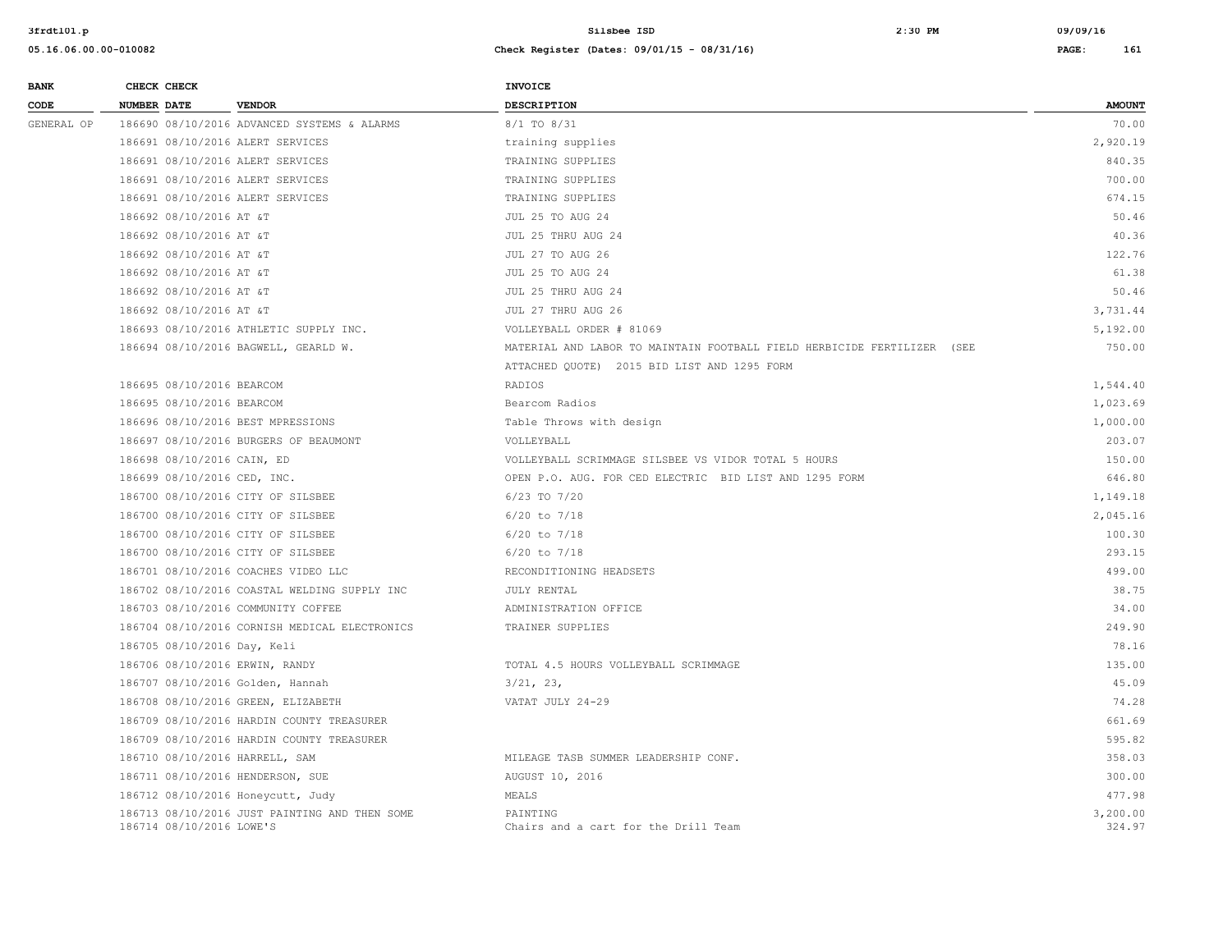| BANK CODE | CHECK NUMBER | CHECK DATE | VENDOR | INVOICE DESCRIPTION | AMOUNT |
|---|---|---|---|---|---|
| GENERAL OP | 186690 | 08/10/2016 | ADVANCED SYSTEMS & ALARMS | 8/1 TO 8/31 | 70.00 |
| | 186691 | 08/10/2016 | ALERT SERVICES | training supplies | 2,920.19 |
| | 186691 | 08/10/2016 | ALERT SERVICES | TRAINING SUPPLIES | 840.35 |
| | 186691 | 08/10/2016 | ALERT SERVICES | TRAINING SUPPLIES | 700.00 |
| | 186691 | 08/10/2016 | ALERT SERVICES | TRAINING SUPPLIES | 674.15 |
| | 186692 | 08/10/2016 | AT &T | JUL 25 TO AUG 24 | 50.46 |
| | 186692 | 08/10/2016 | AT &T | JUL 25 THRU AUG 24 | 40.36 |
| | 186692 | 08/10/2016 | AT &T | JUL 27 TO AUG 26 | 122.76 |
| | 186692 | 08/10/2016 | AT &T | JUL 25 TO AUG 24 | 61.38 |
| | 186692 | 08/10/2016 | AT &T | JUL 25 THRU AUG 24 | 50.46 |
| | 186692 | 08/10/2016 | AT &T | JUL 27 THRU AUG 26 | 3,731.44 |
| | 186693 | 08/10/2016 | ATHLETIC SUPPLY INC. | VOLLEYBALL ORDER # 81069 | 5,192.00 |
| | 186694 | 08/10/2016 | BAGWELL, GEARLD W. | MATERIAL AND LABOR TO MAINTAIN FOOTBALL FIELD HERBICIDE FERTILIZER (SEE ATTACHED QUOTE) 2015 BID LIST AND 1295 FORM | 750.00 |
| | 186695 | 08/10/2016 | BEARCOM | RADIOS | 1,544.40 |
| | 186695 | 08/10/2016 | BEARCOM | Bearcom Radios | 1,023.69 |
| | 186696 | 08/10/2016 | BEST MPRESSIONS | Table Throws with design | 1,000.00 |
| | 186697 | 08/10/2016 | BURGERS OF BEAUMONT | VOLLEYBALL | 203.07 |
| | 186698 | 08/10/2016 | CAIN, ED | VOLLEYBALL SCRIMMAGE SILSBEE VS VIDOR TOTAL 5 HOURS | 150.00 |
| | 186699 | 08/10/2016 | CED, INC. | OPEN P.O. AUG. FOR CED ELECTRIC BID LIST AND 1295 FORM | 646.80 |
| | 186700 | 08/10/2016 | CITY OF SILSBEE | 6/23 TO 7/20 | 1,149.18 |
| | 186700 | 08/10/2016 | CITY OF SILSBEE | 6/20 to 7/18 | 2,045.16 |
| | 186700 | 08/10/2016 | CITY OF SILSBEE | 6/20 to 7/18 | 100.30 |
| | 186700 | 08/10/2016 | CITY OF SILSBEE | 6/20 to 7/18 | 293.15 |
| | 186701 | 08/10/2016 | COACHES VIDEO LLC | RECONDITIONING HEADSETS | 499.00 |
| | 186702 | 08/10/2016 | COASTAL WELDING SUPPLY INC | JULY RENTAL | 38.75 |
| | 186703 | 08/10/2016 | COMMUNITY COFFEE | ADMINISTRATION OFFICE | 34.00 |
| | 186704 | 08/10/2016 | CORNISH MEDICAL ELECTRONICS | TRAINER SUPPLIES | 249.90 |
| | 186705 | 08/10/2016 | Day, Keli | | 78.16 |
| | 186706 | 08/10/2016 | ERWIN, RANDY | TOTAL 4.5 HOURS VOLLEYBALL SCRIMMAGE | 135.00 |
| | 186707 | 08/10/2016 | Golden, Hannah | 3/21, 23, | 45.09 |
| | 186708 | 08/10/2016 | GREEN, ELIZABETH | VATAT JULY 24-29 | 74.28 |
| | 186709 | 08/10/2016 | HARDIN COUNTY TREASURER | | 661.69 |
| | 186709 | 08/10/2016 | HARDIN COUNTY TREASURER | | 595.82 |
| | 186710 | 08/10/2016 | HARRELL, SAM | MILEAGE TASB SUMMER LEADERSHIP CONF. | 358.03 |
| | 186711 | 08/10/2016 | HENDERSON, SUE | AUGUST 10, 2016 | 300.00 |
| | 186712 | 08/10/2016 | Honeycutt, Judy | MEALS | 477.98 |
| | 186713 | 08/10/2016 | JUST PAINTING AND THEN SOME | PAINTING | 3,200.00 |
| | 186714 | 08/10/2016 | LOWE'S | Chairs and a cart for the Drill Team | 324.97 |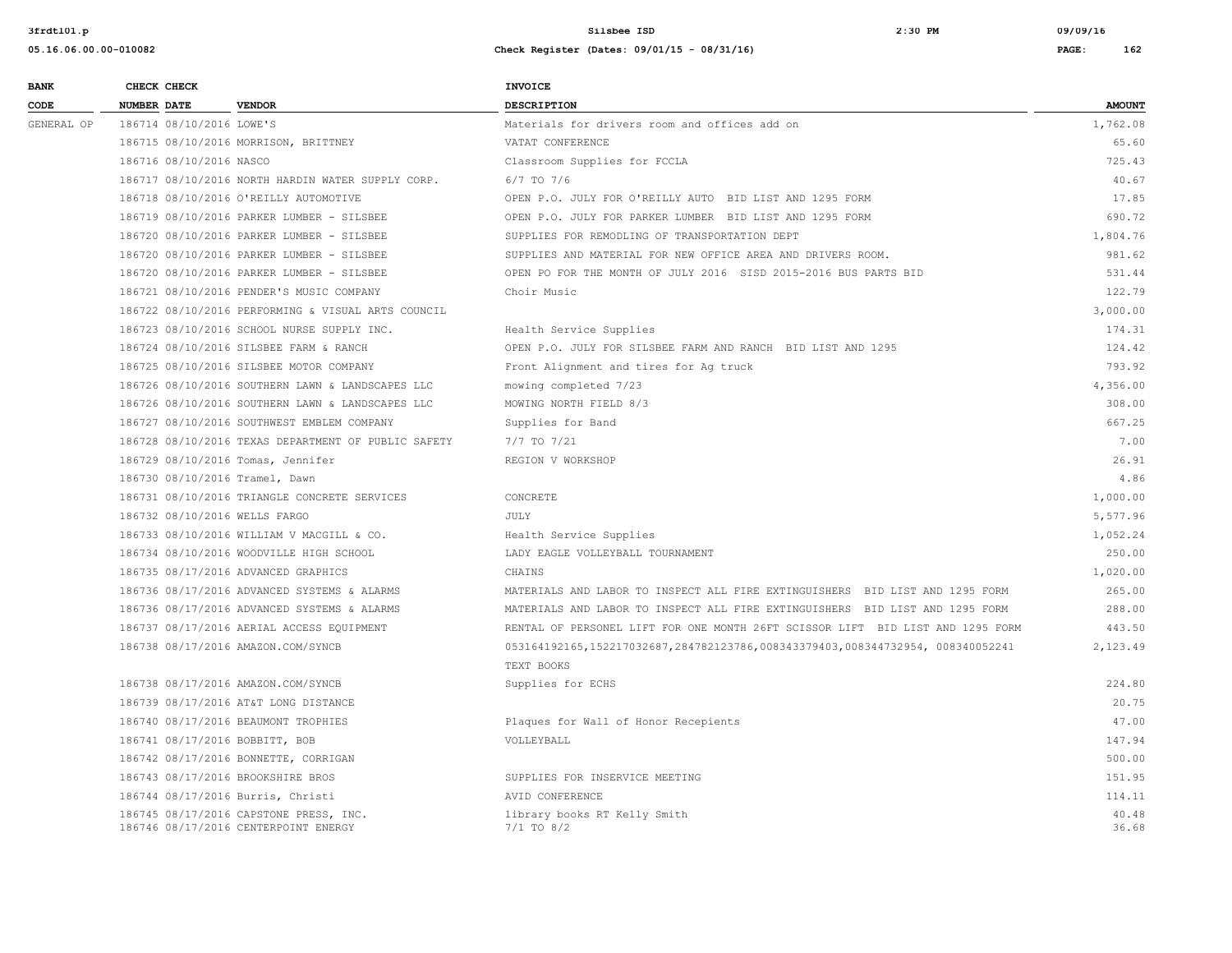| BANK CODE | CHECK NUMBER | CHECK DATE | VENDOR | INVOICE DESCRIPTION | AMOUNT |
|---|---|---|---|---|---|
| GENERAL OP | 186714 | 08/10/2016 | LOWE'S | Materials for drivers room and offices add on | 1,762.08 |
| | 186715 | 08/10/2016 | MORRISON, BRITTNEY | VATAT CONFERENCE | 65.60 |
| | 186716 | 08/10/2016 | NASCO | Classroom Supplies for FCCLA | 725.43 |
| | 186717 | 08/10/2016 | NORTH HARDIN WATER SUPPLY CORP. | 6/7 TO 7/6 | 40.67 |
| | 186718 | 08/10/2016 | O'REILLY AUTOMOTIVE | OPEN P.O. JULY FOR O'REILLY AUTO BID LIST AND 1295 FORM | 17.85 |
| | 186719 | 08/10/2016 | PARKER LUMBER - SILSBEE | OPEN P.O. JULY FOR PARKER LUMBER BID LIST AND 1295 FORM | 690.72 |
| | 186720 | 08/10/2016 | PARKER LUMBER - SILSBEE | SUPPLIES FOR REMODLING OF TRANSPORTATION DEPT | 1,804.76 |
| | 186720 | 08/10/2016 | PARKER LUMBER - SILSBEE | SUPPLIES AND MATERIAL FOR NEW OFFICE AREA AND DRIVERS ROOM. | 981.62 |
| | 186720 | 08/10/2016 | PARKER LUMBER - SILSBEE | OPEN PO FOR THE MONTH OF JULY 2016 SISD 2015-2016 BUS PARTS BID | 531.44 |
| | 186721 | 08/10/2016 | PENDER'S MUSIC COMPANY | Choir Music | 122.79 |
| | 186722 | 08/10/2016 | PERFORMING & VISUAL ARTS COUNCIL | | 3,000.00 |
| | 186723 | 08/10/2016 | SCHOOL NURSE SUPPLY INC. | Health Service Supplies | 174.31 |
| | 186724 | 08/10/2016 | SILSBEE FARM & RANCH | OPEN P.O. JULY FOR SILSBEE FARM AND RANCH BID LIST AND 1295 | 124.42 |
| | 186725 | 08/10/2016 | SILSBEE MOTOR COMPANY | Front Alignment and tires for Ag truck | 793.92 |
| | 186726 | 08/10/2016 | SOUTHERN LAWN & LANDSCAPES LLC | mowing completed 7/23 | 4,356.00 |
| | 186726 | 08/10/2016 | SOUTHERN LAWN & LANDSCAPES LLC | MOWING NORTH FIELD 8/3 | 308.00 |
| | 186727 | 08/10/2016 | SOUTHWEST EMBLEM COMPANY | Supplies for Band | 667.25 |
| | 186728 | 08/10/2016 | TEXAS DEPARTMENT OF PUBLIC SAFETY | 7/7 TO 7/21 | 7.00 |
| | 186729 | 08/10/2016 | Tomas, Jennifer | REGION V WORKSHOP | 26.91 |
| | 186730 | 08/10/2016 | Tramel, Dawn | | 4.86 |
| | 186731 | 08/10/2016 | TRIANGLE CONCRETE SERVICES | CONCRETE | 1,000.00 |
| | 186732 | 08/10/2016 | WELLS FARGO | JULY | 5,577.96 |
| | 186733 | 08/10/2016 | WILLIAM V MACGILL & CO. | Health Service Supplies | 1,052.24 |
| | 186734 | 08/10/2016 | WOODVILLE HIGH SCHOOL | LADY EAGLE VOLLEYBALL TOURNAMENT | 250.00 |
| | 186735 | 08/17/2016 | ADVANCED GRAPHICS | CHAINS | 1,020.00 |
| | 186736 | 08/17/2016 | ADVANCED SYSTEMS & ALARMS | MATERIALS AND LABOR TO INSPECT ALL FIRE EXTINGUISHERS BID LIST AND 1295 FORM | 265.00 |
| | 186736 | 08/17/2016 | ADVANCED SYSTEMS & ALARMS | MATERIALS AND LABOR TO INSPECT ALL FIRE EXTINGUISHERS BID LIST AND 1295 FORM | 288.00 |
| | 186737 | 08/17/2016 | AERIAL ACCESS EQUIPMENT | RENTAL OF PERSONEL LIFT FOR ONE MONTH 26FT SCISSOR LIFT BID LIST AND 1295 FORM | 443.50 |
| | 186738 | 08/17/2016 | AMAZON.COM/SYNCB | 053164192165,152217032687,284782123786,008343379403,008344732954, 008340052241 TEXT BOOKS | 2,123.49 |
| | 186738 | 08/17/2016 | AMAZON.COM/SYNCB | Supplies for ECHS | 224.80 |
| | 186739 | 08/17/2016 | AT&T LONG DISTANCE | | 20.75 |
| | 186740 | 08/17/2016 | BEAUMONT TROPHIES | Plaques for Wall of Honor Recepients | 47.00 |
| | 186741 | 08/17/2016 | BOBBITT, BOB | VOLLEYBALL | 147.94 |
| | 186742 | 08/17/2016 | BONNETTE, CORRIGAN | | 500.00 |
| | 186743 | 08/17/2016 | BROOKSHIRE BROS | SUPPLIES FOR INSERVICE MEETING | 151.95 |
| | 186744 | 08/17/2016 | Burris, Christi | AVID CONFERENCE | 114.11 |
| | 186745 | 08/17/2016 | CAPSTONE PRESS, INC. | library books RT Kelly Smith | 40.48 |
| | 186746 | 08/17/2016 | CENTERPOINT ENERGY | 7/1 TO 8/2 | 36.68 |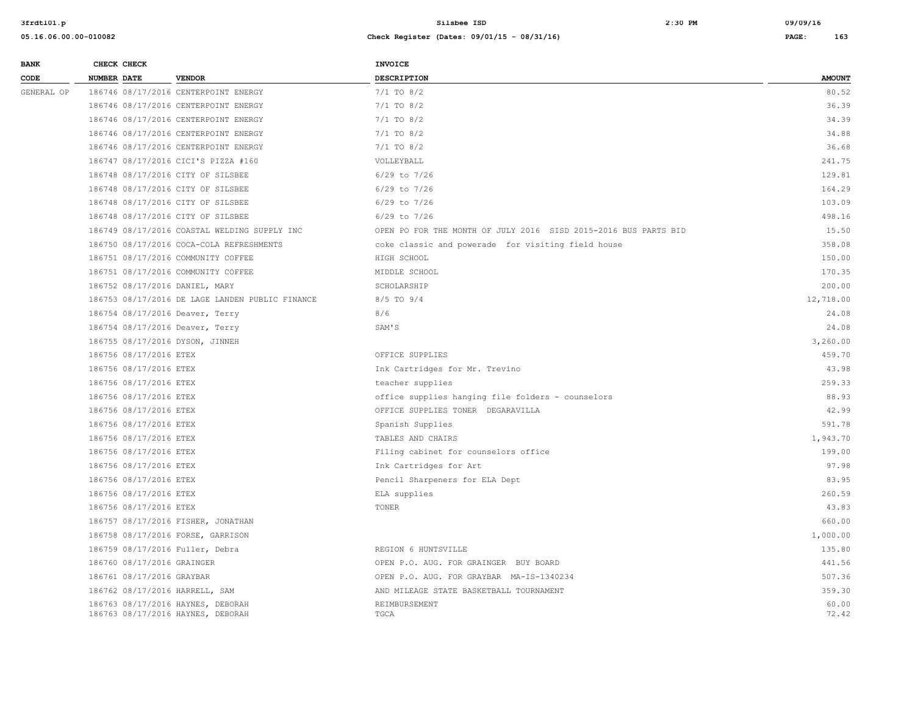| BANK CODE | CHECK NUMBER | CHECK DATE | VENDOR | INVOICE DESCRIPTION | AMOUNT |
|---|---|---|---|---|---|
| GENERAL OP | 186746 | 08/17/2016 | CENTERPOINT ENERGY | 7/1 TO 8/2 | 80.52 |
| | 186746 | 08/17/2016 | CENTERPOINT ENERGY | 7/1 TO 8/2 | 36.39 |
| | 186746 | 08/17/2016 | CENTERPOINT ENERGY | 7/1 TO 8/2 | 34.39 |
| | 186746 | 08/17/2016 | CENTERPOINT ENERGY | 7/1 TO 8/2 | 34.88 |
| | 186746 | 08/17/2016 | CENTERPOINT ENERGY | 7/1 TO 8/2 | 36.68 |
| | 186747 | 08/17/2016 | CICI'S PIZZA #160 | VOLLEYBALL | 241.75 |
| | 186748 | 08/17/2016 | CITY OF SILSBEE | 6/29 to 7/26 | 129.81 |
| | 186748 | 08/17/2016 | CITY OF SILSBEE | 6/29 to 7/26 | 164.29 |
| | 186748 | 08/17/2016 | CITY OF SILSBEE | 6/29 to 7/26 | 103.09 |
| | 186748 | 08/17/2016 | CITY OF SILSBEE | 6/29 to 7/26 | 498.16 |
| | 186749 | 08/17/2016 | COASTAL WELDING SUPPLY INC | OPEN PO FOR THE MONTH OF JULY 2016 SISD 2015-2016 BUS PARTS BID | 15.50 |
| | 186750 | 08/17/2016 | COCA-COLA REFRESHMENTS | coke classic and powerade for visiting field house | 358.08 |
| | 186751 | 08/17/2016 | COMMUNITY COFFEE | HIGH SCHOOL | 150.00 |
| | 186751 | 08/17/2016 | COMMUNITY COFFEE | MIDDLE SCHOOL | 170.35 |
| | 186752 | 08/17/2016 | DANIEL, MARY | SCHOLARSHIP | 200.00 |
| | 186753 | 08/17/2016 | DE LAGE LANDEN PUBLIC FINANCE | 8/5 TO 9/4 | 12,718.00 |
| | 186754 | 08/17/2016 | Deaver, Terry | 8/6 | 24.08 |
| | 186754 | 08/17/2016 | Deaver, Terry | SAM'S | 24.08 |
| | 186755 | 08/17/2016 | DYSON, JINNEH | | 3,260.00 |
| | 186756 | 08/17/2016 | ETEX | OFFICE SUPPLIES | 459.70 |
| | 186756 | 08/17/2016 | ETEX | Ink Cartridges for Mr. Trevino | 43.98 |
| | 186756 | 08/17/2016 | ETEX | teacher supplies | 259.33 |
| | 186756 | 08/17/2016 | ETEX | office supplies hanging file folders - counselors | 88.93 |
| | 186756 | 08/17/2016 | ETEX | OFFICE SUPPLIES TONER DEGARAVILLA | 42.99 |
| | 186756 | 08/17/2016 | ETEX | Spanish Supplies | 591.78 |
| | 186756 | 08/17/2016 | ETEX | TABLES AND CHAIRS | 1,943.70 |
| | 186756 | 08/17/2016 | ETEX | Filing cabinet for counselors office | 199.00 |
| | 186756 | 08/17/2016 | ETEX | Ink Cartridges for Art | 97.98 |
| | 186756 | 08/17/2016 | ETEX | Pencil Sharpeners for ELA Dept | 83.95 |
| | 186756 | 08/17/2016 | ETEX | ELA supplies | 260.59 |
| | 186756 | 08/17/2016 | ETEX | TONER | 43.83 |
| | 186757 | 08/17/2016 | FISHER, JONATHAN | | 660.00 |
| | 186758 | 08/17/2016 | FORSE, GARRISON | | 1,000.00 |
| | 186759 | 08/17/2016 | Fuller, Debra | REGION 6 HUNTSVILLE | 135.80 |
| | 186760 | 08/17/2016 | GRAINGER | OPEN P.O. AUG. FOR GRAINGER BUY BOARD | 441.56 |
| | 186761 | 08/17/2016 | GRAYBAR | OPEN P.O. AUG. FOR GRAYBAR MA-IS-1340234 | 507.36 |
| | 186762 | 08/17/2016 | HARRELL, SAM | AND MILEAGE STATE BASKETBALL TOURNAMENT | 359.30 |
| | 186763 | 08/17/2016 | HAYNES, DEBORAH | REIMBURSEMENT | 60.00 |
| | 186763 | 08/17/2016 | HAYNES, DEBORAH | TGCA | 72.42 |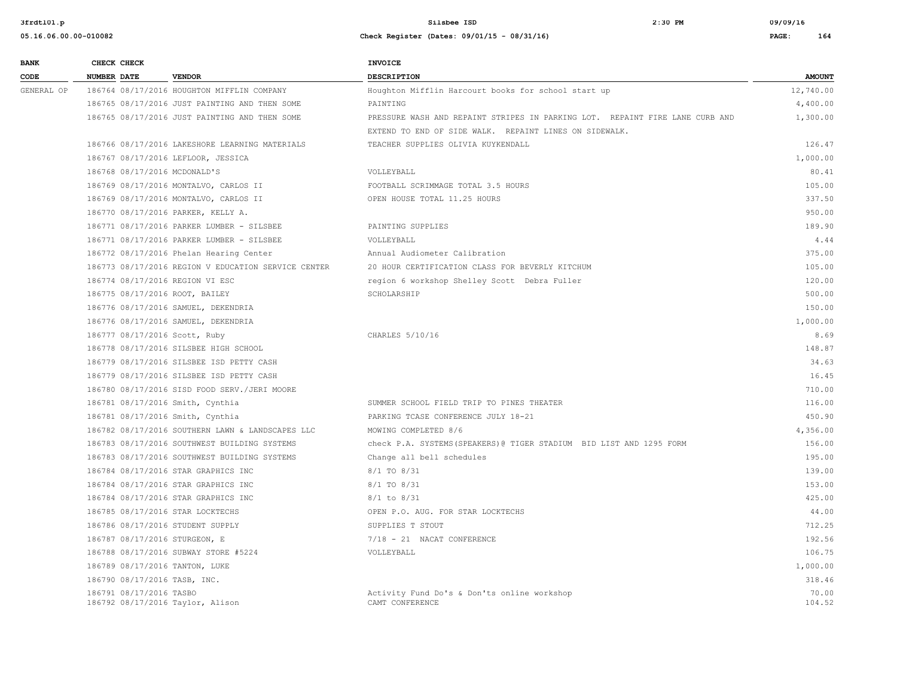| BANK CODE | CHECK NUMBER | CHECK DATE | VENDOR | INVOICE DESCRIPTION | AMOUNT |
|---|---|---|---|---|---|
| GENERAL OP | 186764 | 08/17/2016 | HOUGHTON MIFFLIN COMPANY | Houghton Mifflin Harcourt books for school start up | 12,740.00 |
| | 186765 | 08/17/2016 | JUST PAINTING AND THEN SOME | PAINTING | 4,400.00 |
| | 186765 | 08/17/2016 | JUST PAINTING AND THEN SOME | PRESSURE WASH AND REPAINT STRIPES IN PARKING LOT. REPAINT FIRE LANE CURB AND EXTEND TO END OF SIDE WALK. REPAINT LINES ON SIDEWALK. | 1,300.00 |
| | 186766 | 08/17/2016 | LAKESHORE LEARNING MATERIALS | TEACHER SUPPLIES OLIVIA KUYKENDALL | 126.47 |
| | 186767 | 08/17/2016 | LEFLOOR, JESSICA | | 1,000.00 |
| | 186768 | 08/17/2016 | MCDONALD'S | VOLLEYBALL | 80.41 |
| | 186769 | 08/17/2016 | MONTALVO, CARLOS II | FOOTBALL SCRIMMAGE TOTAL 3.5 HOURS | 105.00 |
| | 186769 | 08/17/2016 | MONTALVO, CARLOS II | OPEN HOUSE TOTAL 11.25 HOURS | 337.50 |
| | 186770 | 08/17/2016 | PARKER, KELLY A. | | 950.00 |
| | 186771 | 08/17/2016 | PARKER LUMBER - SILSBEE | PAINTING SUPPLIES | 189.90 |
| | 186771 | 08/17/2016 | PARKER LUMBER - SILSBEE | VOLLEYBALL | 4.44 |
| | 186772 | 08/17/2016 | Phelan Hearing Center | Annual Audiometer Calibration | 375.00 |
| | 186773 | 08/17/2016 | REGION V EDUCATION SERVICE CENTER | 20 HOUR CERTIFICATION CLASS FOR BEVERLY KITCHUM | 105.00 |
| | 186774 | 08/17/2016 | REGION VI ESC | region 6 workshop Shelley Scott Debra Fuller | 120.00 |
| | 186775 | 08/17/2016 | ROOT, BAILEY | SCHOLARSHIP | 500.00 |
| | 186776 | 08/17/2016 | SAMUEL, DEKENDRIA | | 150.00 |
| | 186776 | 08/17/2016 | SAMUEL, DEKENDRIA | | 1,000.00 |
| | 186777 | 08/17/2016 | Scott, Ruby | CHARLES 5/10/16 | 8.69 |
| | 186778 | 08/17/2016 | SILSBEE HIGH SCHOOL | | 148.87 |
| | 186779 | 08/17/2016 | SILSBEE ISD PETTY CASH | | 34.63 |
| | 186779 | 08/17/2016 | SILSBEE ISD PETTY CASH | | 16.45 |
| | 186780 | 08/17/2016 | SISD FOOD SERV./JERI MOORE | | 710.00 |
| | 186781 | 08/17/2016 | Smith, Cynthia | SUMMER SCHOOL FIELD TRIP TO PINES THEATER | 116.00 |
| | 186781 | 08/17/2016 | Smith, Cynthia | PARKING TCASE CONFERENCE JULY 18-21 | 450.90 |
| | 186782 | 08/17/2016 | SOUTHERN LAWN & LANDSCAPES LLC | MOWING COMPLETED 8/6 | 4,356.00 |
| | 186783 | 08/17/2016 | SOUTHWEST BUILDING SYSTEMS | check P.A. SYSTEMS(SPEAKERS)@ TIGER STADIUM BID LIST AND 1295 FORM | 156.00 |
| | 186783 | 08/17/2016 | SOUTHWEST BUILDING SYSTEMS | Change all bell schedules | 195.00 |
| | 186784 | 08/17/2016 | STAR GRAPHICS INC | 8/1 TO 8/31 | 139.00 |
| | 186784 | 08/17/2016 | STAR GRAPHICS INC | 8/1 TO 8/31 | 153.00 |
| | 186784 | 08/17/2016 | STAR GRAPHICS INC | 8/1 to 8/31 | 425.00 |
| | 186785 | 08/17/2016 | STAR LOCKTECHS | OPEN P.O. AUG. FOR STAR LOCKTECHS | 44.00 |
| | 186786 | 08/17/2016 | STUDENT SUPPLY | SUPPLIES T STOUT | 712.25 |
| | 186787 | 08/17/2016 | STURGEON, E | 7/18 - 21 NACAT CONFERENCE | 192.56 |
| | 186788 | 08/17/2016 | SUBWAY STORE #5224 | VOLLEYBALL | 106.75 |
| | 186789 | 08/17/2016 | TANTON, LUKE | | 1,000.00 |
| | 186790 | 08/17/2016 | TASB, INC. | | 318.46 |
| | 186791 | 08/17/2016 | TASBO | Activity Fund Do's & Don'ts online workshop | 70.00 |
| | 186792 | 08/17/2016 | Taylor, Alison | CAMT CONFERENCE | 104.52 |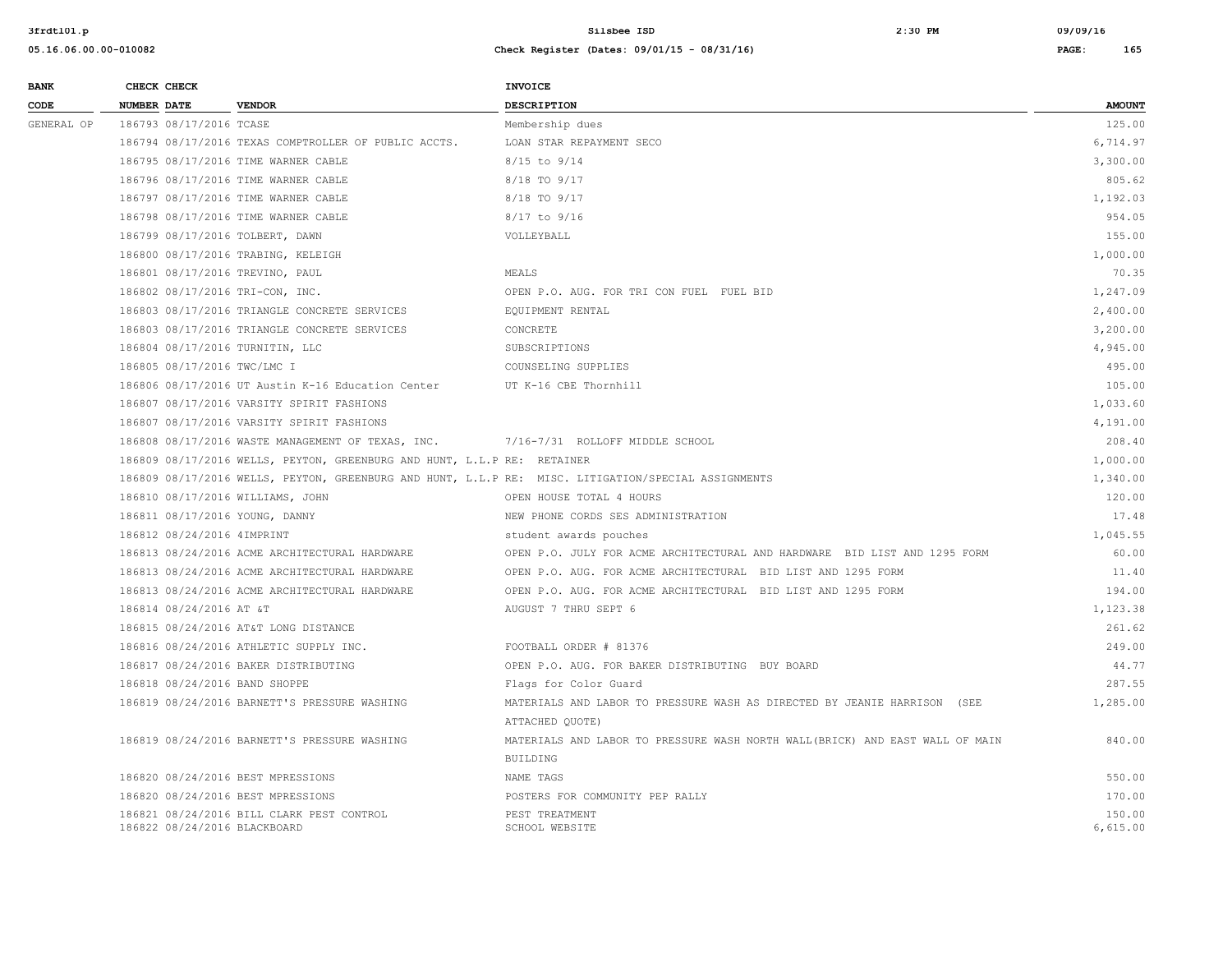| BANK CODE | CHECK NUMBER | CHECK DATE | VENDOR | INVOICE DESCRIPTION | AMOUNT |
|---|---|---|---|---|---|
| GENERAL OP | 186793 | 08/17/2016 | TCASE | Membership dues | 125.00 |
| | 186794 | 08/17/2016 | TEXAS COMPTROLLER OF PUBLIC ACCTS. | LOAN STAR REPAYMENT SECO | 6,714.97 |
| | 186795 | 08/17/2016 | TIME WARNER CABLE | 8/15 to 9/14 | 3,300.00 |
| | 186796 | 08/17/2016 | TIME WARNER CABLE | 8/18 TO 9/17 | 805.62 |
| | 186797 | 08/17/2016 | TIME WARNER CABLE | 8/18 TO 9/17 | 1,192.03 |
| | 186798 | 08/17/2016 | TIME WARNER CABLE | 8/17 to 9/16 | 954.05 |
| | 186799 | 08/17/2016 | TOLBERT, DAWN | VOLLEYBALL | 155.00 |
| | 186800 | 08/17/2016 | TRABING, KELEIGH | | 1,000.00 |
| | 186801 | 08/17/2016 | TREVINO, PAUL | MEALS | 70.35 |
| | 186802 | 08/17/2016 | TRI-CON, INC. | OPEN P.O. AUG. FOR TRI CON FUEL FUEL BID | 1,247.09 |
| | 186803 | 08/17/2016 | TRIANGLE CONCRETE SERVICES | EQUIPMENT RENTAL | 2,400.00 |
| | 186803 | 08/17/2016 | TRIANGLE CONCRETE SERVICES | CONCRETE | 3,200.00 |
| | 186804 | 08/17/2016 | TURNITIN, LLC | SUBSCRIPTIONS | 4,945.00 |
| | 186805 | 08/17/2016 | TWC/LMC I | COUNSELING SUPPLIES | 495.00 |
| | 186806 | 08/17/2016 | UT Austin K-16 Education Center | UT K-16 CBE Thornhill | 105.00 |
| | 186807 | 08/17/2016 | VARSITY SPIRIT FASHIONS | | 1,033.60 |
| | 186807 | 08/17/2016 | VARSITY SPIRIT FASHIONS | | 4,191.00 |
| | 186808 | 08/17/2016 | WASTE MANAGEMENT OF TEXAS, INC. | 7/16-7/31 ROLLOFF MIDDLE SCHOOL | 208.40 |
| | 186809 | 08/17/2016 | WELLS, PEYTON, GREENBURG AND HUNT, L.L.P | RE: RETAINER | 1,000.00 |
| | 186809 | 08/17/2016 | WELLS, PEYTON, GREENBURG AND HUNT, L.L.P | RE: MISC. LITIGATION/SPECIAL ASSIGNMENTS | 1,340.00 |
| | 186810 | 08/17/2016 | WILLIAMS, JOHN | OPEN HOUSE TOTAL 4 HOURS | 120.00 |
| | 186811 | 08/17/2016 | YOUNG, DANNY | NEW PHONE CORDS SES ADMINISTRATION | 17.48 |
| | 186812 | 08/24/2016 | 4IMPRINT | student awards pouches | 1,045.55 |
| | 186813 | 08/24/2016 | ACME ARCHITECTURAL HARDWARE | OPEN P.O. JULY FOR ACME ARCHITECTURAL AND HARDWARE BID LIST AND 1295 FORM | 60.00 |
| | 186813 | 08/24/2016 | ACME ARCHITECTURAL HARDWARE | OPEN P.O. AUG. FOR ACME ARCHITECTURAL BID LIST AND 1295 FORM | 11.40 |
| | 186813 | 08/24/2016 | ACME ARCHITECTURAL HARDWARE | OPEN P.O. AUG. FOR ACME ARCHITECTURAL BID LIST AND 1295 FORM | 194.00 |
| | 186814 | 08/24/2016 | AT &T | AUGUST 7 THRU SEPT 6 | 1,123.38 |
| | 186815 | 08/24/2016 | AT&T LONG DISTANCE | | 261.62 |
| | 186816 | 08/24/2016 | ATHLETIC SUPPLY INC. | FOOTBALL ORDER # 81376 | 249.00 |
| | 186817 | 08/24/2016 | BAKER DISTRIBUTING | OPEN P.O. AUG. FOR BAKER DISTRIBUTING BUY BOARD | 44.77 |
| | 186818 | 08/24/2016 | BAND SHOPPE | Flags for Color Guard | 287.55 |
| | 186819 | 08/24/2016 | BARNETT'S PRESSURE WASHING | MATERIALS AND LABOR TO PRESSURE WASH AS DIRECTED BY JEANIE HARRISON (SEE ATTACHED QUOTE) | 1,285.00 |
| | 186819 | 08/24/2016 | BARNETT'S PRESSURE WASHING | MATERIALS AND LABOR TO PRESSURE WASH NORTH WALL(BRICK) AND EAST WALL OF MAIN BUILDING | 840.00 |
| | 186820 | 08/24/2016 | BEST MPRESSIONS | NAME TAGS | 550.00 |
| | 186820 | 08/24/2016 | BEST MPRESSIONS | POSTERS FOR COMMUNITY PEP RALLY | 170.00 |
| | 186821 | 08/24/2016 | BILL CLARK PEST CONTROL | PEST TREATMENT | 150.00 |
| | 186822 | 08/24/2016 | BLACKBOARD | SCHOOL WEBSITE | 6,615.00 |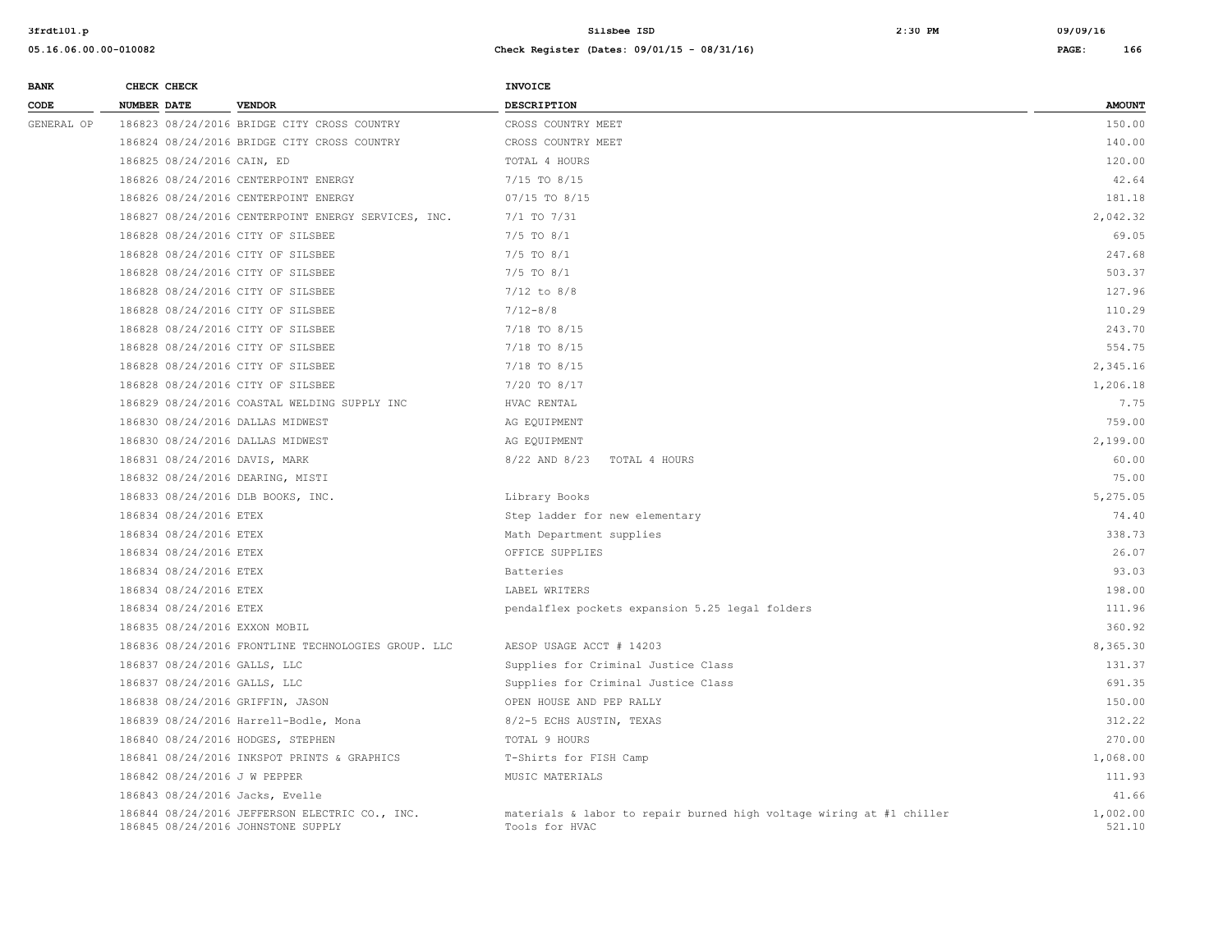| BANK CODE | CHECK NUMBER | CHECK DATE | VENDOR | INVOICE DESCRIPTION | AMOUNT |
|---|---|---|---|---|---|
| GENERAL OP | 186823 | 08/24/2016 | BRIDGE CITY CROSS COUNTRY | CROSS COUNTRY MEET | 150.00 |
| | 186824 | 08/24/2016 | BRIDGE CITY CROSS COUNTRY | CROSS COUNTRY MEET | 140.00 |
| | 186825 | 08/24/2016 | CAIN, ED | TOTAL 4 HOURS | 120.00 |
| | 186826 | 08/24/2016 | CENTERPOINT ENERGY | 7/15 TO 8/15 | 42.64 |
| | 186826 | 08/24/2016 | CENTERPOINT ENERGY | 07/15 TO 8/15 | 181.18 |
| | 186827 | 08/24/2016 | CENTERPOINT ENERGY SERVICES, INC. | 7/1 TO 7/31 | 2,042.32 |
| | 186828 | 08/24/2016 | CITY OF SILSBEE | 7/5 TO 8/1 | 69.05 |
| | 186828 | 08/24/2016 | CITY OF SILSBEE | 7/5 TO 8/1 | 247.68 |
| | 186828 | 08/24/2016 | CITY OF SILSBEE | 7/5 TO 8/1 | 503.37 |
| | 186828 | 08/24/2016 | CITY OF SILSBEE | 7/12 to 8/8 | 127.96 |
| | 186828 | 08/24/2016 | CITY OF SILSBEE | 7/12-8/8 | 110.29 |
| | 186828 | 08/24/2016 | CITY OF SILSBEE | 7/18 TO 8/15 | 243.70 |
| | 186828 | 08/24/2016 | CITY OF SILSBEE | 7/18 TO 8/15 | 554.75 |
| | 186828 | 08/24/2016 | CITY OF SILSBEE | 7/18 TO 8/15 | 2,345.16 |
| | 186828 | 08/24/2016 | CITY OF SILSBEE | 7/20 TO 8/17 | 1,206.18 |
| | 186829 | 08/24/2016 | COASTAL WELDING SUPPLY INC | HVAC RENTAL | 7.75 |
| | 186830 | 08/24/2016 | DALLAS MIDWEST | AG EQUIPMENT | 759.00 |
| | 186830 | 08/24/2016 | DALLAS MIDWEST | AG EQUIPMENT | 2,199.00 |
| | 186831 | 08/24/2016 | DAVIS, MARK | 8/22 AND 8/23 TOTAL 4 HOURS | 60.00 |
| | 186832 | 08/24/2016 | DEARING, MISTI | | 75.00 |
| | 186833 | 08/24/2016 | DLB BOOKS, INC. | Library Books | 5,275.05 |
| | 186834 | 08/24/2016 | ETEX | Step ladder for new elementary | 74.40 |
| | 186834 | 08/24/2016 | ETEX | Math Department supplies | 338.73 |
| | 186834 | 08/24/2016 | ETEX | OFFICE SUPPLIES | 26.07 |
| | 186834 | 08/24/2016 | ETEX | Batteries | 93.03 |
| | 186834 | 08/24/2016 | ETEX | LABEL WRITERS | 198.00 |
| | 186834 | 08/24/2016 | ETEX | pendalflex pockets expansion 5.25 legal folders | 111.96 |
| | 186835 | 08/24/2016 | EXXON MOBIL | | 360.92 |
| | 186836 | 08/24/2016 | FRONTLINE TECHNOLOGIES GROUP. LLC | AESOP USAGE ACCT # 14203 | 8,365.30 |
| | 186837 | 08/24/2016 | GALLS, LLC | Supplies for Criminal Justice Class | 131.37 |
| | 186837 | 08/24/2016 | GALLS, LLC | Supplies for Criminal Justice Class | 691.35 |
| | 186838 | 08/24/2016 | GRIFFIN, JASON | OPEN HOUSE AND PEP RALLY | 150.00 |
| | 186839 | 08/24/2016 | Harrell-Bodle, Mona | 8/2-5 ECHS AUSTIN, TEXAS | 312.22 |
| | 186840 | 08/24/2016 | HODGES, STEPHEN | TOTAL 9 HOURS | 270.00 |
| | 186841 | 08/24/2016 | INKSPOT PRINTS & GRAPHICS | T-Shirts for FISH Camp | 1,068.00 |
| | 186842 | 08/24/2016 | J W PEPPER | MUSIC MATERIALS | 111.93 |
| | 186843 | 08/24/2016 | Jacks, Evelle | | 41.66 |
| | 186844 | 08/24/2016 | JEFFERSON ELECTRIC CO., INC. | materials & labor to repair burned high voltage wiring at #1 chiller | 1,002.00 |
| | 186845 | 08/24/2016 | JOHNSTONE SUPPLY | Tools for HVAC | 521.10 |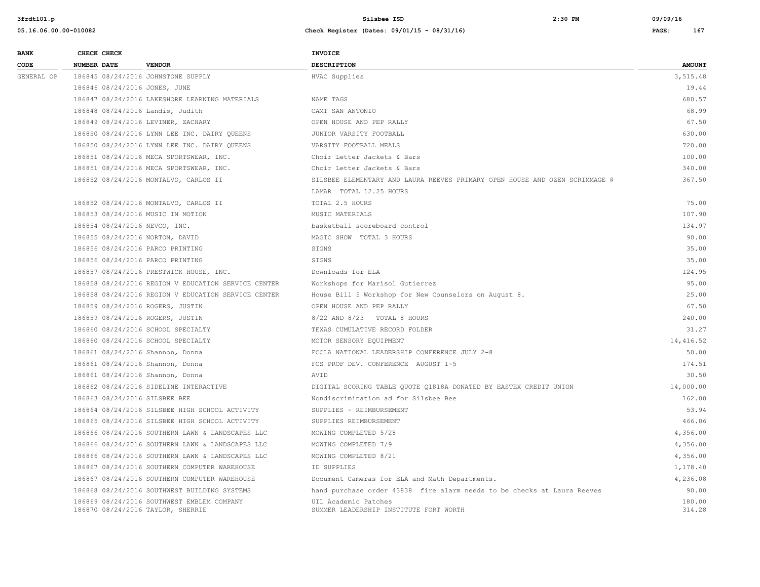| BANK CODE | CHECK NUMBER | CHECK DATE | VENDOR | INVOICE DESCRIPTION | AMOUNT |
|---|---|---|---|---|---|
| GENERAL OP | 186845 | 08/24/2016 | JOHNSTONE SUPPLY | HVAC Supplies | 3,515.48 |
| | 186846 | 08/24/2016 | JONES, JUNE | | 19.44 |
| | 186847 | 08/24/2016 | LAKESHORE LEARNING MATERIALS | NAME TAGS | 680.57 |
| | 186848 | 08/24/2016 | Landis, Judith | CAMT SAN ANTONIO | 68.99 |
| | 186849 | 08/24/2016 | LEVINER, ZACHARY | OPEN HOUSE AND PEP RALLY | 67.50 |
| | 186850 | 08/24/2016 | LYNN LEE INC. DAIRY QUEENS | JUNIOR VARSITY FOOTBALL | 630.00 |
| | 186850 | 08/24/2016 | LYNN LEE INC. DAIRY QUEENS | VARSITY FOOTBALL MEALS | 720.00 |
| | 186851 | 08/24/2016 | MECA SPORTSWEAR, INC. | Choir Letter Jackets & Bars | 100.00 |
| | 186851 | 08/24/2016 | MECA SPORTSWEAR, INC. | Choir Letter Jackets & Bars | 340.00 |
| | 186852 | 08/24/2016 | MONTALVO, CARLOS II | SILSBEE ELEMENTARY AND LAURA REEVES PRIMARY OPEN HOUSE AND OZEN SCRIMMAGE @ LAMAR TOTAL 12.25 HOURS | 367.50 |
| | 186852 | 08/24/2016 | MONTALVO, CARLOS II | TOTAL 2.5 HOURS | 75.00 |
| | 186853 | 08/24/2016 | MUSIC IN MOTION | MUSIC MATERIALS | 107.90 |
| | 186854 | 08/24/2016 | NEVCO, INC. | basketball scoreboard control | 134.97 |
| | 186855 | 08/24/2016 | NORTON, DAVID | MAGIC SHOW TOTAL 3 HOURS | 90.00 |
| | 186856 | 08/24/2016 | PARCO PRINTING | SIGNS | 35.00 |
| | 186856 | 08/24/2016 | PARCO PRINTING | SIGNS | 35.00 |
| | 186857 | 08/24/2016 | PRESTWICK HOUSE, INC. | Downloads for ELA | 124.95 |
| | 186858 | 08/24/2016 | REGION V EDUCATION SERVICE CENTER | Workshops for Marisol Gutierrez | 95.00 |
| | 186858 | 08/24/2016 | REGION V EDUCATION SERVICE CENTER | House Bill 5 Workshop for New Counselors on August 8. | 25.00 |
| | 186859 | 08/24/2016 | ROGERS, JUSTIN | OPEN HOUSE AND PEP RALLY | 67.50 |
| | 186859 | 08/24/2016 | ROGERS, JUSTIN | 8/22 AND 8/23 TOTAL 8 HOURS | 240.00 |
| | 186860 | 08/24/2016 | SCHOOL SPECIALTY | TEXAS CUMULATIVE RECORD FOLDER | 31.27 |
| | 186860 | 08/24/2016 | SCHOOL SPECIALTY | MOTOR SENSORY EQUIPMENT | 14,416.52 |
| | 186861 | 08/24/2016 | Shannon, Donna | FCCLA NATIONAL LEADERSHIP CONFERENCE JULY 2-8 | 50.00 |
| | 186861 | 08/24/2016 | Shannon, Donna | FCS PROF DEV. CONFERENCE AUGUST 1-5 | 174.51 |
| | 186861 | 08/24/2016 | Shannon, Donna | AVID | 30.50 |
| | 186862 | 08/24/2016 | SIDELINE INTERACTIVE | DIGITAL SCORING TABLE QUOTE Q1818A DONATED BY EASTEX CREDIT UNION | 14,000.00 |
| | 186863 | 08/24/2016 | SILSBEE BEE | Nondiscrimination ad for Silsbee Bee | 162.00 |
| | 186864 | 08/24/2016 | SILSBEE HIGH SCHOOL ACTIVITY | SUPPLIES - REIMBURSEMENT | 53.94 |
| | 186865 | 08/24/2016 | SILSBEE HIGH SCHOOL ACTIVITY | SUPPLIES REIMBURSEMENT | 466.06 |
| | 186866 | 08/24/2016 | SOUTHERN LAWN & LANDSCAPES LLC | MOWING COMPLETED 5/28 | 4,356.00 |
| | 186866 | 08/24/2016 | SOUTHERN LAWN & LANDSCAPES LLC | MOWING COMPLETED 7/9 | 4,356.00 |
| | 186866 | 08/24/2016 | SOUTHERN LAWN & LANDSCAPES LLC | MOWING COMPLETED 8/21 | 4,356.00 |
| | 186867 | 08/24/2016 | SOUTHERN COMPUTER WAREHOUSE | ID SUPPLIES | 1,178.40 |
| | 186867 | 08/24/2016 | SOUTHERN COMPUTER WAREHOUSE | Document Cameras for ELA and Math Departments. | 4,236.08 |
| | 186868 | 08/24/2016 | SOUTHWEST BUILDING SYSTEMS | hand purchase order 43838 fire alarm needs to be checks at Laura Reeves | 90.00 |
| | 186869 | 08/24/2016 | SOUTHWEST EMBLEM COMPANY | UIL Academic Patches | 180.00 |
| | 186870 | 08/24/2016 | TAYLOR, SHERRIE | SUMMER LEADERSHIP INSTITUTE FORT WORTH | 314.28 |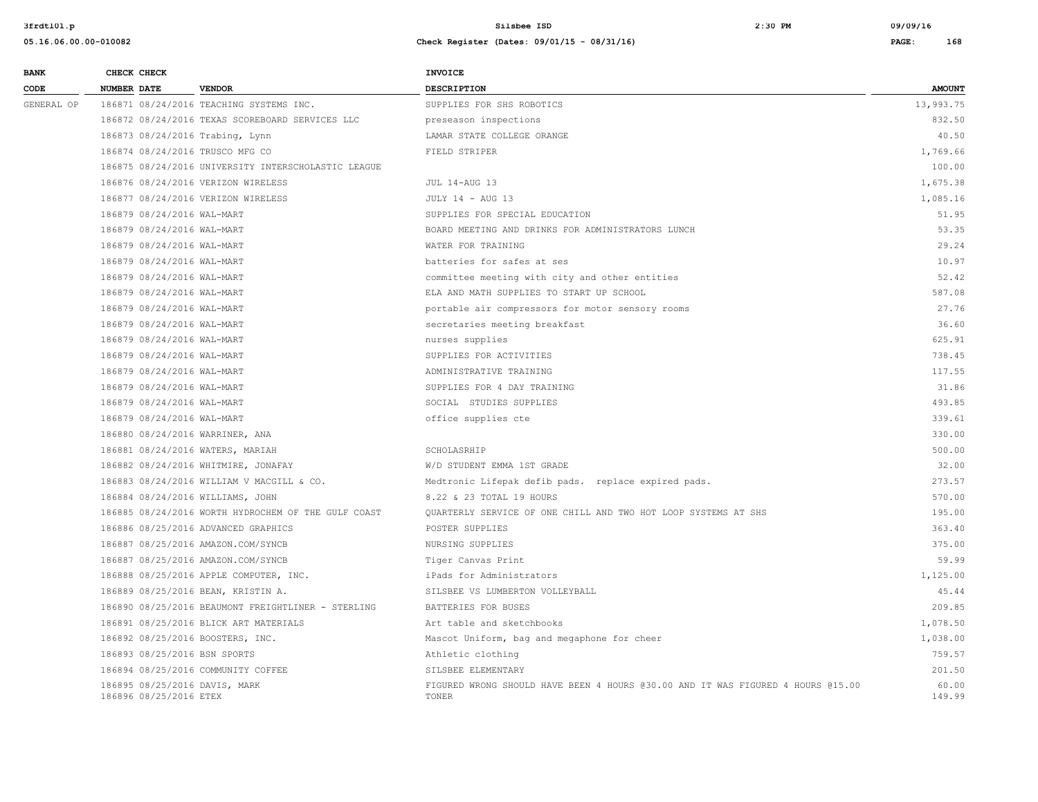| BANK CODE | CHECK NUMBER | CHECK DATE | VENDOR | INVOICE DESCRIPTION | AMOUNT |
|---|---|---|---|---|---|
| GENERAL OP | 186871 | 08/24/2016 | TEACHING SYSTEMS INC. | SUPPLIES FOR SHS ROBOTICS | 13,993.75 |
| | 186872 | 08/24/2016 | TEXAS SCOREBOARD SERVICES LLC | preseason inspections | 832.50 |
| | 186873 | 08/24/2016 | Trabing, Lynn | LAMAR STATE COLLEGE ORANGE | 40.50 |
| | 186874 | 08/24/2016 | TRUSCO MFG CO | FIELD STRIPER | 1,769.66 |
| | 186875 | 08/24/2016 | UNIVERSITY INTERSCHOLASTIC LEAGUE | | 100.00 |
| | 186876 | 08/24/2016 | VERIZON WIRELESS | JUL 14-AUG 13 | 1,675.38 |
| | 186877 | 08/24/2016 | VERIZON WIRELESS | JULY 14 - AUG 13 | 1,085.16 |
| | 186879 | 08/24/2016 | WAL-MART | SUPPLIES FOR SPECIAL EDUCATION | 51.95 |
| | 186879 | 08/24/2016 | WAL-MART | BOARD MEETING AND DRINKS FOR ADMINISTRATORS LUNCH | 53.35 |
| | 186879 | 08/24/2016 | WAL-MART | WATER FOR TRAINING | 29.24 |
| | 186879 | 08/24/2016 | WAL-MART | batteries for safes at ses | 10.97 |
| | 186879 | 08/24/2016 | WAL-MART | committee meeting with city and other entities | 52.42 |
| | 186879 | 08/24/2016 | WAL-MART | ELA AND MATH SUPPLIES TO START UP SCHOOL | 587.08 |
| | 186879 | 08/24/2016 | WAL-MART | portable air compressors for motor sensory rooms | 27.76 |
| | 186879 | 08/24/2016 | WAL-MART | secretaries meeting breakfast | 36.60 |
| | 186879 | 08/24/2016 | WAL-MART | nurses supplies | 625.91 |
| | 186879 | 08/24/2016 | WAL-MART | SUPPLIES FOR ACTIVITIES | 738.45 |
| | 186879 | 08/24/2016 | WAL-MART | ADMINISTRATIVE TRAINING | 117.55 |
| | 186879 | 08/24/2016 | WAL-MART | SUPPLIES FOR 4 DAY TRAINING | 31.86 |
| | 186879 | 08/24/2016 | WAL-MART | SOCIAL STUDIES SUPPLIES | 493.85 |
| | 186879 | 08/24/2016 | WAL-MART | office supplies cte | 339.61 |
| | 186880 | 08/24/2016 | WARRINER, ANA | | 330.00 |
| | 186881 | 08/24/2016 | WATERS, MARIAH | SCHOLASRHIP | 500.00 |
| | 186882 | 08/24/2016 | WHITMIRE, JONAFAY | W/D STUDENT EMMA 1ST GRADE | 32.00 |
| | 186883 | 08/24/2016 | WILLIAM V MACGILL & CO. | Medtronic Lifepak defib pads. replace expired pads. | 273.57 |
| | 186884 | 08/24/2016 | WILLIAMS, JOHN | 8.22 & 23 TOTAL 19 HOURS | 570.00 |
| | 186885 | 08/24/2016 | WORTH HYDROCHEM OF THE GULF COAST | QUARTERLY SERVICE OF ONE CHILL AND TWO HOT LOOP SYSTEMS AT SHS | 195.00 |
| | 186886 | 08/25/2016 | ADVANCED GRAPHICS | POSTER SUPPLIES | 363.40 |
| | 186887 | 08/25/2016 | AMAZON.COM/SYNCB | NURSING SUPPLIES | 375.00 |
| | 186887 | 08/25/2016 | AMAZON.COM/SYNCB | Tiger Canvas Print | 59.99 |
| | 186888 | 08/25/2016 | APPLE COMPUTER, INC. | iPads for Administrators | 1,125.00 |
| | 186889 | 08/25/2016 | BEAN, KRISTIN A. | SILSBEE VS LUMBERTON VOLLEYBALL | 45.44 |
| | 186890 | 08/25/2016 | BEAUMONT FREIGHTLINER - STERLING | BATTERIES FOR BUSES | 209.85 |
| | 186891 | 08/25/2016 | BLICK ART MATERIALS | Art table and sketchbooks | 1,078.50 |
| | 186892 | 08/25/2016 | BOOSTERS, INC. | Mascot Uniform, bag and megaphone for cheer | 1,038.00 |
| | 186893 | 08/25/2016 | BSN SPORTS | Athletic clothing | 759.57 |
| | 186894 | 08/25/2016 | COMMUNITY COFFEE | SILSBEE ELEMENTARY | 201.50 |
| | 186895 | 08/25/2016 | DAVIS, MARK | FIGURED WRONG SHOULD HAVE BEEN 4 HOURS @30.00 AND IT WAS FIGURED 4 HOURS @15.00 | 60.00 |
| | 186896 | 08/25/2016 | ETEX | TONER | 149.99 |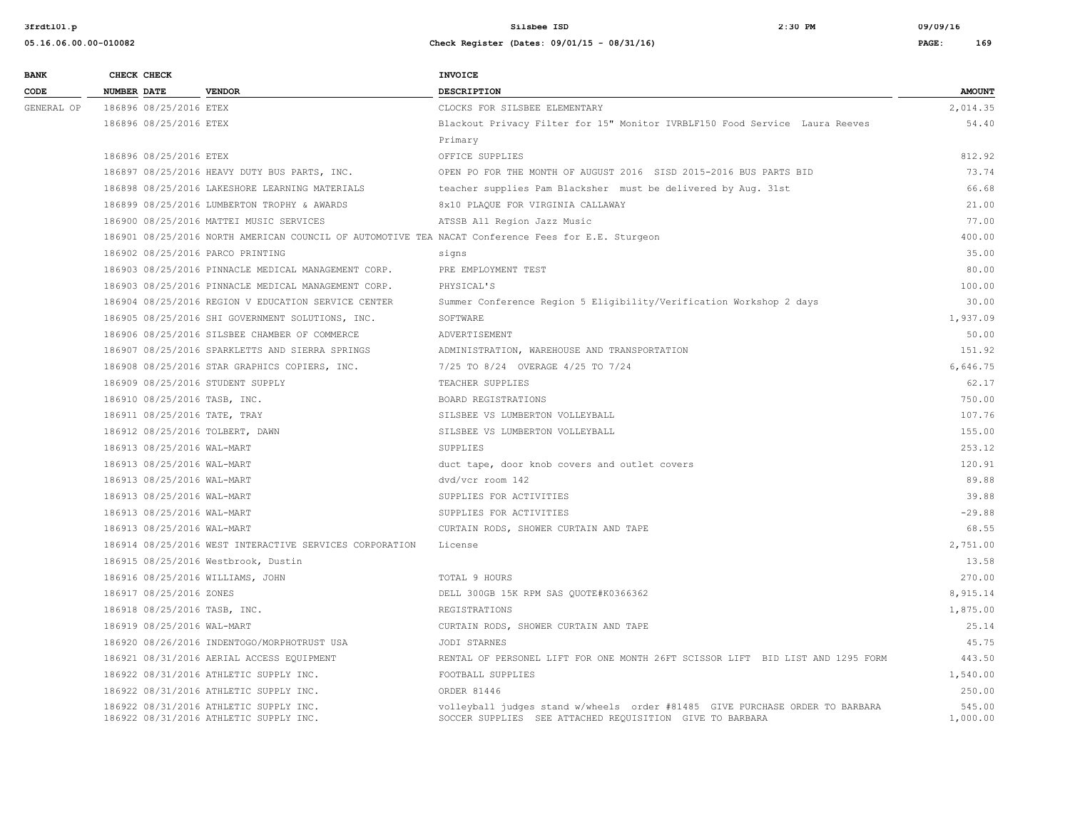| BANK CODE | CHECK NUMBER | CHECK DATE | VENDOR | INVOICE DESCRIPTION | AMOUNT |
|---|---|---|---|---|---|
| GENERAL OP | 186896 | 08/25/2016 | ETEX | CLOCKS FOR SILSBEE ELEMENTARY | 2,014.35 |
| | 186896 | 08/25/2016 | ETEX | Blackout Privacy Filter for 15" Monitor IVRBLF150 Food Service Laura Reeves Primary | 54.40 |
| | 186896 | 08/25/2016 | ETEX | OFFICE SUPPLIES | 812.92 |
| | 186897 | 08/25/2016 | HEAVY DUTY BUS PARTS, INC. | OPEN PO FOR THE MONTH OF AUGUST 2016 SISD 2015-2016 BUS PARTS BID | 73.74 |
| | 186898 | 08/25/2016 | LAKESHORE LEARNING MATERIALS | teacher supplies Pam Blacksher must be delivered by Aug. 31st | 66.68 |
| | 186899 | 08/25/2016 | LUMBERTON TROPHY & AWARDS | 8x10 PLAQUE FOR VIRGINIA CALLAWAY | 21.00 |
| | 186900 | 08/25/2016 | MATTEI MUSIC SERVICES | ATSSB All Region Jazz Music | 77.00 |
| | 186901 | 08/25/2016 | NORTH AMERICAN COUNCIL OF AUTOMOTIVE TEA | NACAT Conference Fees for E.E. Sturgeon | 400.00 |
| | 186902 | 08/25/2016 | PARCO PRINTING | signs | 35.00 |
| | 186903 | 08/25/2016 | PINNACLE MEDICAL MANAGEMENT CORP. | PRE EMPLOYMENT TEST | 80.00 |
| | 186903 | 08/25/2016 | PINNACLE MEDICAL MANAGEMENT CORP. | PHYSICAL'S | 100.00 |
| | 186904 | 08/25/2016 | REGION V EDUCATION SERVICE CENTER | Summer Conference Region 5 Eligibility/Verification Workshop 2 days | 30.00 |
| | 186905 | 08/25/2016 | SHI GOVERNMENT SOLUTIONS, INC. | SOFTWARE | 1,937.09 |
| | 186906 | 08/25/2016 | SILSBEE CHAMBER OF COMMERCE | ADVERTISEMENT | 50.00 |
| | 186907 | 08/25/2016 | SPARKLETTS AND SIERRA SPRINGS | ADMINISTRATION, WAREHOUSE AND TRANSPORTATION | 151.92 |
| | 186908 | 08/25/2016 | STAR GRAPHICS COPIERS, INC. | 7/25 TO 8/24 OVERAGE 4/25 TO 7/24 | 6,646.75 |
| | 186909 | 08/25/2016 | STUDENT SUPPLY | TEACHER SUPPLIES | 62.17 |
| | 186910 | 08/25/2016 | TASB, INC. | BOARD REGISTRATIONS | 750.00 |
| | 186911 | 08/25/2016 | TATE, TRAY | SILSBEE VS LUMBERTON VOLLEYBALL | 107.76 |
| | 186912 | 08/25/2016 | TOLBERT, DAWN | SILSBEE VS LUMBERTON VOLLEYBALL | 155.00 |
| | 186913 | 08/25/2016 | WAL-MART | SUPPLIES | 253.12 |
| | 186913 | 08/25/2016 | WAL-MART | duct tape, door knob covers and outlet covers | 120.91 |
| | 186913 | 08/25/2016 | WAL-MART | dvd/vcr room 142 | 89.88 |
| | 186913 | 08/25/2016 | WAL-MART | SUPPLIES FOR ACTIVITIES | 39.88 |
| | 186913 | 08/25/2016 | WAL-MART | SUPPLIES FOR ACTIVITIES | -29.88 |
| | 186913 | 08/25/2016 | WAL-MART | CURTAIN RODS, SHOWER CURTAIN AND TAPE | 68.55 |
| | 186914 | 08/25/2016 | WEST INTERACTIVE SERVICES CORPORATION | License | 2,751.00 |
| | 186915 | 08/25/2016 | Westbrook, Dustin | | 13.58 |
| | 186916 | 08/25/2016 | WILLIAMS, JOHN | TOTAL 9 HOURS | 270.00 |
| | 186917 | 08/25/2016 | ZONES | DELL 300GB 15K RPM SAS QUOTE#K0366362 | 8,915.14 |
| | 186918 | 08/25/2016 | TASB, INC. | REGISTRATIONS | 1,875.00 |
| | 186919 | 08/25/2016 | WAL-MART | CURTAIN RODS, SHOWER CURTAIN AND TAPE | 25.14 |
| | 186920 | 08/26/2016 | INDENTOGO/MORPHOTRUST USA | JODI STARNES | 45.75 |
| | 186921 | 08/31/2016 | AERIAL ACCESS EQUIPMENT | RENTAL OF PERSONEL LIFT FOR ONE MONTH 26FT SCISSOR LIFT BID LIST AND 1295 FORM | 443.50 |
| | 186922 | 08/31/2016 | ATHLETIC SUPPLY INC. | FOOTBALL SUPPLIES | 1,540.00 |
| | 186922 | 08/31/2016 | ATHLETIC SUPPLY INC. | ORDER 81446 | 250.00 |
| | 186922 | 08/31/2016 | ATHLETIC SUPPLY INC. | volleyball judges stand w/wheels order #81485 GIVE PURCHASE ORDER TO BARBARA | 545.00 |
| | 186922 | 08/31/2016 | ATHLETIC SUPPLY INC. | SOCCER SUPPLIES SEE ATTACHED REQUISITION GIVE TO BARBARA | 1,000.00 |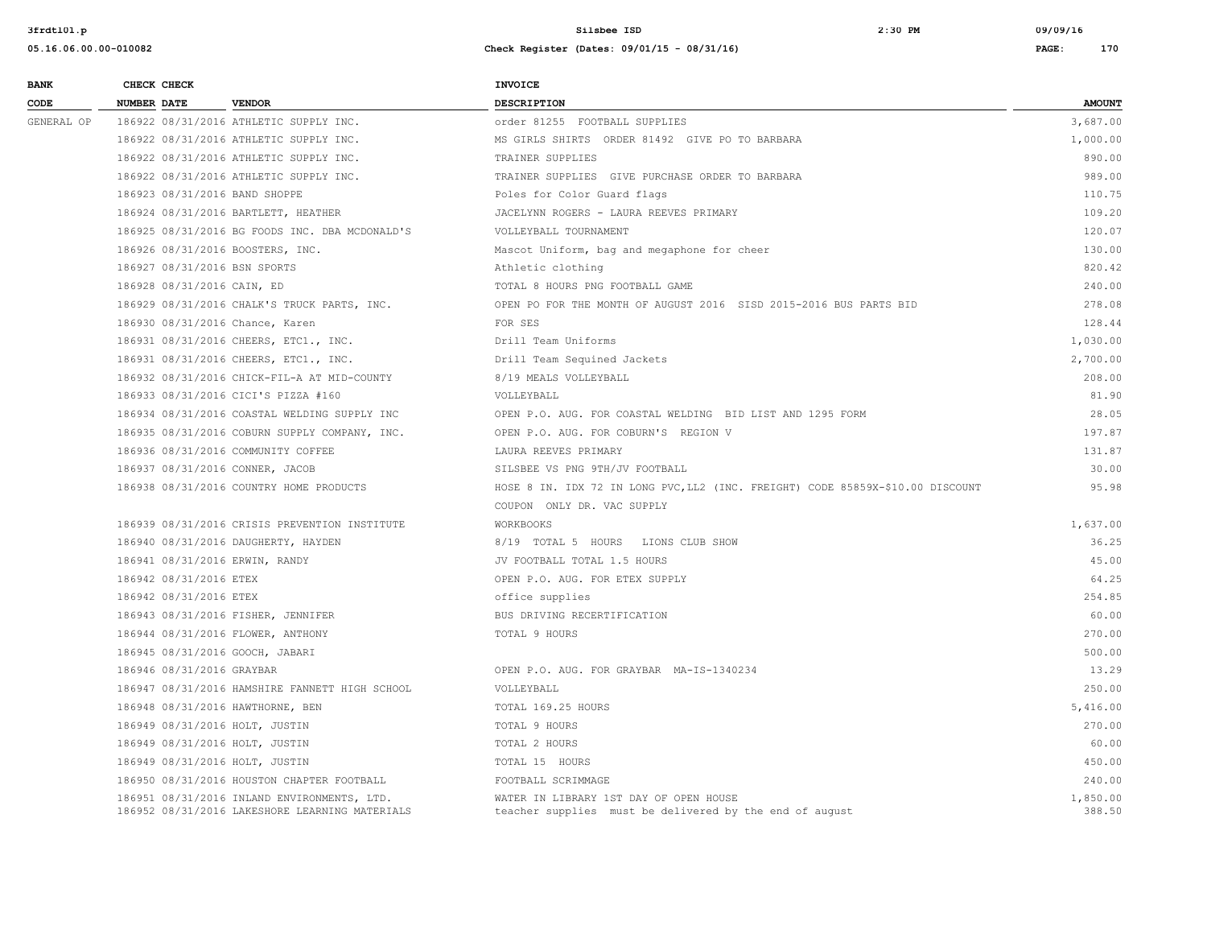| BANK CODE | CHECK NUMBER | CHECK DATE | VENDOR | INVOICE DESCRIPTION | AMOUNT |
|---|---|---|---|---|---|
| GENERAL OP | 186922 | 08/31/2016 | ATHLETIC SUPPLY INC. | order 81255 FOOTBALL SUPPLIES | 3,687.00 |
| | 186922 | 08/31/2016 | ATHLETIC SUPPLY INC. | MS GIRLS SHIRTS ORDER 81492 GIVE PO TO BARBARA | 1,000.00 |
| | 186922 | 08/31/2016 | ATHLETIC SUPPLY INC. | TRAINER SUPPLIES | 890.00 |
| | 186922 | 08/31/2016 | ATHLETIC SUPPLY INC. | TRAINER SUPPLIES GIVE PURCHASE ORDER TO BARBARA | 989.00 |
| | 186923 | 08/31/2016 | BAND SHOPPE | Poles for Color Guard flags | 110.75 |
| | 186924 | 08/31/2016 | BARTLETT, HEATHER | JACELYNN ROGERS - LAURA REEVES PRIMARY | 109.20 |
| | 186925 | 08/31/2016 | BG FOODS INC. DBA MCDONALD'S | VOLLEYBALL TOURNAMENT | 120.07 |
| | 186926 | 08/31/2016 | BOOSTERS, INC. | Mascot Uniform, bag and megaphone for cheer | 130.00 |
| | 186927 | 08/31/2016 | BSN SPORTS | Athletic clothing | 820.42 |
| | 186928 | 08/31/2016 | CAIN, ED | TOTAL 8 HOURS PNG FOOTBALL GAME | 240.00 |
| | 186929 | 08/31/2016 | CHALK'S TRUCK PARTS, INC. | OPEN PO FOR THE MONTH OF AUGUST 2016 SISD 2015-2016 BUS PARTS BID | 278.08 |
| | 186930 | 08/31/2016 | Chance, Karen | FOR SES | 128.44 |
| | 186931 | 08/31/2016 | CHEERS, ETC1., INC. | Drill Team Uniforms | 1,030.00 |
| | 186931 | 08/31/2016 | CHEERS, ETC1., INC. | Drill Team Sequined Jackets | 2,700.00 |
| | 186932 | 08/31/2016 | CHICK-FIL-A AT MID-COUNTY | 8/19 MEALS VOLLEYBALL | 208.00 |
| | 186933 | 08/31/2016 | CICI'S PIZZA #160 | VOLLEYBALL | 81.90 |
| | 186934 | 08/31/2016 | COASTAL WELDING SUPPLY INC | OPEN P.O. AUG. FOR COASTAL WELDING BID LIST AND 1295 FORM | 28.05 |
| | 186935 | 08/31/2016 | COBURN SUPPLY COMPANY, INC. | OPEN P.O. AUG. FOR COBURN'S REGION V | 197.87 |
| | 186936 | 08/31/2016 | COMMUNITY COFFEE | LAURA REEVES PRIMARY | 131.87 |
| | 186937 | 08/31/2016 | CONNER, JACOB | SILSBEE VS PNG 9TH/JV FOOTBALL | 30.00 |
| | 186938 | 08/31/2016 | COUNTRY HOME PRODUCTS | HOSE 8 IN. IDX 72 IN LONG PVC,LL2 (INC. FREIGHT) CODE 85859X-$10.00 DISCOUNT COUPON ONLY DR. VAC SUPPLY | 95.98 |
| | 186939 | 08/31/2016 | CRISIS PREVENTION INSTITUTE | WORKBOOKS | 1,637.00 |
| | 186940 | 08/31/2016 | DAUGHERTY, HAYDEN | 8/19 TOTAL 5 HOURS LIONS CLUB SHOW | 36.25 |
| | 186941 | 08/31/2016 | ERWIN, RANDY | JV FOOTBALL TOTAL 1.5 HOURS | 45.00 |
| | 186942 | 08/31/2016 | ETEX | OPEN P.O. AUG. FOR ETEX SUPPLY | 64.25 |
| | 186942 | 08/31/2016 | ETEX | office supplies | 254.85 |
| | 186943 | 08/31/2016 | FISHER, JENNIFER | BUS DRIVING RECERTIFICATION | 60.00 |
| | 186944 | 08/31/2016 | FLOWER, ANTHONY | TOTAL 9 HOURS | 270.00 |
| | 186945 | 08/31/2016 | GOOCH, JABARI | | 500.00 |
| | 186946 | 08/31/2016 | GRAYBAR | OPEN P.O. AUG. FOR GRAYBAR MA-IS-1340234 | 13.29 |
| | 186947 | 08/31/2016 | HAMSHIRE FANNETT HIGH SCHOOL | VOLLEYBALL | 250.00 |
| | 186948 | 08/31/2016 | HAWTHORNE, BEN | TOTAL 169.25 HOURS | 5,416.00 |
| | 186949 | 08/31/2016 | HOLT, JUSTIN | TOTAL 9 HOURS | 270.00 |
| | 186949 | 08/31/2016 | HOLT, JUSTIN | TOTAL 2 HOURS | 60.00 |
| | 186949 | 08/31/2016 | HOLT, JUSTIN | TOTAL 15 HOURS | 450.00 |
| | 186950 | 08/31/2016 | HOUSTON CHAPTER FOOTBALL | FOOTBALL SCRIMMAGE | 240.00 |
| | 186951 | 08/31/2016 | INLAND ENVIRONMENTS, LTD. | WATER IN LIBRARY 1ST DAY OF OPEN HOUSE | 1,850.00 |
| | 186952 | 08/31/2016 | LAKESHORE LEARNING MATERIALS | teacher supplies must be delivered by the end of august | 388.50 |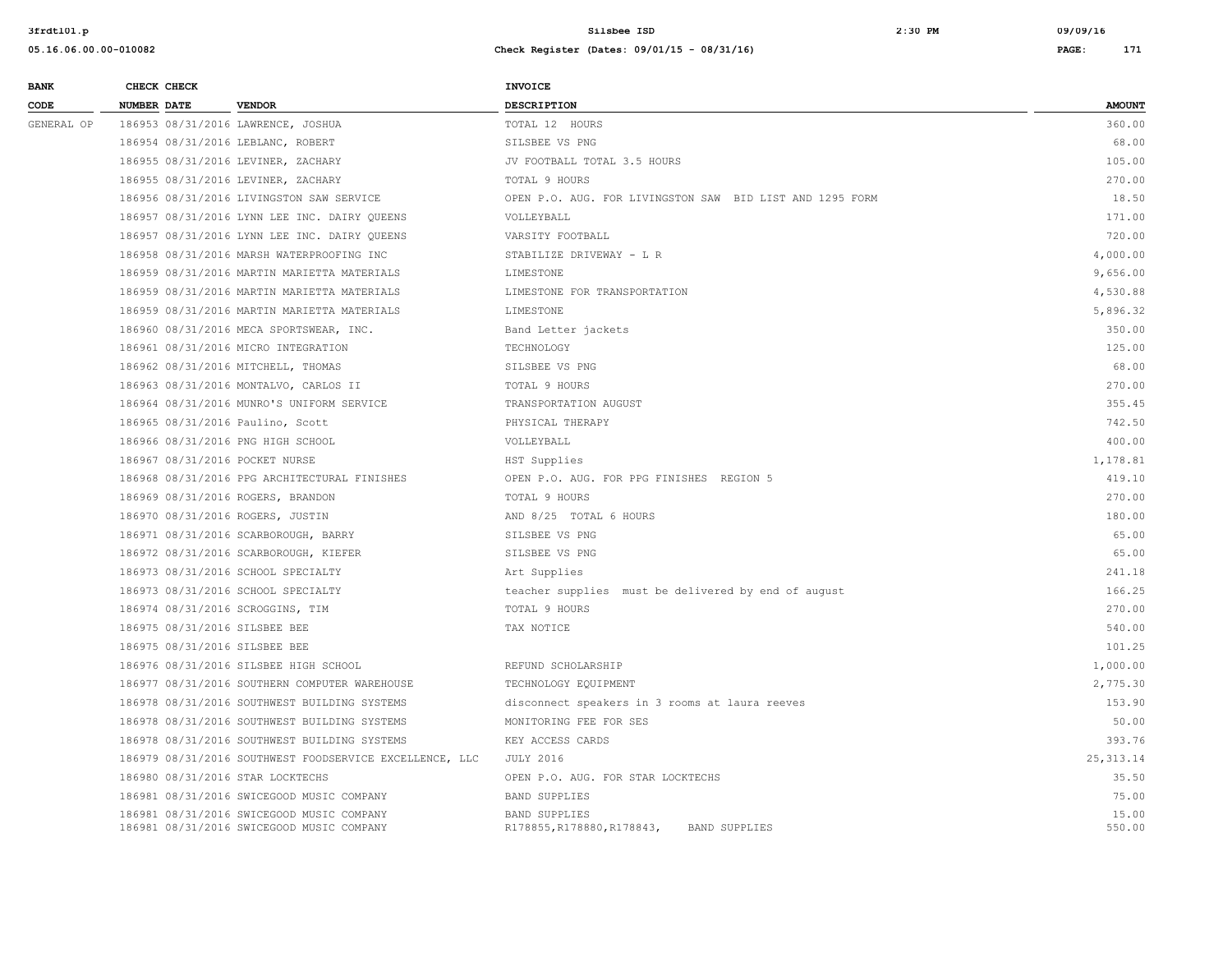| BANK CODE | CHECK NUMBER | CHECK DATE | VENDOR | INVOICE DESCRIPTION | AMOUNT |
|---|---|---|---|---|---|
| GENERAL OP | 186953 | 08/31/2016 | LAWRENCE, JOSHUA | TOTAL 12 HOURS | 360.00 |
| | 186954 | 08/31/2016 | LEBLANC, ROBERT | SILSBEE VS PNG | 68.00 |
| | 186955 | 08/31/2016 | LEVINER, ZACHARY | JV FOOTBALL TOTAL 3.5 HOURS | 105.00 |
| | 186955 | 08/31/2016 | LEVINER, ZACHARY | TOTAL 9 HOURS | 270.00 |
| | 186956 | 08/31/2016 | LIVINGSTON SAW SERVICE | OPEN P.O. AUG. FOR LIVINGSTON SAW BID LIST AND 1295 FORM | 18.50 |
| | 186957 | 08/31/2016 | LYNN LEE INC. DAIRY QUEENS | VOLLEYBALL | 171.00 |
| | 186957 | 08/31/2016 | LYNN LEE INC. DAIRY QUEENS | VARSITY FOOTBALL | 720.00 |
| | 186958 | 08/31/2016 | MARSH WATERPROOFING INC | STABILIZE DRIVEWAY - L R | 4,000.00 |
| | 186959 | 08/31/2016 | MARTIN MARIETTA MATERIALS | LIMESTONE | 9,656.00 |
| | 186959 | 08/31/2016 | MARTIN MARIETTA MATERIALS | LIMESTONE FOR TRANSPORTATION | 4,530.88 |
| | 186959 | 08/31/2016 | MARTIN MARIETTA MATERIALS | LIMESTONE | 5,896.32 |
| | 186960 | 08/31/2016 | MECA SPORTSWEAR, INC. | Band Letter jackets | 350.00 |
| | 186961 | 08/31/2016 | MICRO INTEGRATION | TECHNOLOGY | 125.00 |
| | 186962 | 08/31/2016 | MITCHELL, THOMAS | SILSBEE VS PNG | 68.00 |
| | 186963 | 08/31/2016 | MONTALVO, CARLOS II | TOTAL 9 HOURS | 270.00 |
| | 186964 | 08/31/2016 | MUNRO'S UNIFORM SERVICE | TRANSPORTATION AUGUST | 355.45 |
| | 186965 | 08/31/2016 | Paulino, Scott | PHYSICAL THERAPY | 742.50 |
| | 186966 | 08/31/2016 | PNG HIGH SCHOOL | VOLLEYBALL | 400.00 |
| | 186967 | 08/31/2016 | POCKET NURSE | HST Supplies | 1,178.81 |
| | 186968 | 08/31/2016 | PPG ARCHITECTURAL FINISHES | OPEN P.O. AUG. FOR PPG FINISHES REGION 5 | 419.10 |
| | 186969 | 08/31/2016 | ROGERS, BRANDON | TOTAL 9 HOURS | 270.00 |
| | 186970 | 08/31/2016 | ROGERS, JUSTIN | AND 8/25 TOTAL 6 HOURS | 180.00 |
| | 186971 | 08/31/2016 | SCARBOROUGH, BARRY | SILSBEE VS PNG | 65.00 |
| | 186972 | 08/31/2016 | SCARBOROUGH, KIEFER | SILSBEE VS PNG | 65.00 |
| | 186973 | 08/31/2016 | SCHOOL SPECIALTY | Art Supplies | 241.18 |
| | 186973 | 08/31/2016 | SCHOOL SPECIALTY | teacher supplies must be delivered by end of august | 166.25 |
| | 186974 | 08/31/2016 | SCROGGINS, TIM | TOTAL 9 HOURS | 270.00 |
| | 186975 | 08/31/2016 | SILSBEE BEE | TAX NOTICE | 540.00 |
| | 186975 | 08/31/2016 | SILSBEE BEE | | 101.25 |
| | 186976 | 08/31/2016 | SILSBEE HIGH SCHOOL | REFUND SCHOLARSHIP | 1,000.00 |
| | 186977 | 08/31/2016 | SOUTHERN COMPUTER WAREHOUSE | TECHNOLOGY EQUIPMENT | 2,775.30 |
| | 186978 | 08/31/2016 | SOUTHWEST BUILDING SYSTEMS | disconnect speakers in 3 rooms at laura reeves | 153.90 |
| | 186978 | 08/31/2016 | SOUTHWEST BUILDING SYSTEMS | MONITORING FEE FOR SES | 50.00 |
| | 186978 | 08/31/2016 | SOUTHWEST BUILDING SYSTEMS | KEY ACCESS CARDS | 393.76 |
| | 186979 | 08/31/2016 | SOUTHWEST FOODSERVICE EXCELLENCE, LLC | JULY 2016 | 25,313.14 |
| | 186980 | 08/31/2016 | STAR LOCKTECHS | OPEN P.O. AUG. FOR STAR LOCKTECHS | 35.50 |
| | 186981 | 08/31/2016 | SWICEGOOD MUSIC COMPANY | BAND SUPPLIES | 75.00 |
| | 186981 | 08/31/2016 | SWICEGOOD MUSIC COMPANY | BAND SUPPLIES | 15.00 |
| | 186981 | 08/31/2016 | SWICEGOOD MUSIC COMPANY | R178855,R178880,R178843, BAND SUPPLIES | 550.00 |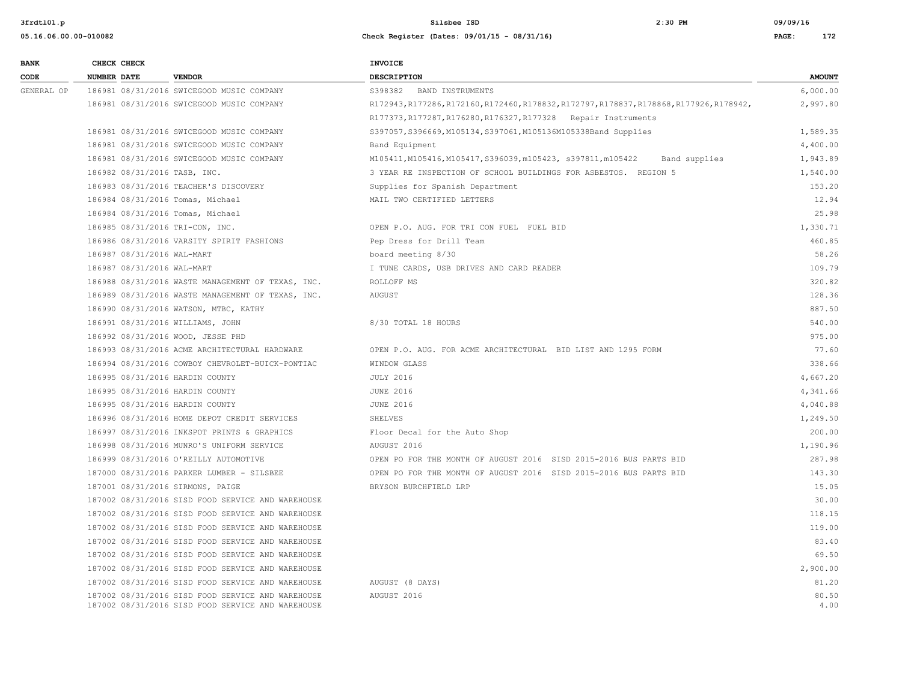| BANK CODE | CHECK NUMBER | CHECK DATE | VENDOR | INVOICE DESCRIPTION | AMOUNT |
|---|---|---|---|---|---|
| GENERAL OP | 186981 | 08/31/2016 | SWICEGOOD MUSIC COMPANY | S398382 BAND INSTRUMENTS | 6,000.00 |
| | 186981 | 08/31/2016 | SWICEGOOD MUSIC COMPANY | R172943,R177286,R172160,R172460,R178832,R172797,R178837,R178868,R177926,R178942, R177373,R177287,R176280,R176327,R177328 Repair Instruments | 2,997.80 |
| | 186981 | 08/31/2016 | SWICEGOOD MUSIC COMPANY | S397057,S396669,M105134,S397061,M105136M105338Band Supplies | 1,589.35 |
| | 186981 | 08/31/2016 | SWICEGOOD MUSIC COMPANY | Band Equipment | 4,400.00 |
| | 186981 | 08/31/2016 | SWICEGOOD MUSIC COMPANY | M105411,M105416,M105417,S396039,m105423, s397811,m105422 Band supplies | 1,943.89 |
| | 186982 | 08/31/2016 | TASB, INC. | 3 YEAR RE INSPECTION OF SCHOOL BUILDINGS FOR ASBESTOS. REGION 5 | 1,540.00 |
| | 186983 | 08/31/2016 | TEACHER'S DISCOVERY | Supplies for Spanish Department | 153.20 |
| | 186984 | 08/31/2016 | Tomas, Michael | MAIL TWO CERTIFIED LETTERS | 12.94 |
| | 186984 | 08/31/2016 | Tomas, Michael | | 25.98 |
| | 186985 | 08/31/2016 | TRI-CON, INC. | OPEN P.O. AUG. FOR TRI CON FUEL FUEL BID | 1,330.71 |
| | 186986 | 08/31/2016 | VARSITY SPIRIT FASHIONS | Pep Dress for Drill Team | 460.85 |
| | 186987 | 08/31/2016 | WAL-MART | board meeting 8/30 | 58.26 |
| | 186987 | 08/31/2016 | WAL-MART | I TUNE CARDS, USB DRIVES AND CARD READER | 109.79 |
| | 186988 | 08/31/2016 | WASTE MANAGEMENT OF TEXAS, INC. | ROLLOFF MS | 320.82 |
| | 186989 | 08/31/2016 | WASTE MANAGEMENT OF TEXAS, INC. | AUGUST | 128.36 |
| | 186990 | 08/31/2016 | WATSON, MTBC, KATHY | | 887.50 |
| | 186991 | 08/31/2016 | WILLIAMS, JOHN | 8/30 TOTAL 18 HOURS | 540.00 |
| | 186992 | 08/31/2016 | WOOD, JESSE PHD | | 975.00 |
| | 186993 | 08/31/2016 | ACME ARCHITECTURAL HARDWARE | OPEN P.O. AUG. FOR ACME ARCHITECTURAL BID LIST AND 1295 FORM | 77.60 |
| | 186994 | 08/31/2016 | COWBOY CHEVROLET-BUICK-PONTIAC | WINDOW GLASS | 338.66 |
| | 186995 | 08/31/2016 | HARDIN COUNTY | JULY 2016 | 4,667.20 |
| | 186995 | 08/31/2016 | HARDIN COUNTY | JUNE 2016 | 4,341.66 |
| | 186995 | 08/31/2016 | HARDIN COUNTY | JUNE 2016 | 4,040.88 |
| | 186996 | 08/31/2016 | HOME DEPOT CREDIT SERVICES | SHELVES | 1,249.50 |
| | 186997 | 08/31/2016 | INKSPOT PRINTS & GRAPHICS | Floor Decal for the Auto Shop | 200.00 |
| | 186998 | 08/31/2016 | MUNRO'S UNIFORM SERVICE | AUGUST 2016 | 1,190.96 |
| | 186999 | 08/31/2016 | O'REILLY AUTOMOTIVE | OPEN PO FOR THE MONTH OF AUGUST 2016 SISD 2015-2016 BUS PARTS BID | 287.98 |
| | 187000 | 08/31/2016 | PARKER LUMBER - SILSBEE | OPEN PO FOR THE MONTH OF AUGUST 2016 SISD 2015-2016 BUS PARTS BID | 143.30 |
| | 187001 | 08/31/2016 | SIRMONS, PAIGE | BRYSON BURCHFIELD LRP | 15.05 |
| | 187002 | 08/31/2016 | SISD FOOD SERVICE AND WAREHOUSE | | 30.00 |
| | 187002 | 08/31/2016 | SISD FOOD SERVICE AND WAREHOUSE | | 118.15 |
| | 187002 | 08/31/2016 | SISD FOOD SERVICE AND WAREHOUSE | | 119.00 |
| | 187002 | 08/31/2016 | SISD FOOD SERVICE AND WAREHOUSE | | 83.40 |
| | 187002 | 08/31/2016 | SISD FOOD SERVICE AND WAREHOUSE | | 69.50 |
| | 187002 | 08/31/2016 | SISD FOOD SERVICE AND WAREHOUSE | | 2,900.00 |
| | 187002 | 08/31/2016 | SISD FOOD SERVICE AND WAREHOUSE | AUGUST (8 DAYS) | 81.20 |
| | 187002 | 08/31/2016 | SISD FOOD SERVICE AND WAREHOUSE | AUGUST 2016 | 80.50 |
| | 187002 | 08/31/2016 | SISD FOOD SERVICE AND WAREHOUSE | | 4.00 |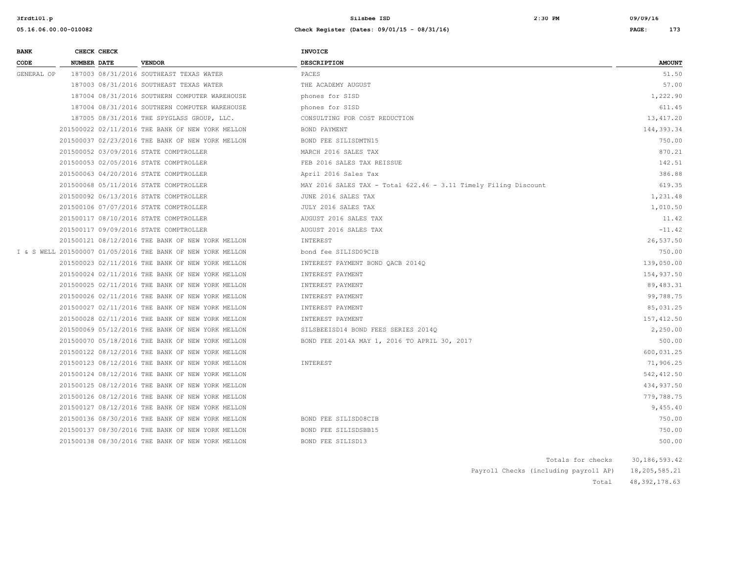| BANK CODE | CHECK NUMBER | CHECK DATE | VENDOR | INVOICE DESCRIPTION | AMOUNT |
|---|---|---|---|---|---|
| GENERAL OP | 187003 | 08/31/2016 | SOUTHEAST TEXAS WATER | PACES | 51.50 |
| | 187003 | 08/31/2016 | SOUTHEAST TEXAS WATER | THE ACADEMY AUGUST | 57.00 |
| | 187004 | 08/31/2016 | SOUTHERN COMPUTER WAREHOUSE | phones for SISD | 1,222.90 |
| | 187004 | 08/31/2016 | SOUTHERN COMPUTER WAREHOUSE | phones for SISD | 611.45 |
| | 187005 | 08/31/2016 | THE SPYGLASS GROUP, LLC. | CONSULTING FOR COST REDUCTION | 13,417.20 |
| | 201500022 | 02/11/2016 | THE BANK OF NEW YORK MELLON | BOND PAYMENT | 144,393.34 |
| | 201500037 | 02/23/2016 | THE BANK OF NEW YORK MELLON | BOND FEE SILISDMTN15 | 750.00 |
| | 201500052 | 03/09/2016 | STATE COMPTROLLER | MARCH 2016 SALES TAX | 870.21 |
| | 201500053 | 02/05/2016 | STATE COMPTROLLER | FEB 2016 SALES TAX REISSUE | 142.51 |
| | 201500063 | 04/20/2016 | STATE COMPTROLLER | April 2016 Sales Tax | 386.88 |
| | 201500068 | 05/11/2016 | STATE COMPTROLLER | MAY 2016 SALES TAX - Total 622.46 - 3.11 Timely Filing Discount | 619.35 |
| | 201500092 | 06/13/2016 | STATE COMPTROLLER | JUNE 2016 SALES TAX | 1,231.48 |
| | 201500106 | 07/07/2016 | STATE COMPTROLLER | JULY 2016 SALES TAX | 1,010.50 |
| | 201500117 | 08/10/2016 | STATE COMPTROLLER | AUGUST 2016 SALES TAX | 11.42 |
| | 201500117 | 09/09/2016 | STATE COMPTROLLER | AUGUST 2016 SALES TAX | -11.42 |
| | 201500121 | 08/12/2016 | THE BANK OF NEW YORK MELLON | INTEREST | 26,537.50 |
| I & S WELL | 201500007 | 01/05/2016 | THE BANK OF NEW YORK MELLON | bond fee SILISD09CIB | 750.00 |
| | 201500023 | 02/11/2016 | THE BANK OF NEW YORK MELLON | INTEREST PAYMENT BOND QACB 2014Q | 139,050.00 |
| | 201500024 | 02/11/2016 | THE BANK OF NEW YORK MELLON | INTEREST PAYMENT | 154,937.50 |
| | 201500025 | 02/11/2016 | THE BANK OF NEW YORK MELLON | INTEREST PAYMENT | 89,483.31 |
| | 201500026 | 02/11/2016 | THE BANK OF NEW YORK MELLON | INTEREST PAYMENT | 99,788.75 |
| | 201500027 | 02/11/2016 | THE BANK OF NEW YORK MELLON | INTEREST PAYMENT | 85,031.25 |
| | 201500028 | 02/11/2016 | THE BANK OF NEW YORK MELLON | INTEREST PAYMENT | 157,412.50 |
| | 201500069 | 05/12/2016 | THE BANK OF NEW YORK MELLON | SILSBEEISD14 BOND FEES SERIES 2014Q | 2,250.00 |
| | 201500070 | 05/18/2016 | THE BANK OF NEW YORK MELLON | BOND FEE 2014A MAY 1, 2016 TO APRIL 30, 2017 | 500.00 |
| | 201500122 | 08/12/2016 | THE BANK OF NEW YORK MELLON | | 600,031.25 |
| | 201500123 | 08/12/2016 | THE BANK OF NEW YORK MELLON | INTEREST | 71,906.25 |
| | 201500124 | 08/12/2016 | THE BANK OF NEW YORK MELLON | | 542,412.50 |
| | 201500125 | 08/12/2016 | THE BANK OF NEW YORK MELLON | | 434,937.50 |
| | 201500126 | 08/12/2016 | THE BANK OF NEW YORK MELLON | | 779,788.75 |
| | 201500127 | 08/12/2016 | THE BANK OF NEW YORK MELLON | | 9,455.40 |
| | 201500136 | 08/30/2016 | THE BANK OF NEW YORK MELLON | BOND FEE SILISD08CIB | 750.00 |
| | 201500137 | 08/30/2016 | THE BANK OF NEW YORK MELLON | BOND FEE SILISDSBB15 | 750.00 |
| | 201500138 | 08/30/2016 | THE BANK OF NEW YORK MELLON | BOND FEE SILISD13 | 500.00 |

| | |
|---|---|
| Totals for checks | 30,186,593.42 |
| Payroll Checks (including payroll AP) | 18,205,585.21 |
| Total | 48,392,178.63 |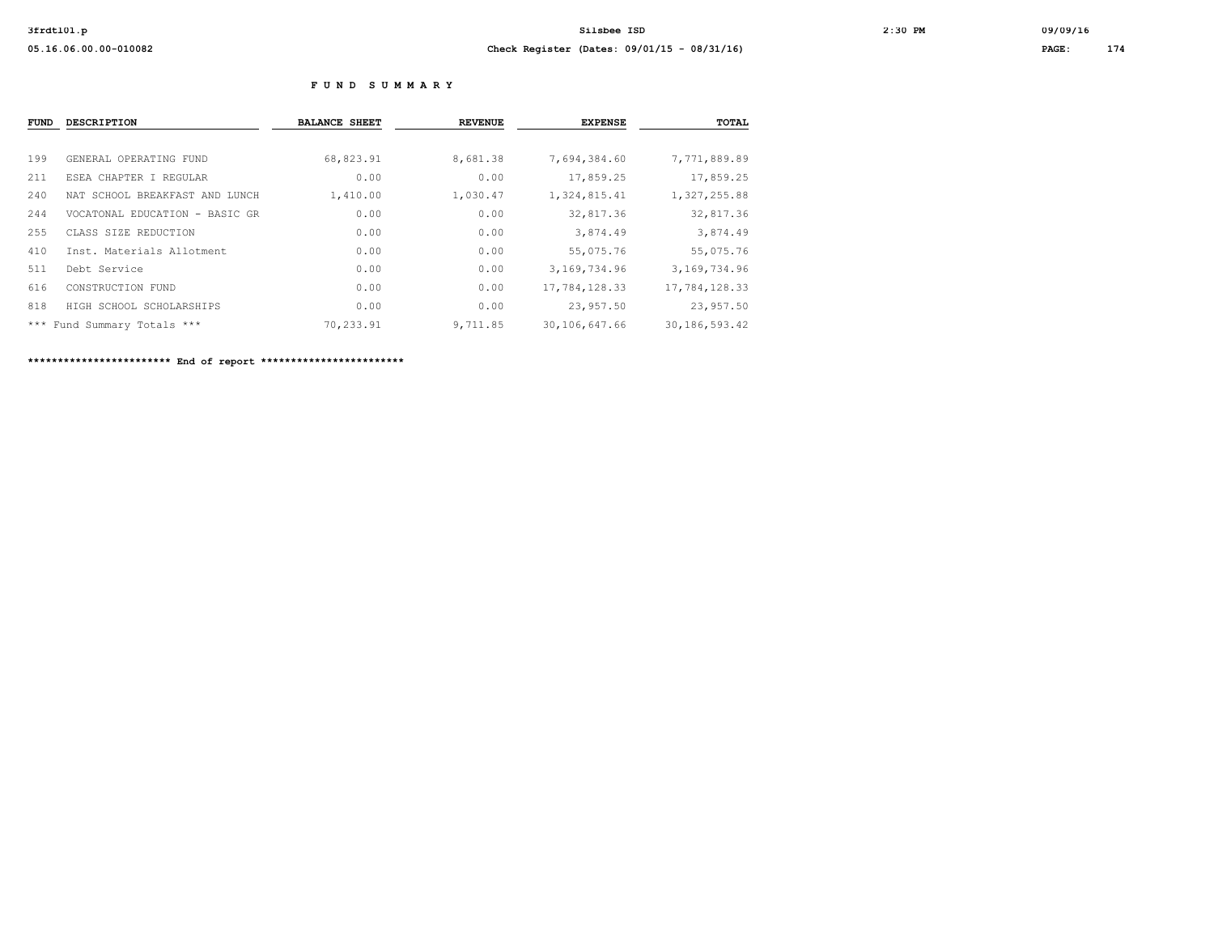**F U N D S U M M A R Y**

| FUND | DESCRIPTION | BALANCE SHEET | REVENUE | EXPENSE | TOTAL |
|---|---|---|---|---|---|
| 199 | GENERAL OPERATING FUND | 68,823.91 | 8,681.38 | 7,694,384.60 | 7,771,889.89 |
| 211 | ESEA CHAPTER I REGULAR | 0.00 | 0.00 | 17,859.25 | 17,859.25 |
| 240 | NAT SCHOOL BREAKFAST AND LUNCH | 1,410.00 | 1,030.47 | 1,324,815.41 | 1,327,255.88 |
| 244 | VOCATONAL EDUCATION - BASIC GR | 0.00 | 0.00 | 32,817.36 | 32,817.36 |
| 255 | CLASS SIZE REDUCTION | 0.00 | 0.00 | 3,874.49 | 3,874.49 |
| 410 | Inst. Materials Allotment | 0.00 | 0.00 | 55,075.76 | 55,075.76 |
| 511 | Debt Service | 0.00 | 0.00 | 3,169,734.96 | 3,169,734.96 |
| 616 | CONSTRUCTION FUND | 0.00 | 0.00 | 17,784,128.33 | 17,784,128.33 |
| 818 | HIGH SCHOOL SCHOLARSHIPS | 0.00 | 0.00 | 23,957.50 | 23,957.50 |
| *** Fund Summary Totals *** | | 70,233.91 | 9,711.85 | 30,106,647.66 | 30,186,593.42 |

************************ End of report ************************